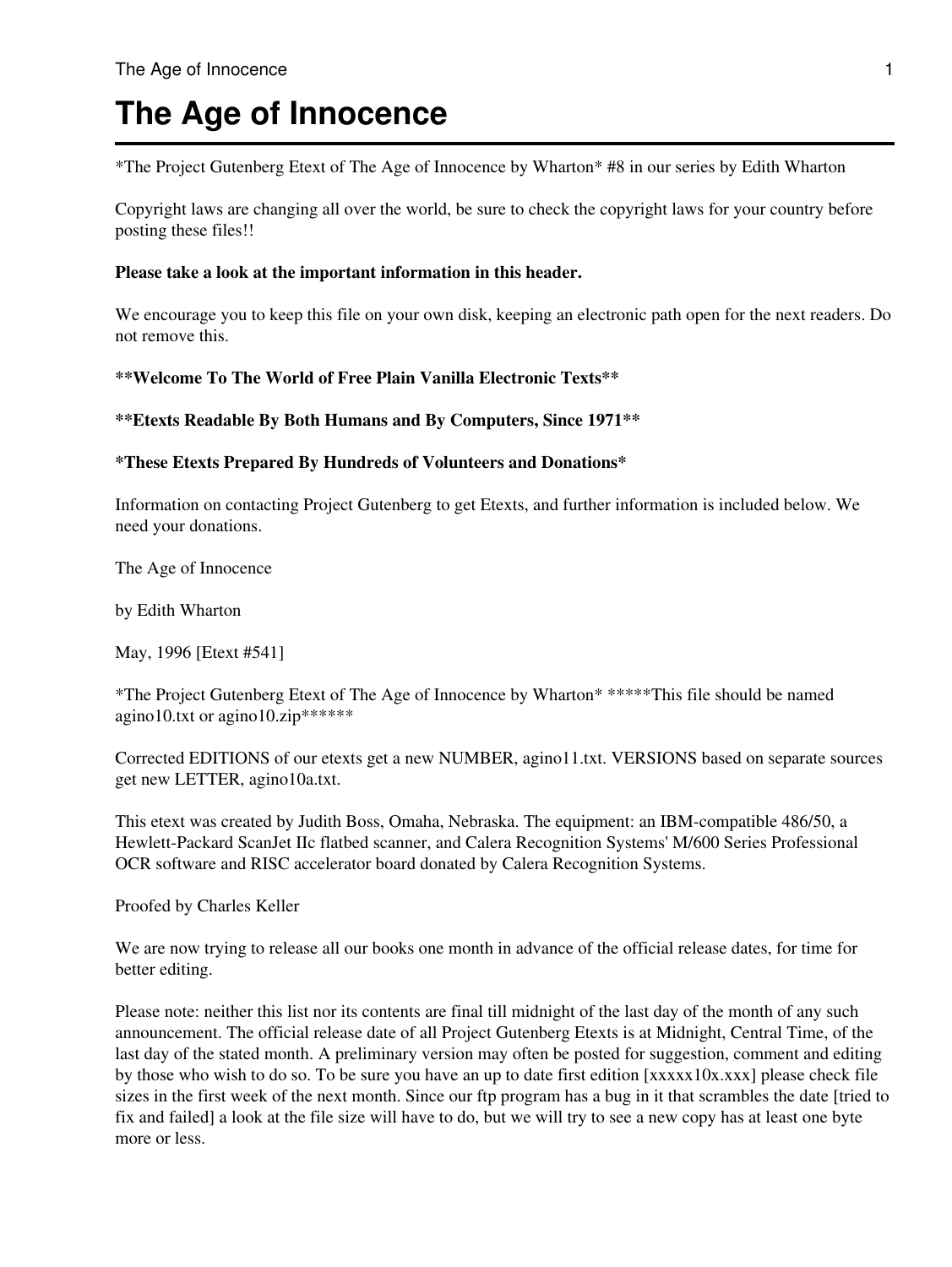# The Age of Innocence

*The Project Gutenberg Etext of The Age of Innocence by Wharton* #8 in our series by Edith Wharton

Copyright laws are changing all over the world, be sure to check the copyright laws for your country before posting these files!!

**Please take a look at the important information in this header.**

We encourage you to keep this file on your own disk, keeping an electronic path open for the next readers. Do not remove this.

****Welcome To The World of Free Plain Vanilla Electronic Texts****

****Etexts Readable By Both Humans and By Computers, Since 1971****

***These Etexts Prepared By Hundreds of Volunteers and Donations***

Information on contacting Project Gutenberg to get Etexts, and further information is included below. We need your donations.

The Age of Innocence

by Edith Wharton

May, 1996 [Etext #541]

*The Project Gutenberg Etext of The Age of Innocence by Wharton* *****This file should be named agino10.txt or agino10.zip******

Corrected EDITIONS of our etexts get a new NUMBER, agino11.txt. VERSIONS based on separate sources get new LETTER, agino10a.txt.

This etext was created by Judith Boss, Omaha, Nebraska. The equipment: an IBM-compatible 486/50, a Hewlett-Packard ScanJet IIc flatbed scanner, and Calera Recognition Systems' M/600 Series Professional OCR software and RISC accelerator board donated by Calera Recognition Systems.

Proofed by Charles Keller

We are now trying to release all our books one month in advance of the official release dates, for time for better editing.

Please note: neither this list nor its contents are final till midnight of the last day of the month of any such announcement. The official release date of all Project Gutenberg Etexts is at Midnight, Central Time, of the last day of the stated month. A preliminary version may often be posted for suggestion, comment and editing by those who wish to do so. To be sure you have an up to date first edition [xxxxx10x.xxx] please check file sizes in the first week of the next month. Since our ftp program has a bug in it that scrambles the date [tried to fix and failed] a look at the file size will have to do, but we will try to see a new copy has at least one byte more or less.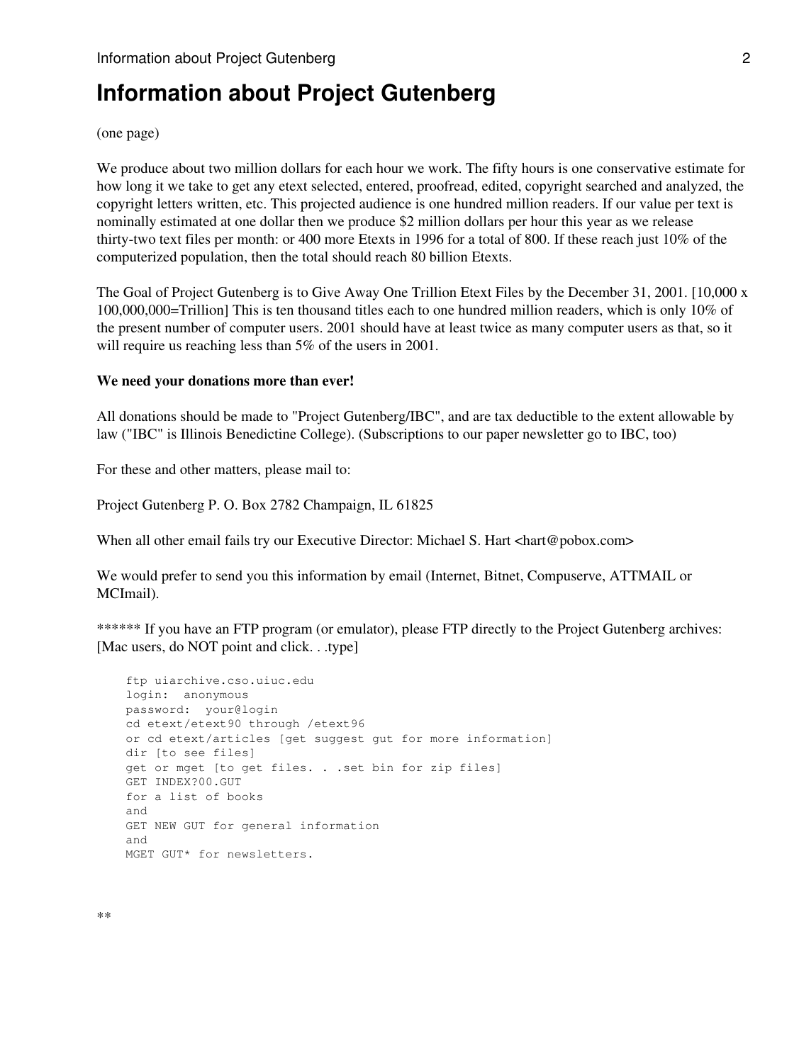# Information about Project Gutenberg

(one page)

We produce about two million dollars for each hour we work. The fifty hours is one conservative estimate for how long it we take to get any etext selected, entered, proofread, edited, copyright searched and analyzed, the copyright letters written, etc. This projected audience is one hundred million readers. If our value per text is nominally estimated at one dollar then we produce $2 million dollars per hour this year as we release thirty-two text files per month: or 400 more Etexts in 1996 for a total of 800. If these reach just 10% of the computerized population, then the total should reach 80 billion Etexts.

The Goal of Project Gutenberg is to Give Away One Trillion Etext Files by the December 31, 2001. [10,000 x 100,000,000=Trillion] This is ten thousand titles each to one hundred million readers, which is only 10% of the present number of computer users. 2001 should have at least twice as many computer users as that, so it will require us reaching less than 5% of the users in 2001.

**We need your donations more than ever!**

All donations should be made to "Project Gutenberg/IBC", and are tax deductible to the extent allowable by law ("IBC" is Illinois Benedictine College). (Subscriptions to our paper newsletter go to IBC, too)

For these and other matters, please mail to:

Project Gutenberg P. O. Box 2782 Champaign, IL 61825

When all other email fails try our Executive Director: Michael S. Hart <hart@pobox.com>

We would prefer to send you this information by email (Internet, Bitnet, Compuserve, ATTMAIL or MCImail).

****** If you have an FTP program (or emulator), please FTP directly to the Project Gutenberg archives: [Mac users, do NOT point and click. . .type]

```
ftp uiarchive.cso.uiuc.edu
login:  anonymous
password:  your@login
cd etext/etext90 through /etext96
or cd etext/articles [get suggest gut for more information]
dir [to see files]
get or mget [to get files. . .set bin for zip files]
GET INDEX?00.GUT
for a list of books
and
GET NEW GUT for general information
and
MGET GUT* for newsletters.
```

**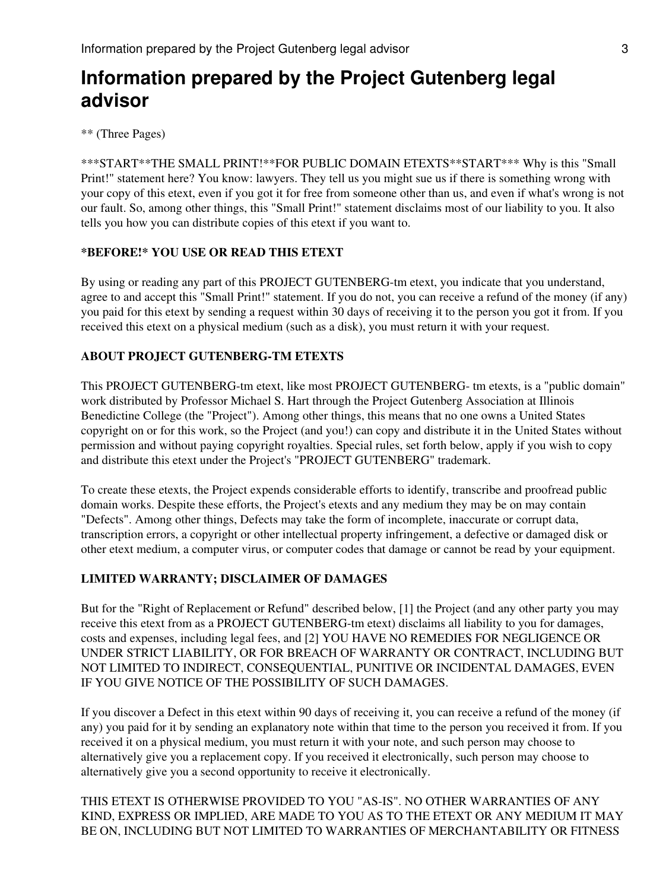# Information prepared by the Project Gutenberg legal advisor

** (Three Pages)

***START**THE SMALL PRINT!**FOR PUBLIC DOMAIN ETEXTS**START*** Why is this "Small Print!" statement here? You know: lawyers. They tell us you might sue us if there is something wrong with your copy of this etext, even if you got it for free from someone other than us, and even if what's wrong is not our fault. So, among other things, this "Small Print!" statement disclaims most of our liability to you. It also tells you how you can distribute copies of this etext if you want to.

**\*BEFORE!\* YOU USE OR READ THIS ETEXT**

By using or reading any part of this PROJECT GUTENBERG-tm etext, you indicate that you understand, agree to and accept this "Small Print!" statement. If you do not, you can receive a refund of the money (if any) you paid for this etext by sending a request within 30 days of receiving it to the person you got it from. If you received this etext on a physical medium (such as a disk), you must return it with your request.

**ABOUT PROJECT GUTENBERG-TM ETEXTS**

This PROJECT GUTENBERG-tm etext, like most PROJECT GUTENBERG- tm etexts, is a "public domain" work distributed by Professor Michael S. Hart through the Project Gutenberg Association at Illinois Benedictine College (the "Project"). Among other things, this means that no one owns a United States copyright on or for this work, so the Project (and you!) can copy and distribute it in the United States without permission and without paying copyright royalties. Special rules, set forth below, apply if you wish to copy and distribute this etext under the Project's "PROJECT GUTENBERG" trademark.

To create these etexts, the Project expends considerable efforts to identify, transcribe and proofread public domain works. Despite these efforts, the Project's etexts and any medium they may be on may contain "Defects". Among other things, Defects may take the form of incomplete, inaccurate or corrupt data, transcription errors, a copyright or other intellectual property infringement, a defective or damaged disk or other etext medium, a computer virus, or computer codes that damage or cannot be read by your equipment.

**LIMITED WARRANTY; DISCLAIMER OF DAMAGES**

But for the "Right of Replacement or Refund" described below, [1] the Project (and any other party you may receive this etext from as a PROJECT GUTENBERG-tm etext) disclaims all liability to you for damages, costs and expenses, including legal fees, and [2] YOU HAVE NO REMEDIES FOR NEGLIGENCE OR UNDER STRICT LIABILITY, OR FOR BREACH OF WARRANTY OR CONTRACT, INCLUDING BUT NOT LIMITED TO INDIRECT, CONSEQUENTIAL, PUNITIVE OR INCIDENTAL DAMAGES, EVEN IF YOU GIVE NOTICE OF THE POSSIBILITY OF SUCH DAMAGES.

If you discover a Defect in this etext within 90 days of receiving it, you can receive a refund of the money (if any) you paid for it by sending an explanatory note within that time to the person you received it from. If you received it on a physical medium, you must return it with your note, and such person may choose to alternatively give you a replacement copy. If you received it electronically, such person may choose to alternatively give you a second opportunity to receive it electronically.

THIS ETEXT IS OTHERWISE PROVIDED TO YOU "AS-IS". NO OTHER WARRANTIES OF ANY KIND, EXPRESS OR IMPLIED, ARE MADE TO YOU AS TO THE ETEXT OR ANY MEDIUM IT MAY BE ON, INCLUDING BUT NOT LIMITED TO WARRANTIES OF MERCHANTABILITY OR FITNESS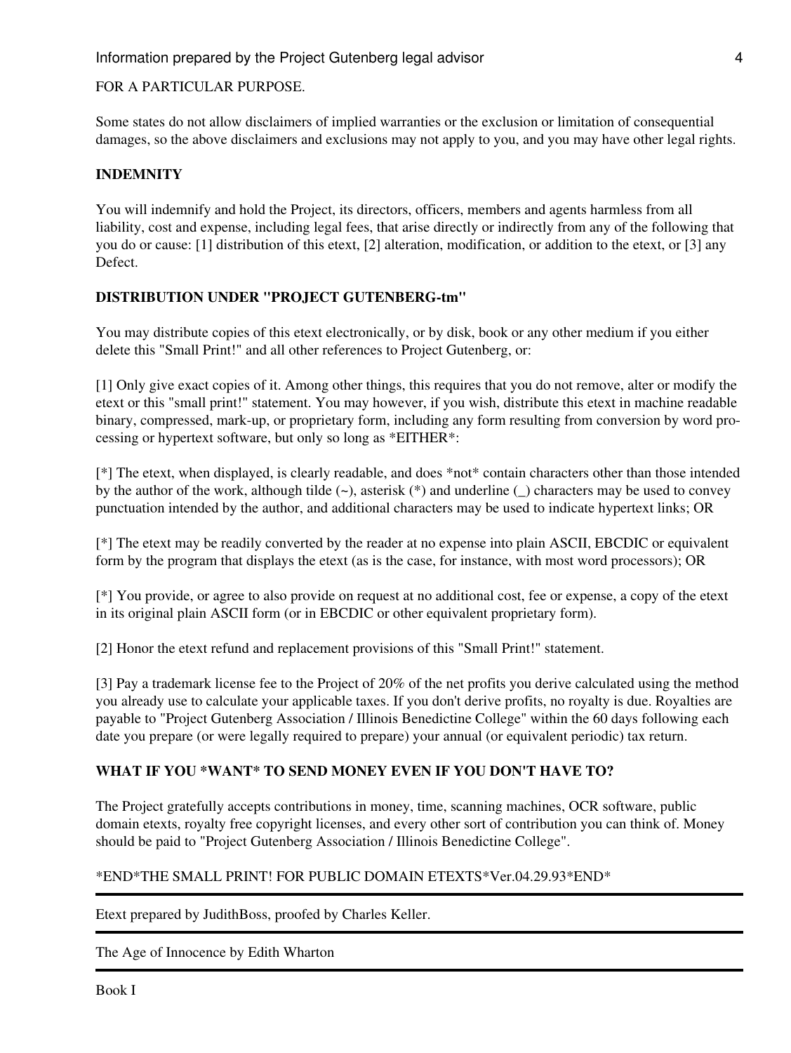FOR A PARTICULAR PURPOSE.

Some states do not allow disclaimers of implied warranties or the exclusion or limitation of consequential damages, so the above disclaimers and exclusions may not apply to you, and you may have other legal rights.

**INDEMNITY**

You will indemnify and hold the Project, its directors, officers, members and agents harmless from all liability, cost and expense, including legal fees, that arise directly or indirectly from any of the following that you do or cause: [1] distribution of this etext, [2] alteration, modification, or addition to the etext, or [3] any Defect.

**DISTRIBUTION UNDER "PROJECT GUTENBERG-tm"**

You may distribute copies of this etext electronically, or by disk, book or any other medium if you either delete this "Small Print!" and all other references to Project Gutenberg, or:

[1] Only give exact copies of it. Among other things, this requires that you do not remove, alter or modify the etext or this "small print!" statement. You may however, if you wish, distribute this etext in machine readable binary, compressed, mark-up, or proprietary form, including any form resulting from conversion by word processing or hypertext software, but only so long as *EITHER*:

[*] The etext, when displayed, is clearly readable, and does *not* contain characters other than those intended by the author of the work, although tilde (~), asterisk (*) and underline (_) characters may be used to convey punctuation intended by the author, and additional characters may be used to indicate hypertext links; OR

[*] The etext may be readily converted by the reader at no expense into plain ASCII, EBCDIC or equivalent form by the program that displays the etext (as is the case, for instance, with most word processors); OR

[*] You provide, or agree to also provide on request at no additional cost, fee or expense, a copy of the etext in its original plain ASCII form (or in EBCDIC or other equivalent proprietary form).

[2] Honor the etext refund and replacement provisions of this "Small Print!" statement.

[3] Pay a trademark license fee to the Project of 20% of the net profits you derive calculated using the method you already use to calculate your applicable taxes. If you don't derive profits, no royalty is due. Royalties are payable to "Project Gutenberg Association / Illinois Benedictine College" within the 60 days following each date you prepare (or were legally required to prepare) your annual (or equivalent periodic) tax return.

**WHAT IF YOU *WANT* TO SEND MONEY EVEN IF YOU DON'T HAVE TO?**

The Project gratefully accepts contributions in money, time, scanning machines, OCR software, public domain etexts, royalty free copyright licenses, and every other sort of contribution you can think of. Money should be paid to "Project Gutenberg Association / Illinois Benedictine College".

*END*THE SMALL PRINT! FOR PUBLIC DOMAIN ETEXTS*Ver.04.29.93*END*

---

Etext prepared by JudithBoss, proofed by Charles Keller.

---

The Age of Innocence by Edith Wharton

---

Book I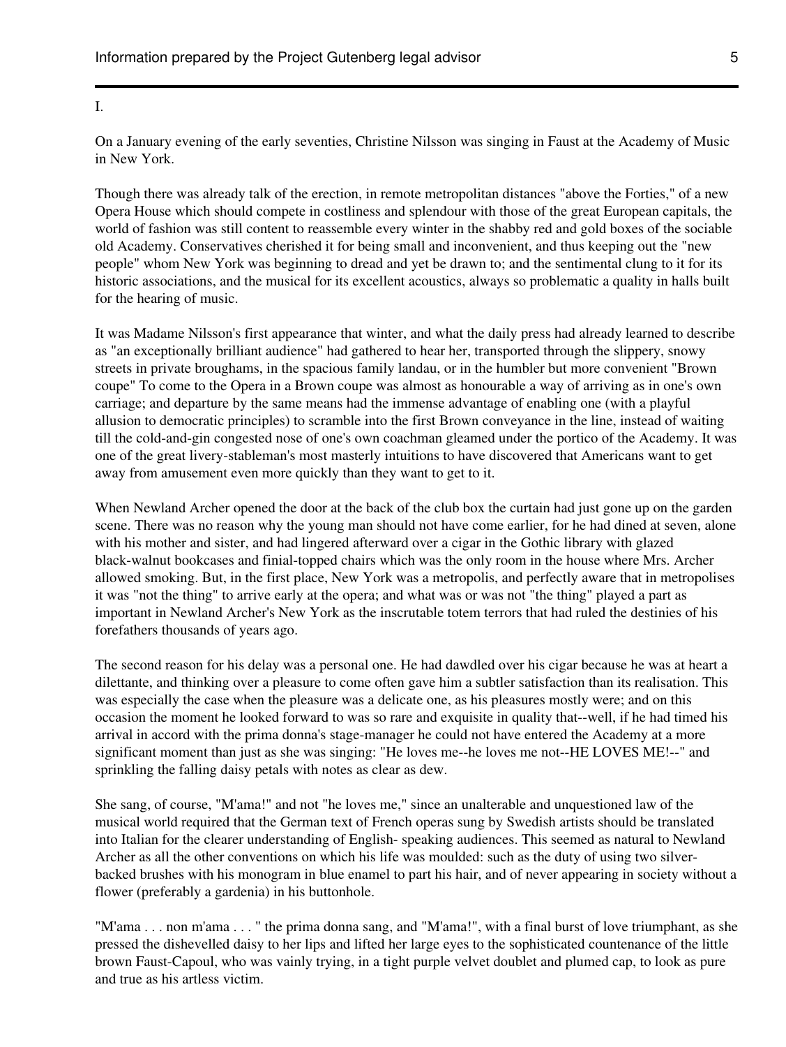I.

On a January evening of the early seventies, Christine Nilsson was singing in Faust at the Academy of Music in New York.

Though there was already talk of the erection, in remote metropolitan distances "above the Forties," of a new Opera House which should compete in costliness and splendour with those of the great European capitals, the world of fashion was still content to reassemble every winter in the shabby red and gold boxes of the sociable old Academy. Conservatives cherished it for being small and inconvenient, and thus keeping out the "new people" whom New York was beginning to dread and yet be drawn to; and the sentimental clung to it for its historic associations, and the musical for its excellent acoustics, always so problematic a quality in halls built for the hearing of music.

It was Madame Nilsson's first appearance that winter, and what the daily press had already learned to describe as "an exceptionally brilliant audience" had gathered to hear her, transported through the slippery, snowy streets in private broughams, in the spacious family landau, or in the humbler but more convenient "Brown coupe" To come to the Opera in a Brown coupe was almost as honourable a way of arriving as in one's own carriage; and departure by the same means had the immense advantage of enabling one (with a playful allusion to democratic principles) to scramble into the first Brown conveyance in the line, instead of waiting till the cold-and-gin congested nose of one's own coachman gleamed under the portico of the Academy. It was one of the great livery-stableman's most masterly intuitions to have discovered that Americans want to get away from amusement even more quickly than they want to get to it.

When Newland Archer opened the door at the back of the club box the curtain had just gone up on the garden scene. There was no reason why the young man should not have come earlier, for he had dined at seven, alone with his mother and sister, and had lingered afterward over a cigar in the Gothic library with glazed black-walnut bookcases and finial-topped chairs which was the only room in the house where Mrs. Archer allowed smoking. But, in the first place, New York was a metropolis, and perfectly aware that in metropolises it was "not the thing" to arrive early at the opera; and what was or was not "the thing" played a part as important in Newland Archer's New York as the inscrutable totem terrors that had ruled the destinies of his forefathers thousands of years ago.

The second reason for his delay was a personal one. He had dawdled over his cigar because he was at heart a dilettante, and thinking over a pleasure to come often gave him a subtler satisfaction than its realisation. This was especially the case when the pleasure was a delicate one, as his pleasures mostly were; and on this occasion the moment he looked forward to was so rare and exquisite in quality that--well, if he had timed his arrival in accord with the prima donna's stage-manager he could not have entered the Academy at a more significant moment than just as she was singing: "He loves me--he loves me not--HE LOVES ME!--" and sprinkling the falling daisy petals with notes as clear as dew.

She sang, of course, "M'ama!" and not "he loves me," since an unalterable and unquestioned law of the musical world required that the German text of French operas sung by Swedish artists should be translated into Italian for the clearer understanding of English- speaking audiences. This seemed as natural to Newland Archer as all the other conventions on which his life was moulded: such as the duty of using two silver-backed brushes with his monogram in blue enamel to part his hair, and of never appearing in society without a flower (preferably a gardenia) in his buttonhole.

"M'ama . . . non m'ama . . . " the prima donna sang, and "M'ama!", with a final burst of love triumphant, as she pressed the dishevelled daisy to her lips and lifted her large eyes to the sophisticated countenance of the little brown Faust-Capoul, who was vainly trying, in a tight purple velvet doublet and plumed cap, to look as pure and true as his artless victim.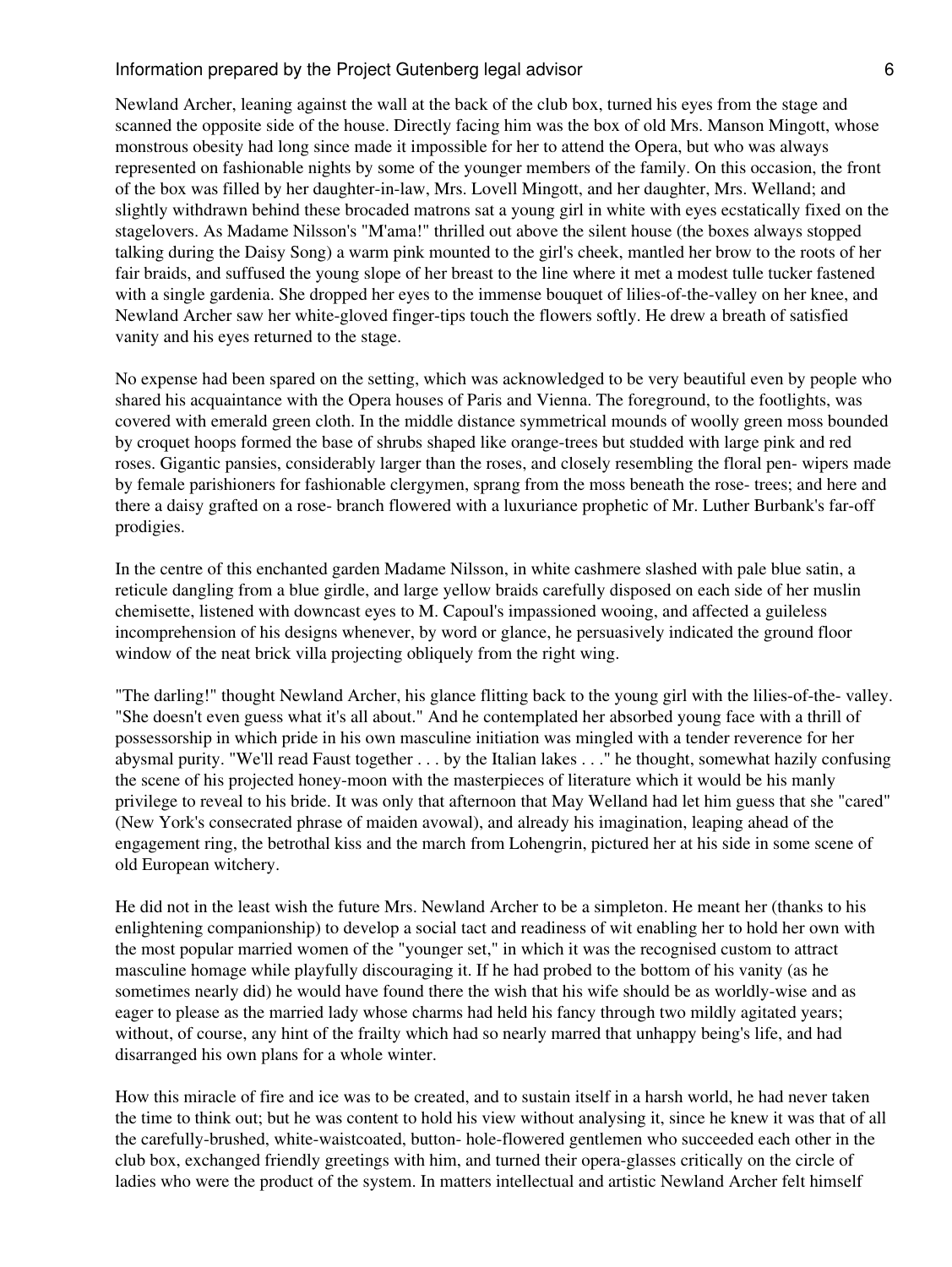Newland Archer, leaning against the wall at the back of the club box, turned his eyes from the stage and scanned the opposite side of the house. Directly facing him was the box of old Mrs. Manson Mingott, whose monstrous obesity had long since made it impossible for her to attend the Opera, but who was always represented on fashionable nights by some of the younger members of the family. On this occasion, the front of the box was filled by her daughter-in-law, Mrs. Lovell Mingott, and her daughter, Mrs. Welland; and slightly withdrawn behind these brocaded matrons sat a young girl in white with eyes ecstatically fixed on the stagelovers. As Madame Nilsson's "M'ama!" thrilled out above the silent house (the boxes always stopped talking during the Daisy Song) a warm pink mounted to the girl's cheek, mantled her brow to the roots of her fair braids, and suffused the young slope of her breast to the line where it met a modest tulle tucker fastened with a single gardenia. She dropped her eyes to the immense bouquet of lilies-of-the-valley on her knee, and Newland Archer saw her white-gloved finger-tips touch the flowers softly. He drew a breath of satisfied vanity and his eyes returned to the stage.

No expense had been spared on the setting, which was acknowledged to be very beautiful even by people who shared his acquaintance with the Opera houses of Paris and Vienna. The foreground, to the footlights, was covered with emerald green cloth. In the middle distance symmetrical mounds of woolly green moss bounded by croquet hoops formed the base of shrubs shaped like orange-trees but studded with large pink and red roses. Gigantic pansies, considerably larger than the roses, and closely resembling the floral pen- wipers made by female parishioners for fashionable clergymen, sprang from the moss beneath the rose- trees; and here and there a daisy grafted on a rose- branch flowered with a luxuriance prophetic of Mr. Luther Burbank's far-off prodigies.

In the centre of this enchanted garden Madame Nilsson, in white cashmere slashed with pale blue satin, a reticule dangling from a blue girdle, and large yellow braids carefully disposed on each side of her muslin chemisette, listened with downcast eyes to M. Capoul's impassioned wooing, and affected a guileless incomprehension of his designs whenever, by word or glance, he persuasively indicated the ground floor window of the neat brick villa projecting obliquely from the right wing.

"The darling!" thought Newland Archer, his glance flitting back to the young girl with the lilies-of-the- valley. "She doesn't even guess what it's all about." And he contemplated her absorbed young face with a thrill of possessorship in which pride in his own masculine initiation was mingled with a tender reverence for her abysmal purity. "We'll read Faust together . . . by the Italian lakes . . ." he thought, somewhat hazily confusing the scene of his projected honey-moon with the masterpieces of literature which it would be his manly privilege to reveal to his bride. It was only that afternoon that May Welland had let him guess that she "cared" (New York's consecrated phrase of maiden avowal), and already his imagination, leaping ahead of the engagement ring, the betrothal kiss and the march from Lohengrin, pictured her at his side in some scene of old European witchery.

He did not in the least wish the future Mrs. Newland Archer to be a simpleton. He meant her (thanks to his enlightening companionship) to develop a social tact and readiness of wit enabling her to hold her own with the most popular married women of the "younger set," in which it was the recognised custom to attract masculine homage while playfully discouraging it. If he had probed to the bottom of his vanity (as he sometimes nearly did) he would have found there the wish that his wife should be as worldly-wise and as eager to please as the married lady whose charms had held his fancy through two mildly agitated years; without, of course, any hint of the frailty which had so nearly marred that unhappy being's life, and had disarranged his own plans for a whole winter.

How this miracle of fire and ice was to be created, and to sustain itself in a harsh world, he had never taken the time to think out; but he was content to hold his view without analysing it, since he knew it was that of all the carefully-brushed, white-waistcoated, button- hole-flowered gentlemen who succeeded each other in the club box, exchanged friendly greetings with him, and turned their opera-glasses critically on the circle of ladies who were the product of the system. In matters intellectual and artistic Newland Archer felt himself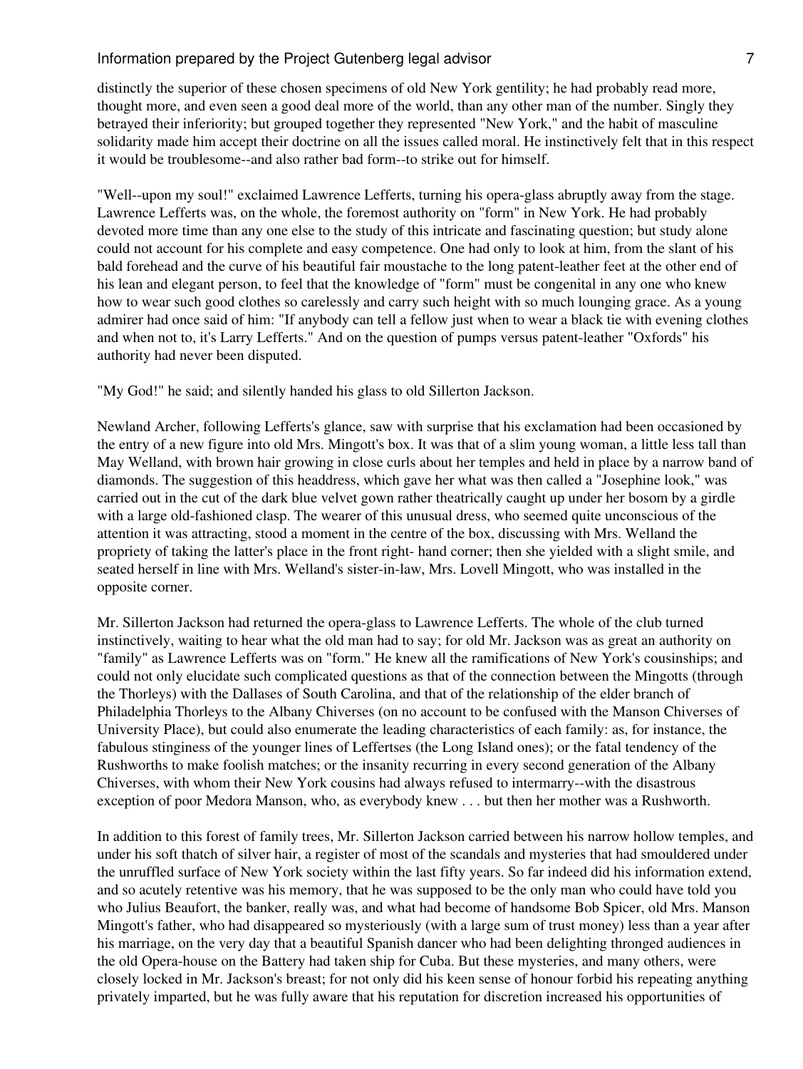distinctly the superior of these chosen specimens of old New York gentility; he had probably read more, thought more, and even seen a good deal more of the world, than any other man of the number. Singly they betrayed their inferiority; but grouped together they represented "New York," and the habit of masculine solidarity made him accept their doctrine on all the issues called moral. He instinctively felt that in this respect it would be troublesome--and also rather bad form--to strike out for himself.

"Well--upon my soul!" exclaimed Lawrence Lefferts, turning his opera-glass abruptly away from the stage. Lawrence Lefferts was, on the whole, the foremost authority on "form" in New York. He had probably devoted more time than any one else to the study of this intricate and fascinating question; but study alone could not account for his complete and easy competence. One had only to look at him, from the slant of his bald forehead and the curve of his beautiful fair moustache to the long patent-leather feet at the other end of his lean and elegant person, to feel that the knowledge of "form" must be congenital in any one who knew how to wear such good clothes so carelessly and carry such height with so much lounging grace. As a young admirer had once said of him: "If anybody can tell a fellow just when to wear a black tie with evening clothes and when not to, it's Larry Lefferts." And on the question of pumps versus patent-leather "Oxfords" his authority had never been disputed.

"My God!" he said; and silently handed his glass to old Sillerton Jackson.

Newland Archer, following Lefferts's glance, saw with surprise that his exclamation had been occasioned by the entry of a new figure into old Mrs. Mingott's box. It was that of a slim young woman, a little less tall than May Welland, with brown hair growing in close curls about her temples and held in place by a narrow band of diamonds. The suggestion of this headdress, which gave her what was then called a "Josephine look," was carried out in the cut of the dark blue velvet gown rather theatrically caught up under her bosom by a girdle with a large old-fashioned clasp. The wearer of this unusual dress, who seemed quite unconscious of the attention it was attracting, stood a moment in the centre of the box, discussing with Mrs. Welland the propriety of taking the latter's place in the front right- hand corner; then she yielded with a slight smile, and seated herself in line with Mrs. Welland's sister-in-law, Mrs. Lovell Mingott, who was installed in the opposite corner.

Mr. Sillerton Jackson had returned the opera-glass to Lawrence Lefferts. The whole of the club turned instinctively, waiting to hear what the old man had to say; for old Mr. Jackson was as great an authority on "family" as Lawrence Lefferts was on "form." He knew all the ramifications of New York's cousinships; and could not only elucidate such complicated questions as that of the connection between the Mingotts (through the Thorleys) with the Dallases of South Carolina, and that of the relationship of the elder branch of Philadelphia Thorleys to the Albany Chiverses (on no account to be confused with the Manson Chiverses of University Place), but could also enumerate the leading characteristics of each family: as, for instance, the fabulous stinginess of the younger lines of Leffertses (the Long Island ones); or the fatal tendency of the Rushworths to make foolish matches; or the insanity recurring in every second generation of the Albany Chiverses, with whom their New York cousins had always refused to intermarry--with the disastrous exception of poor Medora Manson, who, as everybody knew . . . but then her mother was a Rushworth.

In addition to this forest of family trees, Mr. Sillerton Jackson carried between his narrow hollow temples, and under his soft thatch of silver hair, a register of most of the scandals and mysteries that had smouldered under the unruffled surface of New York society within the last fifty years. So far indeed did his information extend, and so acutely retentive was his memory, that he was supposed to be the only man who could have told you who Julius Beaufort, the banker, really was, and what had become of handsome Bob Spicer, old Mrs. Manson Mingott's father, who had disappeared so mysteriously (with a large sum of trust money) less than a year after his marriage, on the very day that a beautiful Spanish dancer who had been delighting thronged audiences in the old Opera-house on the Battery had taken ship for Cuba. But these mysteries, and many others, were closely locked in Mr. Jackson's breast; for not only did his keen sense of honour forbid his repeating anything privately imparted, but he was fully aware that his reputation for discretion increased his opportunities of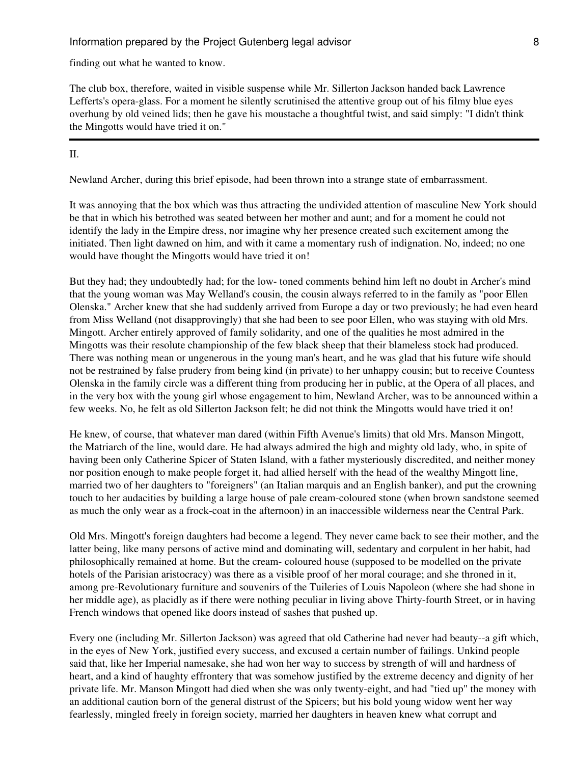finding out what he wanted to know.

The club box, therefore, waited in visible suspense while Mr. Sillerton Jackson handed back Lawrence Lefferts's opera-glass. For a moment he silently scrutinised the attentive group out of his filmy blue eyes overhung by old veined lids; then he gave his moustache a thoughtful twist, and said simply: "I didn't think the Mingotts would have tried it on."

---

## II.

Newland Archer, during this brief episode, had been thrown into a strange state of embarrassment.

It was annoying that the box which was thus attracting the undivided attention of masculine New York should be that in which his betrothed was seated between her mother and aunt; and for a moment he could not identify the lady in the Empire dress, nor imagine why her presence created such excitement among the initiated. Then light dawned on him, and with it came a momentary rush of indignation. No, indeed; no one would have thought the Mingotts would have tried it on!

But they had; they undoubtedly had; for the low- toned comments behind him left no doubt in Archer's mind that the young woman was May Welland's cousin, the cousin always referred to in the family as "poor Ellen Olenska." Archer knew that she had suddenly arrived from Europe a day or two previously; he had even heard from Miss Welland (not disapprovingly) that she had been to see poor Ellen, who was staying with old Mrs. Mingott. Archer entirely approved of family solidarity, and one of the qualities he most admired in the Mingotts was their resolute championship of the few black sheep that their blameless stock had produced. There was nothing mean or ungenerous in the young man's heart, and he was glad that his future wife should not be restrained by false prudery from being kind (in private) to her unhappy cousin; but to receive Countess Olenska in the family circle was a different thing from producing her in public, at the Opera of all places, and in the very box with the young girl whose engagement to him, Newland Archer, was to be announced within a few weeks. No, he felt as old Sillerton Jackson felt; he did not think the Mingotts would have tried it on!

He knew, of course, that whatever man dared (within Fifth Avenue's limits) that old Mrs. Manson Mingott, the Matriarch of the line, would dare. He had always admired the high and mighty old lady, who, in spite of having been only Catherine Spicer of Staten Island, with a father mysteriously discredited, and neither money nor position enough to make people forget it, had allied herself with the head of the wealthy Mingott line, married two of her daughters to "foreigners" (an Italian marquis and an English banker), and put the crowning touch to her audacities by building a large house of pale cream-coloured stone (when brown sandstone seemed as much the only wear as a frock-coat in the afternoon) in an inaccessible wilderness near the Central Park.

Old Mrs. Mingott's foreign daughters had become a legend. They never came back to see their mother, and the latter being, like many persons of active mind and dominating will, sedentary and corpulent in her habit, had philosophically remained at home. But the cream- coloured house (supposed to be modelled on the private hotels of the Parisian aristocracy) was there as a visible proof of her moral courage; and she throned in it, among pre-Revolutionary furniture and souvenirs of the Tuileries of Louis Napoleon (where she had shone in her middle age), as placidly as if there were nothing peculiar in living above Thirty-fourth Street, or in having French windows that opened like doors instead of sashes that pushed up.

Every one (including Mr. Sillerton Jackson) was agreed that old Catherine had never had beauty--a gift which, in the eyes of New York, justified every success, and excused a certain number of failings. Unkind people said that, like her Imperial namesake, she had won her way to success by strength of will and hardness of heart, and a kind of haughty effrontery that was somehow justified by the extreme decency and dignity of her private life. Mr. Manson Mingott had died when she was only twenty-eight, and had "tied up" the money with an additional caution born of the general distrust of the Spicers; but his bold young widow went her way fearlessly, mingled freely in foreign society, married her daughters in heaven knew what corrupt and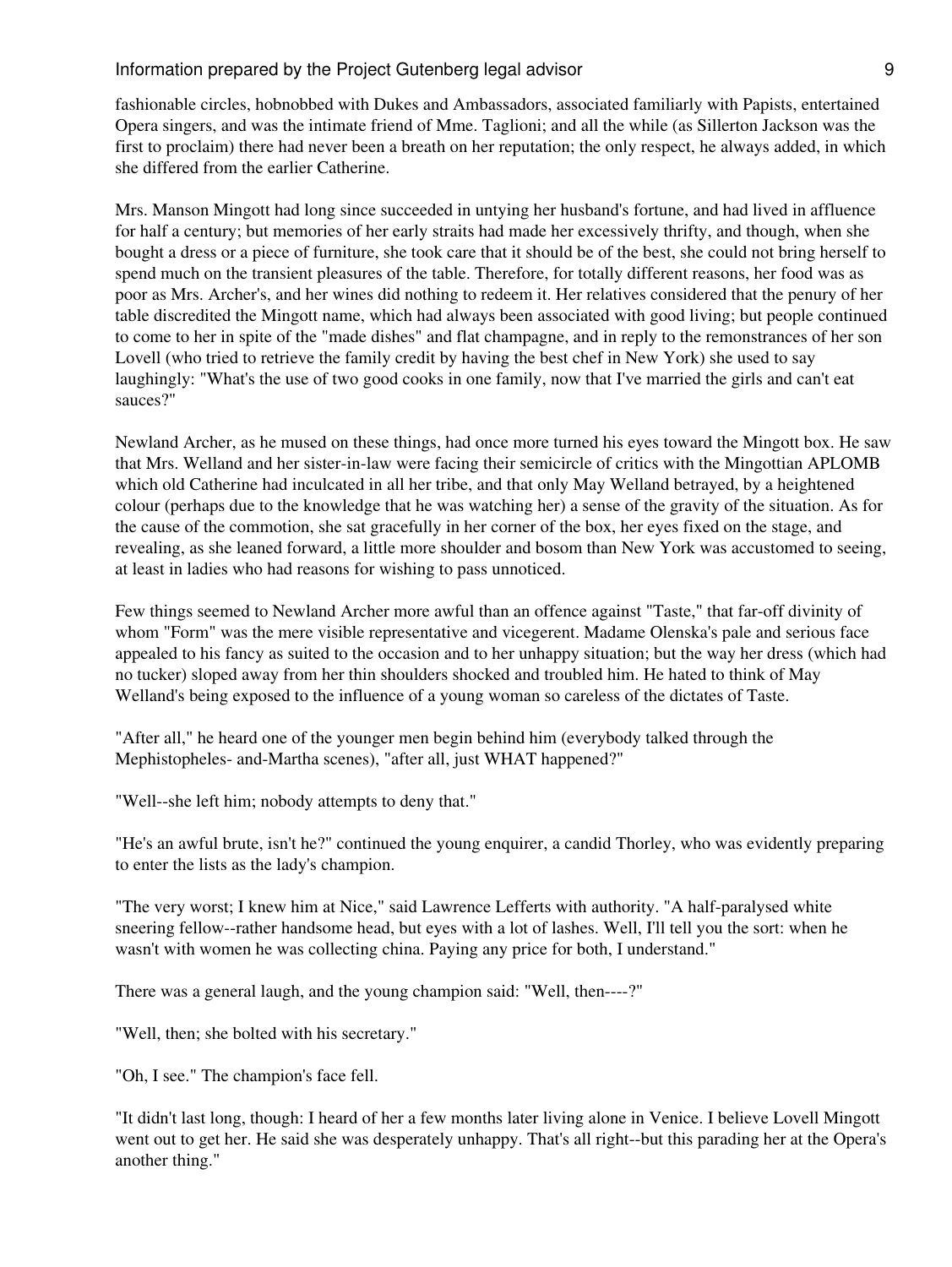fashionable circles, hobnobbed with Dukes and Ambassadors, associated familiarly with Papists, entertained Opera singers, and was the intimate friend of Mme. Taglioni; and all the while (as Sillerton Jackson was the first to proclaim) there had never been a breath on her reputation; the only respect, he always added, in which she differed from the earlier Catherine.

Mrs. Manson Mingott had long since succeeded in untying her husband's fortune, and had lived in affluence for half a century; but memories of her early straits had made her excessively thrifty, and though, when she bought a dress or a piece of furniture, she took care that it should be of the best, she could not bring herself to spend much on the transient pleasures of the table. Therefore, for totally different reasons, her food was as poor as Mrs. Archer's, and her wines did nothing to redeem it. Her relatives considered that the penury of her table discredited the Mingott name, which had always been associated with good living; but people continued to come to her in spite of the "made dishes" and flat champagne, and in reply to the remonstrances of her son Lovell (who tried to retrieve the family credit by having the best chef in New York) she used to say laughingly: "What's the use of two good cooks in one family, now that I've married the girls and can't eat sauces?"

Newland Archer, as he mused on these things, had once more turned his eyes toward the Mingott box. He saw that Mrs. Welland and her sister-in-law were facing their semicircle of critics with the Mingottian APLOMB which old Catherine had inculcated in all her tribe, and that only May Welland betrayed, by a heightened colour (perhaps due to the knowledge that he was watching her) a sense of the gravity of the situation. As for the cause of the commotion, she sat gracefully in her corner of the box, her eyes fixed on the stage, and revealing, as she leaned forward, a little more shoulder and bosom than New York was accustomed to seeing, at least in ladies who had reasons for wishing to pass unnoticed.

Few things seemed to Newland Archer more awful than an offence against "Taste," that far-off divinity of whom "Form" was the mere visible representative and vicegerent. Madame Olenska's pale and serious face appealed to his fancy as suited to the occasion and to her unhappy situation; but the way her dress (which had no tucker) sloped away from her thin shoulders shocked and troubled him. He hated to think of May Welland's being exposed to the influence of a young woman so careless of the dictates of Taste.

"After all," he heard one of the younger men begin behind him (everybody talked through the Mephistopheles- and-Martha scenes), "after all, just WHAT happened?"

"Well--she left him; nobody attempts to deny that."

"He's an awful brute, isn't he?" continued the young enquirer, a candid Thorley, who was evidently preparing to enter the lists as the lady's champion.

"The very worst; I knew him at Nice," said Lawrence Lefferts with authority. "A half-paralysed white sneering fellow--rather handsome head, but eyes with a lot of lashes. Well, I'll tell you the sort: when he wasn't with women he was collecting china. Paying any price for both, I understand."

There was a general laugh, and the young champion said: "Well, then----?"

"Well, then; she bolted with his secretary."

"Oh, I see." The champion's face fell.

"It didn't last long, though: I heard of her a few months later living alone in Venice. I believe Lovell Mingott went out to get her. He said she was desperately unhappy. That's all right--but this parading her at the Opera's another thing."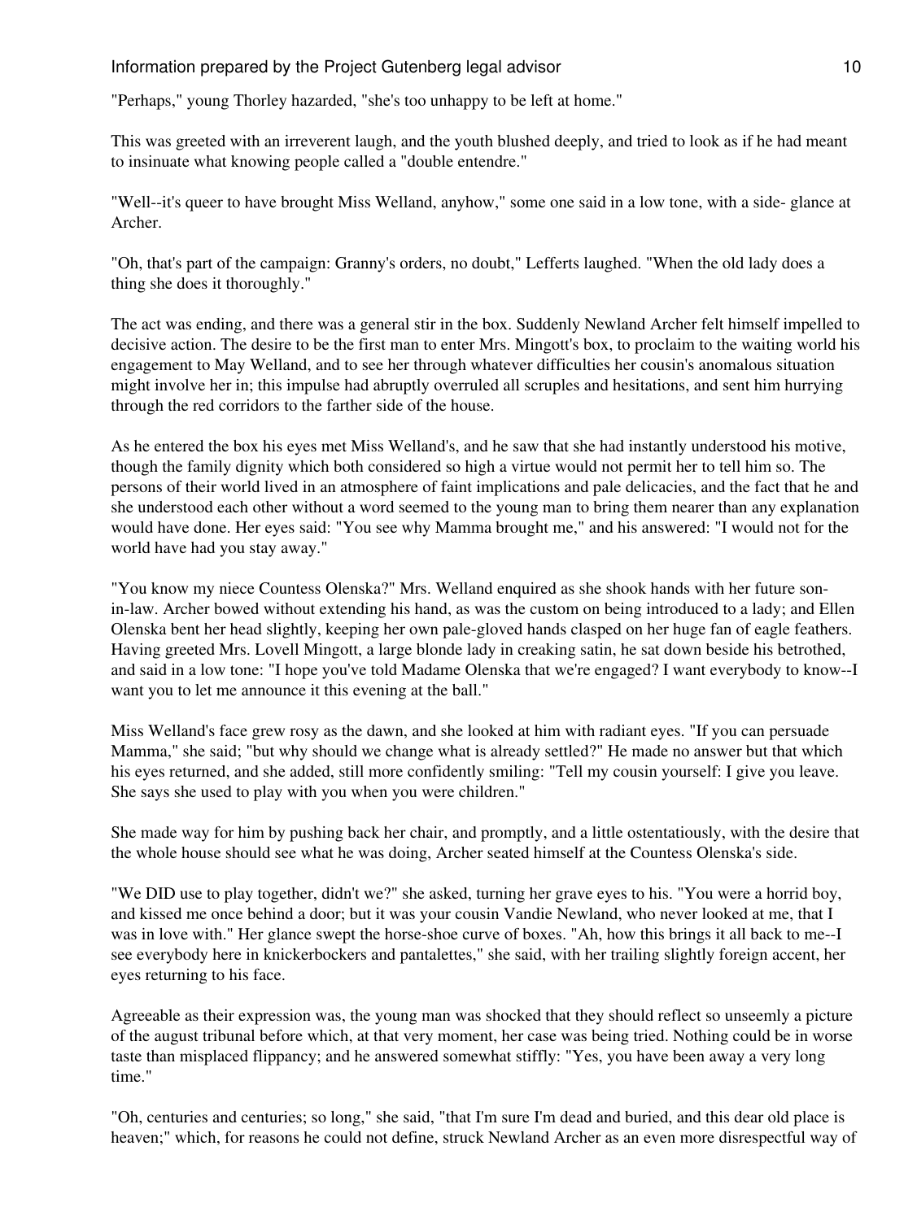"Perhaps," young Thorley hazarded, "she's too unhappy to be left at home."

This was greeted with an irreverent laugh, and the youth blushed deeply, and tried to look as if he had meant to insinuate what knowing people called a "double entendre."

"Well--it's queer to have brought Miss Welland, anyhow," some one said in a low tone, with a side- glance at Archer.

"Oh, that's part of the campaign: Granny's orders, no doubt," Lefferts laughed. "When the old lady does a thing she does it thoroughly."

The act was ending, and there was a general stir in the box. Suddenly Newland Archer felt himself impelled to decisive action. The desire to be the first man to enter Mrs. Mingott's box, to proclaim to the waiting world his engagement to May Welland, and to see her through whatever difficulties her cousin's anomalous situation might involve her in; this impulse had abruptly overruled all scruples and hesitations, and sent him hurrying through the red corridors to the farther side of the house.

As he entered the box his eyes met Miss Welland's, and he saw that she had instantly understood his motive, though the family dignity which both considered so high a virtue would not permit her to tell him so. The persons of their world lived in an atmosphere of faint implications and pale delicacies, and the fact that he and she understood each other without a word seemed to the young man to bring them nearer than any explanation would have done. Her eyes said: "You see why Mamma brought me," and his answered: "I would not for the world have had you stay away."

"You know my niece Countess Olenska?" Mrs. Welland enquired as she shook hands with her future son-in-law. Archer bowed without extending his hand, as was the custom on being introduced to a lady; and Ellen Olenska bent her head slightly, keeping her own pale-gloved hands clasped on her huge fan of eagle feathers. Having greeted Mrs. Lovell Mingott, a large blonde lady in creaking satin, he sat down beside his betrothed, and said in a low tone: "I hope you've told Madame Olenska that we're engaged? I want everybody to know--I want you to let me announce it this evening at the ball."

Miss Welland's face grew rosy as the dawn, and she looked at him with radiant eyes. "If you can persuade Mamma," she said; "but why should we change what is already settled?" He made no answer but that which his eyes returned, and she added, still more confidently smiling: "Tell my cousin yourself: I give you leave. She says she used to play with you when you were children."

She made way for him by pushing back her chair, and promptly, and a little ostentatiously, with the desire that the whole house should see what he was doing, Archer seated himself at the Countess Olenska's side.

"We DID use to play together, didn't we?" she asked, turning her grave eyes to his. "You were a horrid boy, and kissed me once behind a door; but it was your cousin Vandie Newland, who never looked at me, that I was in love with." Her glance swept the horse-shoe curve of boxes. "Ah, how this brings it all back to me--I see everybody here in knickerbockers and pantalettes," she said, with her trailing slightly foreign accent, her eyes returning to his face.

Agreeable as their expression was, the young man was shocked that they should reflect so unseemly a picture of the august tribunal before which, at that very moment, her case was being tried. Nothing could be in worse taste than misplaced flippancy; and he answered somewhat stiffly: "Yes, you have been away a very long time."

"Oh, centuries and centuries; so long," she said, "that I'm sure I'm dead and buried, and this dear old place is heaven;" which, for reasons he could not define, struck Newland Archer as an even more disrespectful way of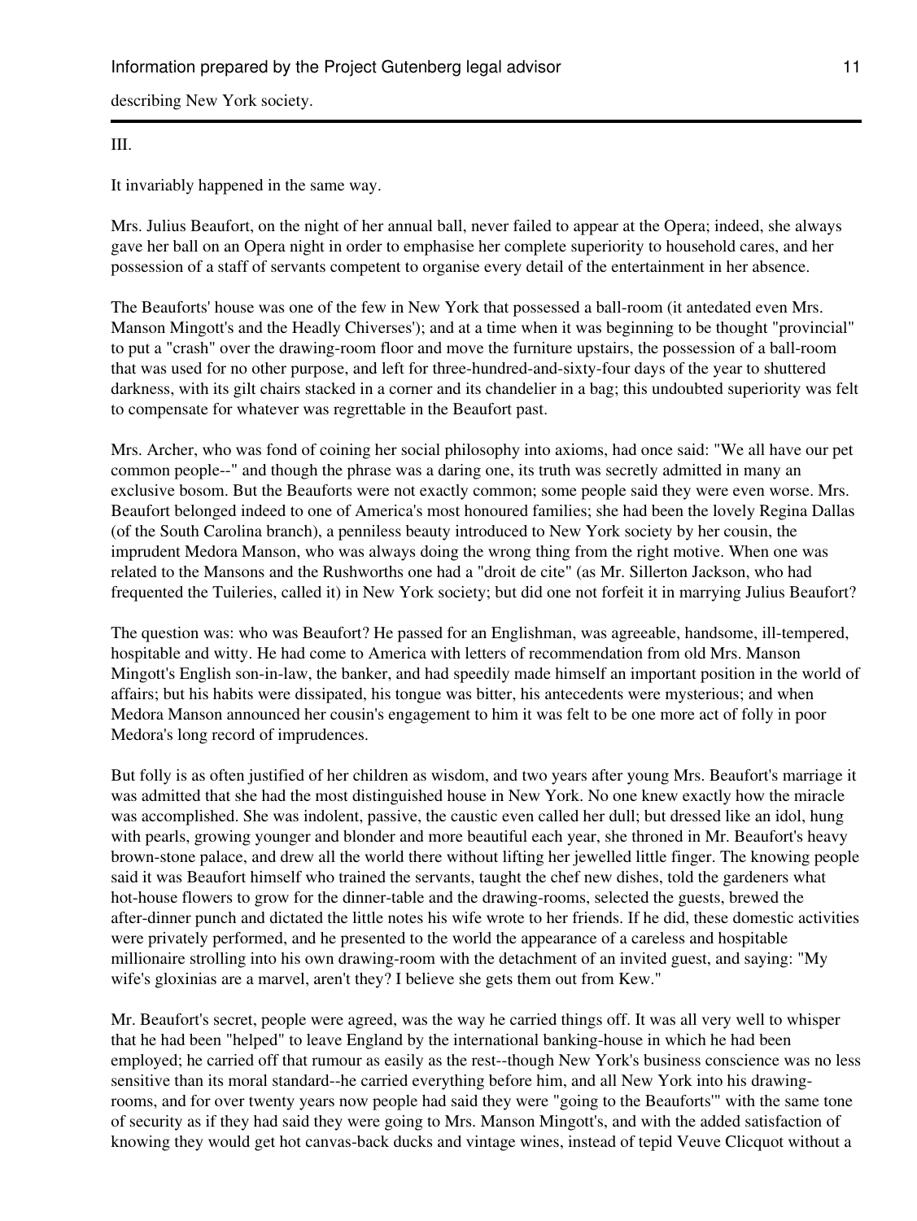describing New York society.

---

III.

It invariably happened in the same way.

Mrs. Julius Beaufort, on the night of her annual ball, never failed to appear at the Opera; indeed, she always gave her ball on an Opera night in order to emphasise her complete superiority to household cares, and her possession of a staff of servants competent to organise every detail of the entertainment in her absence.

The Beauforts' house was one of the few in New York that possessed a ball-room (it antedated even Mrs. Manson Mingott's and the Headly Chiverses'); and at a time when it was beginning to be thought "provincial" to put a "crash" over the drawing-room floor and move the furniture upstairs, the possession of a ball-room that was used for no other purpose, and left for three-hundred-and-sixty-four days of the year to shuttered darkness, with its gilt chairs stacked in a corner and its chandelier in a bag; this undoubted superiority was felt to compensate for whatever was regrettable in the Beaufort past.

Mrs. Archer, who was fond of coining her social philosophy into axioms, had once said: "We all have our pet common people--" and though the phrase was a daring one, its truth was secretly admitted in many an exclusive bosom. But the Beauforts were not exactly common; some people said they were even worse. Mrs. Beaufort belonged indeed to one of America's most honoured families; she had been the lovely Regina Dallas (of the South Carolina branch), a penniless beauty introduced to New York society by her cousin, the imprudent Medora Manson, who was always doing the wrong thing from the right motive. When one was related to the Mansons and the Rushworths one had a "droit de cite" (as Mr. Sillerton Jackson, who had frequented the Tuileries, called it) in New York society; but did one not forfeit it in marrying Julius Beaufort?

The question was: who was Beaufort? He passed for an Englishman, was agreeable, handsome, ill-tempered, hospitable and witty. He had come to America with letters of recommendation from old Mrs. Manson Mingott's English son-in-law, the banker, and had speedily made himself an important position in the world of affairs; but his habits were dissipated, his tongue was bitter, his antecedents were mysterious; and when Medora Manson announced her cousin's engagement to him it was felt to be one more act of folly in poor Medora's long record of imprudences.

But folly is as often justified of her children as wisdom, and two years after young Mrs. Beaufort's marriage it was admitted that she had the most distinguished house in New York. No one knew exactly how the miracle was accomplished. She was indolent, passive, the caustic even called her dull; but dressed like an idol, hung with pearls, growing younger and blonder and more beautiful each year, she throned in Mr. Beaufort's heavy brown-stone palace, and drew all the world there without lifting her jewelled little finger. The knowing people said it was Beaufort himself who trained the servants, taught the chef new dishes, told the gardeners what hot-house flowers to grow for the dinner-table and the drawing-rooms, selected the guests, brewed the after-dinner punch and dictated the little notes his wife wrote to her friends. If he did, these domestic activities were privately performed, and he presented to the world the appearance of a careless and hospitable millionaire strolling into his own drawing-room with the detachment of an invited guest, and saying: "My wife's gloxinias are a marvel, aren't they? I believe she gets them out from Kew."

Mr. Beaufort's secret, people were agreed, was the way he carried things off. It was all very well to whisper that he had been "helped" to leave England by the international banking-house in which he had been employed; he carried off that rumour as easily as the rest--though New York's business conscience was no less sensitive than its moral standard--he carried everything before him, and all New York into his drawing-rooms, and for over twenty years now people had said they were "going to the Beauforts'" with the same tone of security as if they had said they were going to Mrs. Manson Mingott's, and with the added satisfaction of knowing they would get hot canvas-back ducks and vintage wines, instead of tepid Veuve Clicquot without a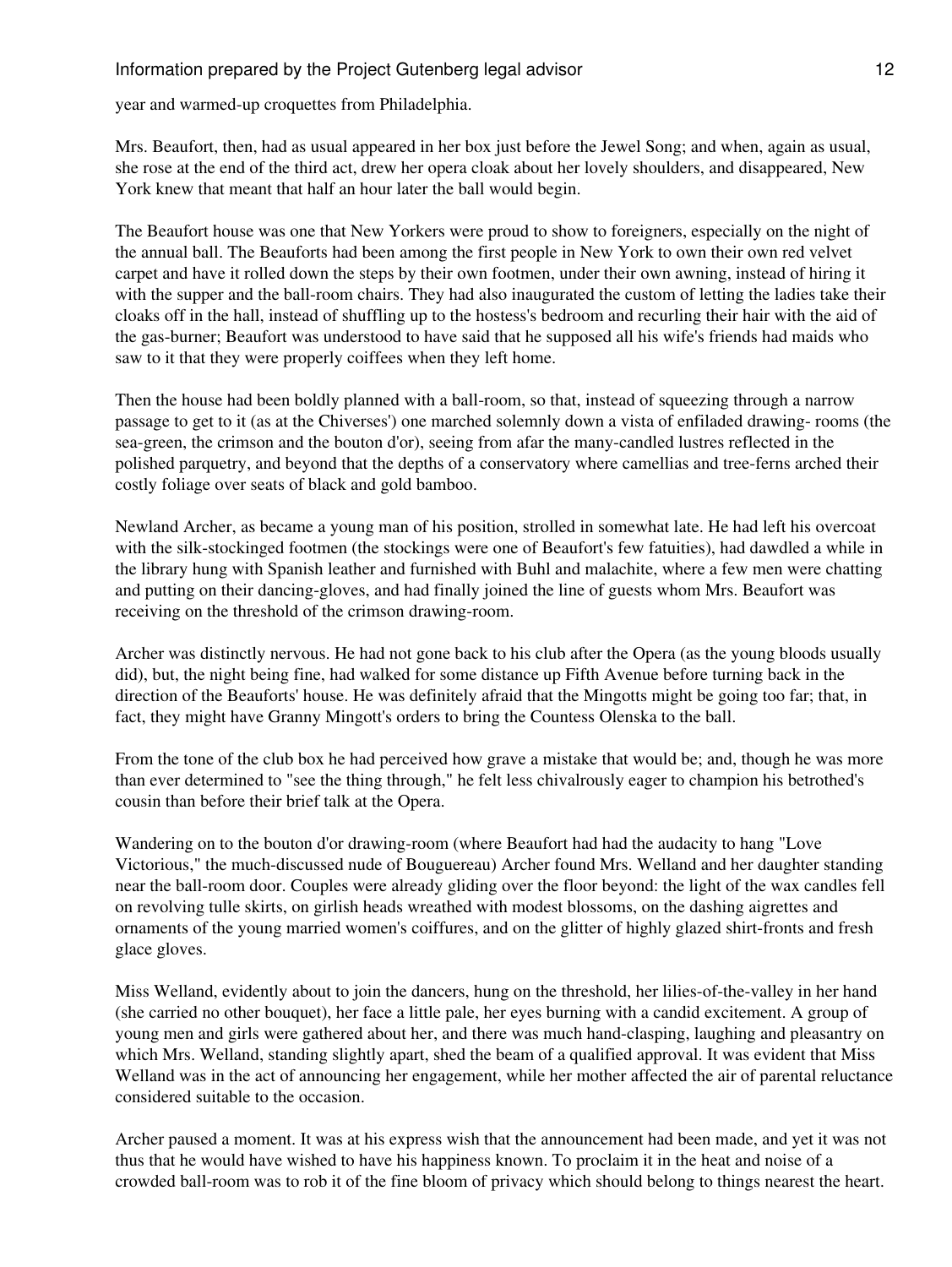year and warmed-up croquettes from Philadelphia.

Mrs. Beaufort, then, had as usual appeared in her box just before the Jewel Song; and when, again as usual, she rose at the end of the third act, drew her opera cloak about her lovely shoulders, and disappeared, New York knew that meant that half an hour later the ball would begin.

The Beaufort house was one that New Yorkers were proud to show to foreigners, especially on the night of the annual ball. The Beauforts had been among the first people in New York to own their own red velvet carpet and have it rolled down the steps by their own footmen, under their own awning, instead of hiring it with the supper and the ball-room chairs. They had also inaugurated the custom of letting the ladies take their cloaks off in the hall, instead of shuffling up to the hostess's bedroom and recurling their hair with the aid of the gas-burner; Beaufort was understood to have said that he supposed all his wife's friends had maids who saw to it that they were properly coiffees when they left home.

Then the house had been boldly planned with a ball-room, so that, instead of squeezing through a narrow passage to get to it (as at the Chiverses') one marched solemnly down a vista of enfiladed drawing- rooms (the sea-green, the crimson and the bouton d'or), seeing from afar the many-candled lustres reflected in the polished parquetry, and beyond that the depths of a conservatory where camellias and tree-ferns arched their costly foliage over seats of black and gold bamboo.

Newland Archer, as became a young man of his position, strolled in somewhat late. He had left his overcoat with the silk-stockinged footmen (the stockings were one of Beaufort's few fatuities), had dawdled a while in the library hung with Spanish leather and furnished with Buhl and malachite, where a few men were chatting and putting on their dancing-gloves, and had finally joined the line of guests whom Mrs. Beaufort was receiving on the threshold of the crimson drawing-room.

Archer was distinctly nervous. He had not gone back to his club after the Opera (as the young bloods usually did), but, the night being fine, had walked for some distance up Fifth Avenue before turning back in the direction of the Beauforts' house. He was definitely afraid that the Mingotts might be going too far; that, in fact, they might have Granny Mingott's orders to bring the Countess Olenska to the ball.

From the tone of the club box he had perceived how grave a mistake that would be; and, though he was more than ever determined to "see the thing through," he felt less chivalrously eager to champion his betrothed's cousin than before their brief talk at the Opera.

Wandering on to the bouton d'or drawing-room (where Beaufort had had the audacity to hang "Love Victorious," the much-discussed nude of Bouguereau) Archer found Mrs. Welland and her daughter standing near the ball-room door. Couples were already gliding over the floor beyond: the light of the wax candles fell on revolving tulle skirts, on girlish heads wreathed with modest blossoms, on the dashing aigrettes and ornaments of the young married women's coiffures, and on the glitter of highly glazed shirt-fronts and fresh glace gloves.

Miss Welland, evidently about to join the dancers, hung on the threshold, her lilies-of-the-valley in her hand (she carried no other bouquet), her face a little pale, her eyes burning with a candid excitement. A group of young men and girls were gathered about her, and there was much hand-clasping, laughing and pleasantry on which Mrs. Welland, standing slightly apart, shed the beam of a qualified approval. It was evident that Miss Welland was in the act of announcing her engagement, while her mother affected the air of parental reluctance considered suitable to the occasion.

Archer paused a moment. It was at his express wish that the announcement had been made, and yet it was not thus that he would have wished to have his happiness known. To proclaim it in the heat and noise of a crowded ball-room was to rob it of the fine bloom of privacy which should belong to things nearest the heart.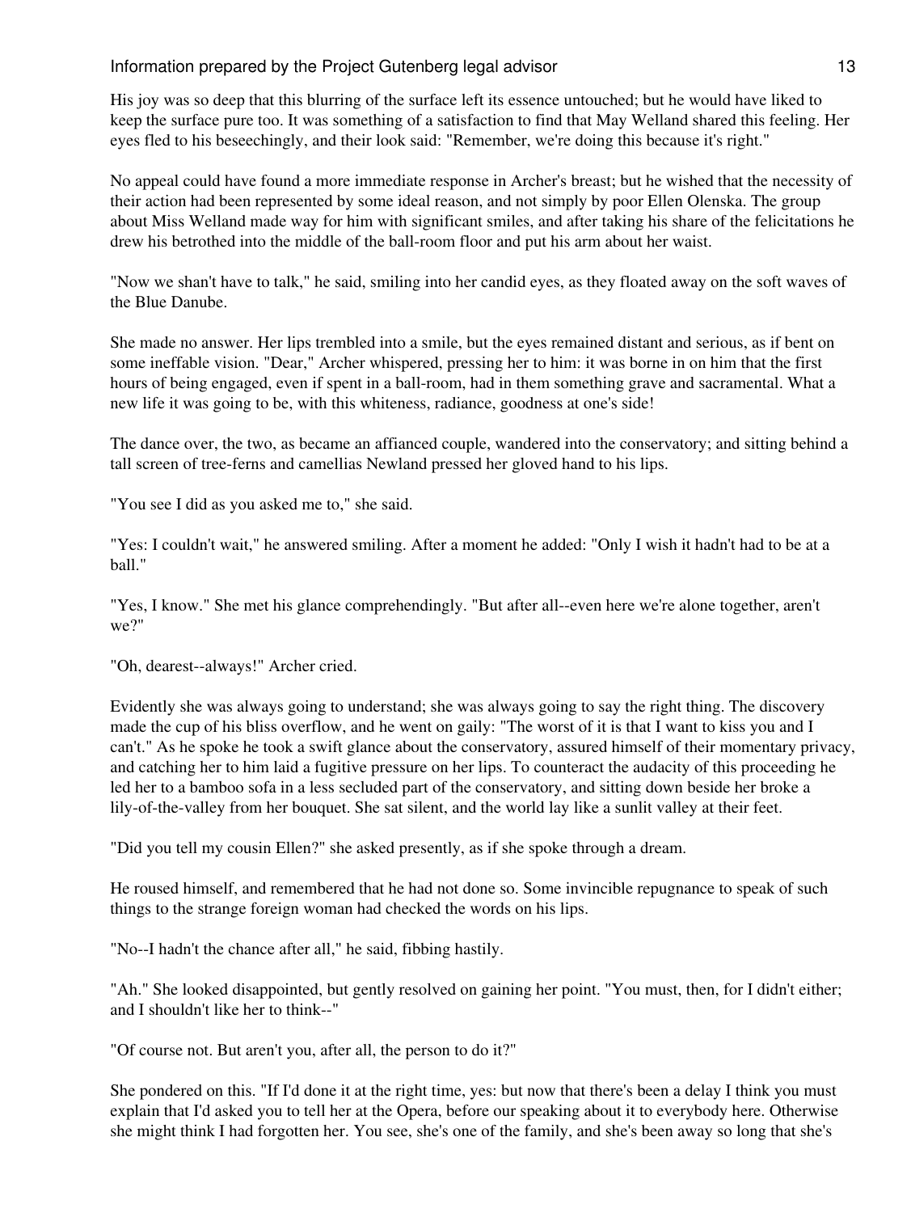His joy was so deep that this blurring of the surface left its essence untouched; but he would have liked to keep the surface pure too. It was something of a satisfaction to find that May Welland shared this feeling. Her eyes fled to his beseechingly, and their look said: "Remember, we're doing this because it's right."

No appeal could have found a more immediate response in Archer's breast; but he wished that the necessity of their action had been represented by some ideal reason, and not simply by poor Ellen Olenska. The group about Miss Welland made way for him with significant smiles, and after taking his share of the felicitations he drew his betrothed into the middle of the ball-room floor and put his arm about her waist.

"Now we shan't have to talk," he said, smiling into her candid eyes, as they floated away on the soft waves of the Blue Danube.

She made no answer. Her lips trembled into a smile, but the eyes remained distant and serious, as if bent on some ineffable vision. "Dear," Archer whispered, pressing her to him: it was borne in on him that the first hours of being engaged, even if spent in a ball-room, had in them something grave and sacramental. What a new life it was going to be, with this whiteness, radiance, goodness at one's side!

The dance over, the two, as became an affianced couple, wandered into the conservatory; and sitting behind a tall screen of tree-ferns and camellias Newland pressed her gloved hand to his lips.

"You see I did as you asked me to," she said.

"Yes: I couldn't wait," he answered smiling. After a moment he added: "Only I wish it hadn't had to be at a ball."

"Yes, I know." She met his glance comprehendingly. "But after all--even here we're alone together, aren't we?"

"Oh, dearest--always!" Archer cried.

Evidently she was always going to understand; she was always going to say the right thing. The discovery made the cup of his bliss overflow, and he went on gaily: "The worst of it is that I want to kiss you and I can't." As he spoke he took a swift glance about the conservatory, assured himself of their momentary privacy, and catching her to him laid a fugitive pressure on her lips. To counteract the audacity of this proceeding he led her to a bamboo sofa in a less secluded part of the conservatory, and sitting down beside her broke a lily-of-the-valley from her bouquet. She sat silent, and the world lay like a sunlit valley at their feet.

"Did you tell my cousin Ellen?" she asked presently, as if she spoke through a dream.

He roused himself, and remembered that he had not done so. Some invincible repugnance to speak of such things to the strange foreign woman had checked the words on his lips.

"No--I hadn't the chance after all," he said, fibbing hastily.

"Ah." She looked disappointed, but gently resolved on gaining her point. "You must, then, for I didn't either; and I shouldn't like her to think--"

"Of course not. But aren't you, after all, the person to do it?"

She pondered on this. "If I'd done it at the right time, yes: but now that there's been a delay I think you must explain that I'd asked you to tell her at the Opera, before our speaking about it to everybody here. Otherwise she might think I had forgotten her. You see, she's one of the family, and she's been away so long that she's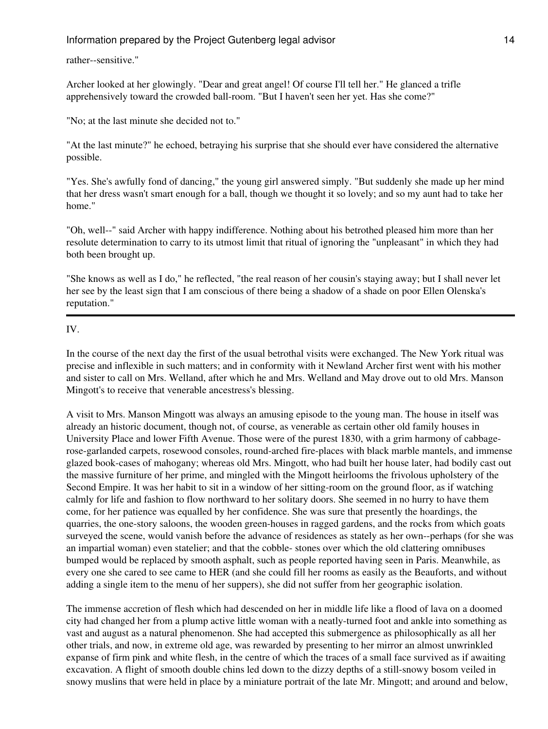rather--sensitive."

Archer looked at her glowingly. "Dear and great angel! Of course I'll tell her." He glanced a trifle apprehensively toward the crowded ball-room. "But I haven't seen her yet. Has she come?"

"No; at the last minute she decided not to."

"At the last minute?" he echoed, betraying his surprise that she should ever have considered the alternative possible.

"Yes. She's awfully fond of dancing," the young girl answered simply. "But suddenly she made up her mind that her dress wasn't smart enough for a ball, though we thought it so lovely; and so my aunt had to take her home."

"Oh, well--" said Archer with happy indifference. Nothing about his betrothed pleased him more than her resolute determination to carry to its utmost limit that ritual of ignoring the "unpleasant" in which they had both been brought up.

"She knows as well as I do," he reflected, "the real reason of her cousin's staying away; but I shall never let her see by the least sign that I am conscious of there being a shadow of a shade on poor Ellen Olenska's reputation."

---

## IV.

In the course of the next day the first of the usual betrothal visits were exchanged. The New York ritual was precise and inflexible in such matters; and in conformity with it Newland Archer first went with his mother and sister to call on Mrs. Welland, after which he and Mrs. Welland and May drove out to old Mrs. Manson Mingott's to receive that venerable ancestress's blessing.

A visit to Mrs. Manson Mingott was always an amusing episode to the young man. The house in itself was already an historic document, though not, of course, as venerable as certain other old family houses in University Place and lower Fifth Avenue. Those were of the purest 1830, with a grim harmony of cabbage-rose-garlanded carpets, rosewood consoles, round-arched fire-places with black marble mantels, and immense glazed book-cases of mahogany; whereas old Mrs. Mingott, who had built her house later, had bodily cast out the massive furniture of her prime, and mingled with the Mingott heirlooms the frivolous upholstery of the Second Empire. It was her habit to sit in a window of her sitting-room on the ground floor, as if watching calmly for life and fashion to flow northward to her solitary doors. She seemed in no hurry to have them come, for her patience was equalled by her confidence. She was sure that presently the hoardings, the quarries, the one-story saloons, the wooden green-houses in ragged gardens, and the rocks from which goats surveyed the scene, would vanish before the advance of residences as stately as her own--perhaps (for she was an impartial woman) even statelier; and that the cobble- stones over which the old clattering omnibuses bumped would be replaced by smooth asphalt, such as people reported having seen in Paris. Meanwhile, as every one she cared to see came to HER (and she could fill her rooms as easily as the Beauforts, and without adding a single item to the menu of her suppers), she did not suffer from her geographic isolation.

The immense accretion of flesh which had descended on her in middle life like a flood of lava on a doomed city had changed her from a plump active little woman with a neatly-turned foot and ankle into something as vast and august as a natural phenomenon. She had accepted this submergence as philosophically as all her other trials, and now, in extreme old age, was rewarded by presenting to her mirror an almost unwrinkled expanse of firm pink and white flesh, in the centre of which the traces of a small face survived as if awaiting excavation. A flight of smooth double chins led down to the dizzy depths of a still-snowy bosom veiled in snowy muslins that were held in place by a miniature portrait of the late Mr. Mingott; and around and below,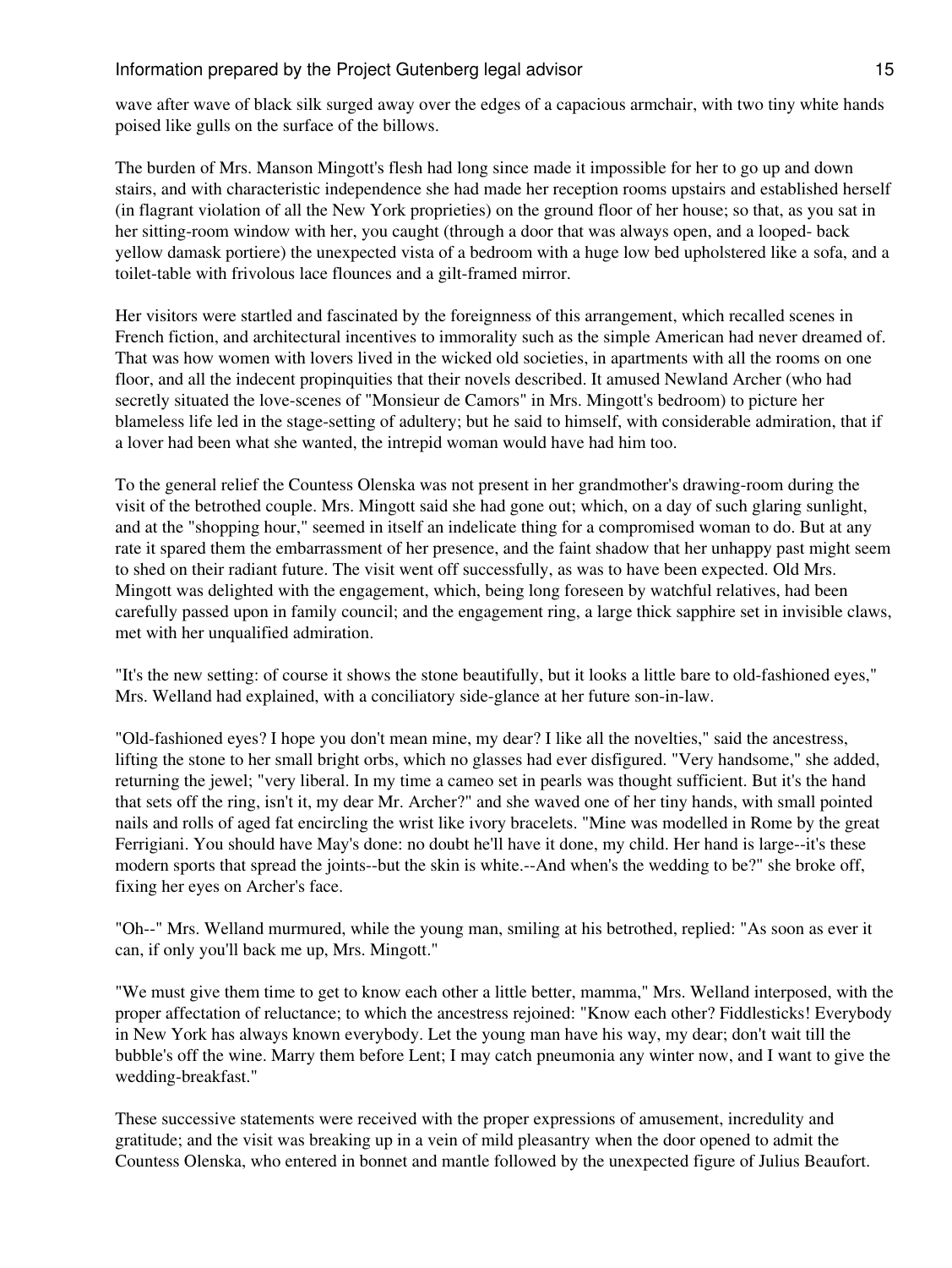wave after wave of black silk surged away over the edges of a capacious armchair, with two tiny white hands poised like gulls on the surface of the billows.

The burden of Mrs. Manson Mingott's flesh had long since made it impossible for her to go up and down stairs, and with characteristic independence she had made her reception rooms upstairs and established herself (in flagrant violation of all the New York proprieties) on the ground floor of her house; so that, as you sat in her sitting-room window with her, you caught (through a door that was always open, and a looped- back yellow damask portiere) the unexpected vista of a bedroom with a huge low bed upholstered like a sofa, and a toilet-table with frivolous lace flounces and a gilt-framed mirror.

Her visitors were startled and fascinated by the foreignness of this arrangement, which recalled scenes in French fiction, and architectural incentives to immorality such as the simple American had never dreamed of. That was how women with lovers lived in the wicked old societies, in apartments with all the rooms on one floor, and all the indecent propinquities that their novels described. It amused Newland Archer (who had secretly situated the love-scenes of "Monsieur de Camors" in Mrs. Mingott's bedroom) to picture her blameless life led in the stage-setting of adultery; but he said to himself, with considerable admiration, that if a lover had been what she wanted, the intrepid woman would have had him too.

To the general relief the Countess Olenska was not present in her grandmother's drawing-room during the visit of the betrothed couple. Mrs. Mingott said she had gone out; which, on a day of such glaring sunlight, and at the "shopping hour," seemed in itself an indelicate thing for a compromised woman to do. But at any rate it spared them the embarrassment of her presence, and the faint shadow that her unhappy past might seem to shed on their radiant future. The visit went off successfully, as was to have been expected. Old Mrs. Mingott was delighted with the engagement, which, being long foreseen by watchful relatives, had been carefully passed upon in family council; and the engagement ring, a large thick sapphire set in invisible claws, met with her unqualified admiration.

"It's the new setting: of course it shows the stone beautifully, but it looks a little bare to old-fashioned eyes," Mrs. Welland had explained, with a conciliatory side-glance at her future son-in-law.

"Old-fashioned eyes? I hope you don't mean mine, my dear? I like all the novelties," said the ancestress, lifting the stone to her small bright orbs, which no glasses had ever disfigured. "Very handsome," she added, returning the jewel; "very liberal. In my time a cameo set in pearls was thought sufficient. But it's the hand that sets off the ring, isn't it, my dear Mr. Archer?" and she waved one of her tiny hands, with small pointed nails and rolls of aged fat encircling the wrist like ivory bracelets. "Mine was modelled in Rome by the great Ferrigiani. You should have May's done: no doubt he'll have it done, my child. Her hand is large--it's these modern sports that spread the joints--but the skin is white.--And when's the wedding to be?" she broke off, fixing her eyes on Archer's face.

"Oh--" Mrs. Welland murmured, while the young man, smiling at his betrothed, replied: "As soon as ever it can, if only you'll back me up, Mrs. Mingott."

"We must give them time to get to know each other a little better, mamma," Mrs. Welland interposed, with the proper affectation of reluctance; to which the ancestress rejoined: "Know each other? Fiddlesticks! Everybody in New York has always known everybody. Let the young man have his way, my dear; don't wait till the bubble's off the wine. Marry them before Lent; I may catch pneumonia any winter now, and I want to give the wedding-breakfast."

These successive statements were received with the proper expressions of amusement, incredulity and gratitude; and the visit was breaking up in a vein of mild pleasantry when the door opened to admit the Countess Olenska, who entered in bonnet and mantle followed by the unexpected figure of Julius Beaufort.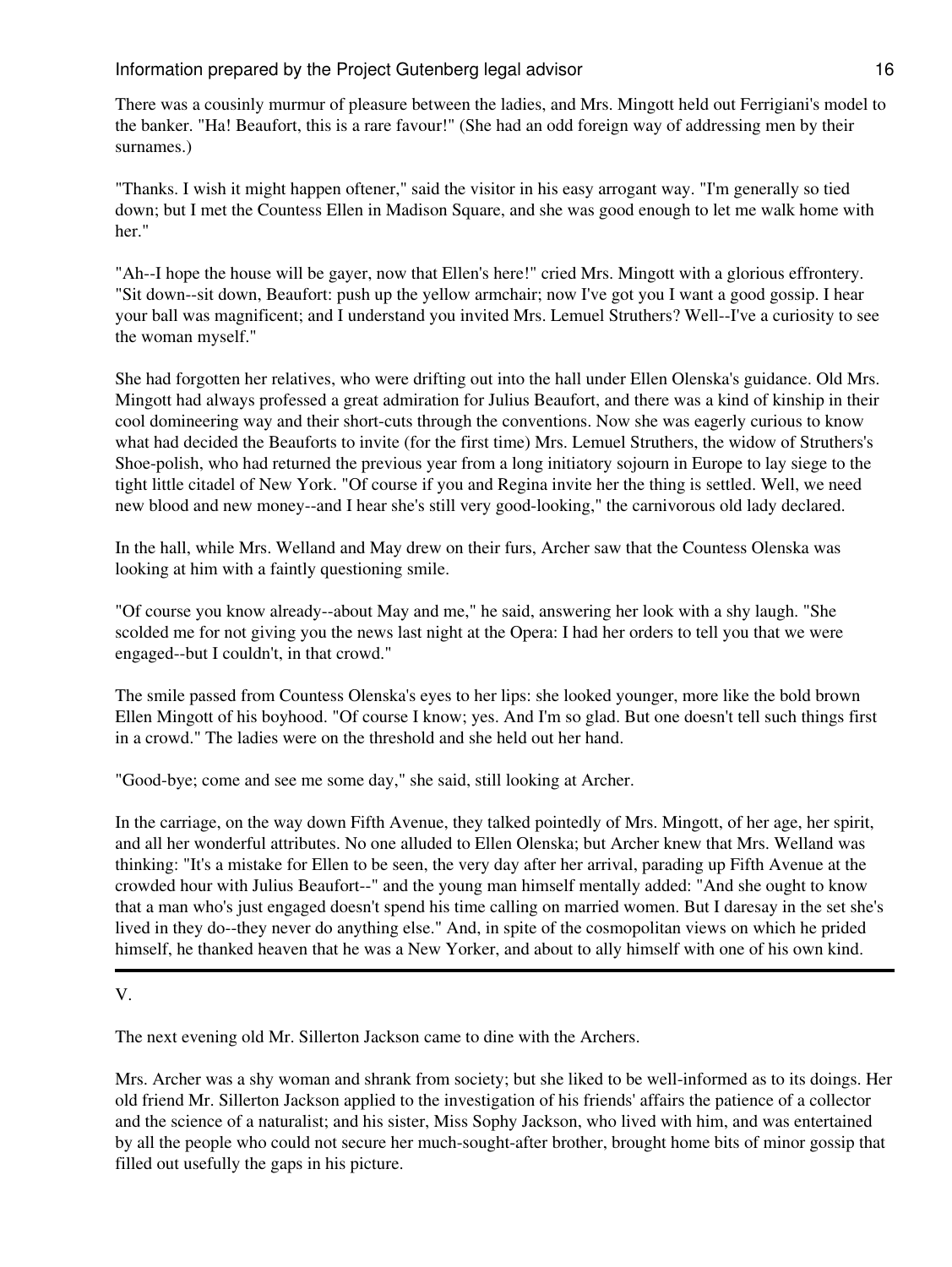There was a cousinly murmur of pleasure between the ladies, and Mrs. Mingott held out Ferrigiani's model to the banker. "Ha! Beaufort, this is a rare favour!" (She had an odd foreign way of addressing men by their surnames.)

"Thanks. I wish it might happen oftener," said the visitor in his easy arrogant way. "I'm generally so tied down; but I met the Countess Ellen in Madison Square, and she was good enough to let me walk home with her."

"Ah--I hope the house will be gayer, now that Ellen's here!" cried Mrs. Mingott with a glorious effrontery. "Sit down--sit down, Beaufort: push up the yellow armchair; now I've got you I want a good gossip. I hear your ball was magnificent; and I understand you invited Mrs. Lemuel Struthers? Well--I've a curiosity to see the woman myself."

She had forgotten her relatives, who were drifting out into the hall under Ellen Olenska's guidance. Old Mrs. Mingott had always professed a great admiration for Julius Beaufort, and there was a kind of kinship in their cool domineering way and their short-cuts through the conventions. Now she was eagerly curious to know what had decided the Beauforts to invite (for the first time) Mrs. Lemuel Struthers, the widow of Struthers's Shoe-polish, who had returned the previous year from a long initiatory sojourn in Europe to lay siege to the tight little citadel of New York. "Of course if you and Regina invite her the thing is settled. Well, we need new blood and new money--and I hear she's still very good-looking," the carnivorous old lady declared.

In the hall, while Mrs. Welland and May drew on their furs, Archer saw that the Countess Olenska was looking at him with a faintly questioning smile.

"Of course you know already--about May and me," he said, answering her look with a shy laugh. "She scolded me for not giving you the news last night at the Opera: I had her orders to tell you that we were engaged--but I couldn't, in that crowd."

The smile passed from Countess Olenska's eyes to her lips: she looked younger, more like the bold brown Ellen Mingott of his boyhood. "Of course I know; yes. And I'm so glad. But one doesn't tell such things first in a crowd." The ladies were on the threshold and she held out her hand.

"Good-bye; come and see me some day," she said, still looking at Archer.

In the carriage, on the way down Fifth Avenue, they talked pointedly of Mrs. Mingott, of her age, her spirit, and all her wonderful attributes. No one alluded to Ellen Olenska; but Archer knew that Mrs. Welland was thinking: "It's a mistake for Ellen to be seen, the very day after her arrival, parading up Fifth Avenue at the crowded hour with Julius Beaufort--" and the young man himself mentally added: "And she ought to know that a man who's just engaged doesn't spend his time calling on married women. But I daresay in the set she's lived in they do--they never do anything else." And, in spite of the cosmopolitan views on which he prided himself, he thanked heaven that he was a New Yorker, and about to ally himself with one of his own kind.

---

## V.

The next evening old Mr. Sillerton Jackson came to dine with the Archers.

Mrs. Archer was a shy woman and shrank from society; but she liked to be well-informed as to its doings. Her old friend Mr. Sillerton Jackson applied to the investigation of his friends' affairs the patience of a collector and the science of a naturalist; and his sister, Miss Sophy Jackson, who lived with him, and was entertained by all the people who could not secure her much-sought-after brother, brought home bits of minor gossip that filled out usefully the gaps in his picture.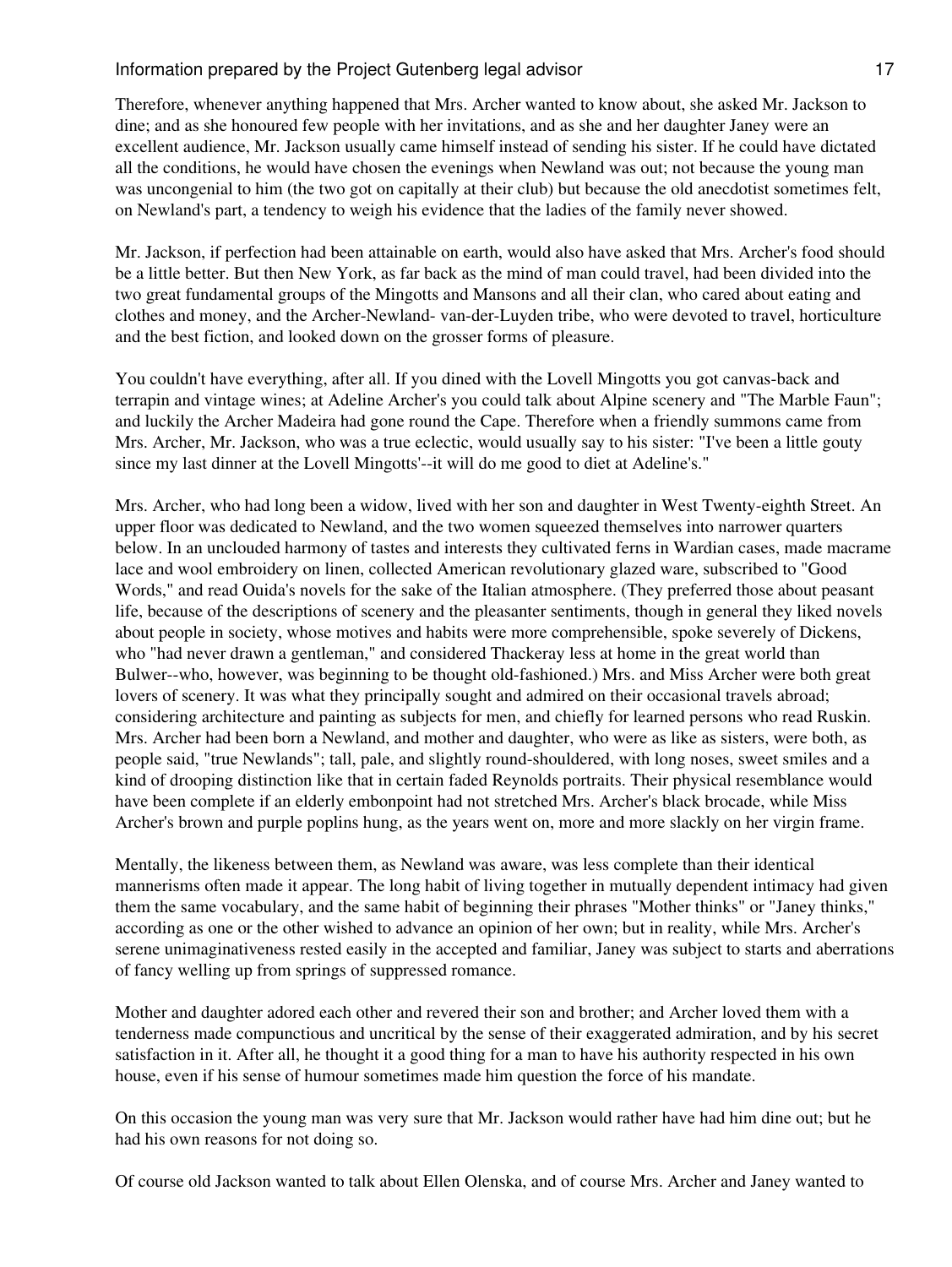Therefore, whenever anything happened that Mrs. Archer wanted to know about, she asked Mr. Jackson to dine; and as she honoured few people with her invitations, and as she and her daughter Janey were an excellent audience, Mr. Jackson usually came himself instead of sending his sister. If he could have dictated all the conditions, he would have chosen the evenings when Newland was out; not because the young man was uncongenial to him (the two got on capitally at their club) but because the old anecdotist sometimes felt, on Newland's part, a tendency to weigh his evidence that the ladies of the family never showed.

Mr. Jackson, if perfection had been attainable on earth, would also have asked that Mrs. Archer's food should be a little better. But then New York, as far back as the mind of man could travel, had been divided into the two great fundamental groups of the Mingotts and Mansons and all their clan, who cared about eating and clothes and money, and the Archer-Newland- van-der-Luyden tribe, who were devoted to travel, horticulture and the best fiction, and looked down on the grosser forms of pleasure.

You couldn't have everything, after all. If you dined with the Lovell Mingotts you got canvas-back and terrapin and vintage wines; at Adeline Archer's you could talk about Alpine scenery and "The Marble Faun"; and luckily the Archer Madeira had gone round the Cape. Therefore when a friendly summons came from Mrs. Archer, Mr. Jackson, who was a true eclectic, would usually say to his sister: "I've been a little gouty since my last dinner at the Lovell Mingotts'--it will do me good to diet at Adeline's."

Mrs. Archer, who had long been a widow, lived with her son and daughter in West Twenty-eighth Street. An upper floor was dedicated to Newland, and the two women squeezed themselves into narrower quarters below. In an unclouded harmony of tastes and interests they cultivated ferns in Wardian cases, made macrame lace and wool embroidery on linen, collected American revolutionary glazed ware, subscribed to "Good Words," and read Ouida's novels for the sake of the Italian atmosphere. (They preferred those about peasant life, because of the descriptions of scenery and the pleasanter sentiments, though in general they liked novels about people in society, whose motives and habits were more comprehensible, spoke severely of Dickens, who "had never drawn a gentleman," and considered Thackeray less at home in the great world than Bulwer--who, however, was beginning to be thought old-fashioned.) Mrs. and Miss Archer were both great lovers of scenery. It was what they principally sought and admired on their occasional travels abroad; considering architecture and painting as subjects for men, and chiefly for learned persons who read Ruskin. Mrs. Archer had been born a Newland, and mother and daughter, who were as like as sisters, were both, as people said, "true Newlands"; tall, pale, and slightly round-shouldered, with long noses, sweet smiles and a kind of drooping distinction like that in certain faded Reynolds portraits. Their physical resemblance would have been complete if an elderly embonpoint had not stretched Mrs. Archer's black brocade, while Miss Archer's brown and purple poplins hung, as the years went on, more and more slackly on her virgin frame.

Mentally, the likeness between them, as Newland was aware, was less complete than their identical mannerisms often made it appear. The long habit of living together in mutually dependent intimacy had given them the same vocabulary, and the same habit of beginning their phrases "Mother thinks" or "Janey thinks," according as one or the other wished to advance an opinion of her own; but in reality, while Mrs. Archer's serene unimaginativeness rested easily in the accepted and familiar, Janey was subject to starts and aberrations of fancy welling up from springs of suppressed romance.

Mother and daughter adored each other and revered their son and brother; and Archer loved them with a tenderness made compunctious and uncritical by the sense of their exaggerated admiration, and by his secret satisfaction in it. After all, he thought it a good thing for a man to have his authority respected in his own house, even if his sense of humour sometimes made him question the force of his mandate.

On this occasion the young man was very sure that Mr. Jackson would rather have had him dine out; but he had his own reasons for not doing so.

Of course old Jackson wanted to talk about Ellen Olenska, and of course Mrs. Archer and Janey wanted to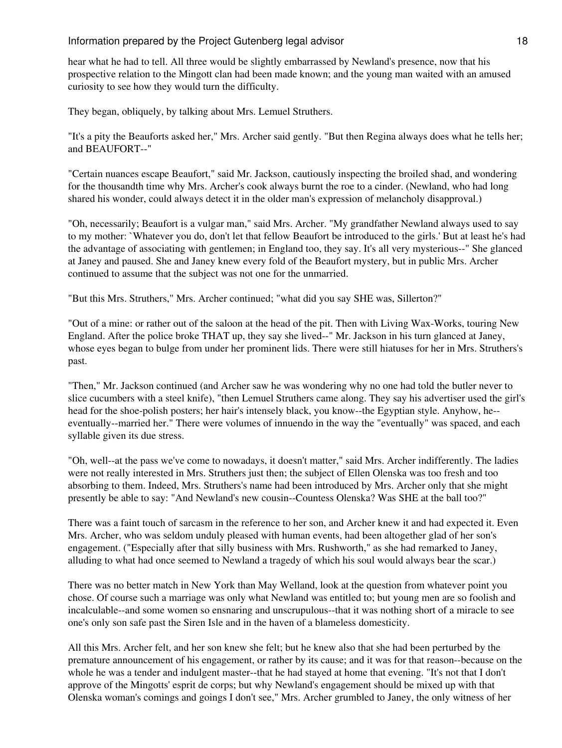hear what he had to tell. All three would be slightly embarrassed by Newland's presence, now that his prospective relation to the Mingott clan had been made known; and the young man waited with an amused curiosity to see how they would turn the difficulty.

They began, obliquely, by talking about Mrs. Lemuel Struthers.

"It's a pity the Beauforts asked her," Mrs. Archer said gently. "But then Regina always does what he tells her; and BEAUFORT--"

"Certain nuances escape Beaufort," said Mr. Jackson, cautiously inspecting the broiled shad, and wondering for the thousandth time why Mrs. Archer's cook always burnt the roe to a cinder. (Newland, who had long shared his wonder, could always detect it in the older man's expression of melancholy disapproval.)

"Oh, necessarily; Beaufort is a vulgar man," said Mrs. Archer. "My grandfather Newland always used to say to my mother: `Whatever you do, don't let that fellow Beaufort be introduced to the girls.' But at least he's had the advantage of associating with gentlemen; in England too, they say. It's all very mysterious--" She glanced at Janey and paused. She and Janey knew every fold of the Beaufort mystery, but in public Mrs. Archer continued to assume that the subject was not one for the unmarried.

"But this Mrs. Struthers," Mrs. Archer continued; "what did you say SHE was, Sillerton?"

"Out of a mine: or rather out of the saloon at the head of the pit. Then with Living Wax-Works, touring New England. After the police broke THAT up, they say she lived--" Mr. Jackson in his turn glanced at Janey, whose eyes began to bulge from under her prominent lids. There were still hiatuses for her in Mrs. Struthers's past.

"Then," Mr. Jackson continued (and Archer saw he was wondering why no one had told the butler never to slice cucumbers with a steel knife), "then Lemuel Struthers came along. They say his advertiser used the girl's head for the shoe-polish posters; her hair's intensely black, you know--the Egyptian style. Anyhow, he--eventually--married her." There were volumes of innuendo in the way the "eventually" was spaced, and each syllable given its due stress.

"Oh, well--at the pass we've come to nowadays, it doesn't matter," said Mrs. Archer indifferently. The ladies were not really interested in Mrs. Struthers just then; the subject of Ellen Olenska was too fresh and too absorbing to them. Indeed, Mrs. Struthers's name had been introduced by Mrs. Archer only that she might presently be able to say: "And Newland's new cousin--Countess Olenska? Was SHE at the ball too?"

There was a faint touch of sarcasm in the reference to her son, and Archer knew it and had expected it. Even Mrs. Archer, who was seldom unduly pleased with human events, had been altogether glad of her son's engagement. ("Especially after that silly business with Mrs. Rushworth," as she had remarked to Janey, alluding to what had once seemed to Newland a tragedy of which his soul would always bear the scar.)

There was no better match in New York than May Welland, look at the question from whatever point you chose. Of course such a marriage was only what Newland was entitled to; but young men are so foolish and incalculable--and some women so ensnaring and unscrupulous--that it was nothing short of a miracle to see one's only son safe past the Siren Isle and in the haven of a blameless domesticity.

All this Mrs. Archer felt, and her son knew she felt; but he knew also that she had been perturbed by the premature announcement of his engagement, or rather by its cause; and it was for that reason--because on the whole he was a tender and indulgent master--that he had stayed at home that evening. "It's not that I don't approve of the Mingotts' esprit de corps; but why Newland's engagement should be mixed up with that Olenska woman's comings and goings I don't see," Mrs. Archer grumbled to Janey, the only witness of her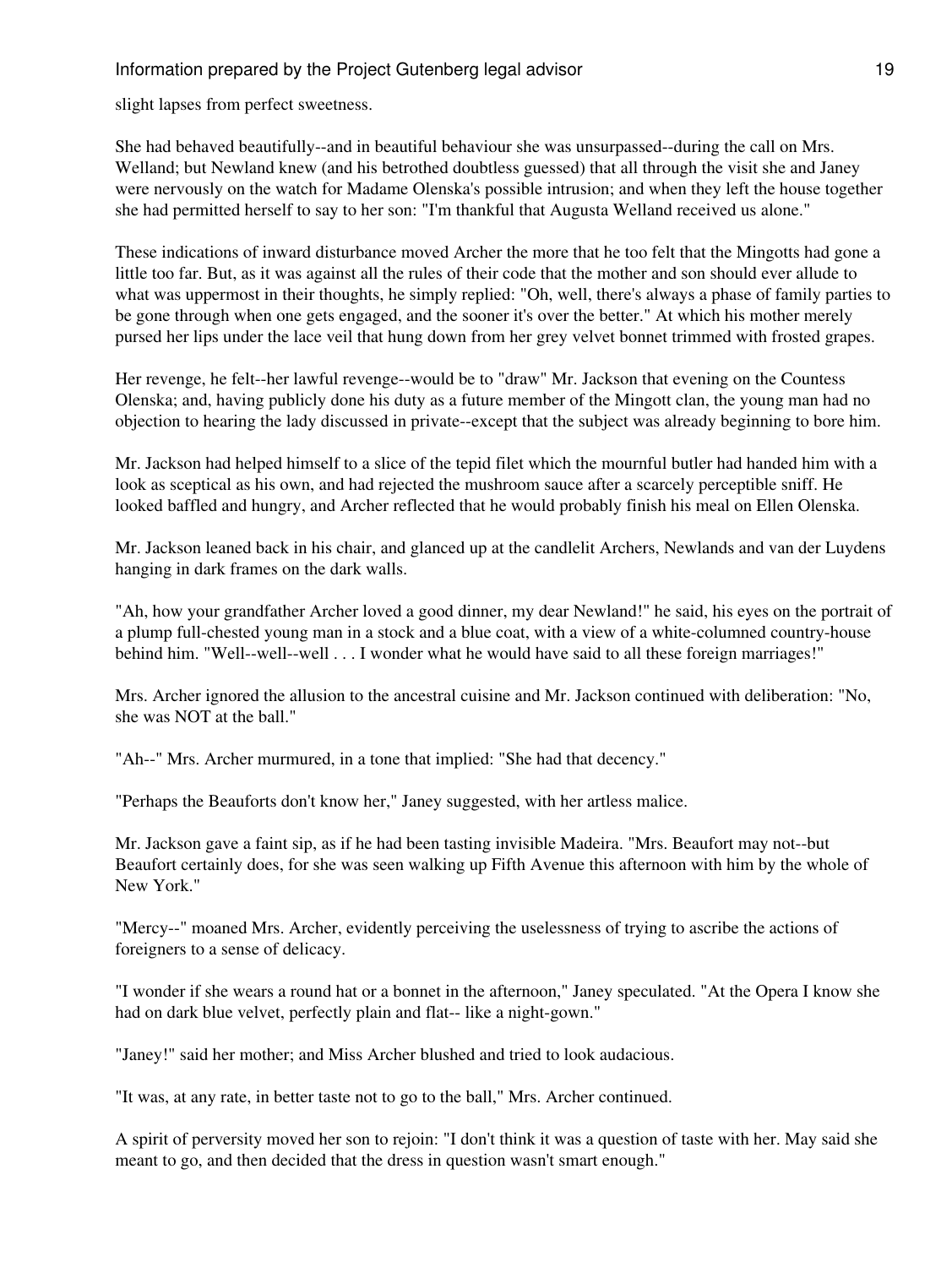slight lapses from perfect sweetness.

She had behaved beautifully--and in beautiful behaviour she was unsurpassed--during the call on Mrs. Welland; but Newland knew (and his betrothed doubtless guessed) that all through the visit she and Janey were nervously on the watch for Madame Olenska's possible intrusion; and when they left the house together she had permitted herself to say to her son: "I'm thankful that Augusta Welland received us alone."

These indications of inward disturbance moved Archer the more that he too felt that the Mingotts had gone a little too far. But, as it was against all the rules of their code that the mother and son should ever allude to what was uppermost in their thoughts, he simply replied: "Oh, well, there's always a phase of family parties to be gone through when one gets engaged, and the sooner it's over the better." At which his mother merely pursed her lips under the lace veil that hung down from her grey velvet bonnet trimmed with frosted grapes.

Her revenge, he felt--her lawful revenge--would be to "draw" Mr. Jackson that evening on the Countess Olenska; and, having publicly done his duty as a future member of the Mingott clan, the young man had no objection to hearing the lady discussed in private--except that the subject was already beginning to bore him.

Mr. Jackson had helped himself to a slice of the tepid filet which the mournful butler had handed him with a look as sceptical as his own, and had rejected the mushroom sauce after a scarcely perceptible sniff. He looked baffled and hungry, and Archer reflected that he would probably finish his meal on Ellen Olenska.

Mr. Jackson leaned back in his chair, and glanced up at the candlelit Archers, Newlands and van der Luydens hanging in dark frames on the dark walls.

"Ah, how your grandfather Archer loved a good dinner, my dear Newland!" he said, his eyes on the portrait of a plump full-chested young man in a stock and a blue coat, with a view of a white-columned country-house behind him. "Well--well--well . . . I wonder what he would have said to all these foreign marriages!"

Mrs. Archer ignored the allusion to the ancestral cuisine and Mr. Jackson continued with deliberation: "No, she was NOT at the ball."

"Ah--" Mrs. Archer murmured, in a tone that implied: "She had that decency."

"Perhaps the Beauforts don't know her," Janey suggested, with her artless malice.

Mr. Jackson gave a faint sip, as if he had been tasting invisible Madeira. "Mrs. Beaufort may not--but Beaufort certainly does, for she was seen walking up Fifth Avenue this afternoon with him by the whole of New York."

"Mercy--" moaned Mrs. Archer, evidently perceiving the uselessness of trying to ascribe the actions of foreigners to a sense of delicacy.

"I wonder if she wears a round hat or a bonnet in the afternoon," Janey speculated. "At the Opera I know she had on dark blue velvet, perfectly plain and flat-- like a night-gown."

"Janey!" said her mother; and Miss Archer blushed and tried to look audacious.

"It was, at any rate, in better taste not to go to the ball," Mrs. Archer continued.

A spirit of perversity moved her son to rejoin: "I don't think it was a question of taste with her. May said she meant to go, and then decided that the dress in question wasn't smart enough."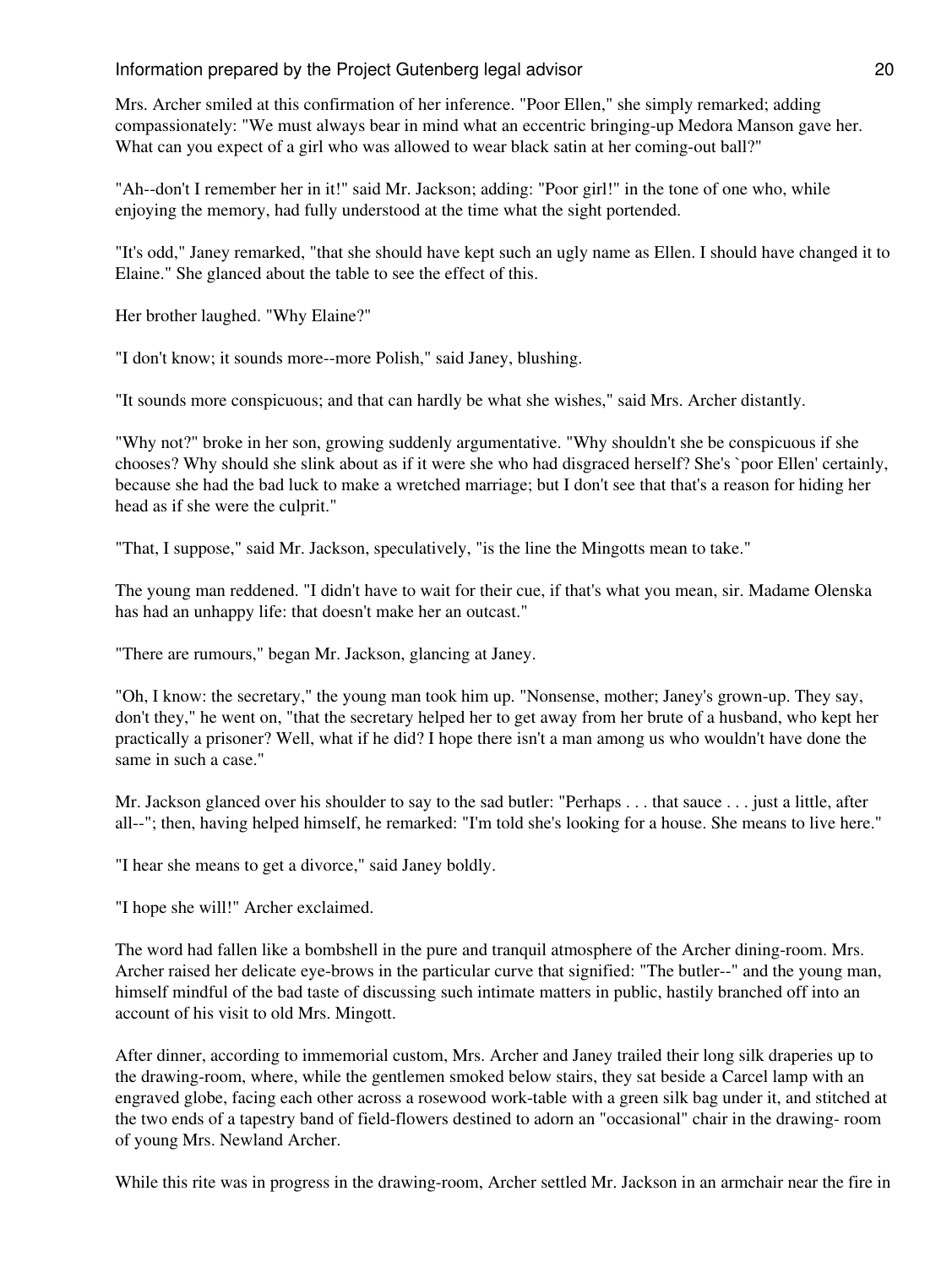Mrs. Archer smiled at this confirmation of her inference. "Poor Ellen," she simply remarked; adding compassionately: "We must always bear in mind what an eccentric bringing-up Medora Manson gave her. What can you expect of a girl who was allowed to wear black satin at her coming-out ball?"

"Ah--don't I remember her in it!" said Mr. Jackson; adding: "Poor girl!" in the tone of one who, while enjoying the memory, had fully understood at the time what the sight portended.

"It's odd," Janey remarked, "that she should have kept such an ugly name as Ellen. I should have changed it to Elaine." She glanced about the table to see the effect of this.

Her brother laughed. "Why Elaine?"

"I don't know; it sounds more--more Polish," said Janey, blushing.

"It sounds more conspicuous; and that can hardly be what she wishes," said Mrs. Archer distantly.

"Why not?" broke in her son, growing suddenly argumentative. "Why shouldn't she be conspicuous if she chooses? Why should she slink about as if it were she who had disgraced herself? She's `poor Ellen' certainly, because she had the bad luck to make a wretched marriage; but I don't see that that's a reason for hiding her head as if she were the culprit."

"That, I suppose," said Mr. Jackson, speculatively, "is the line the Mingotts mean to take."

The young man reddened. "I didn't have to wait for their cue, if that's what you mean, sir. Madame Olenska has had an unhappy life: that doesn't make her an outcast."

"There are rumours," began Mr. Jackson, glancing at Janey.

"Oh, I know: the secretary," the young man took him up. "Nonsense, mother; Janey's grown-up. They say, don't they," he went on, "that the secretary helped her to get away from her brute of a husband, who kept her practically a prisoner? Well, what if he did? I hope there isn't a man among us who wouldn't have done the same in such a case."

Mr. Jackson glanced over his shoulder to say to the sad butler: "Perhaps . . . that sauce . . . just a little, after all--"; then, having helped himself, he remarked: "I'm told she's looking for a house. She means to live here."

"I hear she means to get a divorce," said Janey boldly.

"I hope she will!" Archer exclaimed.

The word had fallen like a bombshell in the pure and tranquil atmosphere of the Archer dining-room. Mrs. Archer raised her delicate eye-brows in the particular curve that signified: "The butler--" and the young man, himself mindful of the bad taste of discussing such intimate matters in public, hastily branched off into an account of his visit to old Mrs. Mingott.

After dinner, according to immemorial custom, Mrs. Archer and Janey trailed their long silk draperies up to the drawing-room, where, while the gentlemen smoked below stairs, they sat beside a Carcel lamp with an engraved globe, facing each other across a rosewood work-table with a green silk bag under it, and stitched at the two ends of a tapestry band of field-flowers destined to adorn an "occasional" chair in the drawing- room of young Mrs. Newland Archer.

While this rite was in progress in the drawing-room, Archer settled Mr. Jackson in an armchair near the fire in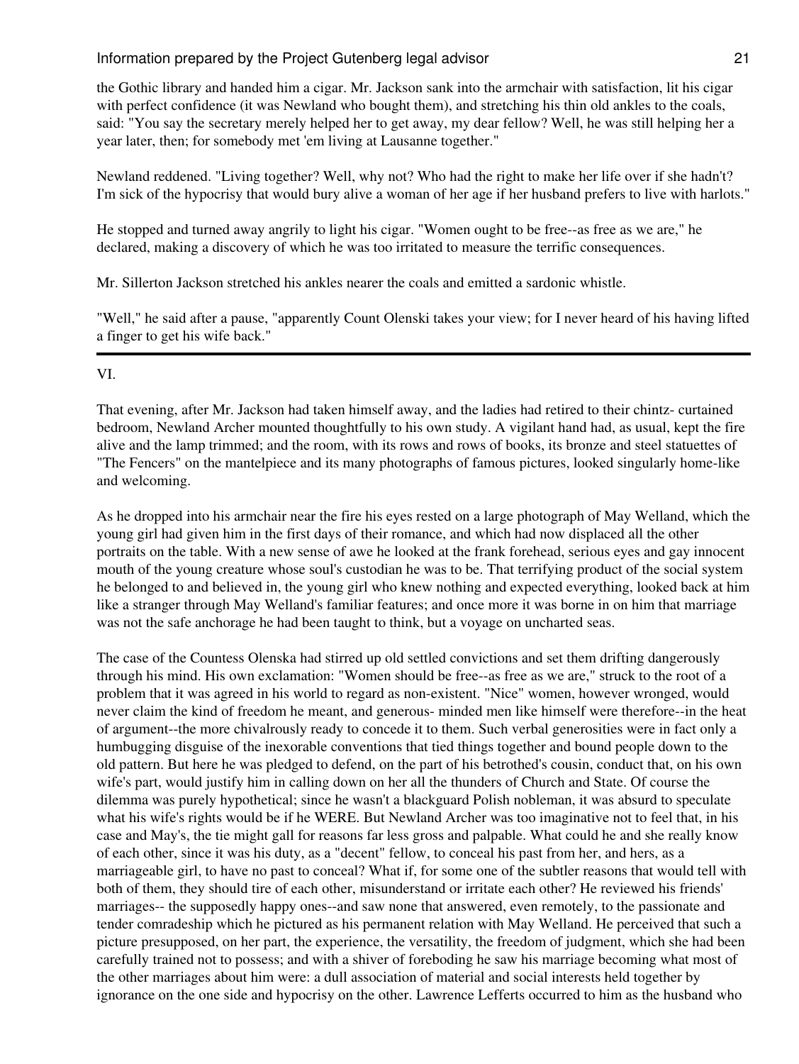the Gothic library and handed him a cigar. Mr. Jackson sank into the armchair with satisfaction, lit his cigar with perfect confidence (it was Newland who bought them), and stretching his thin old ankles to the coals, said: "You say the secretary merely helped her to get away, my dear fellow? Well, he was still helping her a year later, then; for somebody met 'em living at Lausanne together."

Newland reddened. "Living together? Well, why not? Who had the right to make her life over if she hadn't? I'm sick of the hypocrisy that would bury alive a woman of her age if her husband prefers to live with harlots."

He stopped and turned away angrily to light his cigar. "Women ought to be free--as free as we are," he declared, making a discovery of which he was too irritated to measure the terrific consequences.

Mr. Sillerton Jackson stretched his ankles nearer the coals and emitted a sardonic whistle.

"Well," he said after a pause, "apparently Count Olenski takes your view; for I never heard of his having lifted a finger to get his wife back."

---

## VI.

That evening, after Mr. Jackson had taken himself away, and the ladies had retired to their chintz- curtained bedroom, Newland Archer mounted thoughtfully to his own study. A vigilant hand had, as usual, kept the fire alive and the lamp trimmed; and the room, with its rows and rows of books, its bronze and steel statuettes of "The Fencers" on the mantelpiece and its many photographs of famous pictures, looked singularly home-like and welcoming.

As he dropped into his armchair near the fire his eyes rested on a large photograph of May Welland, which the young girl had given him in the first days of their romance, and which had now displaced all the other portraits on the table. With a new sense of awe he looked at the frank forehead, serious eyes and gay innocent mouth of the young creature whose soul's custodian he was to be. That terrifying product of the social system he belonged to and believed in, the young girl who knew nothing and expected everything, looked back at him like a stranger through May Welland's familiar features; and once more it was borne in on him that marriage was not the safe anchorage he had been taught to think, but a voyage on uncharted seas.

The case of the Countess Olenska had stirred up old settled convictions and set them drifting dangerously through his mind. His own exclamation: "Women should be free--as free as we are," struck to the root of a problem that it was agreed in his world to regard as non-existent. "Nice" women, however wronged, would never claim the kind of freedom he meant, and generous- minded men like himself were therefore--in the heat of argument--the more chivalrously ready to concede it to them. Such verbal generosities were in fact only a humbugging disguise of the inexorable conventions that tied things together and bound people down to the old pattern. But here he was pledged to defend, on the part of his betrothed's cousin, conduct that, on his own wife's part, would justify him in calling down on her all the thunders of Church and State. Of course the dilemma was purely hypothetical; since he wasn't a blackguard Polish nobleman, it was absurd to speculate what his wife's rights would be if he WERE. But Newland Archer was too imaginative not to feel that, in his case and May's, the tie might gall for reasons far less gross and palpable. What could he and she really know of each other, since it was his duty, as a "decent" fellow, to conceal his past from her, and hers, as a marriageable girl, to have no past to conceal? What if, for some one of the subtler reasons that would tell with both of them, they should tire of each other, misunderstand or irritate each other? He reviewed his friends' marriages-- the supposedly happy ones--and saw none that answered, even remotely, to the passionate and tender comradeship which he pictured as his permanent relation with May Welland. He perceived that such a picture presupposed, on her part, the experience, the versatility, the freedom of judgment, which she had been carefully trained not to possess; and with a shiver of foreboding he saw his marriage becoming what most of the other marriages about him were: a dull association of material and social interests held together by ignorance on the one side and hypocrisy on the other. Lawrence Lefferts occurred to him as the husband who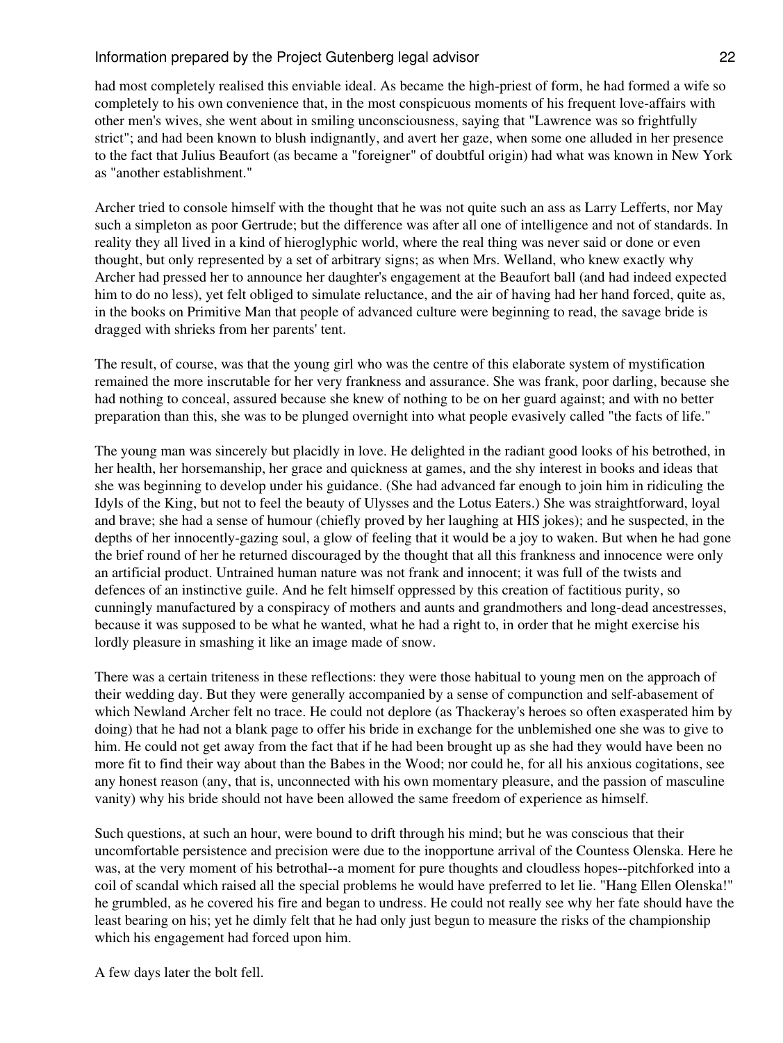had most completely realised this enviable ideal. As became the high-priest of form, he had formed a wife so completely to his own convenience that, in the most conspicuous moments of his frequent love-affairs with other men's wives, she went about in smiling unconsciousness, saying that "Lawrence was so frightfully strict"; and had been known to blush indignantly, and avert her gaze, when some one alluded in her presence to the fact that Julius Beaufort (as became a "foreigner" of doubtful origin) had what was known in New York as "another establishment."

Archer tried to console himself with the thought that he was not quite such an ass as Larry Lefferts, nor May such a simpleton as poor Gertrude; but the difference was after all one of intelligence and not of standards. In reality they all lived in a kind of hieroglyphic world, where the real thing was never said or done or even thought, but only represented by a set of arbitrary signs; as when Mrs. Welland, who knew exactly why Archer had pressed her to announce her daughter's engagement at the Beaufort ball (and had indeed expected him to do no less), yet felt obliged to simulate reluctance, and the air of having had her hand forced, quite as, in the books on Primitive Man that people of advanced culture were beginning to read, the savage bride is dragged with shrieks from her parents' tent.

The result, of course, was that the young girl who was the centre of this elaborate system of mystification remained the more inscrutable for her very frankness and assurance. She was frank, poor darling, because she had nothing to conceal, assured because she knew of nothing to be on her guard against; and with no better preparation than this, she was to be plunged overnight into what people evasively called "the facts of life."

The young man was sincerely but placidly in love. He delighted in the radiant good looks of his betrothed, in her health, her horsemanship, her grace and quickness at games, and the shy interest in books and ideas that she was beginning to develop under his guidance. (She had advanced far enough to join him in ridiculing the Idyls of the King, but not to feel the beauty of Ulysses and the Lotus Eaters.) She was straightforward, loyal and brave; she had a sense of humour (chiefly proved by her laughing at HIS jokes); and he suspected, in the depths of her innocently-gazing soul, a glow of feeling that it would be a joy to waken. But when he had gone the brief round of her he returned discouraged by the thought that all this frankness and innocence were only an artificial product. Untrained human nature was not frank and innocent; it was full of the twists and defences of an instinctive guile. And he felt himself oppressed by this creation of factitious purity, so cunningly manufactured by a conspiracy of mothers and aunts and grandmothers and long-dead ancestresses, because it was supposed to be what he wanted, what he had a right to, in order that he might exercise his lordly pleasure in smashing it like an image made of snow.

There was a certain triteness in these reflections: they were those habitual to young men on the approach of their wedding day. But they were generally accompanied by a sense of compunction and self-abasement of which Newland Archer felt no trace. He could not deplore (as Thackeray's heroes so often exasperated him by doing) that he had not a blank page to offer his bride in exchange for the unblemished one she was to give to him. He could not get away from the fact that if he had been brought up as she had they would have been no more fit to find their way about than the Babes in the Wood; nor could he, for all his anxious cogitations, see any honest reason (any, that is, unconnected with his own momentary pleasure, and the passion of masculine vanity) why his bride should not have been allowed the same freedom of experience as himself.

Such questions, at such an hour, were bound to drift through his mind; but he was conscious that their uncomfortable persistence and precision were due to the inopportune arrival of the Countess Olenska. Here he was, at the very moment of his betrothal--a moment for pure thoughts and cloudless hopes--pitchforked into a coil of scandal which raised all the special problems he would have preferred to let lie. "Hang Ellen Olenska!" he grumbled, as he covered his fire and began to undress. He could not really see why her fate should have the least bearing on his; yet he dimly felt that he had only just begun to measure the risks of the championship which his engagement had forced upon him.

A few days later the bolt fell.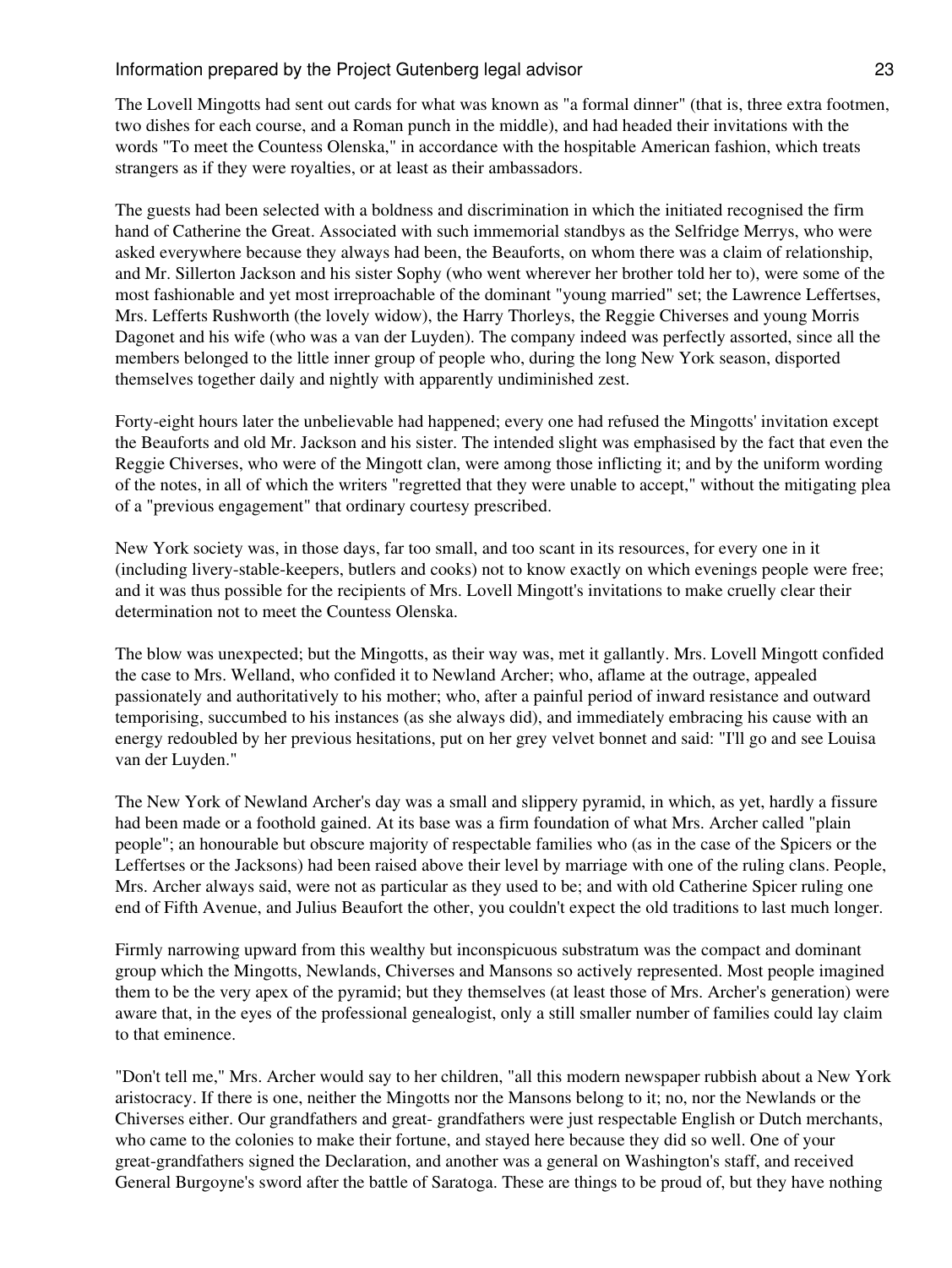The Lovell Mingotts had sent out cards for what was known as "a formal dinner" (that is, three extra footmen, two dishes for each course, and a Roman punch in the middle), and had headed their invitations with the words "To meet the Countess Olenska," in accordance with the hospitable American fashion, which treats strangers as if they were royalties, or at least as their ambassadors.

The guests had been selected with a boldness and discrimination in which the initiated recognised the firm hand of Catherine the Great. Associated with such immemorial standbys as the Selfridge Merrys, who were asked everywhere because they always had been, the Beauforts, on whom there was a claim of relationship, and Mr. Sillerton Jackson and his sister Sophy (who went wherever her brother told her to), were some of the most fashionable and yet most irreproachable of the dominant "young married" set; the Lawrence Leffertses, Mrs. Lefferts Rushworth (the lovely widow), the Harry Thorleys, the Reggie Chiverses and young Morris Dagonet and his wife (who was a van der Luyden). The company indeed was perfectly assorted, since all the members belonged to the little inner group of people who, during the long New York season, disported themselves together daily and nightly with apparently undiminished zest.

Forty-eight hours later the unbelievable had happened; every one had refused the Mingotts' invitation except the Beauforts and old Mr. Jackson and his sister. The intended slight was emphasised by the fact that even the Reggie Chiverses, who were of the Mingott clan, were among those inflicting it; and by the uniform wording of the notes, in all of which the writers "regretted that they were unable to accept," without the mitigating plea of a "previous engagement" that ordinary courtesy prescribed.

New York society was, in those days, far too small, and too scant in its resources, for every one in it (including livery-stable-keepers, butlers and cooks) not to know exactly on which evenings people were free; and it was thus possible for the recipients of Mrs. Lovell Mingott's invitations to make cruelly clear their determination not to meet the Countess Olenska.

The blow was unexpected; but the Mingotts, as their way was, met it gallantly. Mrs. Lovell Mingott confided the case to Mrs. Welland, who confided it to Newland Archer; who, aflame at the outrage, appealed passionately and authoritatively to his mother; who, after a painful period of inward resistance and outward temporising, succumbed to his instances (as she always did), and immediately embracing his cause with an energy redoubled by her previous hesitations, put on her grey velvet bonnet and said: "I'll go and see Louisa van der Luyden."

The New York of Newland Archer's day was a small and slippery pyramid, in which, as yet, hardly a fissure had been made or a foothold gained. At its base was a firm foundation of what Mrs. Archer called "plain people"; an honourable but obscure majority of respectable families who (as in the case of the Spicers or the Leffertses or the Jacksons) had been raised above their level by marriage with one of the ruling clans. People, Mrs. Archer always said, were not as particular as they used to be; and with old Catherine Spicer ruling one end of Fifth Avenue, and Julius Beaufort the other, you couldn't expect the old traditions to last much longer.

Firmly narrowing upward from this wealthy but inconspicuous substratum was the compact and dominant group which the Mingotts, Newlands, Chiverses and Mansons so actively represented. Most people imagined them to be the very apex of the pyramid; but they themselves (at least those of Mrs. Archer's generation) were aware that, in the eyes of the professional genealogist, only a still smaller number of families could lay claim to that eminence.

"Don't tell me," Mrs. Archer would say to her children, "all this modern newspaper rubbish about a New York aristocracy. If there is one, neither the Mingotts nor the Mansons belong to it; no, nor the Newlands or the Chiverses either. Our grandfathers and great- grandfathers were just respectable English or Dutch merchants, who came to the colonies to make their fortune, and stayed here because they did so well. One of your great-grandfathers signed the Declaration, and another was a general on Washington's staff, and received General Burgoyne's sword after the battle of Saratoga. These are things to be proud of, but they have nothing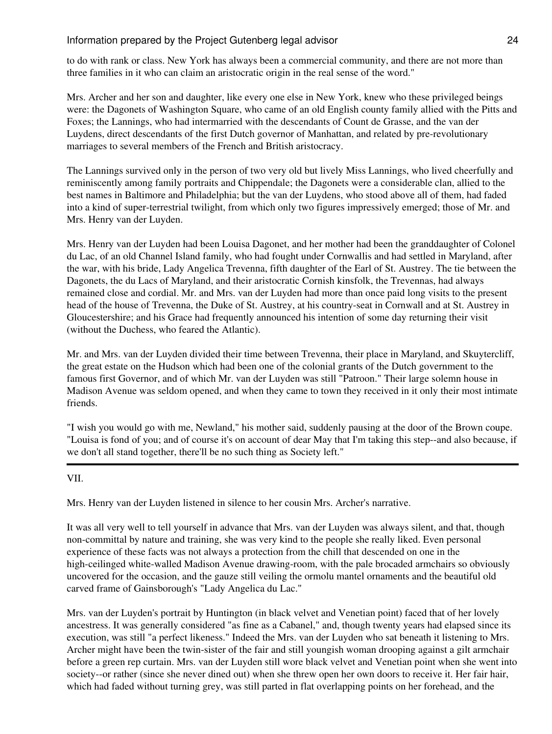to do with rank or class. New York has always been a commercial community, and there are not more than three families in it who can claim an aristocratic origin in the real sense of the word."

Mrs. Archer and her son and daughter, like every one else in New York, knew who these privileged beings were: the Dagonets of Washington Square, who came of an old English county family allied with the Pitts and Foxes; the Lannings, who had intermarried with the descendants of Count de Grasse, and the van der Luydens, direct descendants of the first Dutch governor of Manhattan, and related by pre-revolutionary marriages to several members of the French and British aristocracy.

The Lannings survived only in the person of two very old but lively Miss Lannings, who lived cheerfully and reminiscently among family portraits and Chippendale; the Dagonets were a considerable clan, allied to the best names in Baltimore and Philadelphia; but the van der Luydens, who stood above all of them, had faded into a kind of super-terrestrial twilight, from which only two figures impressively emerged; those of Mr. and Mrs. Henry van der Luyden.

Mrs. Henry van der Luyden had been Louisa Dagonet, and her mother had been the granddaughter of Colonel du Lac, of an old Channel Island family, who had fought under Cornwallis and had settled in Maryland, after the war, with his bride, Lady Angelica Trevenna, fifth daughter of the Earl of St. Austrey. The tie between the Dagonets, the du Lacs of Maryland, and their aristocratic Cornish kinsfolk, the Trevennas, had always remained close and cordial. Mr. and Mrs. van der Luyden had more than once paid long visits to the present head of the house of Trevenna, the Duke of St. Austrey, at his country-seat in Cornwall and at St. Austrey in Gloucestershire; and his Grace had frequently announced his intention of some day returning their visit (without the Duchess, who feared the Atlantic).

Mr. and Mrs. van der Luyden divided their time between Trevenna, their place in Maryland, and Skuytercliff, the great estate on the Hudson which had been one of the colonial grants of the Dutch government to the famous first Governor, and of which Mr. van der Luyden was still "Patroon." Their large solemn house in Madison Avenue was seldom opened, and when they came to town they received in it only their most intimate friends.

"I wish you would go with me, Newland," his mother said, suddenly pausing at the door of the Brown coupe. "Louisa is fond of you; and of course it's on account of dear May that I'm taking this step--and also because, if we don't all stand together, there'll be no such thing as Society left."

---

## VII.

Mrs. Henry van der Luyden listened in silence to her cousin Mrs. Archer's narrative.

It was all very well to tell yourself in advance that Mrs. van der Luyden was always silent, and that, though non-committal by nature and training, she was very kind to the people she really liked. Even personal experience of these facts was not always a protection from the chill that descended on one in the high-ceilinged white-walled Madison Avenue drawing-room, with the pale brocaded armchairs so obviously uncovered for the occasion, and the gauze still veiling the ormolu mantel ornaments and the beautiful old carved frame of Gainsborough's "Lady Angelica du Lac."

Mrs. van der Luyden's portrait by Huntington (in black velvet and Venetian point) faced that of her lovely ancestress. It was generally considered "as fine as a Cabanel," and, though twenty years had elapsed since its execution, was still "a perfect likeness." Indeed the Mrs. van der Luyden who sat beneath it listening to Mrs. Archer might have been the twin-sister of the fair and still youngish woman drooping against a gilt armchair before a green rep curtain. Mrs. van der Luyden still wore black velvet and Venetian point when she went into society--or rather (since she never dined out) when she threw open her own doors to receive it. Her fair hair, which had faded without turning grey, was still parted in flat overlapping points on her forehead, and the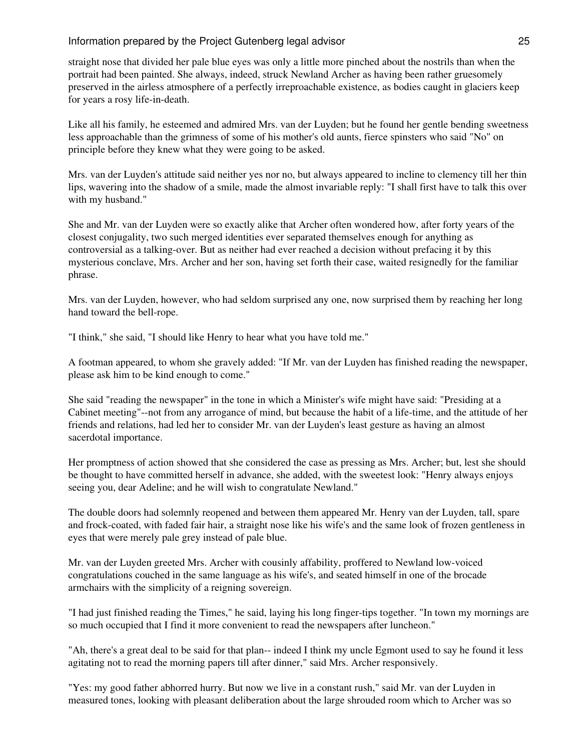straight nose that divided her pale blue eyes was only a little more pinched about the nostrils than when the portrait had been painted. She always, indeed, struck Newland Archer as having been rather gruesomely preserved in the airless atmosphere of a perfectly irreproachable existence, as bodies caught in glaciers keep for years a rosy life-in-death.

Like all his family, he esteemed and admired Mrs. van der Luyden; but he found her gentle bending sweetness less approachable than the grimness of some of his mother's old aunts, fierce spinsters who said "No" on principle before they knew what they were going to be asked.

Mrs. van der Luyden's attitude said neither yes nor no, but always appeared to incline to clemency till her thin lips, wavering into the shadow of a smile, made the almost invariable reply: "I shall first have to talk this over with my husband."

She and Mr. van der Luyden were so exactly alike that Archer often wondered how, after forty years of the closest conjugality, two such merged identities ever separated themselves enough for anything as controversial as a talking-over. But as neither had ever reached a decision without prefacing it by this mysterious conclave, Mrs. Archer and her son, having set forth their case, waited resignedly for the familiar phrase.

Mrs. van der Luyden, however, who had seldom surprised any one, now surprised them by reaching her long hand toward the bell-rope.

"I think," she said, "I should like Henry to hear what you have told me."

A footman appeared, to whom she gravely added: "If Mr. van der Luyden has finished reading the newspaper, please ask him to be kind enough to come."

She said "reading the newspaper" in the tone in which a Minister's wife might have said: "Presiding at a Cabinet meeting"--not from any arrogance of mind, but because the habit of a life-time, and the attitude of her friends and relations, had led her to consider Mr. van der Luyden's least gesture as having an almost sacerdotal importance.

Her promptness of action showed that she considered the case as pressing as Mrs. Archer; but, lest she should be thought to have committed herself in advance, she added, with the sweetest look: "Henry always enjoys seeing you, dear Adeline; and he will wish to congratulate Newland."

The double doors had solemnly reopened and between them appeared Mr. Henry van der Luyden, tall, spare and frock-coated, with faded fair hair, a straight nose like his wife's and the same look of frozen gentleness in eyes that were merely pale grey instead of pale blue.

Mr. van der Luyden greeted Mrs. Archer with cousinly affability, proffered to Newland low-voiced congratulations couched in the same language as his wife's, and seated himself in one of the brocade armchairs with the simplicity of a reigning sovereign.

"I had just finished reading the Times," he said, laying his long finger-tips together. "In town my mornings are so much occupied that I find it more convenient to read the newspapers after luncheon."

"Ah, there's a great deal to be said for that plan-- indeed I think my uncle Egmont used to say he found it less agitating not to read the morning papers till after dinner," said Mrs. Archer responsively.

"Yes: my good father abhorred hurry. But now we live in a constant rush," said Mr. van der Luyden in measured tones, looking with pleasant deliberation about the large shrouded room which to Archer was so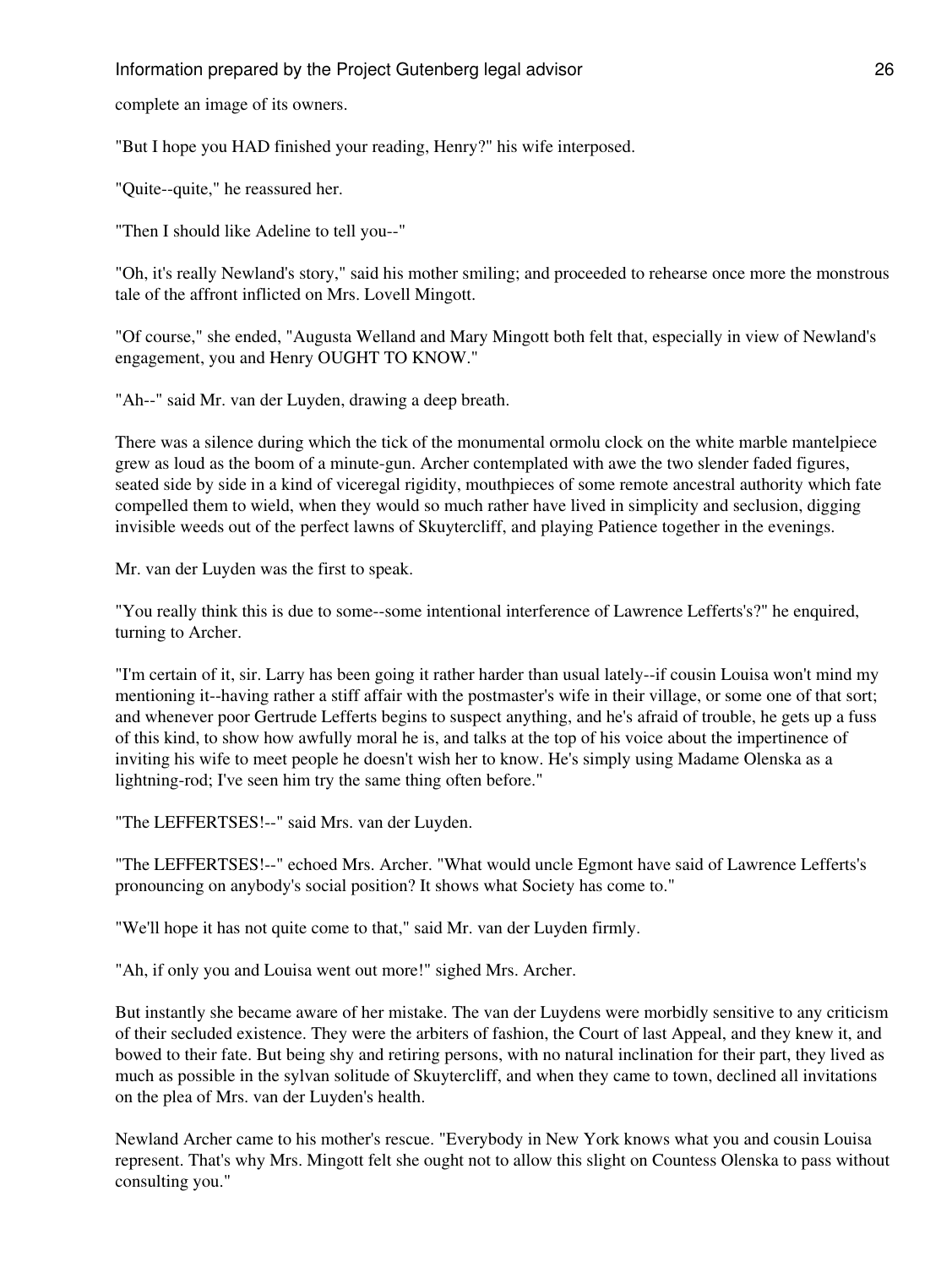complete an image of its owners.

"But I hope you HAD finished your reading, Henry?" his wife interposed.

"Quite--quite," he reassured her.

"Then I should like Adeline to tell you--"

"Oh, it's really Newland's story," said his mother smiling; and proceeded to rehearse once more the monstrous tale of the affront inflicted on Mrs. Lovell Mingott.

"Of course," she ended, "Augusta Welland and Mary Mingott both felt that, especially in view of Newland's engagement, you and Henry OUGHT TO KNOW."

"Ah--" said Mr. van der Luyden, drawing a deep breath.

There was a silence during which the tick of the monumental ormolu clock on the white marble mantelpiece grew as loud as the boom of a minute-gun. Archer contemplated with awe the two slender faded figures, seated side by side in a kind of viceregal rigidity, mouthpieces of some remote ancestral authority which fate compelled them to wield, when they would so much rather have lived in simplicity and seclusion, digging invisible weeds out of the perfect lawns of Skuytercliff, and playing Patience together in the evenings.

Mr. van der Luyden was the first to speak.

"You really think this is due to some--some intentional interference of Lawrence Lefferts's?" he enquired, turning to Archer.

"I'm certain of it, sir. Larry has been going it rather harder than usual lately--if cousin Louisa won't mind my mentioning it--having rather a stiff affair with the postmaster's wife in their village, or some one of that sort; and whenever poor Gertrude Lefferts begins to suspect anything, and he's afraid of trouble, he gets up a fuss of this kind, to show how awfully moral he is, and talks at the top of his voice about the impertinence of inviting his wife to meet people he doesn't wish her to know. He's simply using Madame Olenska as a lightning-rod; I've seen him try the same thing often before."

"The LEFFERTSES!--" said Mrs. van der Luyden.

"The LEFFERTSES!--" echoed Mrs. Archer. "What would uncle Egmont have said of Lawrence Lefferts's pronouncing on anybody's social position? It shows what Society has come to."

"We'll hope it has not quite come to that," said Mr. van der Luyden firmly.

"Ah, if only you and Louisa went out more!" sighed Mrs. Archer.

But instantly she became aware of her mistake. The van der Luydens were morbidly sensitive to any criticism of their secluded existence. They were the arbiters of fashion, the Court of last Appeal, and they knew it, and bowed to their fate. But being shy and retiring persons, with no natural inclination for their part, they lived as much as possible in the sylvan solitude of Skuytercliff, and when they came to town, declined all invitations on the plea of Mrs. van der Luyden's health.

Newland Archer came to his mother's rescue. "Everybody in New York knows what you and cousin Louisa represent. That's why Mrs. Mingott felt she ought not to allow this slight on Countess Olenska to pass without consulting you."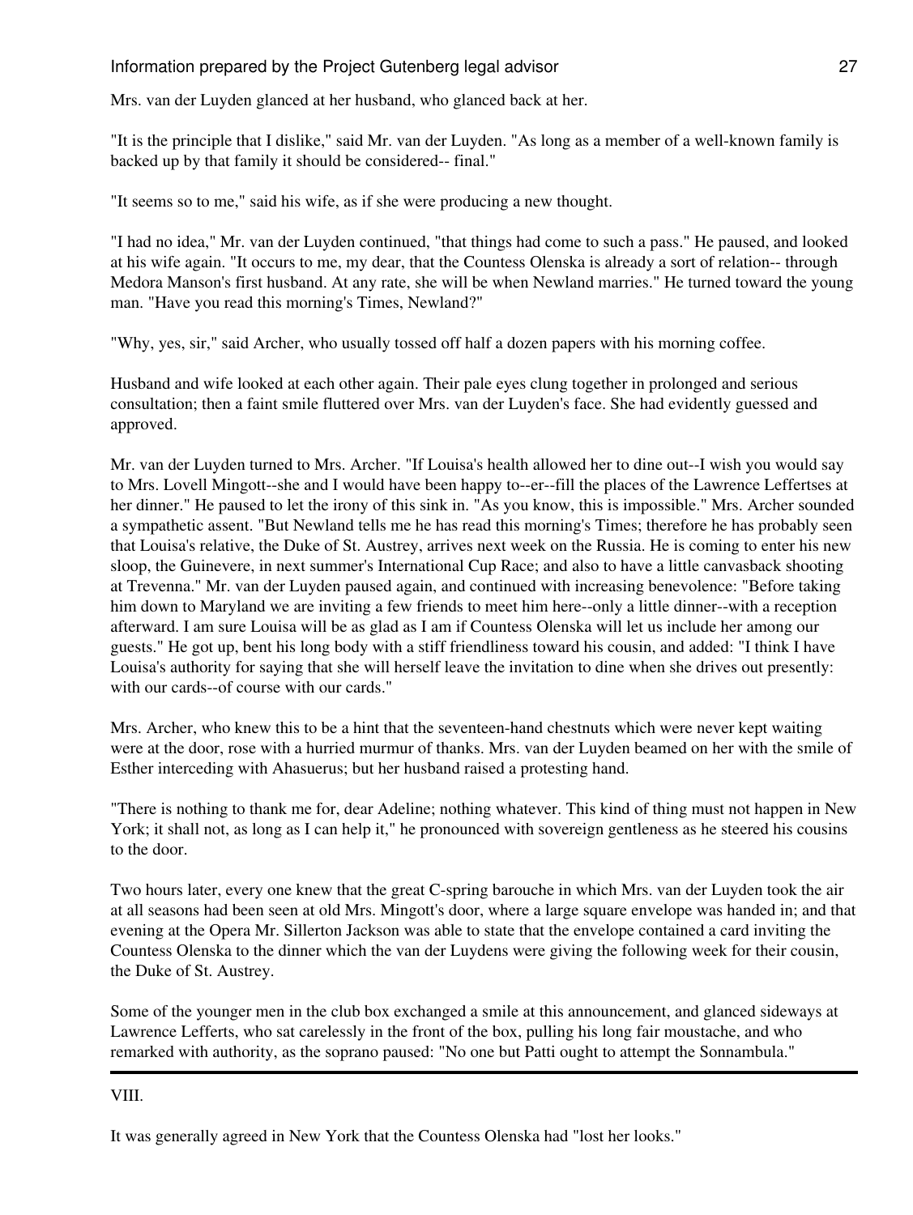Mrs. van der Luyden glanced at her husband, who glanced back at her.

"It is the principle that I dislike," said Mr. van der Luyden. "As long as a member of a well-known family is backed up by that family it should be considered-- final."

"It seems so to me," said his wife, as if she were producing a new thought.

"I had no idea," Mr. van der Luyden continued, "that things had come to such a pass." He paused, and looked at his wife again. "It occurs to me, my dear, that the Countess Olenska is already a sort of relation-- through Medora Manson's first husband. At any rate, she will be when Newland marries." He turned toward the young man. "Have you read this morning's Times, Newland?"

"Why, yes, sir," said Archer, who usually tossed off half a dozen papers with his morning coffee.

Husband and wife looked at each other again. Their pale eyes clung together in prolonged and serious consultation; then a faint smile fluttered over Mrs. van der Luyden's face. She had evidently guessed and approved.

Mr. van der Luyden turned to Mrs. Archer. "If Louisa's health allowed her to dine out--I wish you would say to Mrs. Lovell Mingott--she and I would have been happy to--er--fill the places of the Lawrence Leffertses at her dinner." He paused to let the irony of this sink in. "As you know, this is impossible." Mrs. Archer sounded a sympathetic assent. "But Newland tells me he has read this morning's Times; therefore he has probably seen that Louisa's relative, the Duke of St. Austrey, arrives next week on the Russia. He is coming to enter his new sloop, the Guinevere, in next summer's International Cup Race; and also to have a little canvasback shooting at Trevenna." Mr. van der Luyden paused again, and continued with increasing benevolence: "Before taking him down to Maryland we are inviting a few friends to meet him here--only a little dinner--with a reception afterward. I am sure Louisa will be as glad as I am if Countess Olenska will let us include her among our guests." He got up, bent his long body with a stiff friendliness toward his cousin, and added: "I think I have Louisa's authority for saying that she will herself leave the invitation to dine when she drives out presently: with our cards--of course with our cards."

Mrs. Archer, who knew this to be a hint that the seventeen-hand chestnuts which were never kept waiting were at the door, rose with a hurried murmur of thanks. Mrs. van der Luyden beamed on her with the smile of Esther interceding with Ahasuerus; but her husband raised a protesting hand.

"There is nothing to thank me for, dear Adeline; nothing whatever. This kind of thing must not happen in New York; it shall not, as long as I can help it," he pronounced with sovereign gentleness as he steered his cousins to the door.

Two hours later, every one knew that the great C-spring barouche in which Mrs. van der Luyden took the air at all seasons had been seen at old Mrs. Mingott's door, where a large square envelope was handed in; and that evening at the Opera Mr. Sillerton Jackson was able to state that the envelope contained a card inviting the Countess Olenska to the dinner which the van der Luydens were giving the following week for their cousin, the Duke of St. Austrey.

Some of the younger men in the club box exchanged a smile at this announcement, and glanced sideways at Lawrence Lefferts, who sat carelessly in the front of the box, pulling his long fair moustache, and who remarked with authority, as the soprano paused: "No one but Patti ought to attempt the Sonnambula."

---

## VIII.

It was generally agreed in New York that the Countess Olenska had "lost her looks."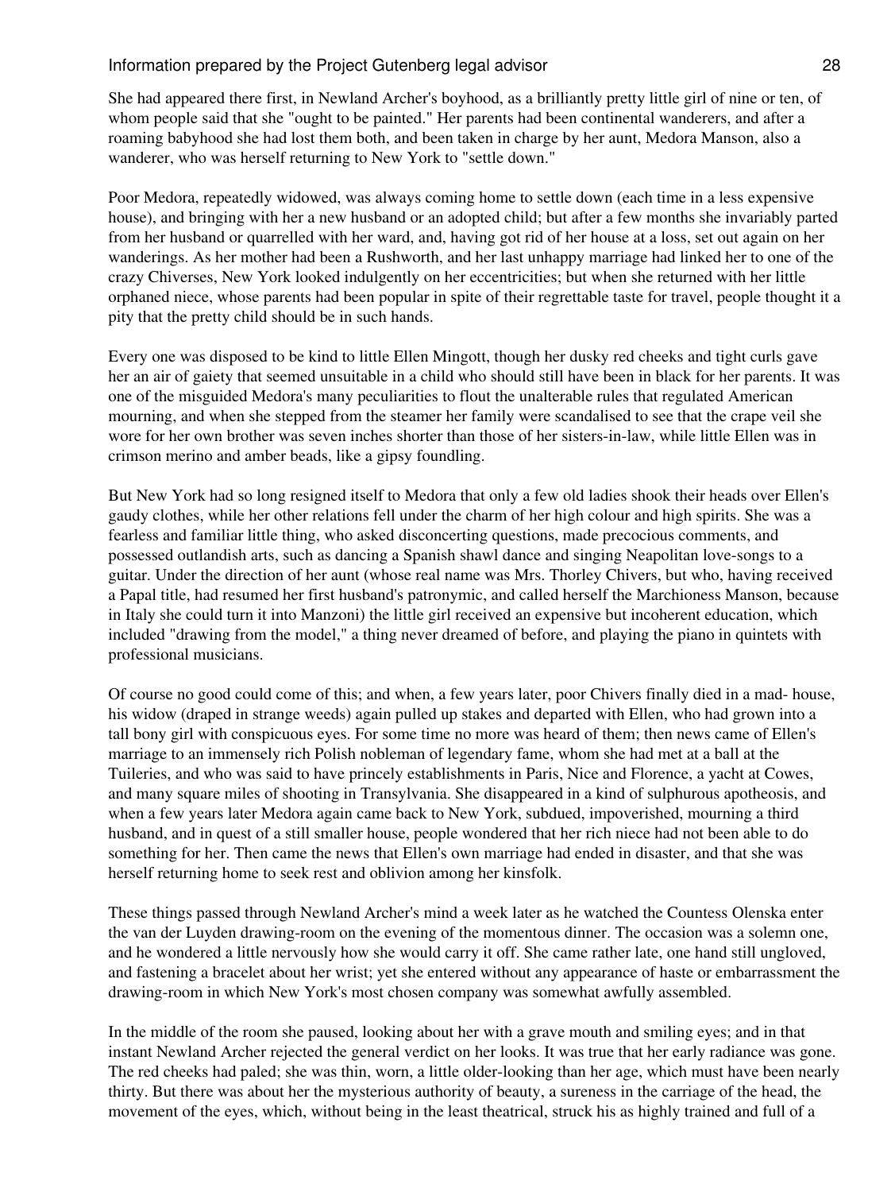She had appeared there first, in Newland Archer's boyhood, as a brilliantly pretty little girl of nine or ten, of whom people said that she "ought to be painted." Her parents had been continental wanderers, and after a roaming babyhood she had lost them both, and been taken in charge by her aunt, Medora Manson, also a wanderer, who was herself returning to New York to "settle down."

Poor Medora, repeatedly widowed, was always coming home to settle down (each time in a less expensive house), and bringing with her a new husband or an adopted child; but after a few months she invariably parted from her husband or quarrelled with her ward, and, having got rid of her house at a loss, set out again on her wanderings. As her mother had been a Rushworth, and her last unhappy marriage had linked her to one of the crazy Chiverses, New York looked indulgently on her eccentricities; but when she returned with her little orphaned niece, whose parents had been popular in spite of their regrettable taste for travel, people thought it a pity that the pretty child should be in such hands.

Every one was disposed to be kind to little Ellen Mingott, though her dusky red cheeks and tight curls gave her an air of gaiety that seemed unsuitable in a child who should still have been in black for her parents. It was one of the misguided Medora's many peculiarities to flout the unalterable rules that regulated American mourning, and when she stepped from the steamer her family were scandalised to see that the crape veil she wore for her own brother was seven inches shorter than those of her sisters-in-law, while little Ellen was in crimson merino and amber beads, like a gipsy foundling.

But New York had so long resigned itself to Medora that only a few old ladies shook their heads over Ellen's gaudy clothes, while her other relations fell under the charm of her high colour and high spirits. She was a fearless and familiar little thing, who asked disconcerting questions, made precocious comments, and possessed outlandish arts, such as dancing a Spanish shawl dance and singing Neapolitan love-songs to a guitar. Under the direction of her aunt (whose real name was Mrs. Thorley Chivers, but who, having received a Papal title, had resumed her first husband's patronymic, and called herself the Marchioness Manson, because in Italy she could turn it into Manzoni) the little girl received an expensive but incoherent education, which included "drawing from the model," a thing never dreamed of before, and playing the piano in quintets with professional musicians.

Of course no good could come of this; and when, a few years later, poor Chivers finally died in a mad- house, his widow (draped in strange weeds) again pulled up stakes and departed with Ellen, who had grown into a tall bony girl with conspicuous eyes. For some time no more was heard of them; then news came of Ellen's marriage to an immensely rich Polish nobleman of legendary fame, whom she had met at a ball at the Tuileries, and who was said to have princely establishments in Paris, Nice and Florence, a yacht at Cowes, and many square miles of shooting in Transylvania. She disappeared in a kind of sulphurous apotheosis, and when a few years later Medora again came back to New York, subdued, impoverished, mourning a third husband, and in quest of a still smaller house, people wondered that her rich niece had not been able to do something for her. Then came the news that Ellen's own marriage had ended in disaster, and that she was herself returning home to seek rest and oblivion among her kinsfolk.

These things passed through Newland Archer's mind a week later as he watched the Countess Olenska enter the van der Luyden drawing-room on the evening of the momentous dinner. The occasion was a solemn one, and he wondered a little nervously how she would carry it off. She came rather late, one hand still ungloved, and fastening a bracelet about her wrist; yet she entered without any appearance of haste or embarrassment the drawing-room in which New York's most chosen company was somewhat awfully assembled.

In the middle of the room she paused, looking about her with a grave mouth and smiling eyes; and in that instant Newland Archer rejected the general verdict on her looks. It was true that her early radiance was gone. The red cheeks had paled; she was thin, worn, a little older-looking than her age, which must have been nearly thirty. But there was about her the mysterious authority of beauty, a sureness in the carriage of the head, the movement of the eyes, which, without being in the least theatrical, struck his as highly trained and full of a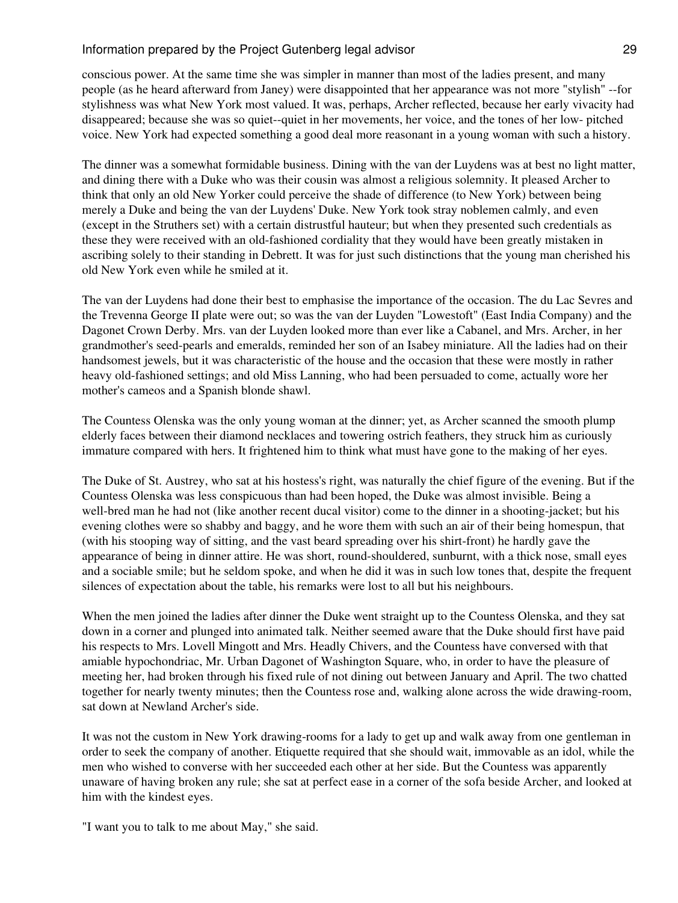conscious power. At the same time she was simpler in manner than most of the ladies present, and many people (as he heard afterward from Janey) were disappointed that her appearance was not more "stylish" --for stylishness was what New York most valued. It was, perhaps, Archer reflected, because her early vivacity had disappeared; because she was so quiet--quiet in her movements, her voice, and the tones of her low- pitched voice. New York had expected something a good deal more reasonant in a young woman with such a history.

The dinner was a somewhat formidable business. Dining with the van der Luydens was at best no light matter, and dining there with a Duke who was their cousin was almost a religious solemnity. It pleased Archer to think that only an old New Yorker could perceive the shade of difference (to New York) between being merely a Duke and being the van der Luydens' Duke. New York took stray noblemen calmly, and even (except in the Struthers set) with a certain distrustful hauteur; but when they presented such credentials as these they were received with an old-fashioned cordiality that they would have been greatly mistaken in ascribing solely to their standing in Debrett. It was for just such distinctions that the young man cherished his old New York even while he smiled at it.

The van der Luydens had done their best to emphasise the importance of the occasion. The du Lac Sevres and the Trevenna George II plate were out; so was the van der Luyden "Lowestoft" (East India Company) and the Dagonet Crown Derby. Mrs. van der Luyden looked more than ever like a Cabanel, and Mrs. Archer, in her grandmother's seed-pearls and emeralds, reminded her son of an Isabey miniature. All the ladies had on their handsomest jewels, but it was characteristic of the house and the occasion that these were mostly in rather heavy old-fashioned settings; and old Miss Lanning, who had been persuaded to come, actually wore her mother's cameos and a Spanish blonde shawl.

The Countess Olenska was the only young woman at the dinner; yet, as Archer scanned the smooth plump elderly faces between their diamond necklaces and towering ostrich feathers, they struck him as curiously immature compared with hers. It frightened him to think what must have gone to the making of her eyes.

The Duke of St. Austrey, who sat at his hostess's right, was naturally the chief figure of the evening. But if the Countess Olenska was less conspicuous than had been hoped, the Duke was almost invisible. Being a well-bred man he had not (like another recent ducal visitor) come to the dinner in a shooting-jacket; but his evening clothes were so shabby and baggy, and he wore them with such an air of their being homespun, that (with his stooping way of sitting, and the vast beard spreading over his shirt-front) he hardly gave the appearance of being in dinner attire. He was short, round-shouldered, sunburnt, with a thick nose, small eyes and a sociable smile; but he seldom spoke, and when he did it was in such low tones that, despite the frequent silences of expectation about the table, his remarks were lost to all but his neighbours.

When the men joined the ladies after dinner the Duke went straight up to the Countess Olenska, and they sat down in a corner and plunged into animated talk. Neither seemed aware that the Duke should first have paid his respects to Mrs. Lovell Mingott and Mrs. Headly Chivers, and the Countess have conversed with that amiable hypochondriac, Mr. Urban Dagonet of Washington Square, who, in order to have the pleasure of meeting her, had broken through his fixed rule of not dining out between January and April. The two chatted together for nearly twenty minutes; then the Countess rose and, walking alone across the wide drawing-room, sat down at Newland Archer's side.

It was not the custom in New York drawing-rooms for a lady to get up and walk away from one gentleman in order to seek the company of another. Etiquette required that she should wait, immovable as an idol, while the men who wished to converse with her succeeded each other at her side. But the Countess was apparently unaware of having broken any rule; she sat at perfect ease in a corner of the sofa beside Archer, and looked at him with the kindest eyes.

"I want you to talk to me about May," she said.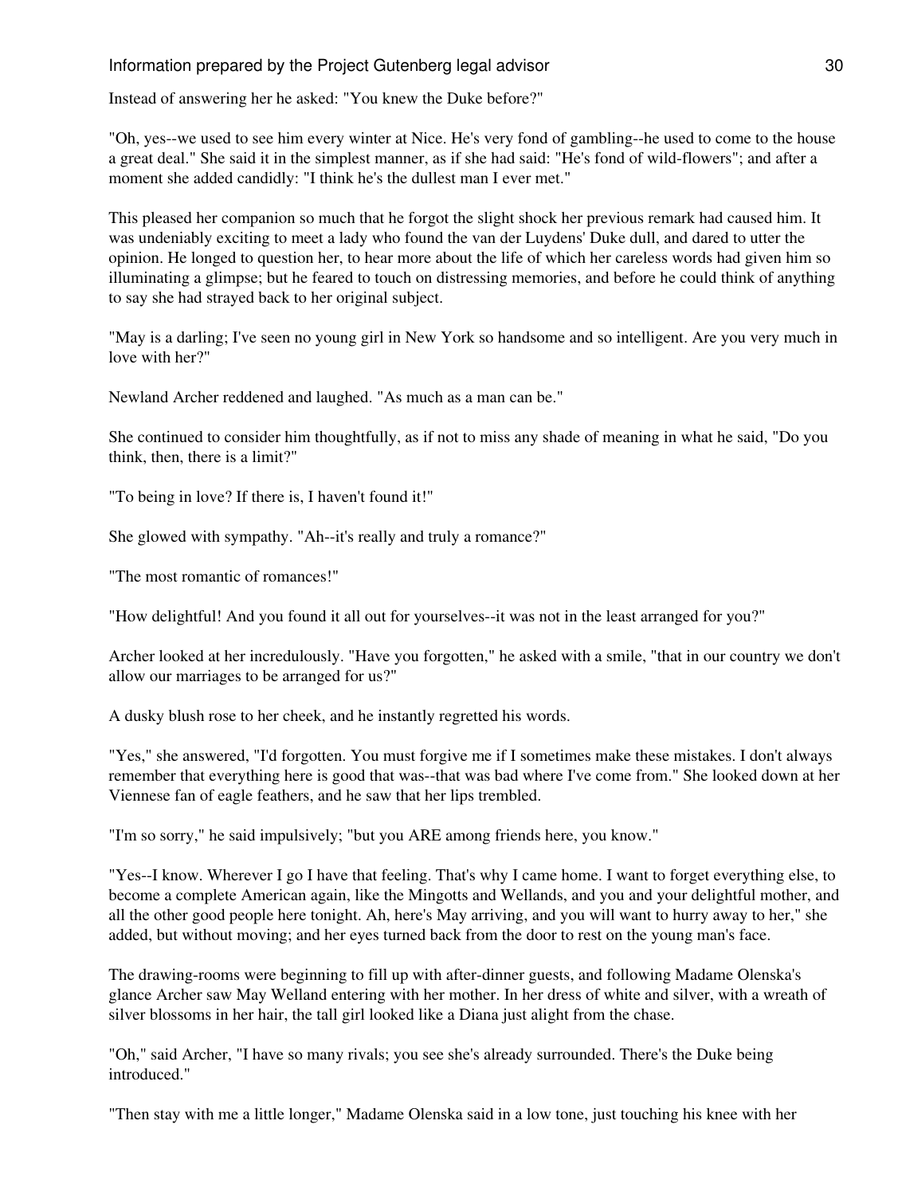Instead of answering her he asked: "You knew the Duke before?"

"Oh, yes--we used to see him every winter at Nice. He's very fond of gambling--he used to come to the house a great deal." She said it in the simplest manner, as if she had said: "He's fond of wild-flowers"; and after a moment she added candidly: "I think he's the dullest man I ever met."

This pleased her companion so much that he forgot the slight shock her previous remark had caused him. It was undeniably exciting to meet a lady who found the van der Luydens' Duke dull, and dared to utter the opinion. He longed to question her, to hear more about the life of which her careless words had given him so illuminating a glimpse; but he feared to touch on distressing memories, and before he could think of anything to say she had strayed back to her original subject.

"May is a darling; I've seen no young girl in New York so handsome and so intelligent. Are you very much in love with her?"

Newland Archer reddened and laughed. "As much as a man can be."

She continued to consider him thoughtfully, as if not to miss any shade of meaning in what he said, "Do you think, then, there is a limit?"

"To being in love? If there is, I haven't found it!"

She glowed with sympathy. "Ah--it's really and truly a romance?"

"The most romantic of romances!"

"How delightful! And you found it all out for yourselves--it was not in the least arranged for you?"

Archer looked at her incredulously. "Have you forgotten," he asked with a smile, "that in our country we don't allow our marriages to be arranged for us?"

A dusky blush rose to her cheek, and he instantly regretted his words.

"Yes," she answered, "I'd forgotten. You must forgive me if I sometimes make these mistakes. I don't always remember that everything here is good that was--that was bad where I've come from." She looked down at her Viennese fan of eagle feathers, and he saw that her lips trembled.

"I'm so sorry," he said impulsively; "but you ARE among friends here, you know."

"Yes--I know. Wherever I go I have that feeling. That's why I came home. I want to forget everything else, to become a complete American again, like the Mingotts and Wellands, and you and your delightful mother, and all the other good people here tonight. Ah, here's May arriving, and you will want to hurry away to her," she added, but without moving; and her eyes turned back from the door to rest on the young man's face.

The drawing-rooms were beginning to fill up with after-dinner guests, and following Madame Olenska's glance Archer saw May Welland entering with her mother. In her dress of white and silver, with a wreath of silver blossoms in her hair, the tall girl looked like a Diana just alight from the chase.

"Oh," said Archer, "I have so many rivals; you see she's already surrounded. There's the Duke being introduced."

"Then stay with me a little longer," Madame Olenska said in a low tone, just touching his knee with her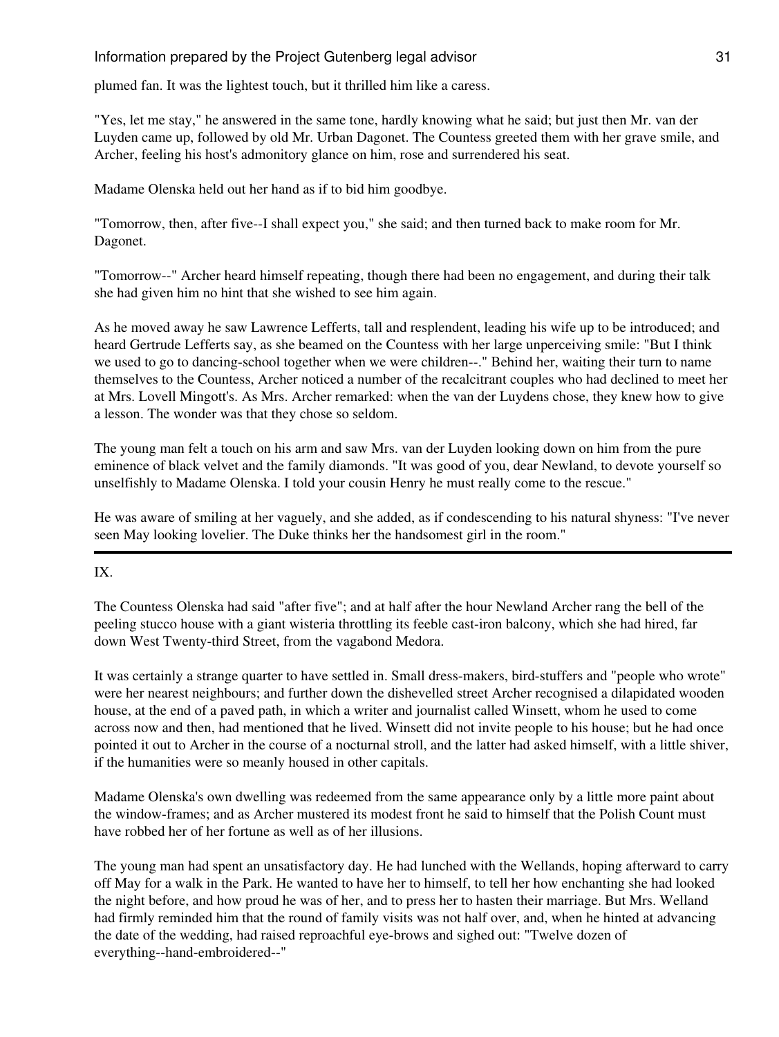plumed fan. It was the lightest touch, but it thrilled him like a caress.

"Yes, let me stay," he answered in the same tone, hardly knowing what he said; but just then Mr. van der Luyden came up, followed by old Mr. Urban Dagonet. The Countess greeted them with her grave smile, and Archer, feeling his host's admonitory glance on him, rose and surrendered his seat.

Madame Olenska held out her hand as if to bid him goodbye.

"Tomorrow, then, after five--I shall expect you," she said; and then turned back to make room for Mr. Dagonet.

"Tomorrow--" Archer heard himself repeating, though there had been no engagement, and during their talk she had given him no hint that she wished to see him again.

As he moved away he saw Lawrence Lefferts, tall and resplendent, leading his wife up to be introduced; and heard Gertrude Lefferts say, as she beamed on the Countess with her large unperceiving smile: "But I think we used to go to dancing-school together when we were children--." Behind her, waiting their turn to name themselves to the Countess, Archer noticed a number of the recalcitrant couples who had declined to meet her at Mrs. Lovell Mingott's. As Mrs. Archer remarked: when the van der Luydens chose, they knew how to give a lesson. The wonder was that they chose so seldom.

The young man felt a touch on his arm and saw Mrs. van der Luyden looking down on him from the pure eminence of black velvet and the family diamonds. "It was good of you, dear Newland, to devote yourself so unselfishly to Madame Olenska. I told your cousin Henry he must really come to the rescue."

He was aware of smiling at her vaguely, and she added, as if condescending to his natural shyness: "I've never seen May looking lovelier. The Duke thinks her the handsomest girl in the room."

---

## IX.

The Countess Olenska had said "after five"; and at half after the hour Newland Archer rang the bell of the peeling stucco house with a giant wisteria throttling its feeble cast-iron balcony, which she had hired, far down West Twenty-third Street, from the vagabond Medora.

It was certainly a strange quarter to have settled in. Small dress-makers, bird-stuffers and "people who wrote" were her nearest neighbours; and further down the dishevelled street Archer recognised a dilapidated wooden house, at the end of a paved path, in which a writer and journalist called Winsett, whom he used to come across now and then, had mentioned that he lived. Winsett did not invite people to his house; but he had once pointed it out to Archer in the course of a nocturnal stroll, and the latter had asked himself, with a little shiver, if the humanities were so meanly housed in other capitals.

Madame Olenska's own dwelling was redeemed from the same appearance only by a little more paint about the window-frames; and as Archer mustered its modest front he said to himself that the Polish Count must have robbed her of her fortune as well as of her illusions.

The young man had spent an unsatisfactory day. He had lunched with the Wellands, hoping afterward to carry off May for a walk in the Park. He wanted to have her to himself, to tell her how enchanting she had looked the night before, and how proud he was of her, and to press her to hasten their marriage. But Mrs. Welland had firmly reminded him that the round of family visits was not half over, and, when he hinted at advancing the date of the wedding, had raised reproachful eye-brows and sighed out: "Twelve dozen of everything--hand-embroidered--"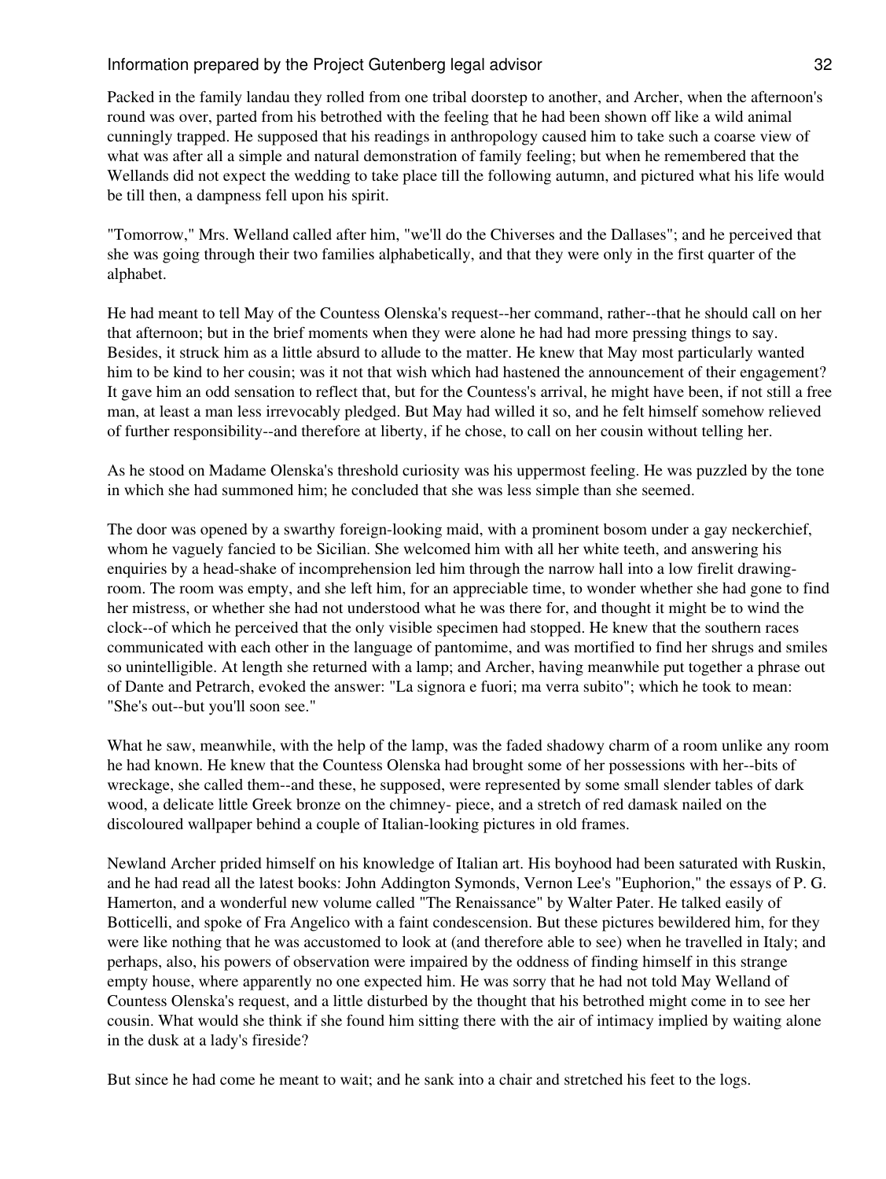Packed in the family landau they rolled from one tribal doorstep to another, and Archer, when the afternoon's round was over, parted from his betrothed with the feeling that he had been shown off like a wild animal cunningly trapped. He supposed that his readings in anthropology caused him to take such a coarse view of what was after all a simple and natural demonstration of family feeling; but when he remembered that the Wellands did not expect the wedding to take place till the following autumn, and pictured what his life would be till then, a dampness fell upon his spirit.

"Tomorrow," Mrs. Welland called after him, "we'll do the Chiverses and the Dallases"; and he perceived that she was going through their two families alphabetically, and that they were only in the first quarter of the alphabet.

He had meant to tell May of the Countess Olenska's request--her command, rather--that he should call on her that afternoon; but in the brief moments when they were alone he had had more pressing things to say. Besides, it struck him as a little absurd to allude to the matter. He knew that May most particularly wanted him to be kind to her cousin; was it not that wish which had hastened the announcement of their engagement? It gave him an odd sensation to reflect that, but for the Countess's arrival, he might have been, if not still a free man, at least a man less irrevocably pledged. But May had willed it so, and he felt himself somehow relieved of further responsibility--and therefore at liberty, if he chose, to call on her cousin without telling her.

As he stood on Madame Olenska's threshold curiosity was his uppermost feeling. He was puzzled by the tone in which she had summoned him; he concluded that she was less simple than she seemed.

The door was opened by a swarthy foreign-looking maid, with a prominent bosom under a gay neckerchief, whom he vaguely fancied to be Sicilian. She welcomed him with all her white teeth, and answering his enquiries by a head-shake of incomprehension led him through the narrow hall into a low firelit drawing-room. The room was empty, and she left him, for an appreciable time, to wonder whether she had gone to find her mistress, or whether she had not understood what he was there for, and thought it might be to wind the clock--of which he perceived that the only visible specimen had stopped. He knew that the southern races communicated with each other in the language of pantomime, and was mortified to find her shrugs and smiles so unintelligible. At length she returned with a lamp; and Archer, having meanwhile put together a phrase out of Dante and Petrarch, evoked the answer: "La signora e fuori; ma verra subito"; which he took to mean: "She's out--but you'll soon see."

What he saw, meanwhile, with the help of the lamp, was the faded shadowy charm of a room unlike any room he had known. He knew that the Countess Olenska had brought some of her possessions with her--bits of wreckage, she called them--and these, he supposed, were represented by some small slender tables of dark wood, a delicate little Greek bronze on the chimney- piece, and a stretch of red damask nailed on the discoloured wallpaper behind a couple of Italian-looking pictures in old frames.

Newland Archer prided himself on his knowledge of Italian art. His boyhood had been saturated with Ruskin, and he had read all the latest books: John Addington Symonds, Vernon Lee's "Euphorion," the essays of P. G. Hamerton, and a wonderful new volume called "The Renaissance" by Walter Pater. He talked easily of Botticelli, and spoke of Fra Angelico with a faint condescension. But these pictures bewildered him, for they were like nothing that he was accustomed to look at (and therefore able to see) when he travelled in Italy; and perhaps, also, his powers of observation were impaired by the oddness of finding himself in this strange empty house, where apparently no one expected him. He was sorry that he had not told May Welland of Countess Olenska's request, and a little disturbed by the thought that his betrothed might come in to see her cousin. What would she think if she found him sitting there with the air of intimacy implied by waiting alone in the dusk at a lady's fireside?

But since he had come he meant to wait; and he sank into a chair and stretched his feet to the logs.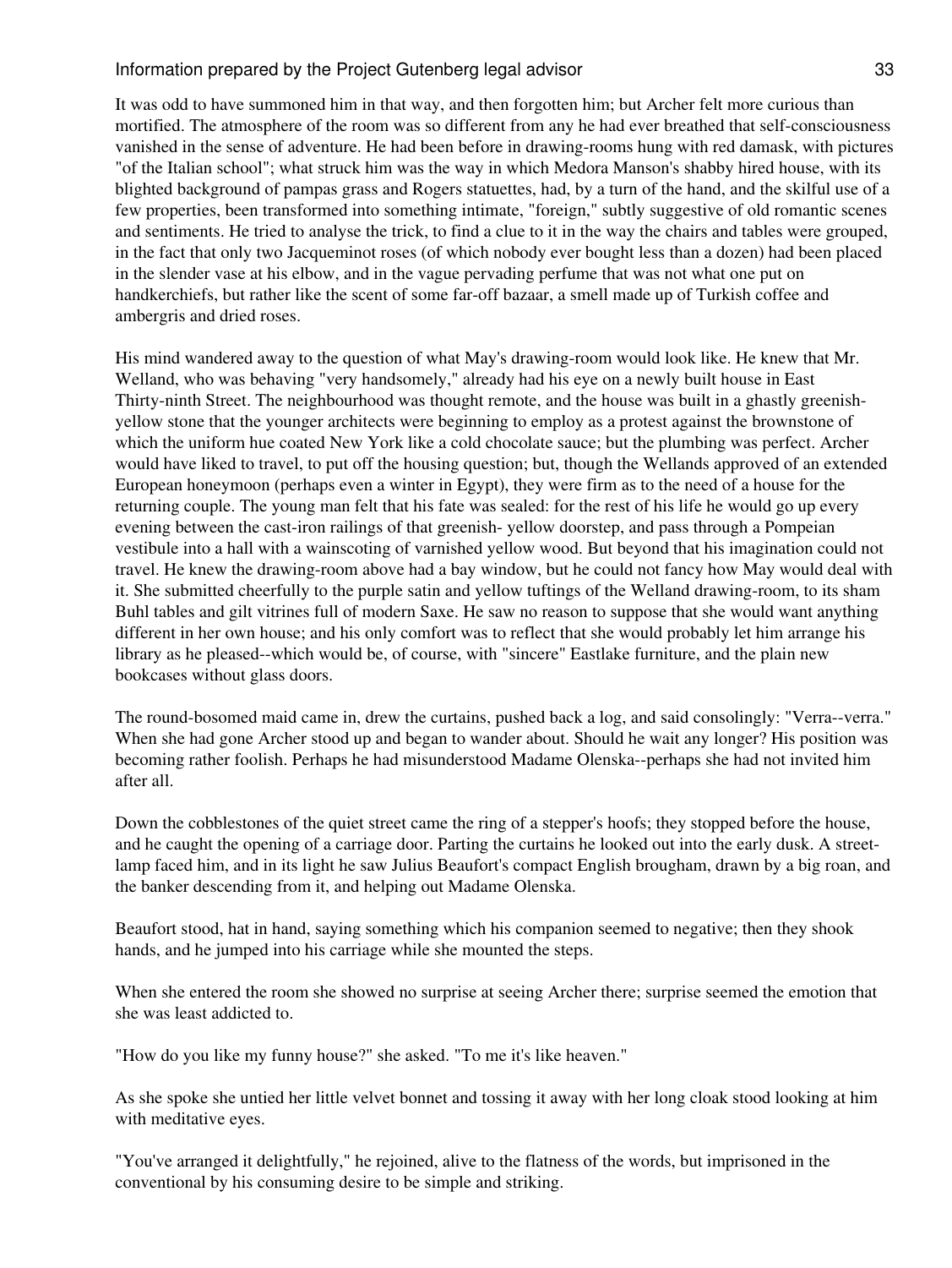It was odd to have summoned him in that way, and then forgotten him; but Archer felt more curious than mortified. The atmosphere of the room was so different from any he had ever breathed that self-consciousness vanished in the sense of adventure. He had been before in drawing-rooms hung with red damask, with pictures "of the Italian school"; what struck him was the way in which Medora Manson's shabby hired house, with its blighted background of pampas grass and Rogers statuettes, had, by a turn of the hand, and the skilful use of a few properties, been transformed into something intimate, "foreign," subtly suggestive of old romantic scenes and sentiments. He tried to analyse the trick, to find a clue to it in the way the chairs and tables were grouped, in the fact that only two Jacqueminot roses (of which nobody ever bought less than a dozen) had been placed in the slender vase at his elbow, and in the vague pervading perfume that was not what one put on handkerchiefs, but rather like the scent of some far-off bazaar, a smell made up of Turkish coffee and ambergris and dried roses.

His mind wandered away to the question of what May's drawing-room would look like. He knew that Mr. Welland, who was behaving "very handsomely," already had his eye on a newly built house in East Thirty-ninth Street. The neighbourhood was thought remote, and the house was built in a ghastly greenish-yellow stone that the younger architects were beginning to employ as a protest against the brownstone of which the uniform hue coated New York like a cold chocolate sauce; but the plumbing was perfect. Archer would have liked to travel, to put off the housing question; but, though the Wellands approved of an extended European honeymoon (perhaps even a winter in Egypt), they were firm as to the need of a house for the returning couple. The young man felt that his fate was sealed: for the rest of his life he would go up every evening between the cast-iron railings of that greenish- yellow doorstep, and pass through a Pompeian vestibule into a hall with a wainscoting of varnished yellow wood. But beyond that his imagination could not travel. He knew the drawing-room above had a bay window, but he could not fancy how May would deal with it. She submitted cheerfully to the purple satin and yellow tuftings of the Welland drawing-room, to its sham Buhl tables and gilt vitrines full of modern Saxe. He saw no reason to suppose that she would want anything different in her own house; and his only comfort was to reflect that she would probably let him arrange his library as he pleased--which would be, of course, with "sincere" Eastlake furniture, and the plain new bookcases without glass doors.

The round-bosomed maid came in, drew the curtains, pushed back a log, and said consolingly: "Verra--verra." When she had gone Archer stood up and began to wander about. Should he wait any longer? His position was becoming rather foolish. Perhaps he had misunderstood Madame Olenska--perhaps she had not invited him after all.

Down the cobblestones of the quiet street came the ring of a stepper's hoofs; they stopped before the house, and he caught the opening of a carriage door. Parting the curtains he looked out into the early dusk. A street-lamp faced him, and in its light he saw Julius Beaufort's compact English brougham, drawn by a big roan, and the banker descending from it, and helping out Madame Olenska.

Beaufort stood, hat in hand, saying something which his companion seemed to negative; then they shook hands, and he jumped into his carriage while she mounted the steps.

When she entered the room she showed no surprise at seeing Archer there; surprise seemed the emotion that she was least addicted to.

"How do you like my funny house?" she asked. "To me it's like heaven."

As she spoke she untied her little velvet bonnet and tossing it away with her long cloak stood looking at him with meditative eyes.

"You've arranged it delightfully," he rejoined, alive to the flatness of the words, but imprisoned in the conventional by his consuming desire to be simple and striking.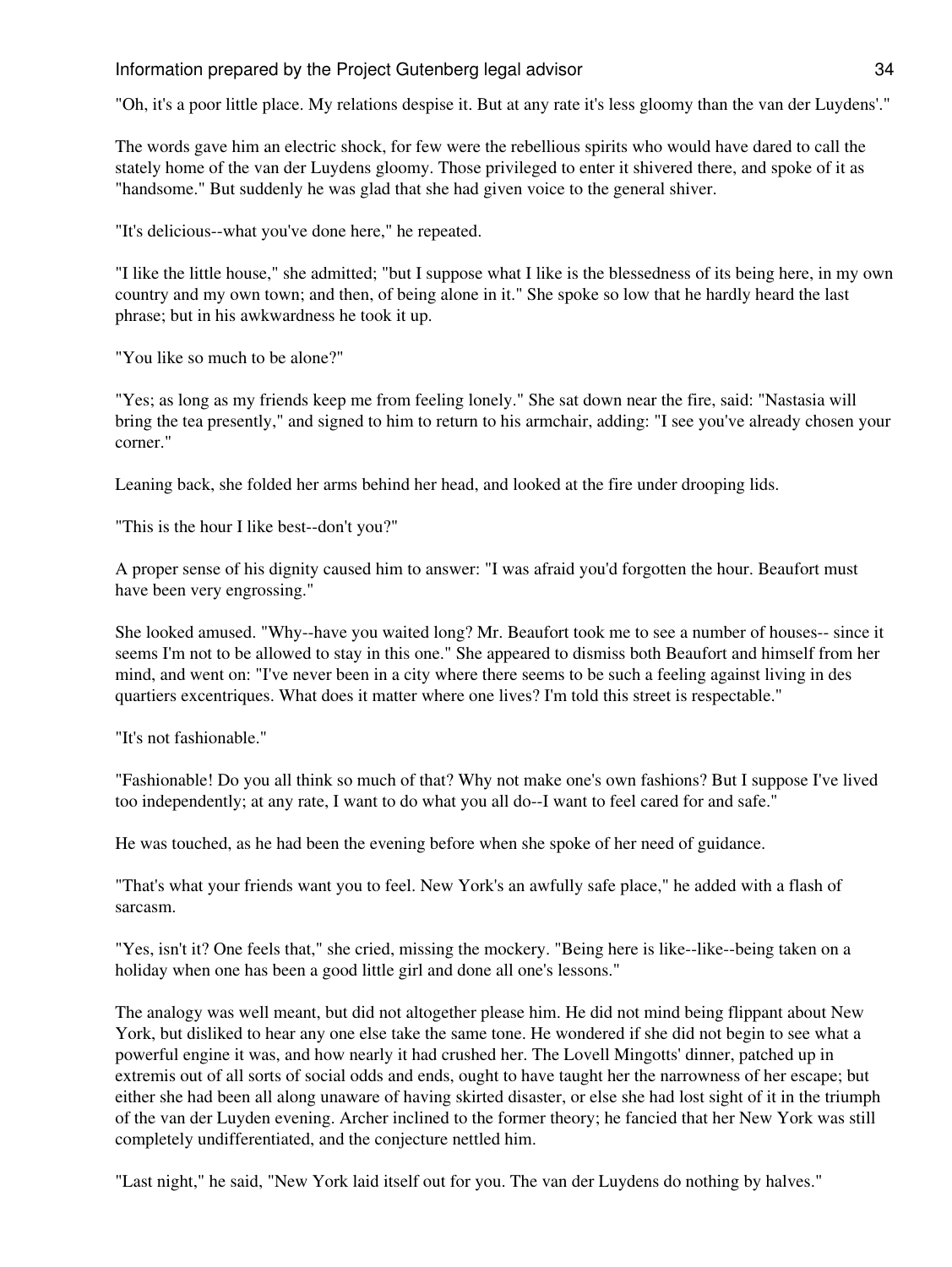"Oh, it's a poor little place. My relations despise it. But at any rate it's less gloomy than the van der Luydens'."

The words gave him an electric shock, for few were the rebellious spirits who would have dared to call the stately home of the van der Luydens gloomy. Those privileged to enter it shivered there, and spoke of it as "handsome." But suddenly he was glad that she had given voice to the general shiver.

"It's delicious--what you've done here," he repeated.

"I like the little house," she admitted; "but I suppose what I like is the blessedness of its being here, in my own country and my own town; and then, of being alone in it." She spoke so low that he hardly heard the last phrase; but in his awkwardness he took it up.

"You like so much to be alone?"

"Yes; as long as my friends keep me from feeling lonely." She sat down near the fire, said: "Nastasia will bring the tea presently," and signed to him to return to his armchair, adding: "I see you've already chosen your corner."

Leaning back, she folded her arms behind her head, and looked at the fire under drooping lids.

"This is the hour I like best--don't you?"

A proper sense of his dignity caused him to answer: "I was afraid you'd forgotten the hour. Beaufort must have been very engrossing."

She looked amused. "Why--have you waited long? Mr. Beaufort took me to see a number of houses-- since it seems I'm not to be allowed to stay in this one." She appeared to dismiss both Beaufort and himself from her mind, and went on: "I've never been in a city where there seems to be such a feeling against living in des quartiers excentriques. What does it matter where one lives? I'm told this street is respectable."

"It's not fashionable."

"Fashionable! Do you all think so much of that? Why not make one's own fashions? But I suppose I've lived too independently; at any rate, I want to do what you all do--I want to feel cared for and safe."

He was touched, as he had been the evening before when she spoke of her need of guidance.

"That's what your friends want you to feel. New York's an awfully safe place," he added with a flash of sarcasm.

"Yes, isn't it? One feels that," she cried, missing the mockery. "Being here is like--like--being taken on a holiday when one has been a good little girl and done all one's lessons."

The analogy was well meant, but did not altogether please him. He did not mind being flippant about New York, but disliked to hear any one else take the same tone. He wondered if she did not begin to see what a powerful engine it was, and how nearly it had crushed her. The Lovell Mingotts' dinner, patched up in extremis out of all sorts of social odds and ends, ought to have taught her the narrowness of her escape; but either she had been all along unaware of having skirted disaster, or else she had lost sight of it in the triumph of the van der Luyden evening. Archer inclined to the former theory; he fancied that her New York was still completely undifferentiated, and the conjecture nettled him.

"Last night," he said, "New York laid itself out for you. The van der Luydens do nothing by halves."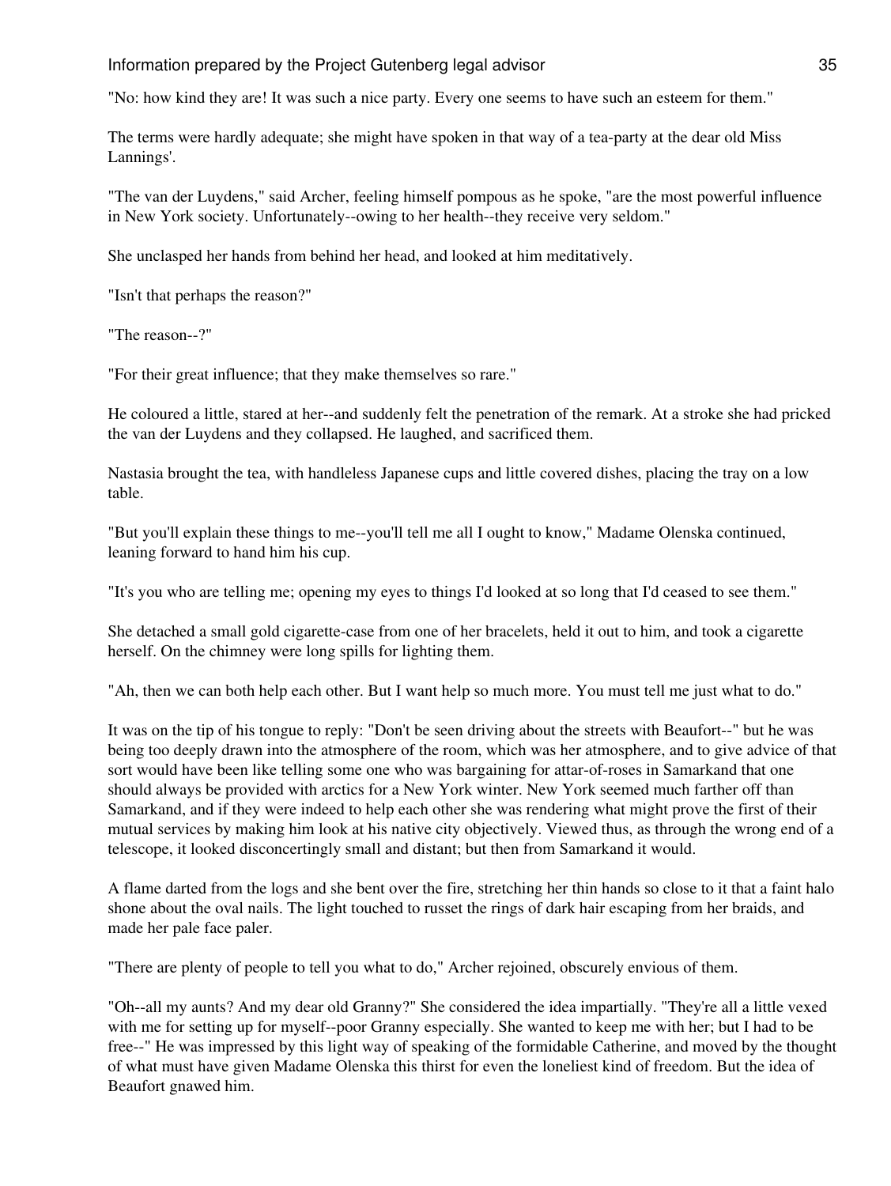"No: how kind they are! It was such a nice party. Every one seems to have such an esteem for them."

The terms were hardly adequate; she might have spoken in that way of a tea-party at the dear old Miss Lannings'.

"The van der Luydens," said Archer, feeling himself pompous as he spoke, "are the most powerful influence in New York society. Unfortunately--owing to her health--they receive very seldom."

She unclasped her hands from behind her head, and looked at him meditatively.

"Isn't that perhaps the reason?"

"The reason--?"

"For their great influence; that they make themselves so rare."

He coloured a little, stared at her--and suddenly felt the penetration of the remark. At a stroke she had pricked the van der Luydens and they collapsed. He laughed, and sacrificed them.

Nastasia brought the tea, with handleless Japanese cups and little covered dishes, placing the tray on a low table.

"But you'll explain these things to me--you'll tell me all I ought to know," Madame Olenska continued, leaning forward to hand him his cup.

"It's you who are telling me; opening my eyes to things I'd looked at so long that I'd ceased to see them."

She detached a small gold cigarette-case from one of her bracelets, held it out to him, and took a cigarette herself. On the chimney were long spills for lighting them.

"Ah, then we can both help each other. But I want help so much more. You must tell me just what to do."

It was on the tip of his tongue to reply: "Don't be seen driving about the streets with Beaufort--" but he was being too deeply drawn into the atmosphere of the room, which was her atmosphere, and to give advice of that sort would have been like telling some one who was bargaining for attar-of-roses in Samarkand that one should always be provided with arctics for a New York winter. New York seemed much farther off than Samarkand, and if they were indeed to help each other she was rendering what might prove the first of their mutual services by making him look at his native city objectively. Viewed thus, as through the wrong end of a telescope, it looked disconcertingly small and distant; but then from Samarkand it would.

A flame darted from the logs and she bent over the fire, stretching her thin hands so close to it that a faint halo shone about the oval nails. The light touched to russet the rings of dark hair escaping from her braids, and made her pale face paler.

"There are plenty of people to tell you what to do," Archer rejoined, obscurely envious of them.

"Oh--all my aunts? And my dear old Granny?" She considered the idea impartially. "They're all a little vexed with me for setting up for myself--poor Granny especially. She wanted to keep me with her; but I had to be free--" He was impressed by this light way of speaking of the formidable Catherine, and moved by the thought of what must have given Madame Olenska this thirst for even the loneliest kind of freedom. But the idea of Beaufort gnawed him.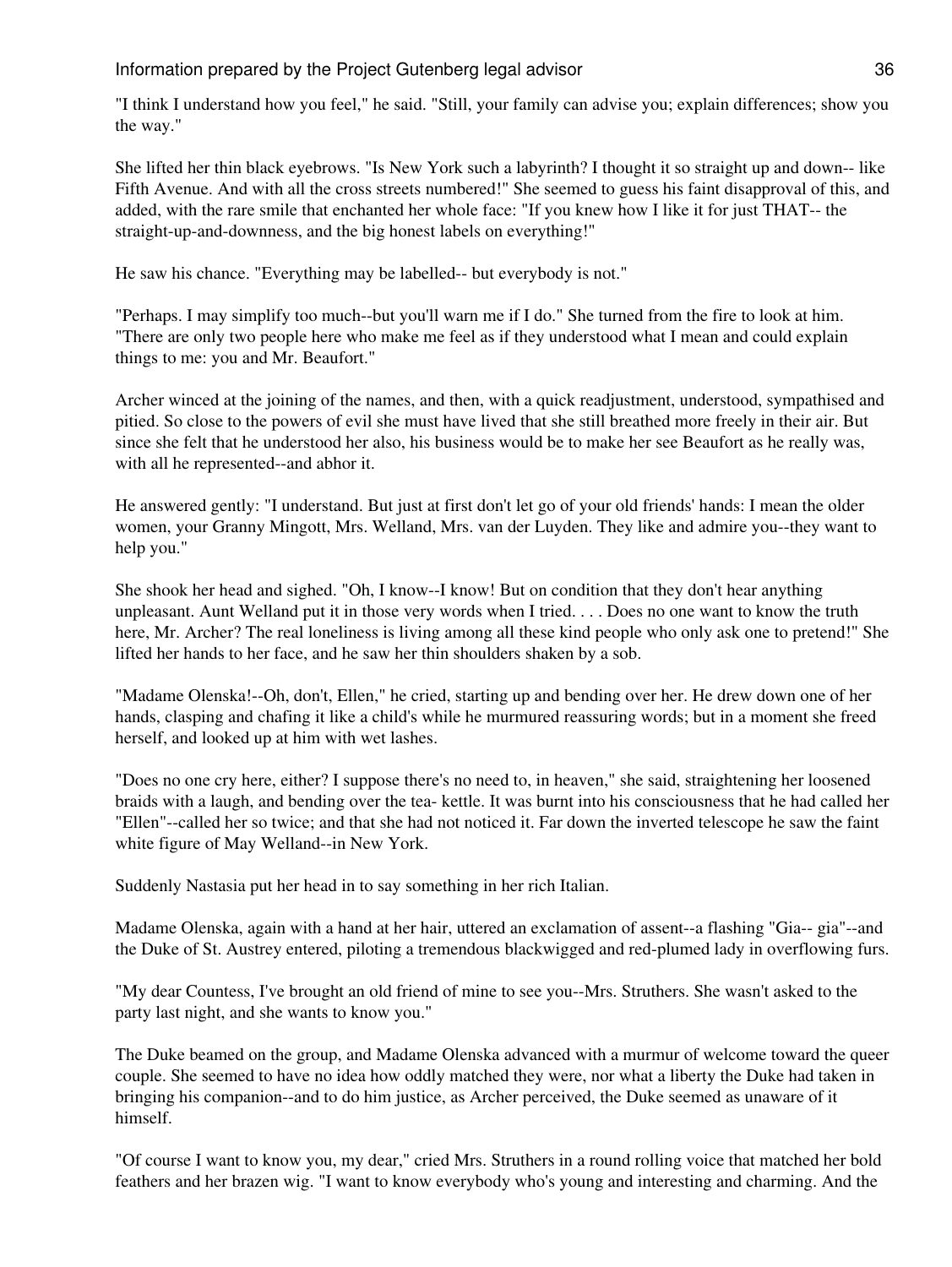"I think I understand how you feel," he said. "Still, your family can advise you; explain differences; show you the way."

She lifted her thin black eyebrows. "Is New York such a labyrinth? I thought it so straight up and down-- like Fifth Avenue. And with all the cross streets numbered!" She seemed to guess his faint disapproval of this, and added, with the rare smile that enchanted her whole face: "If you knew how I like it for just THAT-- the straight-up-and-downness, and the big honest labels on everything!"

He saw his chance. "Everything may be labelled-- but everybody is not."

"Perhaps. I may simplify too much--but you'll warn me if I do." She turned from the fire to look at him. "There are only two people here who make me feel as if they understood what I mean and could explain things to me: you and Mr. Beaufort."

Archer winced at the joining of the names, and then, with a quick readjustment, understood, sympathised and pitied. So close to the powers of evil she must have lived that she still breathed more freely in their air. But since she felt that he understood her also, his business would be to make her see Beaufort as he really was, with all he represented--and abhor it.

He answered gently: "I understand. But just at first don't let go of your old friends' hands: I mean the older women, your Granny Mingott, Mrs. Welland, Mrs. van der Luyden. They like and admire you--they want to help you."

She shook her head and sighed. "Oh, I know--I know! But on condition that they don't hear anything unpleasant. Aunt Welland put it in those very words when I tried. . . . Does no one want to know the truth here, Mr. Archer? The real loneliness is living among all these kind people who only ask one to pretend!" She lifted her hands to her face, and he saw her thin shoulders shaken by a sob.

"Madame Olenska!--Oh, don't, Ellen," he cried, starting up and bending over her. He drew down one of her hands, clasping and chafing it like a child's while he murmured reassuring words; but in a moment she freed herself, and looked up at him with wet lashes.

"Does no one cry here, either? I suppose there's no need to, in heaven," she said, straightening her loosened braids with a laugh, and bending over the tea- kettle. It was burnt into his consciousness that he had called her "Ellen"--called her so twice; and that she had not noticed it. Far down the inverted telescope he saw the faint white figure of May Welland--in New York.

Suddenly Nastasia put her head in to say something in her rich Italian.

Madame Olenska, again with a hand at her hair, uttered an exclamation of assent--a flashing "Gia-- gia"--and the Duke of St. Austrey entered, piloting a tremendous blackwigged and red-plumed lady in overflowing furs.

"My dear Countess, I've brought an old friend of mine to see you--Mrs. Struthers. She wasn't asked to the party last night, and she wants to know you."

The Duke beamed on the group, and Madame Olenska advanced with a murmur of welcome toward the queer couple. She seemed to have no idea how oddly matched they were, nor what a liberty the Duke had taken in bringing his companion--and to do him justice, as Archer perceived, the Duke seemed as unaware of it himself.

"Of course I want to know you, my dear," cried Mrs. Struthers in a round rolling voice that matched her bold feathers and her brazen wig. "I want to know everybody who's young and interesting and charming. And the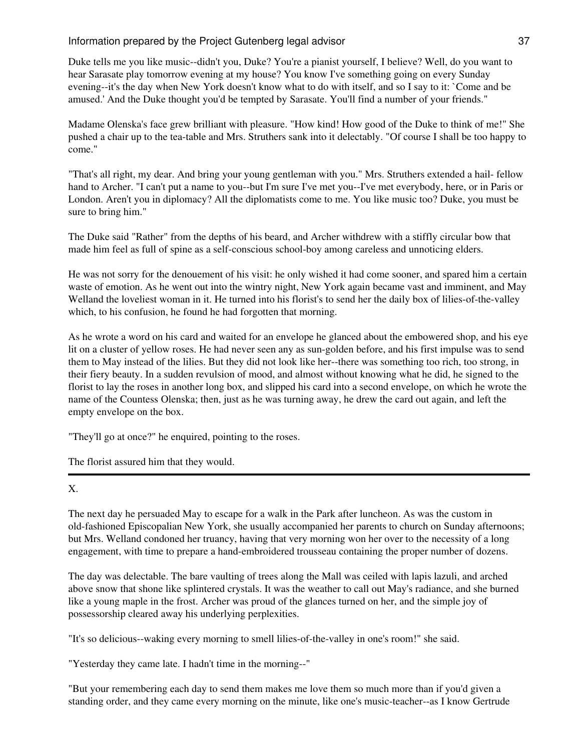Duke tells me you like music--didn't you, Duke? You're a pianist yourself, I believe? Well, do you want to hear Sarasate play tomorrow evening at my house? You know I've something going on every Sunday evening--it's the day when New York doesn't know what to do with itself, and so I say to it: `Come and be amused.' And the Duke thought you'd be tempted by Sarasate. You'll find a number of your friends."

Madame Olenska's face grew brilliant with pleasure. "How kind! How good of the Duke to think of me!" She pushed a chair up to the tea-table and Mrs. Struthers sank into it delectably. "Of course I shall be too happy to come."

"That's all right, my dear. And bring your young gentleman with you." Mrs. Struthers extended a hail- fellow hand to Archer. "I can't put a name to you--but I'm sure I've met you--I've met everybody, here, or in Paris or London. Aren't you in diplomacy? All the diplomatists come to me. You like music too? Duke, you must be sure to bring him."

The Duke said "Rather" from the depths of his beard, and Archer withdrew with a stiffly circular bow that made him feel as full of spine as a self-conscious school-boy among careless and unnoticing elders.

He was not sorry for the denouement of his visit: he only wished it had come sooner, and spared him a certain waste of emotion. As he went out into the wintry night, New York again became vast and imminent, and May Welland the loveliest woman in it. He turned into his florist's to send her the daily box of lilies-of-the-valley which, to his confusion, he found he had forgotten that morning.

As he wrote a word on his card and waited for an envelope he glanced about the embowered shop, and his eye lit on a cluster of yellow roses. He had never seen any as sun-golden before, and his first impulse was to send them to May instead of the lilies. But they did not look like her--there was something too rich, too strong, in their fiery beauty. In a sudden revulsion of mood, and almost without knowing what he did, he signed to the florist to lay the roses in another long box, and slipped his card into a second envelope, on which he wrote the name of the Countess Olenska; then, just as he was turning away, he drew the card out again, and left the empty envelope on the box.

"They'll go at once?" he enquired, pointing to the roses.

The florist assured him that they would.

---

X.

The next day he persuaded May to escape for a walk in the Park after luncheon. As was the custom in old-fashioned Episcopalian New York, she usually accompanied her parents to church on Sunday afternoons; but Mrs. Welland condoned her truancy, having that very morning won her over to the necessity of a long engagement, with time to prepare a hand-embroidered trousseau containing the proper number of dozens.

The day was delectable. The bare vaulting of trees along the Mall was ceiled with lapis lazuli, and arched above snow that shone like splintered crystals. It was the weather to call out May's radiance, and she burned like a young maple in the frost. Archer was proud of the glances turned on her, and the simple joy of possessorship cleared away his underlying perplexities.

"It's so delicious--waking every morning to smell lilies-of-the-valley in one's room!" she said.

"Yesterday they came late. I hadn't time in the morning--"

"But your remembering each day to send them makes me love them so much more than if you'd given a standing order, and they came every morning on the minute, like one's music-teacher--as I know Gertrude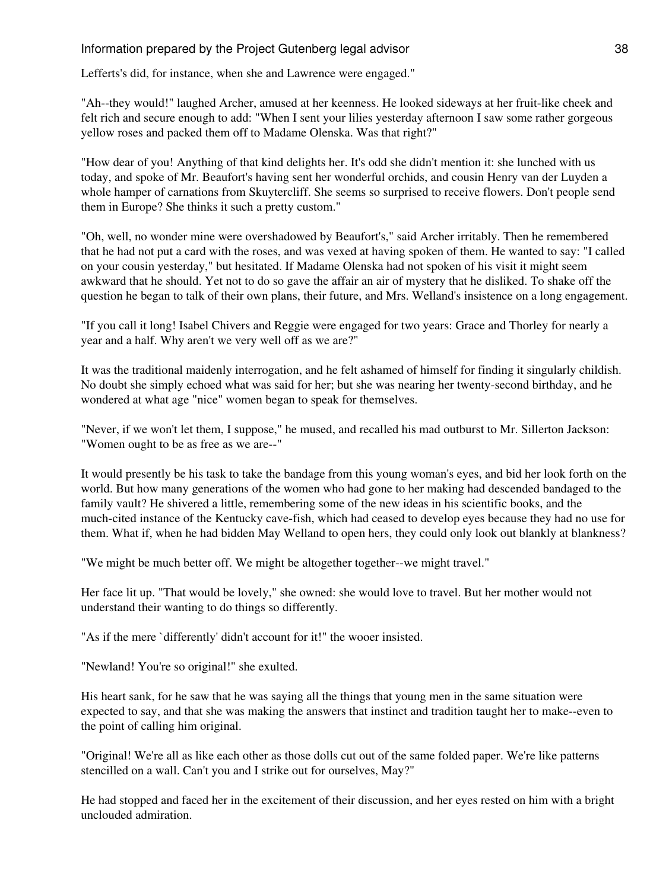Lefferts's did, for instance, when she and Lawrence were engaged."

"Ah--they would!" laughed Archer, amused at her keenness. He looked sideways at her fruit-like cheek and felt rich and secure enough to add: "When I sent your lilies yesterday afternoon I saw some rather gorgeous yellow roses and packed them off to Madame Olenska. Was that right?"

"How dear of you! Anything of that kind delights her. It's odd she didn't mention it: she lunched with us today, and spoke of Mr. Beaufort's having sent her wonderful orchids, and cousin Henry van der Luyden a whole hamper of carnations from Skuytercliff. She seems so surprised to receive flowers. Don't people send them in Europe? She thinks it such a pretty custom."

"Oh, well, no wonder mine were overshadowed by Beaufort's," said Archer irritably. Then he remembered that he had not put a card with the roses, and was vexed at having spoken of them. He wanted to say: "I called on your cousin yesterday," but hesitated. If Madame Olenska had not spoken of his visit it might seem awkward that he should. Yet not to do so gave the affair an air of mystery that he disliked. To shake off the question he began to talk of their own plans, their future, and Mrs. Welland's insistence on a long engagement.

"If you call it long! Isabel Chivers and Reggie were engaged for two years: Grace and Thorley for nearly a year and a half. Why aren't we very well off as we are?"

It was the traditional maidenly interrogation, and he felt ashamed of himself for finding it singularly childish. No doubt she simply echoed what was said for her; but she was nearing her twenty-second birthday, and he wondered at what age "nice" women began to speak for themselves.

"Never, if we won't let them, I suppose," he mused, and recalled his mad outburst to Mr. Sillerton Jackson: "Women ought to be as free as we are--"

It would presently be his task to take the bandage from this young woman's eyes, and bid her look forth on the world. But how many generations of the women who had gone to her making had descended bandaged to the family vault? He shivered a little, remembering some of the new ideas in his scientific books, and the much-cited instance of the Kentucky cave-fish, which had ceased to develop eyes because they had no use for them. What if, when he had bidden May Welland to open hers, they could only look out blankly at blankness?

"We might be much better off. We might be altogether together--we might travel."

Her face lit up. "That would be lovely," she owned: she would love to travel. But her mother would not understand their wanting to do things so differently.

"As if the mere `differently' didn't account for it!" the wooer insisted.

"Newland! You're so original!" she exulted.

His heart sank, for he saw that he was saying all the things that young men in the same situation were expected to say, and that she was making the answers that instinct and tradition taught her to make--even to the point of calling him original.

"Original! We're all as like each other as those dolls cut out of the same folded paper. We're like patterns stencilled on a wall. Can't you and I strike out for ourselves, May?"

He had stopped and faced her in the excitement of their discussion, and her eyes rested on him with a bright unclouded admiration.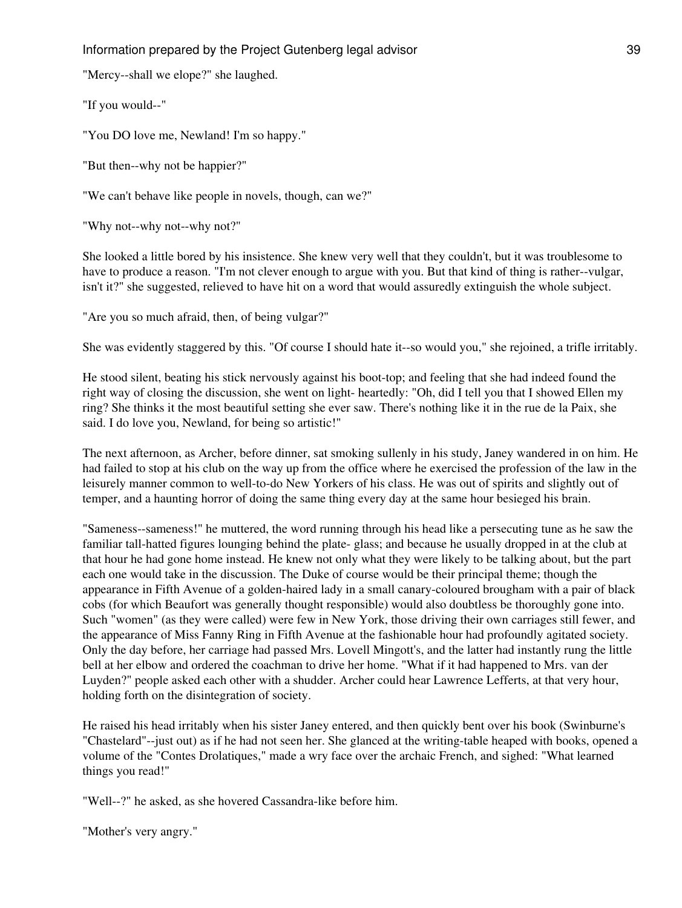"Mercy--shall we elope?" she laughed.

"If you would--"

"You DO love me, Newland! I'm so happy."

"But then--why not be happier?"

"We can't behave like people in novels, though, can we?"

"Why not--why not--why not?"

She looked a little bored by his insistence. She knew very well that they couldn't, but it was troublesome to have to produce a reason. "I'm not clever enough to argue with you. But that kind of thing is rather--vulgar, isn't it?" she suggested, relieved to have hit on a word that would assuredly extinguish the whole subject.

"Are you so much afraid, then, of being vulgar?"

She was evidently staggered by this. "Of course I should hate it--so would you," she rejoined, a trifle irritably.

He stood silent, beating his stick nervously against his boot-top; and feeling that she had indeed found the right way of closing the discussion, she went on light- heartedly: "Oh, did I tell you that I showed Ellen my ring? She thinks it the most beautiful setting she ever saw. There's nothing like it in the rue de la Paix, she said. I do love you, Newland, for being so artistic!"

The next afternoon, as Archer, before dinner, sat smoking sullenly in his study, Janey wandered in on him. He had failed to stop at his club on the way up from the office where he exercised the profession of the law in the leisurely manner common to well-to-do New Yorkers of his class. He was out of spirits and slightly out of temper, and a haunting horror of doing the same thing every day at the same hour besieged his brain.

"Sameness--sameness!" he muttered, the word running through his head like a persecuting tune as he saw the familiar tall-hatted figures lounging behind the plate- glass; and because he usually dropped in at the club at that hour he had gone home instead. He knew not only what they were likely to be talking about, but the part each one would take in the discussion. The Duke of course would be their principal theme; though the appearance in Fifth Avenue of a golden-haired lady in a small canary-coloured brougham with a pair of black cobs (for which Beaufort was generally thought responsible) would also doubtless be thoroughly gone into. Such "women" (as they were called) were few in New York, those driving their own carriages still fewer, and the appearance of Miss Fanny Ring in Fifth Avenue at the fashionable hour had profoundly agitated society. Only the day before, her carriage had passed Mrs. Lovell Mingott's, and the latter had instantly rung the little bell at her elbow and ordered the coachman to drive her home. "What if it had happened to Mrs. van der Luyden?" people asked each other with a shudder. Archer could hear Lawrence Lefferts, at that very hour, holding forth on the disintegration of society.

He raised his head irritably when his sister Janey entered, and then quickly bent over his book (Swinburne's "Chastelard"--just out) as if he had not seen her. She glanced at the writing-table heaped with books, opened a volume of the "Contes Drolatiques," made a wry face over the archaic French, and sighed: "What learned things you read!"

"Well--?" he asked, as she hovered Cassandra-like before him.

"Mother's very angry."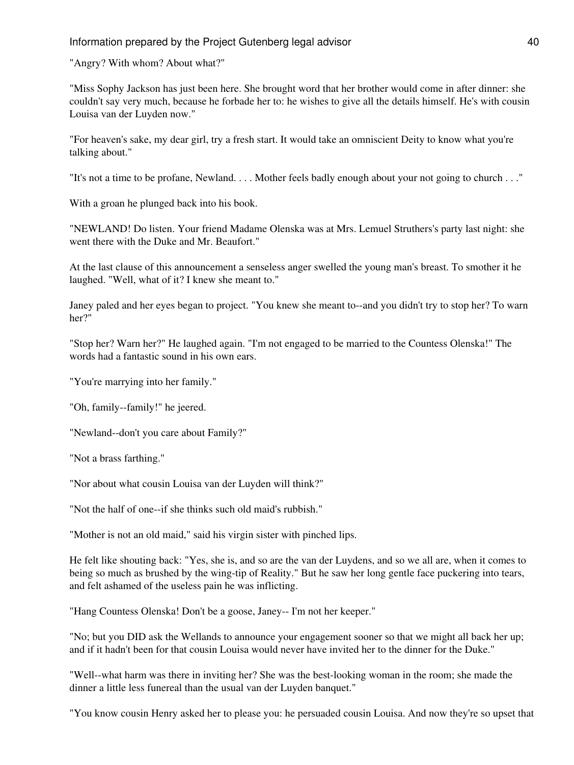"Angry? With whom? About what?"

"Miss Sophy Jackson has just been here. She brought word that her brother would come in after dinner: she couldn't say very much, because he forbade her to: he wishes to give all the details himself. He's with cousin Louisa van der Luyden now."

"For heaven's sake, my dear girl, try a fresh start. It would take an omniscient Deity to know what you're talking about."

"It's not a time to be profane, Newland. . . . Mother feels badly enough about your not going to church . . ."

With a groan he plunged back into his book.

"NEWLAND! Do listen. Your friend Madame Olenska was at Mrs. Lemuel Struthers's party last night: she went there with the Duke and Mr. Beaufort."

At the last clause of this announcement a senseless anger swelled the young man's breast. To smother it he laughed. "Well, what of it? I knew she meant to."

Janey paled and her eyes began to project. "You knew she meant to--and you didn't try to stop her? To warn her?"

"Stop her? Warn her?" He laughed again. "I'm not engaged to be married to the Countess Olenska!" The words had a fantastic sound in his own ears.

"You're marrying into her family."

"Oh, family--family!" he jeered.

"Newland--don't you care about Family?"

"Not a brass farthing."

"Nor about what cousin Louisa van der Luyden will think?"

"Not the half of one--if she thinks such old maid's rubbish."

"Mother is not an old maid," said his virgin sister with pinched lips.

He felt like shouting back: "Yes, she is, and so are the van der Luydens, and so we all are, when it comes to being so much as brushed by the wing-tip of Reality." But he saw her long gentle face puckering into tears, and felt ashamed of the useless pain he was inflicting.

"Hang Countess Olenska! Don't be a goose, Janey-- I'm not her keeper."

"No; but you DID ask the Wellands to announce your engagement sooner so that we might all back her up; and if it hadn't been for that cousin Louisa would never have invited her to the dinner for the Duke."

"Well--what harm was there in inviting her? She was the best-looking woman in the room; she made the dinner a little less funereal than the usual van der Luyden banquet."

"You know cousin Henry asked her to please you: he persuaded cousin Louisa. And now they're so upset that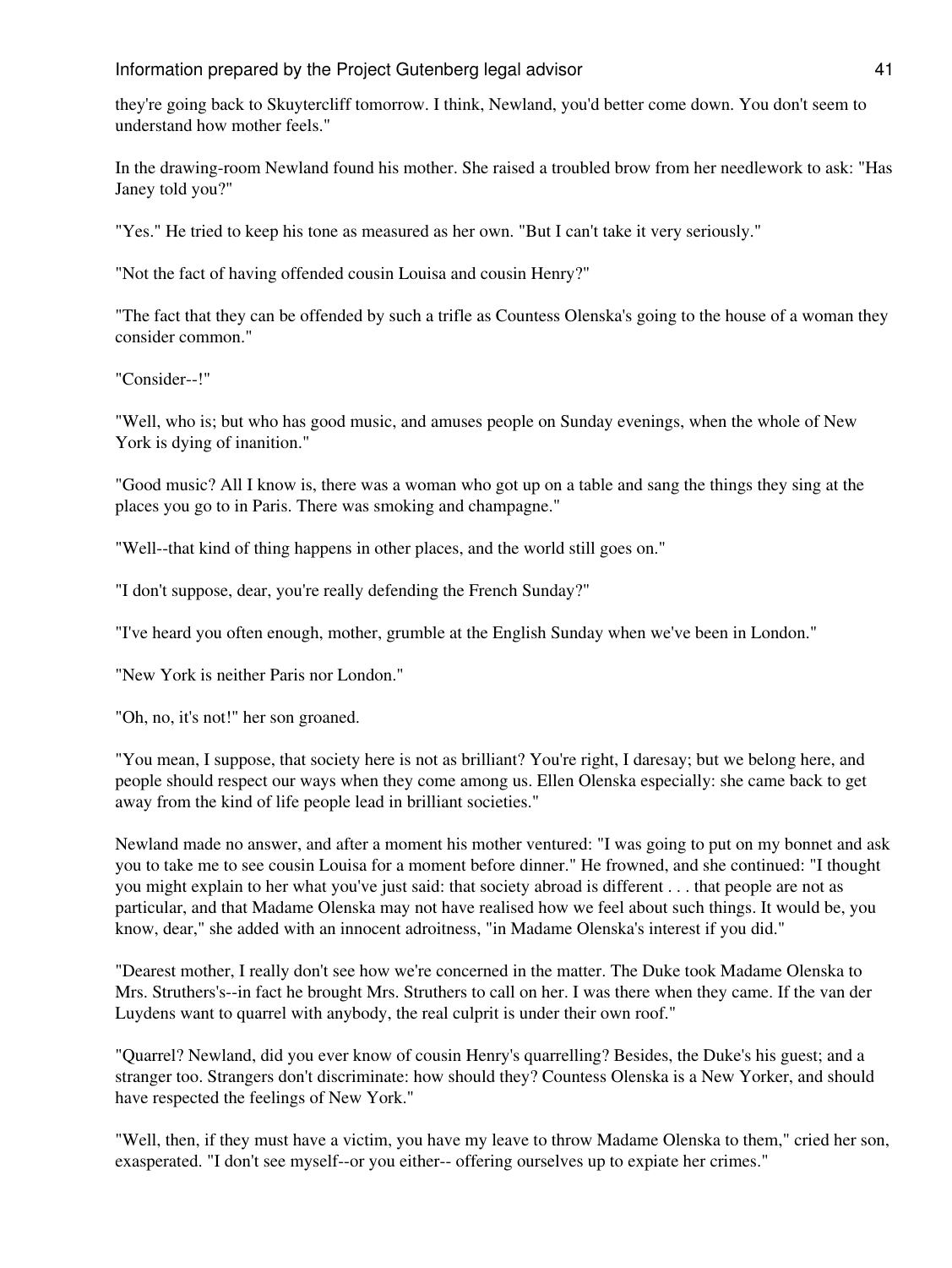they're going back to Skuytercliff tomorrow. I think, Newland, you'd better come down. You don't seem to understand how mother feels."

In the drawing-room Newland found his mother. She raised a troubled brow from her needlework to ask: "Has Janey told you?"

"Yes." He tried to keep his tone as measured as her own. "But I can't take it very seriously."

"Not the fact of having offended cousin Louisa and cousin Henry?"

"The fact that they can be offended by such a trifle as Countess Olenska's going to the house of a woman they consider common."

"Consider--!"

"Well, who is; but who has good music, and amuses people on Sunday evenings, when the whole of New York is dying of inanition."

"Good music? All I know is, there was a woman who got up on a table and sang the things they sing at the places you go to in Paris. There was smoking and champagne."

"Well--that kind of thing happens in other places, and the world still goes on."

"I don't suppose, dear, you're really defending the French Sunday?"

"I've heard you often enough, mother, grumble at the English Sunday when we've been in London."

"New York is neither Paris nor London."

"Oh, no, it's not!" her son groaned.

"You mean, I suppose, that society here is not as brilliant? You're right, I daresay; but we belong here, and people should respect our ways when they come among us. Ellen Olenska especially: she came back to get away from the kind of life people lead in brilliant societies."

Newland made no answer, and after a moment his mother ventured: "I was going to put on my bonnet and ask you to take me to see cousin Louisa for a moment before dinner." He frowned, and she continued: "I thought you might explain to her what you've just said: that society abroad is different . . . that people are not as particular, and that Madame Olenska may not have realised how we feel about such things. It would be, you know, dear," she added with an innocent adroitness, "in Madame Olenska's interest if you did."

"Dearest mother, I really don't see how we're concerned in the matter. The Duke took Madame Olenska to Mrs. Struthers's--in fact he brought Mrs. Struthers to call on her. I was there when they came. If the van der Luydens want to quarrel with anybody, the real culprit is under their own roof."

"Quarrel? Newland, did you ever know of cousin Henry's quarrelling? Besides, the Duke's his guest; and a stranger too. Strangers don't discriminate: how should they? Countess Olenska is a New Yorker, and should have respected the feelings of New York."

"Well, then, if they must have a victim, you have my leave to throw Madame Olenska to them," cried her son, exasperated. "I don't see myself--or you either-- offering ourselves up to expiate her crimes."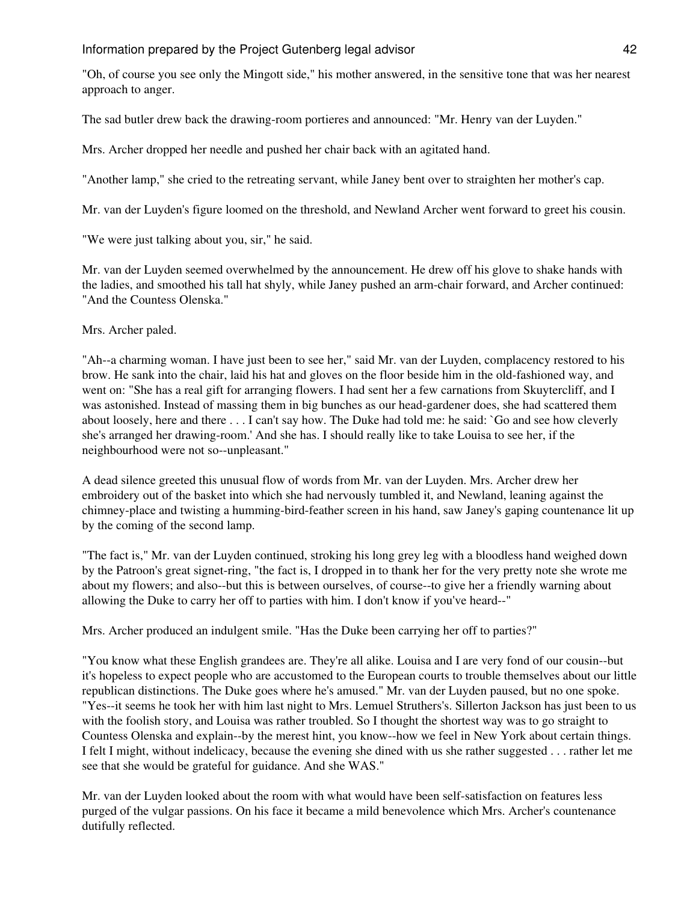"Oh, of course you see only the Mingott side," his mother answered, in the sensitive tone that was her nearest approach to anger.

The sad butler drew back the drawing-room portieres and announced: "Mr. Henry van der Luyden."

Mrs. Archer dropped her needle and pushed her chair back with an agitated hand.

"Another lamp," she cried to the retreating servant, while Janey bent over to straighten her mother's cap.

Mr. van der Luyden's figure loomed on the threshold, and Newland Archer went forward to greet his cousin.

"We were just talking about you, sir," he said.

Mr. van der Luyden seemed overwhelmed by the announcement. He drew off his glove to shake hands with the ladies, and smoothed his tall hat shyly, while Janey pushed an arm-chair forward, and Archer continued: "And the Countess Olenska."

Mrs. Archer paled.

"Ah--a charming woman. I have just been to see her," said Mr. van der Luyden, complacency restored to his brow. He sank into the chair, laid his hat and gloves on the floor beside him in the old-fashioned way, and went on: "She has a real gift for arranging flowers. I had sent her a few carnations from Skuytercliff, and I was astonished. Instead of massing them in big bunches as our head-gardener does, she had scattered them about loosely, here and there . . . I can't say how. The Duke had told me: he said: `Go and see how cleverly she's arranged her drawing-room.' And she has. I should really like to take Louisa to see her, if the neighbourhood were not so--unpleasant."

A dead silence greeted this unusual flow of words from Mr. van der Luyden. Mrs. Archer drew her embroidery out of the basket into which she had nervously tumbled it, and Newland, leaning against the chimney-place and twisting a humming-bird-feather screen in his hand, saw Janey's gaping countenance lit up by the coming of the second lamp.

"The fact is," Mr. van der Luyden continued, stroking his long grey leg with a bloodless hand weighed down by the Patroon's great signet-ring, "the fact is, I dropped in to thank her for the very pretty note she wrote me about my flowers; and also--but this is between ourselves, of course--to give her a friendly warning about allowing the Duke to carry her off to parties with him. I don't know if you've heard--"

Mrs. Archer produced an indulgent smile. "Has the Duke been carrying her off to parties?"

"You know what these English grandees are. They're all alike. Louisa and I are very fond of our cousin--but it's hopeless to expect people who are accustomed to the European courts to trouble themselves about our little republican distinctions. The Duke goes where he's amused." Mr. van der Luyden paused, but no one spoke. "Yes--it seems he took her with him last night to Mrs. Lemuel Struthers's. Sillerton Jackson has just been to us with the foolish story, and Louisa was rather troubled. So I thought the shortest way was to go straight to Countess Olenska and explain--by the merest hint, you know--how we feel in New York about certain things. I felt I might, without indelicacy, because the evening she dined with us she rather suggested . . . rather let me see that she would be grateful for guidance. And she WAS."

Mr. van der Luyden looked about the room with what would have been self-satisfaction on features less purged of the vulgar passions. On his face it became a mild benevolence which Mrs. Archer's countenance dutifully reflected.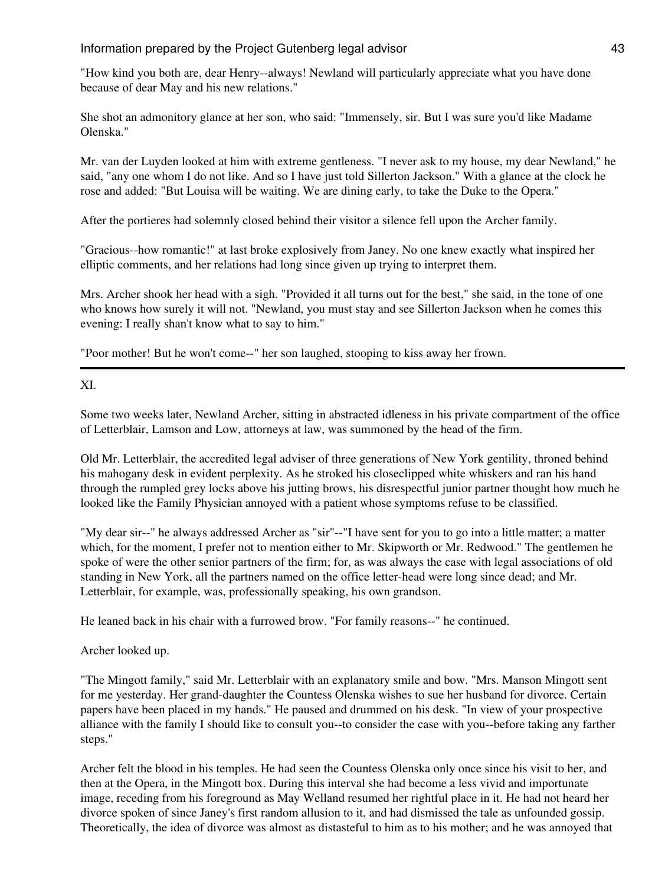"How kind you both are, dear Henry--always! Newland will particularly appreciate what you have done because of dear May and his new relations."

She shot an admonitory glance at her son, who said: "Immensely, sir. But I was sure you'd like Madame Olenska."

Mr. van der Luyden looked at him with extreme gentleness. "I never ask to my house, my dear Newland," he said, "any one whom I do not like. And so I have just told Sillerton Jackson." With a glance at the clock he rose and added: "But Louisa will be waiting. We are dining early, to take the Duke to the Opera."

After the portieres had solemnly closed behind their visitor a silence fell upon the Archer family.

"Gracious--how romantic!" at last broke explosively from Janey. No one knew exactly what inspired her elliptic comments, and her relations had long since given up trying to interpret them.

Mrs. Archer shook her head with a sigh. "Provided it all turns out for the best," she said, in the tone of one who knows how surely it will not. "Newland, you must stay and see Sillerton Jackson when he comes this evening: I really shan't know what to say to him."

"Poor mother! But he won't come--" her son laughed, stooping to kiss away her frown.

---

## XI.

Some two weeks later, Newland Archer, sitting in abstracted idleness in his private compartment of the office of Letterblair, Lamson and Low, attorneys at law, was summoned by the head of the firm.

Old Mr. Letterblair, the accredited legal adviser of three generations of New York gentility, throned behind his mahogany desk in evident perplexity. As he stroked his closeclipped white whiskers and ran his hand through the rumpled grey locks above his jutting brows, his disrespectful junior partner thought how much he looked like the Family Physician annoyed with a patient whose symptoms refuse to be classified.

"My dear sir--" he always addressed Archer as "sir"--"I have sent for you to go into a little matter; a matter which, for the moment, I prefer not to mention either to Mr. Skipworth or Mr. Redwood." The gentlemen he spoke of were the other senior partners of the firm; for, as was always the case with legal associations of old standing in New York, all the partners named on the office letter-head were long since dead; and Mr. Letterblair, for example, was, professionally speaking, his own grandson.

He leaned back in his chair with a furrowed brow. "For family reasons--" he continued.

Archer looked up.

"The Mingott family," said Mr. Letterblair with an explanatory smile and bow. "Mrs. Manson Mingott sent for me yesterday. Her grand-daughter the Countess Olenska wishes to sue her husband for divorce. Certain papers have been placed in my hands." He paused and drummed on his desk. "In view of your prospective alliance with the family I should like to consult you--to consider the case with you--before taking any farther steps."

Archer felt the blood in his temples. He had seen the Countess Olenska only once since his visit to her, and then at the Opera, in the Mingott box. During this interval she had become a less vivid and importunate image, receding from his foreground as May Welland resumed her rightful place in it. He had not heard her divorce spoken of since Janey's first random allusion to it, and had dismissed the tale as unfounded gossip. Theoretically, the idea of divorce was almost as distasteful to him as to his mother; and he was annoyed that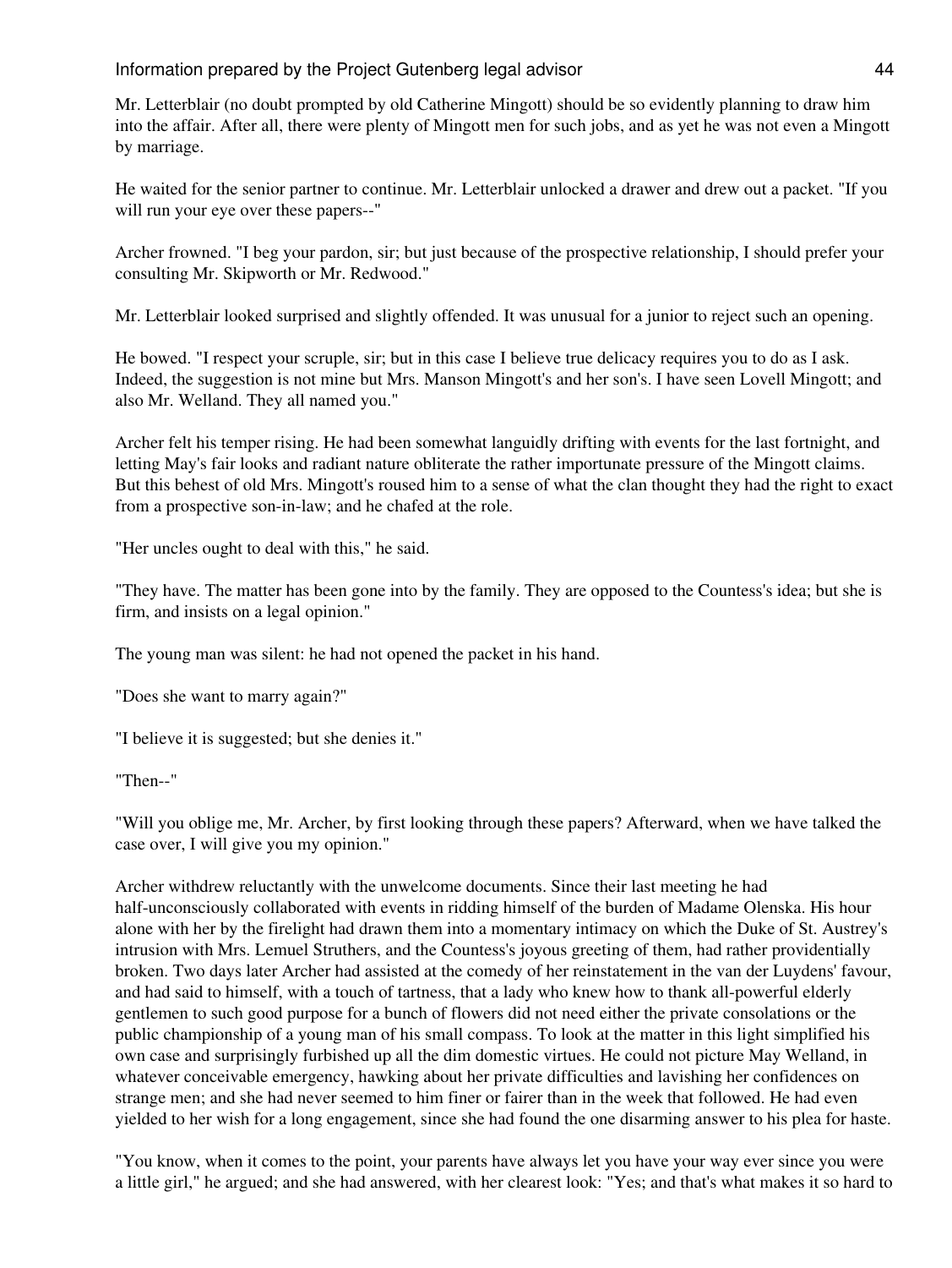Mr. Letterblair (no doubt prompted by old Catherine Mingott) should be so evidently planning to draw him into the affair. After all, there were plenty of Mingott men for such jobs, and as yet he was not even a Mingott by marriage.

He waited for the senior partner to continue. Mr. Letterblair unlocked a drawer and drew out a packet. "If you will run your eye over these papers--"

Archer frowned. "I beg your pardon, sir; but just because of the prospective relationship, I should prefer your consulting Mr. Skipworth or Mr. Redwood."

Mr. Letterblair looked surprised and slightly offended. It was unusual for a junior to reject such an opening.

He bowed. "I respect your scruple, sir; but in this case I believe true delicacy requires you to do as I ask. Indeed, the suggestion is not mine but Mrs. Manson Mingott's and her son's. I have seen Lovell Mingott; and also Mr. Welland. They all named you."

Archer felt his temper rising. He had been somewhat languidly drifting with events for the last fortnight, and letting May's fair looks and radiant nature obliterate the rather importunate pressure of the Mingott claims. But this behest of old Mrs. Mingott's roused him to a sense of what the clan thought they had the right to exact from a prospective son-in-law; and he chafed at the role.

"Her uncles ought to deal with this," he said.

"They have. The matter has been gone into by the family. They are opposed to the Countess's idea; but she is firm, and insists on a legal opinion."

The young man was silent: he had not opened the packet in his hand.

"Does she want to marry again?"

"I believe it is suggested; but she denies it."

"Then--"

"Will you oblige me, Mr. Archer, by first looking through these papers? Afterward, when we have talked the case over, I will give you my opinion."

Archer withdrew reluctantly with the unwelcome documents. Since their last meeting he had half-unconsciously collaborated with events in ridding himself of the burden of Madame Olenska. His hour alone with her by the firelight had drawn them into a momentary intimacy on which the Duke of St. Austrey's intrusion with Mrs. Lemuel Struthers, and the Countess's joyous greeting of them, had rather providentially broken. Two days later Archer had assisted at the comedy of her reinstatement in the van der Luydens' favour, and had said to himself, with a touch of tartness, that a lady who knew how to thank all-powerful elderly gentlemen to such good purpose for a bunch of flowers did not need either the private consolations or the public championship of a young man of his small compass. To look at the matter in this light simplified his own case and surprisingly furbished up all the dim domestic virtues. He could not picture May Welland, in whatever conceivable emergency, hawking about her private difficulties and lavishing her confidences on strange men; and she had never seemed to him finer or fairer than in the week that followed. He had even yielded to her wish for a long engagement, since she had found the one disarming answer to his plea for haste.

"You know, when it comes to the point, your parents have always let you have your way ever since you were a little girl," he argued; and she had answered, with her clearest look: "Yes; and that's what makes it so hard to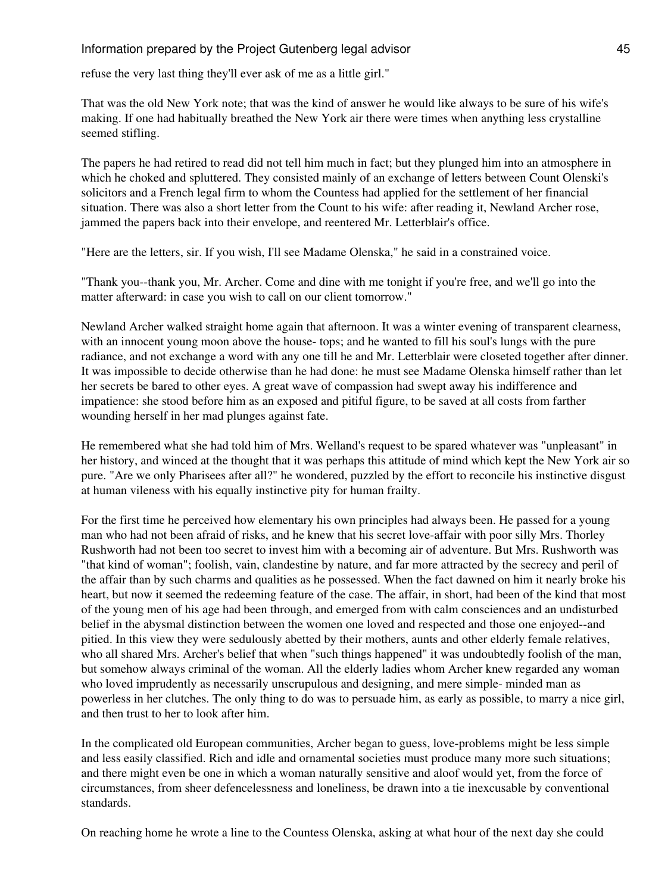refuse the very last thing they'll ever ask of me as a little girl."

That was the old New York note; that was the kind of answer he would like always to be sure of his wife's making. If one had habitually breathed the New York air there were times when anything less crystalline seemed stifling.

The papers he had retired to read did not tell him much in fact; but they plunged him into an atmosphere in which he choked and spluttered. They consisted mainly of an exchange of letters between Count Olenski's solicitors and a French legal firm to whom the Countess had applied for the settlement of her financial situation. There was also a short letter from the Count to his wife: after reading it, Newland Archer rose, jammed the papers back into their envelope, and reentered Mr. Letterblair's office.

"Here are the letters, sir. If you wish, I'll see Madame Olenska," he said in a constrained voice.

"Thank you--thank you, Mr. Archer. Come and dine with me tonight if you're free, and we'll go into the matter afterward: in case you wish to call on our client tomorrow."

Newland Archer walked straight home again that afternoon. It was a winter evening of transparent clearness, with an innocent young moon above the house- tops; and he wanted to fill his soul's lungs with the pure radiance, and not exchange a word with any one till he and Mr. Letterblair were closeted together after dinner. It was impossible to decide otherwise than he had done: he must see Madame Olenska himself rather than let her secrets be bared to other eyes. A great wave of compassion had swept away his indifference and impatience: she stood before him as an exposed and pitiful figure, to be saved at all costs from farther wounding herself in her mad plunges against fate.

He remembered what she had told him of Mrs. Welland's request to be spared whatever was "unpleasant" in her history, and winced at the thought that it was perhaps this attitude of mind which kept the New York air so pure. "Are we only Pharisees after all?" he wondered, puzzled by the effort to reconcile his instinctive disgust at human vileness with his equally instinctive pity for human frailty.

For the first time he perceived how elementary his own principles had always been. He passed for a young man who had not been afraid of risks, and he knew that his secret love-affair with poor silly Mrs. Thorley Rushworth had not been too secret to invest him with a becoming air of adventure. But Mrs. Rushworth was "that kind of woman"; foolish, vain, clandestine by nature, and far more attracted by the secrecy and peril of the affair than by such charms and qualities as he possessed. When the fact dawned on him it nearly broke his heart, but now it seemed the redeeming feature of the case. The affair, in short, had been of the kind that most of the young men of his age had been through, and emerged from with calm consciences and an undisturbed belief in the abysmal distinction between the women one loved and respected and those one enjoyed--and pitied. In this view they were sedulously abetted by their mothers, aunts and other elderly female relatives, who all shared Mrs. Archer's belief that when "such things happened" it was undoubtedly foolish of the man, but somehow always criminal of the woman. All the elderly ladies whom Archer knew regarded any woman who loved imprudently as necessarily unscrupulous and designing, and mere simple- minded man as powerless in her clutches. The only thing to do was to persuade him, as early as possible, to marry a nice girl, and then trust to her to look after him.

In the complicated old European communities, Archer began to guess, love-problems might be less simple and less easily classified. Rich and idle and ornamental societies must produce many more such situations; and there might even be one in which a woman naturally sensitive and aloof would yet, from the force of circumstances, from sheer defencelessness and loneliness, be drawn into a tie inexcusable by conventional standards.

On reaching home he wrote a line to the Countess Olenska, asking at what hour of the next day she could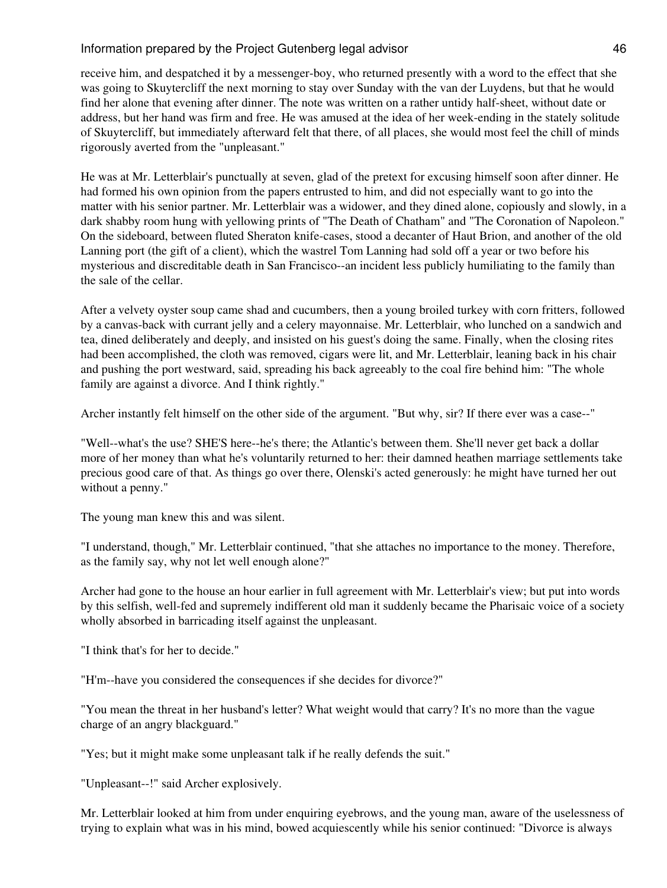receive him, and despatched it by a messenger-boy, who returned presently with a word to the effect that she was going to Skuytercliff the next morning to stay over Sunday with the van der Luydens, but that he would find her alone that evening after dinner. The note was written on a rather untidy half-sheet, without date or address, but her hand was firm and free. He was amused at the idea of her week-ending in the stately solitude of Skuytercliff, but immediately afterward felt that there, of all places, she would most feel the chill of minds rigorously averted from the "unpleasant."

He was at Mr. Letterblair's punctually at seven, glad of the pretext for excusing himself soon after dinner. He had formed his own opinion from the papers entrusted to him, and did not especially want to go into the matter with his senior partner. Mr. Letterblair was a widower, and they dined alone, copiously and slowly, in a dark shabby room hung with yellowing prints of "The Death of Chatham" and "The Coronation of Napoleon." On the sideboard, between fluted Sheraton knife-cases, stood a decanter of Haut Brion, and another of the old Lanning port (the gift of a client), which the wastrel Tom Lanning had sold off a year or two before his mysterious and discreditable death in San Francisco--an incident less publicly humiliating to the family than the sale of the cellar.

After a velvety oyster soup came shad and cucumbers, then a young broiled turkey with corn fritters, followed by a canvas-back with currant jelly and a celery mayonnaise. Mr. Letterblair, who lunched on a sandwich and tea, dined deliberately and deeply, and insisted on his guest's doing the same. Finally, when the closing rites had been accomplished, the cloth was removed, cigars were lit, and Mr. Letterblair, leaning back in his chair and pushing the port westward, said, spreading his back agreeably to the coal fire behind him: "The whole family are against a divorce. And I think rightly."

Archer instantly felt himself on the other side of the argument. "But why, sir? If there ever was a case--"

"Well--what's the use? SHE'S here--he's there; the Atlantic's between them. She'll never get back a dollar more of her money than what he's voluntarily returned to her: their damned heathen marriage settlements take precious good care of that. As things go over there, Olenski's acted generously: he might have turned her out without a penny."

The young man knew this and was silent.

"I understand, though," Mr. Letterblair continued, "that she attaches no importance to the money. Therefore, as the family say, why not let well enough alone?"

Archer had gone to the house an hour earlier in full agreement with Mr. Letterblair's view; but put into words by this selfish, well-fed and supremely indifferent old man it suddenly became the Pharisaic voice of a society wholly absorbed in barricading itself against the unpleasant.

"I think that's for her to decide."

"H'm--have you considered the consequences if she decides for divorce?"

"You mean the threat in her husband's letter? What weight would that carry? It's no more than the vague charge of an angry blackguard."

"Yes; but it might make some unpleasant talk if he really defends the suit."

"Unpleasant--!" said Archer explosively.

Mr. Letterblair looked at him from under enquiring eyebrows, and the young man, aware of the uselessness of trying to explain what was in his mind, bowed acquiescently while his senior continued: "Divorce is always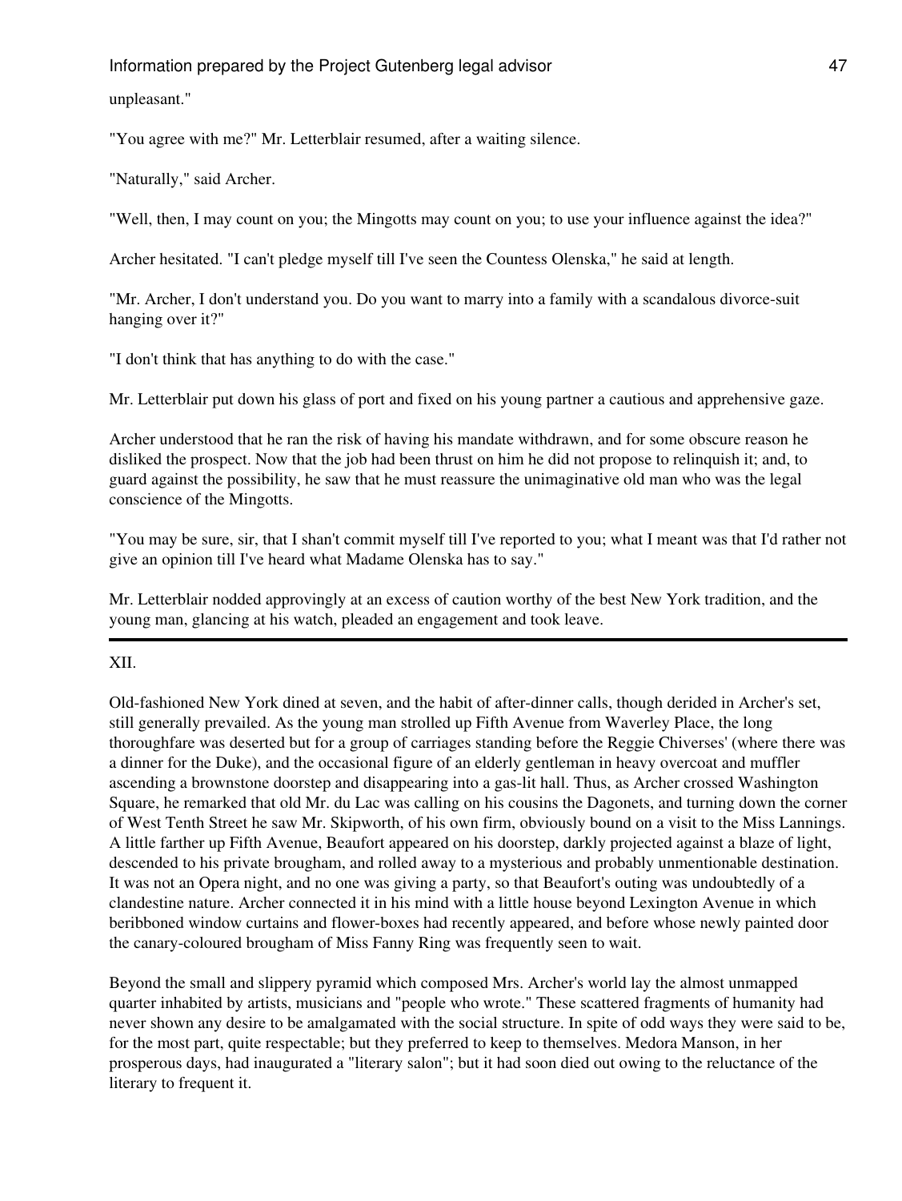unpleasant."

"You agree with me?" Mr. Letterblair resumed, after a waiting silence.

"Naturally," said Archer.

"Well, then, I may count on you; the Mingotts may count on you; to use your influence against the idea?"

Archer hesitated. "I can't pledge myself till I've seen the Countess Olenska," he said at length.

"Mr. Archer, I don't understand you. Do you want to marry into a family with a scandalous divorce-suit hanging over it?"

"I don't think that has anything to do with the case."

Mr. Letterblair put down his glass of port and fixed on his young partner a cautious and apprehensive gaze.

Archer understood that he ran the risk of having his mandate withdrawn, and for some obscure reason he disliked the prospect. Now that the job had been thrust on him he did not propose to relinquish it; and, to guard against the possibility, he saw that he must reassure the unimaginative old man who was the legal conscience of the Mingotts.

"You may be sure, sir, that I shan't commit myself till I've reported to you; what I meant was that I'd rather not give an opinion till I've heard what Madame Olenska has to say."

Mr. Letterblair nodded approvingly at an excess of caution worthy of the best New York tradition, and the young man, glancing at his watch, pleaded an engagement and took leave.

---

## XII.

Old-fashioned New York dined at seven, and the habit of after-dinner calls, though derided in Archer's set, still generally prevailed. As the young man strolled up Fifth Avenue from Waverley Place, the long thoroughfare was deserted but for a group of carriages standing before the Reggie Chiverses' (where there was a dinner for the Duke), and the occasional figure of an elderly gentleman in heavy overcoat and muffler ascending a brownstone doorstep and disappearing into a gas-lit hall. Thus, as Archer crossed Washington Square, he remarked that old Mr. du Lac was calling on his cousins the Dagonets, and turning down the corner of West Tenth Street he saw Mr. Skipworth, of his own firm, obviously bound on a visit to the Miss Lannings. A little farther up Fifth Avenue, Beaufort appeared on his doorstep, darkly projected against a blaze of light, descended to his private brougham, and rolled away to a mysterious and probably unmentionable destination. It was not an Opera night, and no one was giving a party, so that Beaufort's outing was undoubtedly of a clandestine nature. Archer connected it in his mind with a little house beyond Lexington Avenue in which beribboned window curtains and flower-boxes had recently appeared, and before whose newly painted door the canary-coloured brougham of Miss Fanny Ring was frequently seen to wait.

Beyond the small and slippery pyramid which composed Mrs. Archer's world lay the almost unmapped quarter inhabited by artists, musicians and "people who wrote." These scattered fragments of humanity had never shown any desire to be amalgamated with the social structure. In spite of odd ways they were said to be, for the most part, quite respectable; but they preferred to keep to themselves. Medora Manson, in her prosperous days, had inaugurated a "literary salon"; but it had soon died out owing to the reluctance of the literary to frequent it.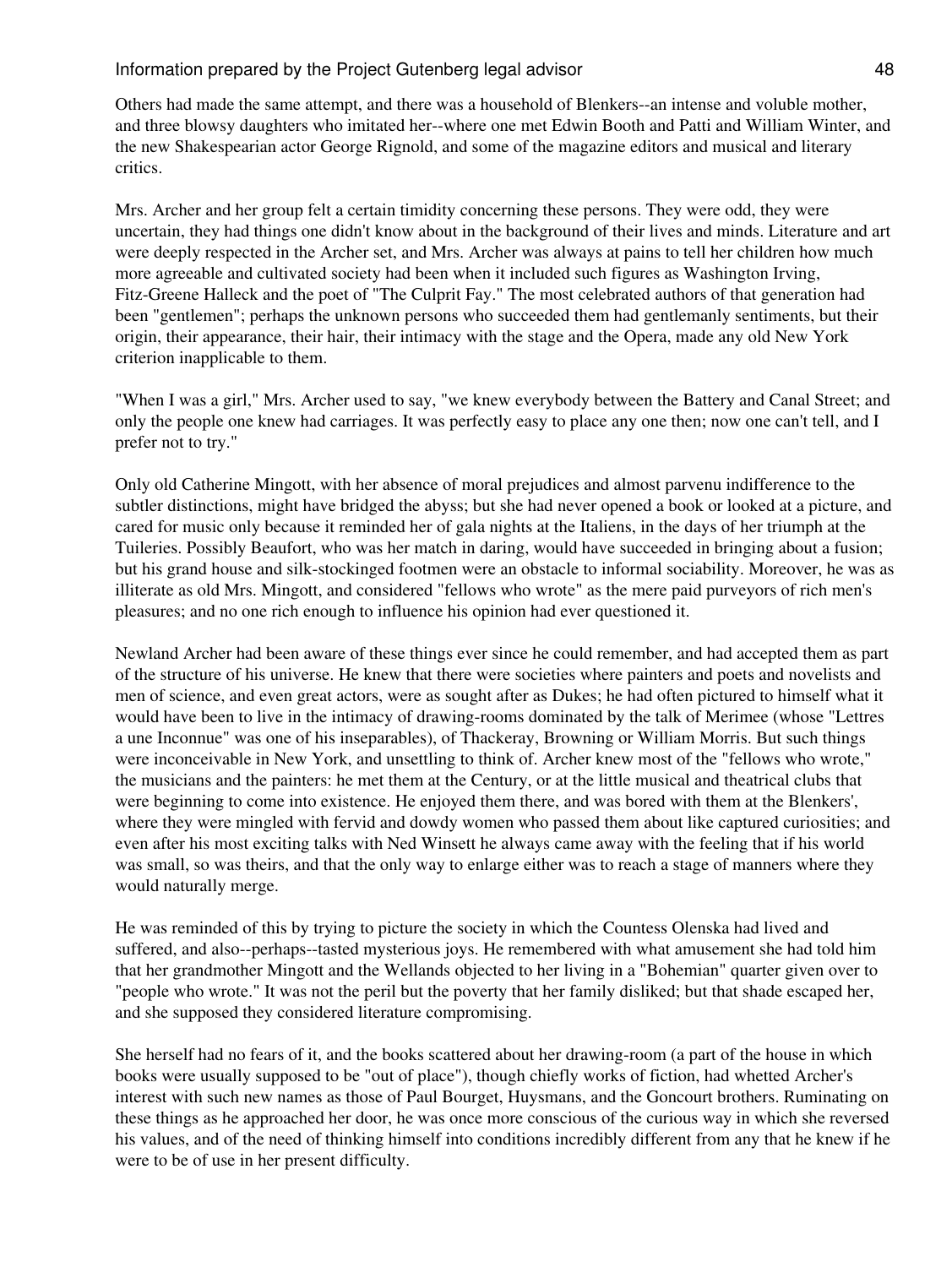Others had made the same attempt, and there was a household of Blenkers--an intense and voluble mother, and three blowsy daughters who imitated her--where one met Edwin Booth and Patti and William Winter, and the new Shakespearian actor George Rignold, and some of the magazine editors and musical and literary critics.

Mrs. Archer and her group felt a certain timidity concerning these persons. They were odd, they were uncertain, they had things one didn't know about in the background of their lives and minds. Literature and art were deeply respected in the Archer set, and Mrs. Archer was always at pains to tell her children how much more agreeable and cultivated society had been when it included such figures as Washington Irving, Fitz-Greene Halleck and the poet of "The Culprit Fay." The most celebrated authors of that generation had been "gentlemen"; perhaps the unknown persons who succeeded them had gentlemanly sentiments, but their origin, their appearance, their hair, their intimacy with the stage and the Opera, made any old New York criterion inapplicable to them.

"When I was a girl," Mrs. Archer used to say, "we knew everybody between the Battery and Canal Street; and only the people one knew had carriages. It was perfectly easy to place any one then; now one can't tell, and I prefer not to try."

Only old Catherine Mingott, with her absence of moral prejudices and almost parvenu indifference to the subtler distinctions, might have bridged the abyss; but she had never opened a book or looked at a picture, and cared for music only because it reminded her of gala nights at the Italiens, in the days of her triumph at the Tuileries. Possibly Beaufort, who was her match in daring, would have succeeded in bringing about a fusion; but his grand house and silk-stockinged footmen were an obstacle to informal sociability. Moreover, he was as illiterate as old Mrs. Mingott, and considered "fellows who wrote" as the mere paid purveyors of rich men's pleasures; and no one rich enough to influence his opinion had ever questioned it.

Newland Archer had been aware of these things ever since he could remember, and had accepted them as part of the structure of his universe. He knew that there were societies where painters and poets and novelists and men of science, and even great actors, were as sought after as Dukes; he had often pictured to himself what it would have been to live in the intimacy of drawing-rooms dominated by the talk of Merimee (whose "Lettres a une Inconnue" was one of his inseparables), of Thackeray, Browning or William Morris. But such things were inconceivable in New York, and unsettling to think of. Archer knew most of the "fellows who wrote," the musicians and the painters: he met them at the Century, or at the little musical and theatrical clubs that were beginning to come into existence. He enjoyed them there, and was bored with them at the Blenkers', where they were mingled with fervid and dowdy women who passed them about like captured curiosities; and even after his most exciting talks with Ned Winsett he always came away with the feeling that if his world was small, so was theirs, and that the only way to enlarge either was to reach a stage of manners where they would naturally merge.

He was reminded of this by trying to picture the society in which the Countess Olenska had lived and suffered, and also--perhaps--tasted mysterious joys. He remembered with what amusement she had told him that her grandmother Mingott and the Wellands objected to her living in a "Bohemian" quarter given over to "people who wrote." It was not the peril but the poverty that her family disliked; but that shade escaped her, and she supposed they considered literature compromising.

She herself had no fears of it, and the books scattered about her drawing-room (a part of the house in which books were usually supposed to be "out of place"), though chiefly works of fiction, had whetted Archer's interest with such new names as those of Paul Bourget, Huysmans, and the Goncourt brothers. Ruminating on these things as he approached her door, he was once more conscious of the curious way in which she reversed his values, and of the need of thinking himself into conditions incredibly different from any that he knew if he were to be of use in her present difficulty.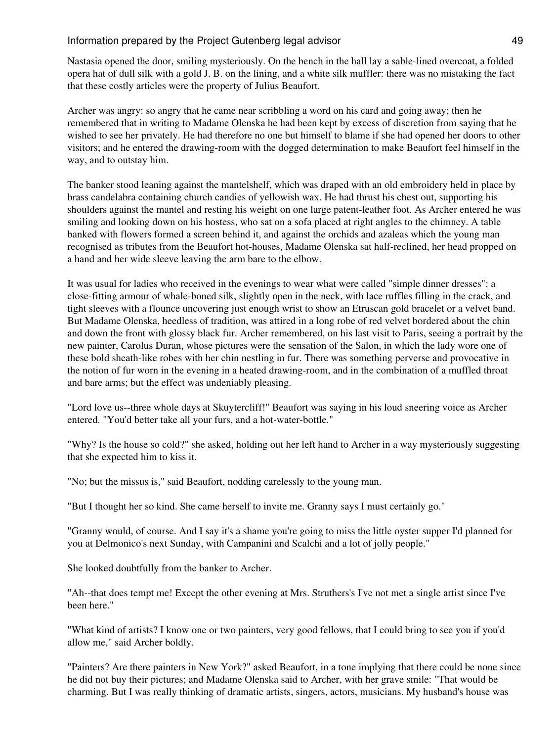Nastasia opened the door, smiling mysteriously. On the bench in the hall lay a sable-lined overcoat, a folded opera hat of dull silk with a gold J. B. on the lining, and a white silk muffler: there was no mistaking the fact that these costly articles were the property of Julius Beaufort.

Archer was angry: so angry that he came near scribbling a word on his card and going away; then he remembered that in writing to Madame Olenska he had been kept by excess of discretion from saying that he wished to see her privately. He had therefore no one but himself to blame if she had opened her doors to other visitors; and he entered the drawing-room with the dogged determination to make Beaufort feel himself in the way, and to outstay him.

The banker stood leaning against the mantelshelf, which was draped with an old embroidery held in place by brass candelabra containing church candies of yellowish wax. He had thrust his chest out, supporting his shoulders against the mantel and resting his weight on one large patent-leather foot. As Archer entered he was smiling and looking down on his hostess, who sat on a sofa placed at right angles to the chimney. A table banked with flowers formed a screen behind it, and against the orchids and azaleas which the young man recognised as tributes from the Beaufort hot-houses, Madame Olenska sat half-reclined, her head propped on a hand and her wide sleeve leaving the arm bare to the elbow.

It was usual for ladies who received in the evenings to wear what were called "simple dinner dresses": a close-fitting armour of whale-boned silk, slightly open in the neck, with lace ruffles filling in the crack, and tight sleeves with a flounce uncovering just enough wrist to show an Etruscan gold bracelet or a velvet band. But Madame Olenska, heedless of tradition, was attired in a long robe of red velvet bordered about the chin and down the front with glossy black fur. Archer remembered, on his last visit to Paris, seeing a portrait by the new painter, Carolus Duran, whose pictures were the sensation of the Salon, in which the lady wore one of these bold sheath-like robes with her chin nestling in fur. There was something perverse and provocative in the notion of fur worn in the evening in a heated drawing-room, and in the combination of a muffled throat and bare arms; but the effect was undeniably pleasing.

"Lord love us--three whole days at Skuytercliff!" Beaufort was saying in his loud sneering voice as Archer entered. "You'd better take all your furs, and a hot-water-bottle."

"Why? Is the house so cold?" she asked, holding out her left hand to Archer in a way mysteriously suggesting that she expected him to kiss it.

"No; but the missus is," said Beaufort, nodding carelessly to the young man.

"But I thought her so kind. She came herself to invite me. Granny says I must certainly go."

"Granny would, of course. And I say it's a shame you're going to miss the little oyster supper I'd planned for you at Delmonico's next Sunday, with Campanini and Scalchi and a lot of jolly people."

She looked doubtfully from the banker to Archer.

"Ah--that does tempt me! Except the other evening at Mrs. Struthers's I've not met a single artist since I've been here."

"What kind of artists? I know one or two painters, very good fellows, that I could bring to see you if you'd allow me," said Archer boldly.

"Painters? Are there painters in New York?" asked Beaufort, in a tone implying that there could be none since he did not buy their pictures; and Madame Olenska said to Archer, with her grave smile: "That would be charming. But I was really thinking of dramatic artists, singers, actors, musicians. My husband's house was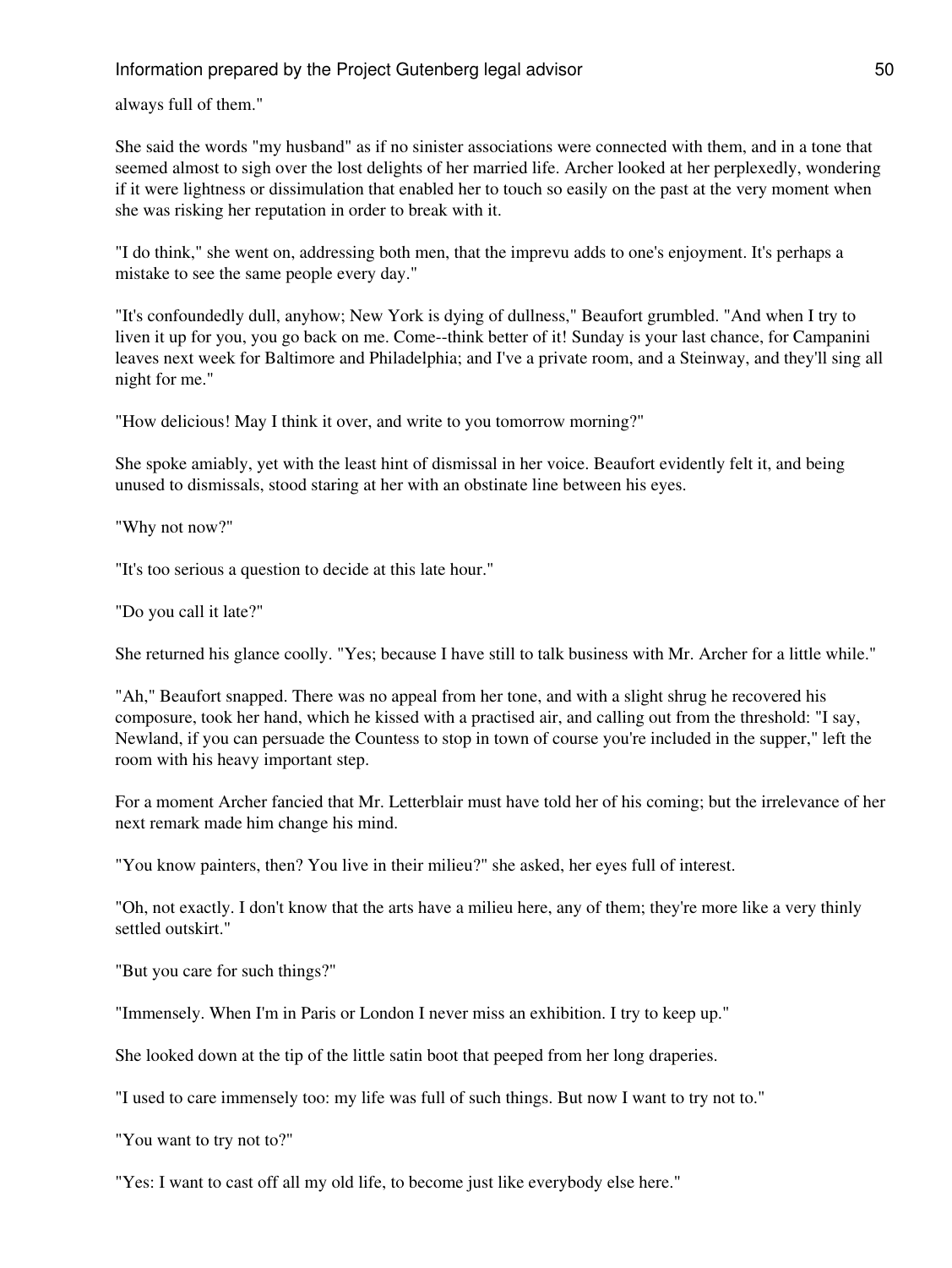always full of them."

She said the words "my husband" as if no sinister associations were connected with them, and in a tone that seemed almost to sigh over the lost delights of her married life. Archer looked at her perplexedly, wondering if it were lightness or dissimulation that enabled her to touch so easily on the past at the very moment when she was risking her reputation in order to break with it.

"I do think," she went on, addressing both men, that the imprevu adds to one's enjoyment. It's perhaps a mistake to see the same people every day."

"It's confoundedly dull, anyhow; New York is dying of dullness," Beaufort grumbled. "And when I try to liven it up for you, you go back on me. Come--think better of it! Sunday is your last chance, for Campanini leaves next week for Baltimore and Philadelphia; and I've a private room, and a Steinway, and they'll sing all night for me."

"How delicious! May I think it over, and write to you tomorrow morning?"

She spoke amiably, yet with the least hint of dismissal in her voice. Beaufort evidently felt it, and being unused to dismissals, stood staring at her with an obstinate line between his eyes.

"Why not now?"

"It's too serious a question to decide at this late hour."

"Do you call it late?"

She returned his glance coolly. "Yes; because I have still to talk business with Mr. Archer for a little while."

"Ah," Beaufort snapped. There was no appeal from her tone, and with a slight shrug he recovered his composure, took her hand, which he kissed with a practised air, and calling out from the threshold: "I say, Newland, if you can persuade the Countess to stop in town of course you're included in the supper," left the room with his heavy important step.

For a moment Archer fancied that Mr. Letterblair must have told her of his coming; but the irrelevance of her next remark made him change his mind.

"You know painters, then? You live in their milieu?" she asked, her eyes full of interest.

"Oh, not exactly. I don't know that the arts have a milieu here, any of them; they're more like a very thinly settled outskirt."

"But you care for such things?"

"Immensely. When I'm in Paris or London I never miss an exhibition. I try to keep up."

She looked down at the tip of the little satin boot that peeped from her long draperies.

"I used to care immensely too: my life was full of such things. But now I want to try not to."

"You want to try not to?"

"Yes: I want to cast off all my old life, to become just like everybody else here."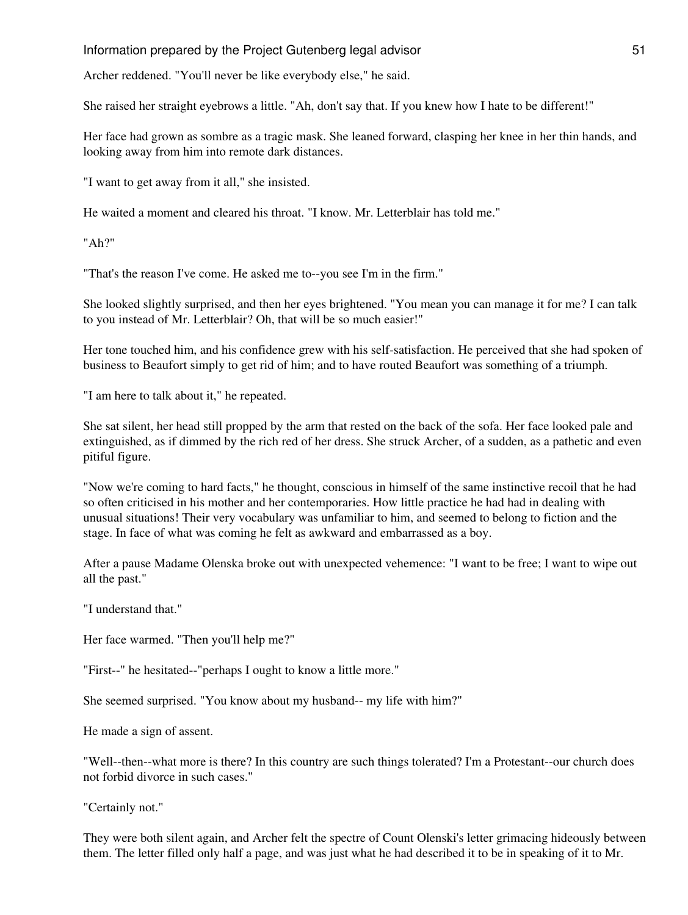Archer reddened. "You'll never be like everybody else," he said.

She raised her straight eyebrows a little. "Ah, don't say that. If you knew how I hate to be different!"

Her face had grown as sombre as a tragic mask. She leaned forward, clasping her knee in her thin hands, and looking away from him into remote dark distances.

"I want to get away from it all," she insisted.

He waited a moment and cleared his throat. "I know. Mr. Letterblair has told me."

"Ah?"

"That's the reason I've come. He asked me to--you see I'm in the firm."

She looked slightly surprised, and then her eyes brightened. "You mean you can manage it for me? I can talk to you instead of Mr. Letterblair? Oh, that will be so much easier!"

Her tone touched him, and his confidence grew with his self-satisfaction. He perceived that she had spoken of business to Beaufort simply to get rid of him; and to have routed Beaufort was something of a triumph.

"I am here to talk about it," he repeated.

She sat silent, her head still propped by the arm that rested on the back of the sofa. Her face looked pale and extinguished, as if dimmed by the rich red of her dress. She struck Archer, of a sudden, as a pathetic and even pitiful figure.

"Now we're coming to hard facts," he thought, conscious in himself of the same instinctive recoil that he had so often criticised in his mother and her contemporaries. How little practice he had had in dealing with unusual situations! Their very vocabulary was unfamiliar to him, and seemed to belong to fiction and the stage. In face of what was coming he felt as awkward and embarrassed as a boy.

After a pause Madame Olenska broke out with unexpected vehemence: "I want to be free; I want to wipe out all the past."

"I understand that."

Her face warmed. "Then you'll help me?"

"First--" he hesitated--"perhaps I ought to know a little more."

She seemed surprised. "You know about my husband-- my life with him?"

He made a sign of assent.

"Well--then--what more is there? In this country are such things tolerated? I'm a Protestant--our church does not forbid divorce in such cases."

"Certainly not."

They were both silent again, and Archer felt the spectre of Count Olenski's letter grimacing hideously between them. The letter filled only half a page, and was just what he had described it to be in speaking of it to Mr.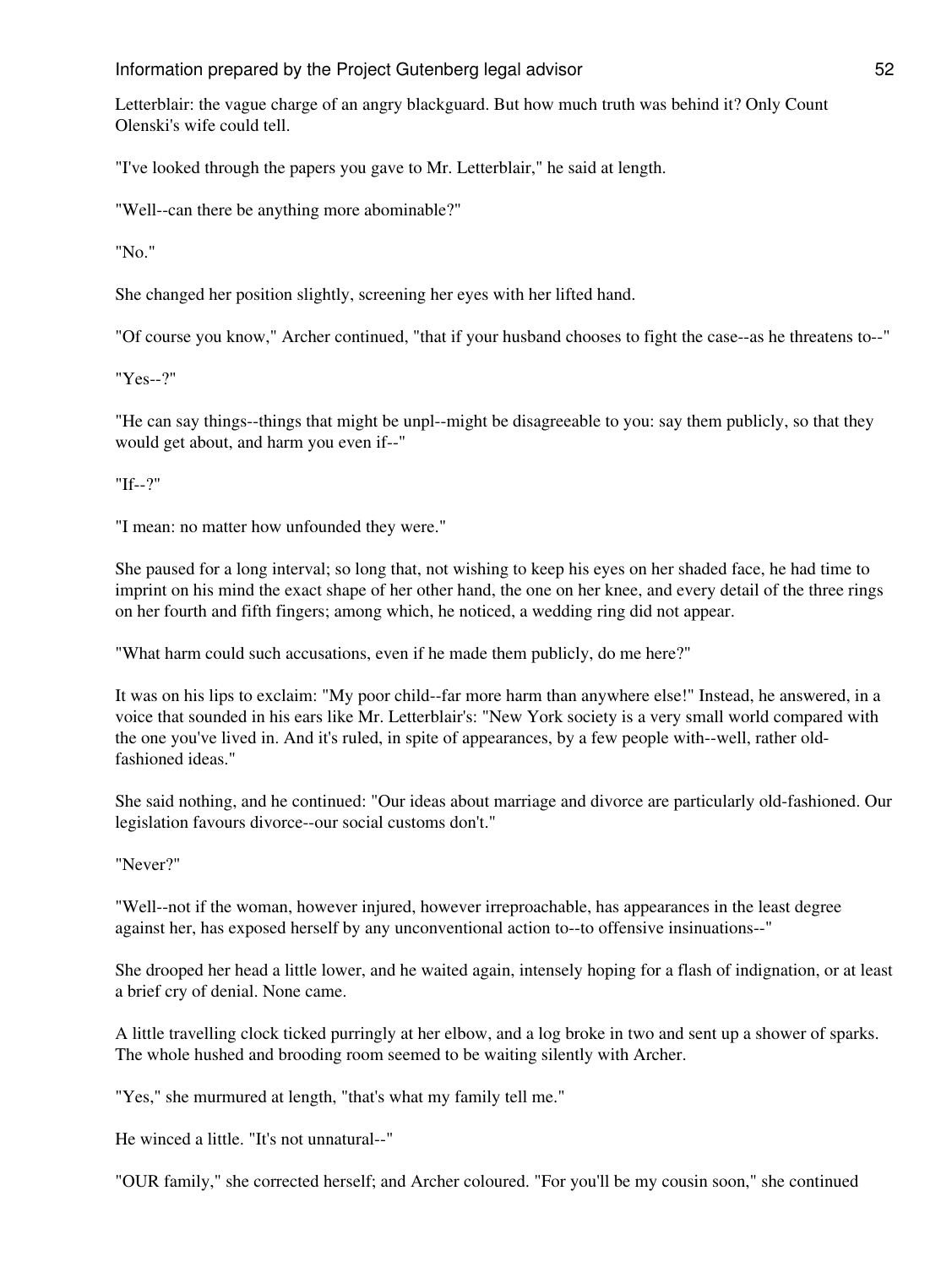Letterblair: the vague charge of an angry blackguard. But how much truth was behind it? Only Count Olenski's wife could tell.

"I've looked through the papers you gave to Mr. Letterblair," he said at length.

"Well--can there be anything more abominable?"

"No."

She changed her position slightly, screening her eyes with her lifted hand.

"Of course you know," Archer continued, "that if your husband chooses to fight the case--as he threatens to--"

"Yes--?"

"He can say things--things that might be unpl--might be disagreeable to you: say them publicly, so that they would get about, and harm you even if--"

"If--?"

"I mean: no matter how unfounded they were."

She paused for a long interval; so long that, not wishing to keep his eyes on her shaded face, he had time to imprint on his mind the exact shape of her other hand, the one on her knee, and every detail of the three rings on her fourth and fifth fingers; among which, he noticed, a wedding ring did not appear.

"What harm could such accusations, even if he made them publicly, do me here?"

It was on his lips to exclaim: "My poor child--far more harm than anywhere else!" Instead, he answered, in a voice that sounded in his ears like Mr. Letterblair's: "New York society is a very small world compared with the one you've lived in. And it's ruled, in spite of appearances, by a few people with--well, rather old-fashioned ideas."

She said nothing, and he continued: "Our ideas about marriage and divorce are particularly old-fashioned. Our legislation favours divorce--our social customs don't."

"Never?"

"Well--not if the woman, however injured, however irreproachable, has appearances in the least degree against her, has exposed herself by any unconventional action to--to offensive insinuations--"

She drooped her head a little lower, and he waited again, intensely hoping for a flash of indignation, or at least a brief cry of denial. None came.

A little travelling clock ticked purringly at her elbow, and a log broke in two and sent up a shower of sparks. The whole hushed and brooding room seemed to be waiting silently with Archer.

"Yes," she murmured at length, "that's what my family tell me."

He winced a little. "It's not unnatural--"

"OUR family," she corrected herself; and Archer coloured. "For you'll be my cousin soon," she continued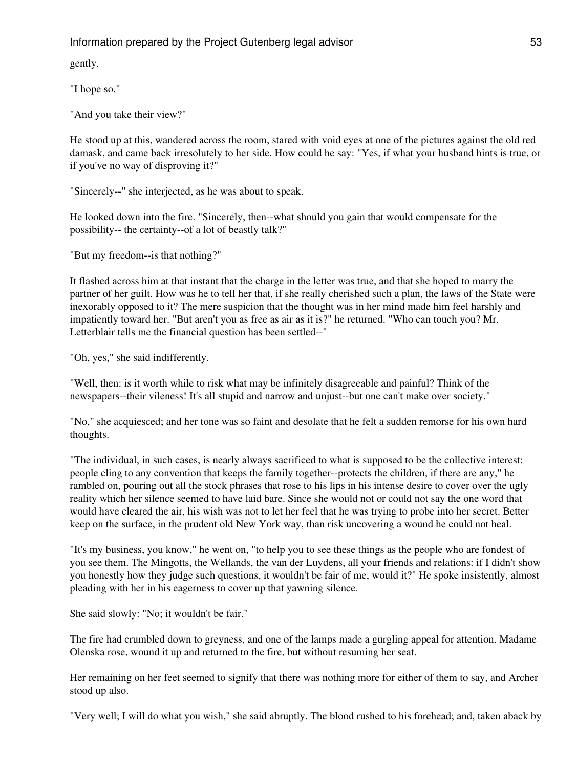gently.

"I hope so."

"And you take their view?"

He stood up at this, wandered across the room, stared with void eyes at one of the pictures against the old red damask, and came back irresolutely to her side. How could he say: "Yes, if what your husband hints is true, or if you've no way of disproving it?"

"Sincerely--" she interjected, as he was about to speak.

He looked down into the fire. "Sincerely, then--what should you gain that would compensate for the possibility-- the certainty--of a lot of beastly talk?"

"But my freedom--is that nothing?"

It flashed across him at that instant that the charge in the letter was true, and that she hoped to marry the partner of her guilt. How was he to tell her that, if she really cherished such a plan, the laws of the State were inexorably opposed to it? The mere suspicion that the thought was in her mind made him feel harshly and impatiently toward her. "But aren't you as free as air as it is?" he returned. "Who can touch you? Mr. Letterblair tells me the financial question has been settled--"

"Oh, yes," she said indifferently.

"Well, then: is it worth while to risk what may be infinitely disagreeable and painful? Think of the newspapers--their vileness! It's all stupid and narrow and unjust--but one can't make over society."

"No," she acquiesced; and her tone was so faint and desolate that he felt a sudden remorse for his own hard thoughts.

"The individual, in such cases, is nearly always sacrificed to what is supposed to be the collective interest: people cling to any convention that keeps the family together--protects the children, if there are any," he rambled on, pouring out all the stock phrases that rose to his lips in his intense desire to cover over the ugly reality which her silence seemed to have laid bare. Since she would not or could not say the one word that would have cleared the air, his wish was not to let her feel that he was trying to probe into her secret. Better keep on the surface, in the prudent old New York way, than risk uncovering a wound he could not heal.

"It's my business, you know," he went on, "to help you to see these things as the people who are fondest of you see them. The Mingotts, the Wellands, the van der Luydens, all your friends and relations: if I didn't show you honestly how they judge such questions, it wouldn't be fair of me, would it?" He spoke insistently, almost pleading with her in his eagerness to cover up that yawning silence.

She said slowly: "No; it wouldn't be fair."

The fire had crumbled down to greyness, and one of the lamps made a gurgling appeal for attention. Madame Olenska rose, wound it up and returned to the fire, but without resuming her seat.

Her remaining on her feet seemed to signify that there was nothing more for either of them to say, and Archer stood up also.

"Very well; I will do what you wish," she said abruptly. The blood rushed to his forehead; and, taken aback by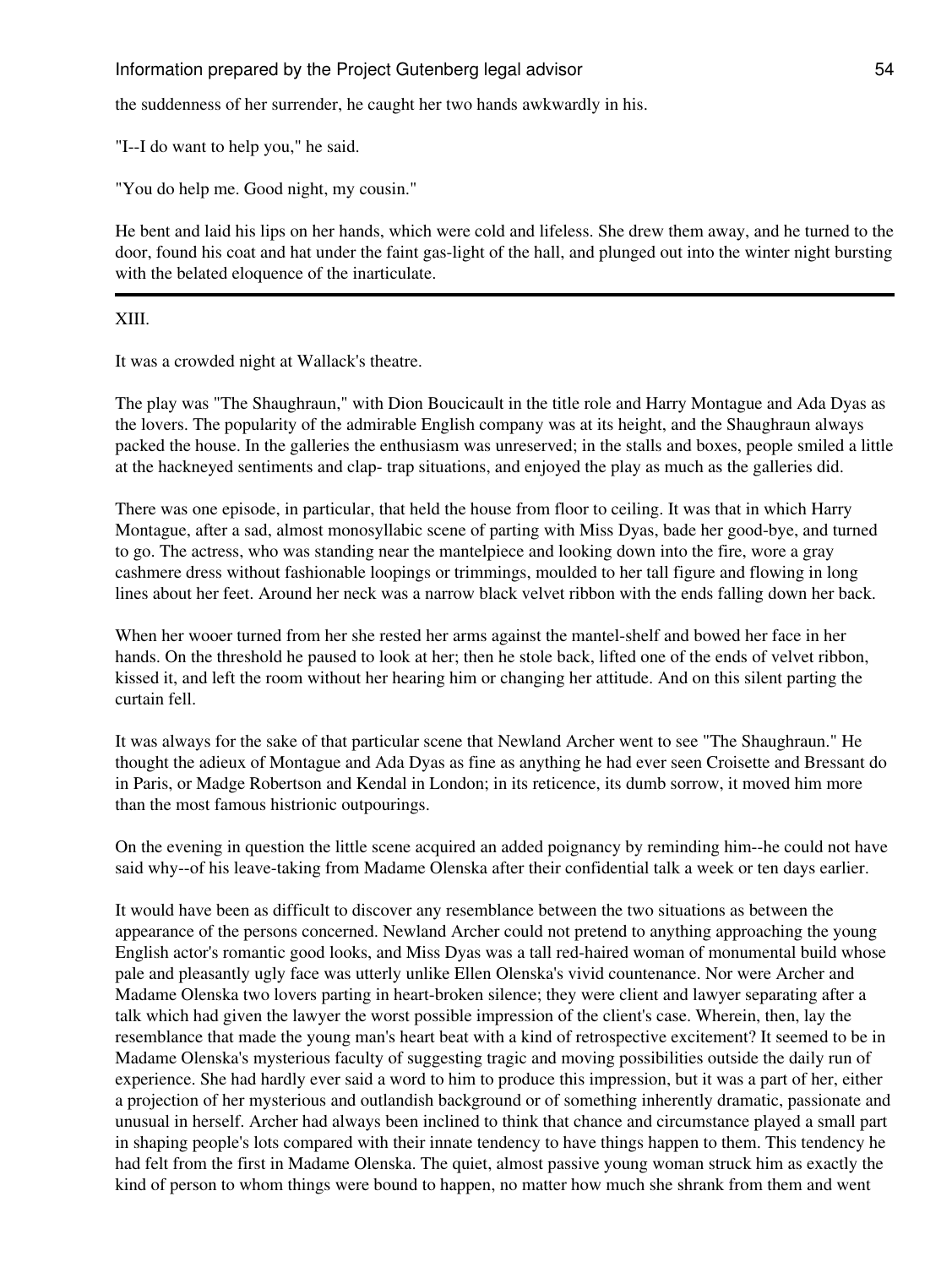the suddenness of her surrender, he caught her two hands awkwardly in his.

"I--I do want to help you," he said.

"You do help me. Good night, my cousin."

He bent and laid his lips on her hands, which were cold and lifeless. She drew them away, and he turned to the door, found his coat and hat under the faint gas-light of the hall, and plunged out into the winter night bursting with the belated eloquence of the inarticulate.

---

XIII.

It was a crowded night at Wallack's theatre.

The play was "The Shaughraun," with Dion Boucicault in the title role and Harry Montague and Ada Dyas as the lovers. The popularity of the admirable English company was at its height, and the Shaughraun always packed the house. In the galleries the enthusiasm was unreserved; in the stalls and boxes, people smiled a little at the hackneyed sentiments and clap- trap situations, and enjoyed the play as much as the galleries did.

There was one episode, in particular, that held the house from floor to ceiling. It was that in which Harry Montague, after a sad, almost monosyllabic scene of parting with Miss Dyas, bade her good-bye, and turned to go. The actress, who was standing near the mantelpiece and looking down into the fire, wore a gray cashmere dress without fashionable loopings or trimmings, moulded to her tall figure and flowing in long lines about her feet. Around her neck was a narrow black velvet ribbon with the ends falling down her back.

When her wooer turned from her she rested her arms against the mantel-shelf and bowed her face in her hands. On the threshold he paused to look at her; then he stole back, lifted one of the ends of velvet ribbon, kissed it, and left the room without her hearing him or changing her attitude. And on this silent parting the curtain fell.

It was always for the sake of that particular scene that Newland Archer went to see "The Shaughraun." He thought the adieux of Montague and Ada Dyas as fine as anything he had ever seen Croisette and Bressant do in Paris, or Madge Robertson and Kendal in London; in its reticence, its dumb sorrow, it moved him more than the most famous histrionic outpourings.

On the evening in question the little scene acquired an added poignancy by reminding him--he could not have said why--of his leave-taking from Madame Olenska after their confidential talk a week or ten days earlier.

It would have been as difficult to discover any resemblance between the two situations as between the appearance of the persons concerned. Newland Archer could not pretend to anything approaching the young English actor's romantic good looks, and Miss Dyas was a tall red-haired woman of monumental build whose pale and pleasantly ugly face was utterly unlike Ellen Olenska's vivid countenance. Nor were Archer and Madame Olenska two lovers parting in heart-broken silence; they were client and lawyer separating after a talk which had given the lawyer the worst possible impression of the client's case. Wherein, then, lay the resemblance that made the young man's heart beat with a kind of retrospective excitement? It seemed to be in Madame Olenska's mysterious faculty of suggesting tragic and moving possibilities outside the daily run of experience. She had hardly ever said a word to him to produce this impression, but it was a part of her, either a projection of her mysterious and outlandish background or of something inherently dramatic, passionate and unusual in herself. Archer had always been inclined to think that chance and circumstance played a small part in shaping people's lots compared with their innate tendency to have things happen to them. This tendency he had felt from the first in Madame Olenska. The quiet, almost passive young woman struck him as exactly the kind of person to whom things were bound to happen, no matter how much she shrank from them and went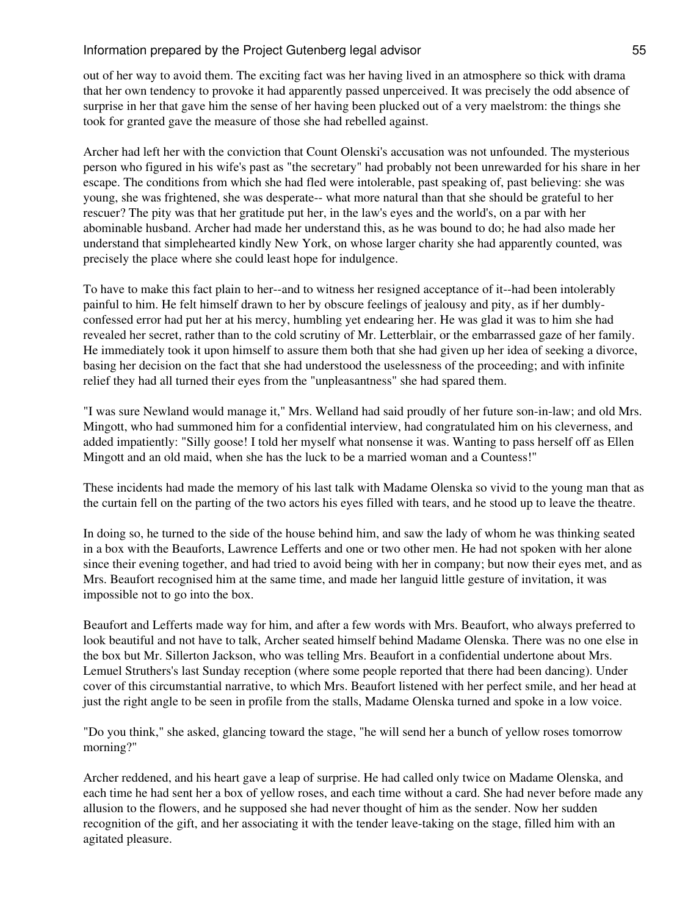out of her way to avoid them. The exciting fact was her having lived in an atmosphere so thick with drama that her own tendency to provoke it had apparently passed unperceived. It was precisely the odd absence of surprise in her that gave him the sense of her having been plucked out of a very maelstrom: the things she took for granted gave the measure of those she had rebelled against.

Archer had left her with the conviction that Count Olenski's accusation was not unfounded. The mysterious person who figured in his wife's past as "the secretary" had probably not been unrewarded for his share in her escape. The conditions from which she had fled were intolerable, past speaking of, past believing: she was young, she was frightened, she was desperate-- what more natural than that she should be grateful to her rescuer? The pity was that her gratitude put her, in the law's eyes and the world's, on a par with her abominable husband. Archer had made her understand this, as he was bound to do; he had also made her understand that simplehearted kindly New York, on whose larger charity she had apparently counted, was precisely the place where she could least hope for indulgence.

To have to make this fact plain to her--and to witness her resigned acceptance of it--had been intolerably painful to him. He felt himself drawn to her by obscure feelings of jealousy and pity, as if her dumbly-confessed error had put her at his mercy, humbling yet endearing her. He was glad it was to him she had revealed her secret, rather than to the cold scrutiny of Mr. Letterblair, or the embarrassed gaze of her family. He immediately took it upon himself to assure them both that she had given up her idea of seeking a divorce, basing her decision on the fact that she had understood the uselessness of the proceeding; and with infinite relief they had all turned their eyes from the "unpleasantness" she had spared them.

"I was sure Newland would manage it," Mrs. Welland had said proudly of her future son-in-law; and old Mrs. Mingott, who had summoned him for a confidential interview, had congratulated him on his cleverness, and added impatiently: "Silly goose! I told her myself what nonsense it was. Wanting to pass herself off as Ellen Mingott and an old maid, when she has the luck to be a married woman and a Countess!"

These incidents had made the memory of his last talk with Madame Olenska so vivid to the young man that as the curtain fell on the parting of the two actors his eyes filled with tears, and he stood up to leave the theatre.

In doing so, he turned to the side of the house behind him, and saw the lady of whom he was thinking seated in a box with the Beauforts, Lawrence Lefferts and one or two other men. He had not spoken with her alone since their evening together, and had tried to avoid being with her in company; but now their eyes met, and as Mrs. Beaufort recognised him at the same time, and made her languid little gesture of invitation, it was impossible not to go into the box.

Beaufort and Lefferts made way for him, and after a few words with Mrs. Beaufort, who always preferred to look beautiful and not have to talk, Archer seated himself behind Madame Olenska. There was no one else in the box but Mr. Sillerton Jackson, who was telling Mrs. Beaufort in a confidential undertone about Mrs. Lemuel Struthers's last Sunday reception (where some people reported that there had been dancing). Under cover of this circumstantial narrative, to which Mrs. Beaufort listened with her perfect smile, and her head at just the right angle to be seen in profile from the stalls, Madame Olenska turned and spoke in a low voice.

"Do you think," she asked, glancing toward the stage, "he will send her a bunch of yellow roses tomorrow morning?"

Archer reddened, and his heart gave a leap of surprise. He had called only twice on Madame Olenska, and each time he had sent her a box of yellow roses, and each time without a card. She had never before made any allusion to the flowers, and he supposed she had never thought of him as the sender. Now her sudden recognition of the gift, and her associating it with the tender leave-taking on the stage, filled him with an agitated pleasure.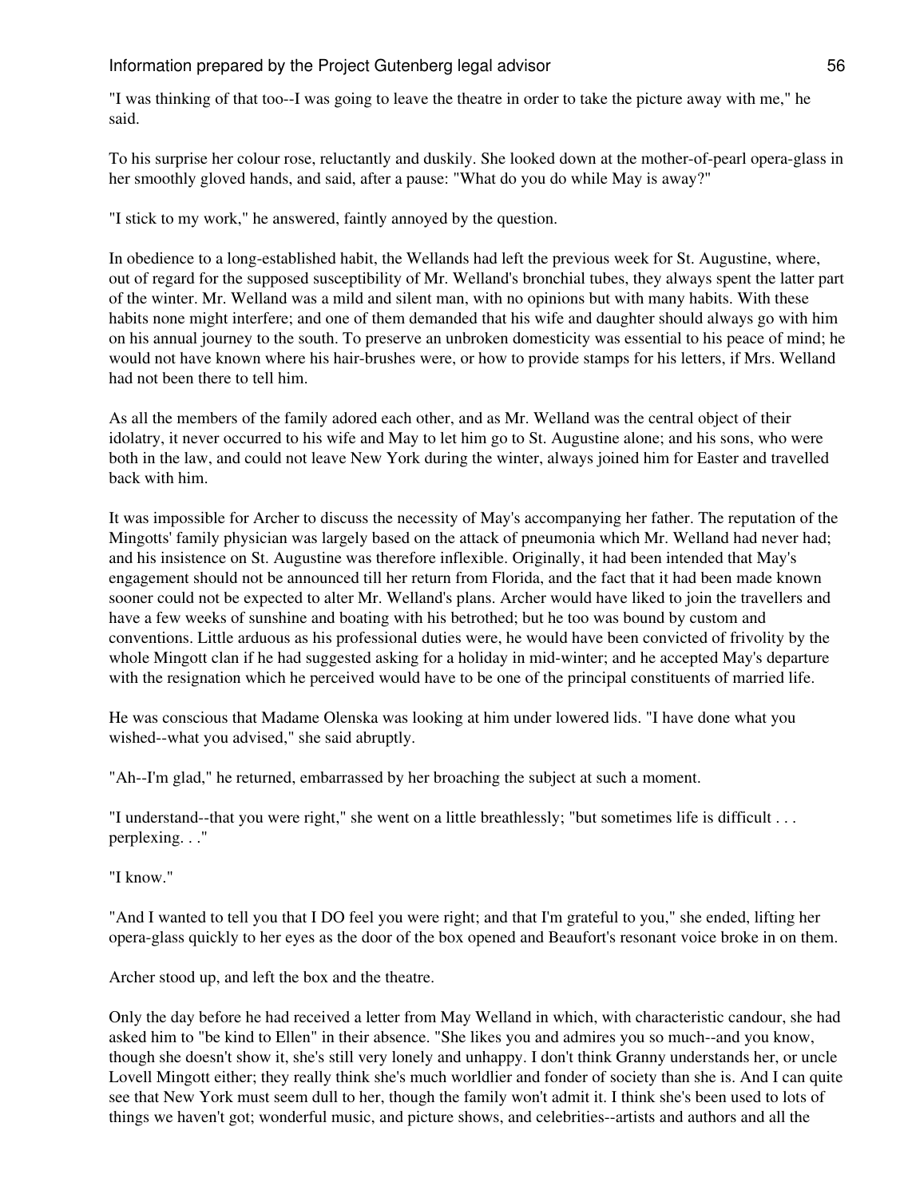"I was thinking of that too--I was going to leave the theatre in order to take the picture away with me," he said.

To his surprise her colour rose, reluctantly and duskily. She looked down at the mother-of-pearl opera-glass in her smoothly gloved hands, and said, after a pause: "What do you do while May is away?"

"I stick to my work," he answered, faintly annoyed by the question.

In obedience to a long-established habit, the Wellands had left the previous week for St. Augustine, where, out of regard for the supposed susceptibility of Mr. Welland's bronchial tubes, they always spent the latter part of the winter. Mr. Welland was a mild and silent man, with no opinions but with many habits. With these habits none might interfere; and one of them demanded that his wife and daughter should always go with him on his annual journey to the south. To preserve an unbroken domesticity was essential to his peace of mind; he would not have known where his hair-brushes were, or how to provide stamps for his letters, if Mrs. Welland had not been there to tell him.

As all the members of the family adored each other, and as Mr. Welland was the central object of their idolatry, it never occurred to his wife and May to let him go to St. Augustine alone; and his sons, who were both in the law, and could not leave New York during the winter, always joined him for Easter and travelled back with him.

It was impossible for Archer to discuss the necessity of May's accompanying her father. The reputation of the Mingotts' family physician was largely based on the attack of pneumonia which Mr. Welland had never had; and his insistence on St. Augustine was therefore inflexible. Originally, it had been intended that May's engagement should not be announced till her return from Florida, and the fact that it had been made known sooner could not be expected to alter Mr. Welland's plans. Archer would have liked to join the travellers and have a few weeks of sunshine and boating with his betrothed; but he too was bound by custom and conventions. Little arduous as his professional duties were, he would have been convicted of frivolity by the whole Mingott clan if he had suggested asking for a holiday in mid-winter; and he accepted May's departure with the resignation which he perceived would have to be one of the principal constituents of married life.

He was conscious that Madame Olenska was looking at him under lowered lids. "I have done what you wished--what you advised," she said abruptly.

"Ah--I'm glad," he returned, embarrassed by her broaching the subject at such a moment.

"I understand--that you were right," she went on a little breathlessly; "but sometimes life is difficult . . . perplexing. . ."

"I know."

"And I wanted to tell you that I DO feel you were right; and that I'm grateful to you," she ended, lifting her opera-glass quickly to her eyes as the door of the box opened and Beaufort's resonant voice broke in on them.

Archer stood up, and left the box and the theatre.

Only the day before he had received a letter from May Welland in which, with characteristic candour, she had asked him to "be kind to Ellen" in their absence. "She likes you and admires you so much--and you know, though she doesn't show it, she's still very lonely and unhappy. I don't think Granny understands her, or uncle Lovell Mingott either; they really think she's much worldlier and fonder of society than she is. And I can quite see that New York must seem dull to her, though the family won't admit it. I think she's been used to lots of things we haven't got; wonderful music, and picture shows, and celebrities--artists and authors and all the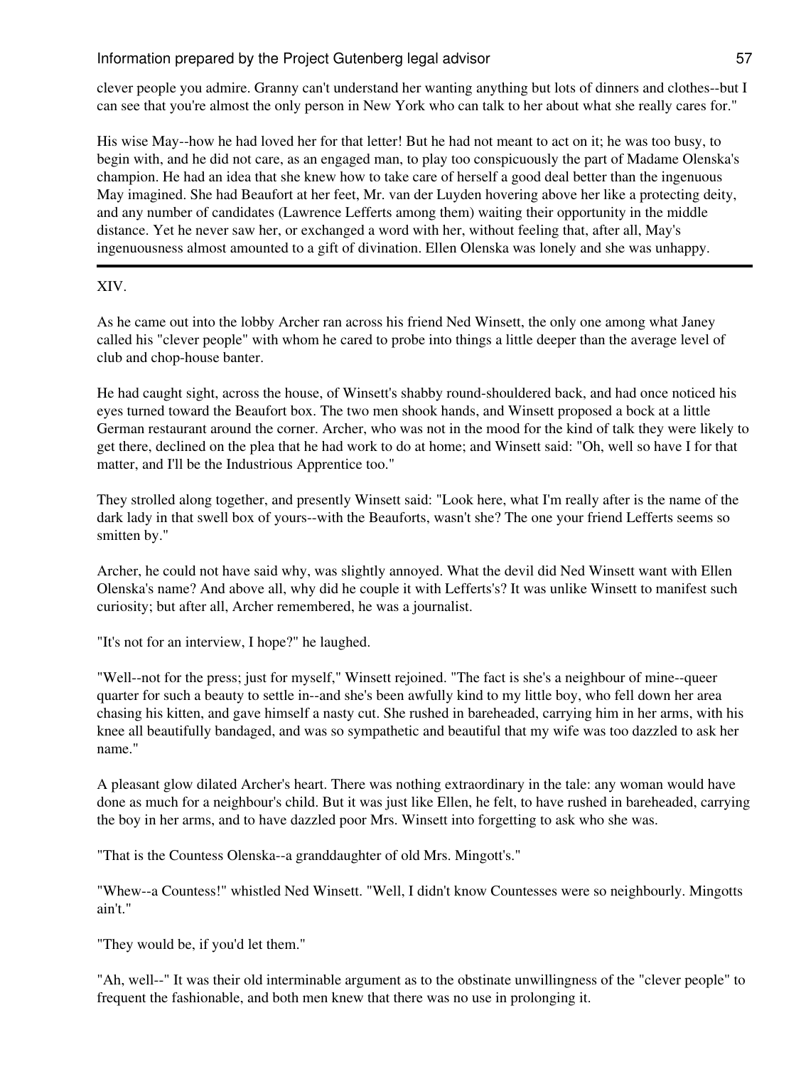clever people you admire. Granny can't understand her wanting anything but lots of dinners and clothes--but I can see that you're almost the only person in New York who can talk to her about what she really cares for."

His wise May--how he had loved her for that letter! But he had not meant to act on it; he was too busy, to begin with, and he did not care, as an engaged man, to play too conspicuously the part of Madame Olenska's champion. He had an idea that she knew how to take care of herself a good deal better than the ingenuous May imagined. She had Beaufort at her feet, Mr. van der Luyden hovering above her like a protecting deity, and any number of candidates (Lawrence Lefferts among them) waiting their opportunity in the middle distance. Yet he never saw her, or exchanged a word with her, without feeling that, after all, May's ingenuousness almost amounted to a gift of divination. Ellen Olenska was lonely and she was unhappy.

---

## XIV.

As he came out into the lobby Archer ran across his friend Ned Winsett, the only one among what Janey called his "clever people" with whom he cared to probe into things a little deeper than the average level of club and chop-house banter.

He had caught sight, across the house, of Winsett's shabby round-shouldered back, and had once noticed his eyes turned toward the Beaufort box. The two men shook hands, and Winsett proposed a bock at a little German restaurant around the corner. Archer, who was not in the mood for the kind of talk they were likely to get there, declined on the plea that he had work to do at home; and Winsett said: "Oh, well so have I for that matter, and I'll be the Industrious Apprentice too."

They strolled along together, and presently Winsett said: "Look here, what I'm really after is the name of the dark lady in that swell box of yours--with the Beauforts, wasn't she? The one your friend Lefferts seems so smitten by."

Archer, he could not have said why, was slightly annoyed. What the devil did Ned Winsett want with Ellen Olenska's name? And above all, why did he couple it with Lefferts's? It was unlike Winsett to manifest such curiosity; but after all, Archer remembered, he was a journalist.

"It's not for an interview, I hope?" he laughed.

"Well--not for the press; just for myself," Winsett rejoined. "The fact is she's a neighbour of mine--queer quarter for such a beauty to settle in--and she's been awfully kind to my little boy, who fell down her area chasing his kitten, and gave himself a nasty cut. She rushed in bareheaded, carrying him in her arms, with his knee all beautifully bandaged, and was so sympathetic and beautiful that my wife was too dazzled to ask her name."

A pleasant glow dilated Archer's heart. There was nothing extraordinary in the tale: any woman would have done as much for a neighbour's child. But it was just like Ellen, he felt, to have rushed in bareheaded, carrying the boy in her arms, and to have dazzled poor Mrs. Winsett into forgetting to ask who she was.

"That is the Countess Olenska--a granddaughter of old Mrs. Mingott's."

"Whew--a Countess!" whistled Ned Winsett. "Well, I didn't know Countesses were so neighbourly. Mingotts ain't."

"They would be, if you'd let them."

"Ah, well--" It was their old interminable argument as to the obstinate unwillingness of the "clever people" to frequent the fashionable, and both men knew that there was no use in prolonging it.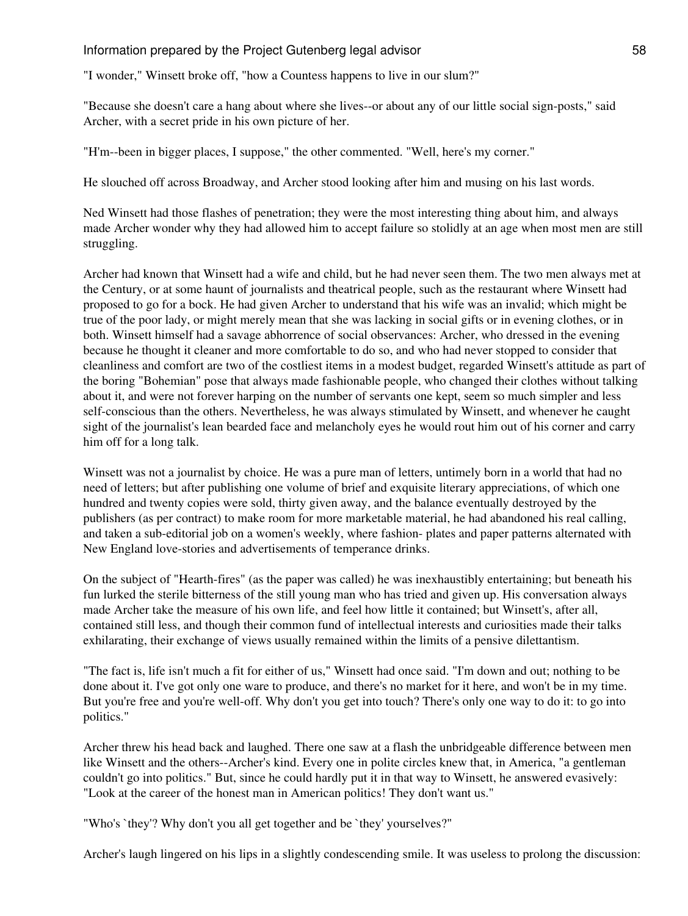"I wonder," Winsett broke off, "how a Countess happens to live in our slum?"

"Because she doesn't care a hang about where she lives--or about any of our little social sign-posts," said Archer, with a secret pride in his own picture of her.

"H'm--been in bigger places, I suppose," the other commented. "Well, here's my corner."

He slouched off across Broadway, and Archer stood looking after him and musing on his last words.

Ned Winsett had those flashes of penetration; they were the most interesting thing about him, and always made Archer wonder why they had allowed him to accept failure so stolidly at an age when most men are still struggling.

Archer had known that Winsett had a wife and child, but he had never seen them. The two men always met at the Century, or at some haunt of journalists and theatrical people, such as the restaurant where Winsett had proposed to go for a bock. He had given Archer to understand that his wife was an invalid; which might be true of the poor lady, or might merely mean that she was lacking in social gifts or in evening clothes, or in both. Winsett himself had a savage abhorrence of social observances: Archer, who dressed in the evening because he thought it cleaner and more comfortable to do so, and who had never stopped to consider that cleanliness and comfort are two of the costliest items in a modest budget, regarded Winsett's attitude as part of the boring "Bohemian" pose that always made fashionable people, who changed their clothes without talking about it, and were not forever harping on the number of servants one kept, seem so much simpler and less self-conscious than the others. Nevertheless, he was always stimulated by Winsett, and whenever he caught sight of the journalist's lean bearded face and melancholy eyes he would rout him out of his corner and carry him off for a long talk.

Winsett was not a journalist by choice. He was a pure man of letters, untimely born in a world that had no need of letters; but after publishing one volume of brief and exquisite literary appreciations, of which one hundred and twenty copies were sold, thirty given away, and the balance eventually destroyed by the publishers (as per contract) to make room for more marketable material, he had abandoned his real calling, and taken a sub-editorial job on a women's weekly, where fashion- plates and paper patterns alternated with New England love-stories and advertisements of temperance drinks.

On the subject of "Hearth-fires" (as the paper was called) he was inexhaustibly entertaining; but beneath his fun lurked the sterile bitterness of the still young man who has tried and given up. His conversation always made Archer take the measure of his own life, and feel how little it contained; but Winsett's, after all, contained still less, and though their common fund of intellectual interests and curiosities made their talks exhilarating, their exchange of views usually remained within the limits of a pensive dilettantism.

"The fact is, life isn't much a fit for either of us," Winsett had once said. "I'm down and out; nothing to be done about it. I've got only one ware to produce, and there's no market for it here, and won't be in my time. But you're free and you're well-off. Why don't you get into touch? There's only one way to do it: to go into politics."

Archer threw his head back and laughed. There one saw at a flash the unbridgeable difference between men like Winsett and the others--Archer's kind. Every one in polite circles knew that, in America, "a gentleman couldn't go into politics." But, since he could hardly put it in that way to Winsett, he answered evasively: "Look at the career of the honest man in American politics! They don't want us."

"Who's `they'? Why don't you all get together and be `they' yourselves?"

Archer's laugh lingered on his lips in a slightly condescending smile. It was useless to prolong the discussion: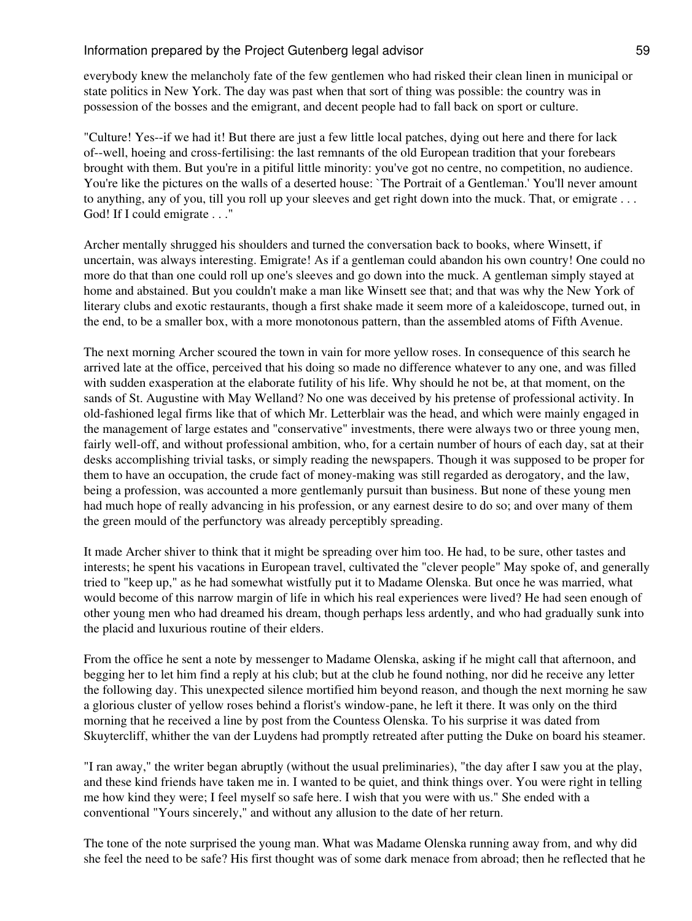everybody knew the melancholy fate of the few gentlemen who had risked their clean linen in municipal or state politics in New York. The day was past when that sort of thing was possible: the country was in possession of the bosses and the emigrant, and decent people had to fall back on sport or culture.

"Culture! Yes--if we had it! But there are just a few little local patches, dying out here and there for lack of--well, hoeing and cross-fertilising: the last remnants of the old European tradition that your forebears brought with them. But you're in a pitiful little minority: you've got no centre, no competition, no audience. You're like the pictures on the walls of a deserted house: `The Portrait of a Gentleman.' You'll never amount to anything, any of you, till you roll up your sleeves and get right down into the muck. That, or emigrate . . . God! If I could emigrate . . ."

Archer mentally shrugged his shoulders and turned the conversation back to books, where Winsett, if uncertain, was always interesting. Emigrate! As if a gentleman could abandon his own country! One could no more do that than one could roll up one's sleeves and go down into the muck. A gentleman simply stayed at home and abstained. But you couldn't make a man like Winsett see that; and that was why the New York of literary clubs and exotic restaurants, though a first shake made it seem more of a kaleidoscope, turned out, in the end, to be a smaller box, with a more monotonous pattern, than the assembled atoms of Fifth Avenue.

The next morning Archer scoured the town in vain for more yellow roses. In consequence of this search he arrived late at the office, perceived that his doing so made no difference whatever to any one, and was filled with sudden exasperation at the elaborate futility of his life. Why should he not be, at that moment, on the sands of St. Augustine with May Welland? No one was deceived by his pretense of professional activity. In old-fashioned legal firms like that of which Mr. Letterblair was the head, and which were mainly engaged in the management of large estates and "conservative" investments, there were always two or three young men, fairly well-off, and without professional ambition, who, for a certain number of hours of each day, sat at their desks accomplishing trivial tasks, or simply reading the newspapers. Though it was supposed to be proper for them to have an occupation, the crude fact of money-making was still regarded as derogatory, and the law, being a profession, was accounted a more gentlemanly pursuit than business. But none of these young men had much hope of really advancing in his profession, or any earnest desire to do so; and over many of them the green mould of the perfunctory was already perceptibly spreading.

It made Archer shiver to think that it might be spreading over him too. He had, to be sure, other tastes and interests; he spent his vacations in European travel, cultivated the "clever people" May spoke of, and generally tried to "keep up," as he had somewhat wistfully put it to Madame Olenska. But once he was married, what would become of this narrow margin of life in which his real experiences were lived? He had seen enough of other young men who had dreamed his dream, though perhaps less ardently, and who had gradually sunk into the placid and luxurious routine of their elders.

From the office he sent a note by messenger to Madame Olenska, asking if he might call that afternoon, and begging her to let him find a reply at his club; but at the club he found nothing, nor did he receive any letter the following day. This unexpected silence mortified him beyond reason, and though the next morning he saw a glorious cluster of yellow roses behind a florist's window-pane, he left it there. It was only on the third morning that he received a line by post from the Countess Olenska. To his surprise it was dated from Skuytercliff, whither the van der Luydens had promptly retreated after putting the Duke on board his steamer.

"I ran away," the writer began abruptly (without the usual preliminaries), "the day after I saw you at the play, and these kind friends have taken me in. I wanted to be quiet, and think things over. You were right in telling me how kind they were; I feel myself so safe here. I wish that you were with us." She ended with a conventional "Yours sincerely," and without any allusion to the date of her return.

The tone of the note surprised the young man. What was Madame Olenska running away from, and why did she feel the need to be safe? His first thought was of some dark menace from abroad; then he reflected that he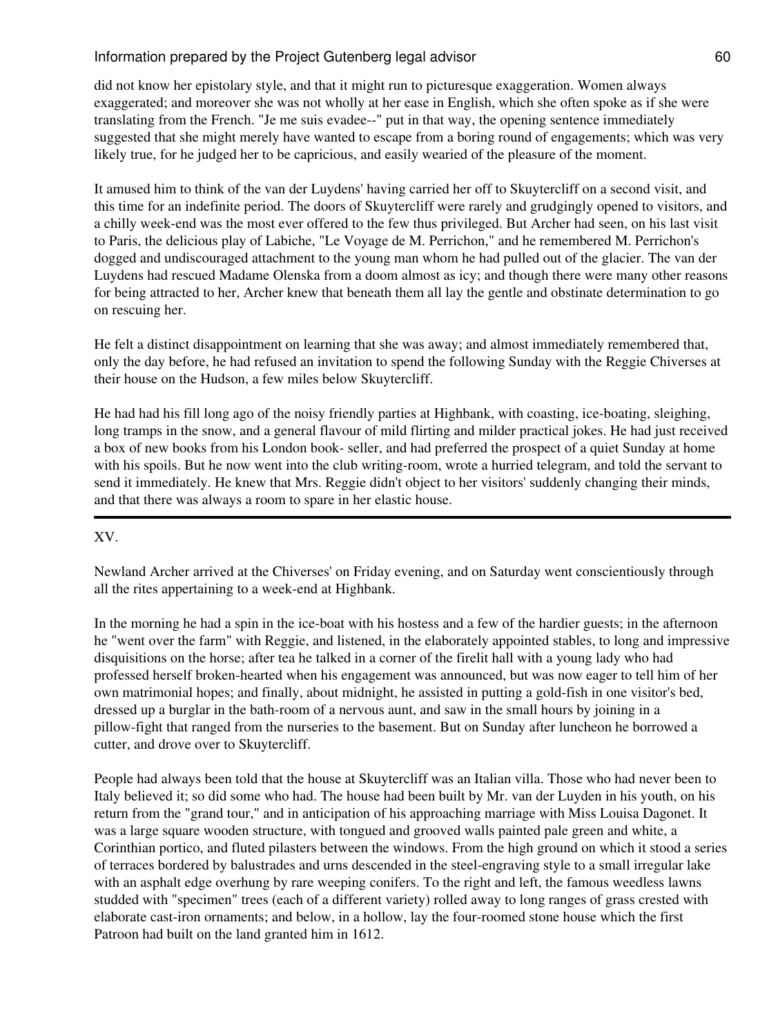did not know her epistolary style, and that it might run to picturesque exaggeration. Women always exaggerated; and moreover she was not wholly at her ease in English, which she often spoke as if she were translating from the French. "Je me suis evadee--" put in that way, the opening sentence immediately suggested that she might merely have wanted to escape from a boring round of engagements; which was very likely true, for he judged her to be capricious, and easily wearied of the pleasure of the moment.

It amused him to think of the van der Luydens' having carried her off to Skuytercliff on a second visit, and this time for an indefinite period. The doors of Skuytercliff were rarely and grudgingly opened to visitors, and a chilly week-end was the most ever offered to the few thus privileged. But Archer had seen, on his last visit to Paris, the delicious play of Labiche, "Le Voyage de M. Perrichon," and he remembered M. Perrichon's dogged and undiscouraged attachment to the young man whom he had pulled out of the glacier. The van der Luydens had rescued Madame Olenska from a doom almost as icy; and though there were many other reasons for being attracted to her, Archer knew that beneath them all lay the gentle and obstinate determination to go on rescuing her.

He felt a distinct disappointment on learning that she was away; and almost immediately remembered that, only the day before, he had refused an invitation to spend the following Sunday with the Reggie Chiverses at their house on the Hudson, a few miles below Skuytercliff.

He had had his fill long ago of the noisy friendly parties at Highbank, with coasting, ice-boating, sleighing, long tramps in the snow, and a general flavour of mild flirting and milder practical jokes. He had just received a box of new books from his London book- seller, and had preferred the prospect of a quiet Sunday at home with his spoils. But he now went into the club writing-room, wrote a hurried telegram, and told the servant to send it immediately. He knew that Mrs. Reggie didn't object to her visitors' suddenly changing their minds, and that there was always a room to spare in her elastic house.

---

XV.

Newland Archer arrived at the Chiverses' on Friday evening, and on Saturday went conscientiously through all the rites appertaining to a week-end at Highbank.

In the morning he had a spin in the ice-boat with his hostess and a few of the hardier guests; in the afternoon he "went over the farm" with Reggie, and listened, in the elaborately appointed stables, to long and impressive disquisitions on the horse; after tea he talked in a corner of the firelit hall with a young lady who had professed herself broken-hearted when his engagement was announced, but was now eager to tell him of her own matrimonial hopes; and finally, about midnight, he assisted in putting a gold-fish in one visitor's bed, dressed up a burglar in the bath-room of a nervous aunt, and saw in the small hours by joining in a pillow-fight that ranged from the nurseries to the basement. But on Sunday after luncheon he borrowed a cutter, and drove over to Skuytercliff.

People had always been told that the house at Skuytercliff was an Italian villa. Those who had never been to Italy believed it; so did some who had. The house had been built by Mr. van der Luyden in his youth, on his return from the "grand tour," and in anticipation of his approaching marriage with Miss Louisa Dagonet. It was a large square wooden structure, with tongued and grooved walls painted pale green and white, a Corinthian portico, and fluted pilasters between the windows. From the high ground on which it stood a series of terraces bordered by balustrades and urns descended in the steel-engraving style to a small irregular lake with an asphalt edge overhung by rare weeping conifers. To the right and left, the famous weedless lawns studded with "specimen" trees (each of a different variety) rolled away to long ranges of grass crested with elaborate cast-iron ornaments; and below, in a hollow, lay the four-roomed stone house which the first Patroon had built on the land granted him in 1612.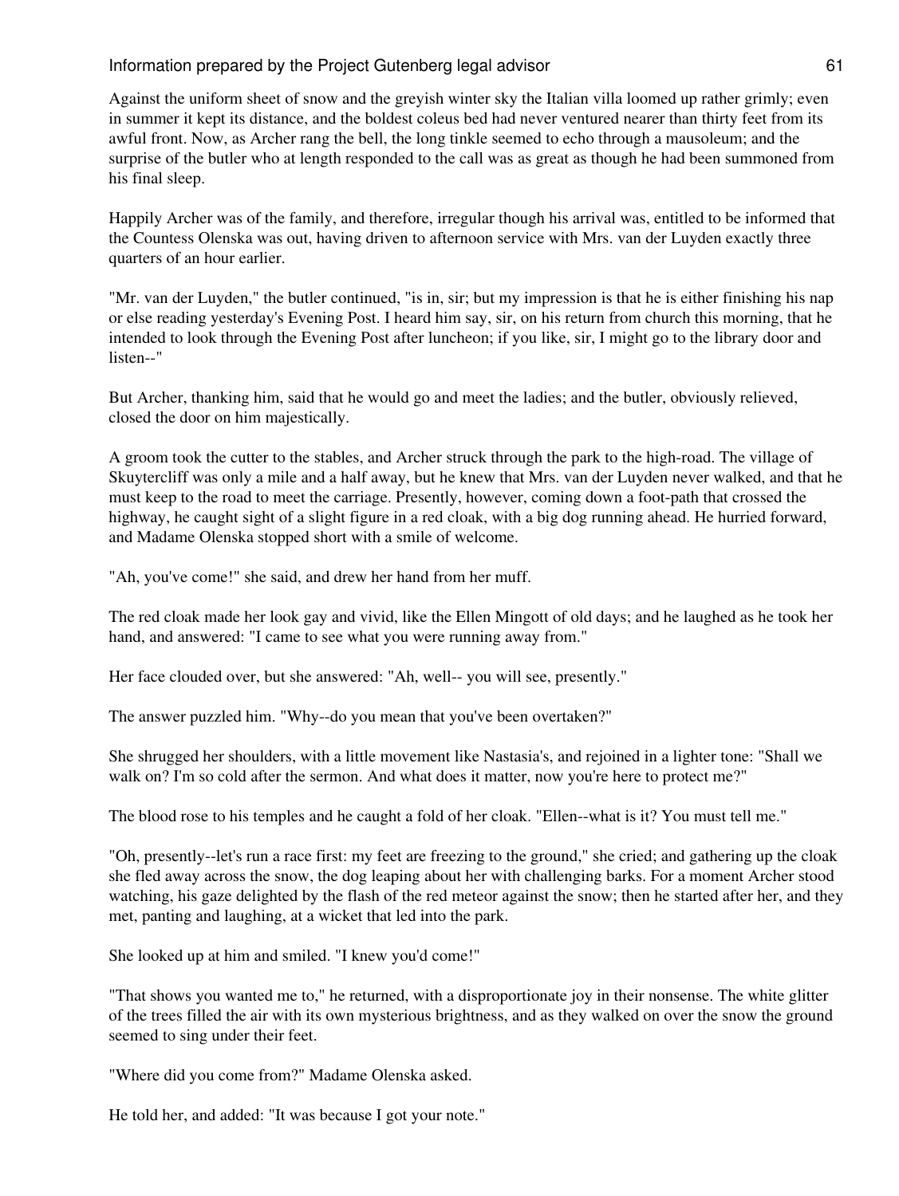Against the uniform sheet of snow and the greyish winter sky the Italian villa loomed up rather grimly; even in summer it kept its distance, and the boldest coleus bed had never ventured nearer than thirty feet from its awful front. Now, as Archer rang the bell, the long tinkle seemed to echo through a mausoleum; and the surprise of the butler who at length responded to the call was as great as though he had been summoned from his final sleep.

Happily Archer was of the family, and therefore, irregular though his arrival was, entitled to be informed that the Countess Olenska was out, having driven to afternoon service with Mrs. van der Luyden exactly three quarters of an hour earlier.

"Mr. van der Luyden," the butler continued, "is in, sir; but my impression is that he is either finishing his nap or else reading yesterday's Evening Post. I heard him say, sir, on his return from church this morning, that he intended to look through the Evening Post after luncheon; if you like, sir, I might go to the library door and listen--"

But Archer, thanking him, said that he would go and meet the ladies; and the butler, obviously relieved, closed the door on him majestically.

A groom took the cutter to the stables, and Archer struck through the park to the high-road. The village of Skuytercliff was only a mile and a half away, but he knew that Mrs. van der Luyden never walked, and that he must keep to the road to meet the carriage. Presently, however, coming down a foot-path that crossed the highway, he caught sight of a slight figure in a red cloak, with a big dog running ahead. He hurried forward, and Madame Olenska stopped short with a smile of welcome.

"Ah, you've come!" she said, and drew her hand from her muff.

The red cloak made her look gay and vivid, like the Ellen Mingott of old days; and he laughed as he took her hand, and answered: "I came to see what you were running away from."

Her face clouded over, but she answered: "Ah, well-- you will see, presently."

The answer puzzled him. "Why--do you mean that you've been overtaken?"

She shrugged her shoulders, with a little movement like Nastasia's, and rejoined in a lighter tone: "Shall we walk on? I'm so cold after the sermon. And what does it matter, now you're here to protect me?"

The blood rose to his temples and he caught a fold of her cloak. "Ellen--what is it? You must tell me."

"Oh, presently--let's run a race first: my feet are freezing to the ground," she cried; and gathering up the cloak she fled away across the snow, the dog leaping about her with challenging barks. For a moment Archer stood watching, his gaze delighted by the flash of the red meteor against the snow; then he started after her, and they met, panting and laughing, at a wicket that led into the park.

She looked up at him and smiled. "I knew you'd come!"

"That shows you wanted me to," he returned, with a disproportionate joy in their nonsense. The white glitter of the trees filled the air with its own mysterious brightness, and as they walked on over the snow the ground seemed to sing under their feet.

"Where did you come from?" Madame Olenska asked.

He told her, and added: "It was because I got your note."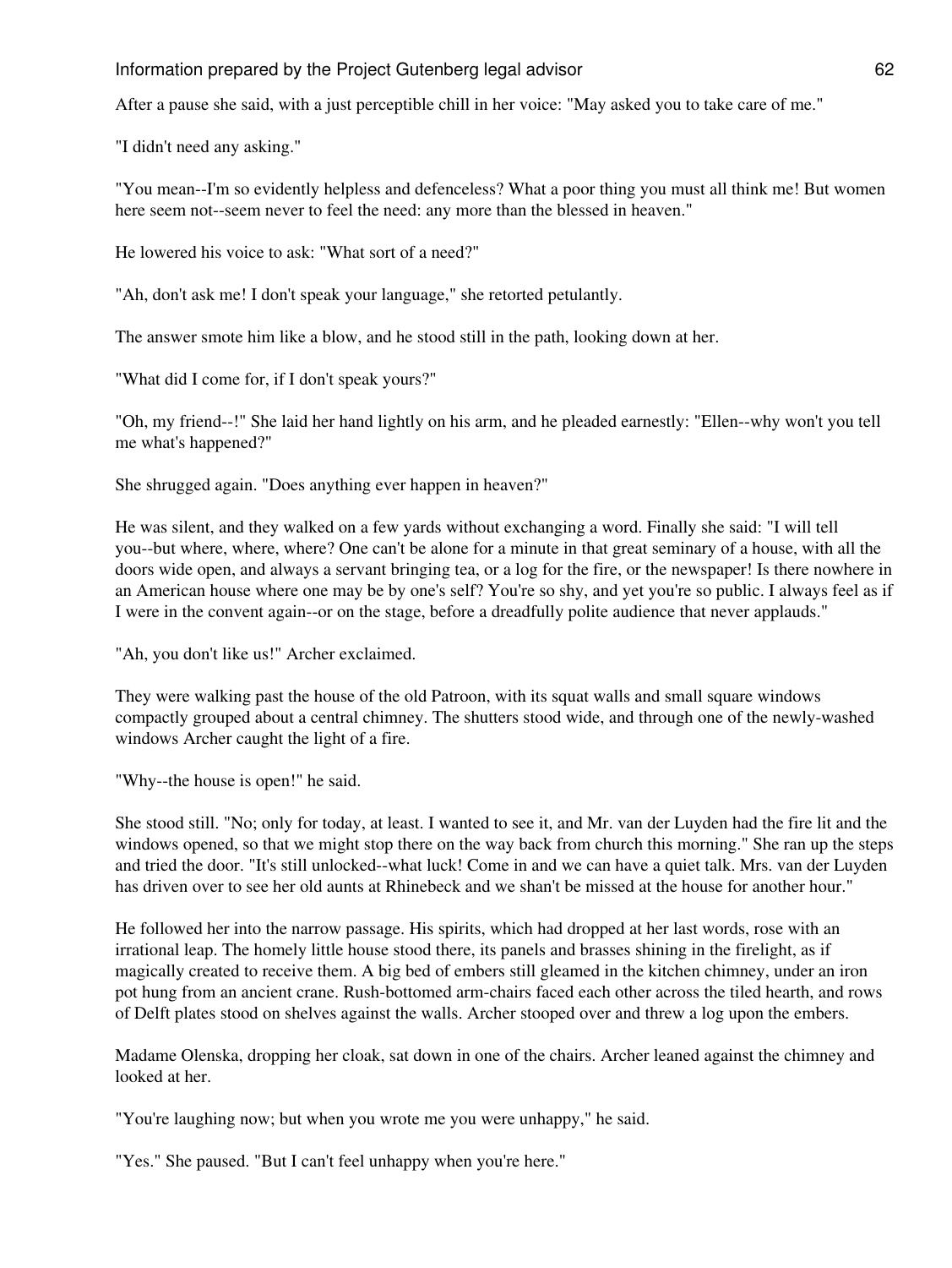After a pause she said, with a just perceptible chill in her voice: "May asked you to take care of me."

"I didn't need any asking."

"You mean--I'm so evidently helpless and defenceless? What a poor thing you must all think me! But women here seem not--seem never to feel the need: any more than the blessed in heaven."

He lowered his voice to ask: "What sort of a need?"

"Ah, don't ask me! I don't speak your language," she retorted petulantly.

The answer smote him like a blow, and he stood still in the path, looking down at her.

"What did I come for, if I don't speak yours?"

"Oh, my friend--!" She laid her hand lightly on his arm, and he pleaded earnestly: "Ellen--why won't you tell me what's happened?"

She shrugged again. "Does anything ever happen in heaven?"

He was silent, and they walked on a few yards without exchanging a word. Finally she said: "I will tell you--but where, where, where? One can't be alone for a minute in that great seminary of a house, with all the doors wide open, and always a servant bringing tea, or a log for the fire, or the newspaper! Is there nowhere in an American house where one may be by one's self? You're so shy, and yet you're so public. I always feel as if I were in the convent again--or on the stage, before a dreadfully polite audience that never applauds."

"Ah, you don't like us!" Archer exclaimed.

They were walking past the house of the old Patroon, with its squat walls and small square windows compactly grouped about a central chimney. The shutters stood wide, and through one of the newly-washed windows Archer caught the light of a fire.

"Why--the house is open!" he said.

She stood still. "No; only for today, at least. I wanted to see it, and Mr. van der Luyden had the fire lit and the windows opened, so that we might stop there on the way back from church this morning." She ran up the steps and tried the door. "It's still unlocked--what luck! Come in and we can have a quiet talk. Mrs. van der Luyden has driven over to see her old aunts at Rhinebeck and we shan't be missed at the house for another hour."

He followed her into the narrow passage. His spirits, which had dropped at her last words, rose with an irrational leap. The homely little house stood there, its panels and brasses shining in the firelight, as if magically created to receive them. A big bed of embers still gleamed in the kitchen chimney, under an iron pot hung from an ancient crane. Rush-bottomed arm-chairs faced each other across the tiled hearth, and rows of Delft plates stood on shelves against the walls. Archer stooped over and threw a log upon the embers.

Madame Olenska, dropping her cloak, sat down in one of the chairs. Archer leaned against the chimney and looked at her.

"You're laughing now; but when you wrote me you were unhappy," he said.

"Yes." She paused. "But I can't feel unhappy when you're here."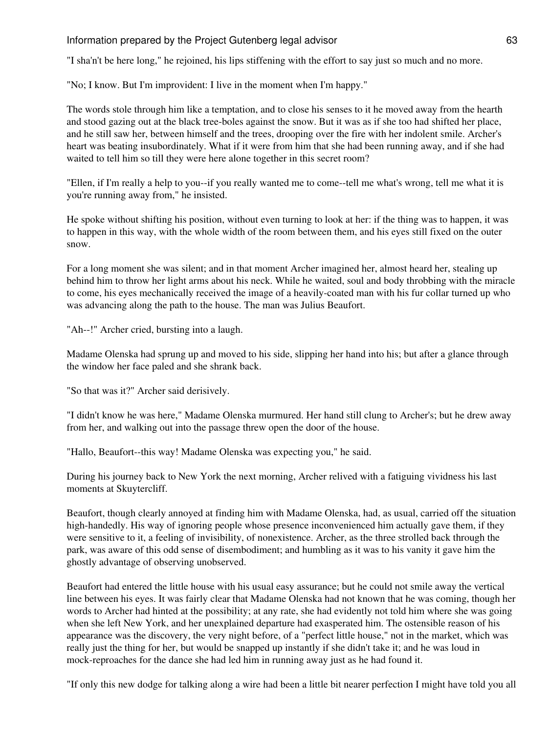"I sha'n't be here long," he rejoined, his lips stiffening with the effort to say just so much and no more.

"No; I know. But I'm improvident: I live in the moment when I'm happy."

The words stole through him like a temptation, and to close his senses to it he moved away from the hearth and stood gazing out at the black tree-boles against the snow. But it was as if she too had shifted her place, and he still saw her, between himself and the trees, drooping over the fire with her indolent smile. Archer's heart was beating insubordinately. What if it were from him that she had been running away, and if she had waited to tell him so till they were here alone together in this secret room?

"Ellen, if I'm really a help to you--if you really wanted me to come--tell me what's wrong, tell me what it is you're running away from," he insisted.

He spoke without shifting his position, without even turning to look at her: if the thing was to happen, it was to happen in this way, with the whole width of the room between them, and his eyes still fixed on the outer snow.

For a long moment she was silent; and in that moment Archer imagined her, almost heard her, stealing up behind him to throw her light arms about his neck. While he waited, soul and body throbbing with the miracle to come, his eyes mechanically received the image of a heavily-coated man with his fur collar turned up who was advancing along the path to the house. The man was Julius Beaufort.

"Ah--!" Archer cried, bursting into a laugh.

Madame Olenska had sprung up and moved to his side, slipping her hand into his; but after a glance through the window her face paled and she shrank back.

"So that was it?" Archer said derisively.

"I didn't know he was here," Madame Olenska murmured. Her hand still clung to Archer's; but he drew away from her, and walking out into the passage threw open the door of the house.

"Hallo, Beaufort--this way! Madame Olenska was expecting you," he said.

During his journey back to New York the next morning, Archer relived with a fatiguing vividness his last moments at Skuytercliff.

Beaufort, though clearly annoyed at finding him with Madame Olenska, had, as usual, carried off the situation high-handedly. His way of ignoring people whose presence inconvenienced him actually gave them, if they were sensitive to it, a feeling of invisibility, of nonexistence. Archer, as the three strolled back through the park, was aware of this odd sense of disembodiment; and humbling as it was to his vanity it gave him the ghostly advantage of observing unobserved.

Beaufort had entered the little house with his usual easy assurance; but he could not smile away the vertical line between his eyes. It was fairly clear that Madame Olenska had not known that he was coming, though her words to Archer had hinted at the possibility; at any rate, she had evidently not told him where she was going when she left New York, and her unexplained departure had exasperated him. The ostensible reason of his appearance was the discovery, the very night before, of a "perfect little house," not in the market, which was really just the thing for her, but would be snapped up instantly if she didn't take it; and he was loud in mock-reproaches for the dance she had led him in running away just as he had found it.

"If only this new dodge for talking along a wire had been a little bit nearer perfection I might have told you all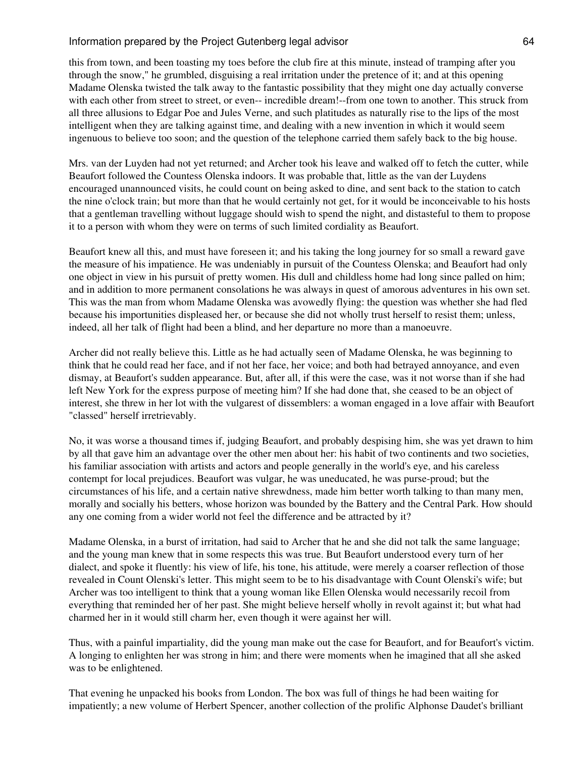this from town, and been toasting my toes before the club fire at this minute, instead of tramping after you through the snow," he grumbled, disguising a real irritation under the pretence of it; and at this opening Madame Olenska twisted the talk away to the fantastic possibility that they might one day actually converse with each other from street to street, or even-- incredible dream!--from one town to another. This struck from all three allusions to Edgar Poe and Jules Verne, and such platitudes as naturally rise to the lips of the most intelligent when they are talking against time, and dealing with a new invention in which it would seem ingenuous to believe too soon; and the question of the telephone carried them safely back to the big house.

Mrs. van der Luyden had not yet returned; and Archer took his leave and walked off to fetch the cutter, while Beaufort followed the Countess Olenska indoors. It was probable that, little as the van der Luydens encouraged unannounced visits, he could count on being asked to dine, and sent back to the station to catch the nine o'clock train; but more than that he would certainly not get, for it would be inconceivable to his hosts that a gentleman travelling without luggage should wish to spend the night, and distasteful to them to propose it to a person with whom they were on terms of such limited cordiality as Beaufort.

Beaufort knew all this, and must have foreseen it; and his taking the long journey for so small a reward gave the measure of his impatience. He was undeniably in pursuit of the Countess Olenska; and Beaufort had only one object in view in his pursuit of pretty women. His dull and childless home had long since palled on him; and in addition to more permanent consolations he was always in quest of amorous adventures in his own set. This was the man from whom Madame Olenska was avowedly flying: the question was whether she had fled because his importunities displeased her, or because she did not wholly trust herself to resist them; unless, indeed, all her talk of flight had been a blind, and her departure no more than a manoeuvre.

Archer did not really believe this. Little as he had actually seen of Madame Olenska, he was beginning to think that he could read her face, and if not her face, her voice; and both had betrayed annoyance, and even dismay, at Beaufort's sudden appearance. But, after all, if this were the case, was it not worse than if she had left New York for the express purpose of meeting him? If she had done that, she ceased to be an object of interest, she threw in her lot with the vulgarest of dissemblers: a woman engaged in a love affair with Beaufort "classed" herself irretrievably.

No, it was worse a thousand times if, judging Beaufort, and probably despising him, she was yet drawn to him by all that gave him an advantage over the other men about her: his habit of two continents and two societies, his familiar association with artists and actors and people generally in the world's eye, and his careless contempt for local prejudices. Beaufort was vulgar, he was uneducated, he was purse-proud; but the circumstances of his life, and a certain native shrewdness, made him better worth talking to than many men, morally and socially his betters, whose horizon was bounded by the Battery and the Central Park. How should any one coming from a wider world not feel the difference and be attracted by it?

Madame Olenska, in a burst of irritation, had said to Archer that he and she did not talk the same language; and the young man knew that in some respects this was true. But Beaufort understood every turn of her dialect, and spoke it fluently: his view of life, his tone, his attitude, were merely a coarser reflection of those revealed in Count Olenski's letter. This might seem to be to his disadvantage with Count Olenski's wife; but Archer was too intelligent to think that a young woman like Ellen Olenska would necessarily recoil from everything that reminded her of her past. She might believe herself wholly in revolt against it; but what had charmed her in it would still charm her, even though it were against her will.

Thus, with a painful impartiality, did the young man make out the case for Beaufort, and for Beaufort's victim. A longing to enlighten her was strong in him; and there were moments when he imagined that all she asked was to be enlightened.

That evening he unpacked his books from London. The box was full of things he had been waiting for impatiently; a new volume of Herbert Spencer, another collection of the prolific Alphonse Daudet's brilliant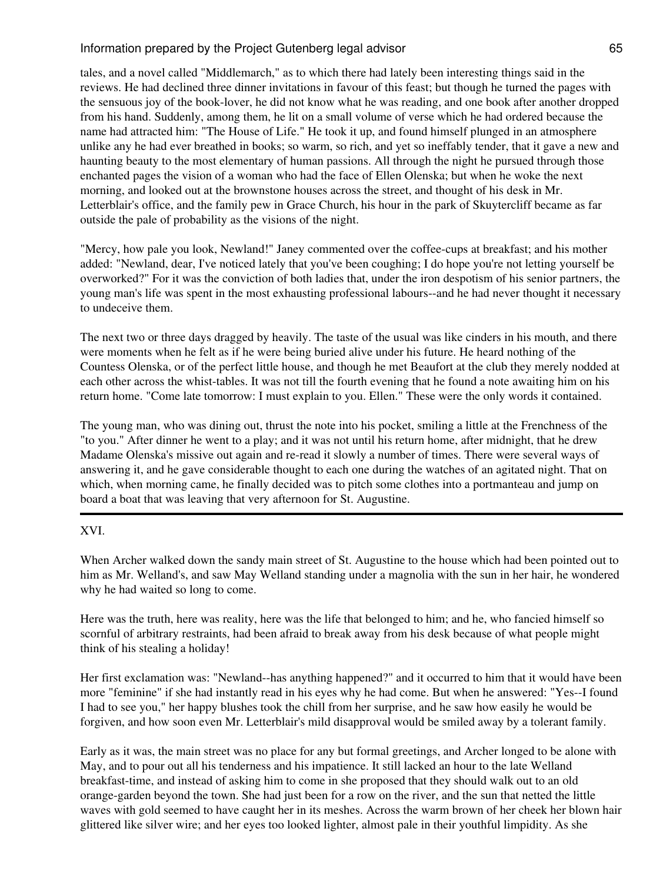tales, and a novel called "Middlemarch," as to which there had lately been interesting things said in the reviews. He had declined three dinner invitations in favour of this feast; but though he turned the pages with the sensuous joy of the book-lover, he did not know what he was reading, and one book after another dropped from his hand. Suddenly, among them, he lit on a small volume of verse which he had ordered because the name had attracted him: "The House of Life." He took it up, and found himself plunged in an atmosphere unlike any he had ever breathed in books; so warm, so rich, and yet so ineffably tender, that it gave a new and haunting beauty to the most elementary of human passions. All through the night he pursued through those enchanted pages the vision of a woman who had the face of Ellen Olenska; but when he woke the next morning, and looked out at the brownstone houses across the street, and thought of his desk in Mr. Letterblair's office, and the family pew in Grace Church, his hour in the park of Skuytercliff became as far outside the pale of probability as the visions of the night.

"Mercy, how pale you look, Newland!" Janey commented over the coffee-cups at breakfast; and his mother added: "Newland, dear, I've noticed lately that you've been coughing; I do hope you're not letting yourself be overworked?" For it was the conviction of both ladies that, under the iron despotism of his senior partners, the young man's life was spent in the most exhausting professional labours--and he had never thought it necessary to undeceive them.

The next two or three days dragged by heavily. The taste of the usual was like cinders in his mouth, and there were moments when he felt as if he were being buried alive under his future. He heard nothing of the Countess Olenska, or of the perfect little house, and though he met Beaufort at the club they merely nodded at each other across the whist-tables. It was not till the fourth evening that he found a note awaiting him on his return home. "Come late tomorrow: I must explain to you. Ellen." These were the only words it contained.

The young man, who was dining out, thrust the note into his pocket, smiling a little at the Frenchness of the "to you." After dinner he went to a play; and it was not until his return home, after midnight, that he drew Madame Olenska's missive out again and re-read it slowly a number of times. There were several ways of answering it, and he gave considerable thought to each one during the watches of an agitated night. That on which, when morning came, he finally decided was to pitch some clothes into a portmanteau and jump on board a boat that was leaving that very afternoon for St. Augustine.

---

## XVI.

When Archer walked down the sandy main street of St. Augustine to the house which had been pointed out to him as Mr. Welland's, and saw May Welland standing under a magnolia with the sun in her hair, he wondered why he had waited so long to come.

Here was the truth, here was reality, here was the life that belonged to him; and he, who fancied himself so scornful of arbitrary restraints, had been afraid to break away from his desk because of what people might think of his stealing a holiday!

Her first exclamation was: "Newland--has anything happened?" and it occurred to him that it would have been more "feminine" if she had instantly read in his eyes why he had come. But when he answered: "Yes--I found I had to see you," her happy blushes took the chill from her surprise, and he saw how easily he would be forgiven, and how soon even Mr. Letterblair's mild disapproval would be smiled away by a tolerant family.

Early as it was, the main street was no place for any but formal greetings, and Archer longed to be alone with May, and to pour out all his tenderness and his impatience. It still lacked an hour to the late Welland breakfast-time, and instead of asking him to come in she proposed that they should walk out to an old orange-garden beyond the town. She had just been for a row on the river, and the sun that netted the little waves with gold seemed to have caught her in its meshes. Across the warm brown of her cheek her blown hair glittered like silver wire; and her eyes too looked lighter, almost pale in their youthful limpidity. As she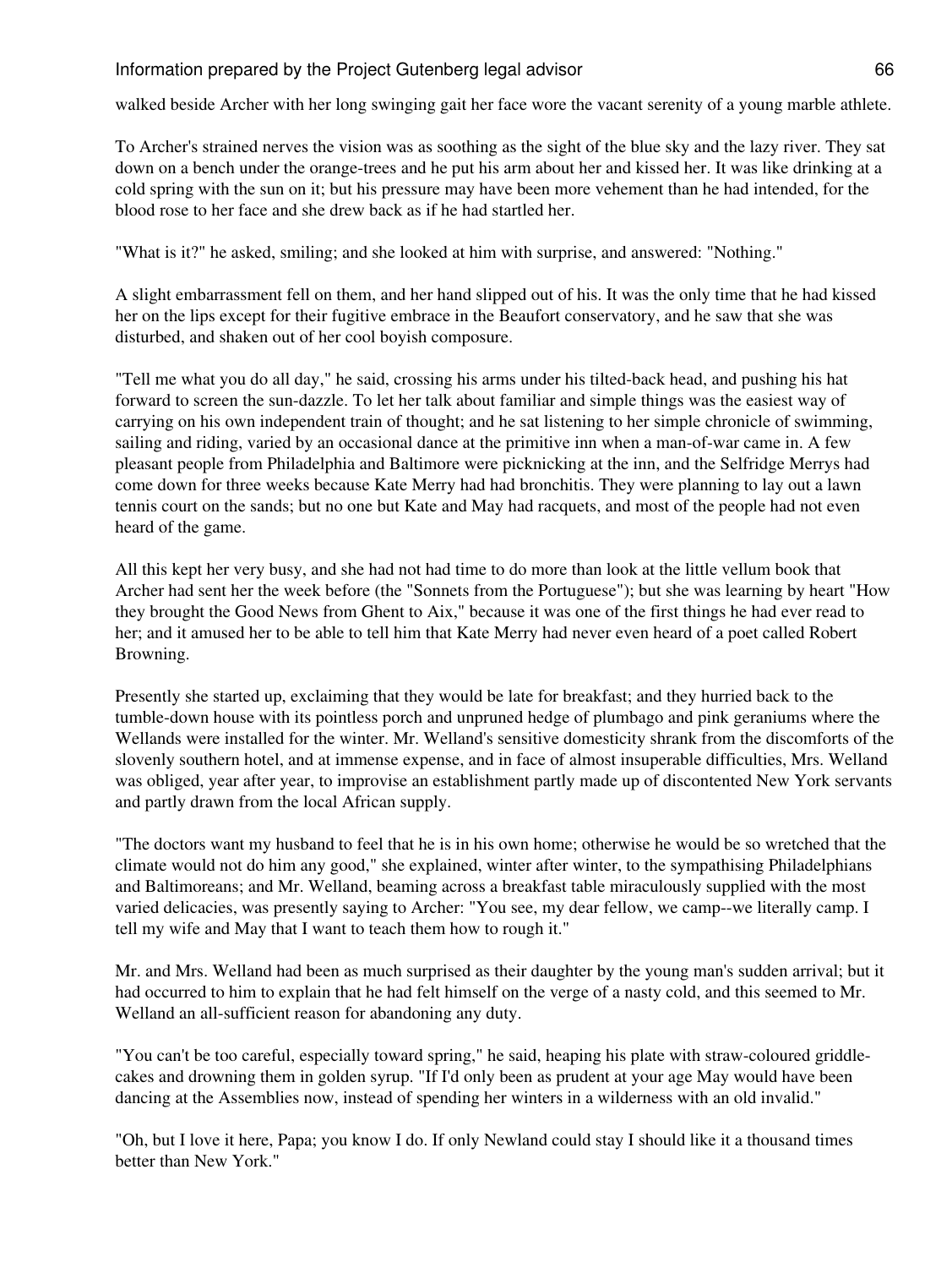walked beside Archer with her long swinging gait her face wore the vacant serenity of a young marble athlete.

To Archer's strained nerves the vision was as soothing as the sight of the blue sky and the lazy river. They sat down on a bench under the orange-trees and he put his arm about her and kissed her. It was like drinking at a cold spring with the sun on it; but his pressure may have been more vehement than he had intended, for the blood rose to her face and she drew back as if he had startled her.

"What is it?" he asked, smiling; and she looked at him with surprise, and answered: "Nothing."

A slight embarrassment fell on them, and her hand slipped out of his. It was the only time that he had kissed her on the lips except for their fugitive embrace in the Beaufort conservatory, and he saw that she was disturbed, and shaken out of her cool boyish composure.

"Tell me what you do all day," he said, crossing his arms under his tilted-back head, and pushing his hat forward to screen the sun-dazzle. To let her talk about familiar and simple things was the easiest way of carrying on his own independent train of thought; and he sat listening to her simple chronicle of swimming, sailing and riding, varied by an occasional dance at the primitive inn when a man-of-war came in. A few pleasant people from Philadelphia and Baltimore were picknicking at the inn, and the Selfridge Merrys had come down for three weeks because Kate Merry had had bronchitis. They were planning to lay out a lawn tennis court on the sands; but no one but Kate and May had racquets, and most of the people had not even heard of the game.

All this kept her very busy, and she had not had time to do more than look at the little vellum book that Archer had sent her the week before (the "Sonnets from the Portuguese"); but she was learning by heart "How they brought the Good News from Ghent to Aix," because it was one of the first things he had ever read to her; and it amused her to be able to tell him that Kate Merry had never even heard of a poet called Robert Browning.

Presently she started up, exclaiming that they would be late for breakfast; and they hurried back to the tumble-down house with its pointless porch and unpruned hedge of plumbago and pink geraniums where the Wellands were installed for the winter. Mr. Welland's sensitive domesticity shrank from the discomforts of the slovenly southern hotel, and at immense expense, and in face of almost insuperable difficulties, Mrs. Welland was obliged, year after year, to improvise an establishment partly made up of discontented New York servants and partly drawn from the local African supply.

"The doctors want my husband to feel that he is in his own home; otherwise he would be so wretched that the climate would not do him any good," she explained, winter after winter, to the sympathising Philadelphians and Baltimoreans; and Mr. Welland, beaming across a breakfast table miraculously supplied with the most varied delicacies, was presently saying to Archer: "You see, my dear fellow, we camp--we literally camp. I tell my wife and May that I want to teach them how to rough it."

Mr. and Mrs. Welland had been as much surprised as their daughter by the young man's sudden arrival; but it had occurred to him to explain that he had felt himself on the verge of a nasty cold, and this seemed to Mr. Welland an all-sufficient reason for abandoning any duty.

"You can't be too careful, especially toward spring," he said, heaping his plate with straw-coloured griddle-cakes and drowning them in golden syrup. "If I'd only been as prudent at your age May would have been dancing at the Assemblies now, instead of spending her winters in a wilderness with an old invalid."

"Oh, but I love it here, Papa; you know I do. If only Newland could stay I should like it a thousand times better than New York."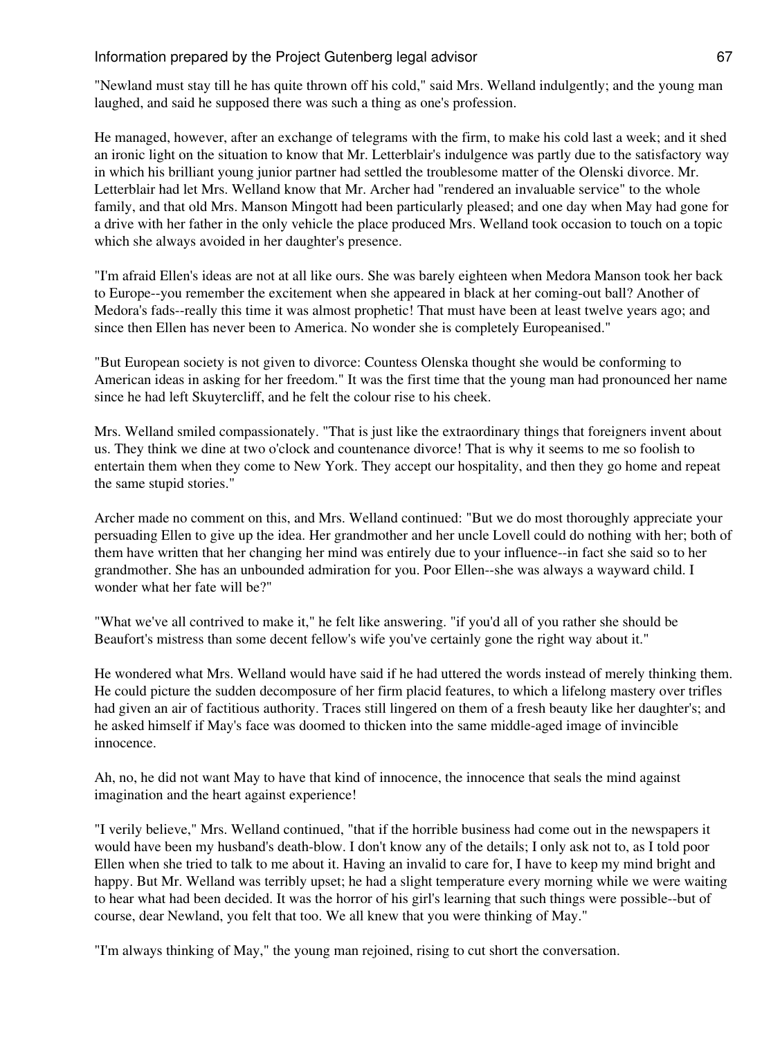"Newland must stay till he has quite thrown off his cold," said Mrs. Welland indulgently; and the young man laughed, and said he supposed there was such a thing as one's profession.

He managed, however, after an exchange of telegrams with the firm, to make his cold last a week; and it shed an ironic light on the situation to know that Mr. Letterblair's indulgence was partly due to the satisfactory way in which his brilliant young junior partner had settled the troublesome matter of the Olenski divorce. Mr. Letterblair had let Mrs. Welland know that Mr. Archer had "rendered an invaluable service" to the whole family, and that old Mrs. Manson Mingott had been particularly pleased; and one day when May had gone for a drive with her father in the only vehicle the place produced Mrs. Welland took occasion to touch on a topic which she always avoided in her daughter's presence.

"I'm afraid Ellen's ideas are not at all like ours. She was barely eighteen when Medora Manson took her back to Europe--you remember the excitement when she appeared in black at her coming-out ball? Another of Medora's fads--really this time it was almost prophetic! That must have been at least twelve years ago; and since then Ellen has never been to America. No wonder she is completely Europeanised."

"But European society is not given to divorce: Countess Olenska thought she would be conforming to American ideas in asking for her freedom." It was the first time that the young man had pronounced her name since he had left Skuytercliff, and he felt the colour rise to his cheek.

Mrs. Welland smiled compassionately. "That is just like the extraordinary things that foreigners invent about us. They think we dine at two o'clock and countenance divorce! That is why it seems to me so foolish to entertain them when they come to New York. They accept our hospitality, and then they go home and repeat the same stupid stories."

Archer made no comment on this, and Mrs. Welland continued: "But we do most thoroughly appreciate your persuading Ellen to give up the idea. Her grandmother and her uncle Lovell could do nothing with her; both of them have written that her changing her mind was entirely due to your influence--in fact she said so to her grandmother. She has an unbounded admiration for you. Poor Ellen--she was always a wayward child. I wonder what her fate will be?"

"What we've all contrived to make it," he felt like answering. "if you'd all of you rather she should be Beaufort's mistress than some decent fellow's wife you've certainly gone the right way about it."

He wondered what Mrs. Welland would have said if he had uttered the words instead of merely thinking them. He could picture the sudden decomposure of her firm placid features, to which a lifelong mastery over trifles had given an air of factitious authority. Traces still lingered on them of a fresh beauty like her daughter's; and he asked himself if May's face was doomed to thicken into the same middle-aged image of invincible innocence.

Ah, no, he did not want May to have that kind of innocence, the innocence that seals the mind against imagination and the heart against experience!

"I verily believe," Mrs. Welland continued, "that if the horrible business had come out in the newspapers it would have been my husband's death-blow. I don't know any of the details; I only ask not to, as I told poor Ellen when she tried to talk to me about it. Having an invalid to care for, I have to keep my mind bright and happy. But Mr. Welland was terribly upset; he had a slight temperature every morning while we were waiting to hear what had been decided. It was the horror of his girl's learning that such things were possible--but of course, dear Newland, you felt that too. We all knew that you were thinking of May."

"I'm always thinking of May," the young man rejoined, rising to cut short the conversation.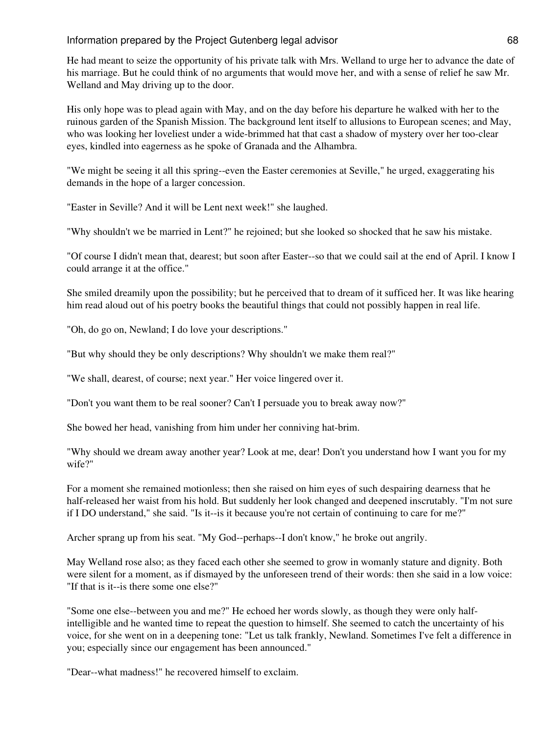He had meant to seize the opportunity of his private talk with Mrs. Welland to urge her to advance the date of his marriage. But he could think of no arguments that would move her, and with a sense of relief he saw Mr. Welland and May driving up to the door.

His only hope was to plead again with May, and on the day before his departure he walked with her to the ruinous garden of the Spanish Mission. The background lent itself to allusions to European scenes; and May, who was looking her loveliest under a wide-brimmed hat that cast a shadow of mystery over her too-clear eyes, kindled into eagerness as he spoke of Granada and the Alhambra.

"We might be seeing it all this spring--even the Easter ceremonies at Seville," he urged, exaggerating his demands in the hope of a larger concession.

"Easter in Seville? And it will be Lent next week!" she laughed.

"Why shouldn't we be married in Lent?" he rejoined; but she looked so shocked that he saw his mistake.

"Of course I didn't mean that, dearest; but soon after Easter--so that we could sail at the end of April. I know I could arrange it at the office."

She smiled dreamily upon the possibility; but he perceived that to dream of it sufficed her. It was like hearing him read aloud out of his poetry books the beautiful things that could not possibly happen in real life.

"Oh, do go on, Newland; I do love your descriptions."

"But why should they be only descriptions? Why shouldn't we make them real?"

"We shall, dearest, of course; next year." Her voice lingered over it.

"Don't you want them to be real sooner? Can't I persuade you to break away now?"

She bowed her head, vanishing from him under her conniving hat-brim.

"Why should we dream away another year? Look at me, dear! Don't you understand how I want you for my wife?"

For a moment she remained motionless; then she raised on him eyes of such despairing dearness that he half-released her waist from his hold. But suddenly her look changed and deepened inscrutably. "I'm not sure if I DO understand," she said. "Is it--is it because you're not certain of continuing to care for me?"

Archer sprang up from his seat. "My God--perhaps--I don't know," he broke out angrily.

May Welland rose also; as they faced each other she seemed to grow in womanly stature and dignity. Both were silent for a moment, as if dismayed by the unforeseen trend of their words: then she said in a low voice: "If that is it--is there some one else?"

"Some one else--between you and me?" He echoed her words slowly, as though they were only half-intelligible and he wanted time to repeat the question to himself. She seemed to catch the uncertainty of his voice, for she went on in a deepening tone: "Let us talk frankly, Newland. Sometimes I've felt a difference in you; especially since our engagement has been announced."

"Dear--what madness!" he recovered himself to exclaim.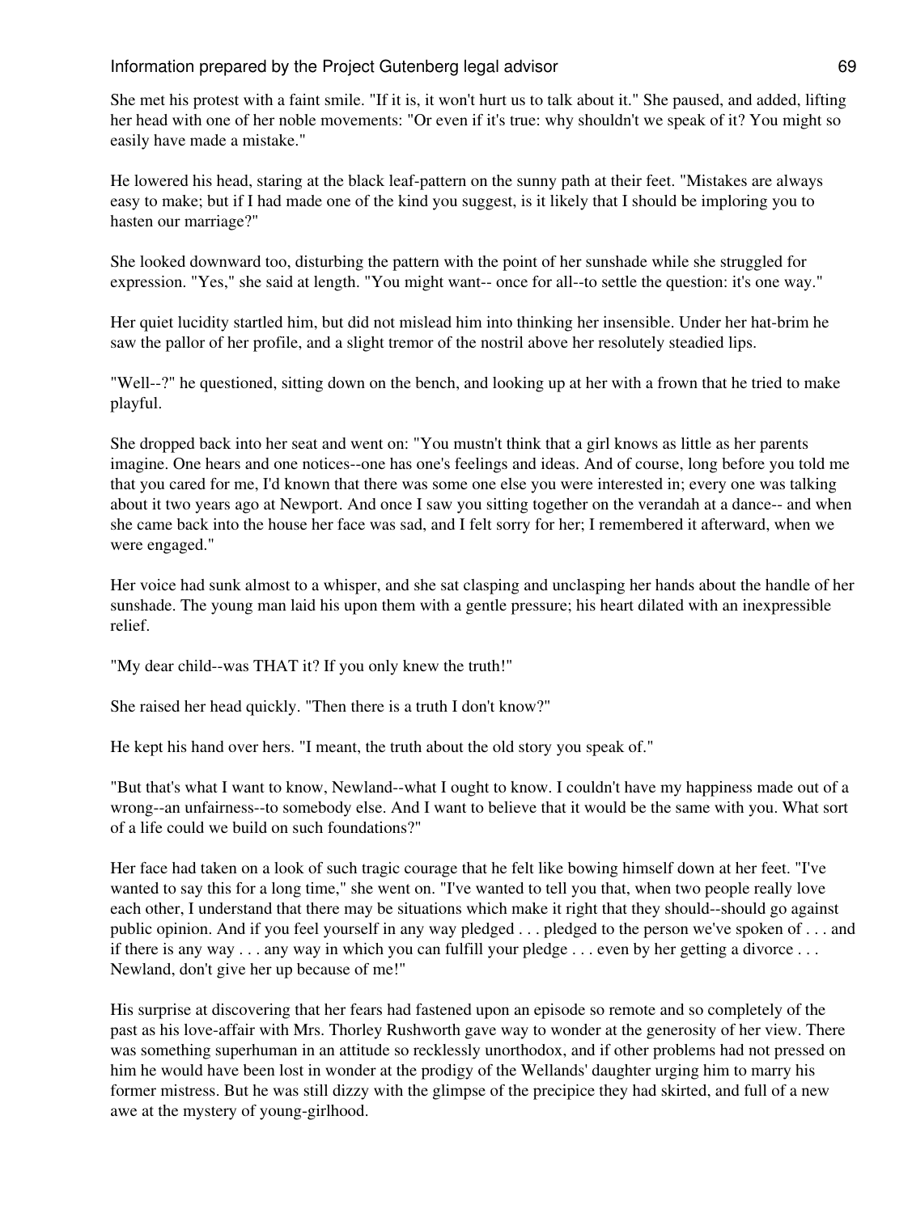She met his protest with a faint smile. "If it is, it won't hurt us to talk about it." She paused, and added, lifting her head with one of her noble movements: "Or even if it's true: why shouldn't we speak of it? You might so easily have made a mistake."

He lowered his head, staring at the black leaf-pattern on the sunny path at their feet. "Mistakes are always easy to make; but if I had made one of the kind you suggest, is it likely that I should be imploring you to hasten our marriage?"

She looked downward too, disturbing the pattern with the point of her sunshade while she struggled for expression. "Yes," she said at length. "You might want-- once for all--to settle the question: it's one way."

Her quiet lucidity startled him, but did not mislead him into thinking her insensible. Under her hat-brim he saw the pallor of her profile, and a slight tremor of the nostril above her resolutely steadied lips.

"Well--?" he questioned, sitting down on the bench, and looking up at her with a frown that he tried to make playful.

She dropped back into her seat and went on: "You mustn't think that a girl knows as little as her parents imagine. One hears and one notices--one has one's feelings and ideas. And of course, long before you told me that you cared for me, I'd known that there was some one else you were interested in; every one was talking about it two years ago at Newport. And once I saw you sitting together on the verandah at a dance-- and when she came back into the house her face was sad, and I felt sorry for her; I remembered it afterward, when we were engaged."

Her voice had sunk almost to a whisper, and she sat clasping and unclasping her hands about the handle of her sunshade. The young man laid his upon them with a gentle pressure; his heart dilated with an inexpressible relief.

"My dear child--was THAT it? If you only knew the truth!"

She raised her head quickly. "Then there is a truth I don't know?"

He kept his hand over hers. "I meant, the truth about the old story you speak of."

"But that's what I want to know, Newland--what I ought to know. I couldn't have my happiness made out of a wrong--an unfairness--to somebody else. And I want to believe that it would be the same with you. What sort of a life could we build on such foundations?"

Her face had taken on a look of such tragic courage that he felt like bowing himself down at her feet. "I've wanted to say this for a long time," she went on. "I've wanted to tell you that, when two people really love each other, I understand that there may be situations which make it right that they should--should go against public opinion. And if you feel yourself in any way pledged . . . pledged to the person we've spoken of . . . and if there is any way . . . any way in which you can fulfill your pledge . . . even by her getting a divorce . . . Newland, don't give her up because of me!"

His surprise at discovering that her fears had fastened upon an episode so remote and so completely of the past as his love-affair with Mrs. Thorley Rushworth gave way to wonder at the generosity of her view. There was something superhuman in an attitude so recklessly unorthodox, and if other problems had not pressed on him he would have been lost in wonder at the prodigy of the Wellands' daughter urging him to marry his former mistress. But he was still dizzy with the glimpse of the precipice they had skirted, and full of a new awe at the mystery of young-girlhood.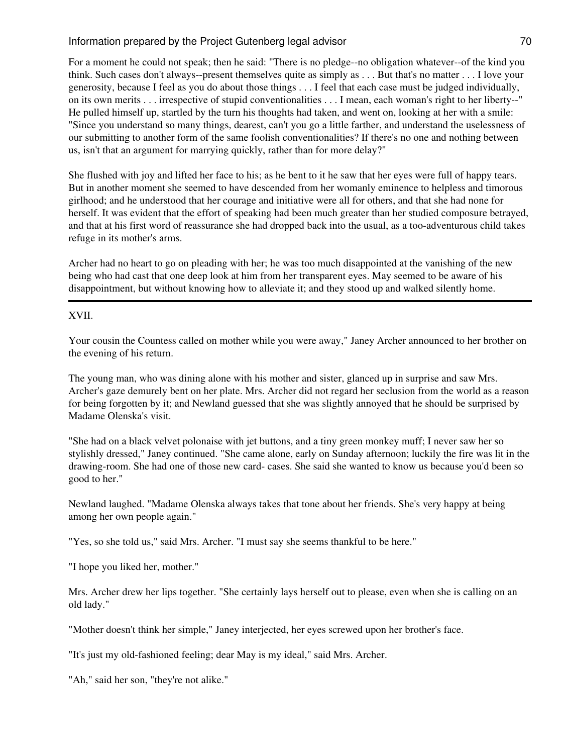For a moment he could not speak; then he said: "There is no pledge--no obligation whatever--of the kind you think. Such cases don't always--present themselves quite as simply as . . . But that's no matter . . . I love your generosity, because I feel as you do about those things . . . I feel that each case must be judged individually, on its own merits . . . irrespective of stupid conventionalities . . . I mean, each woman's right to her liberty--" He pulled himself up, startled by the turn his thoughts had taken, and went on, looking at her with a smile: "Since you understand so many things, dearest, can't you go a little farther, and understand the uselessness of our submitting to another form of the same foolish conventionalities? If there's no one and nothing between us, isn't that an argument for marrying quickly, rather than for more delay?"

She flushed with joy and lifted her face to his; as he bent to it he saw that her eyes were full of happy tears. But in another moment she seemed to have descended from her womanly eminence to helpless and timorous girlhood; and he understood that her courage and initiative were all for others, and that she had none for herself. It was evident that the effort of speaking had been much greater than her studied composure betrayed, and that at his first word of reassurance she had dropped back into the usual, as a too-adventurous child takes refuge in its mother's arms.

Archer had no heart to go on pleading with her; he was too much disappointed at the vanishing of the new being who had cast that one deep look at him from her transparent eyes. May seemed to be aware of his disappointment, but without knowing how to alleviate it; and they stood up and walked silently home.

---

## XVII.

Your cousin the Countess called on mother while you were away," Janey Archer announced to her brother on the evening of his return.

The young man, who was dining alone with his mother and sister, glanced up in surprise and saw Mrs. Archer's gaze demurely bent on her plate. Mrs. Archer did not regard her seclusion from the world as a reason for being forgotten by it; and Newland guessed that she was slightly annoyed that he should be surprised by Madame Olenska's visit.

"She had on a black velvet polonaise with jet buttons, and a tiny green monkey muff; I never saw her so stylishly dressed," Janey continued. "She came alone, early on Sunday afternoon; luckily the fire was lit in the drawing-room. She had one of those new card- cases. She said she wanted to know us because you'd been so good to her."

Newland laughed. "Madame Olenska always takes that tone about her friends. She's very happy at being among her own people again."

"Yes, so she told us," said Mrs. Archer. "I must say she seems thankful to be here."

"I hope you liked her, mother."

Mrs. Archer drew her lips together. "She certainly lays herself out to please, even when she is calling on an old lady."

"Mother doesn't think her simple," Janey interjected, her eyes screwed upon her brother's face.

"It's just my old-fashioned feeling; dear May is my ideal," said Mrs. Archer.

"Ah," said her son, "they're not alike."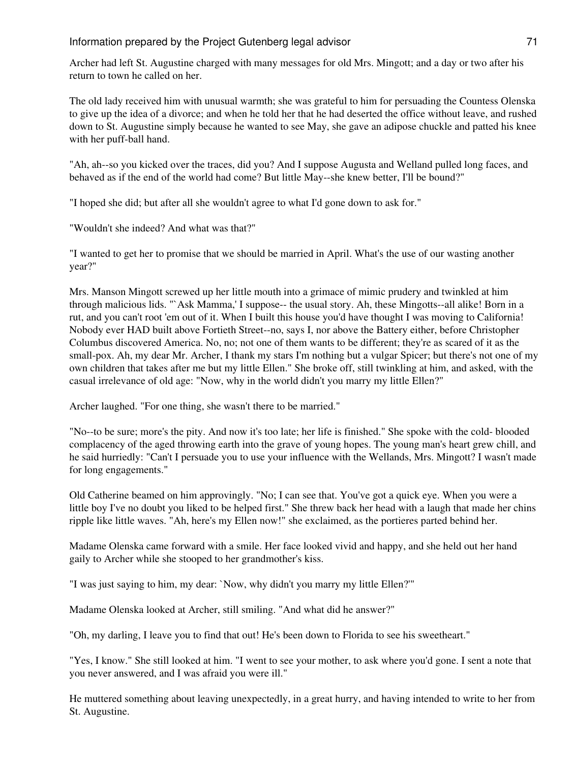Archer had left St. Augustine charged with many messages for old Mrs. Mingott; and a day or two after his return to town he called on her.

The old lady received him with unusual warmth; she was grateful to him for persuading the Countess Olenska to give up the idea of a divorce; and when he told her that he had deserted the office without leave, and rushed down to St. Augustine simply because he wanted to see May, she gave an adipose chuckle and patted his knee with her puff-ball hand.

"Ah, ah--so you kicked over the traces, did you? And I suppose Augusta and Welland pulled long faces, and behaved as if the end of the world had come? But little May--she knew better, I'll be bound?"

"I hoped she did; but after all she wouldn't agree to what I'd gone down to ask for."

"Wouldn't she indeed? And what was that?"

"I wanted to get her to promise that we should be married in April. What's the use of our wasting another year?"

Mrs. Manson Mingott screwed up her little mouth into a grimace of mimic prudery and twinkled at him through malicious lids. "`Ask Mamma,' I suppose-- the usual story. Ah, these Mingotts--all alike! Born in a rut, and you can't root 'em out of it. When I built this house you'd have thought I was moving to California! Nobody ever HAD built above Fortieth Street--no, says I, nor above the Battery either, before Christopher Columbus discovered America. No, no; not one of them wants to be different; they're as scared of it as the small-pox. Ah, my dear Mr. Archer, I thank my stars I'm nothing but a vulgar Spicer; but there's not one of my own children that takes after me but my little Ellen." She broke off, still twinkling at him, and asked, with the casual irrelevance of old age: "Now, why in the world didn't you marry my little Ellen?"

Archer laughed. "For one thing, she wasn't there to be married."

"No--to be sure; more's the pity. And now it's too late; her life is finished." She spoke with the cold- blooded complacency of the aged throwing earth into the grave of young hopes. The young man's heart grew chill, and he said hurriedly: "Can't I persuade you to use your influence with the Wellands, Mrs. Mingott? I wasn't made for long engagements."

Old Catherine beamed on him approvingly. "No; I can see that. You've got a quick eye. When you were a little boy I've no doubt you liked to be helped first." She threw back her head with a laugh that made her chins ripple like little waves. "Ah, here's my Ellen now!" she exclaimed, as the portieres parted behind her.

Madame Olenska came forward with a smile. Her face looked vivid and happy, and she held out her hand gaily to Archer while she stooped to her grandmother's kiss.

"I was just saying to him, my dear: `Now, why didn't you marry my little Ellen?'"

Madame Olenska looked at Archer, still smiling. "And what did he answer?"

"Oh, my darling, I leave you to find that out! He's been down to Florida to see his sweetheart."

"Yes, I know." She still looked at him. "I went to see your mother, to ask where you'd gone. I sent a note that you never answered, and I was afraid you were ill."

He muttered something about leaving unexpectedly, in a great hurry, and having intended to write to her from St. Augustine.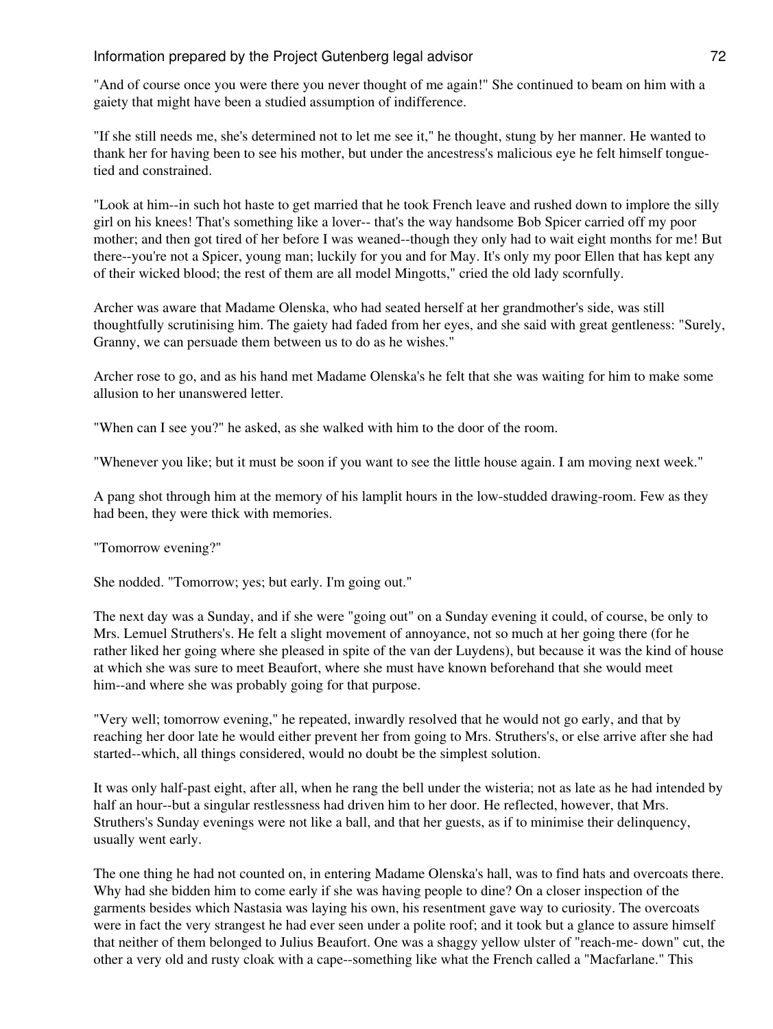"And of course once you were there you never thought of me again!" She continued to beam on him with a gaiety that might have been a studied assumption of indifference.

"If she still needs me, she's determined not to let me see it," he thought, stung by her manner. He wanted to thank her for having been to see his mother, but under the ancestress's malicious eye he felt himself tongue-tied and constrained.

"Look at him--in such hot haste to get married that he took French leave and rushed down to implore the silly girl on his knees! That's something like a lover-- that's the way handsome Bob Spicer carried off my poor mother; and then got tired of her before I was weaned--though they only had to wait eight months for me! But there--you're not a Spicer, young man; luckily for you and for May. It's only my poor Ellen that has kept any of their wicked blood; the rest of them are all model Mingotts," cried the old lady scornfully.

Archer was aware that Madame Olenska, who had seated herself at her grandmother's side, was still thoughtfully scrutinising him. The gaiety had faded from her eyes, and she said with great gentleness: "Surely, Granny, we can persuade them between us to do as he wishes."

Archer rose to go, and as his hand met Madame Olenska's he felt that she was waiting for him to make some allusion to her unanswered letter.

"When can I see you?" he asked, as she walked with him to the door of the room.

"Whenever you like; but it must be soon if you want to see the little house again. I am moving next week."

A pang shot through him at the memory of his lamplit hours in the low-studded drawing-room. Few as they had been, they were thick with memories.

"Tomorrow evening?"

She nodded. "Tomorrow; yes; but early. I'm going out."

The next day was a Sunday, and if she were "going out" on a Sunday evening it could, of course, be only to Mrs. Lemuel Struthers's. He felt a slight movement of annoyance, not so much at her going there (for he rather liked her going where she pleased in spite of the van der Luydens), but because it was the kind of house at which she was sure to meet Beaufort, where she must have known beforehand that she would meet him--and where she was probably going for that purpose.

"Very well; tomorrow evening," he repeated, inwardly resolved that he would not go early, and that by reaching her door late he would either prevent her from going to Mrs. Struthers's, or else arrive after she had started--which, all things considered, would no doubt be the simplest solution.

It was only half-past eight, after all, when he rang the bell under the wisteria; not as late as he had intended by half an hour--but a singular restlessness had driven him to her door. He reflected, however, that Mrs. Struthers's Sunday evenings were not like a ball, and that her guests, as if to minimise their delinquency, usually went early.

The one thing he had not counted on, in entering Madame Olenska's hall, was to find hats and overcoats there. Why had she bidden him to come early if she was having people to dine? On a closer inspection of the garments besides which Nastasia was laying his own, his resentment gave way to curiosity. The overcoats were in fact the very strangest he had ever seen under a polite roof; and it took but a glance to assure himself that neither of them belonged to Julius Beaufort. One was a shaggy yellow ulster of "reach-me- down" cut, the other a very old and rusty cloak with a cape--something like what the French called a "Macfarlane." This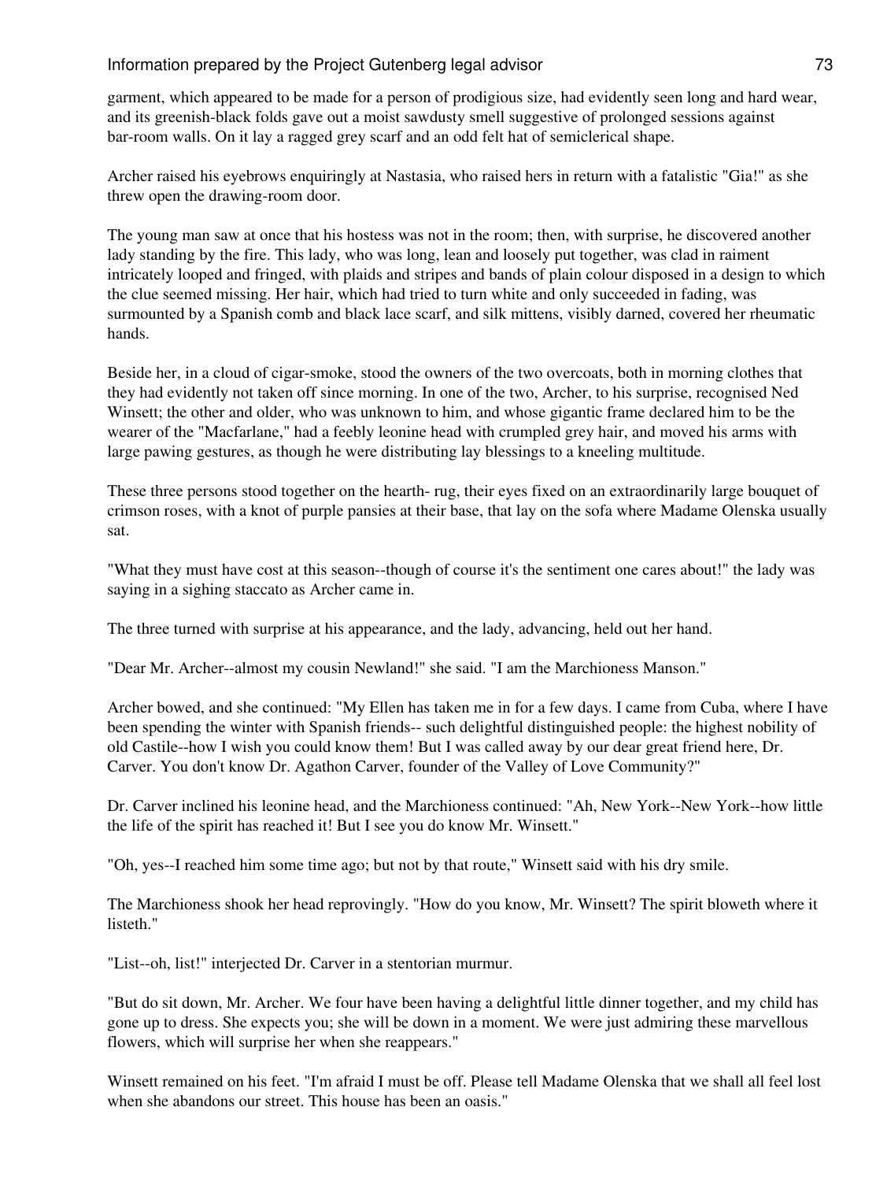garment, which appeared to be made for a person of prodigious size, had evidently seen long and hard wear, and its greenish-black folds gave out a moist sawdusty smell suggestive of prolonged sessions against bar-room walls. On it lay a ragged grey scarf and an odd felt hat of semiclerical shape.

Archer raised his eyebrows enquiringly at Nastasia, who raised hers in return with a fatalistic "Gia!" as she threw open the drawing-room door.

The young man saw at once that his hostess was not in the room; then, with surprise, he discovered another lady standing by the fire. This lady, who was long, lean and loosely put together, was clad in raiment intricately looped and fringed, with plaids and stripes and bands of plain colour disposed in a design to which the clue seemed missing. Her hair, which had tried to turn white and only succeeded in fading, was surmounted by a Spanish comb and black lace scarf, and silk mittens, visibly darned, covered her rheumatic hands.

Beside her, in a cloud of cigar-smoke, stood the owners of the two overcoats, both in morning clothes that they had evidently not taken off since morning. In one of the two, Archer, to his surprise, recognised Ned Winsett; the other and older, who was unknown to him, and whose gigantic frame declared him to be the wearer of the "Macfarlane," had a feebly leonine head with crumpled grey hair, and moved his arms with large pawing gestures, as though he were distributing lay blessings to a kneeling multitude.

These three persons stood together on the hearth- rug, their eyes fixed on an extraordinarily large bouquet of crimson roses, with a knot of purple pansies at their base, that lay on the sofa where Madame Olenska usually sat.

"What they must have cost at this season--though of course it's the sentiment one cares about!" the lady was saying in a sighing staccato as Archer came in.

The three turned with surprise at his appearance, and the lady, advancing, held out her hand.

"Dear Mr. Archer--almost my cousin Newland!" she said. "I am the Marchioness Manson."

Archer bowed, and she continued: "My Ellen has taken me in for a few days. I came from Cuba, where I have been spending the winter with Spanish friends-- such delightful distinguished people: the highest nobility of old Castile--how I wish you could know them! But I was called away by our dear great friend here, Dr. Carver. You don't know Dr. Agathon Carver, founder of the Valley of Love Community?"

Dr. Carver inclined his leonine head, and the Marchioness continued: "Ah, New York--New York--how little the life of the spirit has reached it! But I see you do know Mr. Winsett."

"Oh, yes--I reached him some time ago; but not by that route," Winsett said with his dry smile.

The Marchioness shook her head reprovingly. "How do you know, Mr. Winsett? The spirit bloweth where it listeth."

"List--oh, list!" interjected Dr. Carver in a stentorian murmur.

"But do sit down, Mr. Archer. We four have been having a delightful little dinner together, and my child has gone up to dress. She expects you; she will be down in a moment. We were just admiring these marvellous flowers, which will surprise her when she reappears."

Winsett remained on his feet. "I'm afraid I must be off. Please tell Madame Olenska that we shall all feel lost when she abandons our street. This house has been an oasis."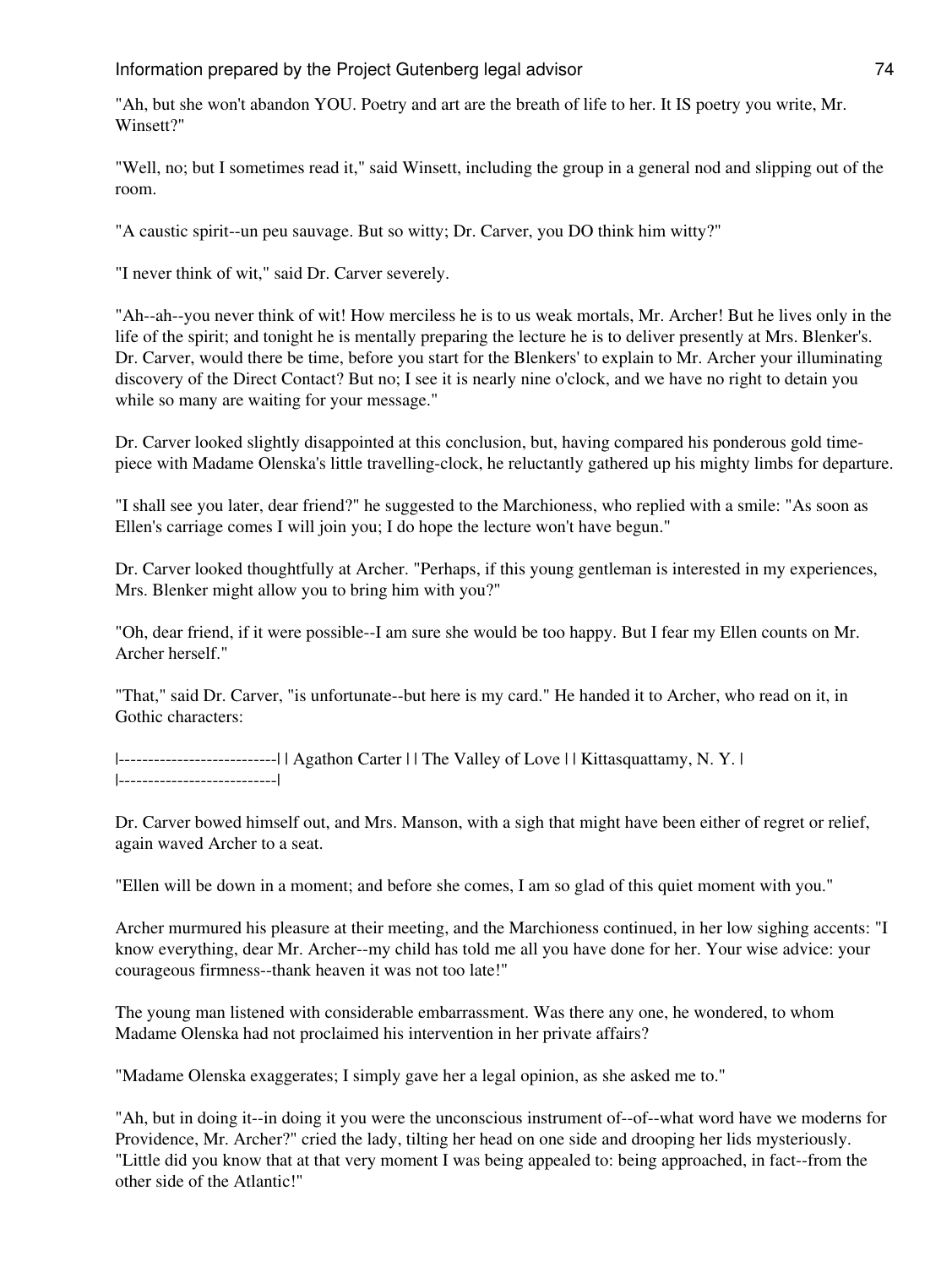"Ah, but she won't abandon YOU. Poetry and art are the breath of life to her. It IS poetry you write, Mr. Winsett?"

"Well, no; but I sometimes read it," said Winsett, including the group in a general nod and slipping out of the room.

"A caustic spirit--un peu sauvage. But so witty; Dr. Carver, you DO think him witty?"

"I never think of wit," said Dr. Carver severely.

"Ah--ah--you never think of wit! How merciless he is to us weak mortals, Mr. Archer! But he lives only in the life of the spirit; and tonight he is mentally preparing the lecture he is to deliver presently at Mrs. Blenker's. Dr. Carver, would there be time, before you start for the Blenkers' to explain to Mr. Archer your illuminating discovery of the Direct Contact? But no; I see it is nearly nine o'clock, and we have no right to detain you while so many are waiting for your message."

Dr. Carver looked slightly disappointed at this conclusion, but, having compared his ponderous gold time-piece with Madame Olenska's little travelling-clock, he reluctantly gathered up his mighty limbs for departure.

"I shall see you later, dear friend?" he suggested to the Marchioness, who replied with a smile: "As soon as Ellen's carriage comes I will join you; I do hope the lecture won't have begun."

Dr. Carver looked thoughtfully at Archer. "Perhaps, if this young gentleman is interested in my experiences, Mrs. Blenker might allow you to bring him with you?"

"Oh, dear friend, if it were possible--I am sure she would be too happy. But I fear my Ellen counts on Mr. Archer herself."

"That," said Dr. Carver, "is unfortunate--but here is my card." He handed it to Archer, who read on it, in Gothic characters:

|---------------------------| | Agathon Carter | | The Valley of Love | | Kittasquattamy, N. Y. | |---------------------------|

Dr. Carver bowed himself out, and Mrs. Manson, with a sigh that might have been either of regret or relief, again waved Archer to a seat.

"Ellen will be down in a moment; and before she comes, I am so glad of this quiet moment with you."

Archer murmured his pleasure at their meeting, and the Marchioness continued, in her low sighing accents: "I know everything, dear Mr. Archer--my child has told me all you have done for her. Your wise advice: your courageous firmness--thank heaven it was not too late!"

The young man listened with considerable embarrassment. Was there any one, he wondered, to whom Madame Olenska had not proclaimed his intervention in her private affairs?

"Madame Olenska exaggerates; I simply gave her a legal opinion, as she asked me to."

"Ah, but in doing it--in doing it you were the unconscious instrument of--of--what word have we moderns for Providence, Mr. Archer?" cried the lady, tilting her head on one side and drooping her lids mysteriously. "Little did you know that at that very moment I was being appealed to: being approached, in fact--from the other side of the Atlantic!"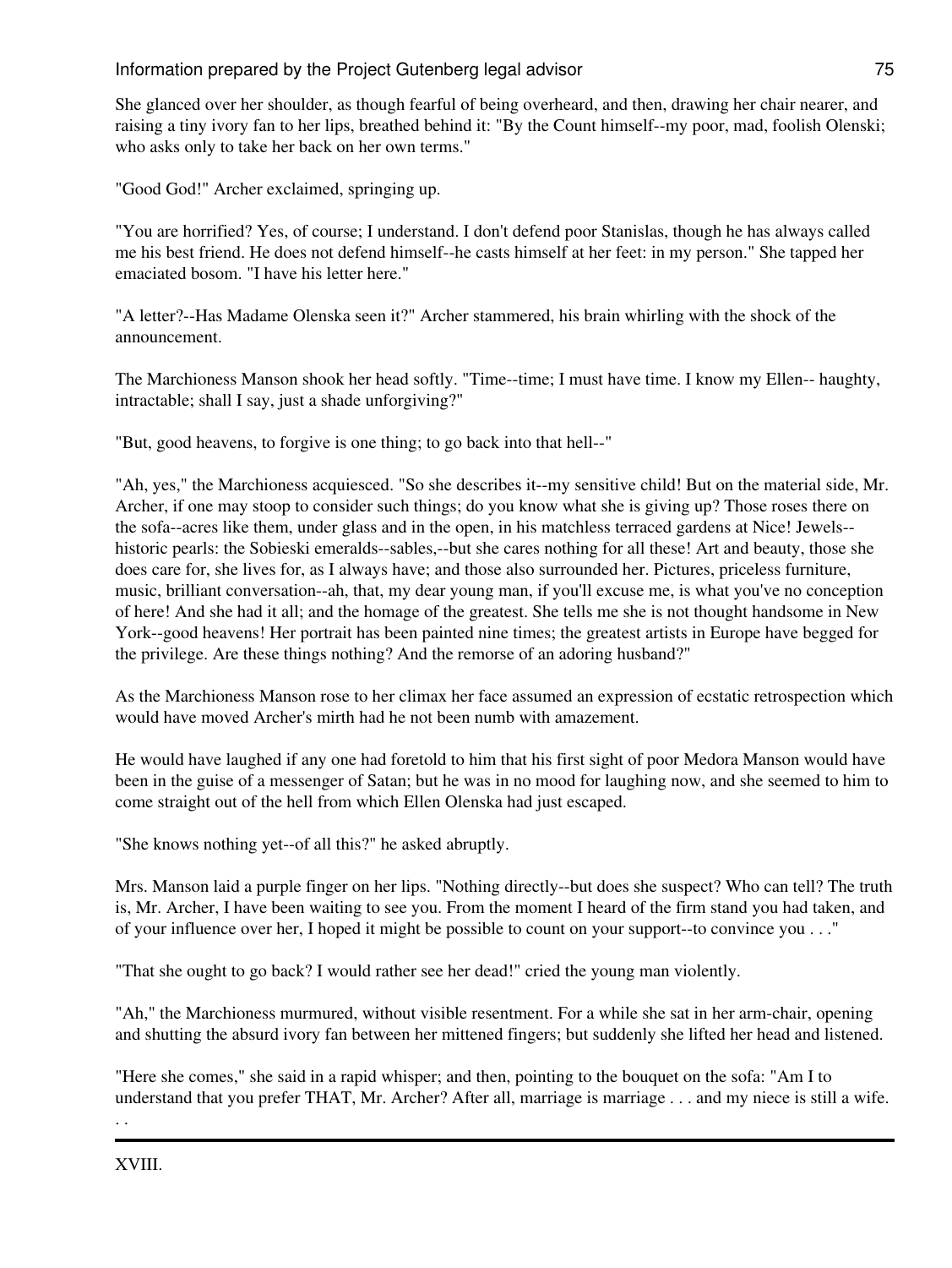She glanced over her shoulder, as though fearful of being overheard, and then, drawing her chair nearer, and raising a tiny ivory fan to her lips, breathed behind it: "By the Count himself--my poor, mad, foolish Olenski; who asks only to take her back on her own terms."

"Good God!" Archer exclaimed, springing up.

"You are horrified? Yes, of course; I understand. I don't defend poor Stanislas, though he has always called me his best friend. He does not defend himself--he casts himself at her feet: in my person." She tapped her emaciated bosom. "I have his letter here."

"A letter?--Has Madame Olenska seen it?" Archer stammered, his brain whirling with the shock of the announcement.

The Marchioness Manson shook her head softly. "Time--time; I must have time. I know my Ellen-- haughty, intractable; shall I say, just a shade unforgiving?"

"But, good heavens, to forgive is one thing; to go back into that hell--"

"Ah, yes," the Marchioness acquiesced. "So she describes it--my sensitive child! But on the material side, Mr. Archer, if one may stoop to consider such things; do you know what she is giving up? Those roses there on the sofa--acres like them, under glass and in the open, in his matchless terraced gardens at Nice! Jewels--historic pearls: the Sobieski emeralds--sables,--but she cares nothing for all these! Art and beauty, those she does care for, she lives for, as I always have; and those also surrounded her. Pictures, priceless furniture, music, brilliant conversation--ah, that, my dear young man, if you'll excuse me, is what you've no conception of here! And she had it all; and the homage of the greatest. She tells me she is not thought handsome in New York--good heavens! Her portrait has been painted nine times; the greatest artists in Europe have begged for the privilege. Are these things nothing? And the remorse of an adoring husband?"

As the Marchioness Manson rose to her climax her face assumed an expression of ecstatic retrospection which would have moved Archer's mirth had he not been numb with amazement.

He would have laughed if any one had foretold to him that his first sight of poor Medora Manson would have been in the guise of a messenger of Satan; but he was in no mood for laughing now, and she seemed to him to come straight out of the hell from which Ellen Olenska had just escaped.

"She knows nothing yet--of all this?" he asked abruptly.

Mrs. Manson laid a purple finger on her lips. "Nothing directly--but does she suspect? Who can tell? The truth is, Mr. Archer, I have been waiting to see you. From the moment I heard of the firm stand you had taken, and of your influence over her, I hoped it might be possible to count on your support--to convince you . . ."

"That she ought to go back? I would rather see her dead!" cried the young man violently.

"Ah," the Marchioness murmured, without visible resentment. For a while she sat in her arm-chair, opening and shutting the absurd ivory fan between her mittened fingers; but suddenly she lifted her head and listened.

"Here she comes," she said in a rapid whisper; and then, pointing to the bouquet on the sofa: "Am I to understand that you prefer THAT, Mr. Archer? After all, marriage is marriage . . . and my niece is still a wife. . .

---

XVIII.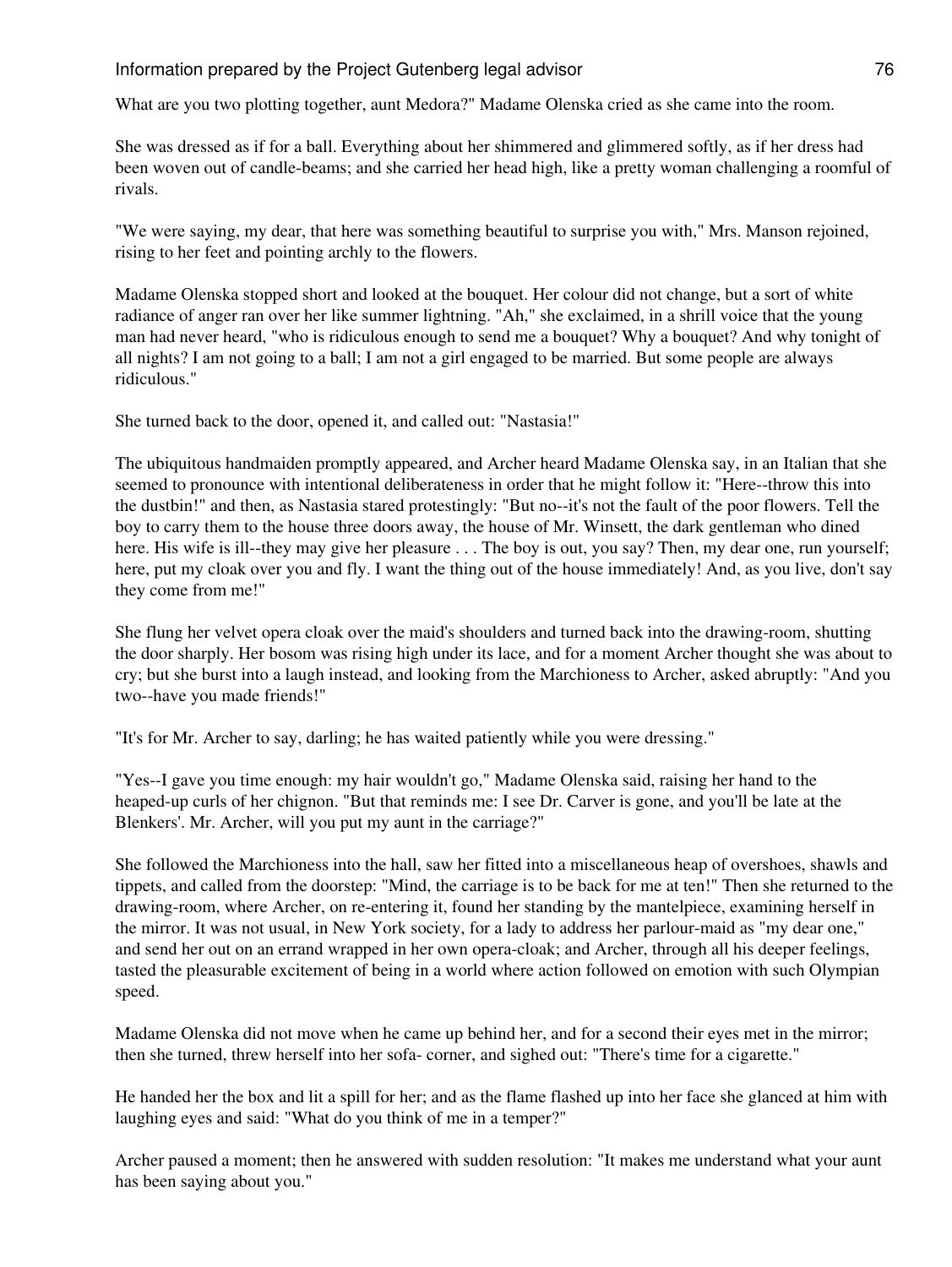What are you two plotting together, aunt Medora?" Madame Olenska cried as she came into the room.

She was dressed as if for a ball. Everything about her shimmered and glimmered softly, as if her dress had been woven out of candle-beams; and she carried her head high, like a pretty woman challenging a roomful of rivals.

"We were saying, my dear, that here was something beautiful to surprise you with," Mrs. Manson rejoined, rising to her feet and pointing archly to the flowers.

Madame Olenska stopped short and looked at the bouquet. Her colour did not change, but a sort of white radiance of anger ran over her like summer lightning. "Ah," she exclaimed, in a shrill voice that the young man had never heard, "who is ridiculous enough to send me a bouquet? Why a bouquet? And why tonight of all nights? I am not going to a ball; I am not a girl engaged to be married. But some people are always ridiculous."

She turned back to the door, opened it, and called out: "Nastasia!"

The ubiquitous handmaiden promptly appeared, and Archer heard Madame Olenska say, in an Italian that she seemed to pronounce with intentional deliberateness in order that he might follow it: "Here--throw this into the dustbin!" and then, as Nastasia stared protestingly: "But no--it's not the fault of the poor flowers. Tell the boy to carry them to the house three doors away, the house of Mr. Winsett, the dark gentleman who dined here. His wife is ill--they may give her pleasure . . . The boy is out, you say? Then, my dear one, run yourself; here, put my cloak over you and fly. I want the thing out of the house immediately! And, as you live, don't say they come from me!"

She flung her velvet opera cloak over the maid's shoulders and turned back into the drawing-room, shutting the door sharply. Her bosom was rising high under its lace, and for a moment Archer thought she was about to cry; but she burst into a laugh instead, and looking from the Marchioness to Archer, asked abruptly: "And you two--have you made friends!"

"It's for Mr. Archer to say, darling; he has waited patiently while you were dressing."

"Yes--I gave you time enough: my hair wouldn't go," Madame Olenska said, raising her hand to the heaped-up curls of her chignon. "But that reminds me: I see Dr. Carver is gone, and you'll be late at the Blenkers'. Mr. Archer, will you put my aunt in the carriage?"

She followed the Marchioness into the hall, saw her fitted into a miscellaneous heap of overshoes, shawls and tippets, and called from the doorstep: "Mind, the carriage is to be back for me at ten!" Then she returned to the drawing-room, where Archer, on re-entering it, found her standing by the mantelpiece, examining herself in the mirror. It was not usual, in New York society, for a lady to address her parlour-maid as "my dear one," and send her out on an errand wrapped in her own opera-cloak; and Archer, through all his deeper feelings, tasted the pleasurable excitement of being in a world where action followed on emotion with such Olympian speed.

Madame Olenska did not move when he came up behind her, and for a second their eyes met in the mirror; then she turned, threw herself into her sofa- corner, and sighed out: "There's time for a cigarette."

He handed her the box and lit a spill for her; and as the flame flashed up into her face she glanced at him with laughing eyes and said: "What do you think of me in a temper?"

Archer paused a moment; then he answered with sudden resolution: "It makes me understand what your aunt has been saying about you."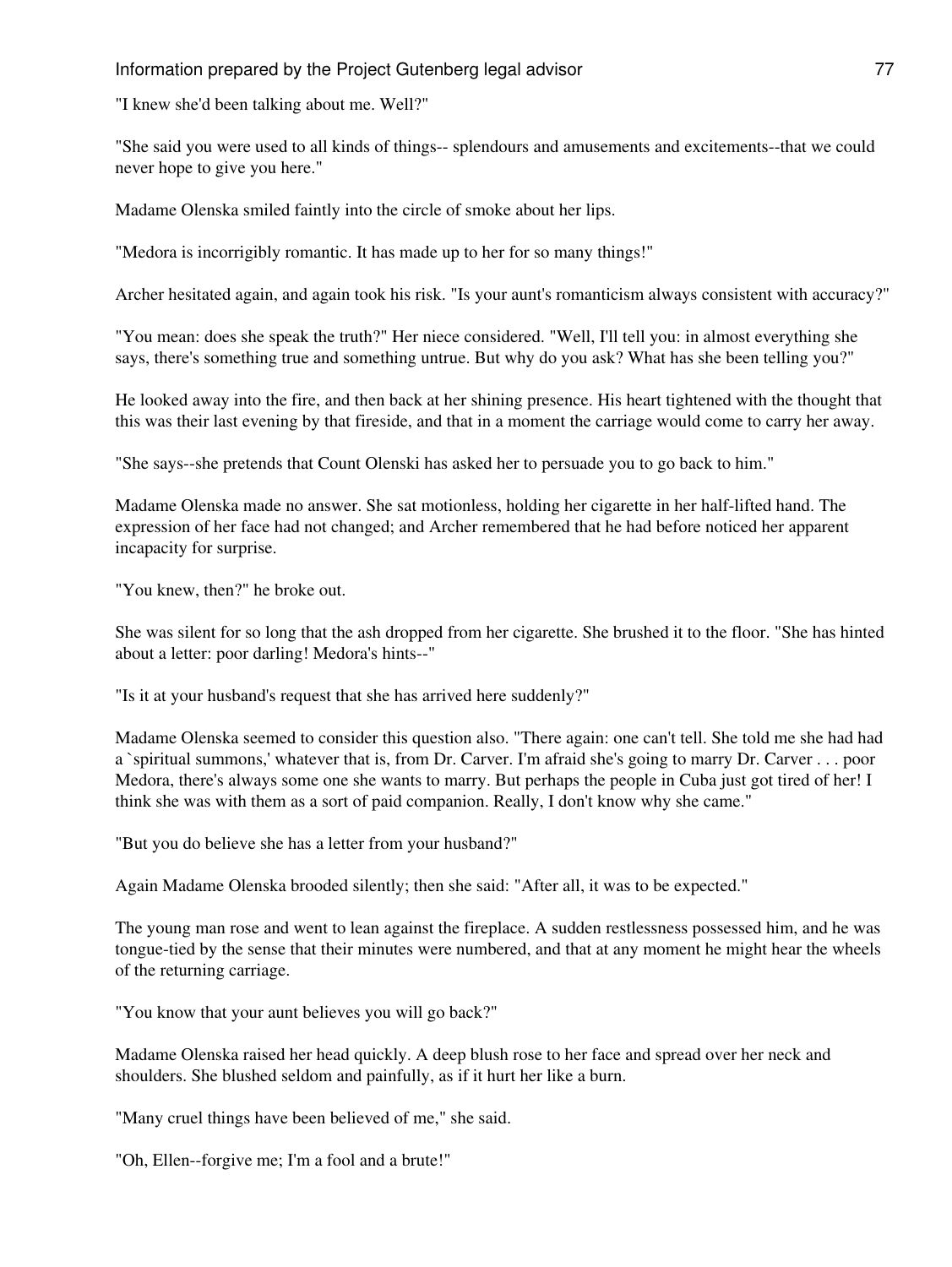"I knew she'd been talking about me. Well?"

"She said you were used to all kinds of things-- splendours and amusements and excitements--that we could never hope to give you here."

Madame Olenska smiled faintly into the circle of smoke about her lips.

"Medora is incorrigibly romantic. It has made up to her for so many things!"

Archer hesitated again, and again took his risk. "Is your aunt's romanticism always consistent with accuracy?"

"You mean: does she speak the truth?" Her niece considered. "Well, I'll tell you: in almost everything she says, there's something true and something untrue. But why do you ask? What has she been telling you?"

He looked away into the fire, and then back at her shining presence. His heart tightened with the thought that this was their last evening by that fireside, and that in a moment the carriage would come to carry her away.

"She says--she pretends that Count Olenski has asked her to persuade you to go back to him."

Madame Olenska made no answer. She sat motionless, holding her cigarette in her half-lifted hand. The expression of her face had not changed; and Archer remembered that he had before noticed her apparent incapacity for surprise.

"You knew, then?" he broke out.

She was silent for so long that the ash dropped from her cigarette. She brushed it to the floor. "She has hinted about a letter: poor darling! Medora's hints--"

"Is it at your husband's request that she has arrived here suddenly?"

Madame Olenska seemed to consider this question also. "There again: one can't tell. She told me she had had a `spiritual summons,' whatever that is, from Dr. Carver. I'm afraid she's going to marry Dr. Carver . . . poor Medora, there's always some one she wants to marry. But perhaps the people in Cuba just got tired of her! I think she was with them as a sort of paid companion. Really, I don't know why she came."

"But you do believe she has a letter from your husband?"

Again Madame Olenska brooded silently; then she said: "After all, it was to be expected."

The young man rose and went to lean against the fireplace. A sudden restlessness possessed him, and he was tongue-tied by the sense that their minutes were numbered, and that at any moment he might hear the wheels of the returning carriage.

"You know that your aunt believes you will go back?"

Madame Olenska raised her head quickly. A deep blush rose to her face and spread over her neck and shoulders. She blushed seldom and painfully, as if it hurt her like a burn.

"Many cruel things have been believed of me," she said.

"Oh, Ellen--forgive me; I'm a fool and a brute!"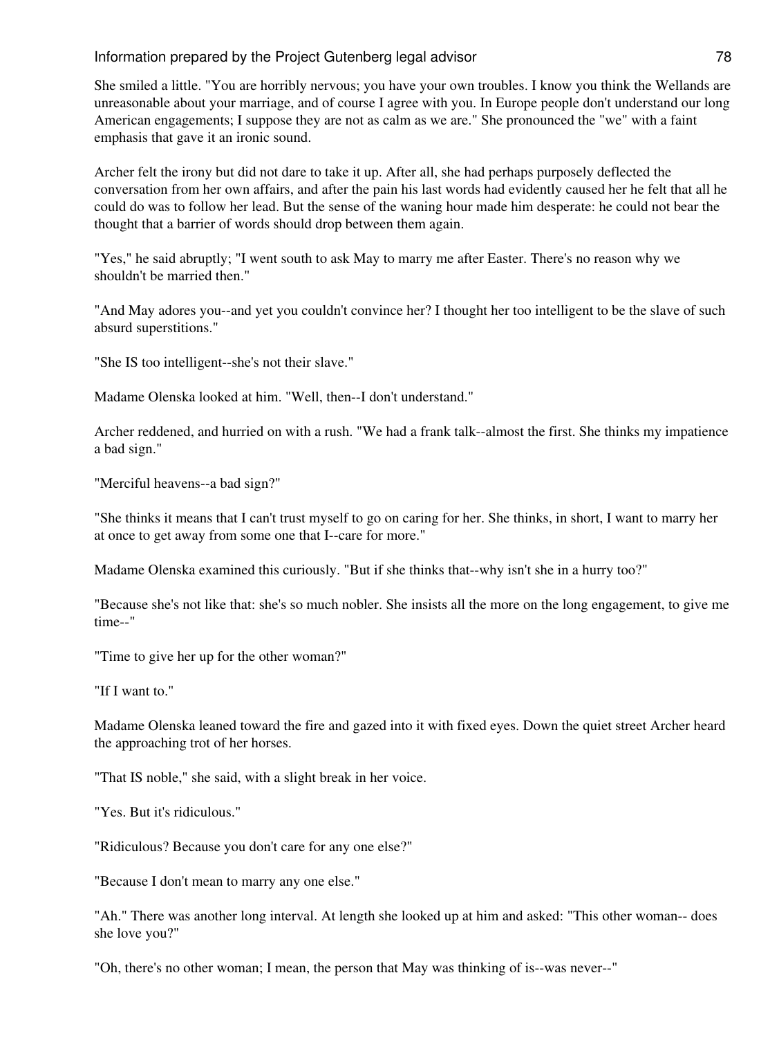She smiled a little. "You are horribly nervous; you have your own troubles. I know you think the Wellands are unreasonable about your marriage, and of course I agree with you. In Europe people don't understand our long American engagements; I suppose they are not as calm as we are." She pronounced the "we" with a faint emphasis that gave it an ironic sound.

Archer felt the irony but did not dare to take it up. After all, she had perhaps purposely deflected the conversation from her own affairs, and after the pain his last words had evidently caused her he felt that all he could do was to follow her lead. But the sense of the waning hour made him desperate: he could not bear the thought that a barrier of words should drop between them again.

"Yes," he said abruptly; "I went south to ask May to marry me after Easter. There's no reason why we shouldn't be married then."

"And May adores you--and yet you couldn't convince her? I thought her too intelligent to be the slave of such absurd superstitions."

"She IS too intelligent--she's not their slave."

Madame Olenska looked at him. "Well, then--I don't understand."

Archer reddened, and hurried on with a rush. "We had a frank talk--almost the first. She thinks my impatience a bad sign."

"Merciful heavens--a bad sign?"

"She thinks it means that I can't trust myself to go on caring for her. She thinks, in short, I want to marry her at once to get away from some one that I--care for more."

Madame Olenska examined this curiously. "But if she thinks that--why isn't she in a hurry too?"

"Because she's not like that: she's so much nobler. She insists all the more on the long engagement, to give me time--"

"Time to give her up for the other woman?"

"If I want to."

Madame Olenska leaned toward the fire and gazed into it with fixed eyes. Down the quiet street Archer heard the approaching trot of her horses.

"That IS noble," she said, with a slight break in her voice.

"Yes. But it's ridiculous."

"Ridiculous? Because you don't care for any one else?"

"Because I don't mean to marry any one else."

"Ah." There was another long interval. At length she looked up at him and asked: "This other woman-- does she love you?"

"Oh, there's no other woman; I mean, the person that May was thinking of is--was never--"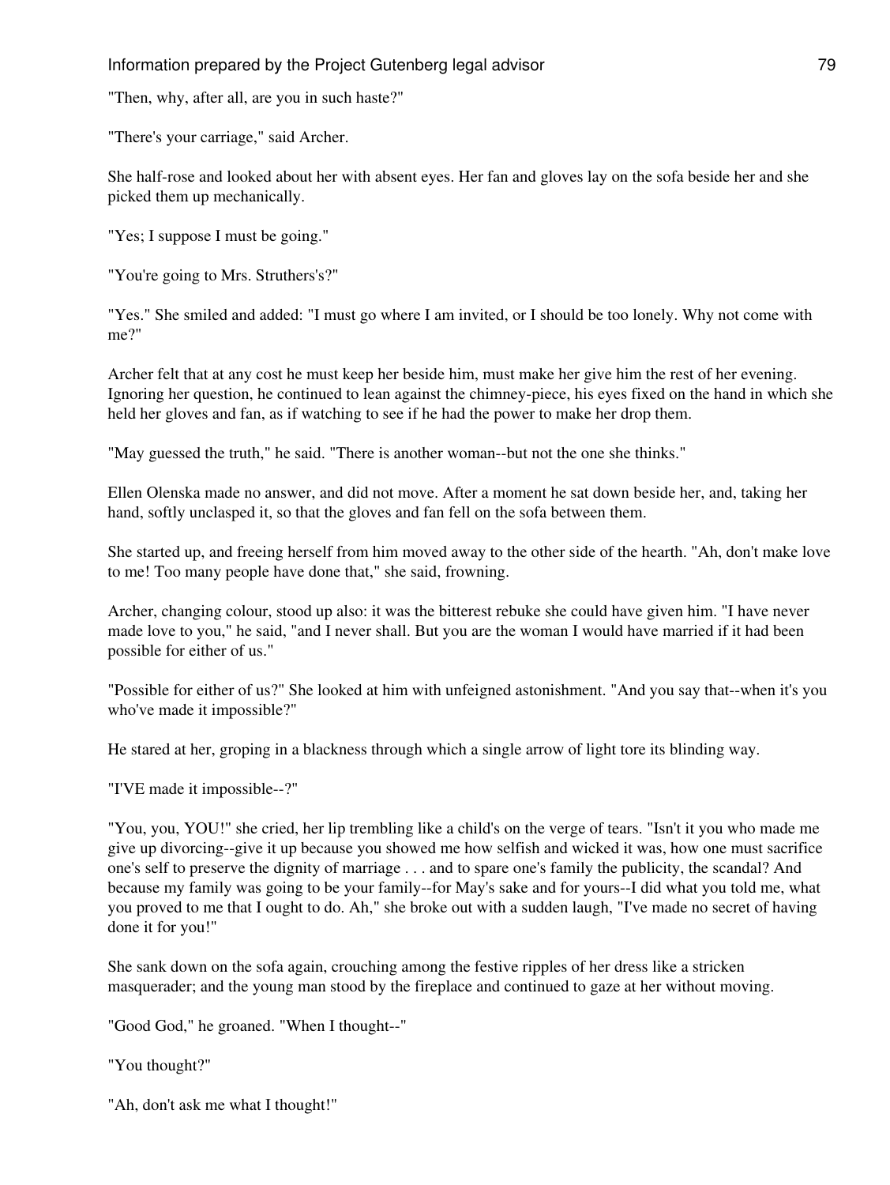"Then, why, after all, are you in such haste?"

"There's your carriage," said Archer.

She half-rose and looked about her with absent eyes. Her fan and gloves lay on the sofa beside her and she picked them up mechanically.

"Yes; I suppose I must be going."

"You're going to Mrs. Struthers's?"

"Yes." She smiled and added: "I must go where I am invited, or I should be too lonely. Why not come with me?"

Archer felt that at any cost he must keep her beside him, must make her give him the rest of her evening. Ignoring her question, he continued to lean against the chimney-piece, his eyes fixed on the hand in which she held her gloves and fan, as if watching to see if he had the power to make her drop them.

"May guessed the truth," he said. "There is another woman--but not the one she thinks."

Ellen Olenska made no answer, and did not move. After a moment he sat down beside her, and, taking her hand, softly unclasped it, so that the gloves and fan fell on the sofa between them.

She started up, and freeing herself from him moved away to the other side of the hearth. "Ah, don't make love to me! Too many people have done that," she said, frowning.

Archer, changing colour, stood up also: it was the bitterest rebuke she could have given him. "I have never made love to you," he said, "and I never shall. But you are the woman I would have married if it had been possible for either of us."

"Possible for either of us?" She looked at him with unfeigned astonishment. "And you say that--when it's you who've made it impossible?"

He stared at her, groping in a blackness through which a single arrow of light tore its blinding way.

"I'VE made it impossible--?"

"You, you, YOU!" she cried, her lip trembling like a child's on the verge of tears. "Isn't it you who made me give up divorcing--give it up because you showed me how selfish and wicked it was, how one must sacrifice one's self to preserve the dignity of marriage . . . and to spare one's family the publicity, the scandal? And because my family was going to be your family--for May's sake and for yours--I did what you told me, what you proved to me that I ought to do. Ah," she broke out with a sudden laugh, "I've made no secret of having done it for you!"

She sank down on the sofa again, crouching among the festive ripples of her dress like a stricken masquerader; and the young man stood by the fireplace and continued to gaze at her without moving.

"Good God," he groaned. "When I thought--"

"You thought?"

"Ah, don't ask me what I thought!"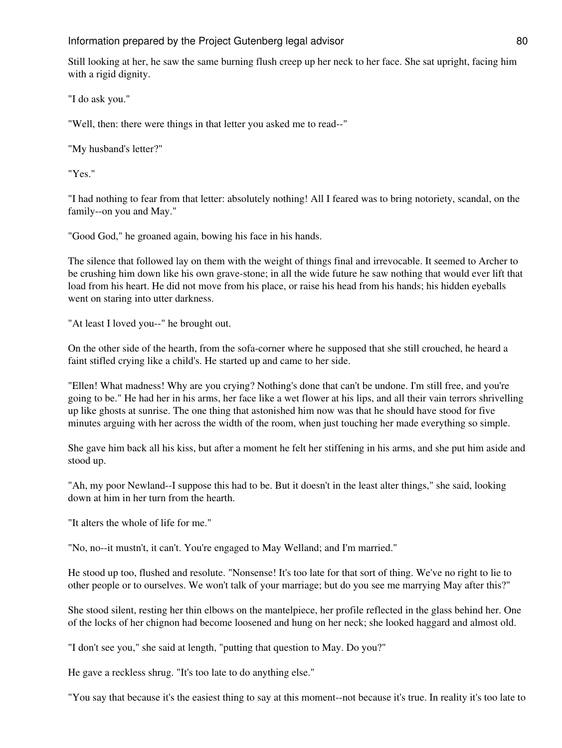Still looking at her, he saw the same burning flush creep up her neck to her face. She sat upright, facing him with a rigid dignity.

"I do ask you."

"Well, then: there were things in that letter you asked me to read--"

"My husband's letter?"

"Yes."

"I had nothing to fear from that letter: absolutely nothing! All I feared was to bring notoriety, scandal, on the family--on you and May."

"Good God," he groaned again, bowing his face in his hands.

The silence that followed lay on them with the weight of things final and irrevocable. It seemed to Archer to be crushing him down like his own grave-stone; in all the wide future he saw nothing that would ever lift that load from his heart. He did not move from his place, or raise his head from his hands; his hidden eyeballs went on staring into utter darkness.

"At least I loved you--" he brought out.

On the other side of the hearth, from the sofa-corner where he supposed that she still crouched, he heard a faint stifled crying like a child's. He started up and came to her side.

"Ellen! What madness! Why are you crying? Nothing's done that can't be undone. I'm still free, and you're going to be." He had her in his arms, her face like a wet flower at his lips, and all their vain terrors shrivelling up like ghosts at sunrise. The one thing that astonished him now was that he should have stood for five minutes arguing with her across the width of the room, when just touching her made everything so simple.

She gave him back all his kiss, but after a moment he felt her stiffening in his arms, and she put him aside and stood up.

"Ah, my poor Newland--I suppose this had to be. But it doesn't in the least alter things," she said, looking down at him in her turn from the hearth.

"It alters the whole of life for me."

"No, no--it mustn't, it can't. You're engaged to May Welland; and I'm married."

He stood up too, flushed and resolute. "Nonsense! It's too late for that sort of thing. We've no right to lie to other people or to ourselves. We won't talk of your marriage; but do you see me marrying May after this?"

She stood silent, resting her thin elbows on the mantelpiece, her profile reflected in the glass behind her. One of the locks of her chignon had become loosened and hung on her neck; she looked haggard and almost old.

"I don't see you," she said at length, "putting that question to May. Do you?"

He gave a reckless shrug. "It's too late to do anything else."

"You say that because it's the easiest thing to say at this moment--not because it's true. In reality it's too late to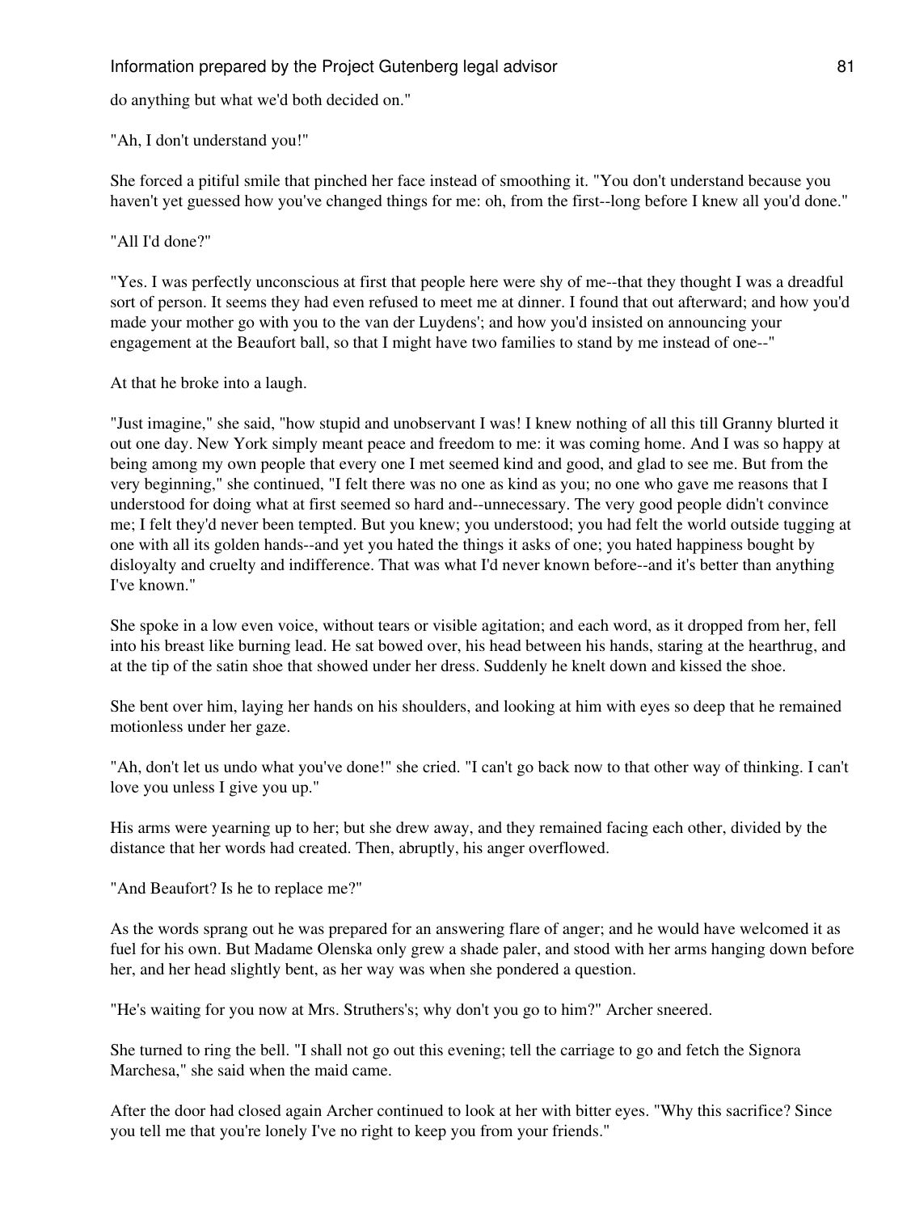do anything but what we'd both decided on."

"Ah, I don't understand you!"

She forced a pitiful smile that pinched her face instead of smoothing it. "You don't understand because you haven't yet guessed how you've changed things for me: oh, from the first--long before I knew all you'd done."

"All I'd done?"

"Yes. I was perfectly unconscious at first that people here were shy of me--that they thought I was a dreadful sort of person. It seems they had even refused to meet me at dinner. I found that out afterward; and how you'd made your mother go with you to the van der Luydens'; and how you'd insisted on announcing your engagement at the Beaufort ball, so that I might have two families to stand by me instead of one--"

At that he broke into a laugh.

"Just imagine," she said, "how stupid and unobservant I was! I knew nothing of all this till Granny blurted it out one day. New York simply meant peace and freedom to me: it was coming home. And I was so happy at being among my own people that every one I met seemed kind and good, and glad to see me. But from the very beginning," she continued, "I felt there was no one as kind as you; no one who gave me reasons that I understood for doing what at first seemed so hard and--unnecessary. The very good people didn't convince me; I felt they'd never been tempted. But you knew; you understood; you had felt the world outside tugging at one with all its golden hands--and yet you hated the things it asks of one; you hated happiness bought by disloyalty and cruelty and indifference. That was what I'd never known before--and it's better than anything I've known."

She spoke in a low even voice, without tears or visible agitation; and each word, as it dropped from her, fell into his breast like burning lead. He sat bowed over, his head between his hands, staring at the hearthrug, and at the tip of the satin shoe that showed under her dress. Suddenly he knelt down and kissed the shoe.

She bent over him, laying her hands on his shoulders, and looking at him with eyes so deep that he remained motionless under her gaze.

"Ah, don't let us undo what you've done!" she cried. "I can't go back now to that other way of thinking. I can't love you unless I give you up."

His arms were yearning up to her; but she drew away, and they remained facing each other, divided by the distance that her words had created. Then, abruptly, his anger overflowed.

"And Beaufort? Is he to replace me?"

As the words sprang out he was prepared for an answering flare of anger; and he would have welcomed it as fuel for his own. But Madame Olenska only grew a shade paler, and stood with her arms hanging down before her, and her head slightly bent, as her way was when she pondered a question.

"He's waiting for you now at Mrs. Struthers's; why don't you go to him?" Archer sneered.

She turned to ring the bell. "I shall not go out this evening; tell the carriage to go and fetch the Signora Marchesa," she said when the maid came.

After the door had closed again Archer continued to look at her with bitter eyes. "Why this sacrifice? Since you tell me that you're lonely I've no right to keep you from your friends."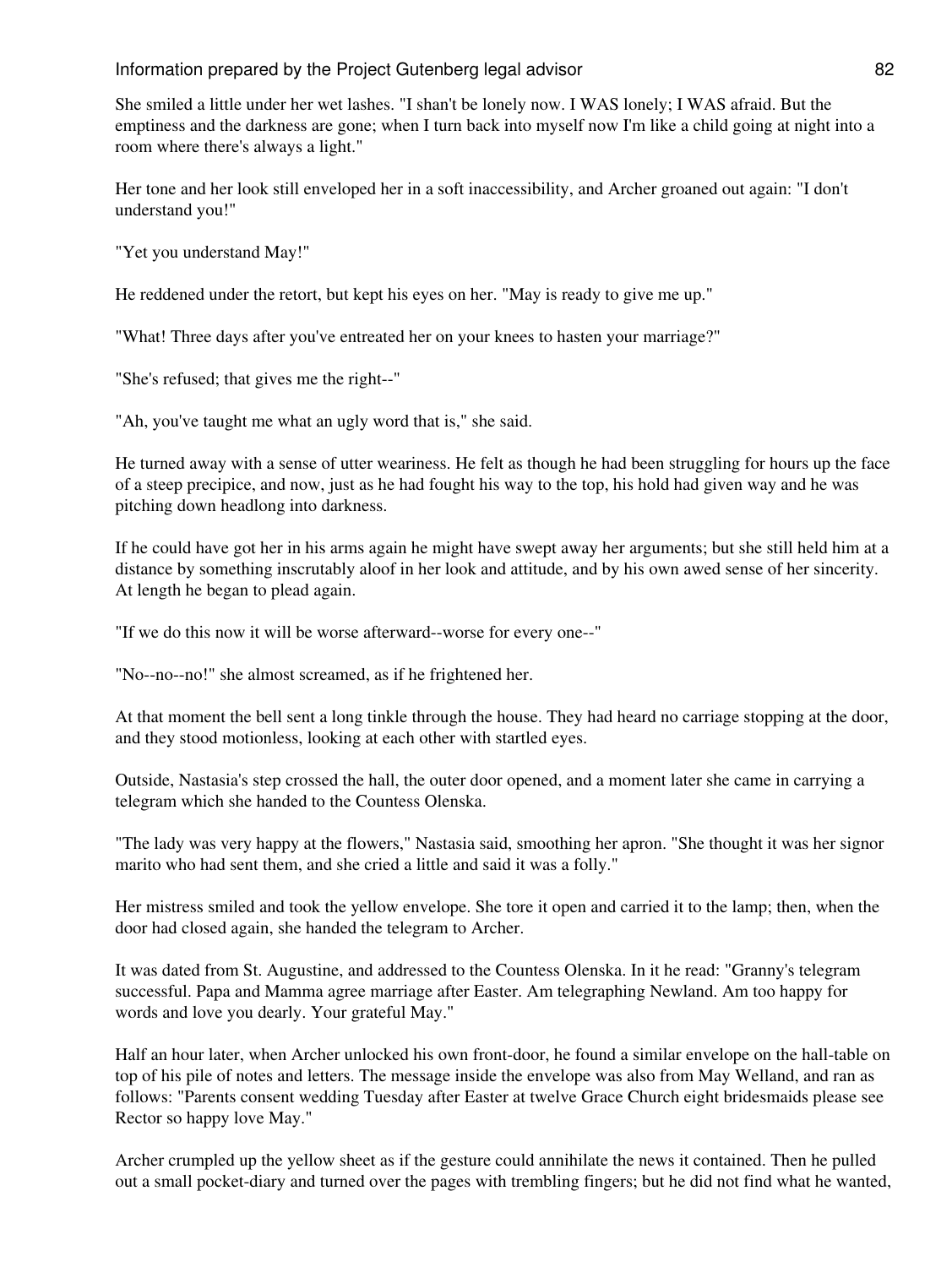She smiled a little under her wet lashes. "I shan't be lonely now. I WAS lonely; I WAS afraid. But the emptiness and the darkness are gone; when I turn back into myself now I'm like a child going at night into a room where there's always a light."

Her tone and her look still enveloped her in a soft inaccessibility, and Archer groaned out again: "I don't understand you!"

"Yet you understand May!"

He reddened under the retort, but kept his eyes on her. "May is ready to give me up."

"What! Three days after you've entreated her on your knees to hasten your marriage?"

"She's refused; that gives me the right--"

"Ah, you've taught me what an ugly word that is," she said.

He turned away with a sense of utter weariness. He felt as though he had been struggling for hours up the face of a steep precipice, and now, just as he had fought his way to the top, his hold had given way and he was pitching down headlong into darkness.

If he could have got her in his arms again he might have swept away her arguments; but she still held him at a distance by something inscrutably aloof in her look and attitude, and by his own awed sense of her sincerity. At length he began to plead again.

"If we do this now it will be worse afterward--worse for every one--"

"No--no--no!" she almost screamed, as if he frightened her.

At that moment the bell sent a long tinkle through the house. They had heard no carriage stopping at the door, and they stood motionless, looking at each other with startled eyes.

Outside, Nastasia's step crossed the hall, the outer door opened, and a moment later she came in carrying a telegram which she handed to the Countess Olenska.

"The lady was very happy at the flowers," Nastasia said, smoothing her apron. "She thought it was her signor marito who had sent them, and she cried a little and said it was a folly."

Her mistress smiled and took the yellow envelope. She tore it open and carried it to the lamp; then, when the door had closed again, she handed the telegram to Archer.

It was dated from St. Augustine, and addressed to the Countess Olenska. In it he read: "Granny's telegram successful. Papa and Mamma agree marriage after Easter. Am telegraphing Newland. Am too happy for words and love you dearly. Your grateful May."

Half an hour later, when Archer unlocked his own front-door, he found a similar envelope on the hall-table on top of his pile of notes and letters. The message inside the envelope was also from May Welland, and ran as follows: "Parents consent wedding Tuesday after Easter at twelve Grace Church eight bridesmaids please see Rector so happy love May."

Archer crumpled up the yellow sheet as if the gesture could annihilate the news it contained. Then he pulled out a small pocket-diary and turned over the pages with trembling fingers; but he did not find what he wanted,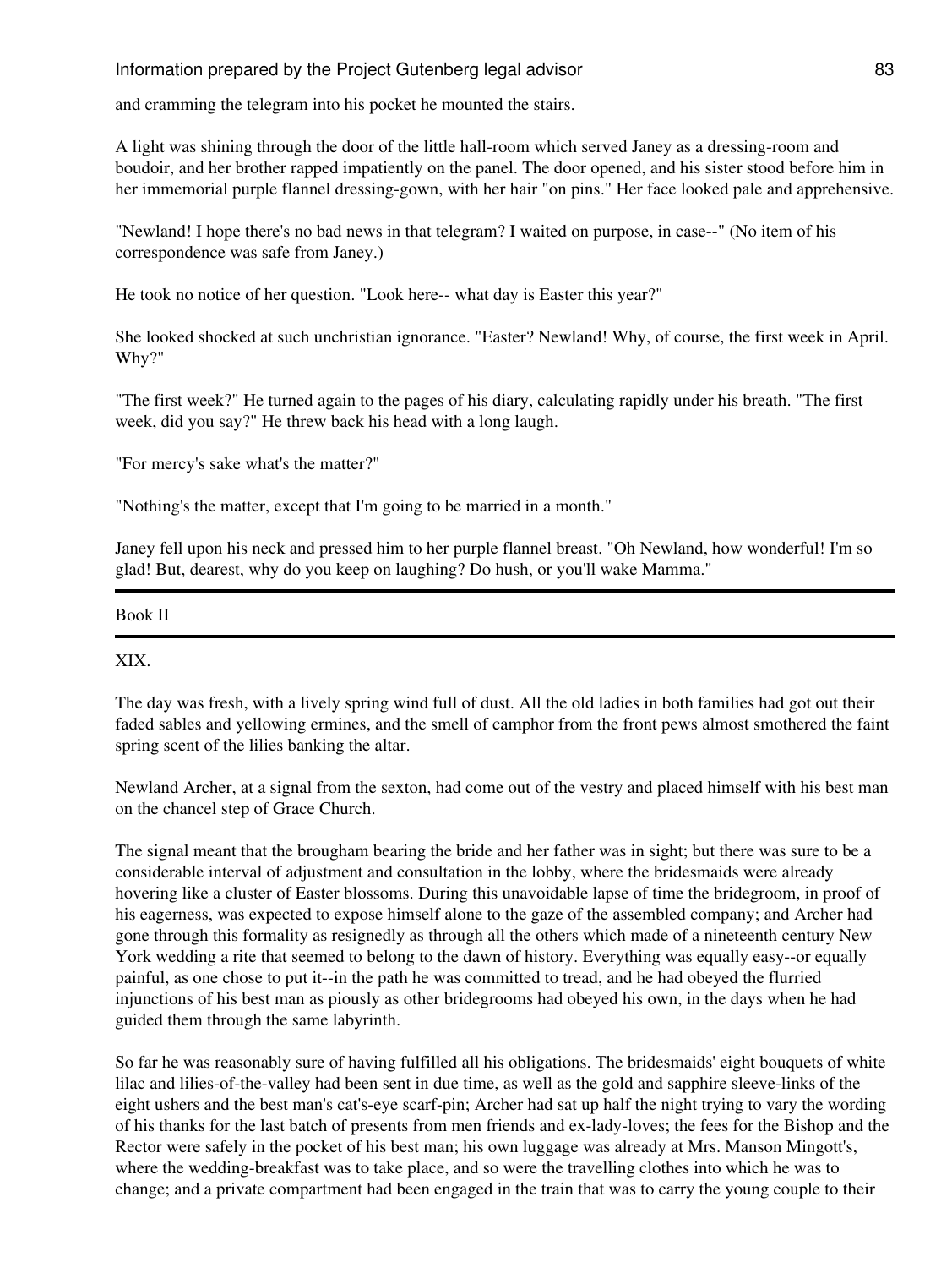and cramming the telegram into his pocket he mounted the stairs.

A light was shining through the door of the little hall-room which served Janey as a dressing-room and boudoir, and her brother rapped impatiently on the panel. The door opened, and his sister stood before him in her immemorial purple flannel dressing-gown, with her hair "on pins." Her face looked pale and apprehensive.

"Newland! I hope there's no bad news in that telegram? I waited on purpose, in case--" (No item of his correspondence was safe from Janey.)

He took no notice of her question. "Look here-- what day is Easter this year?"

She looked shocked at such unchristian ignorance. "Easter? Newland! Why, of course, the first week in April. Why?"

"The first week?" He turned again to the pages of his diary, calculating rapidly under his breath. "The first week, did you say?" He threw back his head with a long laugh.

"For mercy's sake what's the matter?"

"Nothing's the matter, except that I'm going to be married in a month."

Janey fell upon his neck and pressed him to her purple flannel breast. "Oh Newland, how wonderful! I'm so glad! But, dearest, why do you keep on laughing? Do hush, or you'll wake Mamma."

---

## Book II

---

### XIX.

The day was fresh, with a lively spring wind full of dust. All the old ladies in both families had got out their faded sables and yellowing ermines, and the smell of camphor from the front pews almost smothered the faint spring scent of the lilies banking the altar.

Newland Archer, at a signal from the sexton, had come out of the vestry and placed himself with his best man on the chancel step of Grace Church.

The signal meant that the brougham bearing the bride and her father was in sight; but there was sure to be a considerable interval of adjustment and consultation in the lobby, where the bridesmaids were already hovering like a cluster of Easter blossoms. During this unavoidable lapse of time the bridegroom, in proof of his eagerness, was expected to expose himself alone to the gaze of the assembled company; and Archer had gone through this formality as resignedly as through all the others which made of a nineteenth century New York wedding a rite that seemed to belong to the dawn of history. Everything was equally easy--or equally painful, as one chose to put it--in the path he was committed to tread, and he had obeyed the flurried injunctions of his best man as piously as other bridegrooms had obeyed his own, in the days when he had guided them through the same labyrinth.

So far he was reasonably sure of having fulfilled all his obligations. The bridesmaids' eight bouquets of white lilac and lilies-of-the-valley had been sent in due time, as well as the gold and sapphire sleeve-links of the eight ushers and the best man's cat's-eye scarf-pin; Archer had sat up half the night trying to vary the wording of his thanks for the last batch of presents from men friends and ex-lady-loves; the fees for the Bishop and the Rector were safely in the pocket of his best man; his own luggage was already at Mrs. Manson Mingott's, where the wedding-breakfast was to take place, and so were the travelling clothes into which he was to change; and a private compartment had been engaged in the train that was to carry the young couple to their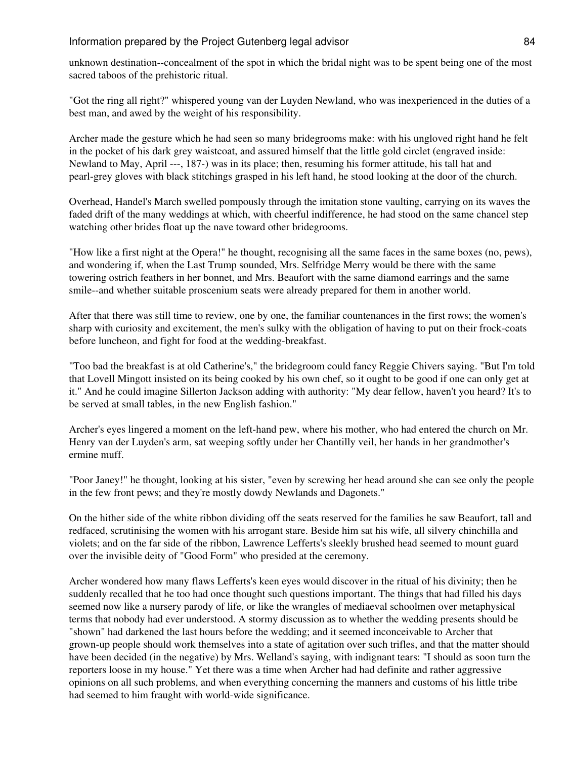unknown destination--concealment of the spot in which the bridal night was to be spent being one of the most sacred taboos of the prehistoric ritual.

"Got the ring all right?" whispered young van der Luyden Newland, who was inexperienced in the duties of a best man, and awed by the weight of his responsibility.

Archer made the gesture which he had seen so many bridegrooms make: with his ungloved right hand he felt in the pocket of his dark grey waistcoat, and assured himself that the little gold circlet (engraved inside: Newland to May, April ---, 187-) was in its place; then, resuming his former attitude, his tall hat and pearl-grey gloves with black stitchings grasped in his left hand, he stood looking at the door of the church.

Overhead, Handel's March swelled pompously through the imitation stone vaulting, carrying on its waves the faded drift of the many weddings at which, with cheerful indifference, he had stood on the same chancel step watching other brides float up the nave toward other bridegrooms.

"How like a first night at the Opera!" he thought, recognising all the same faces in the same boxes (no, pews), and wondering if, when the Last Trump sounded, Mrs. Selfridge Merry would be there with the same towering ostrich feathers in her bonnet, and Mrs. Beaufort with the same diamond earrings and the same smile--and whether suitable proscenium seats were already prepared for them in another world.

After that there was still time to review, one by one, the familiar countenances in the first rows; the women's sharp with curiosity and excitement, the men's sulky with the obligation of having to put on their frock-coats before luncheon, and fight for food at the wedding-breakfast.

"Too bad the breakfast is at old Catherine's," the bridegroom could fancy Reggie Chivers saying. "But I'm told that Lovell Mingott insisted on its being cooked by his own chef, so it ought to be good if one can only get at it." And he could imagine Sillerton Jackson adding with authority: "My dear fellow, haven't you heard? It's to be served at small tables, in the new English fashion."

Archer's eyes lingered a moment on the left-hand pew, where his mother, who had entered the church on Mr. Henry van der Luyden's arm, sat weeping softly under her Chantilly veil, her hands in her grandmother's ermine muff.

"Poor Janey!" he thought, looking at his sister, "even by screwing her head around she can see only the people in the few front pews; and they're mostly dowdy Newlands and Dagonets."

On the hither side of the white ribbon dividing off the seats reserved for the families he saw Beaufort, tall and redfaced, scrutinising the women with his arrogant stare. Beside him sat his wife, all silvery chinchilla and violets; and on the far side of the ribbon, Lawrence Lefferts's sleekly brushed head seemed to mount guard over the invisible deity of "Good Form" who presided at the ceremony.

Archer wondered how many flaws Lefferts's keen eyes would discover in the ritual of his divinity; then he suddenly recalled that he too had once thought such questions important. The things that had filled his days seemed now like a nursery parody of life, or like the wrangles of mediaeval schoolmen over metaphysical terms that nobody had ever understood. A stormy discussion as to whether the wedding presents should be "shown" had darkened the last hours before the wedding; and it seemed inconceivable to Archer that grown-up people should work themselves into a state of agitation over such trifles, and that the matter should have been decided (in the negative) by Mrs. Welland's saying, with indignant tears: "I should as soon turn the reporters loose in my house." Yet there was a time when Archer had had definite and rather aggressive opinions on all such problems, and when everything concerning the manners and customs of his little tribe had seemed to him fraught with world-wide significance.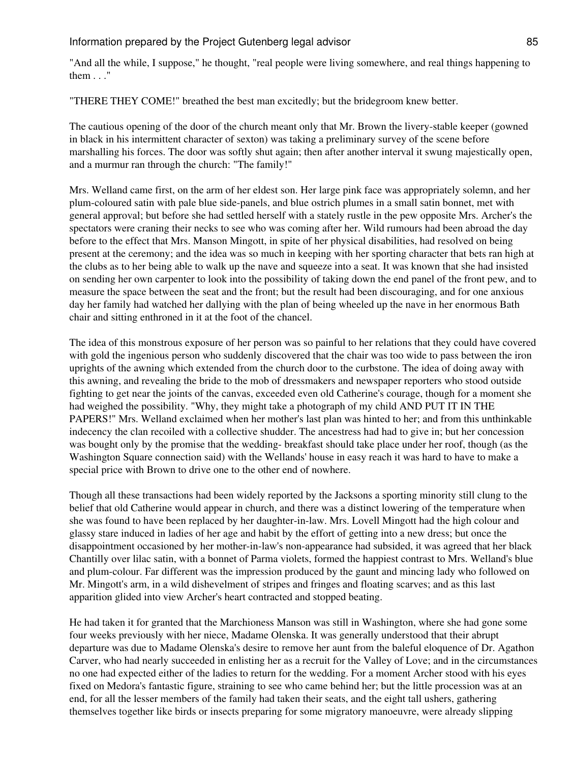"And all the while, I suppose," he thought, "real people were living somewhere, and real things happening to them . . ."

"THERE THEY COME!" breathed the best man excitedly; but the bridegroom knew better.

The cautious opening of the door of the church meant only that Mr. Brown the livery-stable keeper (gowned in black in his intermittent character of sexton) was taking a preliminary survey of the scene before marshalling his forces. The door was softly shut again; then after another interval it swung majestically open, and a murmur ran through the church: "The family!"

Mrs. Welland came first, on the arm of her eldest son. Her large pink face was appropriately solemn, and her plum-coloured satin with pale blue side-panels, and blue ostrich plumes in a small satin bonnet, met with general approval; but before she had settled herself with a stately rustle in the pew opposite Mrs. Archer's the spectators were craning their necks to see who was coming after her. Wild rumours had been abroad the day before to the effect that Mrs. Manson Mingott, in spite of her physical disabilities, had resolved on being present at the ceremony; and the idea was so much in keeping with her sporting character that bets ran high at the clubs as to her being able to walk up the nave and squeeze into a seat. It was known that she had insisted on sending her own carpenter to look into the possibility of taking down the end panel of the front pew, and to measure the space between the seat and the front; but the result had been discouraging, and for one anxious day her family had watched her dallying with the plan of being wheeled up the nave in her enormous Bath chair and sitting enthroned in it at the foot of the chancel.

The idea of this monstrous exposure of her person was so painful to her relations that they could have covered with gold the ingenious person who suddenly discovered that the chair was too wide to pass between the iron uprights of the awning which extended from the church door to the curbstone. The idea of doing away with this awning, and revealing the bride to the mob of dressmakers and newspaper reporters who stood outside fighting to get near the joints of the canvas, exceeded even old Catherine's courage, though for a moment she had weighed the possibility. "Why, they might take a photograph of my child AND PUT IT IN THE PAPERS!" Mrs. Welland exclaimed when her mother's last plan was hinted to her; and from this unthinkable indecency the clan recoiled with a collective shudder. The ancestress had had to give in; but her concession was bought only by the promise that the wedding- breakfast should take place under her roof, though (as the Washington Square connection said) with the Wellands' house in easy reach it was hard to have to make a special price with Brown to drive one to the other end of nowhere.

Though all these transactions had been widely reported by the Jacksons a sporting minority still clung to the belief that old Catherine would appear in church, and there was a distinct lowering of the temperature when she was found to have been replaced by her daughter-in-law. Mrs. Lovell Mingott had the high colour and glassy stare induced in ladies of her age and habit by the effort of getting into a new dress; but once the disappointment occasioned by her mother-in-law's non-appearance had subsided, it was agreed that her black Chantilly over lilac satin, with a bonnet of Parma violets, formed the happiest contrast to Mrs. Welland's blue and plum-colour. Far different was the impression produced by the gaunt and mincing lady who followed on Mr. Mingott's arm, in a wild dishevelment of stripes and fringes and floating scarves; and as this last apparition glided into view Archer's heart contracted and stopped beating.

He had taken it for granted that the Marchioness Manson was still in Washington, where she had gone some four weeks previously with her niece, Madame Olenska. It was generally understood that their abrupt departure was due to Madame Olenska's desire to remove her aunt from the baleful eloquence of Dr. Agathon Carver, who had nearly succeeded in enlisting her as a recruit for the Valley of Love; and in the circumstances no one had expected either of the ladies to return for the wedding. For a moment Archer stood with his eyes fixed on Medora's fantastic figure, straining to see who came behind her; but the little procession was at an end, for all the lesser members of the family had taken their seats, and the eight tall ushers, gathering themselves together like birds or insects preparing for some migratory manoeuvre, were already slipping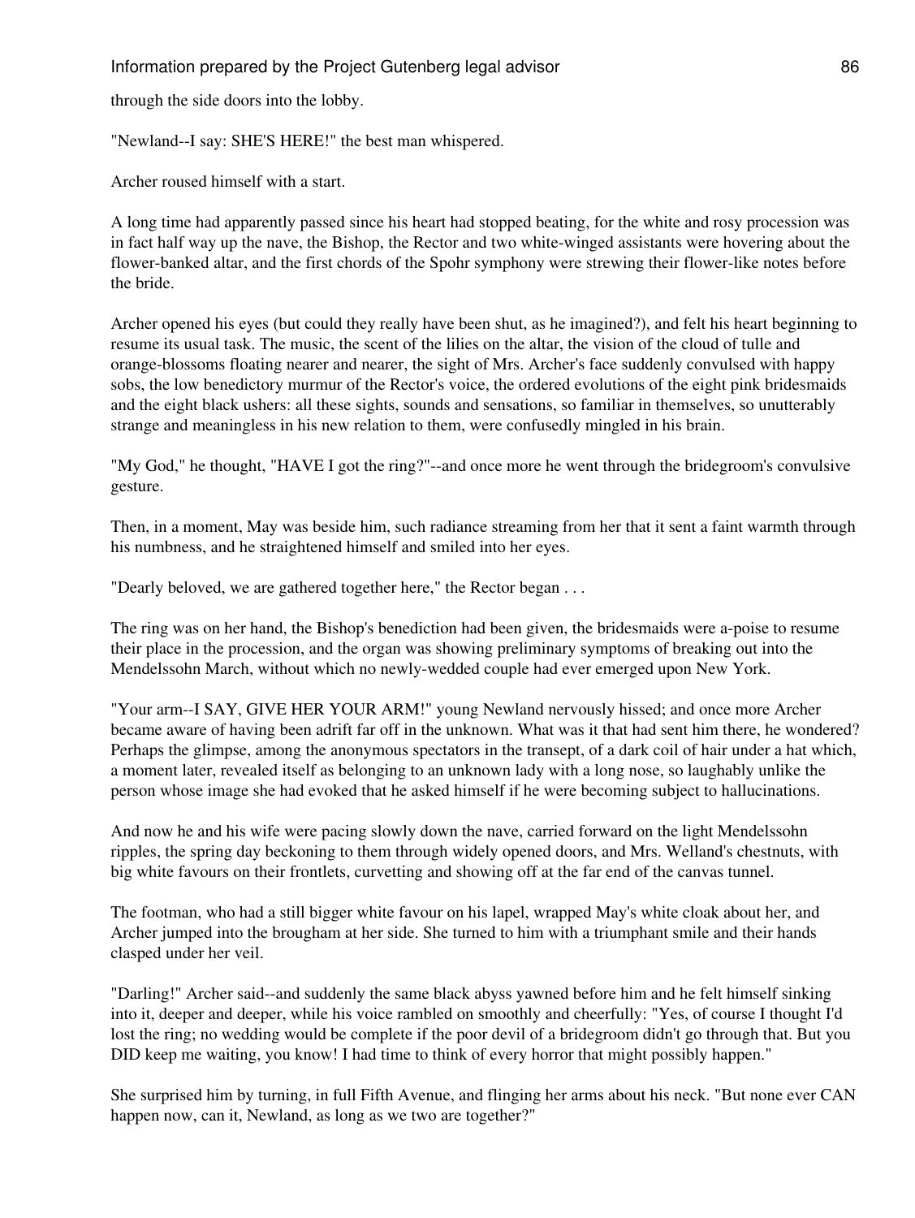through the side doors into the lobby.

"Newland--I say: SHE'S HERE!" the best man whispered.

Archer roused himself with a start.

A long time had apparently passed since his heart had stopped beating, for the white and rosy procession was in fact half way up the nave, the Bishop, the Rector and two white-winged assistants were hovering about the flower-banked altar, and the first chords of the Spohr symphony were strewing their flower-like notes before the bride.

Archer opened his eyes (but could they really have been shut, as he imagined?), and felt his heart beginning to resume its usual task. The music, the scent of the lilies on the altar, the vision of the cloud of tulle and orange-blossoms floating nearer and nearer, the sight of Mrs. Archer's face suddenly convulsed with happy sobs, the low benedictory murmur of the Rector's voice, the ordered evolutions of the eight pink bridesmaids and the eight black ushers: all these sights, sounds and sensations, so familiar in themselves, so unutterably strange and meaningless in his new relation to them, were confusedly mingled in his brain.

"My God," he thought, "HAVE I got the ring?"--and once more he went through the bridegroom's convulsive gesture.

Then, in a moment, May was beside him, such radiance streaming from her that it sent a faint warmth through his numbness, and he straightened himself and smiled into her eyes.

"Dearly beloved, we are gathered together here," the Rector began . . .

The ring was on her hand, the Bishop's benediction had been given, the bridesmaids were a-poise to resume their place in the procession, and the organ was showing preliminary symptoms of breaking out into the Mendelssohn March, without which no newly-wedded couple had ever emerged upon New York.

"Your arm--I SAY, GIVE HER YOUR ARM!" young Newland nervously hissed; and once more Archer became aware of having been adrift far off in the unknown. What was it that had sent him there, he wondered? Perhaps the glimpse, among the anonymous spectators in the transept, of a dark coil of hair under a hat which, a moment later, revealed itself as belonging to an unknown lady with a long nose, so laughably unlike the person whose image she had evoked that he asked himself if he were becoming subject to hallucinations.

And now he and his wife were pacing slowly down the nave, carried forward on the light Mendelssohn ripples, the spring day beckoning to them through widely opened doors, and Mrs. Welland's chestnuts, with big white favours on their frontlets, curvetting and showing off at the far end of the canvas tunnel.

The footman, who had a still bigger white favour on his lapel, wrapped May's white cloak about her, and Archer jumped into the brougham at her side. She turned to him with a triumphant smile and their hands clasped under her veil.

"Darling!" Archer said--and suddenly the same black abyss yawned before him and he felt himself sinking into it, deeper and deeper, while his voice rambled on smoothly and cheerfully: "Yes, of course I thought I'd lost the ring; no wedding would be complete if the poor devil of a bridegroom didn't go through that. But you DID keep me waiting, you know! I had time to think of every horror that might possibly happen."

She surprised him by turning, in full Fifth Avenue, and flinging her arms about his neck. "But none ever CAN happen now, can it, Newland, as long as we two are together?"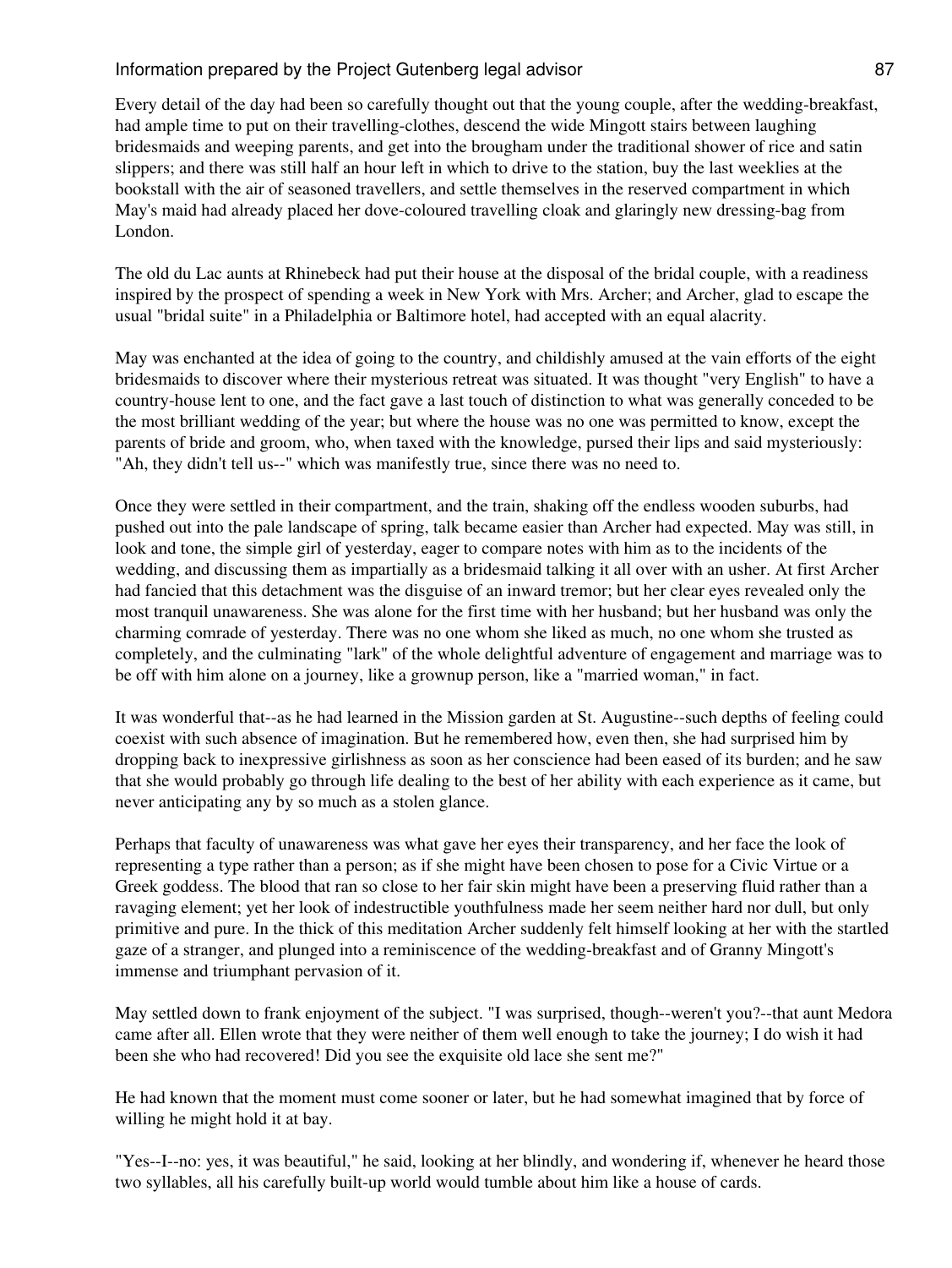Every detail of the day had been so carefully thought out that the young couple, after the wedding-breakfast, had ample time to put on their travelling-clothes, descend the wide Mingott stairs between laughing bridesmaids and weeping parents, and get into the brougham under the traditional shower of rice and satin slippers; and there was still half an hour left in which to drive to the station, buy the last weeklies at the bookstall with the air of seasoned travellers, and settle themselves in the reserved compartment in which May's maid had already placed her dove-coloured travelling cloak and glaringly new dressing-bag from London.

The old du Lac aunts at Rhinebeck had put their house at the disposal of the bridal couple, with a readiness inspired by the prospect of spending a week in New York with Mrs. Archer; and Archer, glad to escape the usual "bridal suite" in a Philadelphia or Baltimore hotel, had accepted with an equal alacrity.

May was enchanted at the idea of going to the country, and childishly amused at the vain efforts of the eight bridesmaids to discover where their mysterious retreat was situated. It was thought "very English" to have a country-house lent to one, and the fact gave a last touch of distinction to what was generally conceded to be the most brilliant wedding of the year; but where the house was no one was permitted to know, except the parents of bride and groom, who, when taxed with the knowledge, pursed their lips and said mysteriously: "Ah, they didn't tell us--" which was manifestly true, since there was no need to.

Once they were settled in their compartment, and the train, shaking off the endless wooden suburbs, had pushed out into the pale landscape of spring, talk became easier than Archer had expected. May was still, in look and tone, the simple girl of yesterday, eager to compare notes with him as to the incidents of the wedding, and discussing them as impartially as a bridesmaid talking it all over with an usher. At first Archer had fancied that this detachment was the disguise of an inward tremor; but her clear eyes revealed only the most tranquil unawareness. She was alone for the first time with her husband; but her husband was only the charming comrade of yesterday. There was no one whom she liked as much, no one whom she trusted as completely, and the culminating "lark" of the whole delightful adventure of engagement and marriage was to be off with him alone on a journey, like a grownup person, like a "married woman," in fact.

It was wonderful that--as he had learned in the Mission garden at St. Augustine--such depths of feeling could coexist with such absence of imagination. But he remembered how, even then, she had surprised him by dropping back to inexpressive girlishness as soon as her conscience had been eased of its burden; and he saw that she would probably go through life dealing to the best of her ability with each experience as it came, but never anticipating any by so much as a stolen glance.

Perhaps that faculty of unawareness was what gave her eyes their transparency, and her face the look of representing a type rather than a person; as if she might have been chosen to pose for a Civic Virtue or a Greek goddess. The blood that ran so close to her fair skin might have been a preserving fluid rather than a ravaging element; yet her look of indestructible youthfulness made her seem neither hard nor dull, but only primitive and pure. In the thick of this meditation Archer suddenly felt himself looking at her with the startled gaze of a stranger, and plunged into a reminiscence of the wedding-breakfast and of Granny Mingott's immense and triumphant pervasion of it.

May settled down to frank enjoyment of the subject. "I was surprised, though--weren't you?--that aunt Medora came after all. Ellen wrote that they were neither of them well enough to take the journey; I do wish it had been she who had recovered! Did you see the exquisite old lace she sent me?"

He had known that the moment must come sooner or later, but he had somewhat imagined that by force of willing he might hold it at bay.

"Yes--I--no: yes, it was beautiful," he said, looking at her blindly, and wondering if, whenever he heard those two syllables, all his carefully built-up world would tumble about him like a house of cards.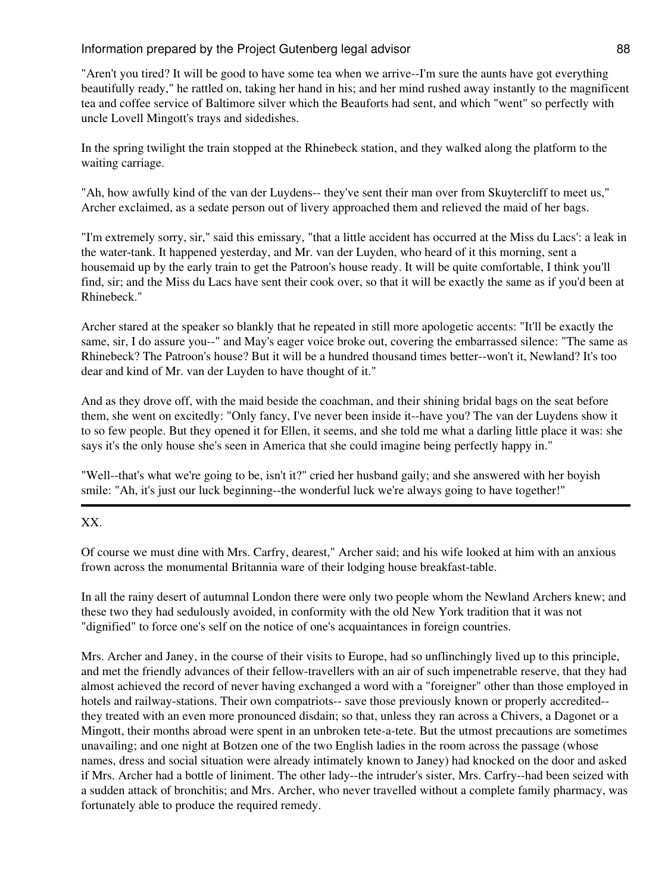"Aren't you tired? It will be good to have some tea when we arrive--I'm sure the aunts have got everything beautifully ready," he rattled on, taking her hand in his; and her mind rushed away instantly to the magnificent tea and coffee service of Baltimore silver which the Beauforts had sent, and which "went" so perfectly with uncle Lovell Mingott's trays and sidedishes.

In the spring twilight the train stopped at the Rhinebeck station, and they walked along the platform to the waiting carriage.

"Ah, how awfully kind of the van der Luydens-- they've sent their man over from Skuytercliff to meet us," Archer exclaimed, as a sedate person out of livery approached them and relieved the maid of her bags.

"I'm extremely sorry, sir," said this emissary, "that a little accident has occurred at the Miss du Lacs': a leak in the water-tank. It happened yesterday, and Mr. van der Luyden, who heard of it this morning, sent a housemaid up by the early train to get the Patroon's house ready. It will be quite comfortable, I think you'll find, sir; and the Miss du Lacs have sent their cook over, so that it will be exactly the same as if you'd been at Rhinebeck."

Archer stared at the speaker so blankly that he repeated in still more apologetic accents: "It'll be exactly the same, sir, I do assure you--" and May's eager voice broke out, covering the embarrassed silence: "The same as Rhinebeck? The Patroon's house? But it will be a hundred thousand times better--won't it, Newland? It's too dear and kind of Mr. van der Luyden to have thought of it."

And as they drove off, with the maid beside the coachman, and their shining bridal bags on the seat before them, she went on excitedly: "Only fancy, I've never been inside it--have you? The van der Luydens show it to so few people. But they opened it for Ellen, it seems, and she told me what a darling little place it was: she says it's the only house she's seen in America that she could imagine being perfectly happy in."

"Well--that's what we're going to be, isn't it?" cried her husband gaily; and she answered with her boyish smile: "Ah, it's just our luck beginning--the wonderful luck we're always going to have together!"

---

## XX.

Of course we must dine with Mrs. Carfry, dearest," Archer said; and his wife looked at him with an anxious frown across the monumental Britannia ware of their lodging house breakfast-table.

In all the rainy desert of autumnal London there were only two people whom the Newland Archers knew; and these two they had sedulously avoided, in conformity with the old New York tradition that it was not "dignified" to force one's self on the notice of one's acquaintances in foreign countries.

Mrs. Archer and Janey, in the course of their visits to Europe, had so unflinchingly lived up to this principle, and met the friendly advances of their fellow-travellers with an air of such impenetrable reserve, that they had almost achieved the record of never having exchanged a word with a "foreigner" other than those employed in hotels and railway-stations. Their own compatriots-- save those previously known or properly accredited-- they treated with an even more pronounced disdain; so that, unless they ran across a Chivers, a Dagonet or a Mingott, their months abroad were spent in an unbroken tete-a-tete. But the utmost precautions are sometimes unavailing; and one night at Botzen one of the two English ladies in the room across the passage (whose names, dress and social situation were already intimately known to Janey) had knocked on the door and asked if Mrs. Archer had a bottle of liniment. The other lady--the intruder's sister, Mrs. Carfry--had been seized with a sudden attack of bronchitis; and Mrs. Archer, who never travelled without a complete family pharmacy, was fortunately able to produce the required remedy.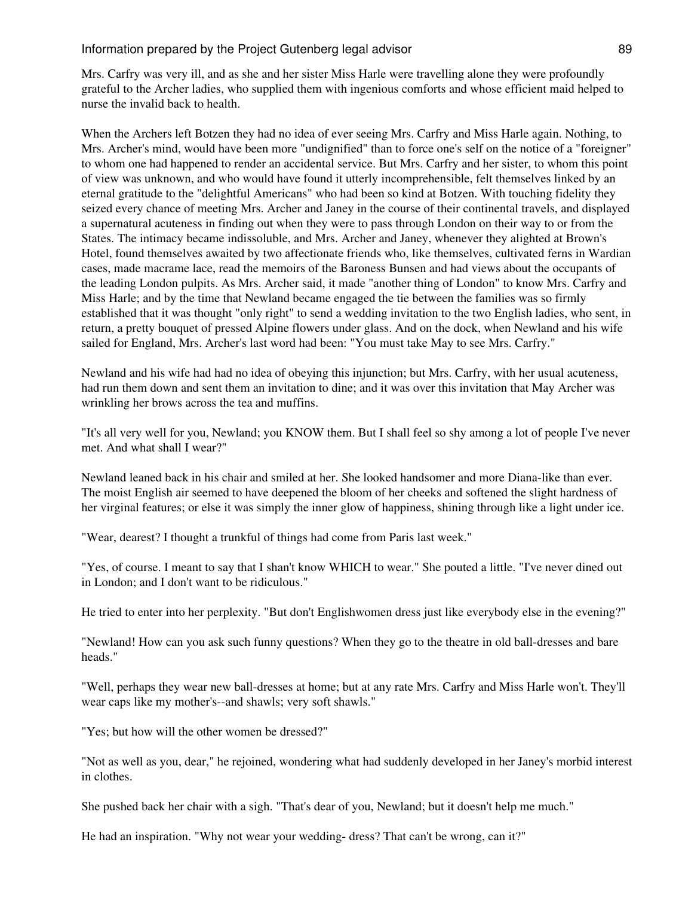Mrs. Carfry was very ill, and as she and her sister Miss Harle were travelling alone they were profoundly grateful to the Archer ladies, who supplied them with ingenious comforts and whose efficient maid helped to nurse the invalid back to health.

When the Archers left Botzen they had no idea of ever seeing Mrs. Carfry and Miss Harle again. Nothing, to Mrs. Archer's mind, would have been more "undignified" than to force one's self on the notice of a "foreigner" to whom one had happened to render an accidental service. But Mrs. Carfry and her sister, to whom this point of view was unknown, and who would have found it utterly incomprehensible, felt themselves linked by an eternal gratitude to the "delightful Americans" who had been so kind at Botzen. With touching fidelity they seized every chance of meeting Mrs. Archer and Janey in the course of their continental travels, and displayed a supernatural acuteness in finding out when they were to pass through London on their way to or from the States. The intimacy became indissoluble, and Mrs. Archer and Janey, whenever they alighted at Brown's Hotel, found themselves awaited by two affectionate friends who, like themselves, cultivated ferns in Wardian cases, made macrame lace, read the memoirs of the Baroness Bunsen and had views about the occupants of the leading London pulpits. As Mrs. Archer said, it made "another thing of London" to know Mrs. Carfry and Miss Harle; and by the time that Newland became engaged the tie between the families was so firmly established that it was thought "only right" to send a wedding invitation to the two English ladies, who sent, in return, a pretty bouquet of pressed Alpine flowers under glass. And on the dock, when Newland and his wife sailed for England, Mrs. Archer's last word had been: "You must take May to see Mrs. Carfry."

Newland and his wife had had no idea of obeying this injunction; but Mrs. Carfry, with her usual acuteness, had run them down and sent them an invitation to dine; and it was over this invitation that May Archer was wrinkling her brows across the tea and muffins.

"It's all very well for you, Newland; you KNOW them. But I shall feel so shy among a lot of people I've never met. And what shall I wear?"

Newland leaned back in his chair and smiled at her. She looked handsomer and more Diana-like than ever. The moist English air seemed to have deepened the bloom of her cheeks and softened the slight hardness of her virginal features; or else it was simply the inner glow of happiness, shining through like a light under ice.

"Wear, dearest? I thought a trunkful of things had come from Paris last week."

"Yes, of course. I meant to say that I shan't know WHICH to wear." She pouted a little. "I've never dined out in London; and I don't want to be ridiculous."

He tried to enter into her perplexity. "But don't Englishwomen dress just like everybody else in the evening?"

"Newland! How can you ask such funny questions? When they go to the theatre in old ball-dresses and bare heads."

"Well, perhaps they wear new ball-dresses at home; but at any rate Mrs. Carfry and Miss Harle won't. They'll wear caps like my mother's--and shawls; very soft shawls."

"Yes; but how will the other women be dressed?"

"Not as well as you, dear," he rejoined, wondering what had suddenly developed in her Janey's morbid interest in clothes.

She pushed back her chair with a sigh. "That's dear of you, Newland; but it doesn't help me much."

He had an inspiration. "Why not wear your wedding- dress? That can't be wrong, can it?"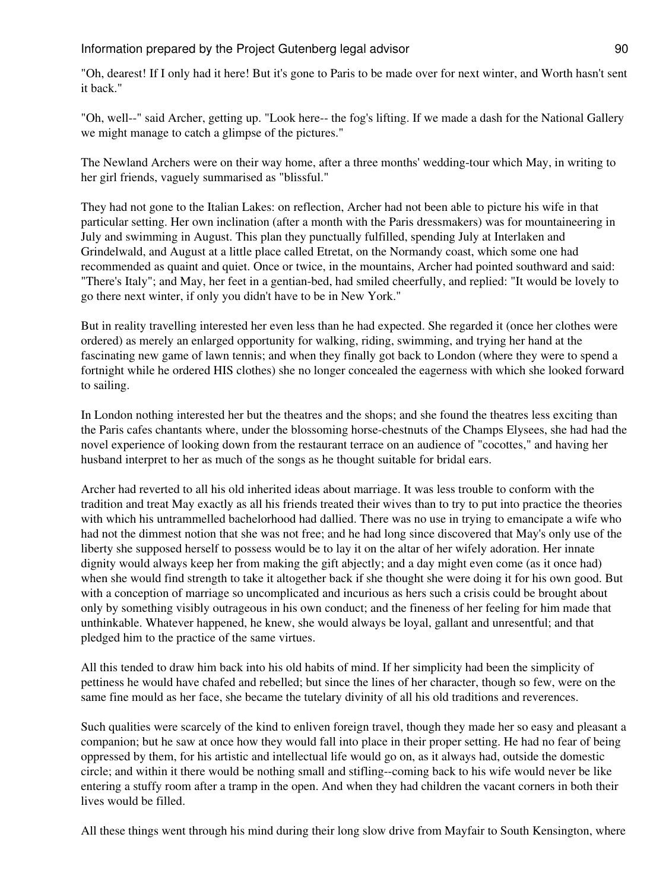"Oh, dearest! If I only had it here! But it's gone to Paris to be made over for next winter, and Worth hasn't sent it back."

"Oh, well--" said Archer, getting up. "Look here-- the fog's lifting. If we made a dash for the National Gallery we might manage to catch a glimpse of the pictures."

The Newland Archers were on their way home, after a three months' wedding-tour which May, in writing to her girl friends, vaguely summarised as "blissful."

They had not gone to the Italian Lakes: on reflection, Archer had not been able to picture his wife in that particular setting. Her own inclination (after a month with the Paris dressmakers) was for mountaineering in July and swimming in August. This plan they punctually fulfilled, spending July at Interlaken and Grindelwald, and August at a little place called Etretat, on the Normandy coast, which some one had recommended as quaint and quiet. Once or twice, in the mountains, Archer had pointed southward and said: "There's Italy"; and May, her feet in a gentian-bed, had smiled cheerfully, and replied: "It would be lovely to go there next winter, if only you didn't have to be in New York."

But in reality travelling interested her even less than he had expected. She regarded it (once her clothes were ordered) as merely an enlarged opportunity for walking, riding, swimming, and trying her hand at the fascinating new game of lawn tennis; and when they finally got back to London (where they were to spend a fortnight while he ordered HIS clothes) she no longer concealed the eagerness with which she looked forward to sailing.

In London nothing interested her but the theatres and the shops; and she found the theatres less exciting than the Paris cafes chantants where, under the blossoming horse-chestnuts of the Champs Elysees, she had had the novel experience of looking down from the restaurant terrace on an audience of "cocottes," and having her husband interpret to her as much of the songs as he thought suitable for bridal ears.

Archer had reverted to all his old inherited ideas about marriage. It was less trouble to conform with the tradition and treat May exactly as all his friends treated their wives than to try to put into practice the theories with which his untrammelled bachelorhood had dallied. There was no use in trying to emancipate a wife who had not the dimmest notion that she was not free; and he had long since discovered that May's only use of the liberty she supposed herself to possess would be to lay it on the altar of her wifely adoration. Her innate dignity would always keep her from making the gift abjectly; and a day might even come (as it once had) when she would find strength to take it altogether back if she thought she were doing it for his own good. But with a conception of marriage so uncomplicated and incurious as hers such a crisis could be brought about only by something visibly outrageous in his own conduct; and the fineness of her feeling for him made that unthinkable. Whatever happened, he knew, she would always be loyal, gallant and unresentful; and that pledged him to the practice of the same virtues.

All this tended to draw him back into his old habits of mind. If her simplicity had been the simplicity of pettiness he would have chafed and rebelled; but since the lines of her character, though so few, were on the same fine mould as her face, she became the tutelary divinity of all his old traditions and reverences.

Such qualities were scarcely of the kind to enliven foreign travel, though they made her so easy and pleasant a companion; but he saw at once how they would fall into place in their proper setting. He had no fear of being oppressed by them, for his artistic and intellectual life would go on, as it always had, outside the domestic circle; and within it there would be nothing small and stifling--coming back to his wife would never be like entering a stuffy room after a tramp in the open. And when they had children the vacant corners in both their lives would be filled.

All these things went through his mind during their long slow drive from Mayfair to South Kensington, where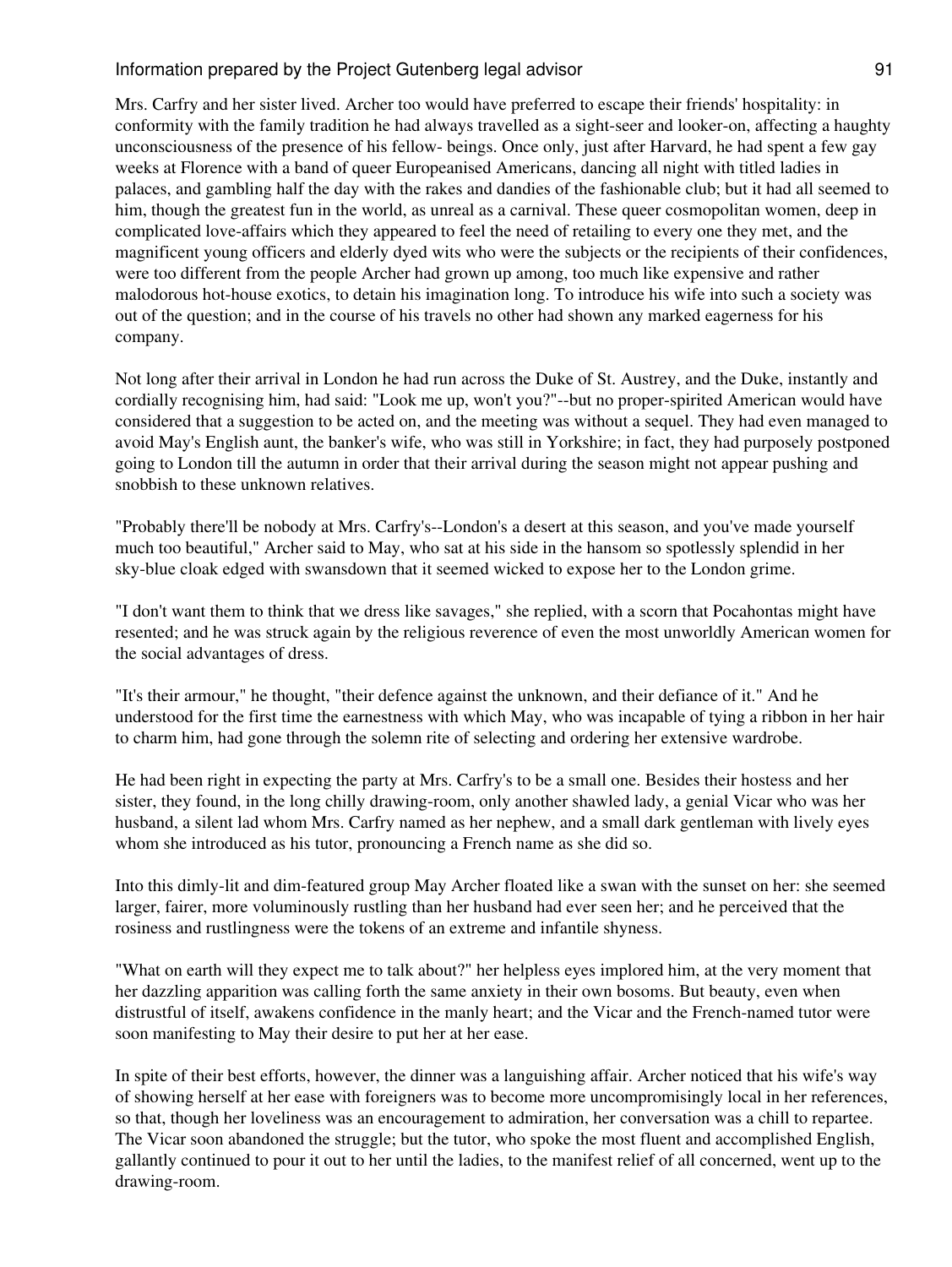Mrs. Carfry and her sister lived. Archer too would have preferred to escape their friends' hospitality: in conformity with the family tradition he had always travelled as a sight-seer and looker-on, affecting a haughty unconsciousness of the presence of his fellow- beings. Once only, just after Harvard, he had spent a few gay weeks at Florence with a band of queer Europeanised Americans, dancing all night with titled ladies in palaces, and gambling half the day with the rakes and dandies of the fashionable club; but it had all seemed to him, though the greatest fun in the world, as unreal as a carnival. These queer cosmopolitan women, deep in complicated love-affairs which they appeared to feel the need of retailing to every one they met, and the magnificent young officers and elderly dyed wits who were the subjects or the recipients of their confidences, were too different from the people Archer had grown up among, too much like expensive and rather malodorous hot-house exotics, to detain his imagination long. To introduce his wife into such a society was out of the question; and in the course of his travels no other had shown any marked eagerness for his company.

Not long after their arrival in London he had run across the Duke of St. Austrey, and the Duke, instantly and cordially recognising him, had said: "Look me up, won't you?"--but no proper-spirited American would have considered that a suggestion to be acted on, and the meeting was without a sequel. They had even managed to avoid May's English aunt, the banker's wife, who was still in Yorkshire; in fact, they had purposely postponed going to London till the autumn in order that their arrival during the season might not appear pushing and snobbish to these unknown relatives.

"Probably there'll be nobody at Mrs. Carfry's--London's a desert at this season, and you've made yourself much too beautiful," Archer said to May, who sat at his side in the hansom so spotlessly splendid in her sky-blue cloak edged with swansdown that it seemed wicked to expose her to the London grime.

"I don't want them to think that we dress like savages," she replied, with a scorn that Pocahontas might have resented; and he was struck again by the religious reverence of even the most unworldly American women for the social advantages of dress.

"It's their armour," he thought, "their defence against the unknown, and their defiance of it." And he understood for the first time the earnestness with which May, who was incapable of tying a ribbon in her hair to charm him, had gone through the solemn rite of selecting and ordering her extensive wardrobe.

He had been right in expecting the party at Mrs. Carfry's to be a small one. Besides their hostess and her sister, they found, in the long chilly drawing-room, only another shawled lady, a genial Vicar who was her husband, a silent lad whom Mrs. Carfry named as her nephew, and a small dark gentleman with lively eyes whom she introduced as his tutor, pronouncing a French name as she did so.

Into this dimly-lit and dim-featured group May Archer floated like a swan with the sunset on her: she seemed larger, fairer, more voluminously rustling than her husband had ever seen her; and he perceived that the rosiness and rustlingness were the tokens of an extreme and infantile shyness.

"What on earth will they expect me to talk about?" her helpless eyes implored him, at the very moment that her dazzling apparition was calling forth the same anxiety in their own bosoms. But beauty, even when distrustful of itself, awakens confidence in the manly heart; and the Vicar and the French-named tutor were soon manifesting to May their desire to put her at her ease.

In spite of their best efforts, however, the dinner was a languishing affair. Archer noticed that his wife's way of showing herself at her ease with foreigners was to become more uncompromisingly local in her references, so that, though her loveliness was an encouragement to admiration, her conversation was a chill to repartee. The Vicar soon abandoned the struggle; but the tutor, who spoke the most fluent and accomplished English, gallantly continued to pour it out to her until the ladies, to the manifest relief of all concerned, went up to the drawing-room.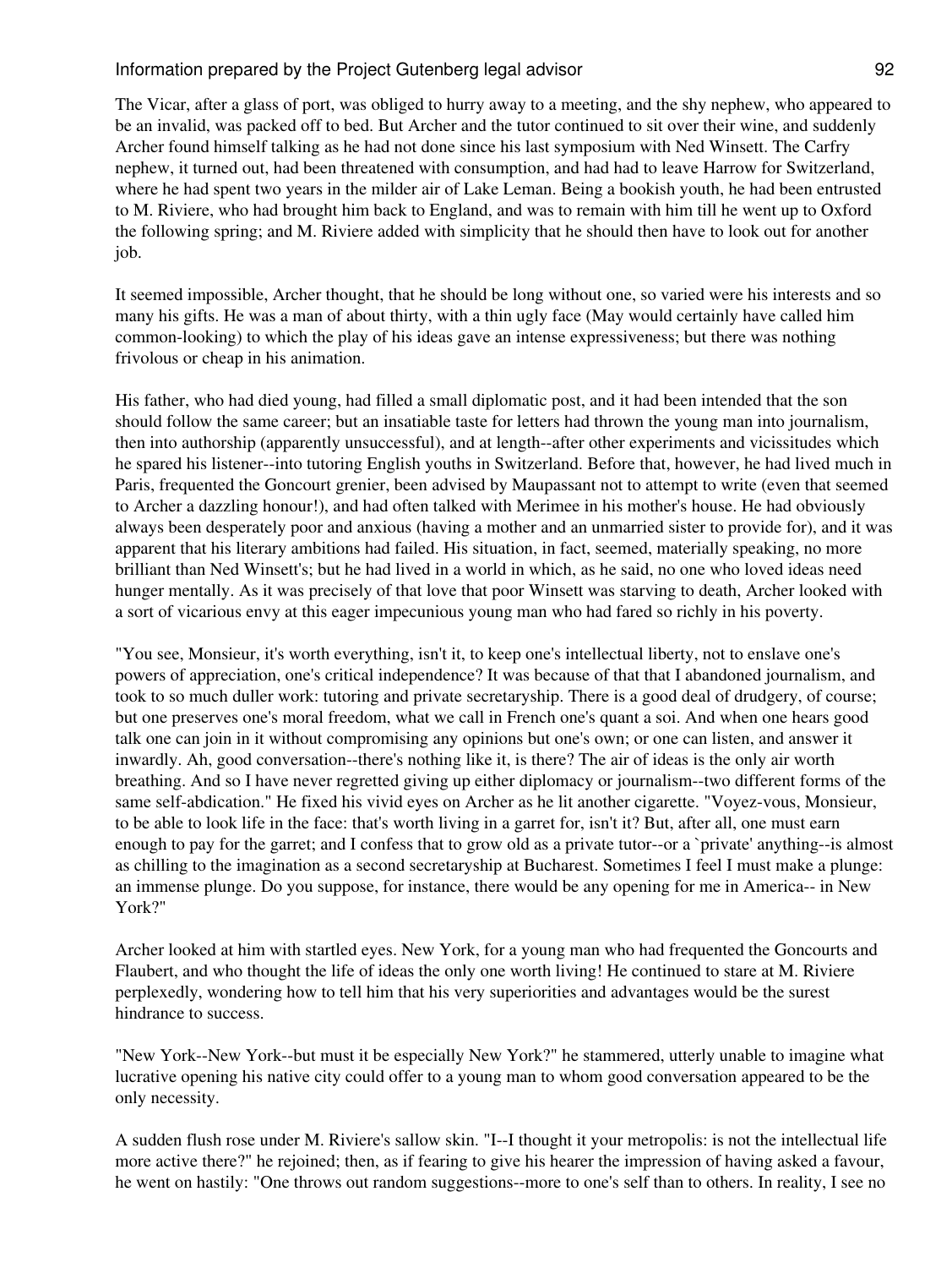The Vicar, after a glass of port, was obliged to hurry away to a meeting, and the shy nephew, who appeared to be an invalid, was packed off to bed. But Archer and the tutor continued to sit over their wine, and suddenly Archer found himself talking as he had not done since his last symposium with Ned Winsett. The Carfry nephew, it turned out, had been threatened with consumption, and had had to leave Harrow for Switzerland, where he had spent two years in the milder air of Lake Leman. Being a bookish youth, he had been entrusted to M. Riviere, who had brought him back to England, and was to remain with him till he went up to Oxford the following spring; and M. Riviere added with simplicity that he should then have to look out for another job.

It seemed impossible, Archer thought, that he should be long without one, so varied were his interests and so many his gifts. He was a man of about thirty, with a thin ugly face (May would certainly have called him common-looking) to which the play of his ideas gave an intense expressiveness; but there was nothing frivolous or cheap in his animation.

His father, who had died young, had filled a small diplomatic post, and it had been intended that the son should follow the same career; but an insatiable taste for letters had thrown the young man into journalism, then into authorship (apparently unsuccessful), and at length--after other experiments and vicissitudes which he spared his listener--into tutoring English youths in Switzerland. Before that, however, he had lived much in Paris, frequented the Goncourt grenier, been advised by Maupassant not to attempt to write (even that seemed to Archer a dazzling honour!), and had often talked with Merimee in his mother's house. He had obviously always been desperately poor and anxious (having a mother and an unmarried sister to provide for), and it was apparent that his literary ambitions had failed. His situation, in fact, seemed, materially speaking, no more brilliant than Ned Winsett's; but he had lived in a world in which, as he said, no one who loved ideas need hunger mentally. As it was precisely of that love that poor Winsett was starving to death, Archer looked with a sort of vicarious envy at this eager impecunious young man who had fared so richly in his poverty.

"You see, Monsieur, it's worth everything, isn't it, to keep one's intellectual liberty, not to enslave one's powers of appreciation, one's critical independence? It was because of that that I abandoned journalism, and took to so much duller work: tutoring and private secretaryship. There is a good deal of drudgery, of course; but one preserves one's moral freedom, what we call in French one's quant a soi. And when one hears good talk one can join in it without compromising any opinions but one's own; or one can listen, and answer it inwardly. Ah, good conversation--there's nothing like it, is there? The air of ideas is the only air worth breathing. And so I have never regretted giving up either diplomacy or journalism--two different forms of the same self-abdication." He fixed his vivid eyes on Archer as he lit another cigarette. "Voyez-vous, Monsieur, to be able to look life in the face: that's worth living in a garret for, isn't it? But, after all, one must earn enough to pay for the garret; and I confess that to grow old as a private tutor--or a `private' anything--is almost as chilling to the imagination as a second secretaryship at Bucharest. Sometimes I feel I must make a plunge: an immense plunge. Do you suppose, for instance, there would be any opening for me in America-- in New York?"

Archer looked at him with startled eyes. New York, for a young man who had frequented the Goncourts and Flaubert, and who thought the life of ideas the only one worth living! He continued to stare at M. Riviere perplexedly, wondering how to tell him that his very superiorities and advantages would be the surest hindrance to success.

"New York--New York--but must it be especially New York?" he stammered, utterly unable to imagine what lucrative opening his native city could offer to a young man to whom good conversation appeared to be the only necessity.

A sudden flush rose under M. Riviere's sallow skin. "I--I thought it your metropolis: is not the intellectual life more active there?" he rejoined; then, as if fearing to give his hearer the impression of having asked a favour, he went on hastily: "One throws out random suggestions--more to one's self than to others. In reality, I see no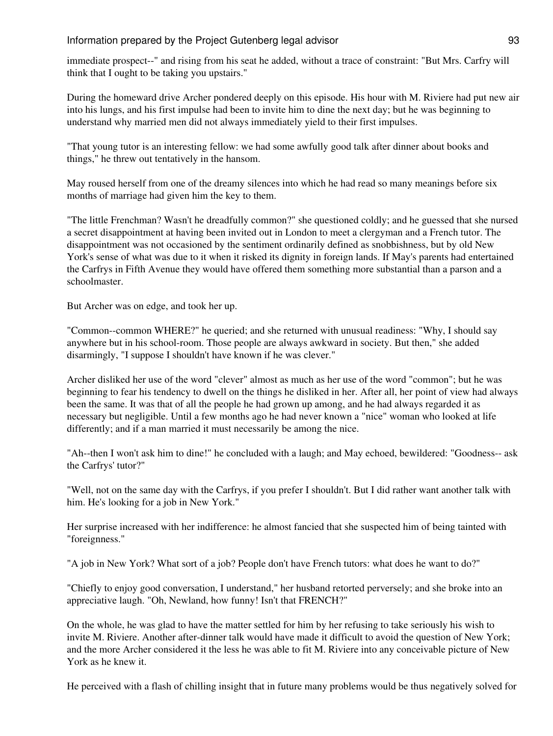immediate prospect--" and rising from his seat he added, without a trace of constraint: "But Mrs. Carfry will think that I ought to be taking you upstairs."

During the homeward drive Archer pondered deeply on this episode. His hour with M. Riviere had put new air into his lungs, and his first impulse had been to invite him to dine the next day; but he was beginning to understand why married men did not always immediately yield to their first impulses.

"That young tutor is an interesting fellow: we had some awfully good talk after dinner about books and things," he threw out tentatively in the hansom.

May roused herself from one of the dreamy silences into which he had read so many meanings before six months of marriage had given him the key to them.

"The little Frenchman? Wasn't he dreadfully common?" she questioned coldly; and he guessed that she nursed a secret disappointment at having been invited out in London to meet a clergyman and a French tutor. The disappointment was not occasioned by the sentiment ordinarily defined as snobbishness, but by old New York's sense of what was due to it when it risked its dignity in foreign lands. If May's parents had entertained the Carfrys in Fifth Avenue they would have offered them something more substantial than a parson and a schoolmaster.

But Archer was on edge, and took her up.

"Common--common WHERE?" he queried; and she returned with unusual readiness: "Why, I should say anywhere but in his school-room. Those people are always awkward in society. But then," she added disarmingly, "I suppose I shouldn't have known if he was clever."

Archer disliked her use of the word "clever" almost as much as her use of the word "common"; but he was beginning to fear his tendency to dwell on the things he disliked in her. After all, her point of view had always been the same. It was that of all the people he had grown up among, and he had always regarded it as necessary but negligible. Until a few months ago he had never known a "nice" woman who looked at life differently; and if a man married it must necessarily be among the nice.

"Ah--then I won't ask him to dine!" he concluded with a laugh; and May echoed, bewildered: "Goodness-- ask the Carfrys' tutor?"

"Well, not on the same day with the Carfrys, if you prefer I shouldn't. But I did rather want another talk with him. He's looking for a job in New York."

Her surprise increased with her indifference: he almost fancied that she suspected him of being tainted with "foreignness."

"A job in New York? What sort of a job? People don't have French tutors: what does he want to do?"

"Chiefly to enjoy good conversation, I understand," her husband retorted perversely; and she broke into an appreciative laugh. "Oh, Newland, how funny! Isn't that FRENCH?"

On the whole, he was glad to have the matter settled for him by her refusing to take seriously his wish to invite M. Riviere. Another after-dinner talk would have made it difficult to avoid the question of New York; and the more Archer considered it the less he was able to fit M. Riviere into any conceivable picture of New York as he knew it.

He perceived with a flash of chilling insight that in future many problems would be thus negatively solved for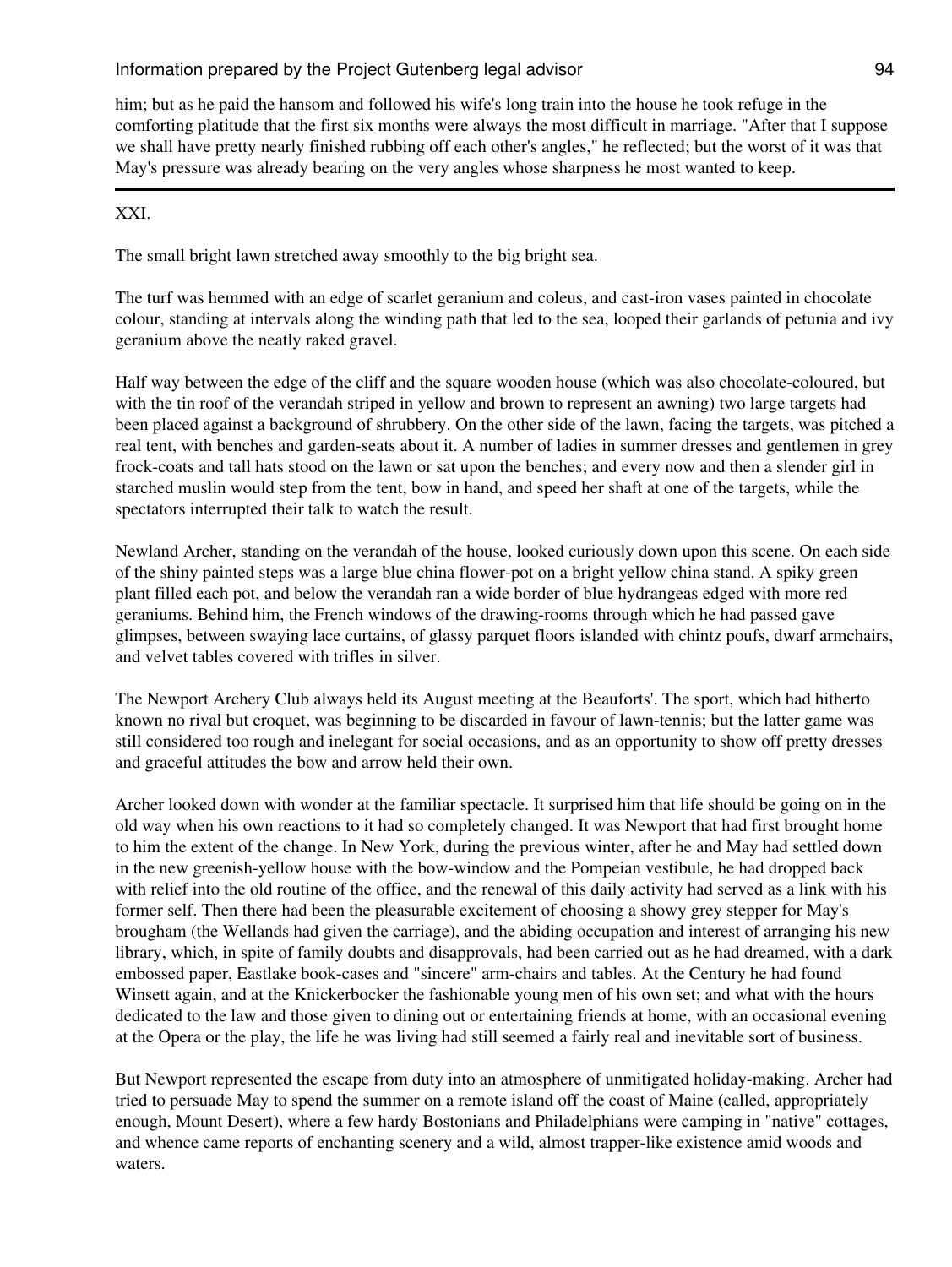him; but as he paid the hansom and followed his wife's long train into the house he took refuge in the comforting platitude that the first six months were always the most difficult in marriage. "After that I suppose we shall have pretty nearly finished rubbing off each other's angles," he reflected; but the worst of it was that May's pressure was already bearing on the very angles whose sharpness he most wanted to keep.

---

## XXI.

The small bright lawn stretched away smoothly to the big bright sea.

The turf was hemmed with an edge of scarlet geranium and coleus, and cast-iron vases painted in chocolate colour, standing at intervals along the winding path that led to the sea, looped their garlands of petunia and ivy geranium above the neatly raked gravel.

Half way between the edge of the cliff and the square wooden house (which was also chocolate-coloured, but with the tin roof of the verandah striped in yellow and brown to represent an awning) two large targets had been placed against a background of shrubbery. On the other side of the lawn, facing the targets, was pitched a real tent, with benches and garden-seats about it. A number of ladies in summer dresses and gentlemen in grey frock-coats and tall hats stood on the lawn or sat upon the benches; and every now and then a slender girl in starched muslin would step from the tent, bow in hand, and speed her shaft at one of the targets, while the spectators interrupted their talk to watch the result.

Newland Archer, standing on the verandah of the house, looked curiously down upon this scene. On each side of the shiny painted steps was a large blue china flower-pot on a bright yellow china stand. A spiky green plant filled each pot, and below the verandah ran a wide border of blue hydrangeas edged with more red geraniums. Behind him, the French windows of the drawing-rooms through which he had passed gave glimpses, between swaying lace curtains, of glassy parquet floors islanded with chintz poufs, dwarf armchairs, and velvet tables covered with trifles in silver.

The Newport Archery Club always held its August meeting at the Beauforts'. The sport, which had hitherto known no rival but croquet, was beginning to be discarded in favour of lawn-tennis; but the latter game was still considered too rough and inelegant for social occasions, and as an opportunity to show off pretty dresses and graceful attitudes the bow and arrow held their own.

Archer looked down with wonder at the familiar spectacle. It surprised him that life should be going on in the old way when his own reactions to it had so completely changed. It was Newport that had first brought home to him the extent of the change. In New York, during the previous winter, after he and May had settled down in the new greenish-yellow house with the bow-window and the Pompeian vestibule, he had dropped back with relief into the old routine of the office, and the renewal of this daily activity had served as a link with his former self. Then there had been the pleasurable excitement of choosing a showy grey stepper for May's brougham (the Wellands had given the carriage), and the abiding occupation and interest of arranging his new library, which, in spite of family doubts and disapprovals, had been carried out as he had dreamed, with a dark embossed paper, Eastlake book-cases and "sincere" arm-chairs and tables. At the Century he had found Winsett again, and at the Knickerbocker the fashionable young men of his own set; and what with the hours dedicated to the law and those given to dining out or entertaining friends at home, with an occasional evening at the Opera or the play, the life he was living had still seemed a fairly real and inevitable sort of business.

But Newport represented the escape from duty into an atmosphere of unmitigated holiday-making. Archer had tried to persuade May to spend the summer on a remote island off the coast of Maine (called, appropriately enough, Mount Desert), where a few hardy Bostonians and Philadelphians were camping in "native" cottages, and whence came reports of enchanting scenery and a wild, almost trapper-like existence amid woods and waters.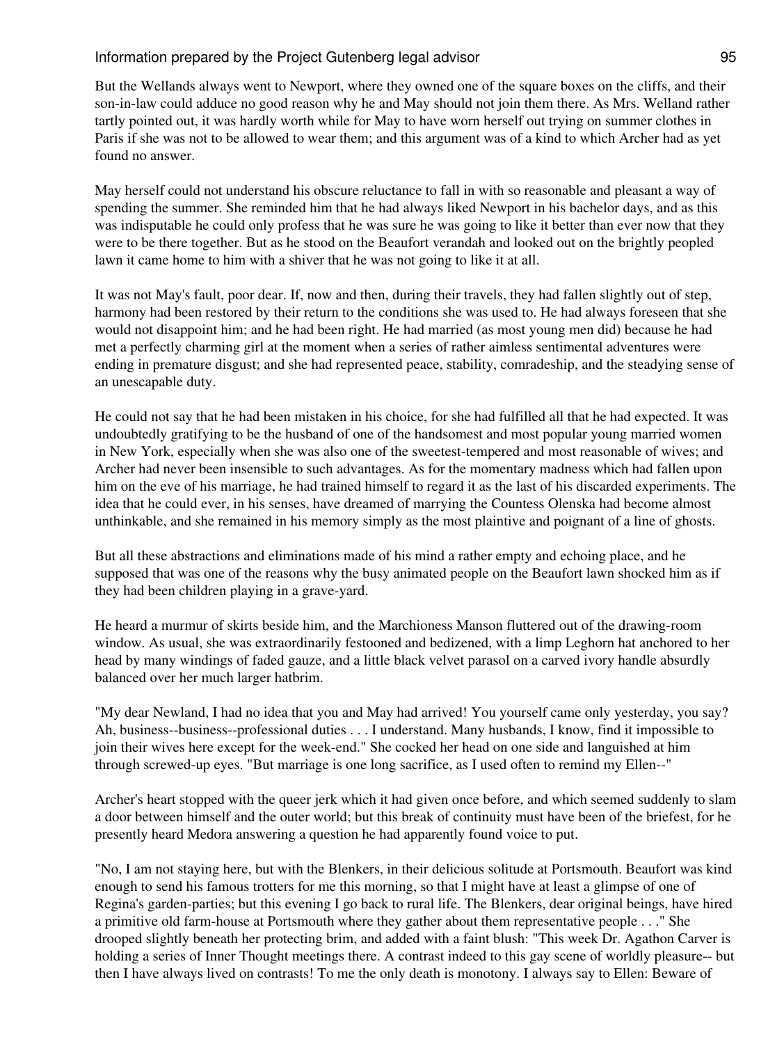But the Wellands always went to Newport, where they owned one of the square boxes on the cliffs, and their son-in-law could adduce no good reason why he and May should not join them there. As Mrs. Welland rather tartly pointed out, it was hardly worth while for May to have worn herself out trying on summer clothes in Paris if she was not to be allowed to wear them; and this argument was of a kind to which Archer had as yet found no answer.

May herself could not understand his obscure reluctance to fall in with so reasonable and pleasant a way of spending the summer. She reminded him that he had always liked Newport in his bachelor days, and as this was indisputable he could only profess that he was sure he was going to like it better than ever now that they were to be there together. But as he stood on the Beaufort verandah and looked out on the brightly peopled lawn it came home to him with a shiver that he was not going to like it at all.

It was not May's fault, poor dear. If, now and then, during their travels, they had fallen slightly out of step, harmony had been restored by their return to the conditions she was used to. He had always foreseen that she would not disappoint him; and he had been right. He had married (as most young men did) because he had met a perfectly charming girl at the moment when a series of rather aimless sentimental adventures were ending in premature disgust; and she had represented peace, stability, comradeship, and the steadying sense of an unescapable duty.

He could not say that he had been mistaken in his choice, for she had fulfilled all that he had expected. It was undoubtedly gratifying to be the husband of one of the handsomest and most popular young married women in New York, especially when she was also one of the sweetest-tempered and most reasonable of wives; and Archer had never been insensible to such advantages. As for the momentary madness which had fallen upon him on the eve of his marriage, he had trained himself to regard it as the last of his discarded experiments. The idea that he could ever, in his senses, have dreamed of marrying the Countess Olenska had become almost unthinkable, and she remained in his memory simply as the most plaintive and poignant of a line of ghosts.

But all these abstractions and eliminations made of his mind a rather empty and echoing place, and he supposed that was one of the reasons why the busy animated people on the Beaufort lawn shocked him as if they had been children playing in a grave-yard.

He heard a murmur of skirts beside him, and the Marchioness Manson fluttered out of the drawing-room window. As usual, she was extraordinarily festooned and bedizened, with a limp Leghorn hat anchored to her head by many windings of faded gauze, and a little black velvet parasol on a carved ivory handle absurdly balanced over her much larger hatbrim.

"My dear Newland, I had no idea that you and May had arrived! You yourself came only yesterday, you say? Ah, business--business--professional duties . . . I understand. Many husbands, I know, find it impossible to join their wives here except for the week-end." She cocked her head on one side and languished at him through screwed-up eyes. "But marriage is one long sacrifice, as I used often to remind my Ellen--"

Archer's heart stopped with the queer jerk which it had given once before, and which seemed suddenly to slam a door between himself and the outer world; but this break of continuity must have been of the briefest, for he presently heard Medora answering a question he had apparently found voice to put.

"No, I am not staying here, but with the Blenkers, in their delicious solitude at Portsmouth. Beaufort was kind enough to send his famous trotters for me this morning, so that I might have at least a glimpse of one of Regina's garden-parties; but this evening I go back to rural life. The Blenkers, dear original beings, have hired a primitive old farm-house at Portsmouth where they gather about them representative people . . ." She drooped slightly beneath her protecting brim, and added with a faint blush: "This week Dr. Agathon Carver is holding a series of Inner Thought meetings there. A contrast indeed to this gay scene of worldly pleasure-- but then I have always lived on contrasts! To me the only death is monotony. I always say to Ellen: Beware of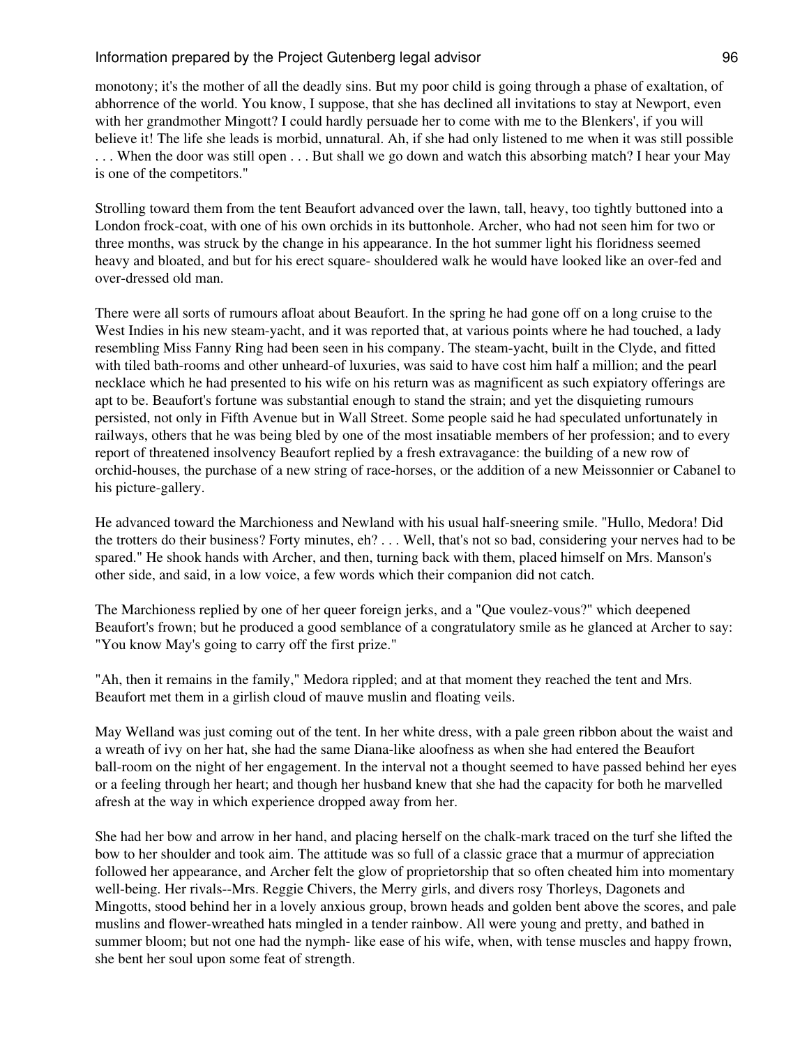monotony; it's the mother of all the deadly sins. But my poor child is going through a phase of exaltation, of abhorrence of the world. You know, I suppose, that she has declined all invitations to stay at Newport, even with her grandmother Mingott? I could hardly persuade her to come with me to the Blenkers', if you will believe it! The life she leads is morbid, unnatural. Ah, if she had only listened to me when it was still possible . . . When the door was still open . . . But shall we go down and watch this absorbing match? I hear your May is one of the competitors."

Strolling toward them from the tent Beaufort advanced over the lawn, tall, heavy, too tightly buttoned into a London frock-coat, with one of his own orchids in its buttonhole. Archer, who had not seen him for two or three months, was struck by the change in his appearance. In the hot summer light his floridness seemed heavy and bloated, and but for his erect square- shouldered walk he would have looked like an over-fed and over-dressed old man.

There were all sorts of rumours afloat about Beaufort. In the spring he had gone off on a long cruise to the West Indies in his new steam-yacht, and it was reported that, at various points where he had touched, a lady resembling Miss Fanny Ring had been seen in his company. The steam-yacht, built in the Clyde, and fitted with tiled bath-rooms and other unheard-of luxuries, was said to have cost him half a million; and the pearl necklace which he had presented to his wife on his return was as magnificent as such expiatory offerings are apt to be. Beaufort's fortune was substantial enough to stand the strain; and yet the disquieting rumours persisted, not only in Fifth Avenue but in Wall Street. Some people said he had speculated unfortunately in railways, others that he was being bled by one of the most insatiable members of her profession; and to every report of threatened insolvency Beaufort replied by a fresh extravagance: the building of a new row of orchid-houses, the purchase of a new string of race-horses, or the addition of a new Meissonnier or Cabanel to his picture-gallery.

He advanced toward the Marchioness and Newland with his usual half-sneering smile. "Hullo, Medora! Did the trotters do their business? Forty minutes, eh? . . . Well, that's not so bad, considering your nerves had to be spared." He shook hands with Archer, and then, turning back with them, placed himself on Mrs. Manson's other side, and said, in a low voice, a few words which their companion did not catch.

The Marchioness replied by one of her queer foreign jerks, and a "Que voulez-vous?" which deepened Beaufort's frown; but he produced a good semblance of a congratulatory smile as he glanced at Archer to say: "You know May's going to carry off the first prize."

"Ah, then it remains in the family," Medora rippled; and at that moment they reached the tent and Mrs. Beaufort met them in a girlish cloud of mauve muslin and floating veils.

May Welland was just coming out of the tent. In her white dress, with a pale green ribbon about the waist and a wreath of ivy on her hat, she had the same Diana-like aloofness as when she had entered the Beaufort ball-room on the night of her engagement. In the interval not a thought seemed to have passed behind her eyes or a feeling through her heart; and though her husband knew that she had the capacity for both he marvelled afresh at the way in which experience dropped away from her.

She had her bow and arrow in her hand, and placing herself on the chalk-mark traced on the turf she lifted the bow to her shoulder and took aim. The attitude was so full of a classic grace that a murmur of appreciation followed her appearance, and Archer felt the glow of proprietorship that so often cheated him into momentary well-being. Her rivals--Mrs. Reggie Chivers, the Merry girls, and divers rosy Thorleys, Dagonets and Mingotts, stood behind her in a lovely anxious group, brown heads and golden bent above the scores, and pale muslins and flower-wreathed hats mingled in a tender rainbow. All were young and pretty, and bathed in summer bloom; but not one had the nymph- like ease of his wife, when, with tense muscles and happy frown, she bent her soul upon some feat of strength.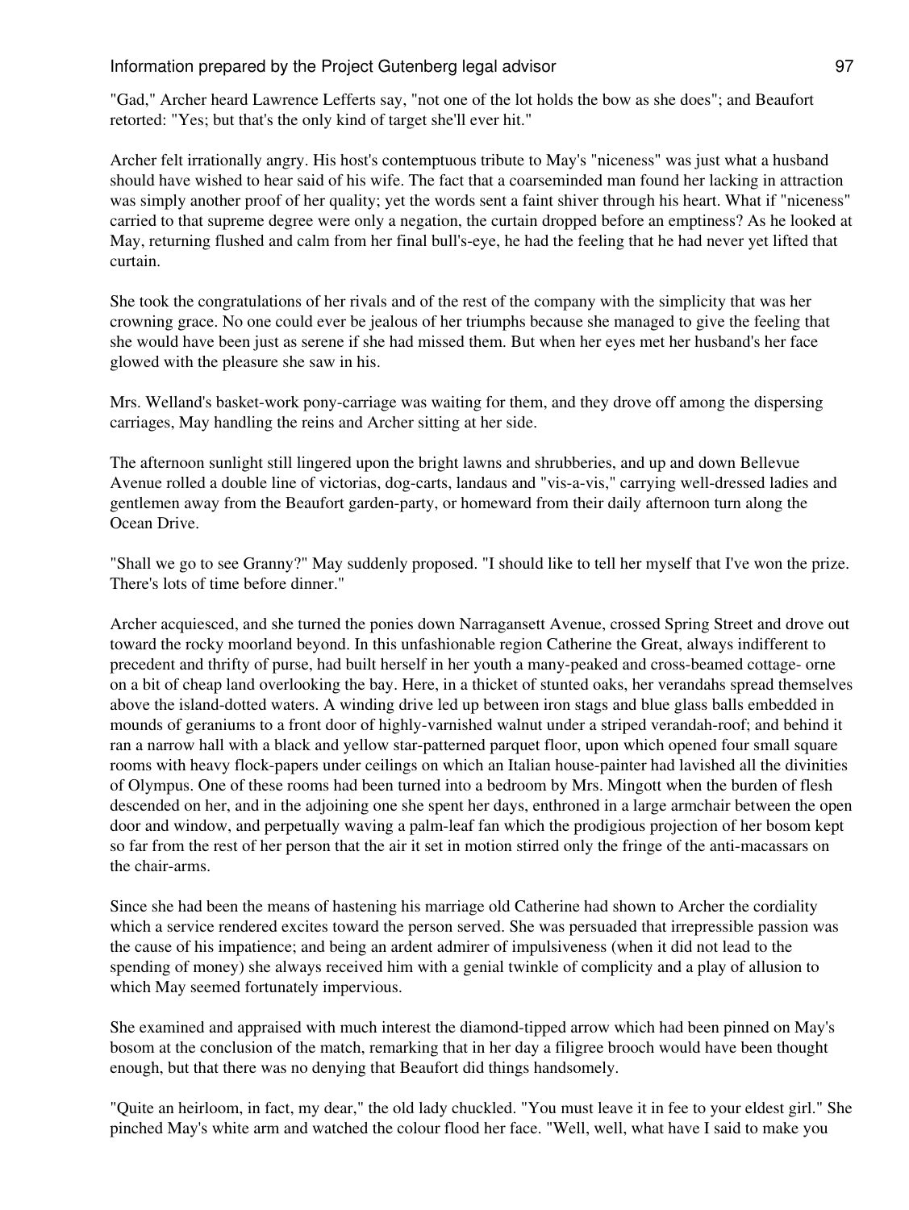"Gad," Archer heard Lawrence Lefferts say, "not one of the lot holds the bow as she does"; and Beaufort retorted: "Yes; but that's the only kind of target she'll ever hit."

Archer felt irrationally angry. His host's contemptuous tribute to May's "niceness" was just what a husband should have wished to hear said of his wife. The fact that a coarseminded man found her lacking in attraction was simply another proof of her quality; yet the words sent a faint shiver through his heart. What if "niceness" carried to that supreme degree were only a negation, the curtain dropped before an emptiness? As he looked at May, returning flushed and calm from her final bull's-eye, he had the feeling that he had never yet lifted that curtain.

She took the congratulations of her rivals and of the rest of the company with the simplicity that was her crowning grace. No one could ever be jealous of her triumphs because she managed to give the feeling that she would have been just as serene if she had missed them. But when her eyes met her husband's her face glowed with the pleasure she saw in his.

Mrs. Welland's basket-work pony-carriage was waiting for them, and they drove off among the dispersing carriages, May handling the reins and Archer sitting at her side.

The afternoon sunlight still lingered upon the bright lawns and shrubberies, and up and down Bellevue Avenue rolled a double line of victorias, dog-carts, landaus and "vis-a-vis," carrying well-dressed ladies and gentlemen away from the Beaufort garden-party, or homeward from their daily afternoon turn along the Ocean Drive.

"Shall we go to see Granny?" May suddenly proposed. "I should like to tell her myself that I've won the prize. There's lots of time before dinner."

Archer acquiesced, and she turned the ponies down Narragansett Avenue, crossed Spring Street and drove out toward the rocky moorland beyond. In this unfashionable region Catherine the Great, always indifferent to precedent and thrifty of purse, had built herself in her youth a many-peaked and cross-beamed cottage- orne on a bit of cheap land overlooking the bay. Here, in a thicket of stunted oaks, her verandahs spread themselves above the island-dotted waters. A winding drive led up between iron stags and blue glass balls embedded in mounds of geraniums to a front door of highly-varnished walnut under a striped verandah-roof; and behind it ran a narrow hall with a black and yellow star-patterned parquet floor, upon which opened four small square rooms with heavy flock-papers under ceilings on which an Italian house-painter had lavished all the divinities of Olympus. One of these rooms had been turned into a bedroom by Mrs. Mingott when the burden of flesh descended on her, and in the adjoining one she spent her days, enthroned in a large armchair between the open door and window, and perpetually waving a palm-leaf fan which the prodigious projection of her bosom kept so far from the rest of her person that the air it set in motion stirred only the fringe of the anti-macassars on the chair-arms.

Since she had been the means of hastening his marriage old Catherine had shown to Archer the cordiality which a service rendered excites toward the person served. She was persuaded that irrepressible passion was the cause of his impatience; and being an ardent admirer of impulsiveness (when it did not lead to the spending of money) she always received him with a genial twinkle of complicity and a play of allusion to which May seemed fortunately impervious.

She examined and appraised with much interest the diamond-tipped arrow which had been pinned on May's bosom at the conclusion of the match, remarking that in her day a filigree brooch would have been thought enough, but that there was no denying that Beaufort did things handsomely.

"Quite an heirloom, in fact, my dear," the old lady chuckled. "You must leave it in fee to your eldest girl." She pinched May's white arm and watched the colour flood her face. "Well, well, what have I said to make you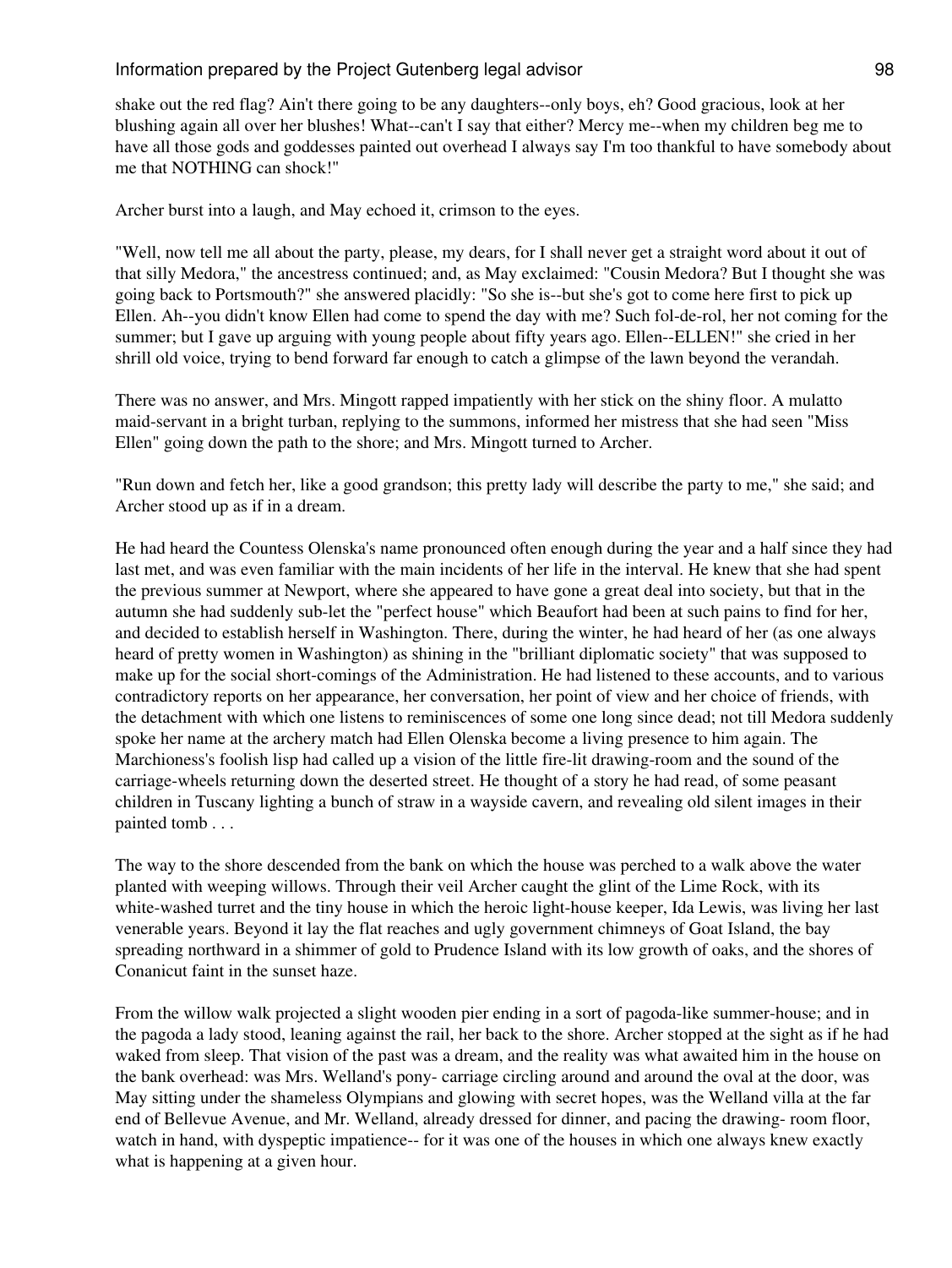shake out the red flag? Ain't there going to be any daughters--only boys, eh? Good gracious, look at her blushing again all over her blushes! What--can't I say that either? Mercy me--when my children beg me to have all those gods and goddesses painted out overhead I always say I'm too thankful to have somebody about me that NOTHING can shock!"

Archer burst into a laugh, and May echoed it, crimson to the eyes.

"Well, now tell me all about the party, please, my dears, for I shall never get a straight word about it out of that silly Medora," the ancestress continued; and, as May exclaimed: "Cousin Medora? But I thought she was going back to Portsmouth?" she answered placidly: "So she is--but she's got to come here first to pick up Ellen. Ah--you didn't know Ellen had come to spend the day with me? Such fol-de-rol, her not coming for the summer; but I gave up arguing with young people about fifty years ago. Ellen--ELLEN!" she cried in her shrill old voice, trying to bend forward far enough to catch a glimpse of the lawn beyond the verandah.

There was no answer, and Mrs. Mingott rapped impatiently with her stick on the shiny floor. A mulatto maid-servant in a bright turban, replying to the summons, informed her mistress that she had seen "Miss Ellen" going down the path to the shore; and Mrs. Mingott turned to Archer.

"Run down and fetch her, like a good grandson; this pretty lady will describe the party to me," she said; and Archer stood up as if in a dream.

He had heard the Countess Olenska's name pronounced often enough during the year and a half since they had last met, and was even familiar with the main incidents of her life in the interval. He knew that she had spent the previous summer at Newport, where she appeared to have gone a great deal into society, but that in the autumn she had suddenly sub-let the "perfect house" which Beaufort had been at such pains to find for her, and decided to establish herself in Washington. There, during the winter, he had heard of her (as one always heard of pretty women in Washington) as shining in the "brilliant diplomatic society" that was supposed to make up for the social short-comings of the Administration. He had listened to these accounts, and to various contradictory reports on her appearance, her conversation, her point of view and her choice of friends, with the detachment with which one listens to reminiscences of some one long since dead; not till Medora suddenly spoke her name at the archery match had Ellen Olenska become a living presence to him again. The Marchioness's foolish lisp had called up a vision of the little fire-lit drawing-room and the sound of the carriage-wheels returning down the deserted street. He thought of a story he had read, of some peasant children in Tuscany lighting a bunch of straw in a wayside cavern, and revealing old silent images in their painted tomb . . .

The way to the shore descended from the bank on which the house was perched to a walk above the water planted with weeping willows. Through their veil Archer caught the glint of the Lime Rock, with its white-washed turret and the tiny house in which the heroic light-house keeper, Ida Lewis, was living her last venerable years. Beyond it lay the flat reaches and ugly government chimneys of Goat Island, the bay spreading northward in a shimmer of gold to Prudence Island with its low growth of oaks, and the shores of Conanicut faint in the sunset haze.

From the willow walk projected a slight wooden pier ending in a sort of pagoda-like summer-house; and in the pagoda a lady stood, leaning against the rail, her back to the shore. Archer stopped at the sight as if he had waked from sleep. That vision of the past was a dream, and the reality was what awaited him in the house on the bank overhead: was Mrs. Welland's pony- carriage circling around and around the oval at the door, was May sitting under the shameless Olympians and glowing with secret hopes, was the Welland villa at the far end of Bellevue Avenue, and Mr. Welland, already dressed for dinner, and pacing the drawing- room floor, watch in hand, with dyspeptic impatience-- for it was one of the houses in which one always knew exactly what is happening at a given hour.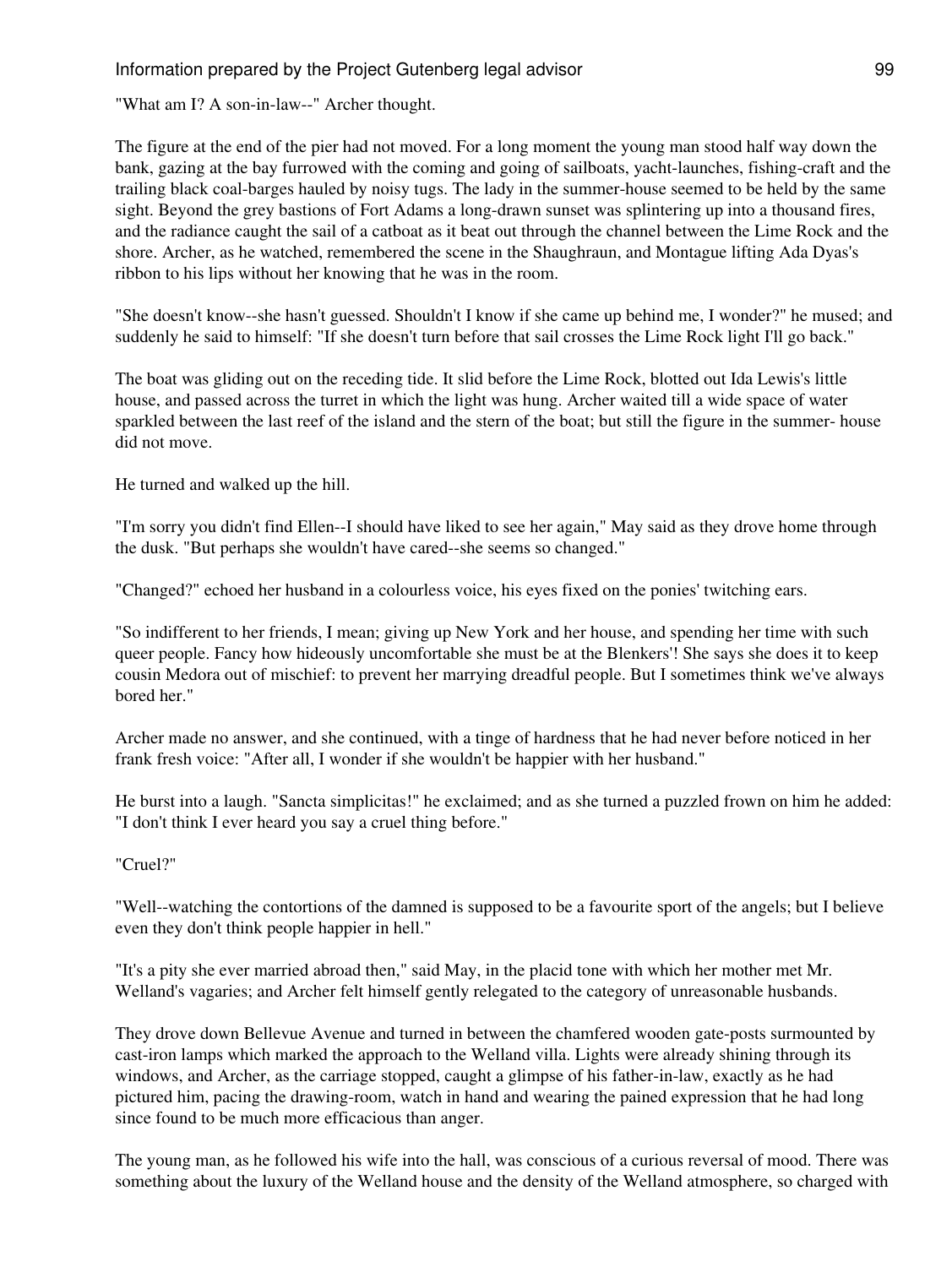"What am I? A son-in-law--" Archer thought.

The figure at the end of the pier had not moved. For a long moment the young man stood half way down the bank, gazing at the bay furrowed with the coming and going of sailboats, yacht-launches, fishing-craft and the trailing black coal-barges hauled by noisy tugs. The lady in the summer-house seemed to be held by the same sight. Beyond the grey bastions of Fort Adams a long-drawn sunset was splintering up into a thousand fires, and the radiance caught the sail of a catboat as it beat out through the channel between the Lime Rock and the shore. Archer, as he watched, remembered the scene in the Shaughraun, and Montague lifting Ada Dyas's ribbon to his lips without her knowing that he was in the room.

"She doesn't know--she hasn't guessed. Shouldn't I know if she came up behind me, I wonder?" he mused; and suddenly he said to himself: "If she doesn't turn before that sail crosses the Lime Rock light I'll go back."

The boat was gliding out on the receding tide. It slid before the Lime Rock, blotted out Ida Lewis's little house, and passed across the turret in which the light was hung. Archer waited till a wide space of water sparkled between the last reef of the island and the stern of the boat; but still the figure in the summer- house did not move.

He turned and walked up the hill.

"I'm sorry you didn't find Ellen--I should have liked to see her again," May said as they drove home through the dusk. "But perhaps she wouldn't have cared--she seems so changed."

"Changed?" echoed her husband in a colourless voice, his eyes fixed on the ponies' twitching ears.

"So indifferent to her friends, I mean; giving up New York and her house, and spending her time with such queer people. Fancy how hideously uncomfortable she must be at the Blenkers'! She says she does it to keep cousin Medora out of mischief: to prevent her marrying dreadful people. But I sometimes think we've always bored her."

Archer made no answer, and she continued, with a tinge of hardness that he had never before noticed in her frank fresh voice: "After all, I wonder if she wouldn't be happier with her husband."

He burst into a laugh. "Sancta simplicitas!" he exclaimed; and as she turned a puzzled frown on him he added: "I don't think I ever heard you say a cruel thing before."

"Cruel?"

"Well--watching the contortions of the damned is supposed to be a favourite sport of the angels; but I believe even they don't think people happier in hell."

"It's a pity she ever married abroad then," said May, in the placid tone with which her mother met Mr. Welland's vagaries; and Archer felt himself gently relegated to the category of unreasonable husbands.

They drove down Bellevue Avenue and turned in between the chamfered wooden gate-posts surmounted by cast-iron lamps which marked the approach to the Welland villa. Lights were already shining through its windows, and Archer, as the carriage stopped, caught a glimpse of his father-in-law, exactly as he had pictured him, pacing the drawing-room, watch in hand and wearing the pained expression that he had long since found to be much more efficacious than anger.

The young man, as he followed his wife into the hall, was conscious of a curious reversal of mood. There was something about the luxury of the Welland house and the density of the Welland atmosphere, so charged with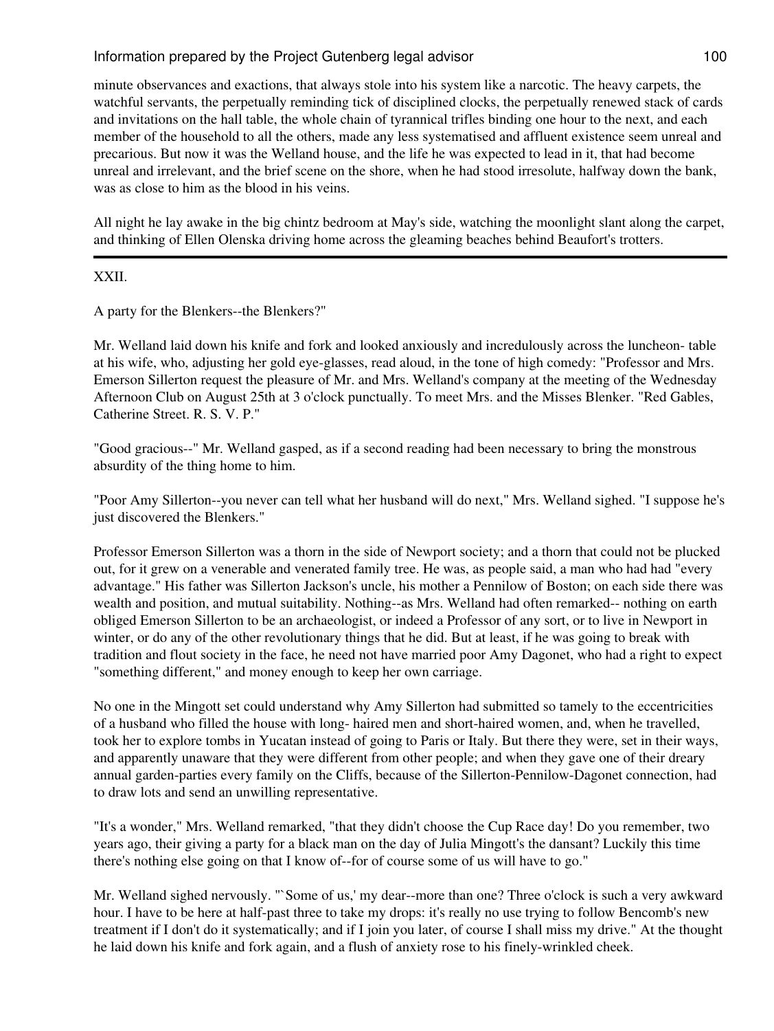minute observances and exactions, that always stole into his system like a narcotic. The heavy carpets, the watchful servants, the perpetually reminding tick of disciplined clocks, the perpetually renewed stack of cards and invitations on the hall table, the whole chain of tyrannical trifles binding one hour to the next, and each member of the household to all the others, made any less systematised and affluent existence seem unreal and precarious. But now it was the Welland house, and the life he was expected to lead in it, that had become unreal and irrelevant, and the brief scene on the shore, when he had stood irresolute, halfway down the bank, was as close to him as the blood in his veins.

All night he lay awake in the big chintz bedroom at May's side, watching the moonlight slant along the carpet, and thinking of Ellen Olenska driving home across the gleaming beaches behind Beaufort's trotters.

---

XXII.

A party for the Blenkers--the Blenkers?"

Mr. Welland laid down his knife and fork and looked anxiously and incredulously across the luncheon- table at his wife, who, adjusting her gold eye-glasses, read aloud, in the tone of high comedy: "Professor and Mrs. Emerson Sillerton request the pleasure of Mr. and Mrs. Welland's company at the meeting of the Wednesday Afternoon Club on August 25th at 3 o'clock punctually. To meet Mrs. and the Misses Blenker. "Red Gables, Catherine Street. R. S. V. P."

"Good gracious--" Mr. Welland gasped, as if a second reading had been necessary to bring the monstrous absurdity of the thing home to him.

"Poor Amy Sillerton--you never can tell what her husband will do next," Mrs. Welland sighed. "I suppose he's just discovered the Blenkers."

Professor Emerson Sillerton was a thorn in the side of Newport society; and a thorn that could not be plucked out, for it grew on a venerable and venerated family tree. He was, as people said, a man who had had "every advantage." His father was Sillerton Jackson's uncle, his mother a Pennilow of Boston; on each side there was wealth and position, and mutual suitability. Nothing--as Mrs. Welland had often remarked-- nothing on earth obliged Emerson Sillerton to be an archaeologist, or indeed a Professor of any sort, or to live in Newport in winter, or do any of the other revolutionary things that he did. But at least, if he was going to break with tradition and flout society in the face, he need not have married poor Amy Dagonet, who had a right to expect "something different," and money enough to keep her own carriage.

No one in the Mingott set could understand why Amy Sillerton had submitted so tamely to the eccentricities of a husband who filled the house with long- haired men and short-haired women, and, when he travelled, took her to explore tombs in Yucatan instead of going to Paris or Italy. But there they were, set in their ways, and apparently unaware that they were different from other people; and when they gave one of their dreary annual garden-parties every family on the Cliffs, because of the Sillerton-Pennilow-Dagonet connection, had to draw lots and send an unwilling representative.

"It's a wonder," Mrs. Welland remarked, "that they didn't choose the Cup Race day! Do you remember, two years ago, their giving a party for a black man on the day of Julia Mingott's the dansant? Luckily this time there's nothing else going on that I know of--for of course some of us will have to go."

Mr. Welland sighed nervously. "`Some of us,' my dear--more than one? Three o'clock is such a very awkward hour. I have to be here at half-past three to take my drops: it's really no use trying to follow Bencomb's new treatment if I don't do it systematically; and if I join you later, of course I shall miss my drive." At the thought he laid down his knife and fork again, and a flush of anxiety rose to his finely-wrinkled cheek.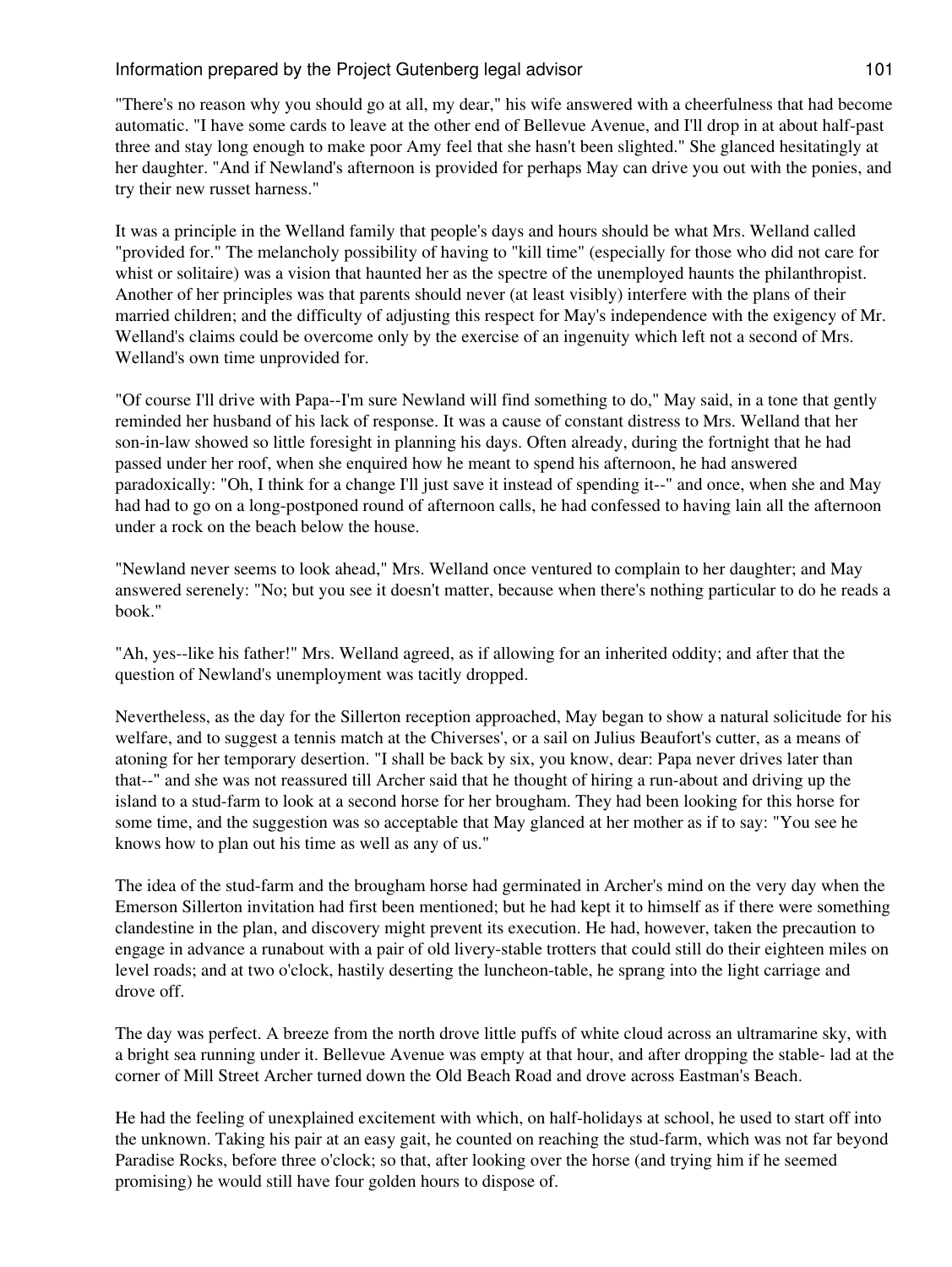"There's no reason why you should go at all, my dear," his wife answered with a cheerfulness that had become automatic. "I have some cards to leave at the other end of Bellevue Avenue, and I'll drop in at about half-past three and stay long enough to make poor Amy feel that she hasn't been slighted." She glanced hesitatingly at her daughter. "And if Newland's afternoon is provided for perhaps May can drive you out with the ponies, and try their new russet harness."

It was a principle in the Welland family that people's days and hours should be what Mrs. Welland called "provided for." The melancholy possibility of having to "kill time" (especially for those who did not care for whist or solitaire) was a vision that haunted her as the spectre of the unemployed haunts the philanthropist. Another of her principles was that parents should never (at least visibly) interfere with the plans of their married children; and the difficulty of adjusting this respect for May's independence with the exigency of Mr. Welland's claims could be overcome only by the exercise of an ingenuity which left not a second of Mrs. Welland's own time unprovided for.

"Of course I'll drive with Papa--I'm sure Newland will find something to do," May said, in a tone that gently reminded her husband of his lack of response. It was a cause of constant distress to Mrs. Welland that her son-in-law showed so little foresight in planning his days. Often already, during the fortnight that he had passed under her roof, when she enquired how he meant to spend his afternoon, he had answered paradoxically: "Oh, I think for a change I'll just save it instead of spending it--" and once, when she and May had had to go on a long-postponed round of afternoon calls, he had confessed to having lain all the afternoon under a rock on the beach below the house.

"Newland never seems to look ahead," Mrs. Welland once ventured to complain to her daughter; and May answered serenely: "No; but you see it doesn't matter, because when there's nothing particular to do he reads a book."

"Ah, yes--like his father!" Mrs. Welland agreed, as if allowing for an inherited oddity; and after that the question of Newland's unemployment was tacitly dropped.

Nevertheless, as the day for the Sillerton reception approached, May began to show a natural solicitude for his welfare, and to suggest a tennis match at the Chiverses', or a sail on Julius Beaufort's cutter, as a means of atoning for her temporary desertion. "I shall be back by six, you know, dear: Papa never drives later than that--" and she was not reassured till Archer said that he thought of hiring a run-about and driving up the island to a stud-farm to look at a second horse for her brougham. They had been looking for this horse for some time, and the suggestion was so acceptable that May glanced at her mother as if to say: "You see he knows how to plan out his time as well as any of us."

The idea of the stud-farm and the brougham horse had germinated in Archer's mind on the very day when the Emerson Sillerton invitation had first been mentioned; but he had kept it to himself as if there were something clandestine in the plan, and discovery might prevent its execution. He had, however, taken the precaution to engage in advance a runabout with a pair of old livery-stable trotters that could still do their eighteen miles on level roads; and at two o'clock, hastily deserting the luncheon-table, he sprang into the light carriage and drove off.

The day was perfect. A breeze from the north drove little puffs of white cloud across an ultramarine sky, with a bright sea running under it. Bellevue Avenue was empty at that hour, and after dropping the stable- lad at the corner of Mill Street Archer turned down the Old Beach Road and drove across Eastman's Beach.

He had the feeling of unexplained excitement with which, on half-holidays at school, he used to start off into the unknown. Taking his pair at an easy gait, he counted on reaching the stud-farm, which was not far beyond Paradise Rocks, before three o'clock; so that, after looking over the horse (and trying him if he seemed promising) he would still have four golden hours to dispose of.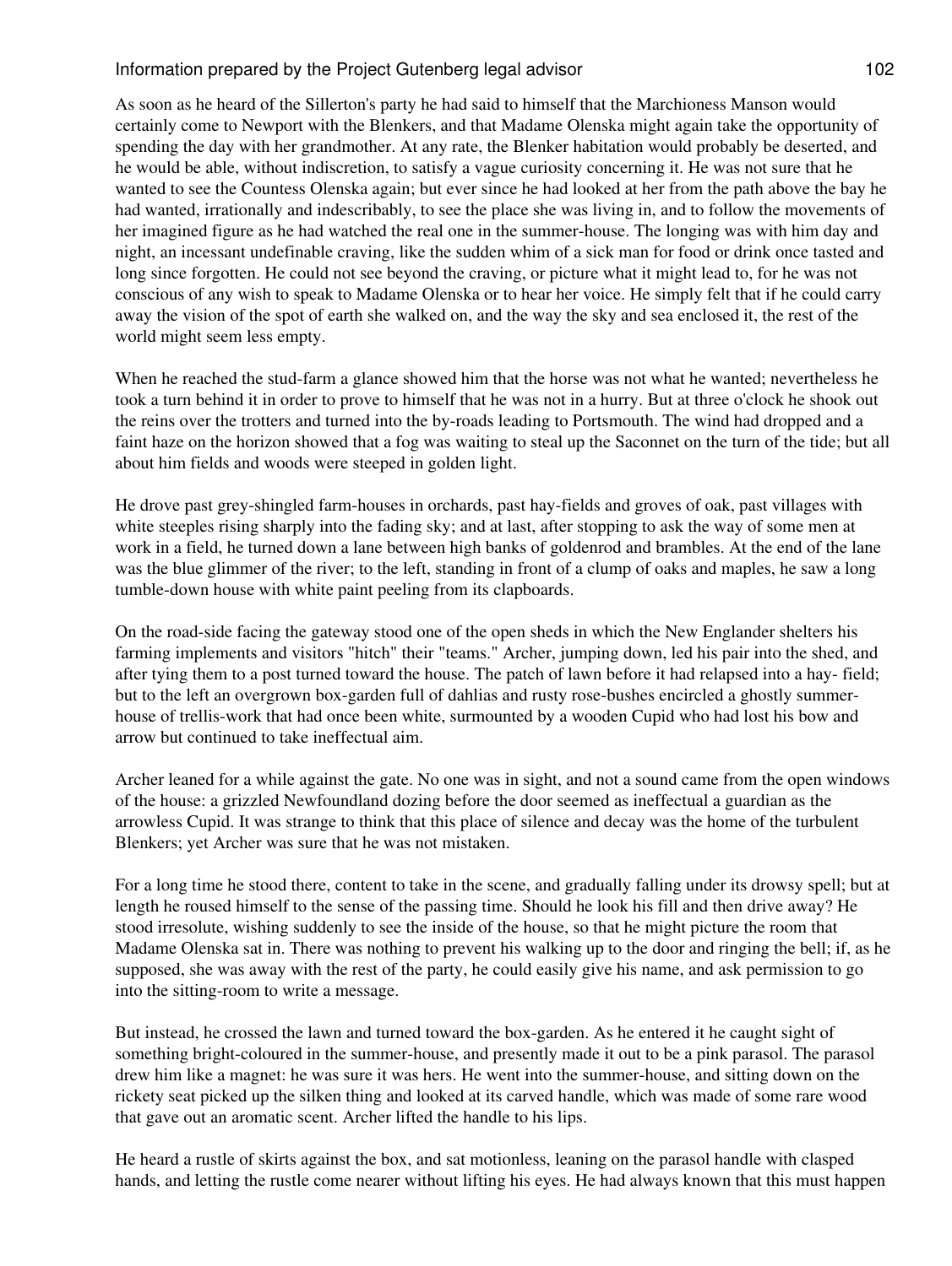As soon as he heard of the Sillerton's party he had said to himself that the Marchioness Manson would certainly come to Newport with the Blenkers, and that Madame Olenska might again take the opportunity of spending the day with her grandmother. At any rate, the Blenker habitation would probably be deserted, and he would be able, without indiscretion, to satisfy a vague curiosity concerning it. He was not sure that he wanted to see the Countess Olenska again; but ever since he had looked at her from the path above the bay he had wanted, irrationally and indescribably, to see the place she was living in, and to follow the movements of her imagined figure as he had watched the real one in the summer-house. The longing was with him day and night, an incessant undefinable craving, like the sudden whim of a sick man for food or drink once tasted and long since forgotten. He could not see beyond the craving, or picture what it might lead to, for he was not conscious of any wish to speak to Madame Olenska or to hear her voice. He simply felt that if he could carry away the vision of the spot of earth she walked on, and the way the sky and sea enclosed it, the rest of the world might seem less empty.

When he reached the stud-farm a glance showed him that the horse was not what he wanted; nevertheless he took a turn behind it in order to prove to himself that he was not in a hurry. But at three o'clock he shook out the reins over the trotters and turned into the by-roads leading to Portsmouth. The wind had dropped and a faint haze on the horizon showed that a fog was waiting to steal up the Saconnet on the turn of the tide; but all about him fields and woods were steeped in golden light.

He drove past grey-shingled farm-houses in orchards, past hay-fields and groves of oak, past villages with white steeples rising sharply into the fading sky; and at last, after stopping to ask the way of some men at work in a field, he turned down a lane between high banks of goldenrod and brambles. At the end of the lane was the blue glimmer of the river; to the left, standing in front of a clump of oaks and maples, he saw a long tumble-down house with white paint peeling from its clapboards.

On the road-side facing the gateway stood one of the open sheds in which the New Englander shelters his farming implements and visitors "hitch" their "teams." Archer, jumping down, led his pair into the shed, and after tying them to a post turned toward the house. The patch of lawn before it had relapsed into a hay- field; but to the left an overgrown box-garden full of dahlias and rusty rose-bushes encircled a ghostly summer-house of trellis-work that had once been white, surmounted by a wooden Cupid who had lost his bow and arrow but continued to take ineffectual aim.

Archer leaned for a while against the gate. No one was in sight, and not a sound came from the open windows of the house: a grizzled Newfoundland dozing before the door seemed as ineffectual a guardian as the arrowless Cupid. It was strange to think that this place of silence and decay was the home of the turbulent Blenkers; yet Archer was sure that he was not mistaken.

For a long time he stood there, content to take in the scene, and gradually falling under its drowsy spell; but at length he roused himself to the sense of the passing time. Should he look his fill and then drive away? He stood irresolute, wishing suddenly to see the inside of the house, so that he might picture the room that Madame Olenska sat in. There was nothing to prevent his walking up to the door and ringing the bell; if, as he supposed, she was away with the rest of the party, he could easily give his name, and ask permission to go into the sitting-room to write a message.

But instead, he crossed the lawn and turned toward the box-garden. As he entered it he caught sight of something bright-coloured in the summer-house, and presently made it out to be a pink parasol. The parasol drew him like a magnet: he was sure it was hers. He went into the summer-house, and sitting down on the rickety seat picked up the silken thing and looked at its carved handle, which was made of some rare wood that gave out an aromatic scent. Archer lifted the handle to his lips.

He heard a rustle of skirts against the box, and sat motionless, leaning on the parasol handle with clasped hands, and letting the rustle come nearer without lifting his eyes. He had always known that this must happen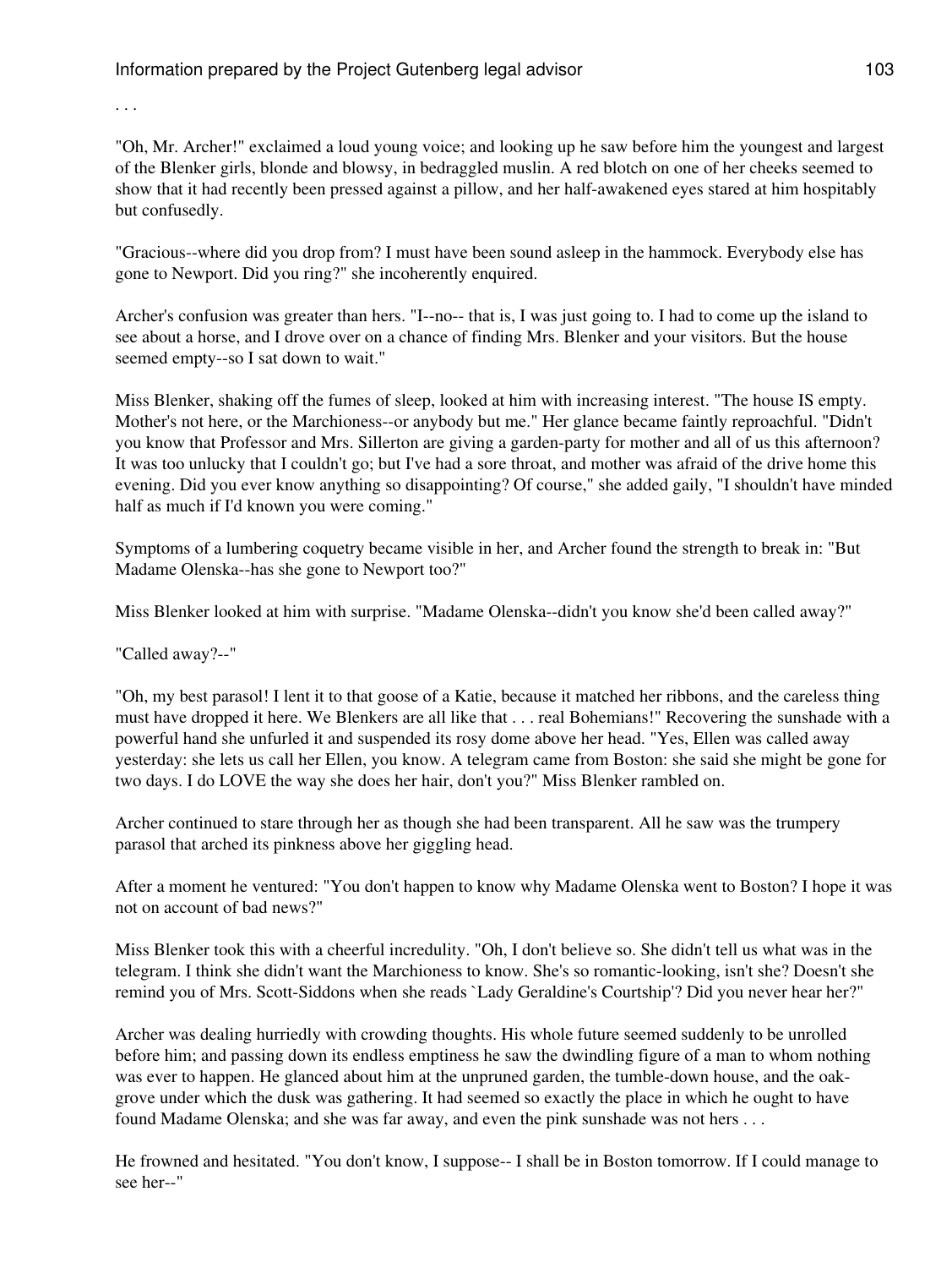. . .

"Oh, Mr. Archer!" exclaimed a loud young voice; and looking up he saw before him the youngest and largest of the Blenker girls, blonde and blowsy, in bedraggled muslin. A red blotch on one of her cheeks seemed to show that it had recently been pressed against a pillow, and her half-awakened eyes stared at him hospitably but confusedly.

"Gracious--where did you drop from? I must have been sound asleep in the hammock. Everybody else has gone to Newport. Did you ring?" she incoherently enquired.

Archer's confusion was greater than hers. "I--no-- that is, I was just going to. I had to come up the island to see about a horse, and I drove over on a chance of finding Mrs. Blenker and your visitors. But the house seemed empty--so I sat down to wait."

Miss Blenker, shaking off the fumes of sleep, looked at him with increasing interest. "The house IS empty. Mother's not here, or the Marchioness--or anybody but me." Her glance became faintly reproachful. "Didn't you know that Professor and Mrs. Sillerton are giving a garden-party for mother and all of us this afternoon? It was too unlucky that I couldn't go; but I've had a sore throat, and mother was afraid of the drive home this evening. Did you ever know anything so disappointing? Of course," she added gaily, "I shouldn't have minded half as much if I'd known you were coming."

Symptoms of a lumbering coquetry became visible in her, and Archer found the strength to break in: "But Madame Olenska--has she gone to Newport too?"

Miss Blenker looked at him with surprise. "Madame Olenska--didn't you know she'd been called away?"

"Called away?--"

"Oh, my best parasol! I lent it to that goose of a Katie, because it matched her ribbons, and the careless thing must have dropped it here. We Blenkers are all like that . . . real Bohemians!" Recovering the sunshade with a powerful hand she unfurled it and suspended its rosy dome above her head. "Yes, Ellen was called away yesterday: she lets us call her Ellen, you know. A telegram came from Boston: she said she might be gone for two days. I do LOVE the way she does her hair, don't you?" Miss Blenker rambled on.

Archer continued to stare through her as though she had been transparent. All he saw was the trumpery parasol that arched its pinkness above her giggling head.

After a moment he ventured: "You don't happen to know why Madame Olenska went to Boston? I hope it was not on account of bad news?"

Miss Blenker took this with a cheerful incredulity. "Oh, I don't believe so. She didn't tell us what was in the telegram. I think she didn't want the Marchioness to know. She's so romantic-looking, isn't she? Doesn't she remind you of Mrs. Scott-Siddons when she reads `Lady Geraldine's Courtship'? Did you never hear her?"

Archer was dealing hurriedly with crowding thoughts. His whole future seemed suddenly to be unrolled before him; and passing down its endless emptiness he saw the dwindling figure of a man to whom nothing was ever to happen. He glanced about him at the unpruned garden, the tumble-down house, and the oak-grove under which the dusk was gathering. It had seemed so exactly the place in which he ought to have found Madame Olenska; and she was far away, and even the pink sunshade was not hers . . .

He frowned and hesitated. "You don't know, I suppose-- I shall be in Boston tomorrow. If I could manage to see her--"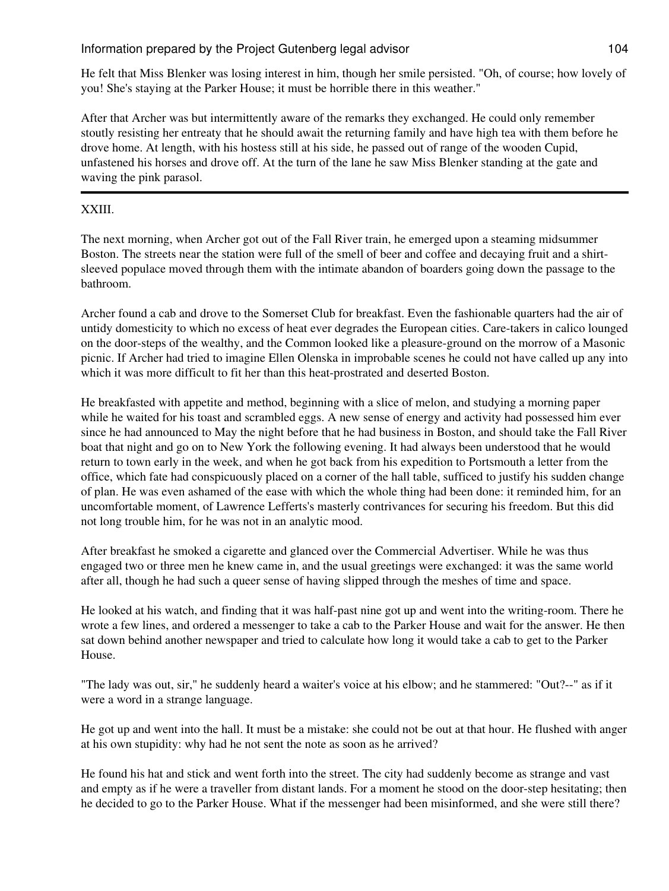He felt that Miss Blenker was losing interest in him, though her smile persisted. "Oh, of course; how lovely of you! She's staying at the Parker House; it must be horrible there in this weather."

After that Archer was but intermittently aware of the remarks they exchanged. He could only remember stoutly resisting her entreaty that he should await the returning family and have high tea with them before he drove home. At length, with his hostess still at his side, he passed out of range of the wooden Cupid, unfastened his horses and drove off. At the turn of the lane he saw Miss Blenker standing at the gate and waving the pink parasol.

---

## XXIII.

The next morning, when Archer got out of the Fall River train, he emerged upon a steaming midsummer Boston. The streets near the station were full of the smell of beer and coffee and decaying fruit and a shirt-sleeved populace moved through them with the intimate abandon of boarders going down the passage to the bathroom.

Archer found a cab and drove to the Somerset Club for breakfast. Even the fashionable quarters had the air of untidy domesticity to which no excess of heat ever degrades the European cities. Care-takers in calico lounged on the door-steps of the wealthy, and the Common looked like a pleasure-ground on the morrow of a Masonic picnic. If Archer had tried to imagine Ellen Olenska in improbable scenes he could not have called up any into which it was more difficult to fit her than this heat-prostrated and deserted Boston.

He breakfasted with appetite and method, beginning with a slice of melon, and studying a morning paper while he waited for his toast and scrambled eggs. A new sense of energy and activity had possessed him ever since he had announced to May the night before that he had business in Boston, and should take the Fall River boat that night and go on to New York the following evening. It had always been understood that he would return to town early in the week, and when he got back from his expedition to Portsmouth a letter from the office, which fate had conspicuously placed on a corner of the hall table, sufficed to justify his sudden change of plan. He was even ashamed of the ease with which the whole thing had been done: it reminded him, for an uncomfortable moment, of Lawrence Lefferts's masterly contrivances for securing his freedom. But this did not long trouble him, for he was not in an analytic mood.

After breakfast he smoked a cigarette and glanced over the Commercial Advertiser. While he was thus engaged two or three men he knew came in, and the usual greetings were exchanged: it was the same world after all, though he had such a queer sense of having slipped through the meshes of time and space.

He looked at his watch, and finding that it was half-past nine got up and went into the writing-room. There he wrote a few lines, and ordered a messenger to take a cab to the Parker House and wait for the answer. He then sat down behind another newspaper and tried to calculate how long it would take a cab to get to the Parker House.

"The lady was out, sir," he suddenly heard a waiter's voice at his elbow; and he stammered: "Out?--" as if it were a word in a strange language.

He got up and went into the hall. It must be a mistake: she could not be out at that hour. He flushed with anger at his own stupidity: why had he not sent the note as soon as he arrived?

He found his hat and stick and went forth into the street. The city had suddenly become as strange and vast and empty as if he were a traveller from distant lands. For a moment he stood on the door-step hesitating; then he decided to go to the Parker House. What if the messenger had been misinformed, and she were still there?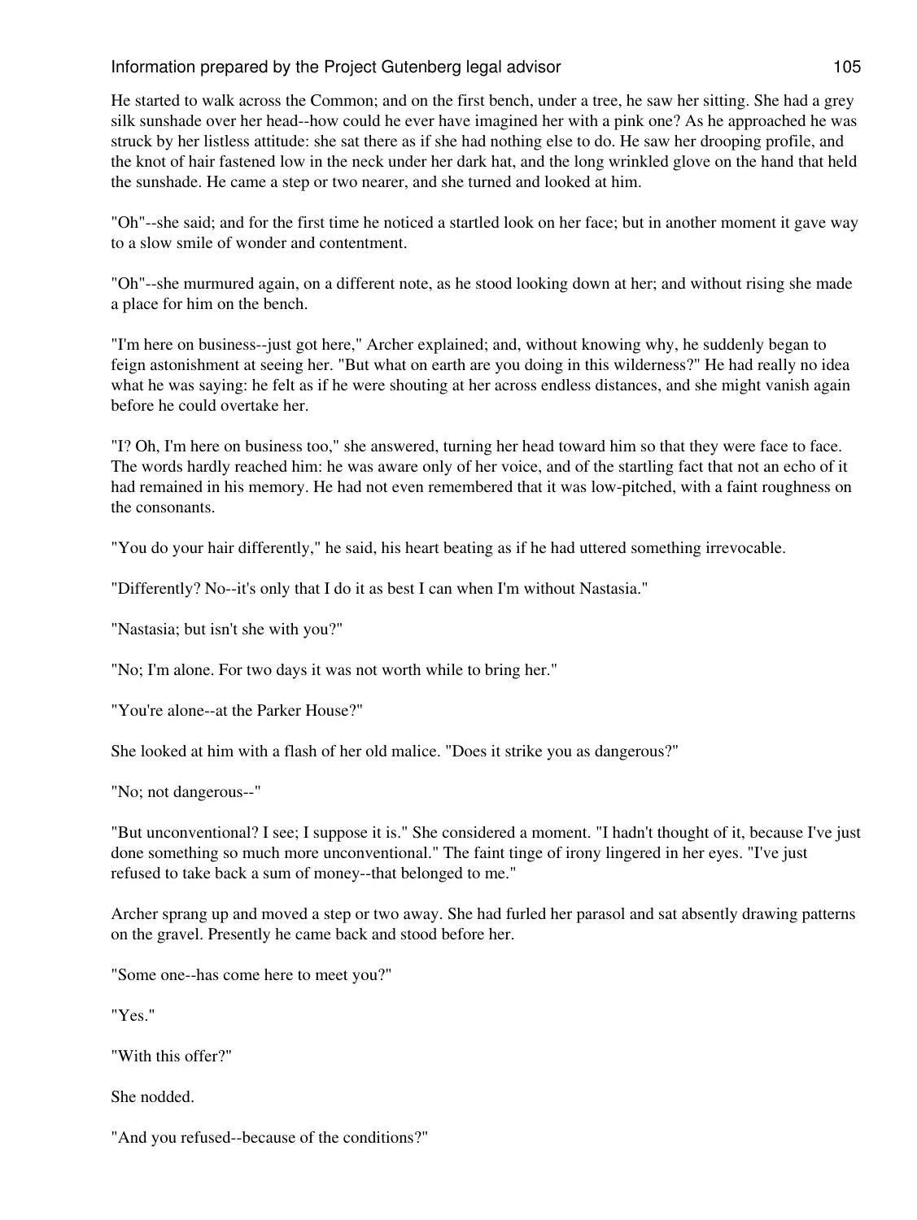He started to walk across the Common; and on the first bench, under a tree, he saw her sitting. She had a grey silk sunshade over her head--how could he ever have imagined her with a pink one? As he approached he was struck by her listless attitude: she sat there as if she had nothing else to do. He saw her drooping profile, and the knot of hair fastened low in the neck under her dark hat, and the long wrinkled glove on the hand that held the sunshade. He came a step or two nearer, and she turned and looked at him.

"Oh"--she said; and for the first time he noticed a startled look on her face; but in another moment it gave way to a slow smile of wonder and contentment.

"Oh"--she murmured again, on a different note, as he stood looking down at her; and without rising she made a place for him on the bench.

"I'm here on business--just got here," Archer explained; and, without knowing why, he suddenly began to feign astonishment at seeing her. "But what on earth are you doing in this wilderness?" He had really no idea what he was saying: he felt as if he were shouting at her across endless distances, and she might vanish again before he could overtake her.

"I? Oh, I'm here on business too," she answered, turning her head toward him so that they were face to face. The words hardly reached him: he was aware only of her voice, and of the startling fact that not an echo of it had remained in his memory. He had not even remembered that it was low-pitched, with a faint roughness on the consonants.

"You do your hair differently," he said, his heart beating as if he had uttered something irrevocable.

"Differently? No--it's only that I do it as best I can when I'm without Nastasia."

"Nastasia; but isn't she with you?"

"No; I'm alone. For two days it was not worth while to bring her."

"You're alone--at the Parker House?"

She looked at him with a flash of her old malice. "Does it strike you as dangerous?"

"No; not dangerous--"

"But unconventional? I see; I suppose it is." She considered a moment. "I hadn't thought of it, because I've just done something so much more unconventional." The faint tinge of irony lingered in her eyes. "I've just refused to take back a sum of money--that belonged to me."

Archer sprang up and moved a step or two away. She had furled her parasol and sat absently drawing patterns on the gravel. Presently he came back and stood before her.

"Some one--has come here to meet you?"

"Yes."

"With this offer?"

She nodded.

"And you refused--because of the conditions?"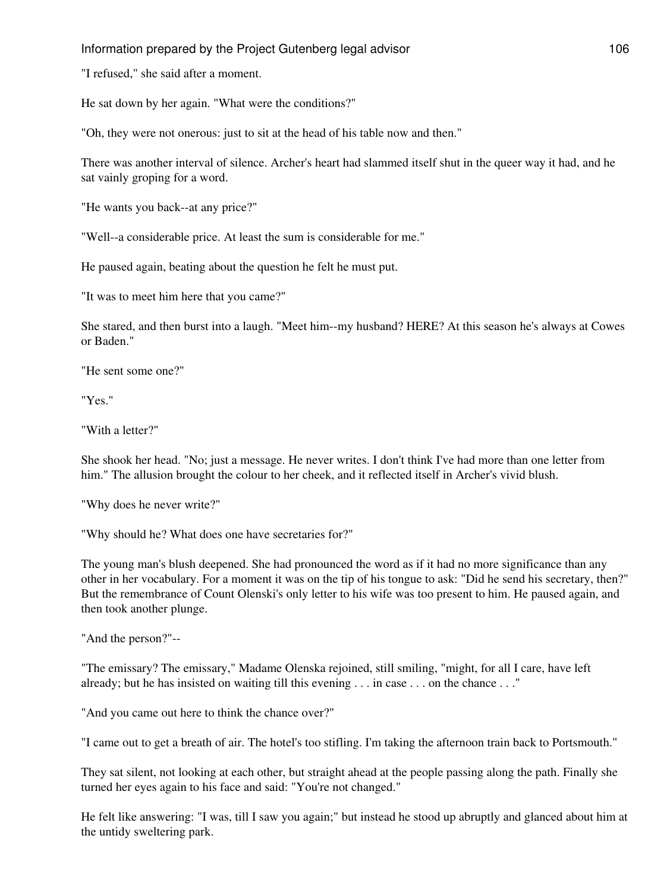"I refused," she said after a moment.

He sat down by her again. "What were the conditions?"

"Oh, they were not onerous: just to sit at the head of his table now and then."

There was another interval of silence. Archer's heart had slammed itself shut in the queer way it had, and he sat vainly groping for a word.

"He wants you back--at any price?"

"Well--a considerable price. At least the sum is considerable for me."

He paused again, beating about the question he felt he must put.

"It was to meet him here that you came?"

She stared, and then burst into a laugh. "Meet him--my husband? HERE? At this season he's always at Cowes or Baden."

"He sent some one?"

"Yes."

"With a letter?"

She shook her head. "No; just a message. He never writes. I don't think I've had more than one letter from him." The allusion brought the colour to her cheek, and it reflected itself in Archer's vivid blush.

"Why does he never write?"

"Why should he? What does one have secretaries for?"

The young man's blush deepened. She had pronounced the word as if it had no more significance than any other in her vocabulary. For a moment it was on the tip of his tongue to ask: "Did he send his secretary, then?" But the remembrance of Count Olenski's only letter to his wife was too present to him. He paused again, and then took another plunge.

"And the person?"--

"The emissary? The emissary," Madame Olenska rejoined, still smiling, "might, for all I care, have left already; but he has insisted on waiting till this evening . . . in case . . . on the chance . . ."

"And you came out here to think the chance over?"

"I came out to get a breath of air. The hotel's too stifling. I'm taking the afternoon train back to Portsmouth."

They sat silent, not looking at each other, but straight ahead at the people passing along the path. Finally she turned her eyes again to his face and said: "You're not changed."

He felt like answering: "I was, till I saw you again;" but instead he stood up abruptly and glanced about him at the untidy sweltering park.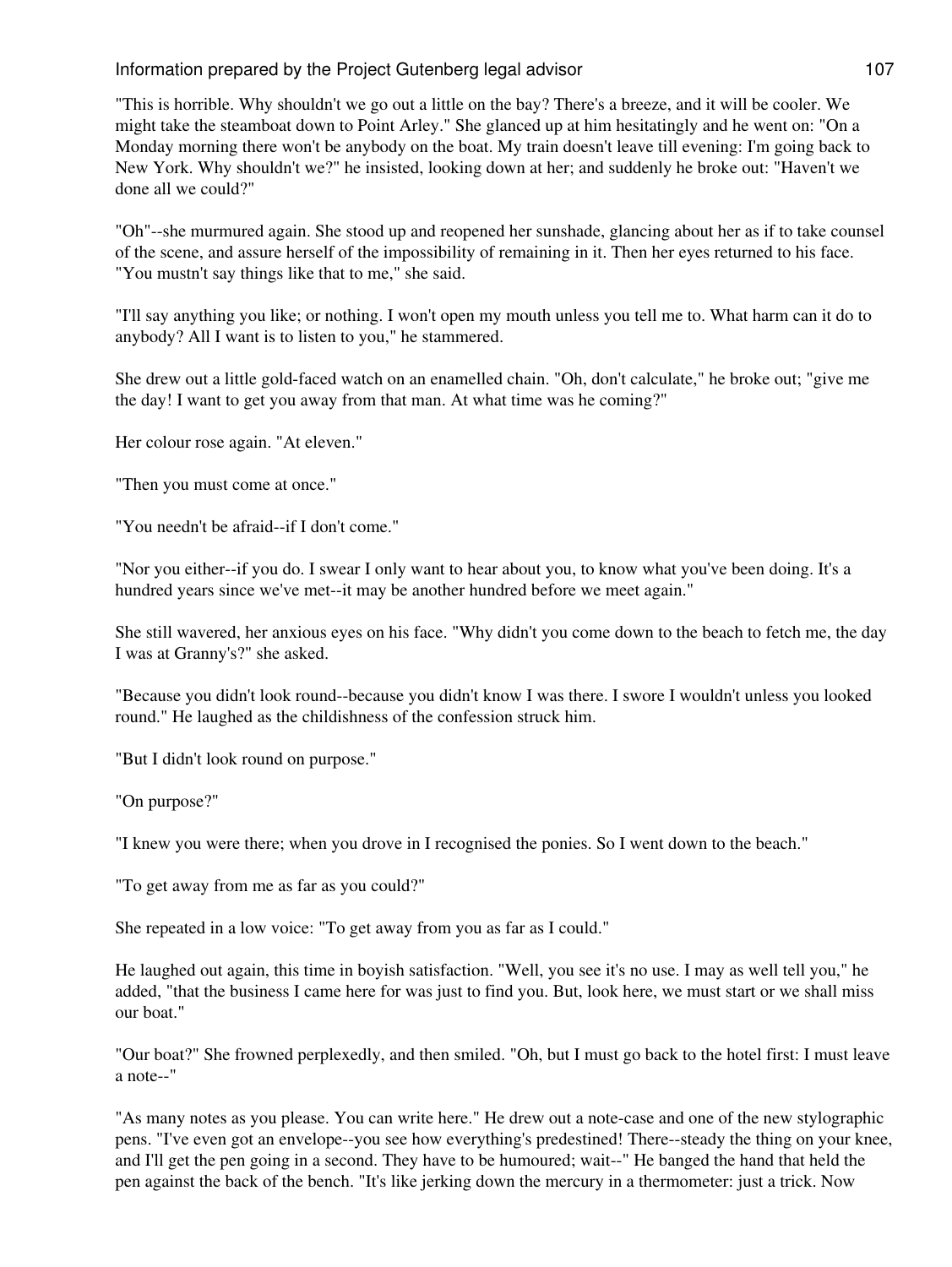"This is horrible. Why shouldn't we go out a little on the bay? There's a breeze, and it will be cooler. We might take the steamboat down to Point Arley." She glanced up at him hesitatingly and he went on: "On a Monday morning there won't be anybody on the boat. My train doesn't leave till evening: I'm going back to New York. Why shouldn't we?" he insisted, looking down at her; and suddenly he broke out: "Haven't we done all we could?"

"Oh"--she murmured again. She stood up and reopened her sunshade, glancing about her as if to take counsel of the scene, and assure herself of the impossibility of remaining in it. Then her eyes returned to his face. "You mustn't say things like that to me," she said.

"I'll say anything you like; or nothing. I won't open my mouth unless you tell me to. What harm can it do to anybody? All I want is to listen to you," he stammered.

She drew out a little gold-faced watch on an enamelled chain. "Oh, don't calculate," he broke out; "give me the day! I want to get you away from that man. At what time was he coming?"

Her colour rose again. "At eleven."

"Then you must come at once."

"You needn't be afraid--if I don't come."

"Nor you either--if you do. I swear I only want to hear about you, to know what you've been doing. It's a hundred years since we've met--it may be another hundred before we meet again."

She still wavered, her anxious eyes on his face. "Why didn't you come down to the beach to fetch me, the day I was at Granny's?" she asked.

"Because you didn't look round--because you didn't know I was there. I swore I wouldn't unless you looked round." He laughed as the childishness of the confession struck him.

"But I didn't look round on purpose."

"On purpose?"

"I knew you were there; when you drove in I recognised the ponies. So I went down to the beach."

"To get away from me as far as you could?"

She repeated in a low voice: "To get away from you as far as I could."

He laughed out again, this time in boyish satisfaction. "Well, you see it's no use. I may as well tell you," he added, "that the business I came here for was just to find you. But, look here, we must start or we shall miss our boat."

"Our boat?" She frowned perplexedly, and then smiled. "Oh, but I must go back to the hotel first: I must leave a note--"

"As many notes as you please. You can write here." He drew out a note-case and one of the new stylographic pens. "I've even got an envelope--you see how everything's predestined! There--steady the thing on your knee, and I'll get the pen going in a second. They have to be humoured; wait--" He banged the hand that held the pen against the back of the bench. "It's like jerking down the mercury in a thermometer: just a trick. Now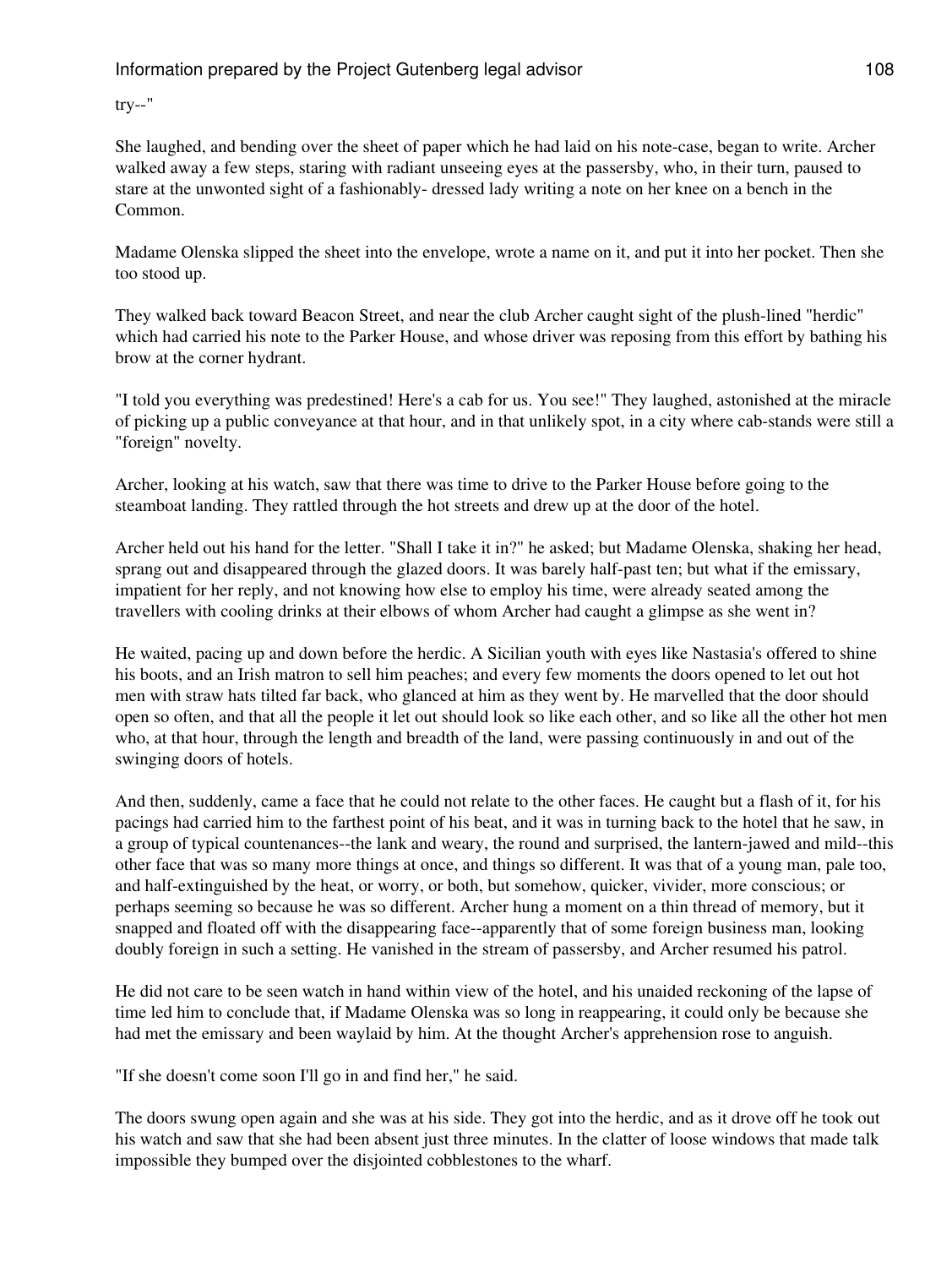try--"

She laughed, and bending over the sheet of paper which he had laid on his note-case, began to write. Archer walked away a few steps, staring with radiant unseeing eyes at the passersby, who, in their turn, paused to stare at the unwonted sight of a fashionably- dressed lady writing a note on her knee on a bench in the Common.

Madame Olenska slipped the sheet into the envelope, wrote a name on it, and put it into her pocket. Then she too stood up.

They walked back toward Beacon Street, and near the club Archer caught sight of the plush-lined "herdic" which had carried his note to the Parker House, and whose driver was reposing from this effort by bathing his brow at the corner hydrant.

"I told you everything was predestined! Here's a cab for us. You see!" They laughed, astonished at the miracle of picking up a public conveyance at that hour, and in that unlikely spot, in a city where cab-stands were still a "foreign" novelty.

Archer, looking at his watch, saw that there was time to drive to the Parker House before going to the steamboat landing. They rattled through the hot streets and drew up at the door of the hotel.

Archer held out his hand for the letter. "Shall I take it in?" he asked; but Madame Olenska, shaking her head, sprang out and disappeared through the glazed doors. It was barely half-past ten; but what if the emissary, impatient for her reply, and not knowing how else to employ his time, were already seated among the travellers with cooling drinks at their elbows of whom Archer had caught a glimpse as she went in?

He waited, pacing up and down before the herdic. A Sicilian youth with eyes like Nastasia's offered to shine his boots, and an Irish matron to sell him peaches; and every few moments the doors opened to let out hot men with straw hats tilted far back, who glanced at him as they went by. He marvelled that the door should open so often, and that all the people it let out should look so like each other, and so like all the other hot men who, at that hour, through the length and breadth of the land, were passing continuously in and out of the swinging doors of hotels.

And then, suddenly, came a face that he could not relate to the other faces. He caught but a flash of it, for his pacings had carried him to the farthest point of his beat, and it was in turning back to the hotel that he saw, in a group of typical countenances--the lank and weary, the round and surprised, the lantern-jawed and mild--this other face that was so many more things at once, and things so different. It was that of a young man, pale too, and half-extinguished by the heat, or worry, or both, but somehow, quicker, vivider, more conscious; or perhaps seeming so because he was so different. Archer hung a moment on a thin thread of memory, but it snapped and floated off with the disappearing face--apparently that of some foreign business man, looking doubly foreign in such a setting. He vanished in the stream of passersby, and Archer resumed his patrol.

He did not care to be seen watch in hand within view of the hotel, and his unaided reckoning of the lapse of time led him to conclude that, if Madame Olenska was so long in reappearing, it could only be because she had met the emissary and been waylaid by him. At the thought Archer's apprehension rose to anguish.

"If she doesn't come soon I'll go in and find her," he said.

The doors swung open again and she was at his side. They got into the herdic, and as it drove off he took out his watch and saw that she had been absent just three minutes. In the clatter of loose windows that made talk impossible they bumped over the disjointed cobblestones to the wharf.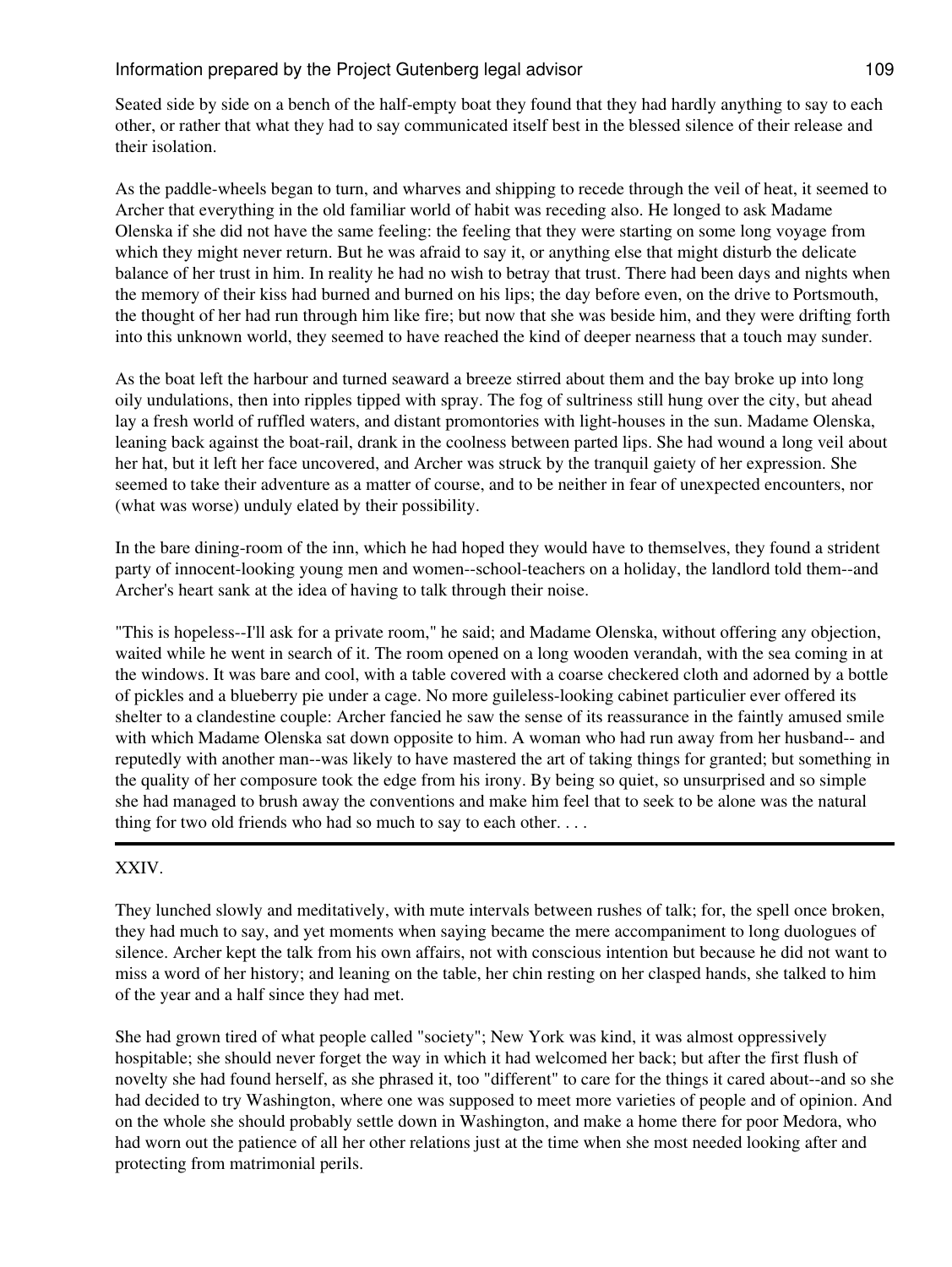Seated side by side on a bench of the half-empty boat they found that they had hardly anything to say to each other, or rather that what they had to say communicated itself best in the blessed silence of their release and their isolation.

As the paddle-wheels began to turn, and wharves and shipping to recede through the veil of heat, it seemed to Archer that everything in the old familiar world of habit was receding also. He longed to ask Madame Olenska if she did not have the same feeling: the feeling that they were starting on some long voyage from which they might never return. But he was afraid to say it, or anything else that might disturb the delicate balance of her trust in him. In reality he had no wish to betray that trust. There had been days and nights when the memory of their kiss had burned and burned on his lips; the day before even, on the drive to Portsmouth, the thought of her had run through him like fire; but now that she was beside him, and they were drifting forth into this unknown world, they seemed to have reached the kind of deeper nearness that a touch may sunder.

As the boat left the harbour and turned seaward a breeze stirred about them and the bay broke up into long oily undulations, then into ripples tipped with spray. The fog of sultriness still hung over the city, but ahead lay a fresh world of ruffled waters, and distant promontories with light-houses in the sun. Madame Olenska, leaning back against the boat-rail, drank in the coolness between parted lips. She had wound a long veil about her hat, but it left her face uncovered, and Archer was struck by the tranquil gaiety of her expression. She seemed to take their adventure as a matter of course, and to be neither in fear of unexpected encounters, nor (what was worse) unduly elated by their possibility.

In the bare dining-room of the inn, which he had hoped they would have to themselves, they found a strident party of innocent-looking young men and women--school-teachers on a holiday, the landlord told them--and Archer's heart sank at the idea of having to talk through their noise.

"This is hopeless--I'll ask for a private room," he said; and Madame Olenska, without offering any objection, waited while he went in search of it. The room opened on a long wooden verandah, with the sea coming in at the windows. It was bare and cool, with a table covered with a coarse checkered cloth and adorned by a bottle of pickles and a blueberry pie under a cage. No more guileless-looking cabinet particulier ever offered its shelter to a clandestine couple: Archer fancied he saw the sense of its reassurance in the faintly amused smile with which Madame Olenska sat down opposite to him. A woman who had run away from her husband-- and reputedly with another man--was likely to have mastered the art of taking things for granted; but something in the quality of her composure took the edge from his irony. By being so quiet, so unsurprised and so simple she had managed to brush away the conventions and make him feel that to seek to be alone was the natural thing for two old friends who had so much to say to each other. . . .

---

## XXIV.

They lunched slowly and meditatively, with mute intervals between rushes of talk; for, the spell once broken, they had much to say, and yet moments when saying became the mere accompaniment to long duologues of silence. Archer kept the talk from his own affairs, not with conscious intention but because he did not want to miss a word of her history; and leaning on the table, her chin resting on her clasped hands, she talked to him of the year and a half since they had met.

She had grown tired of what people called "society"; New York was kind, it was almost oppressively hospitable; she should never forget the way in which it had welcomed her back; but after the first flush of novelty she had found herself, as she phrased it, too "different" to care for the things it cared about--and so she had decided to try Washington, where one was supposed to meet more varieties of people and of opinion. And on the whole she should probably settle down in Washington, and make a home there for poor Medora, who had worn out the patience of all her other relations just at the time when she most needed looking after and protecting from matrimonial perils.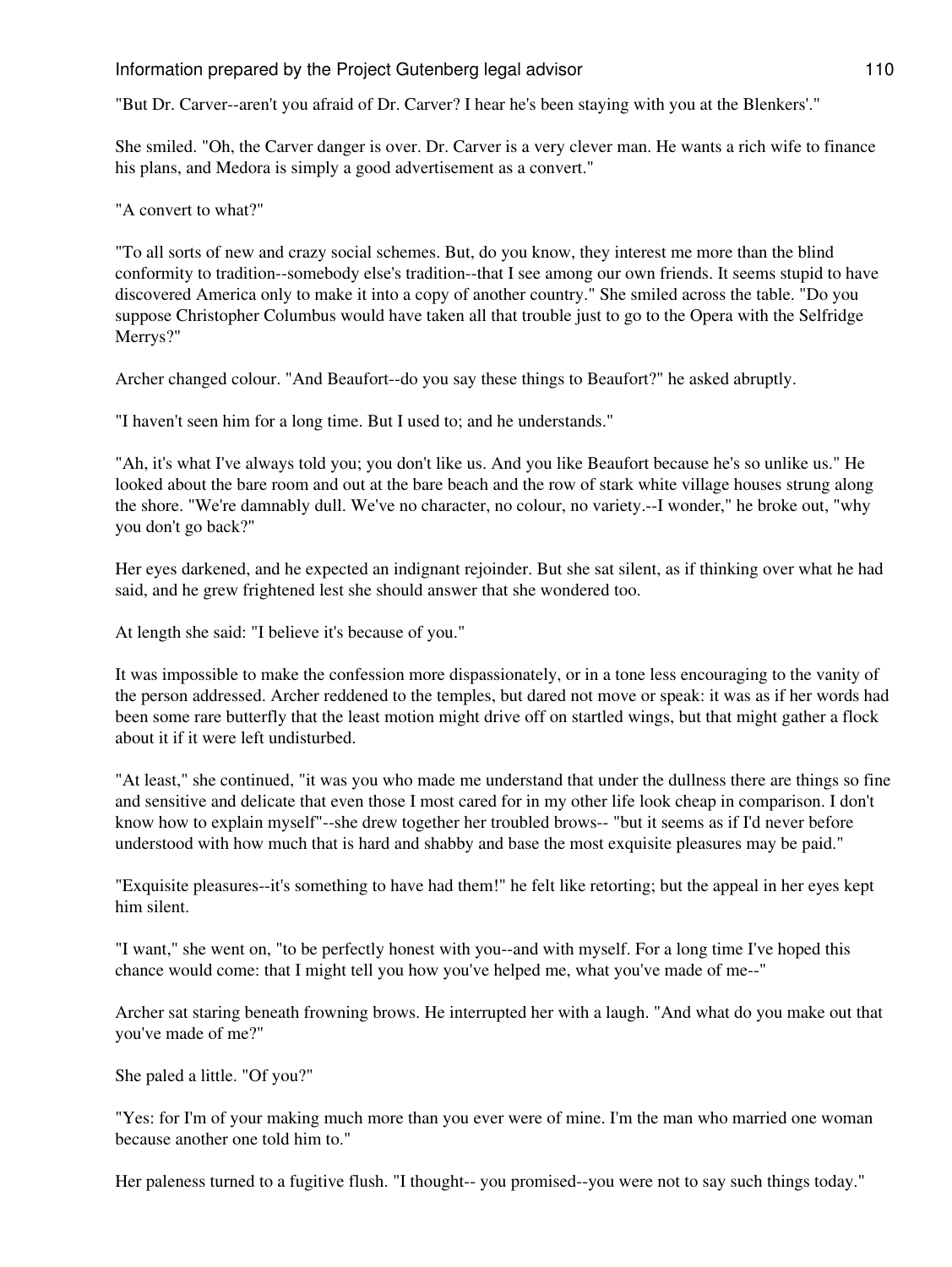"But Dr. Carver--aren't you afraid of Dr. Carver? I hear he's been staying with you at the Blenkers'."

She smiled. "Oh, the Carver danger is over. Dr. Carver is a very clever man. He wants a rich wife to finance his plans, and Medora is simply a good advertisement as a convert."

"A convert to what?"

"To all sorts of new and crazy social schemes. But, do you know, they interest me more than the blind conformity to tradition--somebody else's tradition--that I see among our own friends. It seems stupid to have discovered America only to make it into a copy of another country." She smiled across the table. "Do you suppose Christopher Columbus would have taken all that trouble just to go to the Opera with the Selfridge Merrys?"

Archer changed colour. "And Beaufort--do you say these things to Beaufort?" he asked abruptly.

"I haven't seen him for a long time. But I used to; and he understands."

"Ah, it's what I've always told you; you don't like us. And you like Beaufort because he's so unlike us." He looked about the bare room and out at the bare beach and the row of stark white village houses strung along the shore. "We're damnably dull. We've no character, no colour, no variety.--I wonder," he broke out, "why you don't go back?"

Her eyes darkened, and he expected an indignant rejoinder. But she sat silent, as if thinking over what he had said, and he grew frightened lest she should answer that she wondered too.

At length she said: "I believe it's because of you."

It was impossible to make the confession more dispassionately, or in a tone less encouraging to the vanity of the person addressed. Archer reddened to the temples, but dared not move or speak: it was as if her words had been some rare butterfly that the least motion might drive off on startled wings, but that might gather a flock about it if it were left undisturbed.

"At least," she continued, "it was you who made me understand that under the dullness there are things so fine and sensitive and delicate that even those I most cared for in my other life look cheap in comparison. I don't know how to explain myself"--she drew together her troubled brows-- "but it seems as if I'd never before understood with how much that is hard and shabby and base the most exquisite pleasures may be paid."

"Exquisite pleasures--it's something to have had them!" he felt like retorting; but the appeal in her eyes kept him silent.

"I want," she went on, "to be perfectly honest with you--and with myself. For a long time I've hoped this chance would come: that I might tell you how you've helped me, what you've made of me--"

Archer sat staring beneath frowning brows. He interrupted her with a laugh. "And what do you make out that you've made of me?"

She paled a little. "Of you?"

"Yes: for I'm of your making much more than you ever were of mine. I'm the man who married one woman because another one told him to."

Her paleness turned to a fugitive flush. "I thought-- you promised--you were not to say such things today."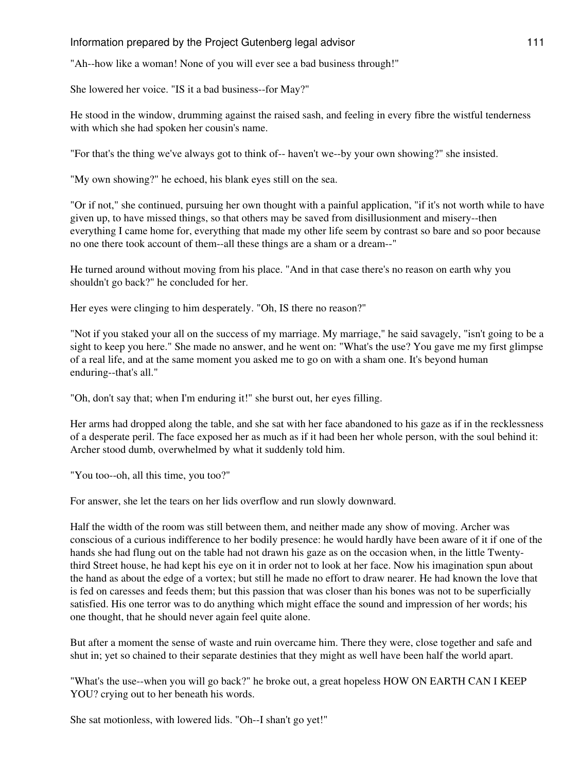"Ah--how like a woman! None of you will ever see a bad business through!"

She lowered her voice. "IS it a bad business--for May?"

He stood in the window, drumming against the raised sash, and feeling in every fibre the wistful tenderness with which she had spoken her cousin's name.

"For that's the thing we've always got to think of-- haven't we--by your own showing?" she insisted.

"My own showing?" he echoed, his blank eyes still on the sea.

"Or if not," she continued, pursuing her own thought with a painful application, "if it's not worth while to have given up, to have missed things, so that others may be saved from disillusionment and misery--then everything I came home for, everything that made my other life seem by contrast so bare and so poor because no one there took account of them--all these things are a sham or a dream--"

He turned around without moving from his place. "And in that case there's no reason on earth why you shouldn't go back?" he concluded for her.

Her eyes were clinging to him desperately. "Oh, IS there no reason?"

"Not if you staked your all on the success of my marriage. My marriage," he said savagely, "isn't going to be a sight to keep you here." She made no answer, and he went on: "What's the use? You gave me my first glimpse of a real life, and at the same moment you asked me to go on with a sham one. It's beyond human enduring--that's all."

"Oh, don't say that; when I'm enduring it!" she burst out, her eyes filling.

Her arms had dropped along the table, and she sat with her face abandoned to his gaze as if in the recklessness of a desperate peril. The face exposed her as much as if it had been her whole person, with the soul behind it: Archer stood dumb, overwhelmed by what it suddenly told him.

"You too--oh, all this time, you too?"

For answer, she let the tears on her lids overflow and run slowly downward.

Half the width of the room was still between them, and neither made any show of moving. Archer was conscious of a curious indifference to her bodily presence: he would hardly have been aware of it if one of the hands she had flung out on the table had not drawn his gaze as on the occasion when, in the little Twenty-third Street house, he had kept his eye on it in order not to look at her face. Now his imagination spun about the hand as about the edge of a vortex; but still he made no effort to draw nearer. He had known the love that is fed on caresses and feeds them; but this passion that was closer than his bones was not to be superficially satisfied. His one terror was to do anything which might efface the sound and impression of her words; his one thought, that he should never again feel quite alone.

But after a moment the sense of waste and ruin overcame him. There they were, close together and safe and shut in; yet so chained to their separate destinies that they might as well have been half the world apart.

"What's the use--when you will go back?" he broke out, a great hopeless HOW ON EARTH CAN I KEEP YOU? crying out to her beneath his words.

She sat motionless, with lowered lids. "Oh--I shan't go yet!"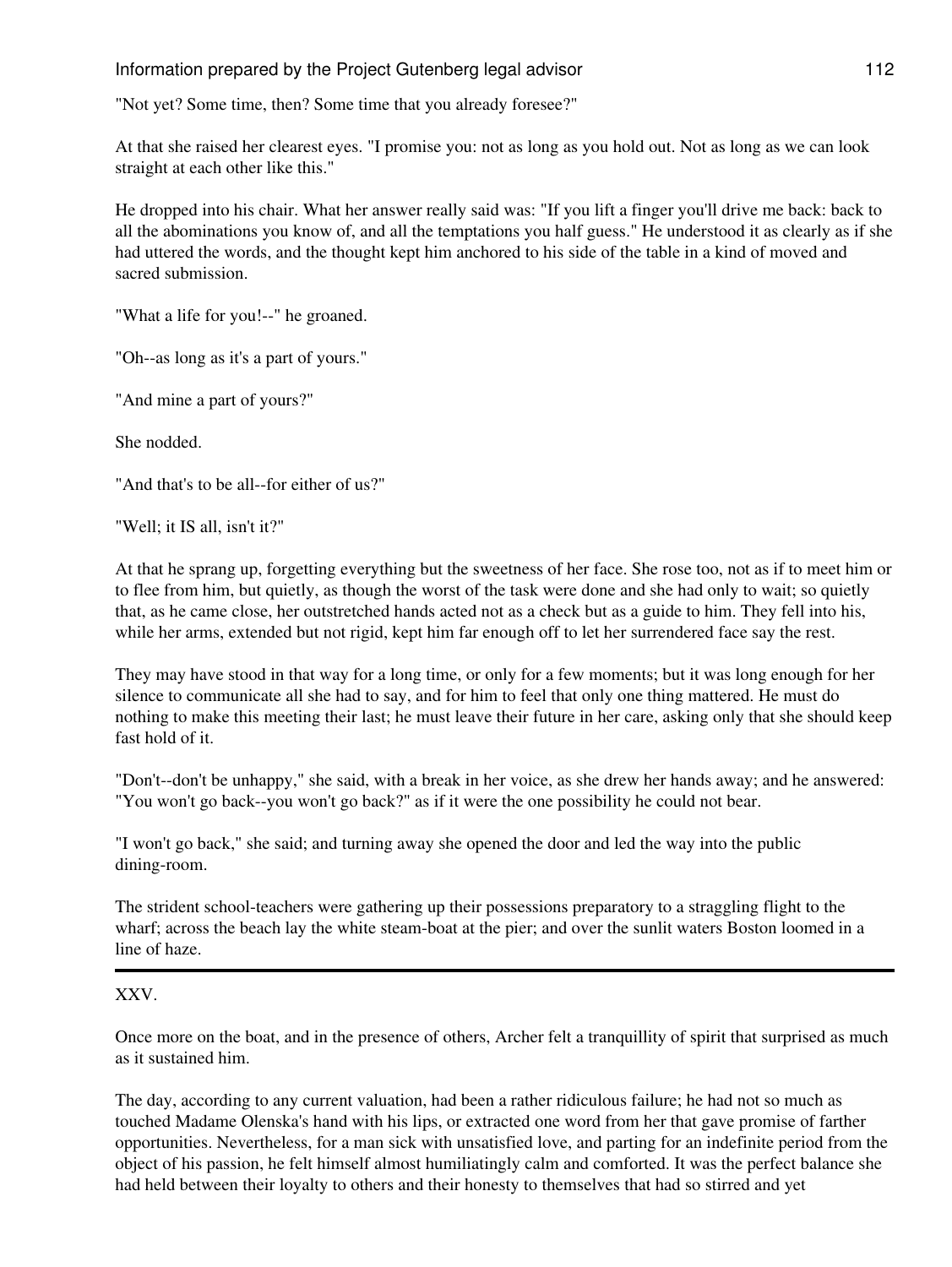"Not yet? Some time, then? Some time that you already foresee?"

At that she raised her clearest eyes. "I promise you: not as long as you hold out. Not as long as we can look straight at each other like this."

He dropped into his chair. What her answer really said was: "If you lift a finger you'll drive me back: back to all the abominations you know of, and all the temptations you half guess." He understood it as clearly as if she had uttered the words, and the thought kept him anchored to his side of the table in a kind of moved and sacred submission.

"What a life for you!--" he groaned.

"Oh--as long as it's a part of yours."

"And mine a part of yours?"

She nodded.

"And that's to be all--for either of us?"

"Well; it IS all, isn't it?"

At that he sprang up, forgetting everything but the sweetness of her face. She rose too, not as if to meet him or to flee from him, but quietly, as though the worst of the task were done and she had only to wait; so quietly that, as he came close, her outstretched hands acted not as a check but as a guide to him. They fell into his, while her arms, extended but not rigid, kept him far enough off to let her surrendered face say the rest.

They may have stood in that way for a long time, or only for a few moments; but it was long enough for her silence to communicate all she had to say, and for him to feel that only one thing mattered. He must do nothing to make this meeting their last; he must leave their future in her care, asking only that she should keep fast hold of it.

"Don't--don't be unhappy," she said, with a break in her voice, as she drew her hands away; and he answered: "You won't go back--you won't go back?" as if it were the one possibility he could not bear.

"I won't go back," she said; and turning away she opened the door and led the way into the public dining-room.

The strident school-teachers were gathering up their possessions preparatory to a straggling flight to the wharf; across the beach lay the white steam-boat at the pier; and over the sunlit waters Boston loomed in a line of haze.

---

## XXV.

Once more on the boat, and in the presence of others, Archer felt a tranquillity of spirit that surprised as much as it sustained him.

The day, according to any current valuation, had been a rather ridiculous failure; he had not so much as touched Madame Olenska's hand with his lips, or extracted one word from her that gave promise of farther opportunities. Nevertheless, for a man sick with unsatisfied love, and parting for an indefinite period from the object of his passion, he felt himself almost humiliatingly calm and comforted. It was the perfect balance she had held between their loyalty to others and their honesty to themselves that had so stirred and yet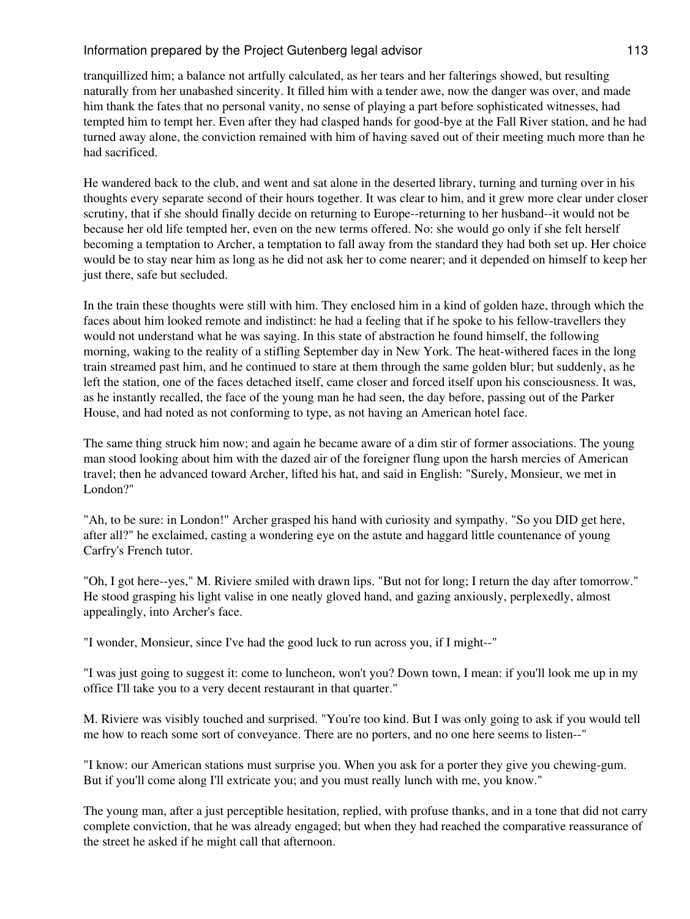tranquillized him; a balance not artfully calculated, as her tears and her falterings showed, but resulting naturally from her unabashed sincerity. It filled him with a tender awe, now the danger was over, and made him thank the fates that no personal vanity, no sense of playing a part before sophisticated witnesses, had tempted him to tempt her. Even after they had clasped hands for good-bye at the Fall River station, and he had turned away alone, the conviction remained with him of having saved out of their meeting much more than he had sacrificed.

He wandered back to the club, and went and sat alone in the deserted library, turning and turning over in his thoughts every separate second of their hours together. It was clear to him, and it grew more clear under closer scrutiny, that if she should finally decide on returning to Europe--returning to her husband--it would not be because her old life tempted her, even on the new terms offered. No: she would go only if she felt herself becoming a temptation to Archer, a temptation to fall away from the standard they had both set up. Her choice would be to stay near him as long as he did not ask her to come nearer; and it depended on himself to keep her just there, safe but secluded.

In the train these thoughts were still with him. They enclosed him in a kind of golden haze, through which the faces about him looked remote and indistinct: he had a feeling that if he spoke to his fellow-travellers they would not understand what he was saying. In this state of abstraction he found himself, the following morning, waking to the reality of a stifling September day in New York. The heat-withered faces in the long train streamed past him, and he continued to stare at them through the same golden blur; but suddenly, as he left the station, one of the faces detached itself, came closer and forced itself upon his consciousness. It was, as he instantly recalled, the face of the young man he had seen, the day before, passing out of the Parker House, and had noted as not conforming to type, as not having an American hotel face.

The same thing struck him now; and again he became aware of a dim stir of former associations. The young man stood looking about him with the dazed air of the foreigner flung upon the harsh mercies of American travel; then he advanced toward Archer, lifted his hat, and said in English: "Surely, Monsieur, we met in London?"

"Ah, to be sure: in London!" Archer grasped his hand with curiosity and sympathy. "So you DID get here, after all?" he exclaimed, casting a wondering eye on the astute and haggard little countenance of young Carfry's French tutor.

"Oh, I got here--yes," M. Riviere smiled with drawn lips. "But not for long; I return the day after tomorrow." He stood grasping his light valise in one neatly gloved hand, and gazing anxiously, perplexedly, almost appealingly, into Archer's face.

"I wonder, Monsieur, since I've had the good luck to run across you, if I might--"

"I was just going to suggest it: come to luncheon, won't you? Down town, I mean: if you'll look me up in my office I'll take you to a very decent restaurant in that quarter."

M. Riviere was visibly touched and surprised. "You're too kind. But I was only going to ask if you would tell me how to reach some sort of conveyance. There are no porters, and no one here seems to listen--"

"I know: our American stations must surprise you. When you ask for a porter they give you chewing-gum. But if you'll come along I'll extricate you; and you must really lunch with me, you know."

The young man, after a just perceptible hesitation, replied, with profuse thanks, and in a tone that did not carry complete conviction, that he was already engaged; but when they had reached the comparative reassurance of the street he asked if he might call that afternoon.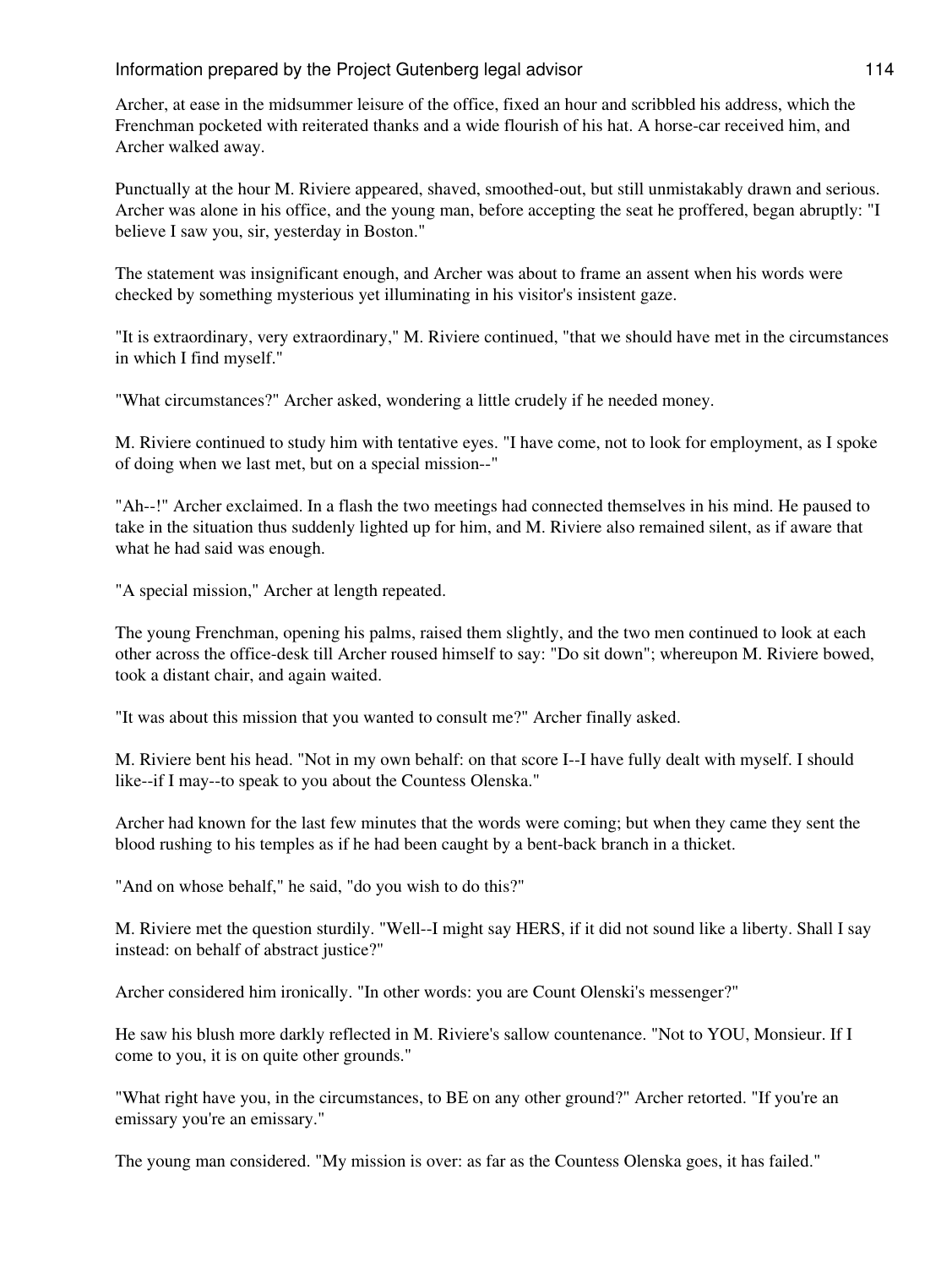Archer, at ease in the midsummer leisure of the office, fixed an hour and scribbled his address, which the Frenchman pocketed with reiterated thanks and a wide flourish of his hat. A horse-car received him, and Archer walked away.

Punctually at the hour M. Riviere appeared, shaved, smoothed-out, but still unmistakably drawn and serious. Archer was alone in his office, and the young man, before accepting the seat he proffered, began abruptly: "I believe I saw you, sir, yesterday in Boston."

The statement was insignificant enough, and Archer was about to frame an assent when his words were checked by something mysterious yet illuminating in his visitor's insistent gaze.

"It is extraordinary, very extraordinary," M. Riviere continued, "that we should have met in the circumstances in which I find myself."

"What circumstances?" Archer asked, wondering a little crudely if he needed money.

M. Riviere continued to study him with tentative eyes. "I have come, not to look for employment, as I spoke of doing when we last met, but on a special mission--"

"Ah--!" Archer exclaimed. In a flash the two meetings had connected themselves in his mind. He paused to take in the situation thus suddenly lighted up for him, and M. Riviere also remained silent, as if aware that what he had said was enough.

"A special mission," Archer at length repeated.

The young Frenchman, opening his palms, raised them slightly, and the two men continued to look at each other across the office-desk till Archer roused himself to say: "Do sit down"; whereupon M. Riviere bowed, took a distant chair, and again waited.

"It was about this mission that you wanted to consult me?" Archer finally asked.

M. Riviere bent his head. "Not in my own behalf: on that score I--I have fully dealt with myself. I should like--if I may--to speak to you about the Countess Olenska."

Archer had known for the last few minutes that the words were coming; but when they came they sent the blood rushing to his temples as if he had been caught by a bent-back branch in a thicket.

"And on whose behalf," he said, "do you wish to do this?"

M. Riviere met the question sturdily. "Well--I might say HERS, if it did not sound like a liberty. Shall I say instead: on behalf of abstract justice?"

Archer considered him ironically. "In other words: you are Count Olenski's messenger?"

He saw his blush more darkly reflected in M. Riviere's sallow countenance. "Not to YOU, Monsieur. If I come to you, it is on quite other grounds."

"What right have you, in the circumstances, to BE on any other ground?" Archer retorted. "If you're an emissary you're an emissary."

The young man considered. "My mission is over: as far as the Countess Olenska goes, it has failed."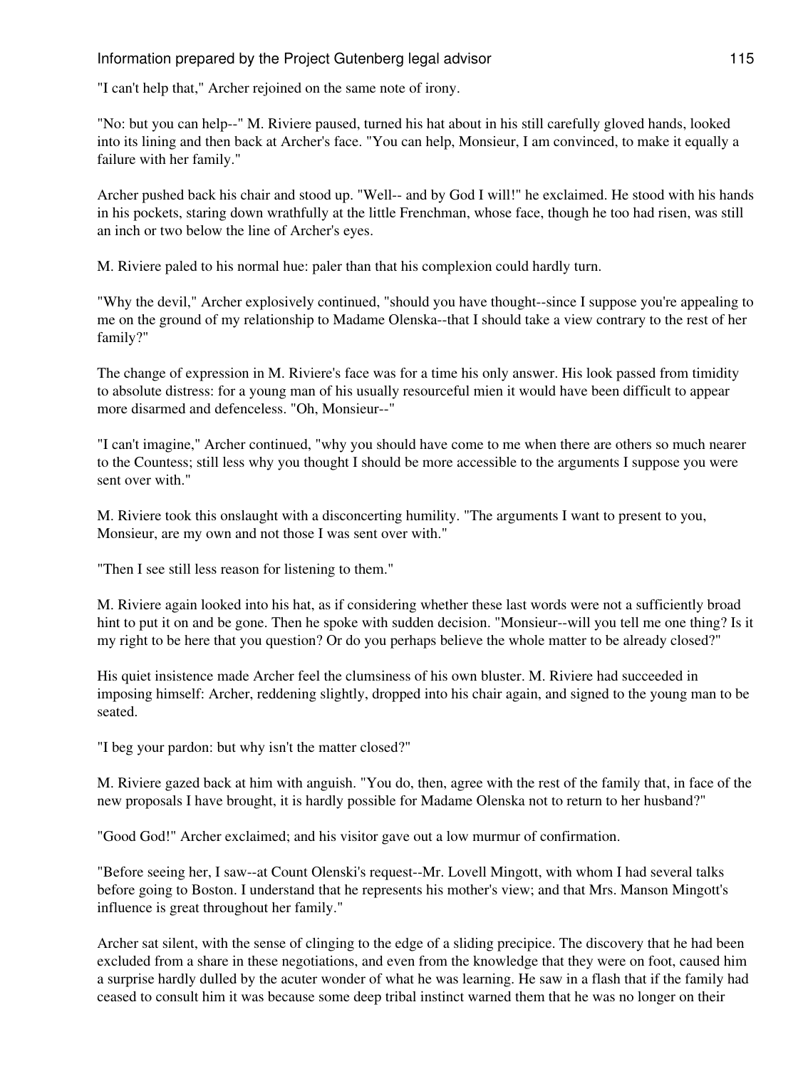"I can't help that," Archer rejoined on the same note of irony.

"No: but you can help--" M. Riviere paused, turned his hat about in his still carefully gloved hands, looked into its lining and then back at Archer's face. "You can help, Monsieur, I am convinced, to make it equally a failure with her family."

Archer pushed back his chair and stood up. "Well-- and by God I will!" he exclaimed. He stood with his hands in his pockets, staring down wrathfully at the little Frenchman, whose face, though he too had risen, was still an inch or two below the line of Archer's eyes.

M. Riviere paled to his normal hue: paler than that his complexion could hardly turn.

"Why the devil," Archer explosively continued, "should you have thought--since I suppose you're appealing to me on the ground of my relationship to Madame Olenska--that I should take a view contrary to the rest of her family?"

The change of expression in M. Riviere's face was for a time his only answer. His look passed from timidity to absolute distress: for a young man of his usually resourceful mien it would have been difficult to appear more disarmed and defenceless. "Oh, Monsieur--"

"I can't imagine," Archer continued, "why you should have come to me when there are others so much nearer to the Countess; still less why you thought I should be more accessible to the arguments I suppose you were sent over with."

M. Riviere took this onslaught with a disconcerting humility. "The arguments I want to present to you, Monsieur, are my own and not those I was sent over with."

"Then I see still less reason for listening to them."

M. Riviere again looked into his hat, as if considering whether these last words were not a sufficiently broad hint to put it on and be gone. Then he spoke with sudden decision. "Monsieur--will you tell me one thing? Is it my right to be here that you question? Or do you perhaps believe the whole matter to be already closed?"

His quiet insistence made Archer feel the clumsiness of his own bluster. M. Riviere had succeeded in imposing himself: Archer, reddening slightly, dropped into his chair again, and signed to the young man to be seated.

"I beg your pardon: but why isn't the matter closed?"

M. Riviere gazed back at him with anguish. "You do, then, agree with the rest of the family that, in face of the new proposals I have brought, it is hardly possible for Madame Olenska not to return to her husband?"

"Good God!" Archer exclaimed; and his visitor gave out a low murmur of confirmation.

"Before seeing her, I saw--at Count Olenski's request--Mr. Lovell Mingott, with whom I had several talks before going to Boston. I understand that he represents his mother's view; and that Mrs. Manson Mingott's influence is great throughout her family."

Archer sat silent, with the sense of clinging to the edge of a sliding precipice. The discovery that he had been excluded from a share in these negotiations, and even from the knowledge that they were on foot, caused him a surprise hardly dulled by the acuter wonder of what he was learning. He saw in a flash that if the family had ceased to consult him it was because some deep tribal instinct warned them that he was no longer on their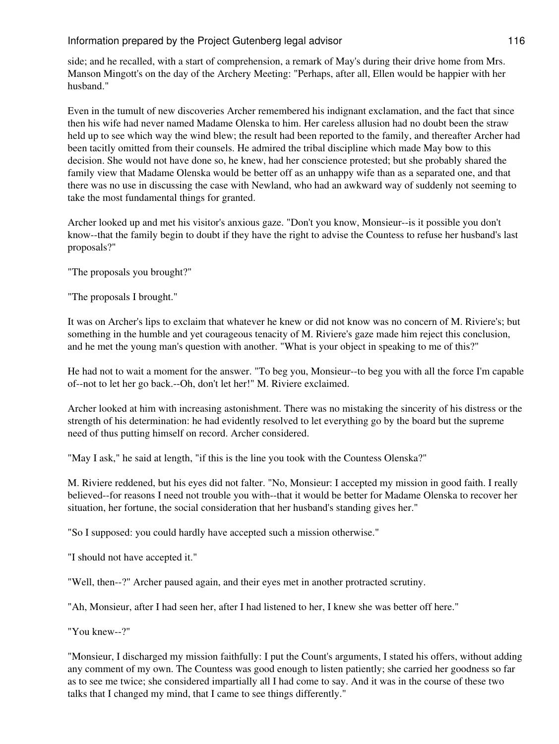side; and he recalled, with a start of comprehension, a remark of May's during their drive home from Mrs. Manson Mingott's on the day of the Archery Meeting: "Perhaps, after all, Ellen would be happier with her husband."

Even in the tumult of new discoveries Archer remembered his indignant exclamation, and the fact that since then his wife had never named Madame Olenska to him. Her careless allusion had no doubt been the straw held up to see which way the wind blew; the result had been reported to the family, and thereafter Archer had been tacitly omitted from their counsels. He admired the tribal discipline which made May bow to this decision. She would not have done so, he knew, had her conscience protested; but she probably shared the family view that Madame Olenska would be better off as an unhappy wife than as a separated one, and that there was no use in discussing the case with Newland, who had an awkward way of suddenly not seeming to take the most fundamental things for granted.

Archer looked up and met his visitor's anxious gaze. "Don't you know, Monsieur--is it possible you don't know--that the family begin to doubt if they have the right to advise the Countess to refuse her husband's last proposals?"

"The proposals you brought?"

"The proposals I brought."

It was on Archer's lips to exclaim that whatever he knew or did not know was no concern of M. Riviere's; but something in the humble and yet courageous tenacity of M. Riviere's gaze made him reject this conclusion, and he met the young man's question with another. "What is your object in speaking to me of this?"

He had not to wait a moment for the answer. "To beg you, Monsieur--to beg you with all the force I'm capable of--not to let her go back.--Oh, don't let her!" M. Riviere exclaimed.

Archer looked at him with increasing astonishment. There was no mistaking the sincerity of his distress or the strength of his determination: he had evidently resolved to let everything go by the board but the supreme need of thus putting himself on record. Archer considered.

"May I ask," he said at length, "if this is the line you took with the Countess Olenska?"

M. Riviere reddened, but his eyes did not falter. "No, Monsieur: I accepted my mission in good faith. I really believed--for reasons I need not trouble you with--that it would be better for Madame Olenska to recover her situation, her fortune, the social consideration that her husband's standing gives her."

"So I supposed: you could hardly have accepted such a mission otherwise."

"I should not have accepted it."

"Well, then--?" Archer paused again, and their eyes met in another protracted scrutiny.

"Ah, Monsieur, after I had seen her, after I had listened to her, I knew she was better off here."

"You knew--?"

"Monsieur, I discharged my mission faithfully: I put the Count's arguments, I stated his offers, without adding any comment of my own. The Countess was good enough to listen patiently; she carried her goodness so far as to see me twice; she considered impartially all I had come to say. And it was in the course of these two talks that I changed my mind, that I came to see things differently."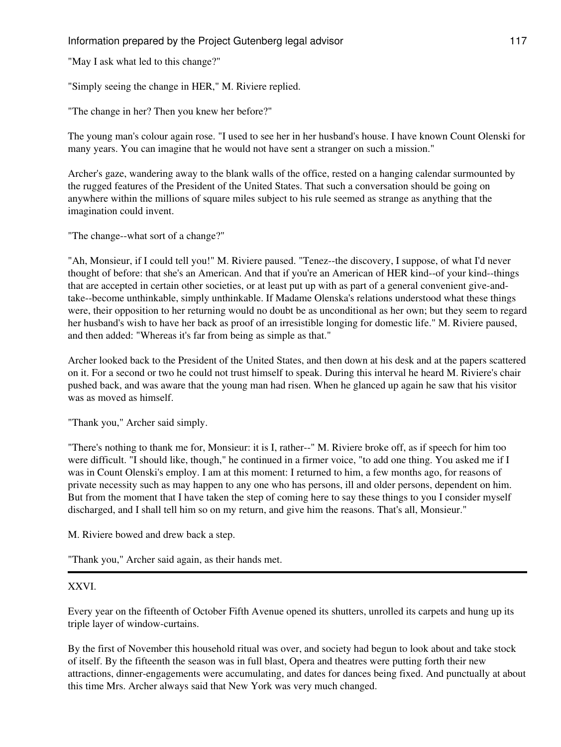"May I ask what led to this change?"

"Simply seeing the change in HER," M. Riviere replied.

"The change in her? Then you knew her before?"

The young man's colour again rose. "I used to see her in her husband's house. I have known Count Olenski for many years. You can imagine that he would not have sent a stranger on such a mission."

Archer's gaze, wandering away to the blank walls of the office, rested on a hanging calendar surmounted by the rugged features of the President of the United States. That such a conversation should be going on anywhere within the millions of square miles subject to his rule seemed as strange as anything that the imagination could invent.

"The change--what sort of a change?"

"Ah, Monsieur, if I could tell you!" M. Riviere paused. "Tenez--the discovery, I suppose, of what I'd never thought of before: that she's an American. And that if you're an American of HER kind--of your kind--things that are accepted in certain other societies, or at least put up with as part of a general convenient give-and-take--become unthinkable, simply unthinkable. If Madame Olenska's relations understood what these things were, their opposition to her returning would no doubt be as unconditional as her own; but they seem to regard her husband's wish to have her back as proof of an irresistible longing for domestic life." M. Riviere paused, and then added: "Whereas it's far from being as simple as that."

Archer looked back to the President of the United States, and then down at his desk and at the papers scattered on it. For a second or two he could not trust himself to speak. During this interval he heard M. Riviere's chair pushed back, and was aware that the young man had risen. When he glanced up again he saw that his visitor was as moved as himself.

"Thank you," Archer said simply.

"There's nothing to thank me for, Monsieur: it is I, rather--" M. Riviere broke off, as if speech for him too were difficult. "I should like, though," he continued in a firmer voice, "to add one thing. You asked me if I was in Count Olenski's employ. I am at this moment: I returned to him, a few months ago, for reasons of private necessity such as may happen to any one who has persons, ill and older persons, dependent on him. But from the moment that I have taken the step of coming here to say these things to you I consider myself discharged, and I shall tell him so on my return, and give him the reasons. That's all, Monsieur."

M. Riviere bowed and drew back a step.

"Thank you," Archer said again, as their hands met.

---

## XXVI.

Every year on the fifteenth of October Fifth Avenue opened its shutters, unrolled its carpets and hung up its triple layer of window-curtains.

By the first of November this household ritual was over, and society had begun to look about and take stock of itself. By the fifteenth the season was in full blast, Opera and theatres were putting forth their new attractions, dinner-engagements were accumulating, and dates for dances being fixed. And punctually at about this time Mrs. Archer always said that New York was very much changed.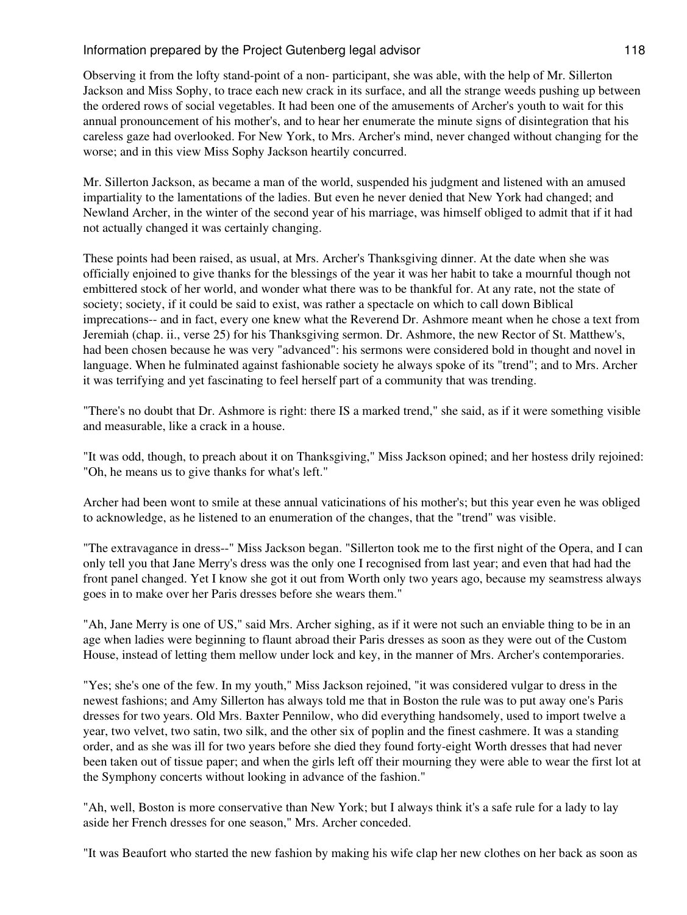Observing it from the lofty stand-point of a non- participant, she was able, with the help of Mr. Sillerton Jackson and Miss Sophy, to trace each new crack in its surface, and all the strange weeds pushing up between the ordered rows of social vegetables. It had been one of the amusements of Archer's youth to wait for this annual pronouncement of his mother's, and to hear her enumerate the minute signs of disintegration that his careless gaze had overlooked. For New York, to Mrs. Archer's mind, never changed without changing for the worse; and in this view Miss Sophy Jackson heartily concurred.

Mr. Sillerton Jackson, as became a man of the world, suspended his judgment and listened with an amused impartiality to the lamentations of the ladies. But even he never denied that New York had changed; and Newland Archer, in the winter of the second year of his marriage, was himself obliged to admit that if it had not actually changed it was certainly changing.

These points had been raised, as usual, at Mrs. Archer's Thanksgiving dinner. At the date when she was officially enjoined to give thanks for the blessings of the year it was her habit to take a mournful though not embittered stock of her world, and wonder what there was to be thankful for. At any rate, not the state of society; society, if it could be said to exist, was rather a spectacle on which to call down Biblical imprecations-- and in fact, every one knew what the Reverend Dr. Ashmore meant when he chose a text from Jeremiah (chap. ii., verse 25) for his Thanksgiving sermon. Dr. Ashmore, the new Rector of St. Matthew's, had been chosen because he was very "advanced": his sermons were considered bold in thought and novel in language. When he fulminated against fashionable society he always spoke of its "trend"; and to Mrs. Archer it was terrifying and yet fascinating to feel herself part of a community that was trending.

"There's no doubt that Dr. Ashmore is right: there IS a marked trend," she said, as if it were something visible and measurable, like a crack in a house.

"It was odd, though, to preach about it on Thanksgiving," Miss Jackson opined; and her hostess drily rejoined: "Oh, he means us to give thanks for what's left."

Archer had been wont to smile at these annual vaticinations of his mother's; but this year even he was obliged to acknowledge, as he listened to an enumeration of the changes, that the "trend" was visible.

"The extravagance in dress--" Miss Jackson began. "Sillerton took me to the first night of the Opera, and I can only tell you that Jane Merry's dress was the only one I recognised from last year; and even that had had the front panel changed. Yet I know she got it out from Worth only two years ago, because my seamstress always goes in to make over her Paris dresses before she wears them."

"Ah, Jane Merry is one of US," said Mrs. Archer sighing, as if it were not such an enviable thing to be in an age when ladies were beginning to flaunt abroad their Paris dresses as soon as they were out of the Custom House, instead of letting them mellow under lock and key, in the manner of Mrs. Archer's contemporaries.

"Yes; she's one of the few. In my youth," Miss Jackson rejoined, "it was considered vulgar to dress in the newest fashions; and Amy Sillerton has always told me that in Boston the rule was to put away one's Paris dresses for two years. Old Mrs. Baxter Pennilow, who did everything handsomely, used to import twelve a year, two velvet, two satin, two silk, and the other six of poplin and the finest cashmere. It was a standing order, and as she was ill for two years before she died they found forty-eight Worth dresses that had never been taken out of tissue paper; and when the girls left off their mourning they were able to wear the first lot at the Symphony concerts without looking in advance of the fashion."

"Ah, well, Boston is more conservative than New York; but I always think it's a safe rule for a lady to lay aside her French dresses for one season," Mrs. Archer conceded.

"It was Beaufort who started the new fashion by making his wife clap her new clothes on her back as soon as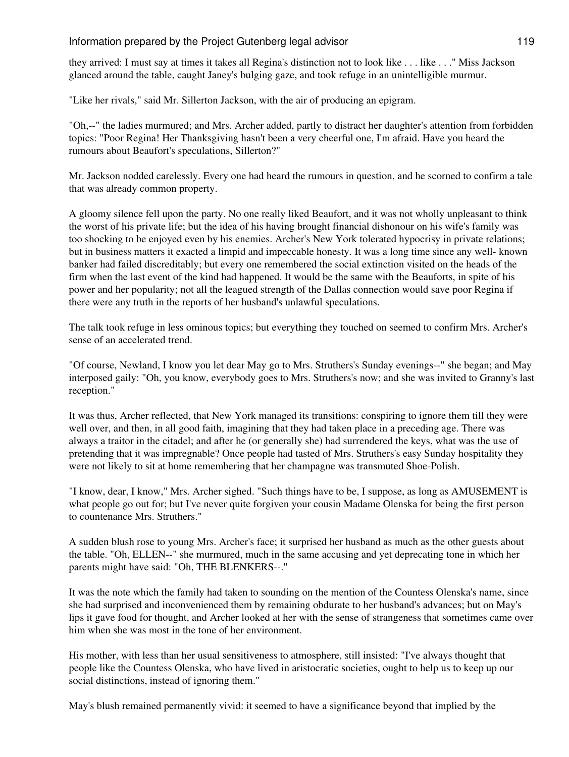they arrived: I must say at times it takes all Regina's distinction not to look like . . . like . . ." Miss Jackson glanced around the table, caught Janey's bulging gaze, and took refuge in an unintelligible murmur.

"Like her rivals," said Mr. Sillerton Jackson, with the air of producing an epigram.

"Oh,--" the ladies murmured; and Mrs. Archer added, partly to distract her daughter's attention from forbidden topics: "Poor Regina! Her Thanksgiving hasn't been a very cheerful one, I'm afraid. Have you heard the rumours about Beaufort's speculations, Sillerton?"

Mr. Jackson nodded carelessly. Every one had heard the rumours in question, and he scorned to confirm a tale that was already common property.

A gloomy silence fell upon the party. No one really liked Beaufort, and it was not wholly unpleasant to think the worst of his private life; but the idea of his having brought financial dishonour on his wife's family was too shocking to be enjoyed even by his enemies. Archer's New York tolerated hypocrisy in private relations; but in business matters it exacted a limpid and impeccable honesty. It was a long time since any well- known banker had failed discreditably; but every one remembered the social extinction visited on the heads of the firm when the last event of the kind had happened. It would be the same with the Beauforts, in spite of his power and her popularity; not all the leagued strength of the Dallas connection would save poor Regina if there were any truth in the reports of her husband's unlawful speculations.

The talk took refuge in less ominous topics; but everything they touched on seemed to confirm Mrs. Archer's sense of an accelerated trend.

"Of course, Newland, I know you let dear May go to Mrs. Struthers's Sunday evenings--" she began; and May interposed gaily: "Oh, you know, everybody goes to Mrs. Struthers's now; and she was invited to Granny's last reception."

It was thus, Archer reflected, that New York managed its transitions: conspiring to ignore them till they were well over, and then, in all good faith, imagining that they had taken place in a preceding age. There was always a traitor in the citadel; and after he (or generally she) had surrendered the keys, what was the use of pretending that it was impregnable? Once people had tasted of Mrs. Struthers's easy Sunday hospitality they were not likely to sit at home remembering that her champagne was transmuted Shoe-Polish.

"I know, dear, I know," Mrs. Archer sighed. "Such things have to be, I suppose, as long as AMUSEMENT is what people go out for; but I've never quite forgiven your cousin Madame Olenska for being the first person to countenance Mrs. Struthers."

A sudden blush rose to young Mrs. Archer's face; it surprised her husband as much as the other guests about the table. "Oh, ELLEN--" she murmured, much in the same accusing and yet deprecating tone in which her parents might have said: "Oh, THE BLENKERS--."

It was the note which the family had taken to sounding on the mention of the Countess Olenska's name, since she had surprised and inconvenienced them by remaining obdurate to her husband's advances; but on May's lips it gave food for thought, and Archer looked at her with the sense of strangeness that sometimes came over him when she was most in the tone of her environment.

His mother, with less than her usual sensitiveness to atmosphere, still insisted: "I've always thought that people like the Countess Olenska, who have lived in aristocratic societies, ought to help us to keep up our social distinctions, instead of ignoring them."

May's blush remained permanently vivid: it seemed to have a significance beyond that implied by the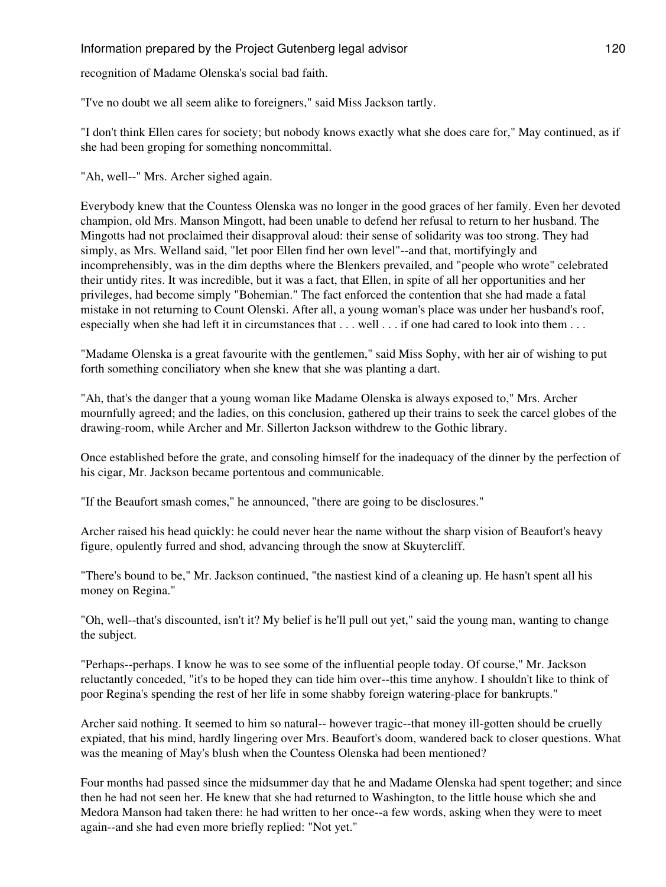recognition of Madame Olenska's social bad faith.

"I've no doubt we all seem alike to foreigners," said Miss Jackson tartly.

"I don't think Ellen cares for society; but nobody knows exactly what she does care for," May continued, as if she had been groping for something noncommittal.

"Ah, well--" Mrs. Archer sighed again.

Everybody knew that the Countess Olenska was no longer in the good graces of her family. Even her devoted champion, old Mrs. Manson Mingott, had been unable to defend her refusal to return to her husband. The Mingotts had not proclaimed their disapproval aloud: their sense of solidarity was too strong. They had simply, as Mrs. Welland said, "let poor Ellen find her own level"--and that, mortifyingly and incomprehensibly, was in the dim depths where the Blenkers prevailed, and "people who wrote" celebrated their untidy rites. It was incredible, but it was a fact, that Ellen, in spite of all her opportunities and her privileges, had become simply "Bohemian." The fact enforced the contention that she had made a fatal mistake in not returning to Count Olenski. After all, a young woman's place was under her husband's roof, especially when she had left it in circumstances that . . . well . . . if one had cared to look into them . . .

"Madame Olenska is a great favourite with the gentlemen," said Miss Sophy, with her air of wishing to put forth something conciliatory when she knew that she was planting a dart.

"Ah, that's the danger that a young woman like Madame Olenska is always exposed to," Mrs. Archer mournfully agreed; and the ladies, on this conclusion, gathered up their trains to seek the carcel globes of the drawing-room, while Archer and Mr. Sillerton Jackson withdrew to the Gothic library.

Once established before the grate, and consoling himself for the inadequacy of the dinner by the perfection of his cigar, Mr. Jackson became portentous and communicable.

"If the Beaufort smash comes," he announced, "there are going to be disclosures."

Archer raised his head quickly: he could never hear the name without the sharp vision of Beaufort's heavy figure, opulently furred and shod, advancing through the snow at Skuytercliff.

"There's bound to be," Mr. Jackson continued, "the nastiest kind of a cleaning up. He hasn't spent all his money on Regina."

"Oh, well--that's discounted, isn't it? My belief is he'll pull out yet," said the young man, wanting to change the subject.

"Perhaps--perhaps. I know he was to see some of the influential people today. Of course," Mr. Jackson reluctantly conceded, "it's to be hoped they can tide him over--this time anyhow. I shouldn't like to think of poor Regina's spending the rest of her life in some shabby foreign watering-place for bankrupts."

Archer said nothing. It seemed to him so natural-- however tragic--that money ill-gotten should be cruelly expiated, that his mind, hardly lingering over Mrs. Beaufort's doom, wandered back to closer questions. What was the meaning of May's blush when the Countess Olenska had been mentioned?

Four months had passed since the midsummer day that he and Madame Olenska had spent together; and since then he had not seen her. He knew that she had returned to Washington, to the little house which she and Medora Manson had taken there: he had written to her once--a few words, asking when they were to meet again--and she had even more briefly replied: "Not yet."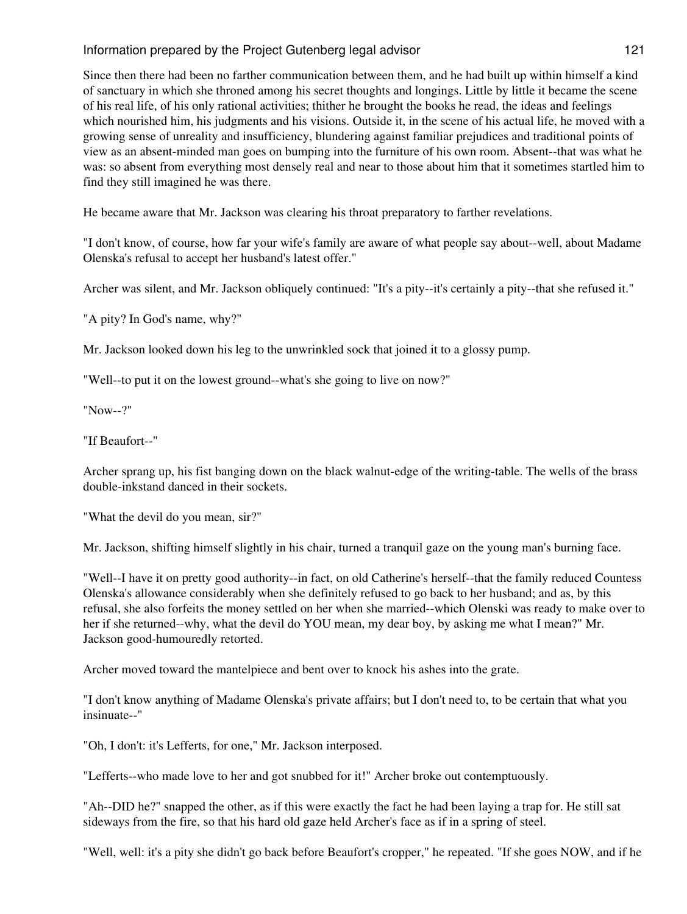Since then there had been no farther communication between them, and he had built up within himself a kind of sanctuary in which she throned among his secret thoughts and longings. Little by little it became the scene of his real life, of his only rational activities; thither he brought the books he read, the ideas and feelings which nourished him, his judgments and his visions. Outside it, in the scene of his actual life, he moved with a growing sense of unreality and insufficiency, blundering against familiar prejudices and traditional points of view as an absent-minded man goes on bumping into the furniture of his own room. Absent--that was what he was: so absent from everything most densely real and near to those about him that it sometimes startled him to find they still imagined he was there.

He became aware that Mr. Jackson was clearing his throat preparatory to farther revelations.

"I don't know, of course, how far your wife's family are aware of what people say about--well, about Madame Olenska's refusal to accept her husband's latest offer."

Archer was silent, and Mr. Jackson obliquely continued: "It's a pity--it's certainly a pity--that she refused it."

"A pity? In God's name, why?"

Mr. Jackson looked down his leg to the unwrinkled sock that joined it to a glossy pump.

"Well--to put it on the lowest ground--what's she going to live on now?"

"Now--?"

"If Beaufort--"

Archer sprang up, his fist banging down on the black walnut-edge of the writing-table. The wells of the brass double-inkstand danced in their sockets.

"What the devil do you mean, sir?"

Mr. Jackson, shifting himself slightly in his chair, turned a tranquil gaze on the young man's burning face.

"Well--I have it on pretty good authority--in fact, on old Catherine's herself--that the family reduced Countess Olenska's allowance considerably when she definitely refused to go back to her husband; and as, by this refusal, she also forfeits the money settled on her when she married--which Olenski was ready to make over to her if she returned--why, what the devil do YOU mean, my dear boy, by asking me what I mean?" Mr. Jackson good-humouredly retorted.

Archer moved toward the mantelpiece and bent over to knock his ashes into the grate.

"I don't know anything of Madame Olenska's private affairs; but I don't need to, to be certain that what you insinuate--"

"Oh, I don't: it's Lefferts, for one," Mr. Jackson interposed.

"Lefferts--who made love to her and got snubbed for it!" Archer broke out contemptuously.

"Ah--DID he?" snapped the other, as if this were exactly the fact he had been laying a trap for. He still sat sideways from the fire, so that his hard old gaze held Archer's face as if in a spring of steel.

"Well, well: it's a pity she didn't go back before Beaufort's cropper," he repeated. "If she goes NOW, and if he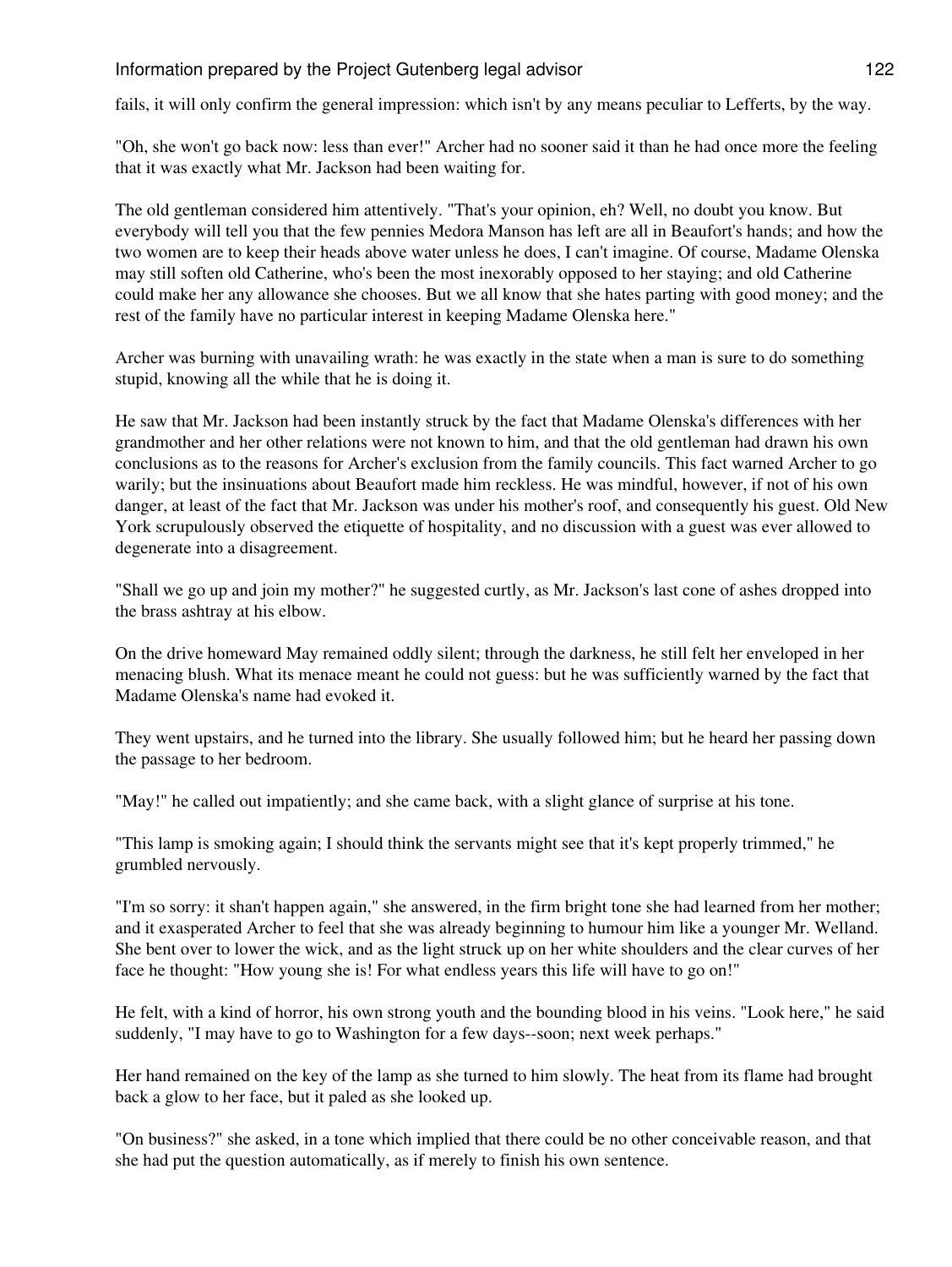fails, it will only confirm the general impression: which isn't by any means peculiar to Lefferts, by the way.

"Oh, she won't go back now: less than ever!" Archer had no sooner said it than he had once more the feeling that it was exactly what Mr. Jackson had been waiting for.

The old gentleman considered him attentively. "That's your opinion, eh? Well, no doubt you know. But everybody will tell you that the few pennies Medora Manson has left are all in Beaufort's hands; and how the two women are to keep their heads above water unless he does, I can't imagine. Of course, Madame Olenska may still soften old Catherine, who's been the most inexorably opposed to her staying; and old Catherine could make her any allowance she chooses. But we all know that she hates parting with good money; and the rest of the family have no particular interest in keeping Madame Olenska here."

Archer was burning with unavailing wrath: he was exactly in the state when a man is sure to do something stupid, knowing all the while that he is doing it.

He saw that Mr. Jackson had been instantly struck by the fact that Madame Olenska's differences with her grandmother and her other relations were not known to him, and that the old gentleman had drawn his own conclusions as to the reasons for Archer's exclusion from the family councils. This fact warned Archer to go warily; but the insinuations about Beaufort made him reckless. He was mindful, however, if not of his own danger, at least of the fact that Mr. Jackson was under his mother's roof, and consequently his guest. Old New York scrupulously observed the etiquette of hospitality, and no discussion with a guest was ever allowed to degenerate into a disagreement.

"Shall we go up and join my mother?" he suggested curtly, as Mr. Jackson's last cone of ashes dropped into the brass ashtray at his elbow.

On the drive homeward May remained oddly silent; through the darkness, he still felt her enveloped in her menacing blush. What its menace meant he could not guess: but he was sufficiently warned by the fact that Madame Olenska's name had evoked it.

They went upstairs, and he turned into the library. She usually followed him; but he heard her passing down the passage to her bedroom.

"May!" he called out impatiently; and she came back, with a slight glance of surprise at his tone.

"This lamp is smoking again; I should think the servants might see that it's kept properly trimmed," he grumbled nervously.

"I'm so sorry: it shan't happen again," she answered, in the firm bright tone she had learned from her mother; and it exasperated Archer to feel that she was already beginning to humour him like a younger Mr. Welland. She bent over to lower the wick, and as the light struck up on her white shoulders and the clear curves of her face he thought: "How young she is! For what endless years this life will have to go on!"

He felt, with a kind of horror, his own strong youth and the bounding blood in his veins. "Look here," he said suddenly, "I may have to go to Washington for a few days--soon; next week perhaps."

Her hand remained on the key of the lamp as she turned to him slowly. The heat from its flame had brought back a glow to her face, but it paled as she looked up.

"On business?" she asked, in a tone which implied that there could be no other conceivable reason, and that she had put the question automatically, as if merely to finish his own sentence.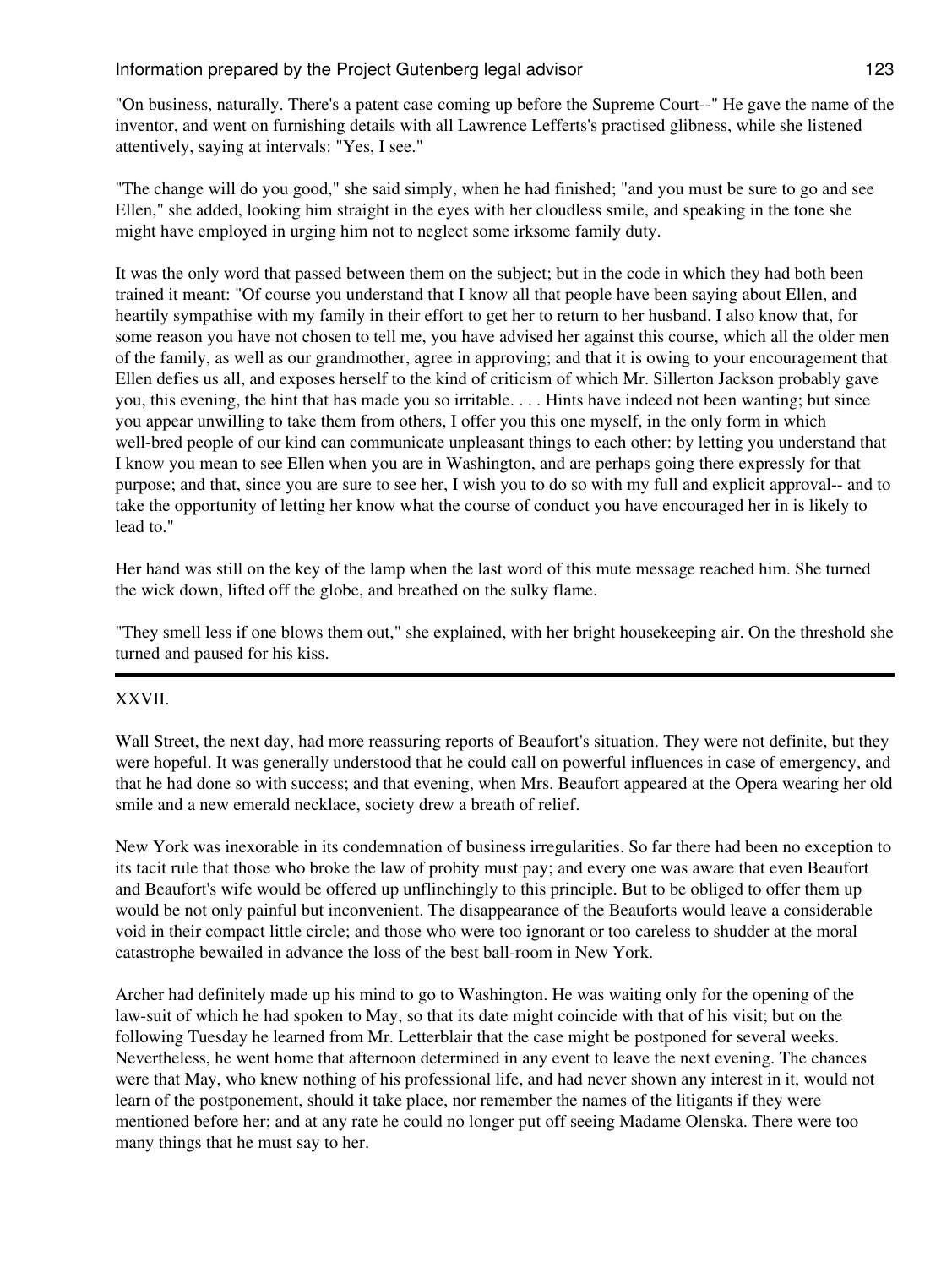"On business, naturally. There's a patent case coming up before the Supreme Court--" He gave the name of the inventor, and went on furnishing details with all Lawrence Lefferts's practised glibness, while she listened attentively, saying at intervals: "Yes, I see."

"The change will do you good," she said simply, when he had finished; "and you must be sure to go and see Ellen," she added, looking him straight in the eyes with her cloudless smile, and speaking in the tone she might have employed in urging him not to neglect some irksome family duty.

It was the only word that passed between them on the subject; but in the code in which they had both been trained it meant: "Of course you understand that I know all that people have been saying about Ellen, and heartily sympathise with my family in their effort to get her to return to her husband. I also know that, for some reason you have not chosen to tell me, you have advised her against this course, which all the older men of the family, as well as our grandmother, agree in approving; and that it is owing to your encouragement that Ellen defies us all, and exposes herself to the kind of criticism of which Mr. Sillerton Jackson probably gave you, this evening, the hint that has made you so irritable. . . . Hints have indeed not been wanting; but since you appear unwilling to take them from others, I offer you this one myself, in the only form in which well-bred people of our kind can communicate unpleasant things to each other: by letting you understand that I know you mean to see Ellen when you are in Washington, and are perhaps going there expressly for that purpose; and that, since you are sure to see her, I wish you to do so with my full and explicit approval-- and to take the opportunity of letting her know what the course of conduct you have encouraged her in is likely to lead to."

Her hand was still on the key of the lamp when the last word of this mute message reached him. She turned the wick down, lifted off the globe, and breathed on the sulky flame.

"They smell less if one blows them out," she explained, with her bright housekeeping air. On the threshold she turned and paused for his kiss.

---

## XXVII.

Wall Street, the next day, had more reassuring reports of Beaufort's situation. They were not definite, but they were hopeful. It was generally understood that he could call on powerful influences in case of emergency, and that he had done so with success; and that evening, when Mrs. Beaufort appeared at the Opera wearing her old smile and a new emerald necklace, society drew a breath of relief.

New York was inexorable in its condemnation of business irregularities. So far there had been no exception to its tacit rule that those who broke the law of probity must pay; and every one was aware that even Beaufort and Beaufort's wife would be offered up unflinchingly to this principle. But to be obliged to offer them up would be not only painful but inconvenient. The disappearance of the Beauforts would leave a considerable void in their compact little circle; and those who were too ignorant or too careless to shudder at the moral catastrophe bewailed in advance the loss of the best ball-room in New York.

Archer had definitely made up his mind to go to Washington. He was waiting only for the opening of the law-suit of which he had spoken to May, so that its date might coincide with that of his visit; but on the following Tuesday he learned from Mr. Letterblair that the case might be postponed for several weeks. Nevertheless, he went home that afternoon determined in any event to leave the next evening. The chances were that May, who knew nothing of his professional life, and had never shown any interest in it, would not learn of the postponement, should it take place, nor remember the names of the litigants if they were mentioned before her; and at any rate he could no longer put off seeing Madame Olenska. There were too many things that he must say to her.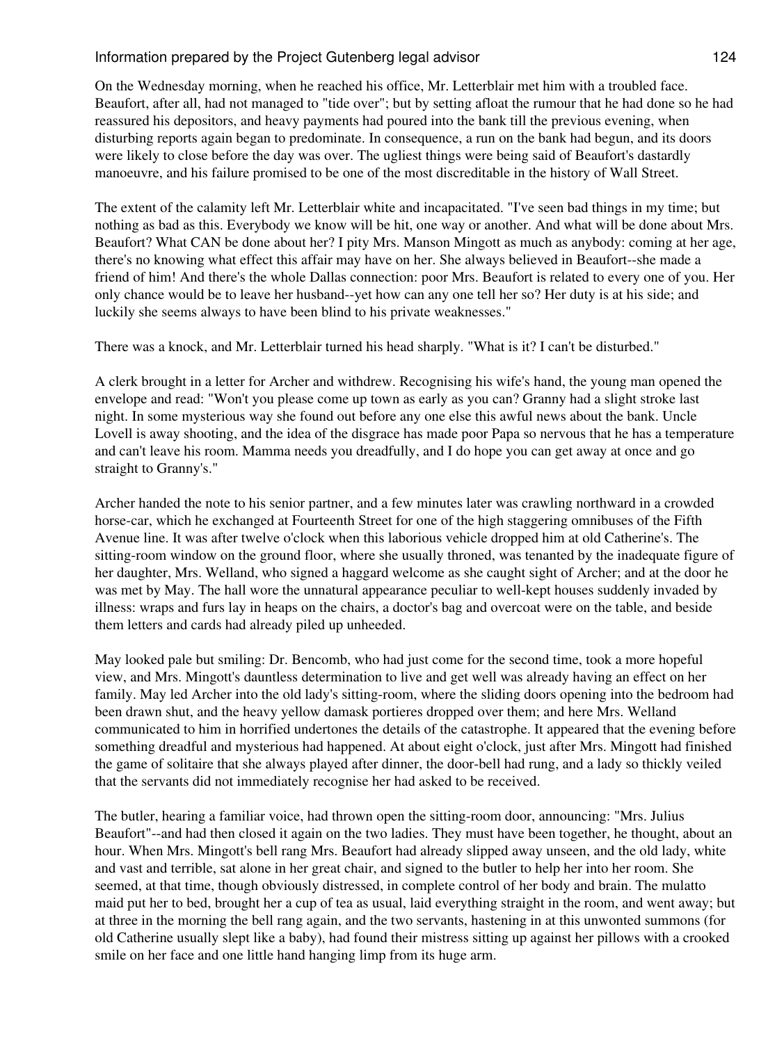On the Wednesday morning, when he reached his office, Mr. Letterblair met him with a troubled face. Beaufort, after all, had not managed to "tide over"; but by setting afloat the rumour that he had done so he had reassured his depositors, and heavy payments had poured into the bank till the previous evening, when disturbing reports again began to predominate. In consequence, a run on the bank had begun, and its doors were likely to close before the day was over. The ugliest things were being said of Beaufort's dastardly manoeuvre, and his failure promised to be one of the most discreditable in the history of Wall Street.

The extent of the calamity left Mr. Letterblair white and incapacitated. "I've seen bad things in my time; but nothing as bad as this. Everybody we know will be hit, one way or another. And what will be done about Mrs. Beaufort? What CAN be done about her? I pity Mrs. Manson Mingott as much as anybody: coming at her age, there's no knowing what effect this affair may have on her. She always believed in Beaufort--she made a friend of him! And there's the whole Dallas connection: poor Mrs. Beaufort is related to every one of you. Her only chance would be to leave her husband--yet how can any one tell her so? Her duty is at his side; and luckily she seems always to have been blind to his private weaknesses."

There was a knock, and Mr. Letterblair turned his head sharply. "What is it? I can't be disturbed."

A clerk brought in a letter for Archer and withdrew. Recognising his wife's hand, the young man opened the envelope and read: "Won't you please come up town as early as you can? Granny had a slight stroke last night. In some mysterious way she found out before any one else this awful news about the bank. Uncle Lovell is away shooting, and the idea of the disgrace has made poor Papa so nervous that he has a temperature and can't leave his room. Mamma needs you dreadfully, and I do hope you can get away at once and go straight to Granny's."

Archer handed the note to his senior partner, and a few minutes later was crawling northward in a crowded horse-car, which he exchanged at Fourteenth Street for one of the high staggering omnibuses of the Fifth Avenue line. It was after twelve o'clock when this laborious vehicle dropped him at old Catherine's. The sitting-room window on the ground floor, where she usually throned, was tenanted by the inadequate figure of her daughter, Mrs. Welland, who signed a haggard welcome as she caught sight of Archer; and at the door he was met by May. The hall wore the unnatural appearance peculiar to well-kept houses suddenly invaded by illness: wraps and furs lay in heaps on the chairs, a doctor's bag and overcoat were on the table, and beside them letters and cards had already piled up unheeded.

May looked pale but smiling: Dr. Bencomb, who had just come for the second time, took a more hopeful view, and Mrs. Mingott's dauntless determination to live and get well was already having an effect on her family. May led Archer into the old lady's sitting-room, where the sliding doors opening into the bedroom had been drawn shut, and the heavy yellow damask portieres dropped over them; and here Mrs. Welland communicated to him in horrified undertones the details of the catastrophe. It appeared that the evening before something dreadful and mysterious had happened. At about eight o'clock, just after Mrs. Mingott had finished the game of solitaire that she always played after dinner, the door-bell had rung, and a lady so thickly veiled that the servants did not immediately recognise her had asked to be received.

The butler, hearing a familiar voice, had thrown open the sitting-room door, announcing: "Mrs. Julius Beaufort"--and had then closed it again on the two ladies. They must have been together, he thought, about an hour. When Mrs. Mingott's bell rang Mrs. Beaufort had already slipped away unseen, and the old lady, white and vast and terrible, sat alone in her great chair, and signed to the butler to help her into her room. She seemed, at that time, though obviously distressed, in complete control of her body and brain. The mulatto maid put her to bed, brought her a cup of tea as usual, laid everything straight in the room, and went away; but at three in the morning the bell rang again, and the two servants, hastening in at this unwonted summons (for old Catherine usually slept like a baby), had found their mistress sitting up against her pillows with a crooked smile on her face and one little hand hanging limp from its huge arm.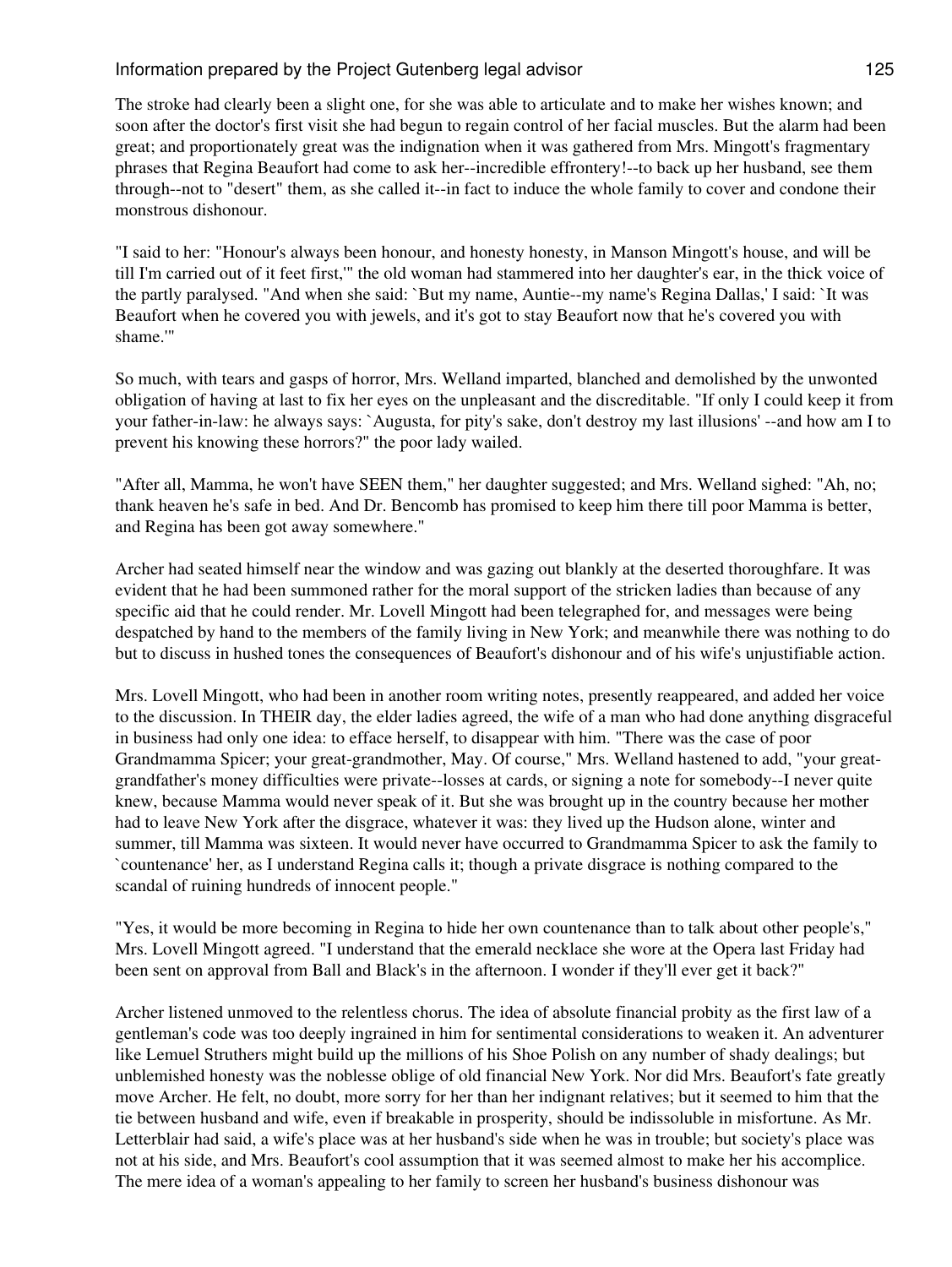The stroke had clearly been a slight one, for she was able to articulate and to make her wishes known; and soon after the doctor's first visit she had begun to regain control of her facial muscles. But the alarm had been great; and proportionately great was the indignation when it was gathered from Mrs. Mingott's fragmentary phrases that Regina Beaufort had come to ask her--incredible effrontery!--to back up her husband, see them through--not to "desert" them, as she called it--in fact to induce the whole family to cover and condone their monstrous dishonour.

"I said to her: "Honour's always been honour, and honesty honesty, in Manson Mingott's house, and will be till I'm carried out of it feet first,'" the old woman had stammered into her daughter's ear, in the thick voice of the partly paralysed. "And when she said: `But my name, Auntie--my name's Regina Dallas,' I said: `It was Beaufort when he covered you with jewels, and it's got to stay Beaufort now that he's covered you with shame.'"

So much, with tears and gasps of horror, Mrs. Welland imparted, blanched and demolished by the unwonted obligation of having at last to fix her eyes on the unpleasant and the discreditable. "If only I could keep it from your father-in-law: he always says: `Augusta, for pity's sake, don't destroy my last illusions' --and how am I to prevent his knowing these horrors?" the poor lady wailed.

"After all, Mamma, he won't have SEEN them," her daughter suggested; and Mrs. Welland sighed: "Ah, no; thank heaven he's safe in bed. And Dr. Bencomb has promised to keep him there till poor Mamma is better, and Regina has been got away somewhere."

Archer had seated himself near the window and was gazing out blankly at the deserted thoroughfare. It was evident that he had been summoned rather for the moral support of the stricken ladies than because of any specific aid that he could render. Mr. Lovell Mingott had been telegraphed for, and messages were being despatched by hand to the members of the family living in New York; and meanwhile there was nothing to do but to discuss in hushed tones the consequences of Beaufort's dishonour and of his wife's unjustifiable action.

Mrs. Lovell Mingott, who had been in another room writing notes, presently reappeared, and added her voice to the discussion. In THEIR day, the elder ladies agreed, the wife of a man who had done anything disgraceful in business had only one idea: to efface herself, to disappear with him. "There was the case of poor Grandmamma Spicer; your great-grandmother, May. Of course," Mrs. Welland hastened to add, "your great-grandfather's money difficulties were private--losses at cards, or signing a note for somebody--I never quite knew, because Mamma would never speak of it. But she was brought up in the country because her mother had to leave New York after the disgrace, whatever it was: they lived up the Hudson alone, winter and summer, till Mamma was sixteen. It would never have occurred to Grandmamma Spicer to ask the family to `countenance' her, as I understand Regina calls it; though a private disgrace is nothing compared to the scandal of ruining hundreds of innocent people."

"Yes, it would be more becoming in Regina to hide her own countenance than to talk about other people's," Mrs. Lovell Mingott agreed. "I understand that the emerald necklace she wore at the Opera last Friday had been sent on approval from Ball and Black's in the afternoon. I wonder if they'll ever get it back?"

Archer listened unmoved to the relentless chorus. The idea of absolute financial probity as the first law of a gentleman's code was too deeply ingrained in him for sentimental considerations to weaken it. An adventurer like Lemuel Struthers might build up the millions of his Shoe Polish on any number of shady dealings; but unblemished honesty was the noblesse oblige of old financial New York. Nor did Mrs. Beaufort's fate greatly move Archer. He felt, no doubt, more sorry for her than her indignant relatives; but it seemed to him that the tie between husband and wife, even if breakable in prosperity, should be indissoluble in misfortune. As Mr. Letterblair had said, a wife's place was at her husband's side when he was in trouble; but society's place was not at his side, and Mrs. Beaufort's cool assumption that it was seemed almost to make her his accomplice. The mere idea of a woman's appealing to her family to screen her husband's business dishonour was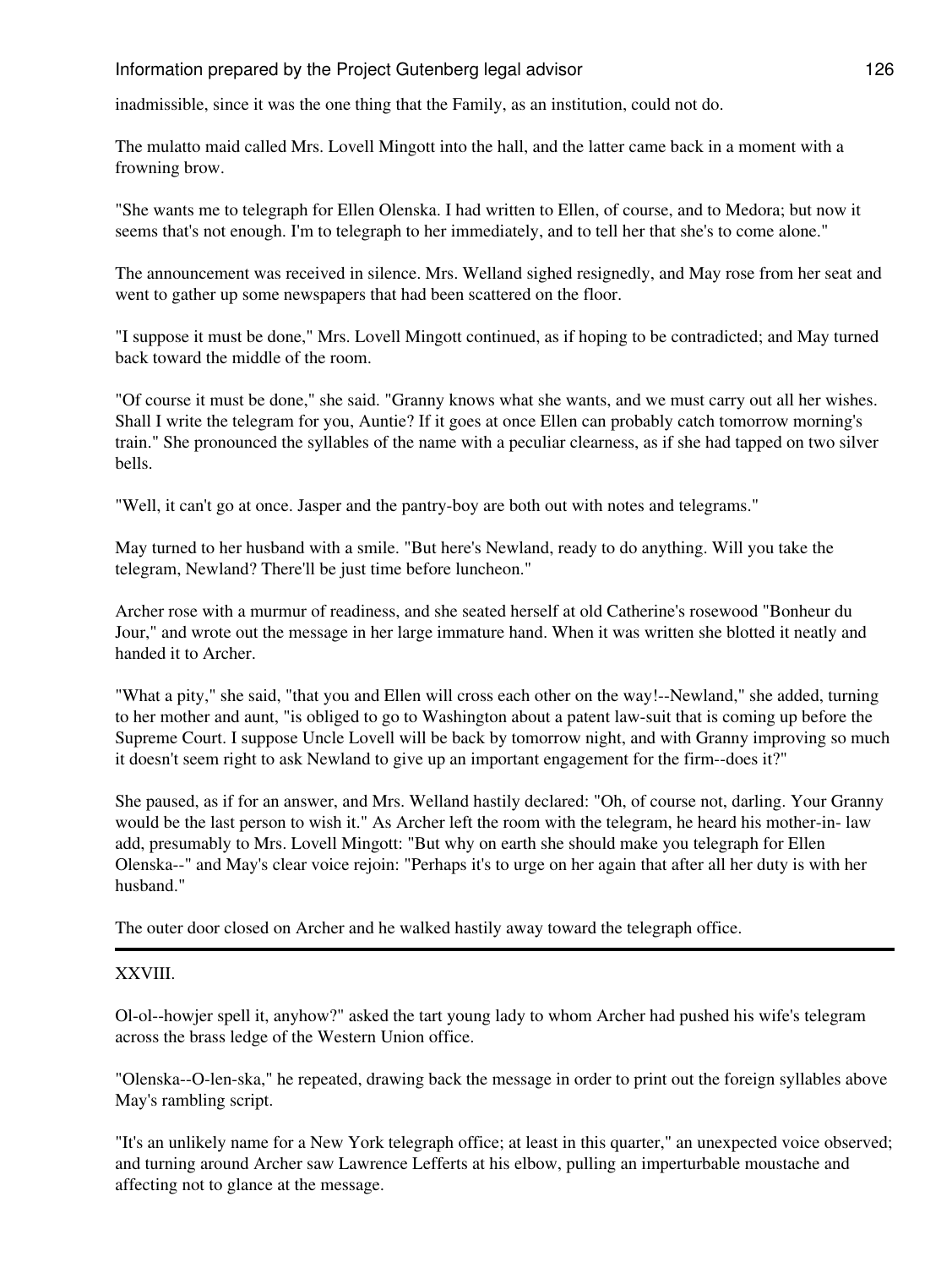inadmissible, since it was the one thing that the Family, as an institution, could not do.

The mulatto maid called Mrs. Lovell Mingott into the hall, and the latter came back in a moment with a frowning brow.

"She wants me to telegraph for Ellen Olenska. I had written to Ellen, of course, and to Medora; but now it seems that's not enough. I'm to telegraph to her immediately, and to tell her that she's to come alone."

The announcement was received in silence. Mrs. Welland sighed resignedly, and May rose from her seat and went to gather up some newspapers that had been scattered on the floor.

"I suppose it must be done," Mrs. Lovell Mingott continued, as if hoping to be contradicted; and May turned back toward the middle of the room.

"Of course it must be done," she said. "Granny knows what she wants, and we must carry out all her wishes. Shall I write the telegram for you, Auntie? If it goes at once Ellen can probably catch tomorrow morning's train." She pronounced the syllables of the name with a peculiar clearness, as if she had tapped on two silver bells.

"Well, it can't go at once. Jasper and the pantry-boy are both out with notes and telegrams."

May turned to her husband with a smile. "But here's Newland, ready to do anything. Will you take the telegram, Newland? There'll be just time before luncheon."

Archer rose with a murmur of readiness, and she seated herself at old Catherine's rosewood "Bonheur du Jour," and wrote out the message in her large immature hand. When it was written she blotted it neatly and handed it to Archer.

"What a pity," she said, "that you and Ellen will cross each other on the way!--Newland," she added, turning to her mother and aunt, "is obliged to go to Washington about a patent law-suit that is coming up before the Supreme Court. I suppose Uncle Lovell will be back by tomorrow night, and with Granny improving so much it doesn't seem right to ask Newland to give up an important engagement for the firm--does it?"

She paused, as if for an answer, and Mrs. Welland hastily declared: "Oh, of course not, darling. Your Granny would be the last person to wish it." As Archer left the room with the telegram, he heard his mother-in- law add, presumably to Mrs. Lovell Mingott: "But why on earth she should make you telegraph for Ellen Olenska--" and May's clear voice rejoin: "Perhaps it's to urge on her again that after all her duty is with her husband."

The outer door closed on Archer and he walked hastily away toward the telegraph office.

---

## XXVIII.

Ol-ol--howjer spell it, anyhow?" asked the tart young lady to whom Archer had pushed his wife's telegram across the brass ledge of the Western Union office.

"Olenska--O-len-ska," he repeated, drawing back the message in order to print out the foreign syllables above May's rambling script.

"It's an unlikely name for a New York telegraph office; at least in this quarter," an unexpected voice observed; and turning around Archer saw Lawrence Lefferts at his elbow, pulling an imperturbable moustache and affecting not to glance at the message.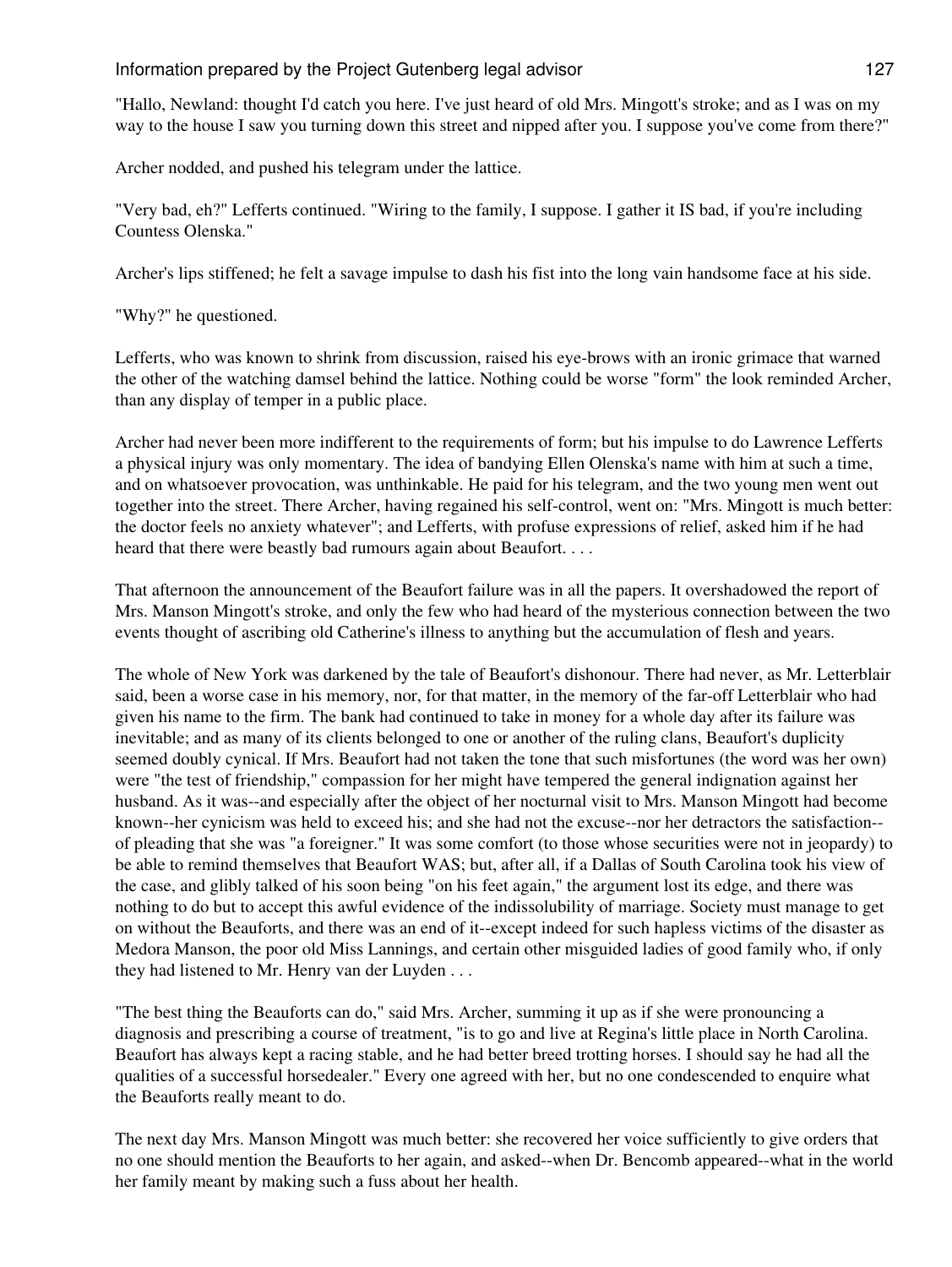"Hallo, Newland: thought I'd catch you here. I've just heard of old Mrs. Mingott's stroke; and as I was on my way to the house I saw you turning down this street and nipped after you. I suppose you've come from there?"

Archer nodded, and pushed his telegram under the lattice.

"Very bad, eh?" Lefferts continued. "Wiring to the family, I suppose. I gather it IS bad, if you're including Countess Olenska."

Archer's lips stiffened; he felt a savage impulse to dash his fist into the long vain handsome face at his side.

"Why?" he questioned.

Lefferts, who was known to shrink from discussion, raised his eye-brows with an ironic grimace that warned the other of the watching damsel behind the lattice. Nothing could be worse "form" the look reminded Archer, than any display of temper in a public place.

Archer had never been more indifferent to the requirements of form; but his impulse to do Lawrence Lefferts a physical injury was only momentary. The idea of bandying Ellen Olenska's name with him at such a time, and on whatsoever provocation, was unthinkable. He paid for his telegram, and the two young men went out together into the street. There Archer, having regained his self-control, went on: "Mrs. Mingott is much better: the doctor feels no anxiety whatever"; and Lefferts, with profuse expressions of relief, asked him if he had heard that there were beastly bad rumours again about Beaufort. . . .

That afternoon the announcement of the Beaufort failure was in all the papers. It overshadowed the report of Mrs. Manson Mingott's stroke, and only the few who had heard of the mysterious connection between the two events thought of ascribing old Catherine's illness to anything but the accumulation of flesh and years.

The whole of New York was darkened by the tale of Beaufort's dishonour. There had never, as Mr. Letterblair said, been a worse case in his memory, nor, for that matter, in the memory of the far-off Letterblair who had given his name to the firm. The bank had continued to take in money for a whole day after its failure was inevitable; and as many of its clients belonged to one or another of the ruling clans, Beaufort's duplicity seemed doubly cynical. If Mrs. Beaufort had not taken the tone that such misfortunes (the word was her own) were "the test of friendship," compassion for her might have tempered the general indignation against her husband. As it was--and especially after the object of her nocturnal visit to Mrs. Manson Mingott had become known--her cynicism was held to exceed his; and she had not the excuse--nor her detractors the satisfaction--of pleading that she was "a foreigner." It was some comfort (to those whose securities were not in jeopardy) to be able to remind themselves that Beaufort WAS; but, after all, if a Dallas of South Carolina took his view of the case, and glibly talked of his soon being "on his feet again," the argument lost its edge, and there was nothing to do but to accept this awful evidence of the indissolubility of marriage. Society must manage to get on without the Beauforts, and there was an end of it--except indeed for such hapless victims of the disaster as Medora Manson, the poor old Miss Lannings, and certain other misguided ladies of good family who, if only they had listened to Mr. Henry van der Luyden . . .

"The best thing the Beauforts can do," said Mrs. Archer, summing it up as if she were pronouncing a diagnosis and prescribing a course of treatment, "is to go and live at Regina's little place in North Carolina. Beaufort has always kept a racing stable, and he had better breed trotting horses. I should say he had all the qualities of a successful horsedealer." Every one agreed with her, but no one condescended to enquire what the Beauforts really meant to do.

The next day Mrs. Manson Mingott was much better: she recovered her voice sufficiently to give orders that no one should mention the Beauforts to her again, and asked--when Dr. Bencomb appeared--what in the world her family meant by making such a fuss about her health.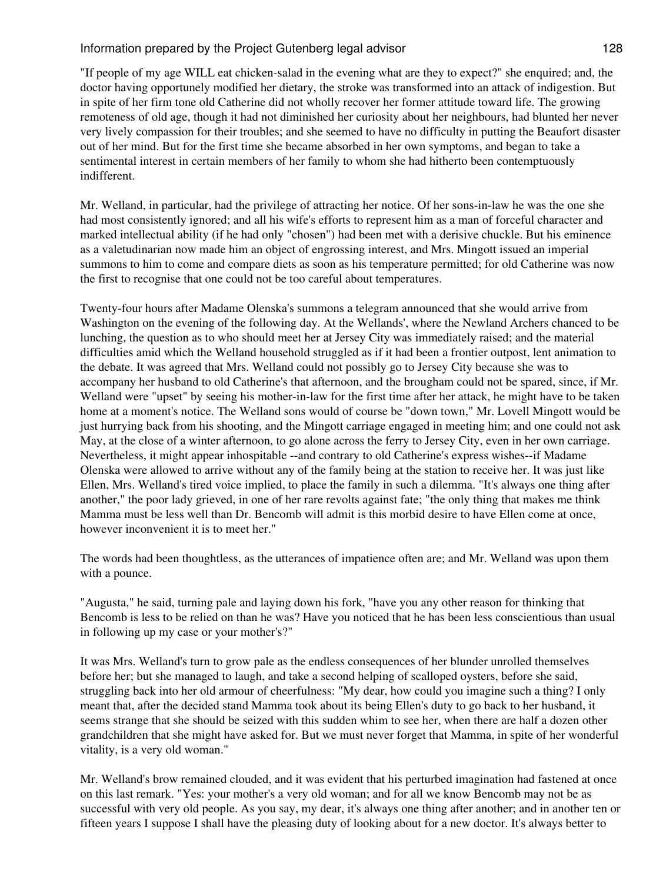"If people of my age WILL eat chicken-salad in the evening what are they to expect?" she enquired; and, the doctor having opportunely modified her dietary, the stroke was transformed into an attack of indigestion. But in spite of her firm tone old Catherine did not wholly recover her former attitude toward life. The growing remoteness of old age, though it had not diminished her curiosity about her neighbours, had blunted her never very lively compassion for their troubles; and she seemed to have no difficulty in putting the Beaufort disaster out of her mind. But for the first time she became absorbed in her own symptoms, and began to take a sentimental interest in certain members of her family to whom she had hitherto been contemptuously indifferent.

Mr. Welland, in particular, had the privilege of attracting her notice. Of her sons-in-law he was the one she had most consistently ignored; and all his wife's efforts to represent him as a man of forceful character and marked intellectual ability (if he had only "chosen") had been met with a derisive chuckle. But his eminence as a valetudinarian now made him an object of engrossing interest, and Mrs. Mingott issued an imperial summons to him to come and compare diets as soon as his temperature permitted; for old Catherine was now the first to recognise that one could not be too careful about temperatures.

Twenty-four hours after Madame Olenska's summons a telegram announced that she would arrive from Washington on the evening of the following day. At the Wellands', where the Newland Archers chanced to be lunching, the question as to who should meet her at Jersey City was immediately raised; and the material difficulties amid which the Welland household struggled as if it had been a frontier outpost, lent animation to the debate. It was agreed that Mrs. Welland could not possibly go to Jersey City because she was to accompany her husband to old Catherine's that afternoon, and the brougham could not be spared, since, if Mr. Welland were "upset" by seeing his mother-in-law for the first time after her attack, he might have to be taken home at a moment's notice. The Welland sons would of course be "down town," Mr. Lovell Mingott would be just hurrying back from his shooting, and the Mingott carriage engaged in meeting him; and one could not ask May, at the close of a winter afternoon, to go alone across the ferry to Jersey City, even in her own carriage. Nevertheless, it might appear inhospitable --and contrary to old Catherine's express wishes--if Madame Olenska were allowed to arrive without any of the family being at the station to receive her. It was just like Ellen, Mrs. Welland's tired voice implied, to place the family in such a dilemma. "It's always one thing after another," the poor lady grieved, in one of her rare revolts against fate; "the only thing that makes me think Mamma must be less well than Dr. Bencomb will admit is this morbid desire to have Ellen come at once, however inconvenient it is to meet her."

The words had been thoughtless, as the utterances of impatience often are; and Mr. Welland was upon them with a pounce.

"Augusta," he said, turning pale and laying down his fork, "have you any other reason for thinking that Bencomb is less to be relied on than he was? Have you noticed that he has been less conscientious than usual in following up my case or your mother's?"

It was Mrs. Welland's turn to grow pale as the endless consequences of her blunder unrolled themselves before her; but she managed to laugh, and take a second helping of scalloped oysters, before she said, struggling back into her old armour of cheerfulness: "My dear, how could you imagine such a thing? I only meant that, after the decided stand Mamma took about its being Ellen's duty to go back to her husband, it seems strange that she should be seized with this sudden whim to see her, when there are half a dozen other grandchildren that she might have asked for. But we must never forget that Mamma, in spite of her wonderful vitality, is a very old woman."

Mr. Welland's brow remained clouded, and it was evident that his perturbed imagination had fastened at once on this last remark. "Yes: your mother's a very old woman; and for all we know Bencomb may not be as successful with very old people. As you say, my dear, it's always one thing after another; and in another ten or fifteen years I suppose I shall have the pleasing duty of looking about for a new doctor. It's always better to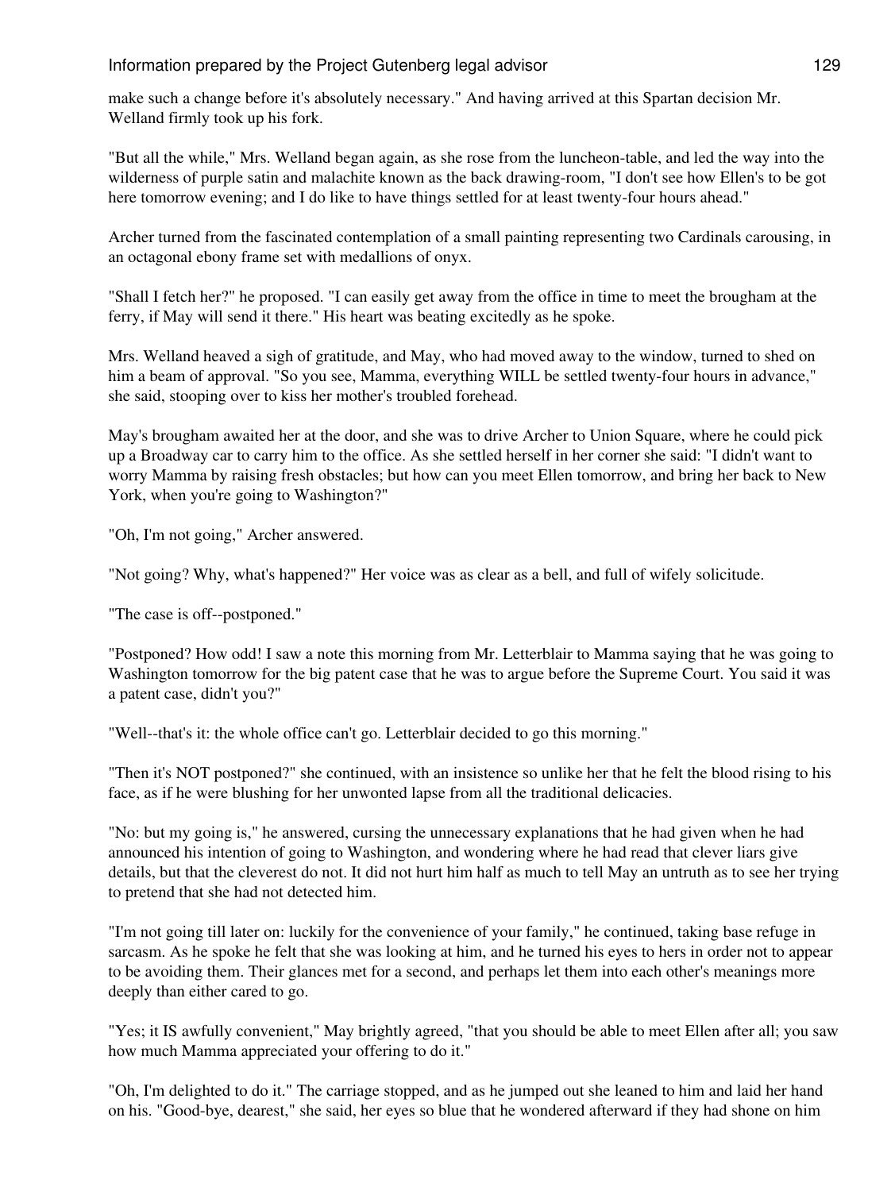make such a change before it's absolutely necessary." And having arrived at this Spartan decision Mr. Welland firmly took up his fork.

"But all the while," Mrs. Welland began again, as she rose from the luncheon-table, and led the way into the wilderness of purple satin and malachite known as the back drawing-room, "I don't see how Ellen's to be got here tomorrow evening; and I do like to have things settled for at least twenty-four hours ahead."

Archer turned from the fascinated contemplation of a small painting representing two Cardinals carousing, in an octagonal ebony frame set with medallions of onyx.

"Shall I fetch her?" he proposed. "I can easily get away from the office in time to meet the brougham at the ferry, if May will send it there." His heart was beating excitedly as he spoke.

Mrs. Welland heaved a sigh of gratitude, and May, who had moved away to the window, turned to shed on him a beam of approval. "So you see, Mamma, everything WILL be settled twenty-four hours in advance," she said, stooping over to kiss her mother's troubled forehead.

May's brougham awaited her at the door, and she was to drive Archer to Union Square, where he could pick up a Broadway car to carry him to the office. As she settled herself in her corner she said: "I didn't want to worry Mamma by raising fresh obstacles; but how can you meet Ellen tomorrow, and bring her back to New York, when you're going to Washington?"

"Oh, I'm not going," Archer answered.

"Not going? Why, what's happened?" Her voice was as clear as a bell, and full of wifely solicitude.

"The case is off--postponed."

"Postponed? How odd! I saw a note this morning from Mr. Letterblair to Mamma saying that he was going to Washington tomorrow for the big patent case that he was to argue before the Supreme Court. You said it was a patent case, didn't you?"

"Well--that's it: the whole office can't go. Letterblair decided to go this morning."

"Then it's NOT postponed?" she continued, with an insistence so unlike her that he felt the blood rising to his face, as if he were blushing for her unwonted lapse from all the traditional delicacies.

"No: but my going is," he answered, cursing the unnecessary explanations that he had given when he had announced his intention of going to Washington, and wondering where he had read that clever liars give details, but that the cleverest do not. It did not hurt him half as much to tell May an untruth as to see her trying to pretend that she had not detected him.

"I'm not going till later on: luckily for the convenience of your family," he continued, taking base refuge in sarcasm. As he spoke he felt that she was looking at him, and he turned his eyes to hers in order not to appear to be avoiding them. Their glances met for a second, and perhaps let them into each other's meanings more deeply than either cared to go.

"Yes; it IS awfully convenient," May brightly agreed, "that you should be able to meet Ellen after all; you saw how much Mamma appreciated your offering to do it."

"Oh, I'm delighted to do it." The carriage stopped, and as he jumped out she leaned to him and laid her hand on his. "Good-bye, dearest," she said, her eyes so blue that he wondered afterward if they had shone on him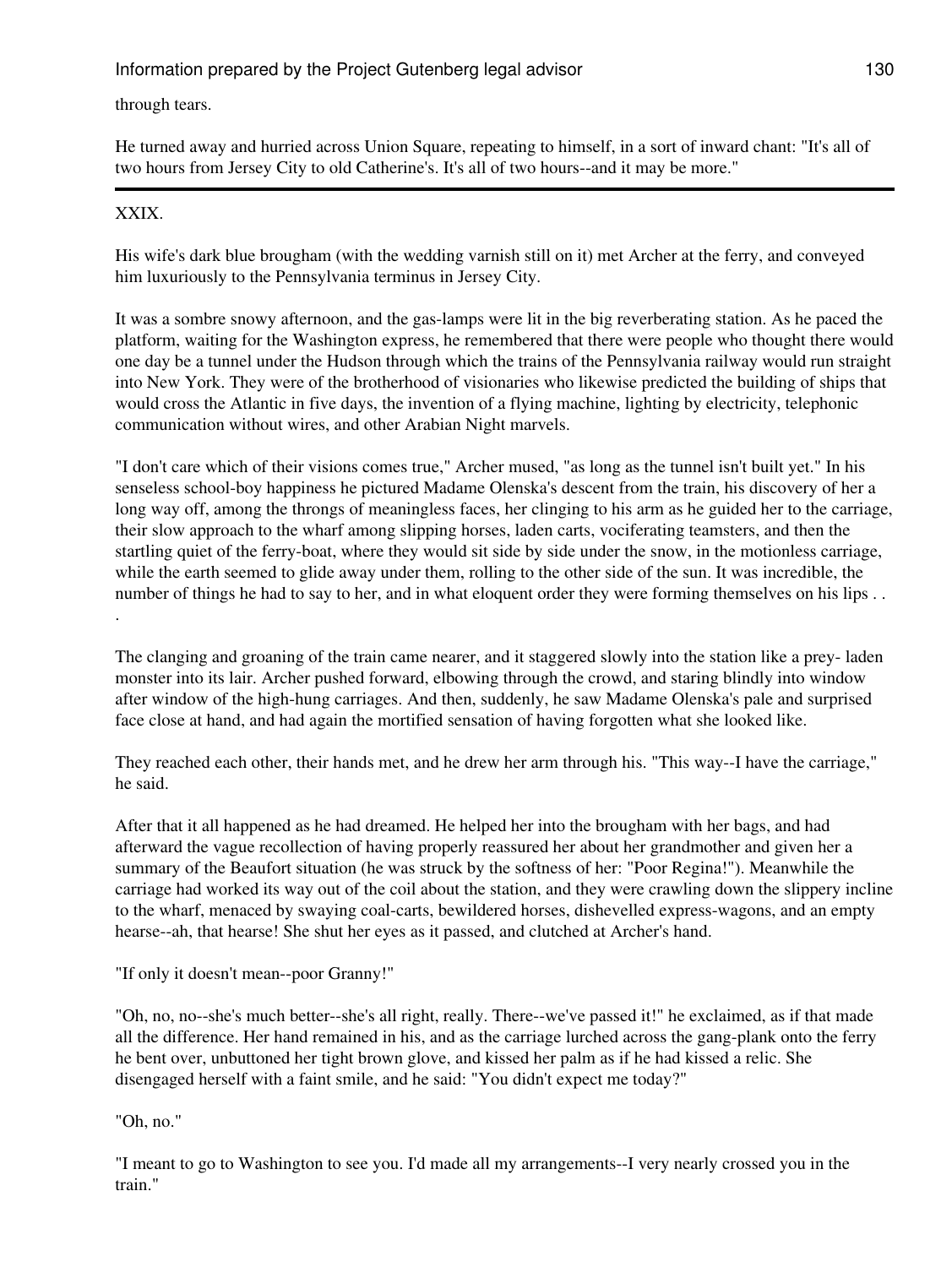through tears.

He turned away and hurried across Union Square, repeating to himself, in a sort of inward chant: "It's all of two hours from Jersey City to old Catherine's. It's all of two hours--and it may be more."

---

## XXIX.

His wife's dark blue brougham (with the wedding varnish still on it) met Archer at the ferry, and conveyed him luxuriously to the Pennsylvania terminus in Jersey City.

It was a sombre snowy afternoon, and the gas-lamps were lit in the big reverberating station. As he paced the platform, waiting for the Washington express, he remembered that there were people who thought there would one day be a tunnel under the Hudson through which the trains of the Pennsylvania railway would run straight into New York. They were of the brotherhood of visionaries who likewise predicted the building of ships that would cross the Atlantic in five days, the invention of a flying machine, lighting by electricity, telephonic communication without wires, and other Arabian Night marvels.

"I don't care which of their visions comes true," Archer mused, "as long as the tunnel isn't built yet." In his senseless school-boy happiness he pictured Madame Olenska's descent from the train, his discovery of her a long way off, among the throngs of meaningless faces, her clinging to his arm as he guided her to the carriage, their slow approach to the wharf among slipping horses, laden carts, vociferating teamsters, and then the startling quiet of the ferry-boat, where they would sit side by side under the snow, in the motionless carriage, while the earth seemed to glide away under them, rolling to the other side of the sun. It was incredible, the number of things he had to say to her, and in what eloquent order they were forming themselves on his lips . . .

The clanging and groaning of the train came nearer, and it staggered slowly into the station like a prey- laden monster into its lair. Archer pushed forward, elbowing through the crowd, and staring blindly into window after window of the high-hung carriages. And then, suddenly, he saw Madame Olenska's pale and surprised face close at hand, and had again the mortified sensation of having forgotten what she looked like.

They reached each other, their hands met, and he drew her arm through his. "This way--I have the carriage," he said.

After that it all happened as he had dreamed. He helped her into the brougham with her bags, and had afterward the vague recollection of having properly reassured her about her grandmother and given her a summary of the Beaufort situation (he was struck by the softness of her: "Poor Regina!"). Meanwhile the carriage had worked its way out of the coil about the station, and they were crawling down the slippery incline to the wharf, menaced by swaying coal-carts, bewildered horses, dishevelled express-wagons, and an empty hearse--ah, that hearse! She shut her eyes as it passed, and clutched at Archer's hand.

"If only it doesn't mean--poor Granny!"

"Oh, no, no--she's much better--she's all right, really. There--we've passed it!" he exclaimed, as if that made all the difference. Her hand remained in his, and as the carriage lurched across the gang-plank onto the ferry he bent over, unbuttoned her tight brown glove, and kissed her palm as if he had kissed a relic. She disengaged herself with a faint smile, and he said: "You didn't expect me today?"

"Oh, no."

"I meant to go to Washington to see you. I'd made all my arrangements--I very nearly crossed you in the train."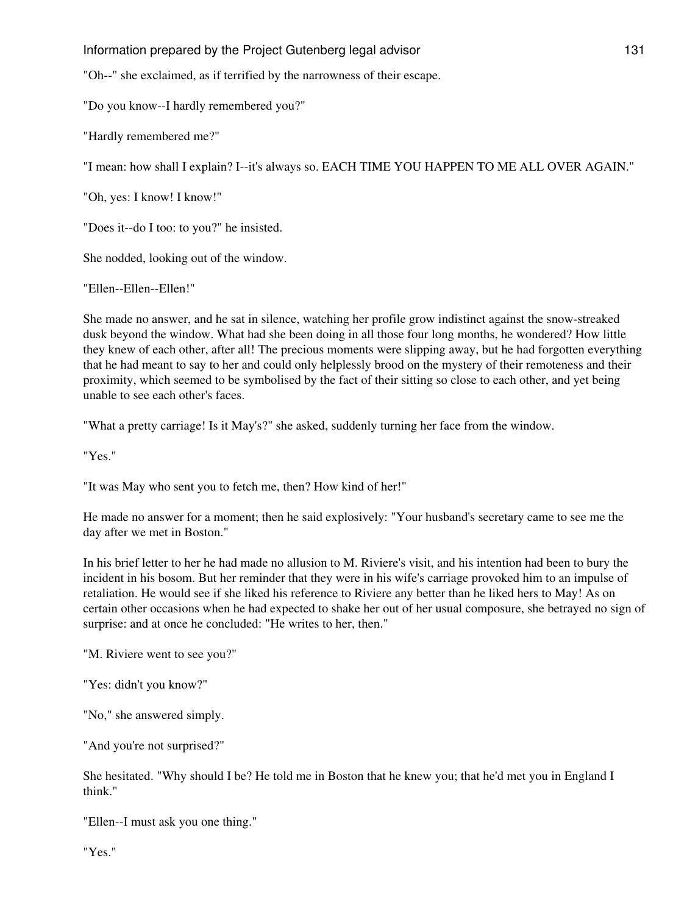"Oh--" she exclaimed, as if terrified by the narrowness of their escape.

"Do you know--I hardly remembered you?"

"Hardly remembered me?"

"I mean: how shall I explain? I--it's always so. EACH TIME YOU HAPPEN TO ME ALL OVER AGAIN."

"Oh, yes: I know! I know!"

"Does it--do I too: to you?" he insisted.

She nodded, looking out of the window.

"Ellen--Ellen--Ellen!"

She made no answer, and he sat in silence, watching her profile grow indistinct against the snow-streaked dusk beyond the window. What had she been doing in all those four long months, he wondered? How little they knew of each other, after all! The precious moments were slipping away, but he had forgotten everything that he had meant to say to her and could only helplessly brood on the mystery of their remoteness and their proximity, which seemed to be symbolised by the fact of their sitting so close to each other, and yet being unable to see each other's faces.

"What a pretty carriage! Is it May's?" she asked, suddenly turning her face from the window.

"Yes."

"It was May who sent you to fetch me, then? How kind of her!"

He made no answer for a moment; then he said explosively: "Your husband's secretary came to see me the day after we met in Boston."

In his brief letter to her he had made no allusion to M. Riviere's visit, and his intention had been to bury the incident in his bosom. But her reminder that they were in his wife's carriage provoked him to an impulse of retaliation. He would see if she liked his reference to Riviere any better than he liked hers to May! As on certain other occasions when he had expected to shake her out of her usual composure, she betrayed no sign of surprise: and at once he concluded: "He writes to her, then."

"M. Riviere went to see you?"

"Yes: didn't you know?"

"No," she answered simply.

"And you're not surprised?"

She hesitated. "Why should I be? He told me in Boston that he knew you; that he'd met you in England I think."

"Ellen--I must ask you one thing."

"Yes."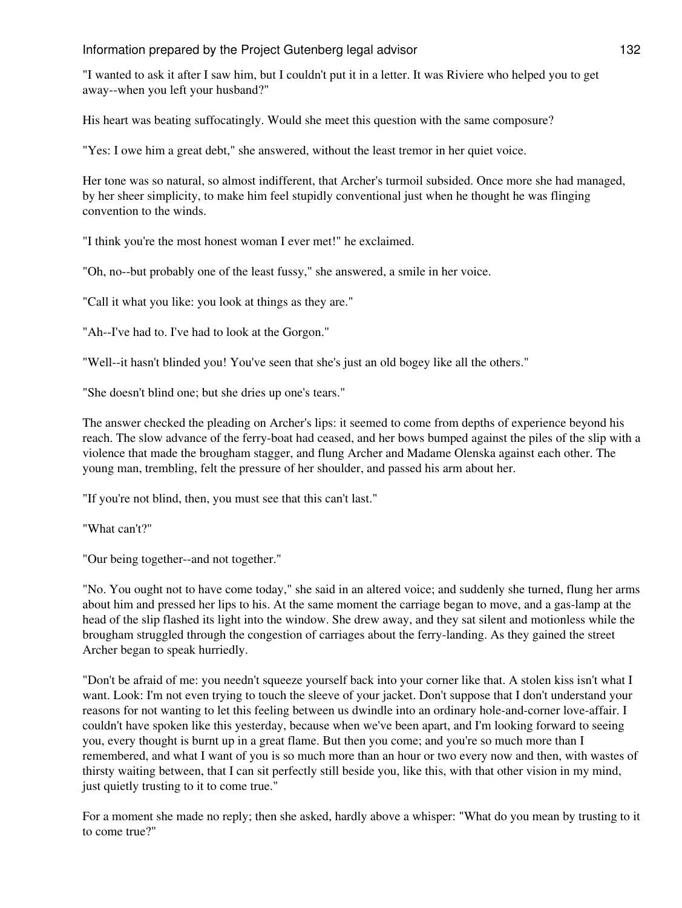"I wanted to ask it after I saw him, but I couldn't put it in a letter. It was Riviere who helped you to get away--when you left your husband?"

His heart was beating suffocatingly. Would she meet this question with the same composure?

"Yes: I owe him a great debt," she answered, without the least tremor in her quiet voice.

Her tone was so natural, so almost indifferent, that Archer's turmoil subsided. Once more she had managed, by her sheer simplicity, to make him feel stupidly conventional just when he thought he was flinging convention to the winds.

"I think you're the most honest woman I ever met!" he exclaimed.

"Oh, no--but probably one of the least fussy," she answered, a smile in her voice.

"Call it what you like: you look at things as they are."

"Ah--I've had to. I've had to look at the Gorgon."

"Well--it hasn't blinded you! You've seen that she's just an old bogey like all the others."

"She doesn't blind one; but she dries up one's tears."

The answer checked the pleading on Archer's lips: it seemed to come from depths of experience beyond his reach. The slow advance of the ferry-boat had ceased, and her bows bumped against the piles of the slip with a violence that made the brougham stagger, and flung Archer and Madame Olenska against each other. The young man, trembling, felt the pressure of her shoulder, and passed his arm about her.

"If you're not blind, then, you must see that this can't last."

"What can't?"

"Our being together--and not together."

"No. You ought not to have come today," she said in an altered voice; and suddenly she turned, flung her arms about him and pressed her lips to his. At the same moment the carriage began to move, and a gas-lamp at the head of the slip flashed its light into the window. She drew away, and they sat silent and motionless while the brougham struggled through the congestion of carriages about the ferry-landing. As they gained the street Archer began to speak hurriedly.

"Don't be afraid of me: you needn't squeeze yourself back into your corner like that. A stolen kiss isn't what I want. Look: I'm not even trying to touch the sleeve of your jacket. Don't suppose that I don't understand your reasons for not wanting to let this feeling between us dwindle into an ordinary hole-and-corner love-affair. I couldn't have spoken like this yesterday, because when we've been apart, and I'm looking forward to seeing you, every thought is burnt up in a great flame. But then you come; and you're so much more than I remembered, and what I want of you is so much more than an hour or two every now and then, with wastes of thirsty waiting between, that I can sit perfectly still beside you, like this, with that other vision in my mind, just quietly trusting to it to come true."

For a moment she made no reply; then she asked, hardly above a whisper: "What do you mean by trusting to it to come true?"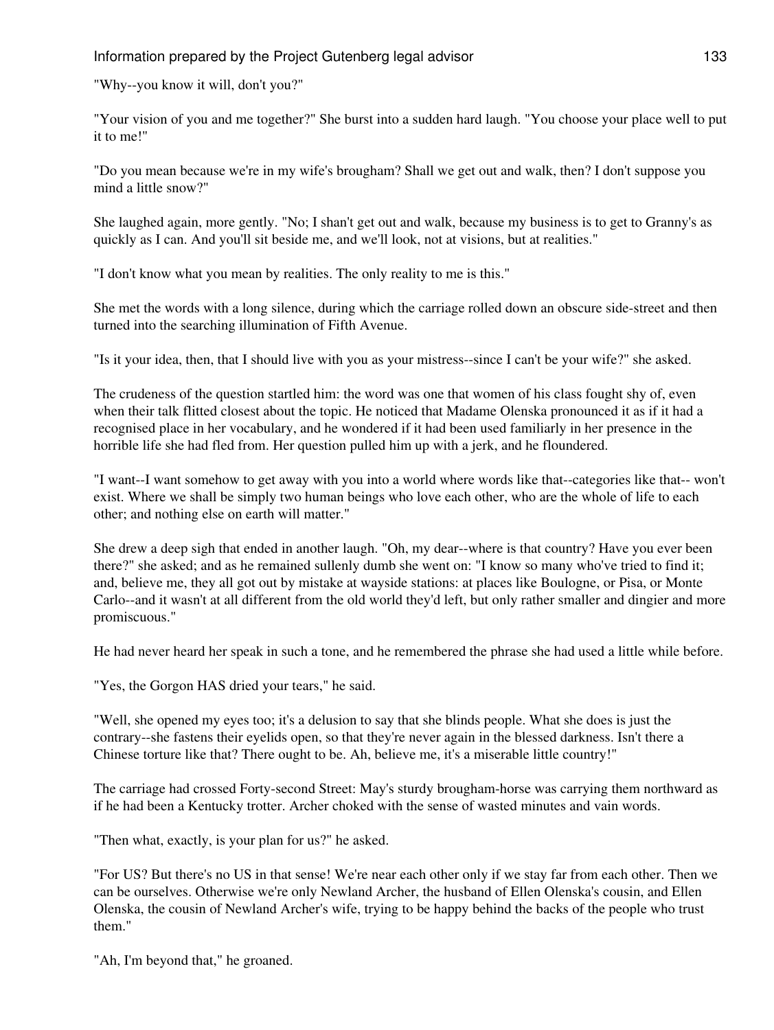"Why--you know it will, don't you?"

"Your vision of you and me together?" She burst into a sudden hard laugh. "You choose your place well to put it to me!"

"Do you mean because we're in my wife's brougham? Shall we get out and walk, then? I don't suppose you mind a little snow?"

She laughed again, more gently. "No; I shan't get out and walk, because my business is to get to Granny's as quickly as I can. And you'll sit beside me, and we'll look, not at visions, but at realities."

"I don't know what you mean by realities. The only reality to me is this."

She met the words with a long silence, during which the carriage rolled down an obscure side-street and then turned into the searching illumination of Fifth Avenue.

"Is it your idea, then, that I should live with you as your mistress--since I can't be your wife?" she asked.

The crudeness of the question startled him: the word was one that women of his class fought shy of, even when their talk flitted closest about the topic. He noticed that Madame Olenska pronounced it as if it had a recognised place in her vocabulary, and he wondered if it had been used familiarly in her presence in the horrible life she had fled from. Her question pulled him up with a jerk, and he floundered.

"I want--I want somehow to get away with you into a world where words like that--categories like that-- won't exist. Where we shall be simply two human beings who love each other, who are the whole of life to each other; and nothing else on earth will matter."

She drew a deep sigh that ended in another laugh. "Oh, my dear--where is that country? Have you ever been there?" she asked; and as he remained sullenly dumb she went on: "I know so many who've tried to find it; and, believe me, they all got out by mistake at wayside stations: at places like Boulogne, or Pisa, or Monte Carlo--and it wasn't at all different from the old world they'd left, but only rather smaller and dingier and more promiscuous."

He had never heard her speak in such a tone, and he remembered the phrase she had used a little while before.

"Yes, the Gorgon HAS dried your tears," he said.

"Well, she opened my eyes too; it's a delusion to say that she blinds people. What she does is just the contrary--she fastens their eyelids open, so that they're never again in the blessed darkness. Isn't there a Chinese torture like that? There ought to be. Ah, believe me, it's a miserable little country!"

The carriage had crossed Forty-second Street: May's sturdy brougham-horse was carrying them northward as if he had been a Kentucky trotter. Archer choked with the sense of wasted minutes and vain words.

"Then what, exactly, is your plan for us?" he asked.

"For US? But there's no US in that sense! We're near each other only if we stay far from each other. Then we can be ourselves. Otherwise we're only Newland Archer, the husband of Ellen Olenska's cousin, and Ellen Olenska, the cousin of Newland Archer's wife, trying to be happy behind the backs of the people who trust them."

"Ah, I'm beyond that," he groaned.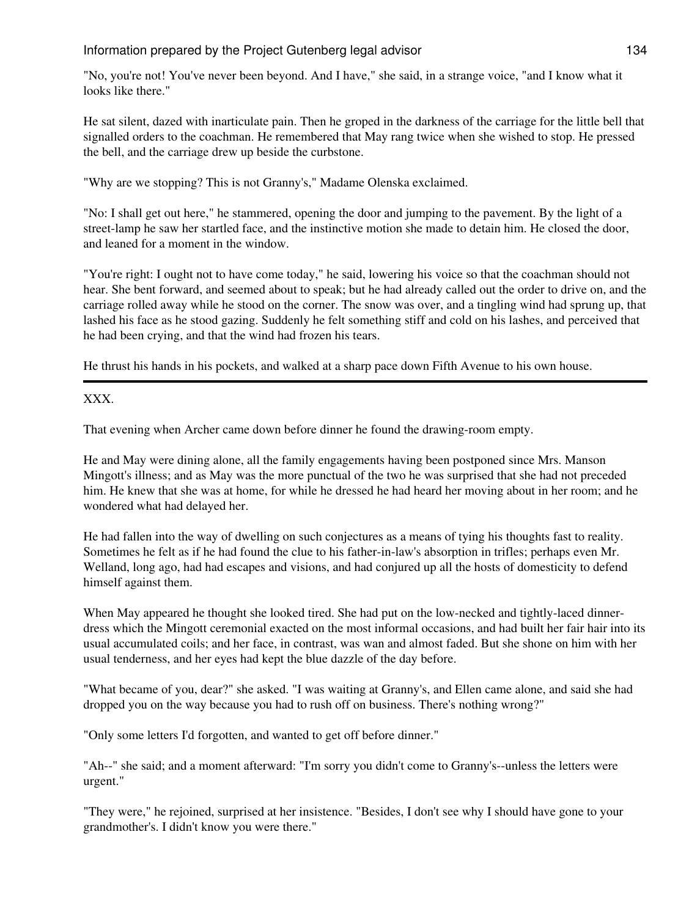"No, you're not! You've never been beyond. And I have," she said, in a strange voice, "and I know what it looks like there."

He sat silent, dazed with inarticulate pain. Then he groped in the darkness of the carriage for the little bell that signalled orders to the coachman. He remembered that May rang twice when she wished to stop. He pressed the bell, and the carriage drew up beside the curbstone.

"Why are we stopping? This is not Granny's," Madame Olenska exclaimed.

"No: I shall get out here," he stammered, opening the door and jumping to the pavement. By the light of a street-lamp he saw her startled face, and the instinctive motion she made to detain him. He closed the door, and leaned for a moment in the window.

"You're right: I ought not to have come today," he said, lowering his voice so that the coachman should not hear. She bent forward, and seemed about to speak; but he had already called out the order to drive on, and the carriage rolled away while he stood on the corner. The snow was over, and a tingling wind had sprung up, that lashed his face as he stood gazing. Suddenly he felt something stiff and cold on his lashes, and perceived that he had been crying, and that the wind had frozen his tears.

He thrust his hands in his pockets, and walked at a sharp pace down Fifth Avenue to his own house.

---

XXX.

That evening when Archer came down before dinner he found the drawing-room empty.

He and May were dining alone, all the family engagements having been postponed since Mrs. Manson Mingott's illness; and as May was the more punctual of the two he was surprised that she had not preceded him. He knew that she was at home, for while he dressed he had heard her moving about in her room; and he wondered what had delayed her.

He had fallen into the way of dwelling on such conjectures as a means of tying his thoughts fast to reality. Sometimes he felt as if he had found the clue to his father-in-law's absorption in trifles; perhaps even Mr. Welland, long ago, had had escapes and visions, and had conjured up all the hosts of domesticity to defend himself against them.

When May appeared he thought she looked tired. She had put on the low-necked and tightly-laced dinner-dress which the Mingott ceremonial exacted on the most informal occasions, and had built her fair hair into its usual accumulated coils; and her face, in contrast, was wan and almost faded. But she shone on him with her usual tenderness, and her eyes had kept the blue dazzle of the day before.

"What became of you, dear?" she asked. "I was waiting at Granny's, and Ellen came alone, and said she had dropped you on the way because you had to rush off on business. There's nothing wrong?"

"Only some letters I'd forgotten, and wanted to get off before dinner."

"Ah--" she said; and a moment afterward: "I'm sorry you didn't come to Granny's--unless the letters were urgent."

"They were," he rejoined, surprised at her insistence. "Besides, I don't see why I should have gone to your grandmother's. I didn't know you were there."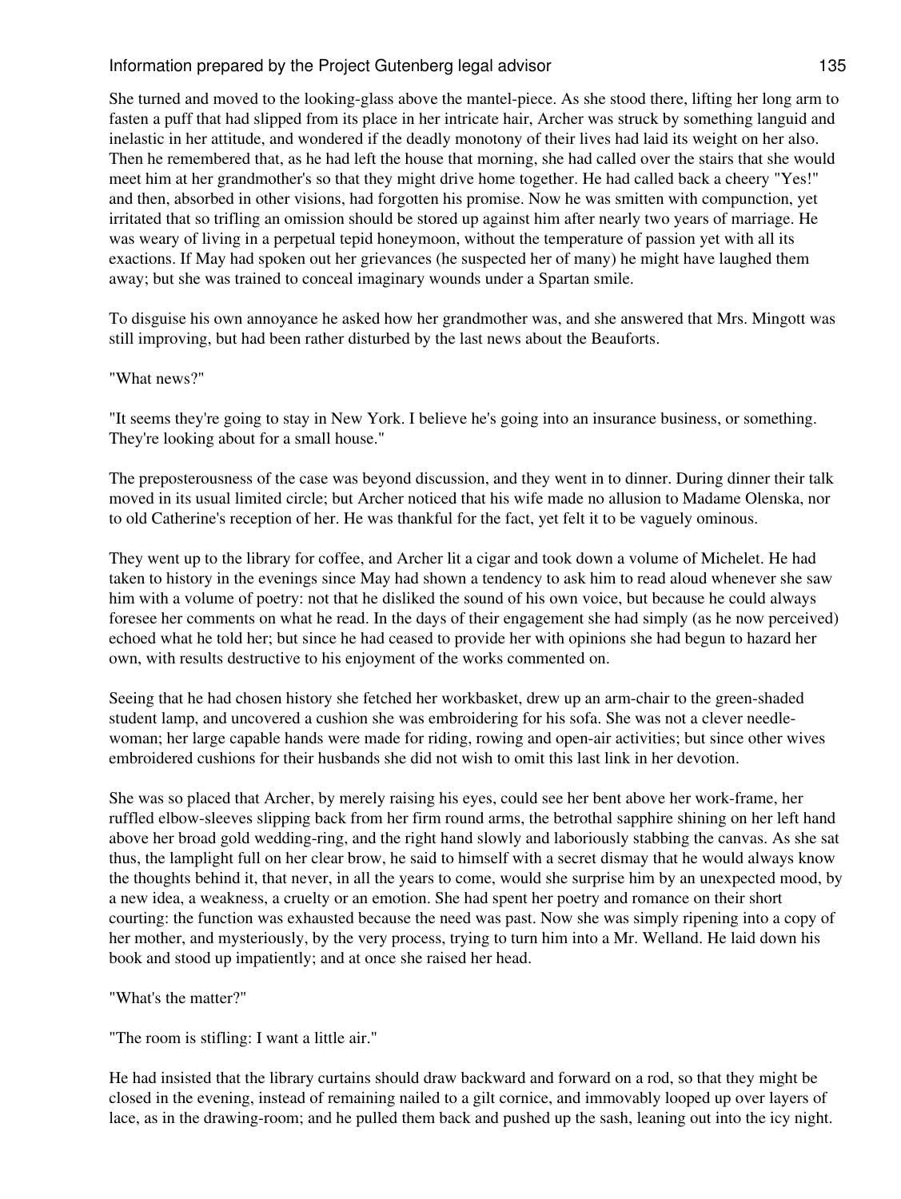She turned and moved to the looking-glass above the mantel-piece. As she stood there, lifting her long arm to fasten a puff that had slipped from its place in her intricate hair, Archer was struck by something languid and inelastic in her attitude, and wondered if the deadly monotony of their lives had laid its weight on her also. Then he remembered that, as he had left the house that morning, she had called over the stairs that she would meet him at her grandmother's so that they might drive home together. He had called back a cheery "Yes!" and then, absorbed in other visions, had forgotten his promise. Now he was smitten with compunction, yet irritated that so trifling an omission should be stored up against him after nearly two years of marriage. He was weary of living in a perpetual tepid honeymoon, without the temperature of passion yet with all its exactions. If May had spoken out her grievances (he suspected her of many) he might have laughed them away; but she was trained to conceal imaginary wounds under a Spartan smile.

To disguise his own annoyance he asked how her grandmother was, and she answered that Mrs. Mingott was still improving, but had been rather disturbed by the last news about the Beauforts.

"What news?"

"It seems they're going to stay in New York. I believe he's going into an insurance business, or something. They're looking about for a small house."

The preposterousness of the case was beyond discussion, and they went in to dinner. During dinner their talk moved in its usual limited circle; but Archer noticed that his wife made no allusion to Madame Olenska, nor to old Catherine's reception of her. He was thankful for the fact, yet felt it to be vaguely ominous.

They went up to the library for coffee, and Archer lit a cigar and took down a volume of Michelet. He had taken to history in the evenings since May had shown a tendency to ask him to read aloud whenever she saw him with a volume of poetry: not that he disliked the sound of his own voice, but because he could always foresee her comments on what he read. In the days of their engagement she had simply (as he now perceived) echoed what he told her; but since he had ceased to provide her with opinions she had begun to hazard her own, with results destructive to his enjoyment of the works commented on.

Seeing that he had chosen history she fetched her workbasket, drew up an arm-chair to the green-shaded student lamp, and uncovered a cushion she was embroidering for his sofa. She was not a clever needle-woman; her large capable hands were made for riding, rowing and open-air activities; but since other wives embroidered cushions for their husbands she did not wish to omit this last link in her devotion.

She was so placed that Archer, by merely raising his eyes, could see her bent above her work-frame, her ruffled elbow-sleeves slipping back from her firm round arms, the betrothal sapphire shining on her left hand above her broad gold wedding-ring, and the right hand slowly and laboriously stabbing the canvas. As she sat thus, the lamplight full on her clear brow, he said to himself with a secret dismay that he would always know the thoughts behind it, that never, in all the years to come, would she surprise him by an unexpected mood, by a new idea, a weakness, a cruelty or an emotion. She had spent her poetry and romance on their short courting: the function was exhausted because the need was past. Now she was simply ripening into a copy of her mother, and mysteriously, by the very process, trying to turn him into a Mr. Welland. He laid down his book and stood up impatiently; and at once she raised her head.

"What's the matter?"

"The room is stifling: I want a little air."

He had insisted that the library curtains should draw backward and forward on a rod, so that they might be closed in the evening, instead of remaining nailed to a gilt cornice, and immovably looped up over layers of lace, as in the drawing-room; and he pulled them back and pushed up the sash, leaning out into the icy night.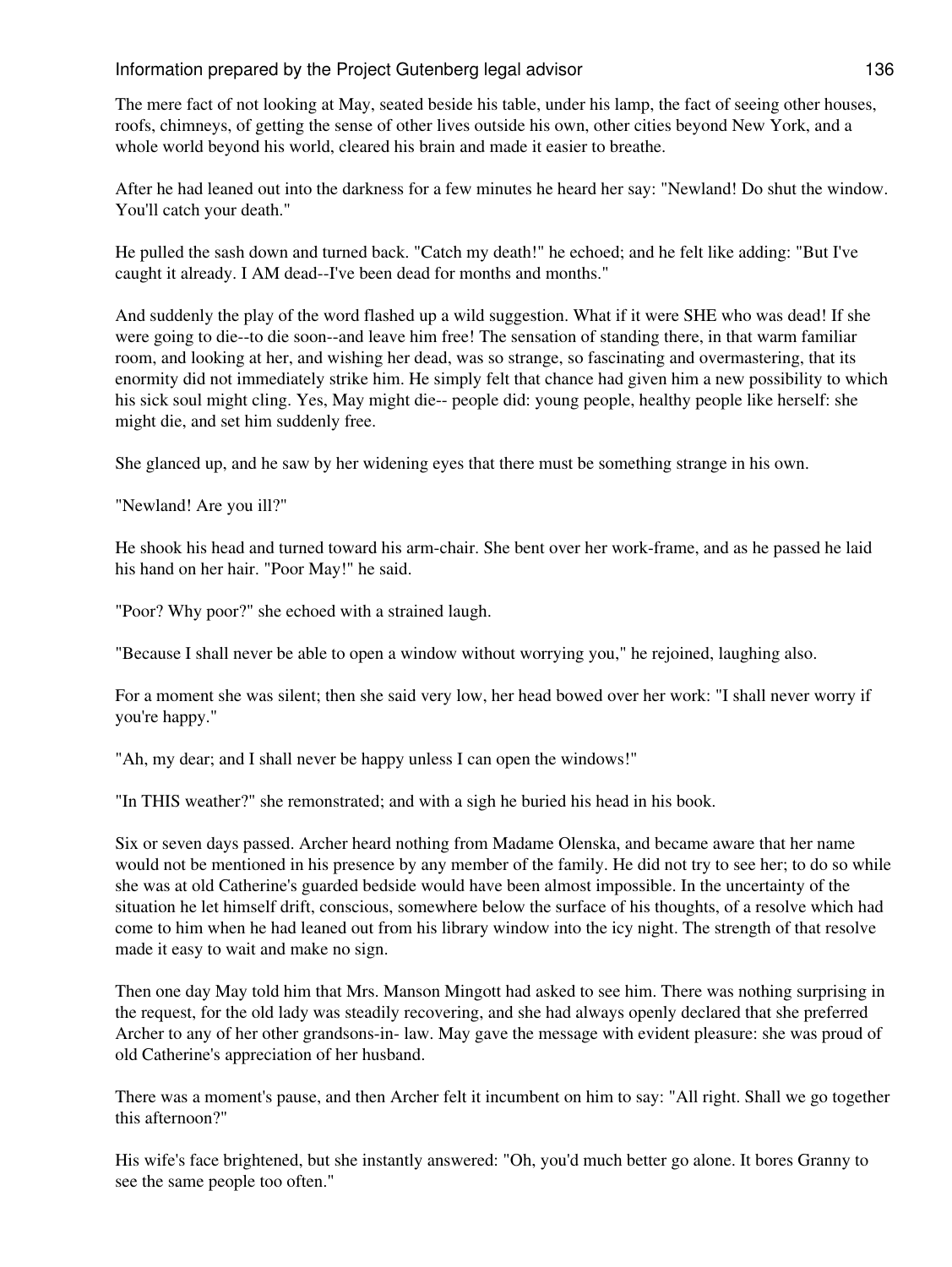The mere fact of not looking at May, seated beside his table, under his lamp, the fact of seeing other houses, roofs, chimneys, of getting the sense of other lives outside his own, other cities beyond New York, and a whole world beyond his world, cleared his brain and made it easier to breathe.

After he had leaned out into the darkness for a few minutes he heard her say: "Newland! Do shut the window. You'll catch your death."

He pulled the sash down and turned back. "Catch my death!" he echoed; and he felt like adding: "But I've caught it already. I AM dead--I've been dead for months and months."

And suddenly the play of the word flashed up a wild suggestion. What if it were SHE who was dead! If she were going to die--to die soon--and leave him free! The sensation of standing there, in that warm familiar room, and looking at her, and wishing her dead, was so strange, so fascinating and overmastering, that its enormity did not immediately strike him. He simply felt that chance had given him a new possibility to which his sick soul might cling. Yes, May might die-- people did: young people, healthy people like herself: she might die, and set him suddenly free.

She glanced up, and he saw by her widening eyes that there must be something strange in his own.

"Newland! Are you ill?"

He shook his head and turned toward his arm-chair. She bent over her work-frame, and as he passed he laid his hand on her hair. "Poor May!" he said.

"Poor? Why poor?" she echoed with a strained laugh.

"Because I shall never be able to open a window without worrying you," he rejoined, laughing also.

For a moment she was silent; then she said very low, her head bowed over her work: "I shall never worry if you're happy."

"Ah, my dear; and I shall never be happy unless I can open the windows!"

"In THIS weather?" she remonstrated; and with a sigh he buried his head in his book.

Six or seven days passed. Archer heard nothing from Madame Olenska, and became aware that her name would not be mentioned in his presence by any member of the family. He did not try to see her; to do so while she was at old Catherine's guarded bedside would have been almost impossible. In the uncertainty of the situation he let himself drift, conscious, somewhere below the surface of his thoughts, of a resolve which had come to him when he had leaned out from his library window into the icy night. The strength of that resolve made it easy to wait and make no sign.

Then one day May told him that Mrs. Manson Mingott had asked to see him. There was nothing surprising in the request, for the old lady was steadily recovering, and she had always openly declared that she preferred Archer to any of her other grandsons-in- law. May gave the message with evident pleasure: she was proud of old Catherine's appreciation of her husband.

There was a moment's pause, and then Archer felt it incumbent on him to say: "All right. Shall we go together this afternoon?"

His wife's face brightened, but she instantly answered: "Oh, you'd much better go alone. It bores Granny to see the same people too often."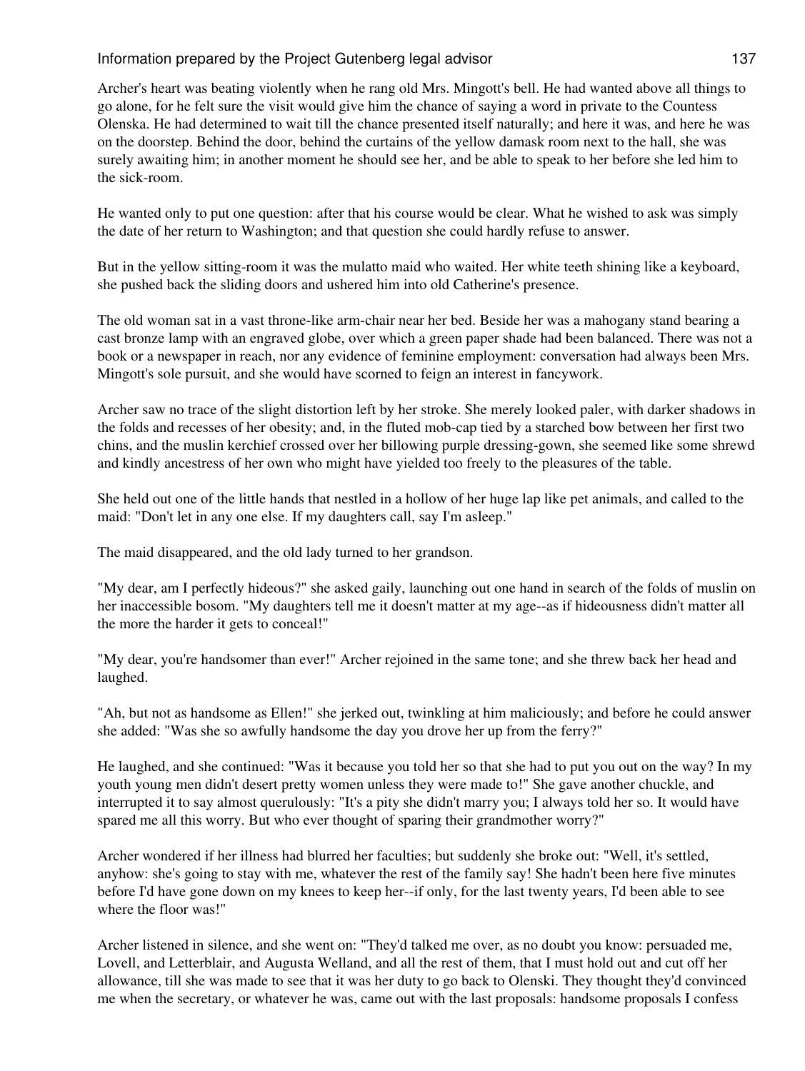Archer's heart was beating violently when he rang old Mrs. Mingott's bell. He had wanted above all things to go alone, for he felt sure the visit would give him the chance of saying a word in private to the Countess Olenska. He had determined to wait till the chance presented itself naturally; and here it was, and here he was on the doorstep. Behind the door, behind the curtains of the yellow damask room next to the hall, she was surely awaiting him; in another moment he should see her, and be able to speak to her before she led him to the sick-room.

He wanted only to put one question: after that his course would be clear. What he wished to ask was simply the date of her return to Washington; and that question she could hardly refuse to answer.

But in the yellow sitting-room it was the mulatto maid who waited. Her white teeth shining like a keyboard, she pushed back the sliding doors and ushered him into old Catherine's presence.

The old woman sat in a vast throne-like arm-chair near her bed. Beside her was a mahogany stand bearing a cast bronze lamp with an engraved globe, over which a green paper shade had been balanced. There was not a book or a newspaper in reach, nor any evidence of feminine employment: conversation had always been Mrs. Mingott's sole pursuit, and she would have scorned to feign an interest in fancywork.

Archer saw no trace of the slight distortion left by her stroke. She merely looked paler, with darker shadows in the folds and recesses of her obesity; and, in the fluted mob-cap tied by a starched bow between her first two chins, and the muslin kerchief crossed over her billowing purple dressing-gown, she seemed like some shrewd and kindly ancestress of her own who might have yielded too freely to the pleasures of the table.

She held out one of the little hands that nestled in a hollow of her huge lap like pet animals, and called to the maid: "Don't let in any one else. If my daughters call, say I'm asleep."

The maid disappeared, and the old lady turned to her grandson.

"My dear, am I perfectly hideous?" she asked gaily, launching out one hand in search of the folds of muslin on her inaccessible bosom. "My daughters tell me it doesn't matter at my age--as if hideousness didn't matter all the more the harder it gets to conceal!"

"My dear, you're handsomer than ever!" Archer rejoined in the same tone; and she threw back her head and laughed.

"Ah, but not as handsome as Ellen!" she jerked out, twinkling at him maliciously; and before he could answer she added: "Was she so awfully handsome the day you drove her up from the ferry?"

He laughed, and she continued: "Was it because you told her so that she had to put you out on the way? In my youth young men didn't desert pretty women unless they were made to!" She gave another chuckle, and interrupted it to say almost querulously: "It's a pity she didn't marry you; I always told her so. It would have spared me all this worry. But who ever thought of sparing their grandmother worry?"

Archer wondered if her illness had blurred her faculties; but suddenly she broke out: "Well, it's settled, anyhow: she's going to stay with me, whatever the rest of the family say! She hadn't been here five minutes before I'd have gone down on my knees to keep her--if only, for the last twenty years, I'd been able to see where the floor was!"

Archer listened in silence, and she went on: "They'd talked me over, as no doubt you know: persuaded me, Lovell, and Letterblair, and Augusta Welland, and all the rest of them, that I must hold out and cut off her allowance, till she was made to see that it was her duty to go back to Olenski. They thought they'd convinced me when the secretary, or whatever he was, came out with the last proposals: handsome proposals I confess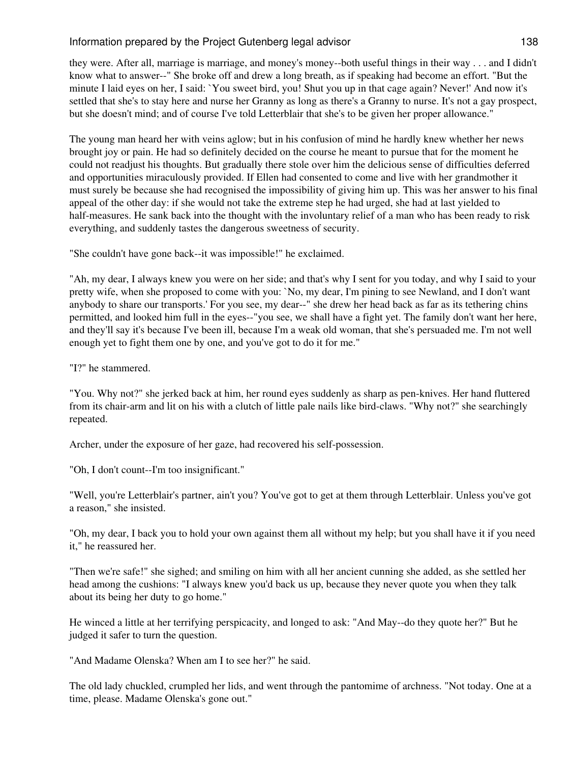they were. After all, marriage is marriage, and money's money--both useful things in their way . . . and I didn't know what to answer--" She broke off and drew a long breath, as if speaking had become an effort. "But the minute I laid eyes on her, I said: `You sweet bird, you! Shut you up in that cage again? Never!' And now it's settled that she's to stay here and nurse her Granny as long as there's a Granny to nurse. It's not a gay prospect, but she doesn't mind; and of course I've told Letterblair that she's to be given her proper allowance."

The young man heard her with veins aglow; but in his confusion of mind he hardly knew whether her news brought joy or pain. He had so definitely decided on the course he meant to pursue that for the moment he could not readjust his thoughts. But gradually there stole over him the delicious sense of difficulties deferred and opportunities miraculously provided. If Ellen had consented to come and live with her grandmother it must surely be because she had recognised the impossibility of giving him up. This was her answer to his final appeal of the other day: if she would not take the extreme step he had urged, she had at last yielded to half-measures. He sank back into the thought with the involuntary relief of a man who has been ready to risk everything, and suddenly tastes the dangerous sweetness of security.

"She couldn't have gone back--it was impossible!" he exclaimed.

"Ah, my dear, I always knew you were on her side; and that's why I sent for you today, and why I said to your pretty wife, when she proposed to come with you: `No, my dear, I'm pining to see Newland, and I don't want anybody to share our transports.' For you see, my dear--" she drew her head back as far as its tethering chins permitted, and looked him full in the eyes--"you see, we shall have a fight yet. The family don't want her here, and they'll say it's because I've been ill, because I'm a weak old woman, that she's persuaded me. I'm not well enough yet to fight them one by one, and you've got to do it for me."

"I?" he stammered.

"You. Why not?" she jerked back at him, her round eyes suddenly as sharp as pen-knives. Her hand fluttered from its chair-arm and lit on his with a clutch of little pale nails like bird-claws. "Why not?" she searchingly repeated.

Archer, under the exposure of her gaze, had recovered his self-possession.

"Oh, I don't count--I'm too insignificant."

"Well, you're Letterblair's partner, ain't you? You've got to get at them through Letterblair. Unless you've got a reason," she insisted.

"Oh, my dear, I back you to hold your own against them all without my help; but you shall have it if you need it," he reassured her.

"Then we're safe!" she sighed; and smiling on him with all her ancient cunning she added, as she settled her head among the cushions: "I always knew you'd back us up, because they never quote you when they talk about its being her duty to go home."

He winced a little at her terrifying perspicacity, and longed to ask: "And May--do they quote her?" But he judged it safer to turn the question.

"And Madame Olenska? When am I to see her?" he said.

The old lady chuckled, crumpled her lids, and went through the pantomime of archness. "Not today. One at a time, please. Madame Olenska's gone out."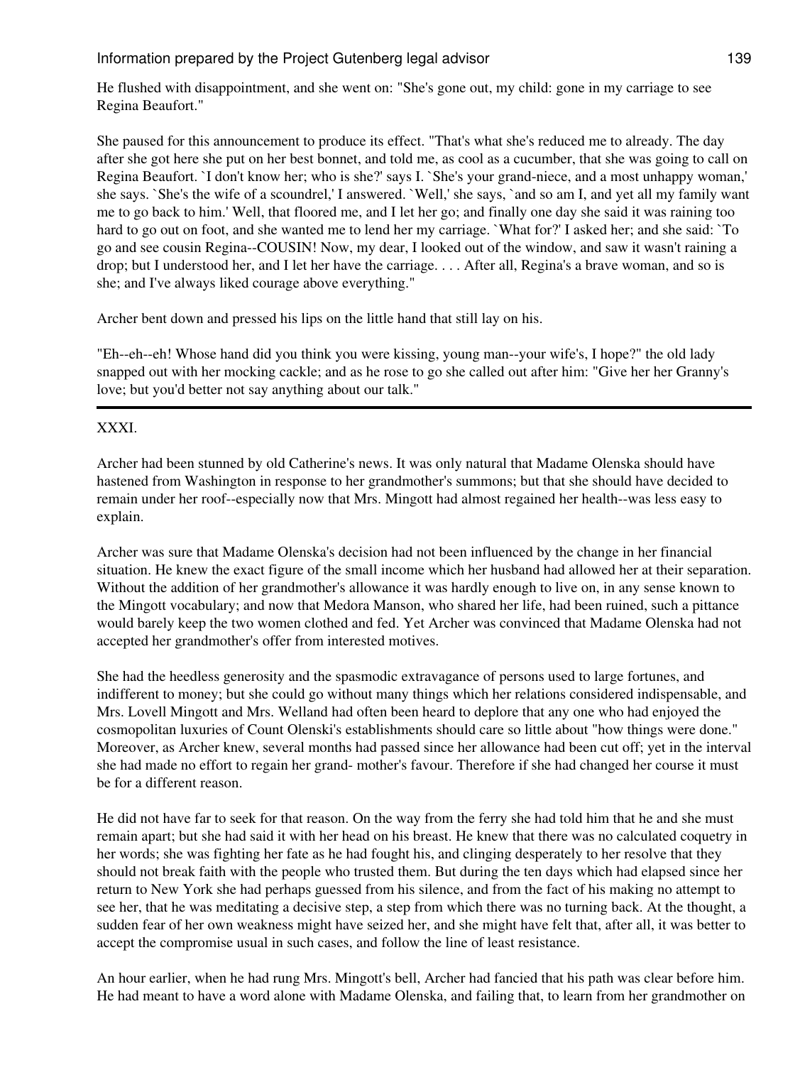He flushed with disappointment, and she went on: "She's gone out, my child: gone in my carriage to see Regina Beaufort."

She paused for this announcement to produce its effect. "That's what she's reduced me to already. The day after she got here she put on her best bonnet, and told me, as cool as a cucumber, that she was going to call on Regina Beaufort. `I don't know her; who is she?' says I. `She's your grand-niece, and a most unhappy woman,' she says. `She's the wife of a scoundrel,' I answered. `Well,' she says, `and so am I, and yet all my family want me to go back to him.' Well, that floored me, and I let her go; and finally one day she said it was raining too hard to go out on foot, and she wanted me to lend her my carriage. `What for?' I asked her; and she said: `To go and see cousin Regina--COUSIN! Now, my dear, I looked out of the window, and saw it wasn't raining a drop; but I understood her, and I let her have the carriage. . . . After all, Regina's a brave woman, and so is she; and I've always liked courage above everything."

Archer bent down and pressed his lips on the little hand that still lay on his.

"Eh--eh--eh! Whose hand did you think you were kissing, young man--your wife's, I hope?" the old lady snapped out with her mocking cackle; and as he rose to go she called out after him: "Give her her Granny's love; but you'd better not say anything about our talk."

---

## XXXI.

Archer had been stunned by old Catherine's news. It was only natural that Madame Olenska should have hastened from Washington in response to her grandmother's summons; but that she should have decided to remain under her roof--especially now that Mrs. Mingott had almost regained her health--was less easy to explain.

Archer was sure that Madame Olenska's decision had not been influenced by the change in her financial situation. He knew the exact figure of the small income which her husband had allowed her at their separation. Without the addition of her grandmother's allowance it was hardly enough to live on, in any sense known to the Mingott vocabulary; and now that Medora Manson, who shared her life, had been ruined, such a pittance would barely keep the two women clothed and fed. Yet Archer was convinced that Madame Olenska had not accepted her grandmother's offer from interested motives.

She had the heedless generosity and the spasmodic extravagance of persons used to large fortunes, and indifferent to money; but she could go without many things which her relations considered indispensable, and Mrs. Lovell Mingott and Mrs. Welland had often been heard to deplore that any one who had enjoyed the cosmopolitan luxuries of Count Olenski's establishments should care so little about "how things were done." Moreover, as Archer knew, several months had passed since her allowance had been cut off; yet in the interval she had made no effort to regain her grand- mother's favour. Therefore if she had changed her course it must be for a different reason.

He did not have far to seek for that reason. On the way from the ferry she had told him that he and she must remain apart; but she had said it with her head on his breast. He knew that there was no calculated coquetry in her words; she was fighting her fate as he had fought his, and clinging desperately to her resolve that they should not break faith with the people who trusted them. But during the ten days which had elapsed since her return to New York she had perhaps guessed from his silence, and from the fact of his making no attempt to see her, that he was meditating a decisive step, a step from which there was no turning back. At the thought, a sudden fear of her own weakness might have seized her, and she might have felt that, after all, it was better to accept the compromise usual in such cases, and follow the line of least resistance.

An hour earlier, when he had rung Mrs. Mingott's bell, Archer had fancied that his path was clear before him. He had meant to have a word alone with Madame Olenska, and failing that, to learn from her grandmother on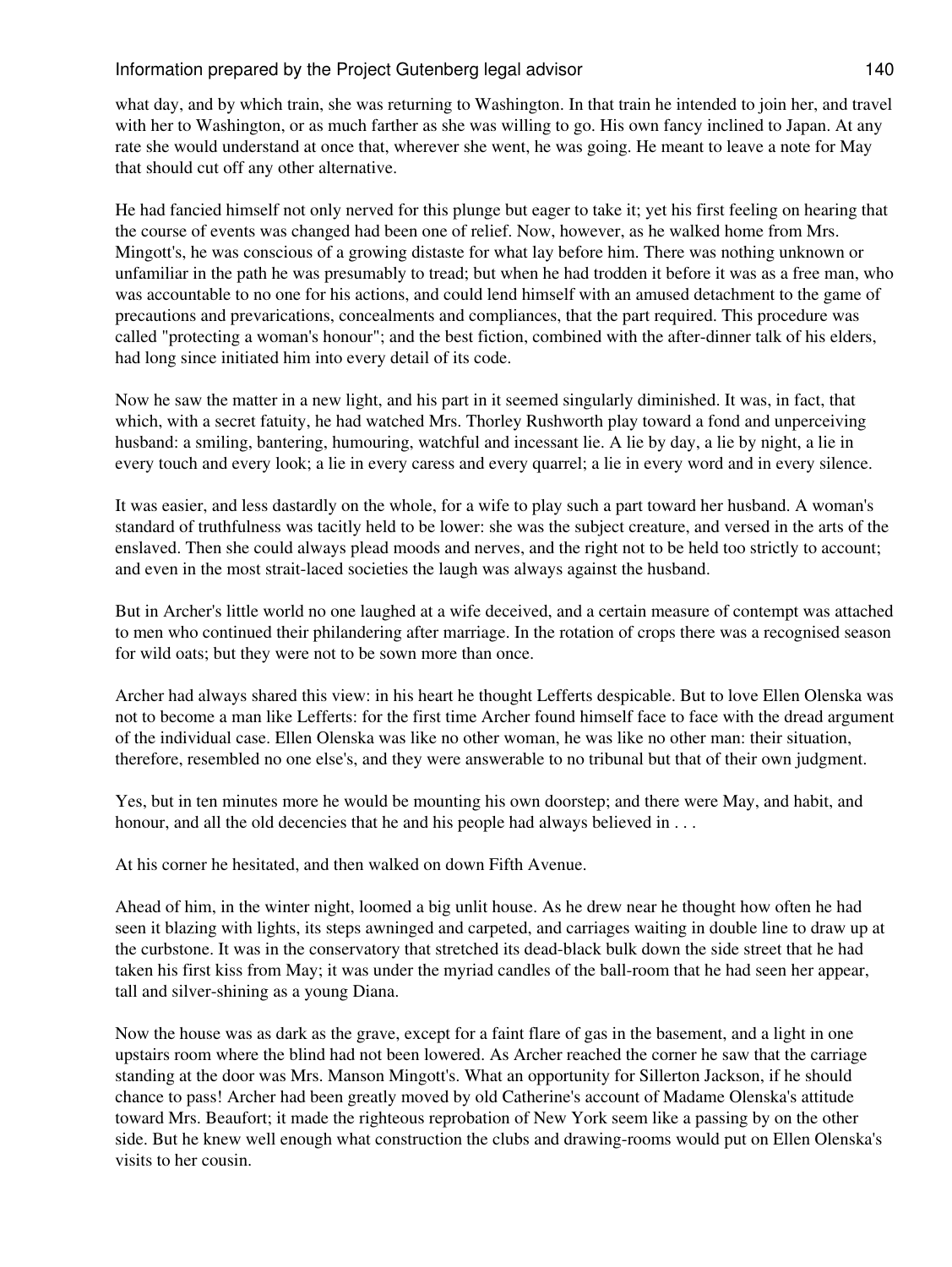what day, and by which train, she was returning to Washington. In that train he intended to join her, and travel with her to Washington, or as much farther as she was willing to go. His own fancy inclined to Japan. At any rate she would understand at once that, wherever she went, he was going. He meant to leave a note for May that should cut off any other alternative.

He had fancied himself not only nerved for this plunge but eager to take it; yet his first feeling on hearing that the course of events was changed had been one of relief. Now, however, as he walked home from Mrs. Mingott's, he was conscious of a growing distaste for what lay before him. There was nothing unknown or unfamiliar in the path he was presumably to tread; but when he had trodden it before it was as a free man, who was accountable to no one for his actions, and could lend himself with an amused detachment to the game of precautions and prevarications, concealments and compliances, that the part required. This procedure was called "protecting a woman's honour"; and the best fiction, combined with the after-dinner talk of his elders, had long since initiated him into every detail of its code.

Now he saw the matter in a new light, and his part in it seemed singularly diminished. It was, in fact, that which, with a secret fatuity, he had watched Mrs. Thorley Rushworth play toward a fond and unperceiving husband: a smiling, bantering, humouring, watchful and incessant lie. A lie by day, a lie by night, a lie in every touch and every look; a lie in every caress and every quarrel; a lie in every word and in every silence.

It was easier, and less dastardly on the whole, for a wife to play such a part toward her husband. A woman's standard of truthfulness was tacitly held to be lower: she was the subject creature, and versed in the arts of the enslaved. Then she could always plead moods and nerves, and the right not to be held too strictly to account; and even in the most strait-laced societies the laugh was always against the husband.

But in Archer's little world no one laughed at a wife deceived, and a certain measure of contempt was attached to men who continued their philandering after marriage. In the rotation of crops there was a recognised season for wild oats; but they were not to be sown more than once.

Archer had always shared this view: in his heart he thought Lefferts despicable. But to love Ellen Olenska was not to become a man like Lefferts: for the first time Archer found himself face to face with the dread argument of the individual case. Ellen Olenska was like no other woman, he was like no other man: their situation, therefore, resembled no one else's, and they were answerable to no tribunal but that of their own judgment.

Yes, but in ten minutes more he would be mounting his own doorstep; and there were May, and habit, and honour, and all the old decencies that he and his people had always believed in . . .

At his corner he hesitated, and then walked on down Fifth Avenue.

Ahead of him, in the winter night, loomed a big unlit house. As he drew near he thought how often he had seen it blazing with lights, its steps awninged and carpeted, and carriages waiting in double line to draw up at the curbstone. It was in the conservatory that stretched its dead-black bulk down the side street that he had taken his first kiss from May; it was under the myriad candles of the ball-room that he had seen her appear, tall and silver-shining as a young Diana.

Now the house was as dark as the grave, except for a faint flare of gas in the basement, and a light in one upstairs room where the blind had not been lowered. As Archer reached the corner he saw that the carriage standing at the door was Mrs. Manson Mingott's. What an opportunity for Sillerton Jackson, if he should chance to pass! Archer had been greatly moved by old Catherine's account of Madame Olenska's attitude toward Mrs. Beaufort; it made the righteous reprobation of New York seem like a passing by on the other side. But he knew well enough what construction the clubs and drawing-rooms would put on Ellen Olenska's visits to her cousin.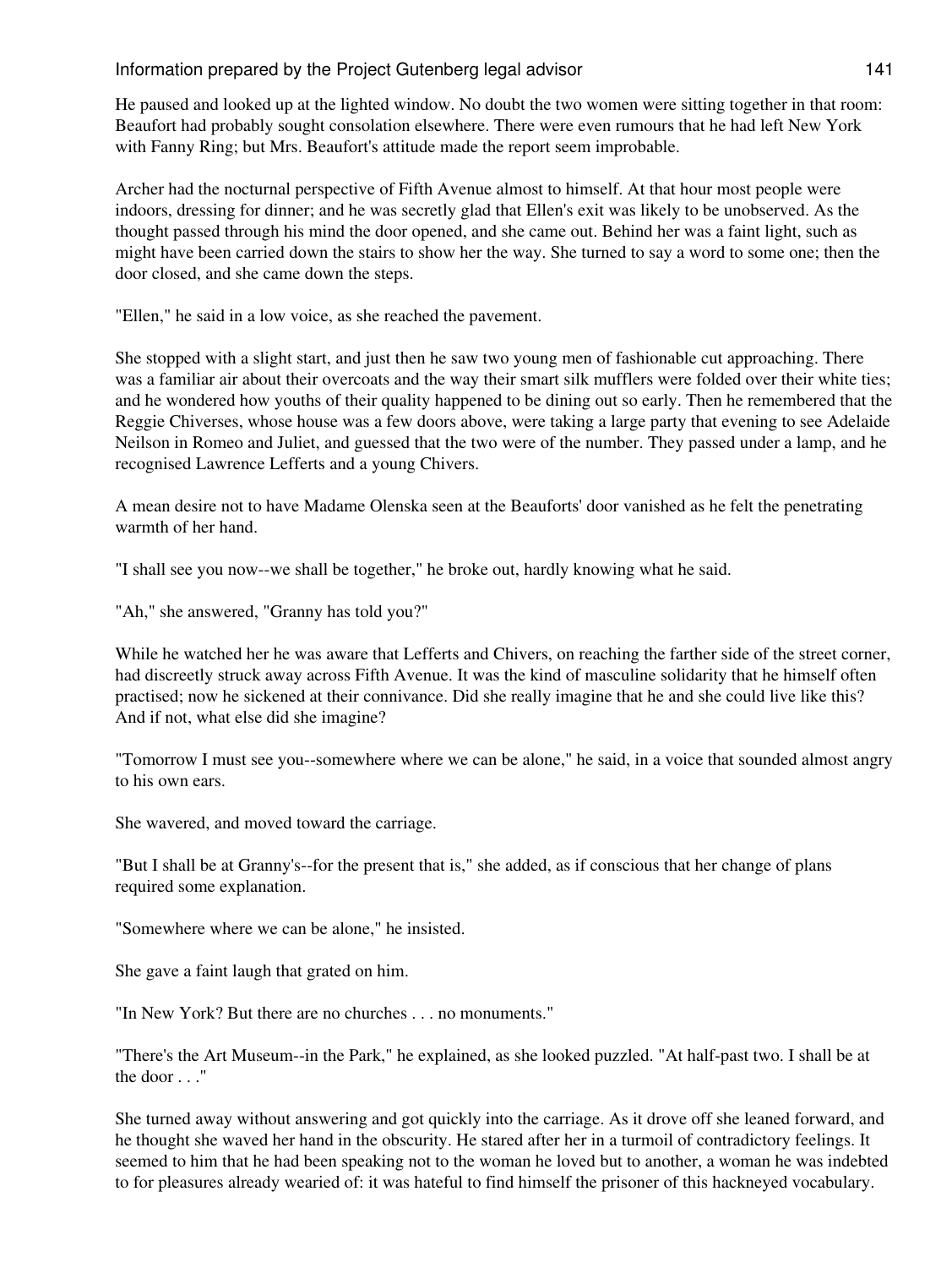He paused and looked up at the lighted window. No doubt the two women were sitting together in that room: Beaufort had probably sought consolation elsewhere. There were even rumours that he had left New York with Fanny Ring; but Mrs. Beaufort's attitude made the report seem improbable.

Archer had the nocturnal perspective of Fifth Avenue almost to himself. At that hour most people were indoors, dressing for dinner; and he was secretly glad that Ellen's exit was likely to be unobserved. As the thought passed through his mind the door opened, and she came out. Behind her was a faint light, such as might have been carried down the stairs to show her the way. She turned to say a word to some one; then the door closed, and she came down the steps.

"Ellen," he said in a low voice, as she reached the pavement.

She stopped with a slight start, and just then he saw two young men of fashionable cut approaching. There was a familiar air about their overcoats and the way their smart silk mufflers were folded over their white ties; and he wondered how youths of their quality happened to be dining out so early. Then he remembered that the Reggie Chiverses, whose house was a few doors above, were taking a large party that evening to see Adelaide Neilson in Romeo and Juliet, and guessed that the two were of the number. They passed under a lamp, and he recognised Lawrence Lefferts and a young Chivers.

A mean desire not to have Madame Olenska seen at the Beauforts' door vanished as he felt the penetrating warmth of her hand.

"I shall see you now--we shall be together," he broke out, hardly knowing what he said.

"Ah," she answered, "Granny has told you?"

While he watched her he was aware that Lefferts and Chivers, on reaching the farther side of the street corner, had discreetly struck away across Fifth Avenue. It was the kind of masculine solidarity that he himself often practised; now he sickened at their connivance. Did she really imagine that he and she could live like this? And if not, what else did she imagine?

"Tomorrow I must see you--somewhere where we can be alone," he said, in a voice that sounded almost angry to his own ears.

She wavered, and moved toward the carriage.

"But I shall be at Granny's--for the present that is," she added, as if conscious that her change of plans required some explanation.

"Somewhere where we can be alone," he insisted.

She gave a faint laugh that grated on him.

"In New York? But there are no churches . . . no monuments."

"There's the Art Museum--in the Park," he explained, as she looked puzzled. "At half-past two. I shall be at the door . . ."

She turned away without answering and got quickly into the carriage. As it drove off she leaned forward, and he thought she waved her hand in the obscurity. He stared after her in a turmoil of contradictory feelings. It seemed to him that he had been speaking not to the woman he loved but to another, a woman he was indebted to for pleasures already wearied of: it was hateful to find himself the prisoner of this hackneyed vocabulary.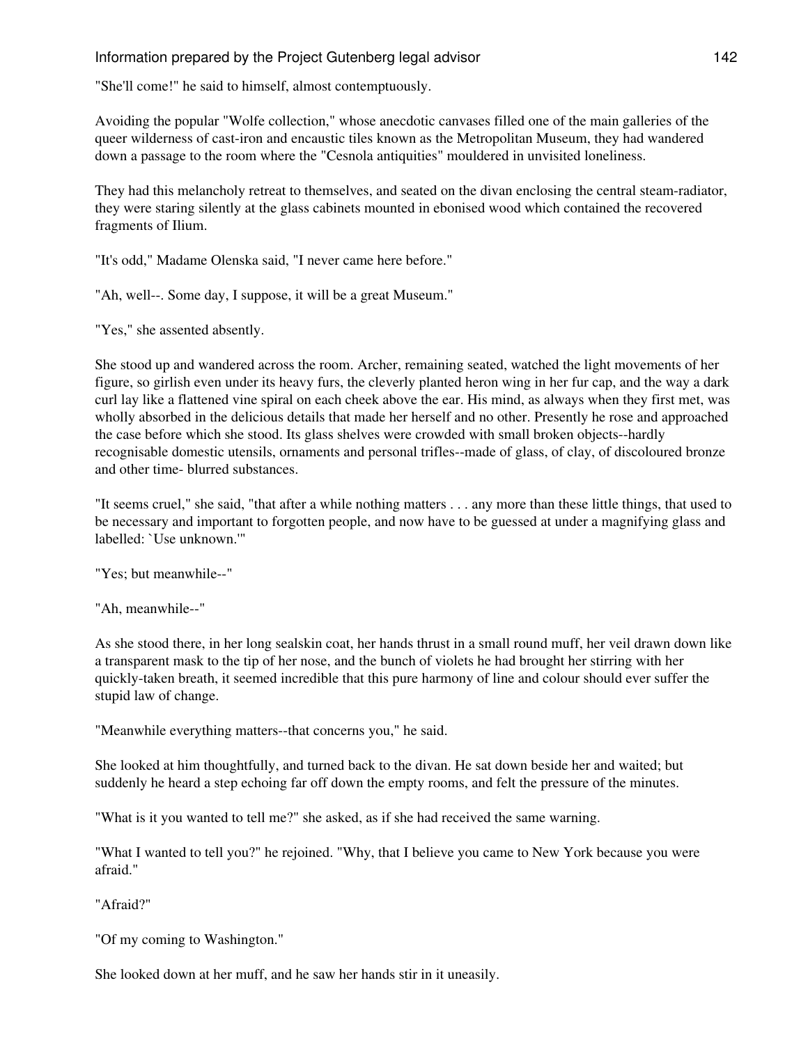"She'll come!" he said to himself, almost contemptuously.

Avoiding the popular "Wolfe collection," whose anecdotic canvases filled one of the main galleries of the queer wilderness of cast-iron and encaustic tiles known as the Metropolitan Museum, they had wandered down a passage to the room where the "Cesnola antiquities" mouldered in unvisited loneliness.

They had this melancholy retreat to themselves, and seated on the divan enclosing the central steam-radiator, they were staring silently at the glass cabinets mounted in ebonised wood which contained the recovered fragments of Ilium.

"It's odd," Madame Olenska said, "I never came here before."

"Ah, well--. Some day, I suppose, it will be a great Museum."

"Yes," she assented absently.

She stood up and wandered across the room. Archer, remaining seated, watched the light movements of her figure, so girlish even under its heavy furs, the cleverly planted heron wing in her fur cap, and the way a dark curl lay like a flattened vine spiral on each cheek above the ear. His mind, as always when they first met, was wholly absorbed in the delicious details that made her herself and no other. Presently he rose and approached the case before which she stood. Its glass shelves were crowded with small broken objects--hardly recognisable domestic utensils, ornaments and personal trifles--made of glass, of clay, of discoloured bronze and other time- blurred substances.

"It seems cruel," she said, "that after a while nothing matters . . . any more than these little things, that used to be necessary and important to forgotten people, and now have to be guessed at under a magnifying glass and labelled: `Use unknown.'"

"Yes; but meanwhile--"

"Ah, meanwhile--"

As she stood there, in her long sealskin coat, her hands thrust in a small round muff, her veil drawn down like a transparent mask to the tip of her nose, and the bunch of violets he had brought her stirring with her quickly-taken breath, it seemed incredible that this pure harmony of line and colour should ever suffer the stupid law of change.

"Meanwhile everything matters--that concerns you," he said.

She looked at him thoughtfully, and turned back to the divan. He sat down beside her and waited; but suddenly he heard a step echoing far off down the empty rooms, and felt the pressure of the minutes.

"What is it you wanted to tell me?" she asked, as if she had received the same warning.

"What I wanted to tell you?" he rejoined. "Why, that I believe you came to New York because you were afraid."

"Afraid?"

"Of my coming to Washington."

She looked down at her muff, and he saw her hands stir in it uneasily.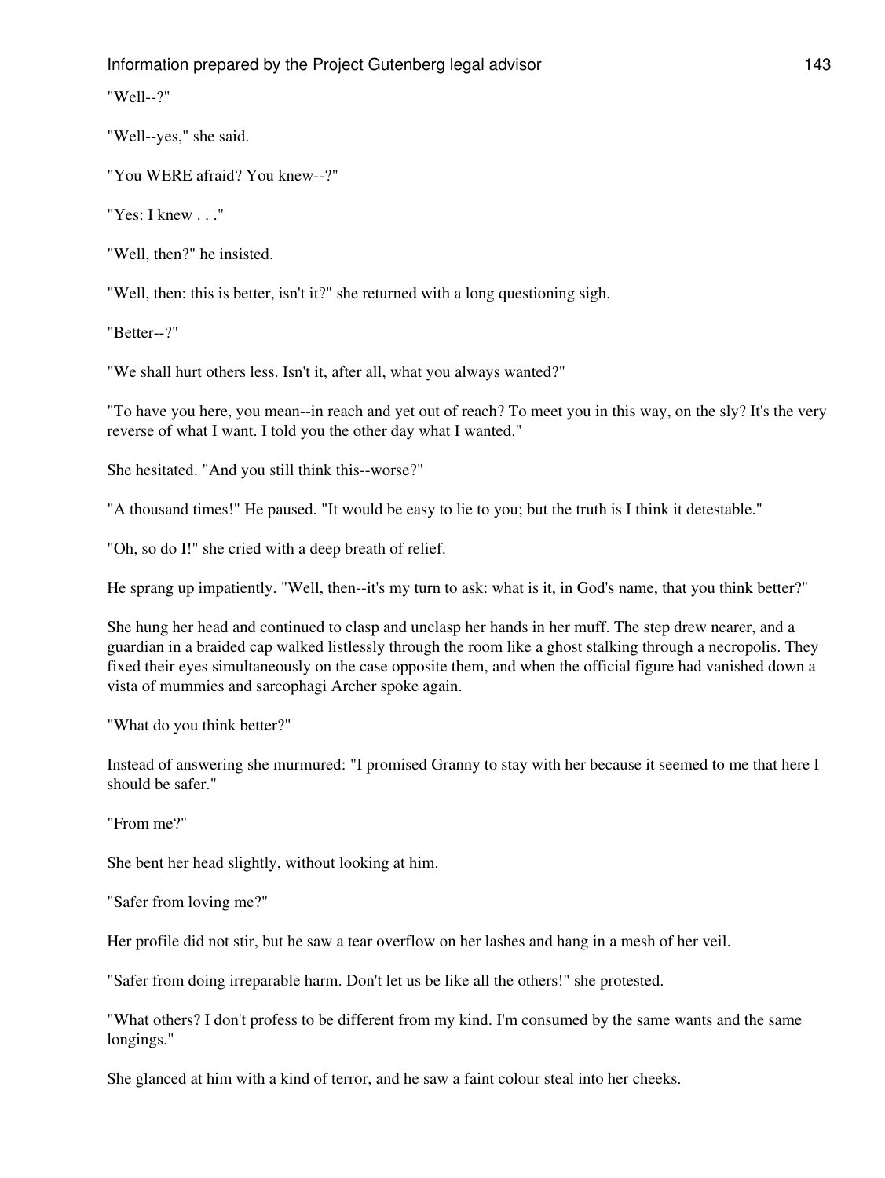"Well--?"

"Well--yes," she said.

"You WERE afraid? You knew--?"

"Yes: I knew . . ."

"Well, then?" he insisted.

"Well, then: this is better, isn't it?" she returned with a long questioning sigh.

"Better--?"

"We shall hurt others less. Isn't it, after all, what you always wanted?"

"To have you here, you mean--in reach and yet out of reach? To meet you in this way, on the sly? It's the very reverse of what I want. I told you the other day what I wanted."

She hesitated. "And you still think this--worse?"

"A thousand times!" He paused. "It would be easy to lie to you; but the truth is I think it detestable."

"Oh, so do I!" she cried with a deep breath of relief.

He sprang up impatiently. "Well, then--it's my turn to ask: what is it, in God's name, that you think better?"

She hung her head and continued to clasp and unclasp her hands in her muff. The step drew nearer, and a guardian in a braided cap walked listlessly through the room like a ghost stalking through a necropolis. They fixed their eyes simultaneously on the case opposite them, and when the official figure had vanished down a vista of mummies and sarcophagi Archer spoke again.

"What do you think better?"

Instead of answering she murmured: "I promised Granny to stay with her because it seemed to me that here I should be safer."

"From me?"

She bent her head slightly, without looking at him.

"Safer from loving me?"

Her profile did not stir, but he saw a tear overflow on her lashes and hang in a mesh of her veil.

"Safer from doing irreparable harm. Don't let us be like all the others!" she protested.

"What others? I don't profess to be different from my kind. I'm consumed by the same wants and the same longings."

She glanced at him with a kind of terror, and he saw a faint colour steal into her cheeks.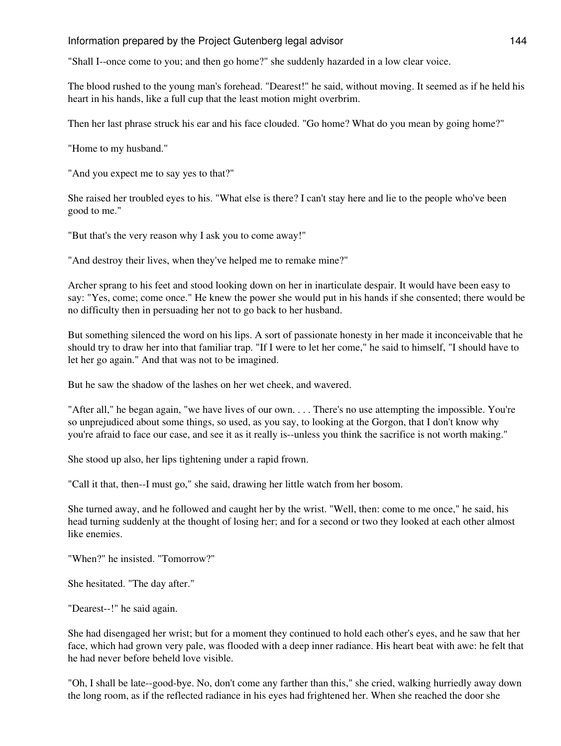"Shall I--once come to you; and then go home?" she suddenly hazarded in a low clear voice.

The blood rushed to the young man's forehead. "Dearest!" he said, without moving. It seemed as if he held his heart in his hands, like a full cup that the least motion might overbrim.

Then her last phrase struck his ear and his face clouded. "Go home? What do you mean by going home?"

"Home to my husband."

"And you expect me to say yes to that?"

She raised her troubled eyes to his. "What else is there? I can't stay here and lie to the people who've been good to me."

"But that's the very reason why I ask you to come away!"

"And destroy their lives, when they've helped me to remake mine?"

Archer sprang to his feet and stood looking down on her in inarticulate despair. It would have been easy to say: "Yes, come; come once." He knew the power she would put in his hands if she consented; there would be no difficulty then in persuading her not to go back to her husband.

But something silenced the word on his lips. A sort of passionate honesty in her made it inconceivable that he should try to draw her into that familiar trap. "If I were to let her come," he said to himself, "I should have to let her go again." And that was not to be imagined.

But he saw the shadow of the lashes on her wet cheek, and wavered.

"After all," he began again, "we have lives of our own. . . . There's no use attempting the impossible. You're so unprejudiced about some things, so used, as you say, to looking at the Gorgon, that I don't know why you're afraid to face our case, and see it as it really is--unless you think the sacrifice is not worth making."

She stood up also, her lips tightening under a rapid frown.

"Call it that, then--I must go," she said, drawing her little watch from her bosom.

She turned away, and he followed and caught her by the wrist. "Well, then: come to me once," he said, his head turning suddenly at the thought of losing her; and for a second or two they looked at each other almost like enemies.

"When?" he insisted. "Tomorrow?"

She hesitated. "The day after."

"Dearest--!" he said again.

She had disengaged her wrist; but for a moment they continued to hold each other's eyes, and he saw that her face, which had grown very pale, was flooded with a deep inner radiance. His heart beat with awe: he felt that he had never before beheld love visible.

"Oh, I shall be late--good-bye. No, don't come any farther than this," she cried, walking hurriedly away down the long room, as if the reflected radiance in his eyes had frightened her. When she reached the door she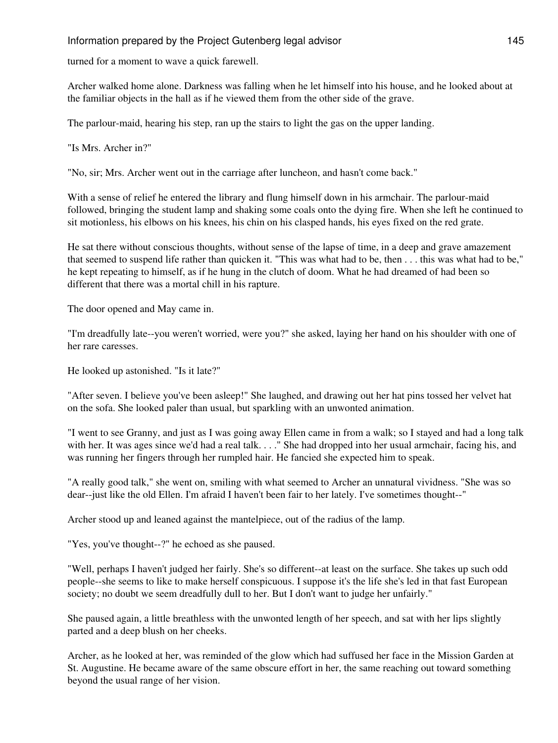turned for a moment to wave a quick farewell.

Archer walked home alone. Darkness was falling when he let himself into his house, and he looked about at the familiar objects in the hall as if he viewed them from the other side of the grave.

The parlour-maid, hearing his step, ran up the stairs to light the gas on the upper landing.

"Is Mrs. Archer in?"

"No, sir; Mrs. Archer went out in the carriage after luncheon, and hasn't come back."

With a sense of relief he entered the library and flung himself down in his armchair. The parlour-maid followed, bringing the student lamp and shaking some coals onto the dying fire. When she left he continued to sit motionless, his elbows on his knees, his chin on his clasped hands, his eyes fixed on the red grate.

He sat there without conscious thoughts, without sense of the lapse of time, in a deep and grave amazement that seemed to suspend life rather than quicken it. "This was what had to be, then . . . this was what had to be," he kept repeating to himself, as if he hung in the clutch of doom. What he had dreamed of had been so different that there was a mortal chill in his rapture.

The door opened and May came in.

"I'm dreadfully late--you weren't worried, were you?" she asked, laying her hand on his shoulder with one of her rare caresses.

He looked up astonished. "Is it late?"

"After seven. I believe you've been asleep!" She laughed, and drawing out her hat pins tossed her velvet hat on the sofa. She looked paler than usual, but sparkling with an unwonted animation.

"I went to see Granny, and just as I was going away Ellen came in from a walk; so I stayed and had a long talk with her. It was ages since we'd had a real talk. . . ." She had dropped into her usual armchair, facing his, and was running her fingers through her rumpled hair. He fancied she expected him to speak.

"A really good talk," she went on, smiling with what seemed to Archer an unnatural vividness. "She was so dear--just like the old Ellen. I'm afraid I haven't been fair to her lately. I've sometimes thought--"

Archer stood up and leaned against the mantelpiece, out of the radius of the lamp.

"Yes, you've thought--?" he echoed as she paused.

"Well, perhaps I haven't judged her fairly. She's so different--at least on the surface. She takes up such odd people--she seems to like to make herself conspicuous. I suppose it's the life she's led in that fast European society; no doubt we seem dreadfully dull to her. But I don't want to judge her unfairly."

She paused again, a little breathless with the unwonted length of her speech, and sat with her lips slightly parted and a deep blush on her cheeks.

Archer, as he looked at her, was reminded of the glow which had suffused her face in the Mission Garden at St. Augustine. He became aware of the same obscure effort in her, the same reaching out toward something beyond the usual range of her vision.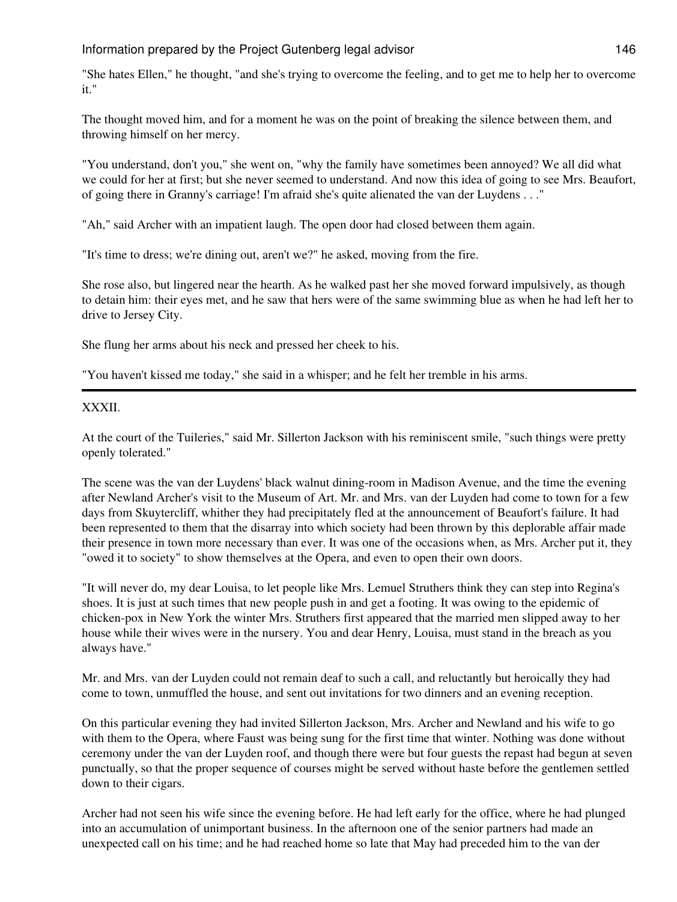"She hates Ellen," he thought, "and she's trying to overcome the feeling, and to get me to help her to overcome it."

The thought moved him, and for a moment he was on the point of breaking the silence between them, and throwing himself on her mercy.

"You understand, don't you," she went on, "why the family have sometimes been annoyed? We all did what we could for her at first; but she never seemed to understand. And now this idea of going to see Mrs. Beaufort, of going there in Granny's carriage! I'm afraid she's quite alienated the van der Luydens . . ."

"Ah," said Archer with an impatient laugh. The open door had closed between them again.

"It's time to dress; we're dining out, aren't we?" he asked, moving from the fire.

She rose also, but lingered near the hearth. As he walked past her she moved forward impulsively, as though to detain him: their eyes met, and he saw that hers were of the same swimming blue as when he had left her to drive to Jersey City.

She flung her arms about his neck and pressed her cheek to his.

"You haven't kissed me today," she said in a whisper; and he felt her tremble in his arms.

---

## XXXII.

At the court of the Tuileries," said Mr. Sillerton Jackson with his reminiscent smile, "such things were pretty openly tolerated."

The scene was the van der Luydens' black walnut dining-room in Madison Avenue, and the time the evening after Newland Archer's visit to the Museum of Art. Mr. and Mrs. van der Luyden had come to town for a few days from Skuytercliff, whither they had precipitately fled at the announcement of Beaufort's failure. It had been represented to them that the disarray into which society had been thrown by this deplorable affair made their presence in town more necessary than ever. It was one of the occasions when, as Mrs. Archer put it, they "owed it to society" to show themselves at the Opera, and even to open their own doors.

"It will never do, my dear Louisa, to let people like Mrs. Lemuel Struthers think they can step into Regina's shoes. It is just at such times that new people push in and get a footing. It was owing to the epidemic of chicken-pox in New York the winter Mrs. Struthers first appeared that the married men slipped away to her house while their wives were in the nursery. You and dear Henry, Louisa, must stand in the breach as you always have."

Mr. and Mrs. van der Luyden could not remain deaf to such a call, and reluctantly but heroically they had come to town, unmuffled the house, and sent out invitations for two dinners and an evening reception.

On this particular evening they had invited Sillerton Jackson, Mrs. Archer and Newland and his wife to go with them to the Opera, where Faust was being sung for the first time that winter. Nothing was done without ceremony under the van der Luyden roof, and though there were but four guests the repast had begun at seven punctually, so that the proper sequence of courses might be served without haste before the gentlemen settled down to their cigars.

Archer had not seen his wife since the evening before. He had left early for the office, where he had plunged into an accumulation of unimportant business. In the afternoon one of the senior partners had made an unexpected call on his time; and he had reached home so late that May had preceded him to the van der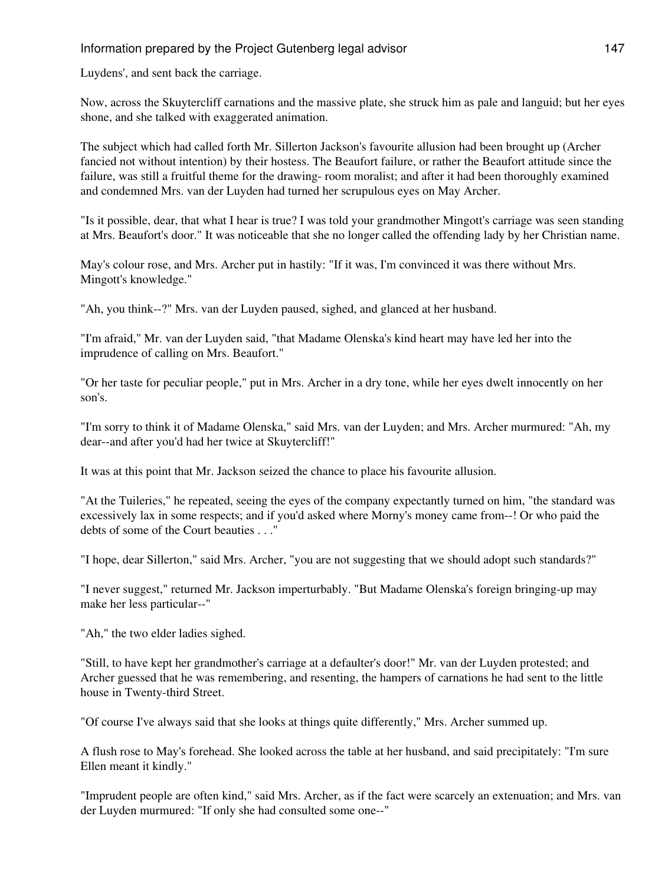Luydens', and sent back the carriage.

Now, across the Skuytercliff carnations and the massive plate, she struck him as pale and languid; but her eyes shone, and she talked with exaggerated animation.

The subject which had called forth Mr. Sillerton Jackson's favourite allusion had been brought up (Archer fancied not without intention) by their hostess. The Beaufort failure, or rather the Beaufort attitude since the failure, was still a fruitful theme for the drawing- room moralist; and after it had been thoroughly examined and condemned Mrs. van der Luyden had turned her scrupulous eyes on May Archer.

"Is it possible, dear, that what I hear is true? I was told your grandmother Mingott's carriage was seen standing at Mrs. Beaufort's door." It was noticeable that she no longer called the offending lady by her Christian name.

May's colour rose, and Mrs. Archer put in hastily: "If it was, I'm convinced it was there without Mrs. Mingott's knowledge."

"Ah, you think--?" Mrs. van der Luyden paused, sighed, and glanced at her husband.

"I'm afraid," Mr. van der Luyden said, "that Madame Olenska's kind heart may have led her into the imprudence of calling on Mrs. Beaufort."

"Or her taste for peculiar people," put in Mrs. Archer in a dry tone, while her eyes dwelt innocently on her son's.

"I'm sorry to think it of Madame Olenska," said Mrs. van der Luyden; and Mrs. Archer murmured: "Ah, my dear--and after you'd had her twice at Skuytercliff!"

It was at this point that Mr. Jackson seized the chance to place his favourite allusion.

"At the Tuileries," he repeated, seeing the eyes of the company expectantly turned on him, "the standard was excessively lax in some respects; and if you'd asked where Morny's money came from--! Or who paid the debts of some of the Court beauties . . ."

"I hope, dear Sillerton," said Mrs. Archer, "you are not suggesting that we should adopt such standards?"

"I never suggest," returned Mr. Jackson imperturbably. "But Madame Olenska's foreign bringing-up may make her less particular--"

"Ah," the two elder ladies sighed.

"Still, to have kept her grandmother's carriage at a defaulter's door!" Mr. van der Luyden protested; and Archer guessed that he was remembering, and resenting, the hampers of carnations he had sent to the little house in Twenty-third Street.

"Of course I've always said that she looks at things quite differently," Mrs. Archer summed up.

A flush rose to May's forehead. She looked across the table at her husband, and said precipitately: "I'm sure Ellen meant it kindly."

"Imprudent people are often kind," said Mrs. Archer, as if the fact were scarcely an extenuation; and Mrs. van der Luyden murmured: "If only she had consulted some one--"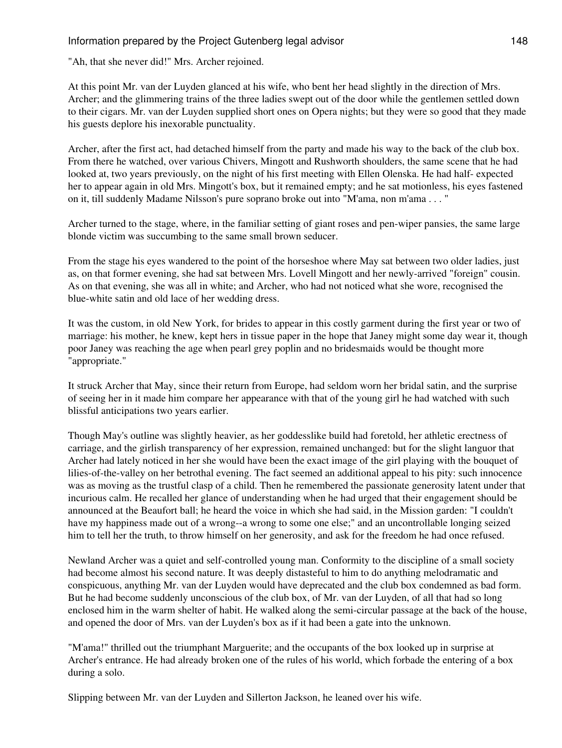"Ah, that she never did!" Mrs. Archer rejoined.

At this point Mr. van der Luyden glanced at his wife, who bent her head slightly in the direction of Mrs. Archer; and the glimmering trains of the three ladies swept out of the door while the gentlemen settled down to their cigars. Mr. van der Luyden supplied short ones on Opera nights; but they were so good that they made his guests deplore his inexorable punctuality.

Archer, after the first act, had detached himself from the party and made his way to the back of the club box. From there he watched, over various Chivers, Mingott and Rushworth shoulders, the same scene that he had looked at, two years previously, on the night of his first meeting with Ellen Olenska. He had half- expected her to appear again in old Mrs. Mingott's box, but it remained empty; and he sat motionless, his eyes fastened on it, till suddenly Madame Nilsson's pure soprano broke out into "M'ama, non m'ama . . . "

Archer turned to the stage, where, in the familiar setting of giant roses and pen-wiper pansies, the same large blonde victim was succumbing to the same small brown seducer.

From the stage his eyes wandered to the point of the horseshoe where May sat between two older ladies, just as, on that former evening, she had sat between Mrs. Lovell Mingott and her newly-arrived "foreign" cousin. As on that evening, she was all in white; and Archer, who had not noticed what she wore, recognised the blue-white satin and old lace of her wedding dress.

It was the custom, in old New York, for brides to appear in this costly garment during the first year or two of marriage: his mother, he knew, kept hers in tissue paper in the hope that Janey might some day wear it, though poor Janey was reaching the age when pearl grey poplin and no bridesmaids would be thought more "appropriate."

It struck Archer that May, since their return from Europe, had seldom worn her bridal satin, and the surprise of seeing her in it made him compare her appearance with that of the young girl he had watched with such blissful anticipations two years earlier.

Though May's outline was slightly heavier, as her goddesslike build had foretold, her athletic erectness of carriage, and the girlish transparency of her expression, remained unchanged: but for the slight languor that Archer had lately noticed in her she would have been the exact image of the girl playing with the bouquet of lilies-of-the-valley on her betrothal evening. The fact seemed an additional appeal to his pity: such innocence was as moving as the trustful clasp of a child. Then he remembered the passionate generosity latent under that incurious calm. He recalled her glance of understanding when he had urged that their engagement should be announced at the Beaufort ball; he heard the voice in which she had said, in the Mission garden: "I couldn't have my happiness made out of a wrong--a wrong to some one else;" and an uncontrollable longing seized him to tell her the truth, to throw himself on her generosity, and ask for the freedom he had once refused.

Newland Archer was a quiet and self-controlled young man. Conformity to the discipline of a small society had become almost his second nature. It was deeply distasteful to him to do anything melodramatic and conspicuous, anything Mr. van der Luyden would have deprecated and the club box condemned as bad form. But he had become suddenly unconscious of the club box, of Mr. van der Luyden, of all that had so long enclosed him in the warm shelter of habit. He walked along the semi-circular passage at the back of the house, and opened the door of Mrs. van der Luyden's box as if it had been a gate into the unknown.

"M'ama!" thrilled out the triumphant Marguerite; and the occupants of the box looked up in surprise at Archer's entrance. He had already broken one of the rules of his world, which forbade the entering of a box during a solo.

Slipping between Mr. van der Luyden and Sillerton Jackson, he leaned over his wife.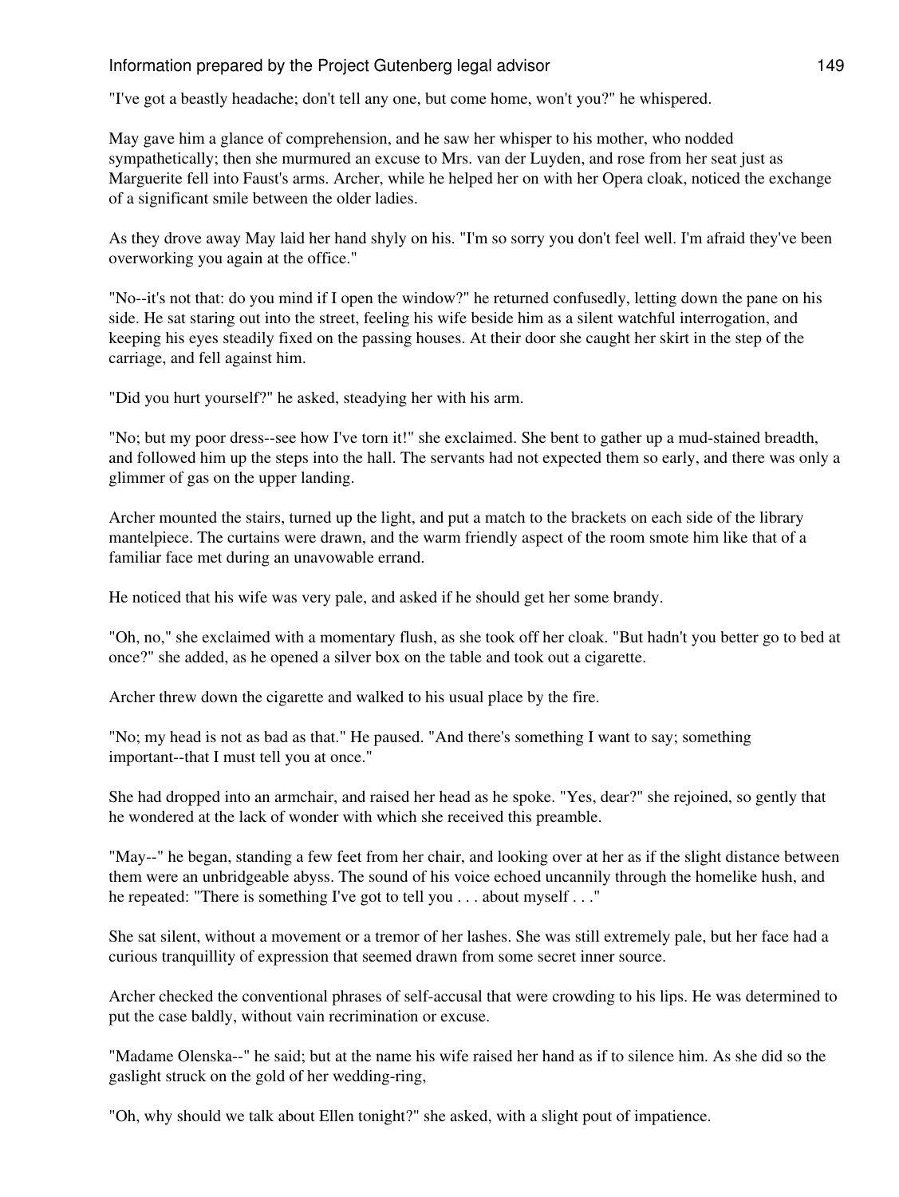"I've got a beastly headache; don't tell any one, but come home, won't you?" he whispered.

May gave him a glance of comprehension, and he saw her whisper to his mother, who nodded sympathetically; then she murmured an excuse to Mrs. van der Luyden, and rose from her seat just as Marguerite fell into Faust's arms. Archer, while he helped her on with her Opera cloak, noticed the exchange of a significant smile between the older ladies.

As they drove away May laid her hand shyly on his. "I'm so sorry you don't feel well. I'm afraid they've been overworking you again at the office."

"No--it's not that: do you mind if I open the window?" he returned confusedly, letting down the pane on his side. He sat staring out into the street, feeling his wife beside him as a silent watchful interrogation, and keeping his eyes steadily fixed on the passing houses. At their door she caught her skirt in the step of the carriage, and fell against him.

"Did you hurt yourself?" he asked, steadying her with his arm.

"No; but my poor dress--see how I've torn it!" she exclaimed. She bent to gather up a mud-stained breadth, and followed him up the steps into the hall. The servants had not expected them so early, and there was only a glimmer of gas on the upper landing.

Archer mounted the stairs, turned up the light, and put a match to the brackets on each side of the library mantelpiece. The curtains were drawn, and the warm friendly aspect of the room smote him like that of a familiar face met during an unavowable errand.

He noticed that his wife was very pale, and asked if he should get her some brandy.

"Oh, no," she exclaimed with a momentary flush, as she took off her cloak. "But hadn't you better go to bed at once?" she added, as he opened a silver box on the table and took out a cigarette.

Archer threw down the cigarette and walked to his usual place by the fire.

"No; my head is not as bad as that." He paused. "And there's something I want to say; something important--that I must tell you at once."

She had dropped into an armchair, and raised her head as he spoke. "Yes, dear?" she rejoined, so gently that he wondered at the lack of wonder with which she received this preamble.

"May--" he began, standing a few feet from her chair, and looking over at her as if the slight distance between them were an unbridgeable abyss. The sound of his voice echoed uncannily through the homelike hush, and he repeated: "There is something I've got to tell you . . . about myself . . ."

She sat silent, without a movement or a tremor of her lashes. She was still extremely pale, but her face had a curious tranquillity of expression that seemed drawn from some secret inner source.

Archer checked the conventional phrases of self-accusal that were crowding to his lips. He was determined to put the case baldly, without vain recrimination or excuse.

"Madame Olenska--" he said; but at the name his wife raised her hand as if to silence him. As she did so the gaslight struck on the gold of her wedding-ring,

"Oh, why should we talk about Ellen tonight?" she asked, with a slight pout of impatience.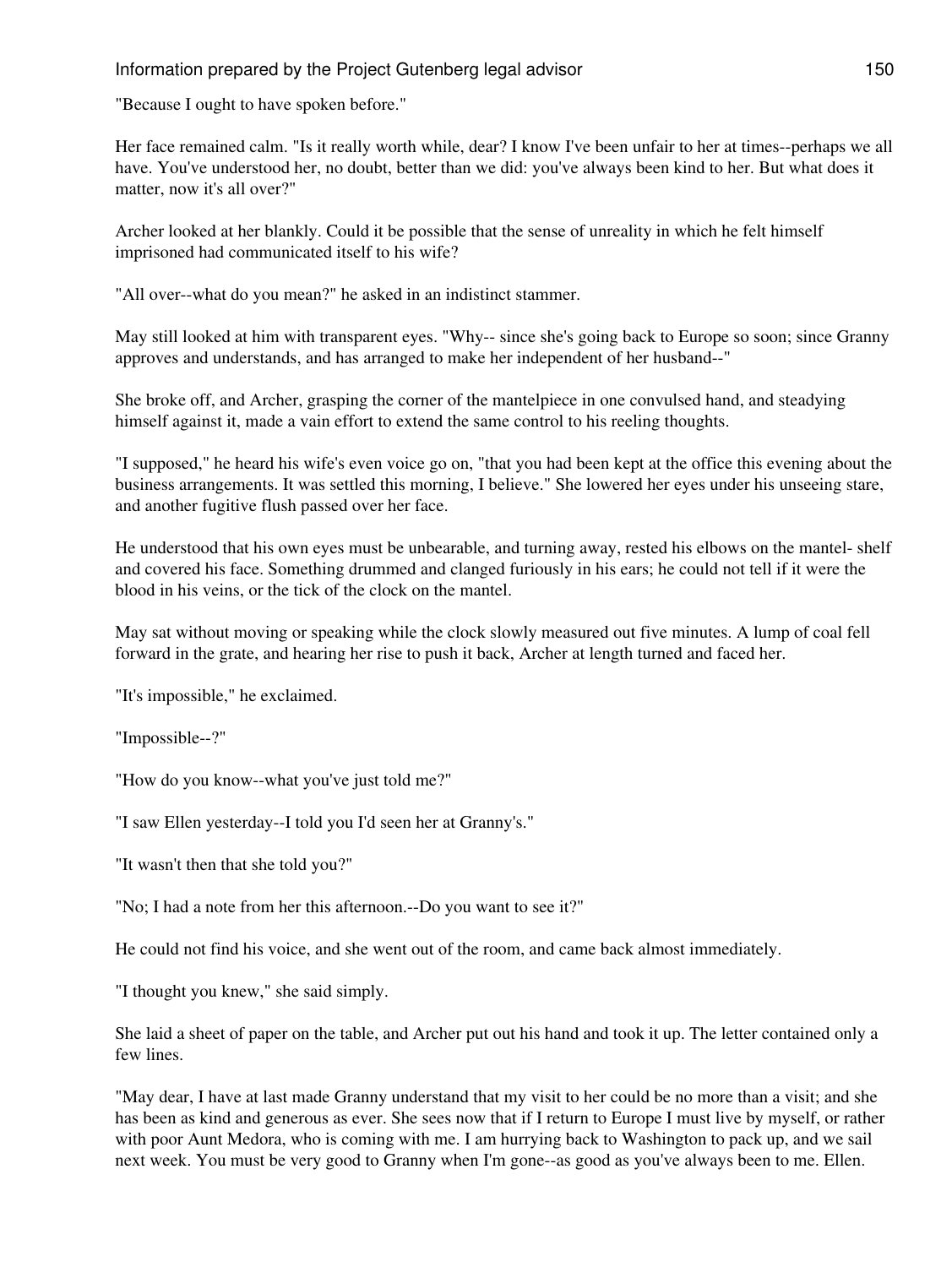"Because I ought to have spoken before."

Her face remained calm. "Is it really worth while, dear? I know I've been unfair to her at times--perhaps we all have. You've understood her, no doubt, better than we did: you've always been kind to her. But what does it matter, now it's all over?"

Archer looked at her blankly. Could it be possible that the sense of unreality in which he felt himself imprisoned had communicated itself to his wife?

"All over--what do you mean?" he asked in an indistinct stammer.

May still looked at him with transparent eyes. "Why-- since she's going back to Europe so soon; since Granny approves and understands, and has arranged to make her independent of her husband--"

She broke off, and Archer, grasping the corner of the mantelpiece in one convulsed hand, and steadying himself against it, made a vain effort to extend the same control to his reeling thoughts.

"I supposed," he heard his wife's even voice go on, "that you had been kept at the office this evening about the business arrangements. It was settled this morning, I believe." She lowered her eyes under his unseeing stare, and another fugitive flush passed over her face.

He understood that his own eyes must be unbearable, and turning away, rested his elbows on the mantel- shelf and covered his face. Something drummed and clanged furiously in his ears; he could not tell if it were the blood in his veins, or the tick of the clock on the mantel.

May sat without moving or speaking while the clock slowly measured out five minutes. A lump of coal fell forward in the grate, and hearing her rise to push it back, Archer at length turned and faced her.

"It's impossible," he exclaimed.

"Impossible--?"

"How do you know--what you've just told me?"

"I saw Ellen yesterday--I told you I'd seen her at Granny's."

"It wasn't then that she told you?"

"No; I had a note from her this afternoon.--Do you want to see it?"

He could not find his voice, and she went out of the room, and came back almost immediately.

"I thought you knew," she said simply.

She laid a sheet of paper on the table, and Archer put out his hand and took it up. The letter contained only a few lines.

"May dear, I have at last made Granny understand that my visit to her could be no more than a visit; and she has been as kind and generous as ever. She sees now that if I return to Europe I must live by myself, or rather with poor Aunt Medora, who is coming with me. I am hurrying back to Washington to pack up, and we sail next week. You must be very good to Granny when I'm gone--as good as you've always been to me. Ellen.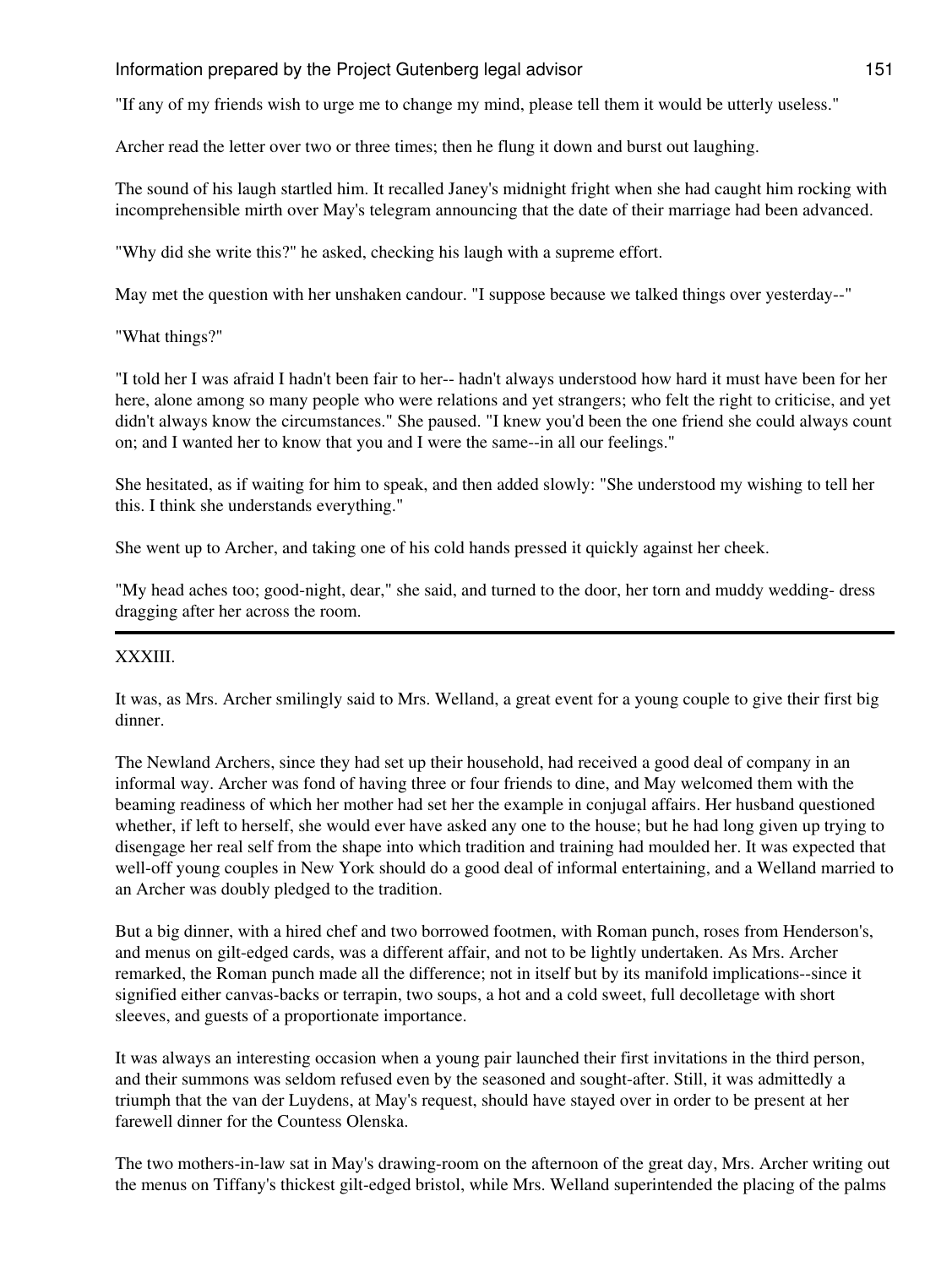"If any of my friends wish to urge me to change my mind, please tell them it would be utterly useless."

Archer read the letter over two or three times; then he flung it down and burst out laughing.

The sound of his laugh startled him. It recalled Janey's midnight fright when she had caught him rocking with incomprehensible mirth over May's telegram announcing that the date of their marriage had been advanced.

"Why did she write this?" he asked, checking his laugh with a supreme effort.

May met the question with her unshaken candour. "I suppose because we talked things over yesterday--"

"What things?"

"I told her I was afraid I hadn't been fair to her-- hadn't always understood how hard it must have been for her here, alone among so many people who were relations and yet strangers; who felt the right to criticise, and yet didn't always know the circumstances." She paused. "I knew you'd been the one friend she could always count on; and I wanted her to know that you and I were the same--in all our feelings."

She hesitated, as if waiting for him to speak, and then added slowly: "She understood my wishing to tell her this. I think she understands everything."

She went up to Archer, and taking one of his cold hands pressed it quickly against her cheek.

"My head aches too; good-night, dear," she said, and turned to the door, her torn and muddy wedding- dress dragging after her across the room.

---

## XXXIII.

It was, as Mrs. Archer smilingly said to Mrs. Welland, a great event for a young couple to give their first big dinner.

The Newland Archers, since they had set up their household, had received a good deal of company in an informal way. Archer was fond of having three or four friends to dine, and May welcomed them with the beaming readiness of which her mother had set her the example in conjugal affairs. Her husband questioned whether, if left to herself, she would ever have asked any one to the house; but he had long given up trying to disengage her real self from the shape into which tradition and training had moulded her. It was expected that well-off young couples in New York should do a good deal of informal entertaining, and a Welland married to an Archer was doubly pledged to the tradition.

But a big dinner, with a hired chef and two borrowed footmen, with Roman punch, roses from Henderson's, and menus on gilt-edged cards, was a different affair, and not to be lightly undertaken. As Mrs. Archer remarked, the Roman punch made all the difference; not in itself but by its manifold implications--since it signified either canvas-backs or terrapin, two soups, a hot and a cold sweet, full decolletage with short sleeves, and guests of a proportionate importance.

It was always an interesting occasion when a young pair launched their first invitations in the third person, and their summons was seldom refused even by the seasoned and sought-after. Still, it was admittedly a triumph that the van der Luydens, at May's request, should have stayed over in order to be present at her farewell dinner for the Countess Olenska.

The two mothers-in-law sat in May's drawing-room on the afternoon of the great day, Mrs. Archer writing out the menus on Tiffany's thickest gilt-edged bristol, while Mrs. Welland superintended the placing of the palms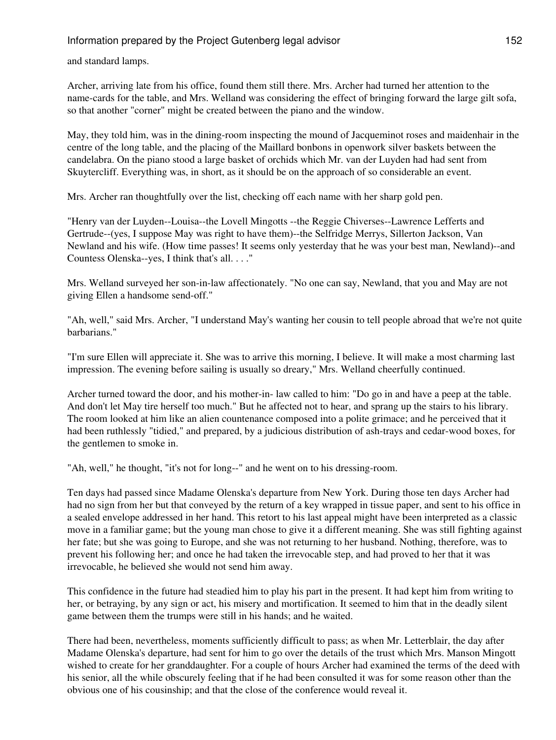and standard lamps.

Archer, arriving late from his office, found them still there. Mrs. Archer had turned her attention to the name-cards for the table, and Mrs. Welland was considering the effect of bringing forward the large gilt sofa, so that another "corner" might be created between the piano and the window.

May, they told him, was in the dining-room inspecting the mound of Jacqueminot roses and maidenhair in the centre of the long table, and the placing of the Maillard bonbons in openwork silver baskets between the candelabra. On the piano stood a large basket of orchids which Mr. van der Luyden had had sent from Skuytercliff. Everything was, in short, as it should be on the approach of so considerable an event.

Mrs. Archer ran thoughtfully over the list, checking off each name with her sharp gold pen.

"Henry van der Luyden--Louisa--the Lovell Mingotts --the Reggie Chiverses--Lawrence Lefferts and Gertrude--(yes, I suppose May was right to have them)--the Selfridge Merrys, Sillerton Jackson, Van Newland and his wife. (How time passes! It seems only yesterday that he was your best man, Newland)--and Countess Olenska--yes, I think that's all. . . ."

Mrs. Welland surveyed her son-in-law affectionately. "No one can say, Newland, that you and May are not giving Ellen a handsome send-off."

"Ah, well," said Mrs. Archer, "I understand May's wanting her cousin to tell people abroad that we're not quite barbarians."

"I'm sure Ellen will appreciate it. She was to arrive this morning, I believe. It will make a most charming last impression. The evening before sailing is usually so dreary," Mrs. Welland cheerfully continued.

Archer turned toward the door, and his mother-in- law called to him: "Do go in and have a peep at the table. And don't let May tire herself too much." But he affected not to hear, and sprang up the stairs to his library. The room looked at him like an alien countenance composed into a polite grimace; and he perceived that it had been ruthlessly "tidied," and prepared, by a judicious distribution of ash-trays and cedar-wood boxes, for the gentlemen to smoke in.

"Ah, well," he thought, "it's not for long--" and he went on to his dressing-room.

Ten days had passed since Madame Olenska's departure from New York. During those ten days Archer had had no sign from her but that conveyed by the return of a key wrapped in tissue paper, and sent to his office in a sealed envelope addressed in her hand. This retort to his last appeal might have been interpreted as a classic move in a familiar game; but the young man chose to give it a different meaning. She was still fighting against her fate; but she was going to Europe, and she was not returning to her husband. Nothing, therefore, was to prevent his following her; and once he had taken the irrevocable step, and had proved to her that it was irrevocable, he believed she would not send him away.

This confidence in the future had steadied him to play his part in the present. It had kept him from writing to her, or betraying, by any sign or act, his misery and mortification. It seemed to him that in the deadly silent game between them the trumps were still in his hands; and he waited.

There had been, nevertheless, moments sufficiently difficult to pass; as when Mr. Letterblair, the day after Madame Olenska's departure, had sent for him to go over the details of the trust which Mrs. Manson Mingott wished to create for her granddaughter. For a couple of hours Archer had examined the terms of the deed with his senior, all the while obscurely feeling that if he had been consulted it was for some reason other than the obvious one of his cousinship; and that the close of the conference would reveal it.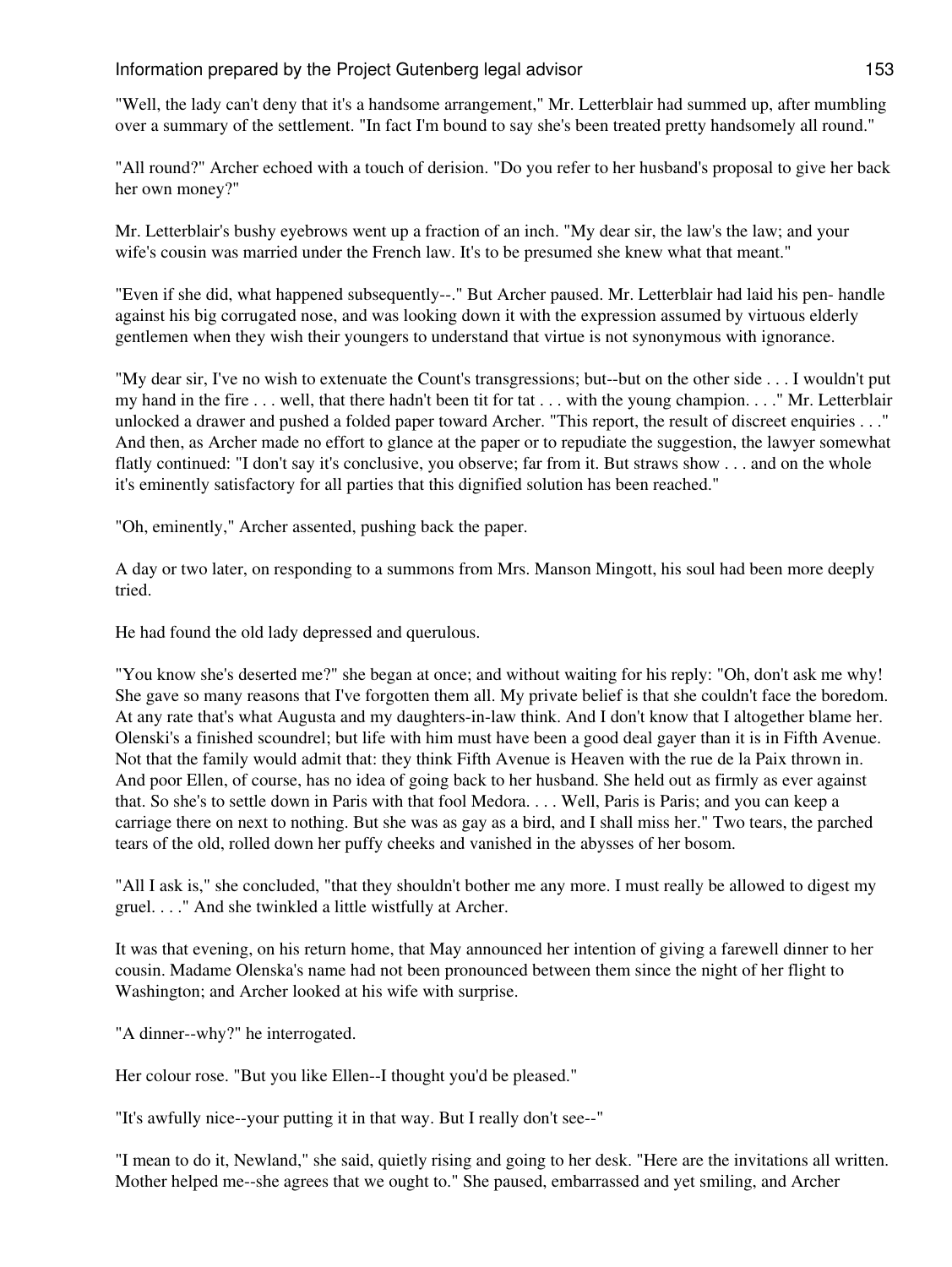"Well, the lady can't deny that it's a handsome arrangement," Mr. Letterblair had summed up, after mumbling over a summary of the settlement. "In fact I'm bound to say she's been treated pretty handsomely all round."

"All round?" Archer echoed with a touch of derision. "Do you refer to her husband's proposal to give her back her own money?"

Mr. Letterblair's bushy eyebrows went up a fraction of an inch. "My dear sir, the law's the law; and your wife's cousin was married under the French law. It's to be presumed she knew what that meant."

"Even if she did, what happened subsequently--." But Archer paused. Mr. Letterblair had laid his pen- handle against his big corrugated nose, and was looking down it with the expression assumed by virtuous elderly gentlemen when they wish their youngers to understand that virtue is not synonymous with ignorance.

"My dear sir, I've no wish to extenuate the Count's transgressions; but--but on the other side . . . I wouldn't put my hand in the fire . . . well, that there hadn't been tit for tat . . . with the young champion. . . ." Mr. Letterblair unlocked a drawer and pushed a folded paper toward Archer. "This report, the result of discreet enquiries . . ." And then, as Archer made no effort to glance at the paper or to repudiate the suggestion, the lawyer somewhat flatly continued: "I don't say it's conclusive, you observe; far from it. But straws show . . . and on the whole it's eminently satisfactory for all parties that this dignified solution has been reached."

"Oh, eminently," Archer assented, pushing back the paper.

A day or two later, on responding to a summons from Mrs. Manson Mingott, his soul had been more deeply tried.

He had found the old lady depressed and querulous.

"You know she's deserted me?" she began at once; and without waiting for his reply: "Oh, don't ask me why! She gave so many reasons that I've forgotten them all. My private belief is that she couldn't face the boredom. At any rate that's what Augusta and my daughters-in-law think. And I don't know that I altogether blame her. Olenski's a finished scoundrel; but life with him must have been a good deal gayer than it is in Fifth Avenue. Not that the family would admit that: they think Fifth Avenue is Heaven with the rue de la Paix thrown in. And poor Ellen, of course, has no idea of going back to her husband. She held out as firmly as ever against that. So she's to settle down in Paris with that fool Medora. . . . Well, Paris is Paris; and you can keep a carriage there on next to nothing. But she was as gay as a bird, and I shall miss her." Two tears, the parched tears of the old, rolled down her puffy cheeks and vanished in the abysses of her bosom.

"All I ask is," she concluded, "that they shouldn't bother me any more. I must really be allowed to digest my gruel. . . ." And she twinkled a little wistfully at Archer.

It was that evening, on his return home, that May announced her intention of giving a farewell dinner to her cousin. Madame Olenska's name had not been pronounced between them since the night of her flight to Washington; and Archer looked at his wife with surprise.

"A dinner--why?" he interrogated.

Her colour rose. "But you like Ellen--I thought you'd be pleased."

"It's awfully nice--your putting it in that way. But I really don't see--"

"I mean to do it, Newland," she said, quietly rising and going to her desk. "Here are the invitations all written. Mother helped me--she agrees that we ought to." She paused, embarrassed and yet smiling, and Archer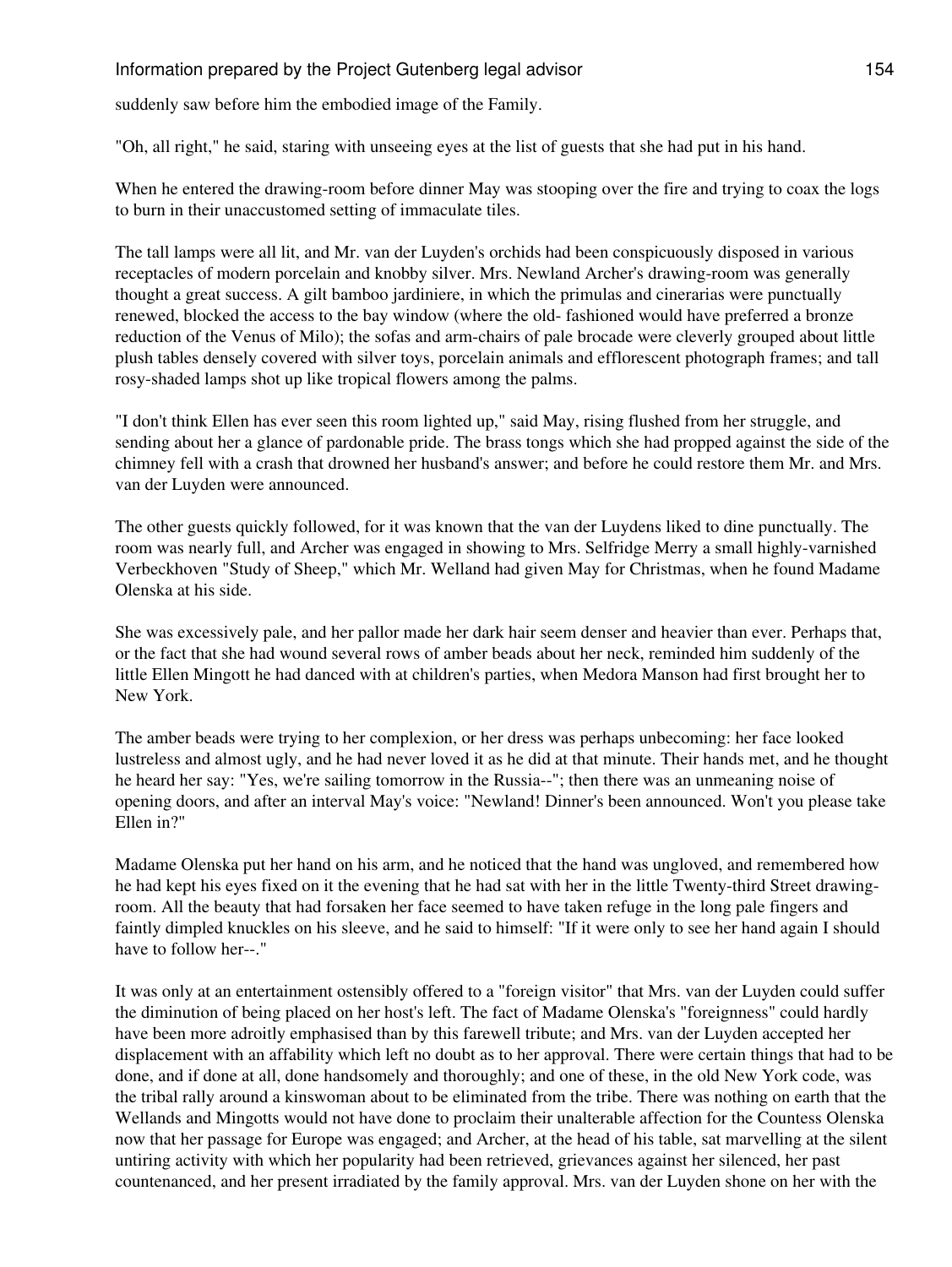suddenly saw before him the embodied image of the Family.

"Oh, all right," he said, staring with unseeing eyes at the list of guests that she had put in his hand.

When he entered the drawing-room before dinner May was stooping over the fire and trying to coax the logs to burn in their unaccustomed setting of immaculate tiles.

The tall lamps were all lit, and Mr. van der Luyden's orchids had been conspicuously disposed in various receptacles of modern porcelain and knobby silver. Mrs. Newland Archer's drawing-room was generally thought a great success. A gilt bamboo jardiniere, in which the primulas and cinerarias were punctually renewed, blocked the access to the bay window (where the old- fashioned would have preferred a bronze reduction of the Venus of Milo); the sofas and arm-chairs of pale brocade were cleverly grouped about little plush tables densely covered with silver toys, porcelain animals and efflorescent photograph frames; and tall rosy-shaded lamps shot up like tropical flowers among the palms.

"I don't think Ellen has ever seen this room lighted up," said May, rising flushed from her struggle, and sending about her a glance of pardonable pride. The brass tongs which she had propped against the side of the chimney fell with a crash that drowned her husband's answer; and before he could restore them Mr. and Mrs. van der Luyden were announced.

The other guests quickly followed, for it was known that the van der Luydens liked to dine punctually. The room was nearly full, and Archer was engaged in showing to Mrs. Selfridge Merry a small highly-varnished Verbeckhoven "Study of Sheep," which Mr. Welland had given May for Christmas, when he found Madame Olenska at his side.

She was excessively pale, and her pallor made her dark hair seem denser and heavier than ever. Perhaps that, or the fact that she had wound several rows of amber beads about her neck, reminded him suddenly of the little Ellen Mingott he had danced with at children's parties, when Medora Manson had first brought her to New York.

The amber beads were trying to her complexion, or her dress was perhaps unbecoming: her face looked lustreless and almost ugly, and he had never loved it as he did at that minute. Their hands met, and he thought he heard her say: "Yes, we're sailing tomorrow in the Russia--"; then there was an unmeaning noise of opening doors, and after an interval May's voice: "Newland! Dinner's been announced. Won't you please take Ellen in?"

Madame Olenska put her hand on his arm, and he noticed that the hand was ungloved, and remembered how he had kept his eyes fixed on it the evening that he had sat with her in the little Twenty-third Street drawing-room. All the beauty that had forsaken her face seemed to have taken refuge in the long pale fingers and faintly dimpled knuckles on his sleeve, and he said to himself: "If it were only to see her hand again I should have to follow her--."

It was only at an entertainment ostensibly offered to a "foreign visitor" that Mrs. van der Luyden could suffer the diminution of being placed on her host's left. The fact of Madame Olenska's "foreignness" could hardly have been more adroitly emphasised than by this farewell tribute; and Mrs. van der Luyden accepted her displacement with an affability which left no doubt as to her approval. There were certain things that had to be done, and if done at all, done handsomely and thoroughly; and one of these, in the old New York code, was the tribal rally around a kinswoman about to be eliminated from the tribe. There was nothing on earth that the Wellands and Mingotts would not have done to proclaim their unalterable affection for the Countess Olenska now that her passage for Europe was engaged; and Archer, at the head of his table, sat marvelling at the silent untiring activity with which her popularity had been retrieved, grievances against her silenced, her past countenanced, and her present irradiated by the family approval. Mrs. van der Luyden shone on her with the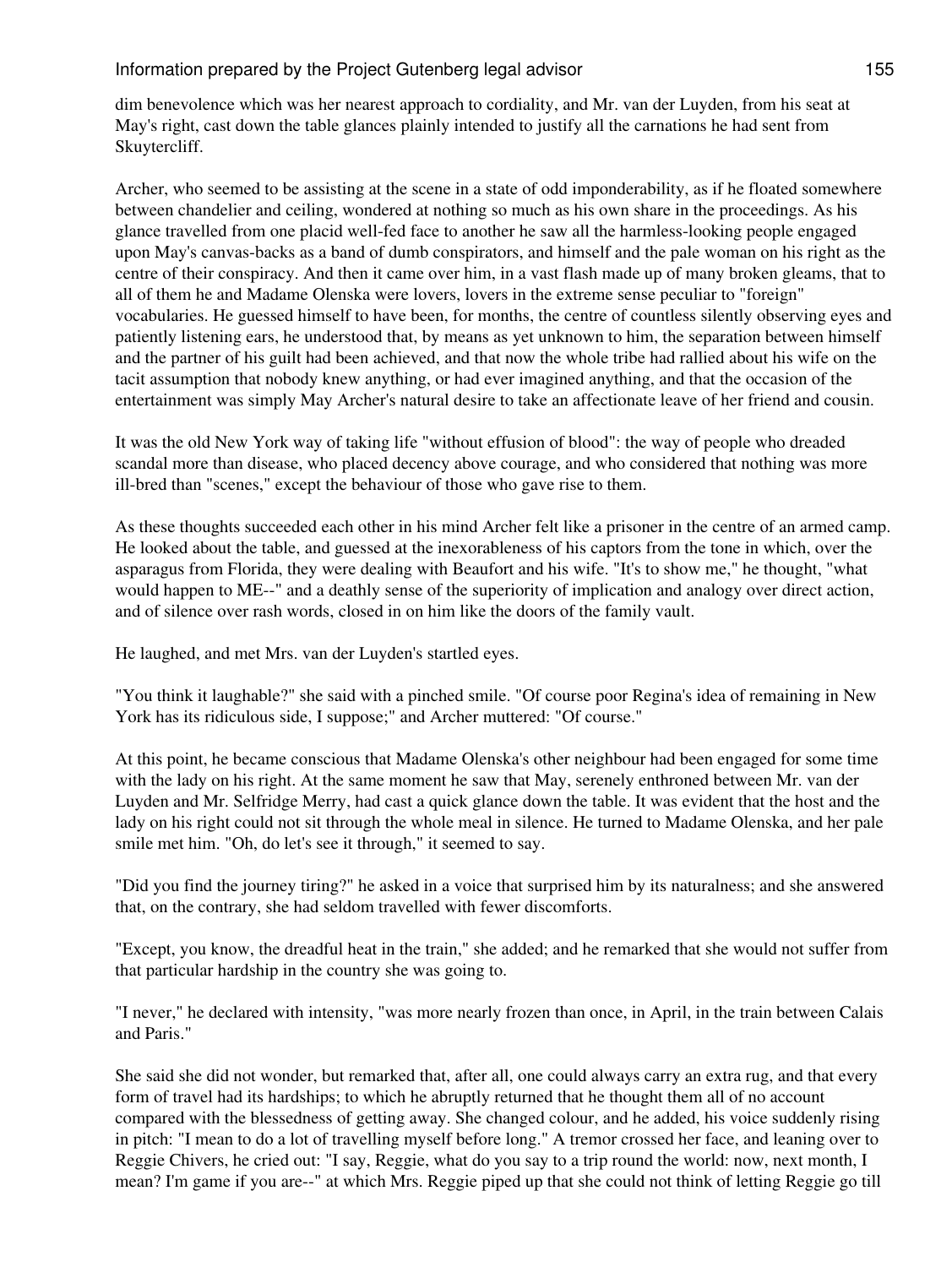dim benevolence which was her nearest approach to cordiality, and Mr. van der Luyden, from his seat at May's right, cast down the table glances plainly intended to justify all the carnations he had sent from Skuytercliff.

Archer, who seemed to be assisting at the scene in a state of odd imponderability, as if he floated somewhere between chandelier and ceiling, wondered at nothing so much as his own share in the proceedings. As his glance travelled from one placid well-fed face to another he saw all the harmless-looking people engaged upon May's canvas-backs as a band of dumb conspirators, and himself and the pale woman on his right as the centre of their conspiracy. And then it came over him, in a vast flash made up of many broken gleams, that to all of them he and Madame Olenska were lovers, lovers in the extreme sense peculiar to "foreign" vocabularies. He guessed himself to have been, for months, the centre of countless silently observing eyes and patiently listening ears, he understood that, by means as yet unknown to him, the separation between himself and the partner of his guilt had been achieved, and that now the whole tribe had rallied about his wife on the tacit assumption that nobody knew anything, or had ever imagined anything, and that the occasion of the entertainment was simply May Archer's natural desire to take an affectionate leave of her friend and cousin.

It was the old New York way of taking life "without effusion of blood": the way of people who dreaded scandal more than disease, who placed decency above courage, and who considered that nothing was more ill-bred than "scenes," except the behaviour of those who gave rise to them.

As these thoughts succeeded each other in his mind Archer felt like a prisoner in the centre of an armed camp. He looked about the table, and guessed at the inexorableness of his captors from the tone in which, over the asparagus from Florida, they were dealing with Beaufort and his wife. "It's to show me," he thought, "what would happen to ME--" and a deathly sense of the superiority of implication and analogy over direct action, and of silence over rash words, closed in on him like the doors of the family vault.

He laughed, and met Mrs. van der Luyden's startled eyes.

"You think it laughable?" she said with a pinched smile. "Of course poor Regina's idea of remaining in New York has its ridiculous side, I suppose;" and Archer muttered: "Of course."

At this point, he became conscious that Madame Olenska's other neighbour had been engaged for some time with the lady on his right. At the same moment he saw that May, serenely enthroned between Mr. van der Luyden and Mr. Selfridge Merry, had cast a quick glance down the table. It was evident that the host and the lady on his right could not sit through the whole meal in silence. He turned to Madame Olenska, and her pale smile met him. "Oh, do let's see it through," it seemed to say.

"Did you find the journey tiring?" he asked in a voice that surprised him by its naturalness; and she answered that, on the contrary, she had seldom travelled with fewer discomforts.

"Except, you know, the dreadful heat in the train," she added; and he remarked that she would not suffer from that particular hardship in the country she was going to.

"I never," he declared with intensity, "was more nearly frozen than once, in April, in the train between Calais and Paris."

She said she did not wonder, but remarked that, after all, one could always carry an extra rug, and that every form of travel had its hardships; to which he abruptly returned that he thought them all of no account compared with the blessedness of getting away. She changed colour, and he added, his voice suddenly rising in pitch: "I mean to do a lot of travelling myself before long." A tremor crossed her face, and leaning over to Reggie Chivers, he cried out: "I say, Reggie, what do you say to a trip round the world: now, next month, I mean? I'm game if you are--" at which Mrs. Reggie piped up that she could not think of letting Reggie go till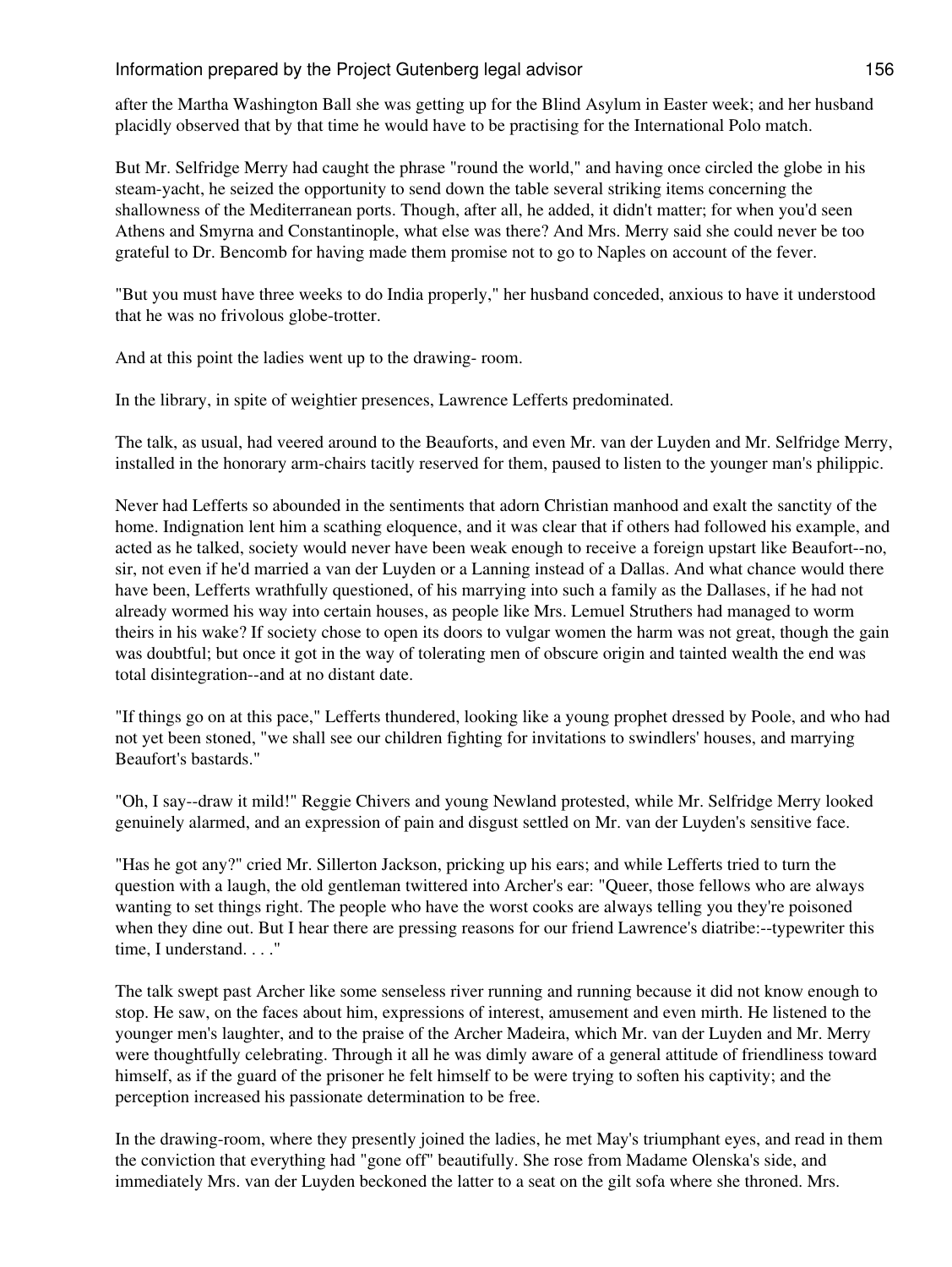after the Martha Washington Ball she was getting up for the Blind Asylum in Easter week; and her husband placidly observed that by that time he would have to be practising for the International Polo match.

But Mr. Selfridge Merry had caught the phrase "round the world," and having once circled the globe in his steam-yacht, he seized the opportunity to send down the table several striking items concerning the shallowness of the Mediterranean ports. Though, after all, he added, it didn't matter; for when you'd seen Athens and Smyrna and Constantinople, what else was there? And Mrs. Merry said she could never be too grateful to Dr. Bencomb for having made them promise not to go to Naples on account of the fever.

"But you must have three weeks to do India properly," her husband conceded, anxious to have it understood that he was no frivolous globe-trotter.

And at this point the ladies went up to the drawing- room.

In the library, in spite of weightier presences, Lawrence Lefferts predominated.

The talk, as usual, had veered around to the Beauforts, and even Mr. van der Luyden and Mr. Selfridge Merry, installed in the honorary arm-chairs tacitly reserved for them, paused to listen to the younger man's philippic.

Never had Lefferts so abounded in the sentiments that adorn Christian manhood and exalt the sanctity of the home. Indignation lent him a scathing eloquence, and it was clear that if others had followed his example, and acted as he talked, society would never have been weak enough to receive a foreign upstart like Beaufort--no, sir, not even if he'd married a van der Luyden or a Lanning instead of a Dallas. And what chance would there have been, Lefferts wrathfully questioned, of his marrying into such a family as the Dallases, if he had not already wormed his way into certain houses, as people like Mrs. Lemuel Struthers had managed to worm theirs in his wake? If society chose to open its doors to vulgar women the harm was not great, though the gain was doubtful; but once it got in the way of tolerating men of obscure origin and tainted wealth the end was total disintegration--and at no distant date.

"If things go on at this pace," Lefferts thundered, looking like a young prophet dressed by Poole, and who had not yet been stoned, "we shall see our children fighting for invitations to swindlers' houses, and marrying Beaufort's bastards."

"Oh, I say--draw it mild!" Reggie Chivers and young Newland protested, while Mr. Selfridge Merry looked genuinely alarmed, and an expression of pain and disgust settled on Mr. van der Luyden's sensitive face.

"Has he got any?" cried Mr. Sillerton Jackson, pricking up his ears; and while Lefferts tried to turn the question with a laugh, the old gentleman twittered into Archer's ear: "Queer, those fellows who are always wanting to set things right. The people who have the worst cooks are always telling you they're poisoned when they dine out. But I hear there are pressing reasons for our friend Lawrence's diatribe:--typewriter this time, I understand. . . ."

The talk swept past Archer like some senseless river running and running because it did not know enough to stop. He saw, on the faces about him, expressions of interest, amusement and even mirth. He listened to the younger men's laughter, and to the praise of the Archer Madeira, which Mr. van der Luyden and Mr. Merry were thoughtfully celebrating. Through it all he was dimly aware of a general attitude of friendliness toward himself, as if the guard of the prisoner he felt himself to be were trying to soften his captivity; and the perception increased his passionate determination to be free.

In the drawing-room, where they presently joined the ladies, he met May's triumphant eyes, and read in them the conviction that everything had "gone off" beautifully. She rose from Madame Olenska's side, and immediately Mrs. van der Luyden beckoned the latter to a seat on the gilt sofa where she throned. Mrs.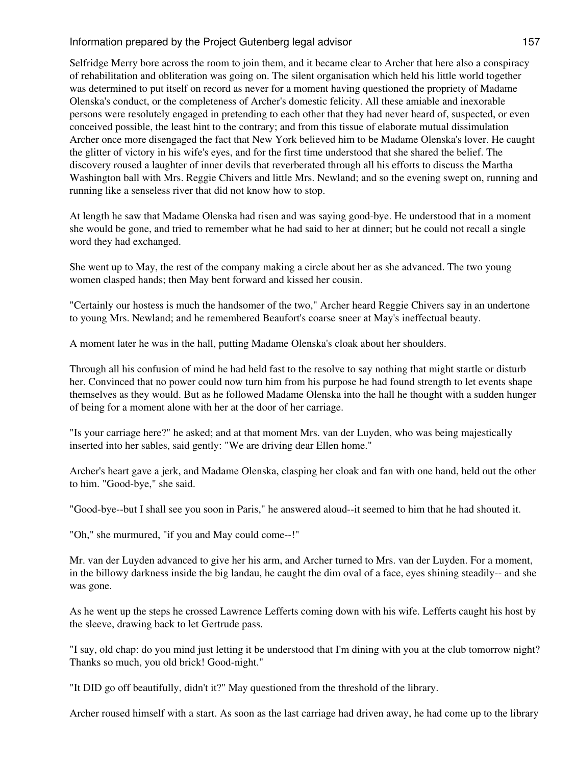Selfridge Merry bore across the room to join them, and it became clear to Archer that here also a conspiracy of rehabilitation and obliteration was going on. The silent organisation which held his little world together was determined to put itself on record as never for a moment having questioned the propriety of Madame Olenska's conduct, or the completeness of Archer's domestic felicity. All these amiable and inexorable persons were resolutely engaged in pretending to each other that they had never heard of, suspected, or even conceived possible, the least hint to the contrary; and from this tissue of elaborate mutual dissimulation Archer once more disengaged the fact that New York believed him to be Madame Olenska's lover. He caught the glitter of victory in his wife's eyes, and for the first time understood that she shared the belief. The discovery roused a laughter of inner devils that reverberated through all his efforts to discuss the Martha Washington ball with Mrs. Reggie Chivers and little Mrs. Newland; and so the evening swept on, running and running like a senseless river that did not know how to stop.

At length he saw that Madame Olenska had risen and was saying good-bye. He understood that in a moment she would be gone, and tried to remember what he had said to her at dinner; but he could not recall a single word they had exchanged.

She went up to May, the rest of the company making a circle about her as she advanced. The two young women clasped hands; then May bent forward and kissed her cousin.

"Certainly our hostess is much the handsomer of the two," Archer heard Reggie Chivers say in an undertone to young Mrs. Newland; and he remembered Beaufort's coarse sneer at May's ineffectual beauty.

A moment later he was in the hall, putting Madame Olenska's cloak about her shoulders.

Through all his confusion of mind he had held fast to the resolve to say nothing that might startle or disturb her. Convinced that no power could now turn him from his purpose he had found strength to let events shape themselves as they would. But as he followed Madame Olenska into the hall he thought with a sudden hunger of being for a moment alone with her at the door of her carriage.

"Is your carriage here?" he asked; and at that moment Mrs. van der Luyden, who was being majestically inserted into her sables, said gently: "We are driving dear Ellen home."

Archer's heart gave a jerk, and Madame Olenska, clasping her cloak and fan with one hand, held out the other to him. "Good-bye," she said.

"Good-bye--but I shall see you soon in Paris," he answered aloud--it seemed to him that he had shouted it.

"Oh," she murmured, "if you and May could come--!"

Mr. van der Luyden advanced to give her his arm, and Archer turned to Mrs. van der Luyden. For a moment, in the billowy darkness inside the big landau, he caught the dim oval of a face, eyes shining steadily-- and she was gone.

As he went up the steps he crossed Lawrence Lefferts coming down with his wife. Lefferts caught his host by the sleeve, drawing back to let Gertrude pass.

"I say, old chap: do you mind just letting it be understood that I'm dining with you at the club tomorrow night? Thanks so much, you old brick! Good-night."

"It DID go off beautifully, didn't it?" May questioned from the threshold of the library.

Archer roused himself with a start. As soon as the last carriage had driven away, he had come up to the library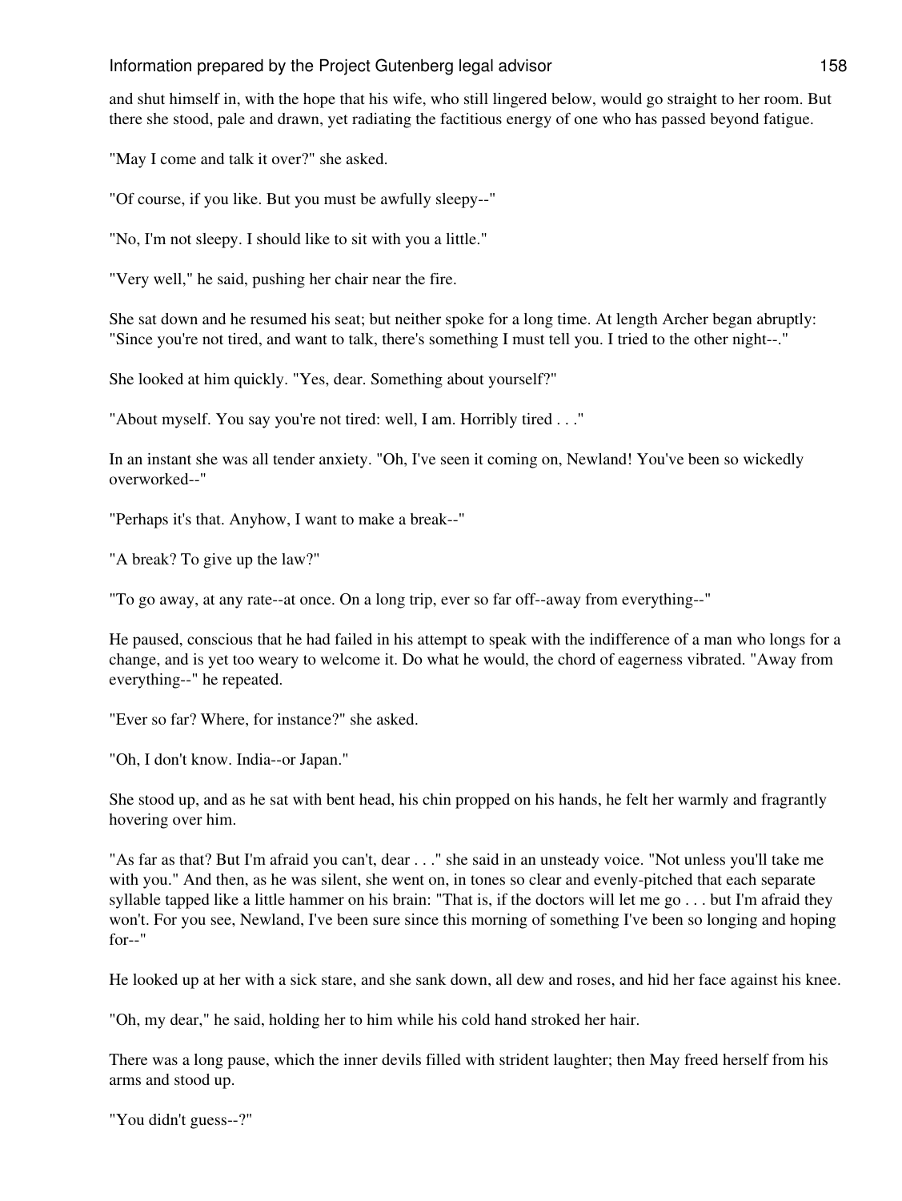and shut himself in, with the hope that his wife, who still lingered below, would go straight to her room. But there she stood, pale and drawn, yet radiating the factitious energy of one who has passed beyond fatigue.

"May I come and talk it over?" she asked.

"Of course, if you like. But you must be awfully sleepy--"

"No, I'm not sleepy. I should like to sit with you a little."

"Very well," he said, pushing her chair near the fire.

She sat down and he resumed his seat; but neither spoke for a long time. At length Archer began abruptly: "Since you're not tired, and want to talk, there's something I must tell you. I tried to the other night--."

She looked at him quickly. "Yes, dear. Something about yourself?"

"About myself. You say you're not tired: well, I am. Horribly tired . . ."

In an instant she was all tender anxiety. "Oh, I've seen it coming on, Newland! You've been so wickedly overworked--"

"Perhaps it's that. Anyhow, I want to make a break--"

"A break? To give up the law?"

"To go away, at any rate--at once. On a long trip, ever so far off--away from everything--"

He paused, conscious that he had failed in his attempt to speak with the indifference of a man who longs for a change, and is yet too weary to welcome it. Do what he would, the chord of eagerness vibrated. "Away from everything--" he repeated.

"Ever so far? Where, for instance?" she asked.

"Oh, I don't know. India--or Japan."

She stood up, and as he sat with bent head, his chin propped on his hands, he felt her warmly and fragrantly hovering over him.

"As far as that? But I'm afraid you can't, dear . . ." she said in an unsteady voice. "Not unless you'll take me with you." And then, as he was silent, she went on, in tones so clear and evenly-pitched that each separate syllable tapped like a little hammer on his brain: "That is, if the doctors will let me go . . . but I'm afraid they won't. For you see, Newland, I've been sure since this morning of something I've been so longing and hoping for--"

He looked up at her with a sick stare, and she sank down, all dew and roses, and hid her face against his knee.

"Oh, my dear," he said, holding her to him while his cold hand stroked her hair.

There was a long pause, which the inner devils filled with strident laughter; then May freed herself from his arms and stood up.

"You didn't guess--?"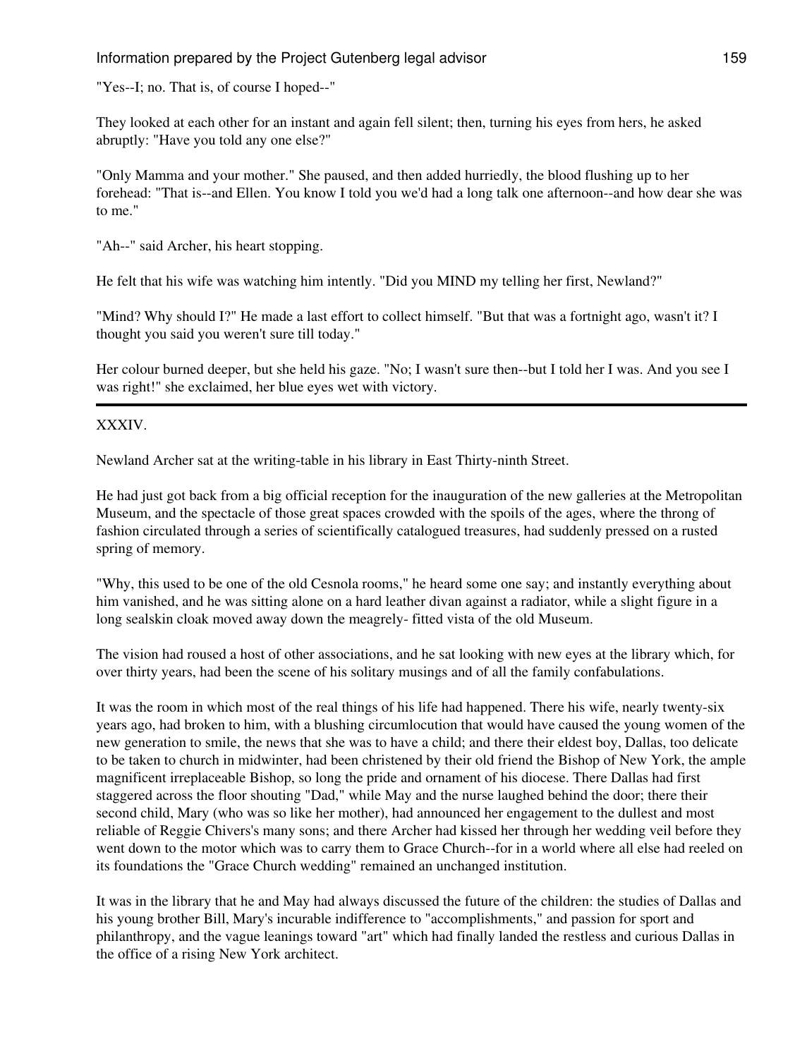"Yes--I; no. That is, of course I hoped--"

They looked at each other for an instant and again fell silent; then, turning his eyes from hers, he asked abruptly: "Have you told any one else?"

"Only Mamma and your mother." She paused, and then added hurriedly, the blood flushing up to her forehead: "That is--and Ellen. You know I told you we'd had a long talk one afternoon--and how dear she was to me."

"Ah--" said Archer, his heart stopping.

He felt that his wife was watching him intently. "Did you MIND my telling her first, Newland?"

"Mind? Why should I?" He made a last effort to collect himself. "But that was a fortnight ago, wasn't it? I thought you said you weren't sure till today."

Her colour burned deeper, but she held his gaze. "No; I wasn't sure then--but I told her I was. And you see I was right!" she exclaimed, her blue eyes wet with victory.

---

XXXIV.

Newland Archer sat at the writing-table in his library in East Thirty-ninth Street.

He had just got back from a big official reception for the inauguration of the new galleries at the Metropolitan Museum, and the spectacle of those great spaces crowded with the spoils of the ages, where the throng of fashion circulated through a series of scientifically catalogued treasures, had suddenly pressed on a rusted spring of memory.

"Why, this used to be one of the old Cesnola rooms," he heard some one say; and instantly everything about him vanished, and he was sitting alone on a hard leather divan against a radiator, while a slight figure in a long sealskin cloak moved away down the meagrely- fitted vista of the old Museum.

The vision had roused a host of other associations, and he sat looking with new eyes at the library which, for over thirty years, had been the scene of his solitary musings and of all the family confabulations.

It was the room in which most of the real things of his life had happened. There his wife, nearly twenty-six years ago, had broken to him, with a blushing circumlocution that would have caused the young women of the new generation to smile, the news that she was to have a child; and there their eldest boy, Dallas, too delicate to be taken to church in midwinter, had been christened by their old friend the Bishop of New York, the ample magnificent irreplaceable Bishop, so long the pride and ornament of his diocese. There Dallas had first staggered across the floor shouting "Dad," while May and the nurse laughed behind the door; there their second child, Mary (who was so like her mother), had announced her engagement to the dullest and most reliable of Reggie Chivers's many sons; and there Archer had kissed her through her wedding veil before they went down to the motor which was to carry them to Grace Church--for in a world where all else had reeled on its foundations the "Grace Church wedding" remained an unchanged institution.

It was in the library that he and May had always discussed the future of the children: the studies of Dallas and his young brother Bill, Mary's incurable indifference to "accomplishments," and passion for sport and philanthropy, and the vague leanings toward "art" which had finally landed the restless and curious Dallas in the office of a rising New York architect.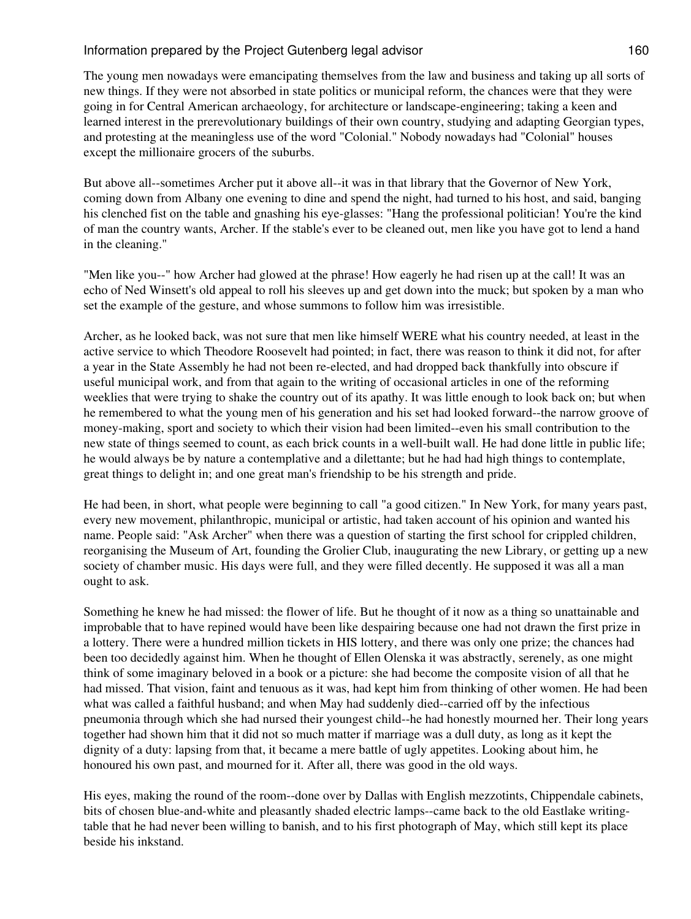The young men nowadays were emancipating themselves from the law and business and taking up all sorts of new things. If they were not absorbed in state politics or municipal reform, the chances were that they were going in for Central American archaeology, for architecture or landscape-engineering; taking a keen and learned interest in the prerevolutionary buildings of their own country, studying and adapting Georgian types, and protesting at the meaningless use of the word "Colonial." Nobody nowadays had "Colonial" houses except the millionaire grocers of the suburbs.

But above all--sometimes Archer put it above all--it was in that library that the Governor of New York, coming down from Albany one evening to dine and spend the night, had turned to his host, and said, banging his clenched fist on the table and gnashing his eye-glasses: "Hang the professional politician! You're the kind of man the country wants, Archer. If the stable's ever to be cleaned out, men like you have got to lend a hand in the cleaning."

"Men like you--" how Archer had glowed at the phrase! How eagerly he had risen up at the call! It was an echo of Ned Winsett's old appeal to roll his sleeves up and get down into the muck; but spoken by a man who set the example of the gesture, and whose summons to follow him was irresistible.

Archer, as he looked back, was not sure that men like himself WERE what his country needed, at least in the active service to which Theodore Roosevelt had pointed; in fact, there was reason to think it did not, for after a year in the State Assembly he had not been re-elected, and had dropped back thankfully into obscure if useful municipal work, and from that again to the writing of occasional articles in one of the reforming weeklies that were trying to shake the country out of its apathy. It was little enough to look back on; but when he remembered to what the young men of his generation and his set had looked forward--the narrow groove of money-making, sport and society to which their vision had been limited--even his small contribution to the new state of things seemed to count, as each brick counts in a well-built wall. He had done little in public life; he would always be by nature a contemplative and a dilettante; but he had had high things to contemplate, great things to delight in; and one great man's friendship to be his strength and pride.

He had been, in short, what people were beginning to call "a good citizen." In New York, for many years past, every new movement, philanthropic, municipal or artistic, had taken account of his opinion and wanted his name. People said: "Ask Archer" when there was a question of starting the first school for crippled children, reorganising the Museum of Art, founding the Grolier Club, inaugurating the new Library, or getting up a new society of chamber music. His days were full, and they were filled decently. He supposed it was all a man ought to ask.

Something he knew he had missed: the flower of life. But he thought of it now as a thing so unattainable and improbable that to have repined would have been like despairing because one had not drawn the first prize in a lottery. There were a hundred million tickets in HIS lottery, and there was only one prize; the chances had been too decidedly against him. When he thought of Ellen Olenska it was abstractly, serenely, as one might think of some imaginary beloved in a book or a picture: she had become the composite vision of all that he had missed. That vision, faint and tenuous as it was, had kept him from thinking of other women. He had been what was called a faithful husband; and when May had suddenly died--carried off by the infectious pneumonia through which she had nursed their youngest child--he had honestly mourned her. Their long years together had shown him that it did not so much matter if marriage was a dull duty, as long as it kept the dignity of a duty: lapsing from that, it became a mere battle of ugly appetites. Looking about him, he honoured his own past, and mourned for it. After all, there was good in the old ways.

His eyes, making the round of the room--done over by Dallas with English mezzotints, Chippendale cabinets, bits of chosen blue-and-white and pleasantly shaded electric lamps--came back to the old Eastlake writing-table that he had never been willing to banish, and to his first photograph of May, which still kept its place beside his inkstand.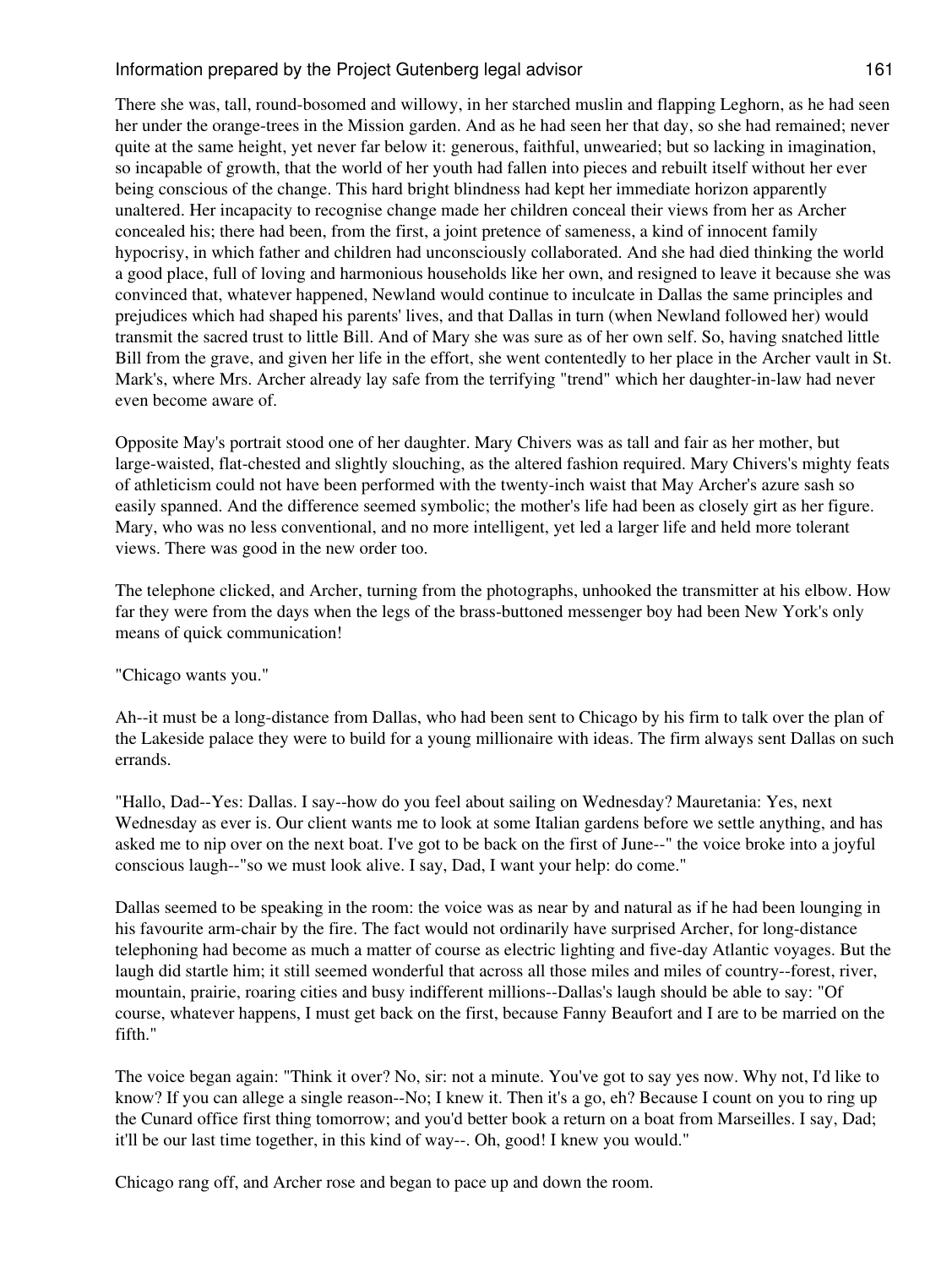There she was, tall, round-bosomed and willowy, in her starched muslin and flapping Leghorn, as he had seen her under the orange-trees in the Mission garden. And as he had seen her that day, so she had remained; never quite at the same height, yet never far below it: generous, faithful, unwearied; but so lacking in imagination, so incapable of growth, that the world of her youth had fallen into pieces and rebuilt itself without her ever being conscious of the change. This hard bright blindness had kept her immediate horizon apparently unaltered. Her incapacity to recognise change made her children conceal their views from her as Archer concealed his; there had been, from the first, a joint pretence of sameness, a kind of innocent family hypocrisy, in which father and children had unconsciously collaborated. And she had died thinking the world a good place, full of loving and harmonious households like her own, and resigned to leave it because she was convinced that, whatever happened, Newland would continue to inculcate in Dallas the same principles and prejudices which had shaped his parents' lives, and that Dallas in turn (when Newland followed her) would transmit the sacred trust to little Bill. And of Mary she was sure as of her own self. So, having snatched little Bill from the grave, and given her life in the effort, she went contentedly to her place in the Archer vault in St. Mark's, where Mrs. Archer already lay safe from the terrifying "trend" which her daughter-in-law had never even become aware of.

Opposite May's portrait stood one of her daughter. Mary Chivers was as tall and fair as her mother, but large-waisted, flat-chested and slightly slouching, as the altered fashion required. Mary Chivers's mighty feats of athleticism could not have been performed with the twenty-inch waist that May Archer's azure sash so easily spanned. And the difference seemed symbolic; the mother's life had been as closely girt as her figure. Mary, who was no less conventional, and no more intelligent, yet led a larger life and held more tolerant views. There was good in the new order too.

The telephone clicked, and Archer, turning from the photographs, unhooked the transmitter at his elbow. How far they were from the days when the legs of the brass-buttoned messenger boy had been New York's only means of quick communication!

"Chicago wants you."

Ah--it must be a long-distance from Dallas, who had been sent to Chicago by his firm to talk over the plan of the Lakeside palace they were to build for a young millionaire with ideas. The firm always sent Dallas on such errands.

"Hallo, Dad--Yes: Dallas. I say--how do you feel about sailing on Wednesday? Mauretania: Yes, next Wednesday as ever is. Our client wants me to look at some Italian gardens before we settle anything, and has asked me to nip over on the next boat. I've got to be back on the first of June--" the voice broke into a joyful conscious laugh--"so we must look alive. I say, Dad, I want your help: do come."

Dallas seemed to be speaking in the room: the voice was as near by and natural as if he had been lounging in his favourite arm-chair by the fire. The fact would not ordinarily have surprised Archer, for long-distance telephoning had become as much a matter of course as electric lighting and five-day Atlantic voyages. But the laugh did startle him; it still seemed wonderful that across all those miles and miles of country--forest, river, mountain, prairie, roaring cities and busy indifferent millions--Dallas's laugh should be able to say: "Of course, whatever happens, I must get back on the first, because Fanny Beaufort and I are to be married on the fifth."

The voice began again: "Think it over? No, sir: not a minute. You've got to say yes now. Why not, I'd like to know? If you can allege a single reason--No; I knew it. Then it's a go, eh? Because I count on you to ring up the Cunard office first thing tomorrow; and you'd better book a return on a boat from Marseilles. I say, Dad; it'll be our last time together, in this kind of way--. Oh, good! I knew you would."

Chicago rang off, and Archer rose and began to pace up and down the room.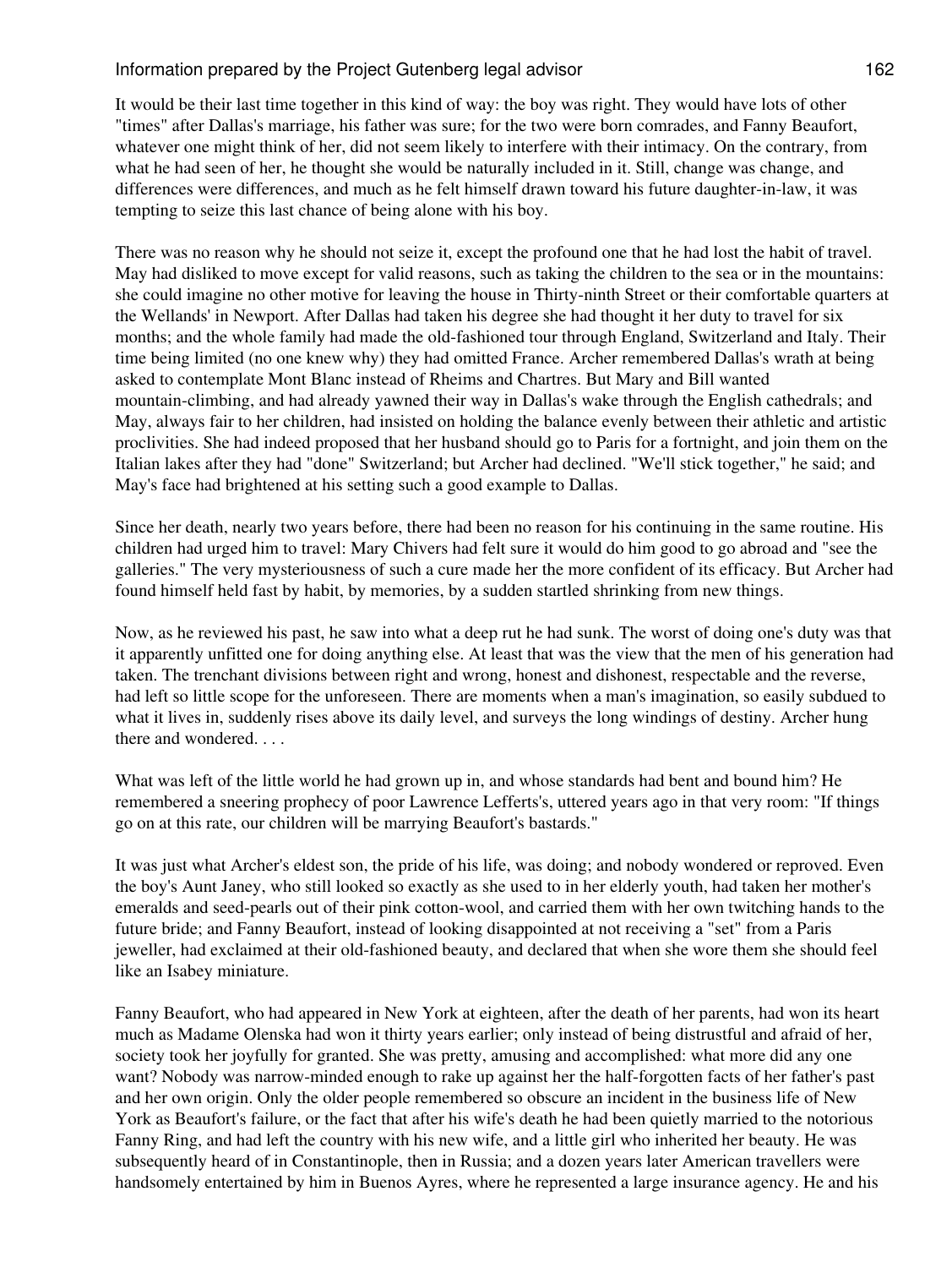It would be their last time together in this kind of way: the boy was right. They would have lots of other "times" after Dallas's marriage, his father was sure; for the two were born comrades, and Fanny Beaufort, whatever one might think of her, did not seem likely to interfere with their intimacy. On the contrary, from what he had seen of her, he thought she would be naturally included in it. Still, change was change, and differences were differences, and much as he felt himself drawn toward his future daughter-in-law, it was tempting to seize this last chance of being alone with his boy.

There was no reason why he should not seize it, except the profound one that he had lost the habit of travel. May had disliked to move except for valid reasons, such as taking the children to the sea or in the mountains: she could imagine no other motive for leaving the house in Thirty-ninth Street or their comfortable quarters at the Wellands' in Newport. After Dallas had taken his degree she had thought it her duty to travel for six months; and the whole family had made the old-fashioned tour through England, Switzerland and Italy. Their time being limited (no one knew why) they had omitted France. Archer remembered Dallas's wrath at being asked to contemplate Mont Blanc instead of Rheims and Chartres. But Mary and Bill wanted mountain-climbing, and had already yawned their way in Dallas's wake through the English cathedrals; and May, always fair to her children, had insisted on holding the balance evenly between their athletic and artistic proclivities. She had indeed proposed that her husband should go to Paris for a fortnight, and join them on the Italian lakes after they had "done" Switzerland; but Archer had declined. "We'll stick together," he said; and May's face had brightened at his setting such a good example to Dallas.

Since her death, nearly two years before, there had been no reason for his continuing in the same routine. His children had urged him to travel: Mary Chivers had felt sure it would do him good to go abroad and "see the galleries." The very mysteriousness of such a cure made her the more confident of its efficacy. But Archer had found himself held fast by habit, by memories, by a sudden startled shrinking from new things.

Now, as he reviewed his past, he saw into what a deep rut he had sunk. The worst of doing one's duty was that it apparently unfitted one for doing anything else. At least that was the view that the men of his generation had taken. The trenchant divisions between right and wrong, honest and dishonest, respectable and the reverse, had left so little scope for the unforeseen. There are moments when a man's imagination, so easily subdued to what it lives in, suddenly rises above its daily level, and surveys the long windings of destiny. Archer hung there and wondered. . . .

What was left of the little world he had grown up in, and whose standards had bent and bound him? He remembered a sneering prophecy of poor Lawrence Lefferts's, uttered years ago in that very room: "If things go on at this rate, our children will be marrying Beaufort's bastards."

It was just what Archer's eldest son, the pride of his life, was doing; and nobody wondered or reproved. Even the boy's Aunt Janey, who still looked so exactly as she used to in her elderly youth, had taken her mother's emeralds and seed-pearls out of their pink cotton-wool, and carried them with her own twitching hands to the future bride; and Fanny Beaufort, instead of looking disappointed at not receiving a "set" from a Paris jeweller, had exclaimed at their old-fashioned beauty, and declared that when she wore them she should feel like an Isabey miniature.

Fanny Beaufort, who had appeared in New York at eighteen, after the death of her parents, had won its heart much as Madame Olenska had won it thirty years earlier; only instead of being distrustful and afraid of her, society took her joyfully for granted. She was pretty, amusing and accomplished: what more did any one want? Nobody was narrow-minded enough to rake up against her the half-forgotten facts of her father's past and her own origin. Only the older people remembered so obscure an incident in the business life of New York as Beaufort's failure, or the fact that after his wife's death he had been quietly married to the notorious Fanny Ring, and had left the country with his new wife, and a little girl who inherited her beauty. He was subsequently heard of in Constantinople, then in Russia; and a dozen years later American travellers were handsomely entertained by him in Buenos Ayres, where he represented a large insurance agency. He and his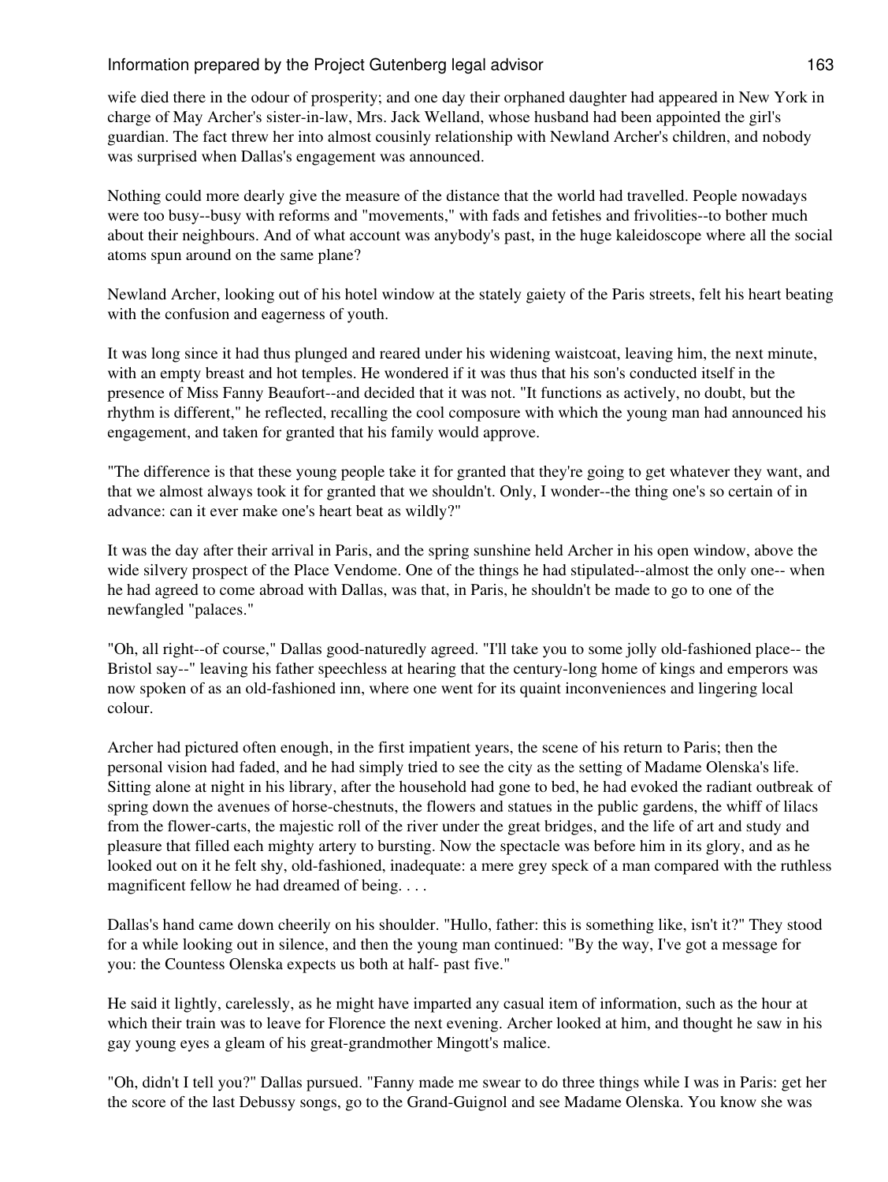wife died there in the odour of prosperity; and one day their orphaned daughter had appeared in New York in charge of May Archer's sister-in-law, Mrs. Jack Welland, whose husband had been appointed the girl's guardian. The fact threw her into almost cousinly relationship with Newland Archer's children, and nobody was surprised when Dallas's engagement was announced.

Nothing could more dearly give the measure of the distance that the world had travelled. People nowadays were too busy--busy with reforms and "movements," with fads and fetishes and frivolities--to bother much about their neighbours. And of what account was anybody's past, in the huge kaleidoscope where all the social atoms spun around on the same plane?

Newland Archer, looking out of his hotel window at the stately gaiety of the Paris streets, felt his heart beating with the confusion and eagerness of youth.

It was long since it had thus plunged and reared under his widening waistcoat, leaving him, the next minute, with an empty breast and hot temples. He wondered if it was thus that his son's conducted itself in the presence of Miss Fanny Beaufort--and decided that it was not. "It functions as actively, no doubt, but the rhythm is different," he reflected, recalling the cool composure with which the young man had announced his engagement, and taken for granted that his family would approve.

"The difference is that these young people take it for granted that they're going to get whatever they want, and that we almost always took it for granted that we shouldn't. Only, I wonder--the thing one's so certain of in advance: can it ever make one's heart beat as wildly?"

It was the day after their arrival in Paris, and the spring sunshine held Archer in his open window, above the wide silvery prospect of the Place Vendome. One of the things he had stipulated--almost the only one-- when he had agreed to come abroad with Dallas, was that, in Paris, he shouldn't be made to go to one of the newfangled "palaces."

"Oh, all right--of course," Dallas good-naturedly agreed. "I'll take you to some jolly old-fashioned place-- the Bristol say--" leaving his father speechless at hearing that the century-long home of kings and emperors was now spoken of as an old-fashioned inn, where one went for its quaint inconveniences and lingering local colour.

Archer had pictured often enough, in the first impatient years, the scene of his return to Paris; then the personal vision had faded, and he had simply tried to see the city as the setting of Madame Olenska's life. Sitting alone at night in his library, after the household had gone to bed, he had evoked the radiant outbreak of spring down the avenues of horse-chestnuts, the flowers and statues in the public gardens, the whiff of lilacs from the flower-carts, the majestic roll of the river under the great bridges, and the life of art and study and pleasure that filled each mighty artery to bursting. Now the spectacle was before him in its glory, and as he looked out on it he felt shy, old-fashioned, inadequate: a mere grey speck of a man compared with the ruthless magnificent fellow he had dreamed of being. . . .

Dallas's hand came down cheerily on his shoulder. "Hullo, father: this is something like, isn't it?" They stood for a while looking out in silence, and then the young man continued: "By the way, I've got a message for you: the Countess Olenska expects us both at half- past five."

He said it lightly, carelessly, as he might have imparted any casual item of information, such as the hour at which their train was to leave for Florence the next evening. Archer looked at him, and thought he saw in his gay young eyes a gleam of his great-grandmother Mingott's malice.

"Oh, didn't I tell you?" Dallas pursued. "Fanny made me swear to do three things while I was in Paris: get her the score of the last Debussy songs, go to the Grand-Guignol and see Madame Olenska. You know she was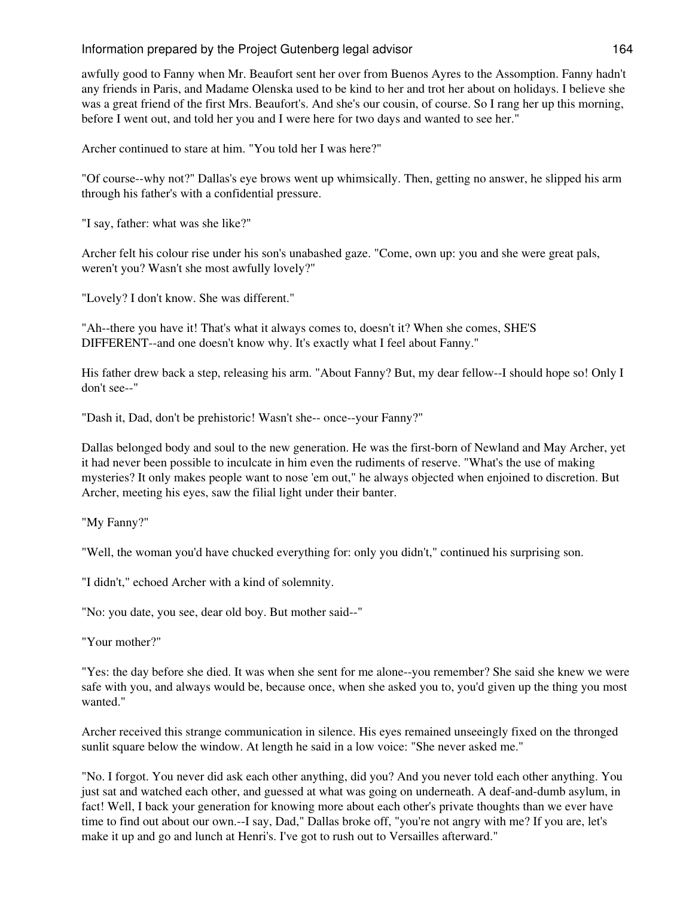awfully good to Fanny when Mr. Beaufort sent her over from Buenos Ayres to the Assomption. Fanny hadn't any friends in Paris, and Madame Olenska used to be kind to her and trot her about on holidays. I believe she was a great friend of the first Mrs. Beaufort's. And she's our cousin, of course. So I rang her up this morning, before I went out, and told her you and I were here for two days and wanted to see her."

Archer continued to stare at him. "You told her I was here?"

"Of course--why not?" Dallas's eye brows went up whimsically. Then, getting no answer, he slipped his arm through his father's with a confidential pressure.

"I say, father: what was she like?"

Archer felt his colour rise under his son's unabashed gaze. "Come, own up: you and she were great pals, weren't you? Wasn't she most awfully lovely?"

"Lovely? I don't know. She was different."

"Ah--there you have it! That's what it always comes to, doesn't it? When she comes, SHE'S DIFFERENT--and one doesn't know why. It's exactly what I feel about Fanny."

His father drew back a step, releasing his arm. "About Fanny? But, my dear fellow--I should hope so! Only I don't see--"

"Dash it, Dad, don't be prehistoric! Wasn't she-- once--your Fanny?"

Dallas belonged body and soul to the new generation. He was the first-born of Newland and May Archer, yet it had never been possible to inculcate in him even the rudiments of reserve. "What's the use of making mysteries? It only makes people want to nose 'em out," he always objected when enjoined to discretion. But Archer, meeting his eyes, saw the filial light under their banter.

"My Fanny?"

"Well, the woman you'd have chucked everything for: only you didn't," continued his surprising son.

"I didn't," echoed Archer with a kind of solemnity.

"No: you date, you see, dear old boy. But mother said--"

"Your mother?"

"Yes: the day before she died. It was when she sent for me alone--you remember? She said she knew we were safe with you, and always would be, because once, when she asked you to, you'd given up the thing you most wanted."

Archer received this strange communication in silence. His eyes remained unseeingly fixed on the thronged sunlit square below the window. At length he said in a low voice: "She never asked me."

"No. I forgot. You never did ask each other anything, did you? And you never told each other anything. You just sat and watched each other, and guessed at what was going on underneath. A deaf-and-dumb asylum, in fact! Well, I back your generation for knowing more about each other's private thoughts than we ever have time to find out about our own.--I say, Dad," Dallas broke off, "you're not angry with me? If you are, let's make it up and go and lunch at Henri's. I've got to rush out to Versailles afterward."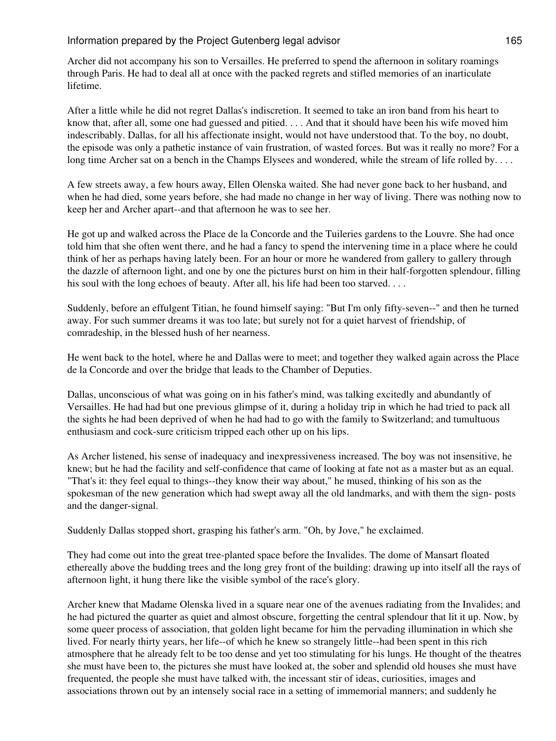Archer did not accompany his son to Versailles. He preferred to spend the afternoon in solitary roamings through Paris. He had to deal all at once with the packed regrets and stifled memories of an inarticulate lifetime.

After a little while he did not regret Dallas's indiscretion. It seemed to take an iron band from his heart to know that, after all, some one had guessed and pitied. . . . And that it should have been his wife moved him indescribably. Dallas, for all his affectionate insight, would not have understood that. To the boy, no doubt, the episode was only a pathetic instance of vain frustration, of wasted forces. But was it really no more? For a long time Archer sat on a bench in the Champs Elysees and wondered, while the stream of life rolled by. . . .

A few streets away, a few hours away, Ellen Olenska waited. She had never gone back to her husband, and when he had died, some years before, she had made no change in her way of living. There was nothing now to keep her and Archer apart--and that afternoon he was to see her.

He got up and walked across the Place de la Concorde and the Tuileries gardens to the Louvre. She had once told him that she often went there, and he had a fancy to spend the intervening time in a place where he could think of her as perhaps having lately been. For an hour or more he wandered from gallery to gallery through the dazzle of afternoon light, and one by one the pictures burst on him in their half-forgotten splendour, filling his soul with the long echoes of beauty. After all, his life had been too starved. . . .

Suddenly, before an effulgent Titian, he found himself saying: "But I'm only fifty-seven--" and then he turned away. For such summer dreams it was too late; but surely not for a quiet harvest of friendship, of comradeship, in the blessed hush of her nearness.

He went back to the hotel, where he and Dallas were to meet; and together they walked again across the Place de la Concorde and over the bridge that leads to the Chamber of Deputies.

Dallas, unconscious of what was going on in his father's mind, was talking excitedly and abundantly of Versailles. He had had but one previous glimpse of it, during a holiday trip in which he had tried to pack all the sights he had been deprived of when he had had to go with the family to Switzerland; and tumultuous enthusiasm and cock-sure criticism tripped each other up on his lips.

As Archer listened, his sense of inadequacy and inexpressiveness increased. The boy was not insensitive, he knew; but he had the facility and self-confidence that came of looking at fate not as a master but as an equal. "That's it: they feel equal to things--they know their way about," he mused, thinking of his son as the spokesman of the new generation which had swept away all the old landmarks, and with them the sign- posts and the danger-signal.

Suddenly Dallas stopped short, grasping his father's arm. "Oh, by Jove," he exclaimed.

They had come out into the great tree-planted space before the Invalides. The dome of Mansart floated ethereally above the budding trees and the long grey front of the building: drawing up into itself all the rays of afternoon light, it hung there like the visible symbol of the race's glory.

Archer knew that Madame Olenska lived in a square near one of the avenues radiating from the Invalides; and he had pictured the quarter as quiet and almost obscure, forgetting the central splendour that lit it up. Now, by some queer process of association, that golden light became for him the pervading illumination in which she lived. For nearly thirty years, her life--of which he knew so strangely little--had been spent in this rich atmosphere that he already felt to be too dense and yet too stimulating for his lungs. He thought of the theatres she must have been to, the pictures she must have looked at, the sober and splendid old houses she must have frequented, the people she must have talked with, the incessant stir of ideas, curiosities, images and associations thrown out by an intensely social race in a setting of immemorial manners; and suddenly he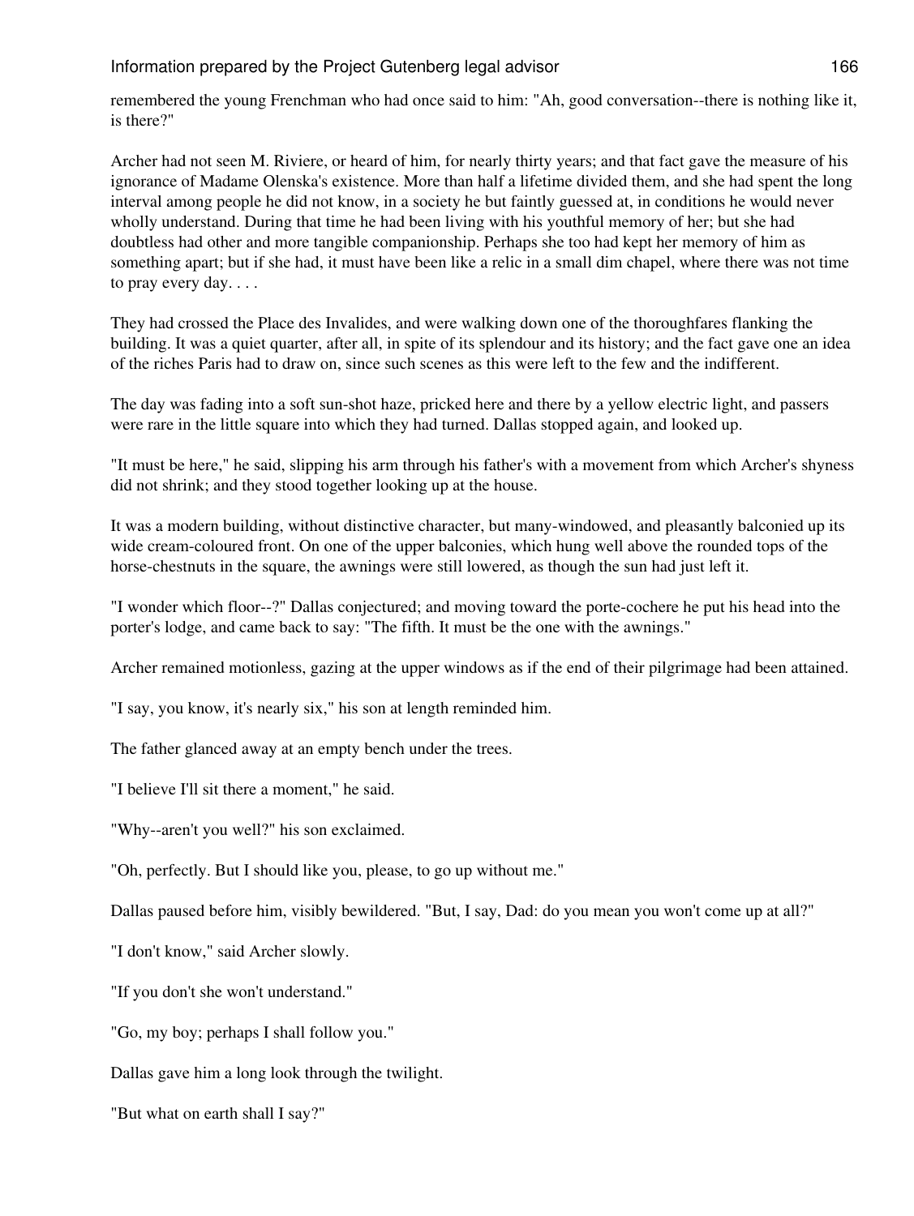remembered the young Frenchman who had once said to him: "Ah, good conversation--there is nothing like it, is there?"

Archer had not seen M. Riviere, or heard of him, for nearly thirty years; and that fact gave the measure of his ignorance of Madame Olenska's existence. More than half a lifetime divided them, and she had spent the long interval among people he did not know, in a society he but faintly guessed at, in conditions he would never wholly understand. During that time he had been living with his youthful memory of her; but she had doubtless had other and more tangible companionship. Perhaps she too had kept her memory of him as something apart; but if she had, it must have been like a relic in a small dim chapel, where there was not time to pray every day. . . .

They had crossed the Place des Invalides, and were walking down one of the thoroughfares flanking the building. It was a quiet quarter, after all, in spite of its splendour and its history; and the fact gave one an idea of the riches Paris had to draw on, since such scenes as this were left to the few and the indifferent.

The day was fading into a soft sun-shot haze, pricked here and there by a yellow electric light, and passers were rare in the little square into which they had turned. Dallas stopped again, and looked up.

"It must be here," he said, slipping his arm through his father's with a movement from which Archer's shyness did not shrink; and they stood together looking up at the house.

It was a modern building, without distinctive character, but many-windowed, and pleasantly balconied up its wide cream-coloured front. On one of the upper balconies, which hung well above the rounded tops of the horse-chestnuts in the square, the awnings were still lowered, as though the sun had just left it.

"I wonder which floor--?" Dallas conjectured; and moving toward the porte-cochere he put his head into the porter's lodge, and came back to say: "The fifth. It must be the one with the awnings."

Archer remained motionless, gazing at the upper windows as if the end of their pilgrimage had been attained.

"I say, you know, it's nearly six," his son at length reminded him.

The father glanced away at an empty bench under the trees.

"I believe I'll sit there a moment," he said.

"Why--aren't you well?" his son exclaimed.

"Oh, perfectly. But I should like you, please, to go up without me."

Dallas paused before him, visibly bewildered. "But, I say, Dad: do you mean you won't come up at all?"

"I don't know," said Archer slowly.

"If you don't she won't understand."

"Go, my boy; perhaps I shall follow you."

Dallas gave him a long look through the twilight.

"But what on earth shall I say?"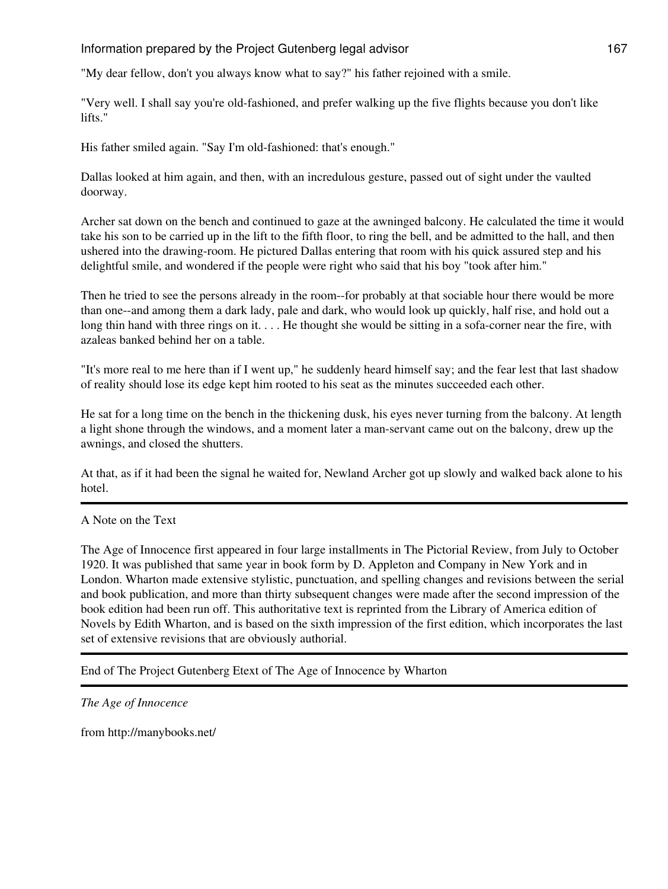"My dear fellow, don't you always know what to say?" his father rejoined with a smile.

"Very well. I shall say you're old-fashioned, and prefer walking up the five flights because you don't like lifts."

His father smiled again. "Say I'm old-fashioned: that's enough."

Dallas looked at him again, and then, with an incredulous gesture, passed out of sight under the vaulted doorway.

Archer sat down on the bench and continued to gaze at the awninged balcony. He calculated the time it would take his son to be carried up in the lift to the fifth floor, to ring the bell, and be admitted to the hall, and then ushered into the drawing-room. He pictured Dallas entering that room with his quick assured step and his delightful smile, and wondered if the people were right who said that his boy "took after him."

Then he tried to see the persons already in the room--for probably at that sociable hour there would be more than one--and among them a dark lady, pale and dark, who would look up quickly, half rise, and hold out a long thin hand with three rings on it. . . . He thought she would be sitting in a sofa-corner near the fire, with azaleas banked behind her on a table.

"It's more real to me here than if I went up," he suddenly heard himself say; and the fear lest that last shadow of reality should lose its edge kept him rooted to his seat as the minutes succeeded each other.

He sat for a long time on the bench in the thickening dusk, his eyes never turning from the balcony. At length a light shone through the windows, and a moment later a man-servant came out on the balcony, drew up the awnings, and closed the shutters.

At that, as if it had been the signal he waited for, Newland Archer got up slowly and walked back alone to his hotel.

---

A Note on the Text

The Age of Innocence first appeared in four large installments in The Pictorial Review, from July to October 1920. It was published that same year in book form by D. Appleton and Company in New York and in London. Wharton made extensive stylistic, punctuation, and spelling changes and revisions between the serial and book publication, and more than thirty subsequent changes were made after the second impression of the book edition had been run off. This authoritative text is reprinted from the Library of America edition of Novels by Edith Wharton, and is based on the sixth impression of the first edition, which incorporates the last set of extensive revisions that are obviously authorial.

---

End of The Project Gutenberg Etext of The Age of Innocence by Wharton

---

*The Age of Innocence*

from http://manybooks.net/